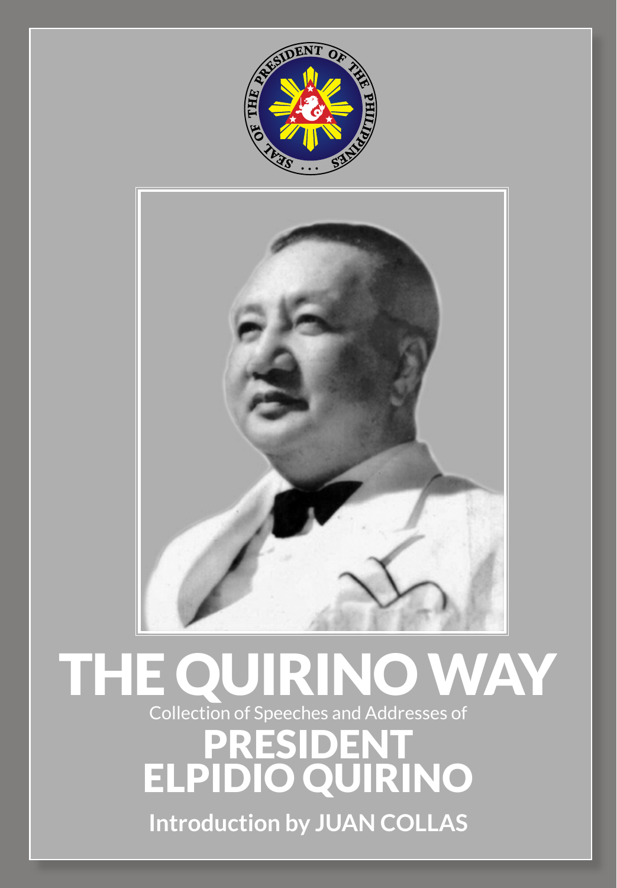# THE QUIRINO WAY

Collection of Speeches and Addresses of

## PRESIDENT ELPIDIO QUIRINO

**Introduction by JUAN COLLAS**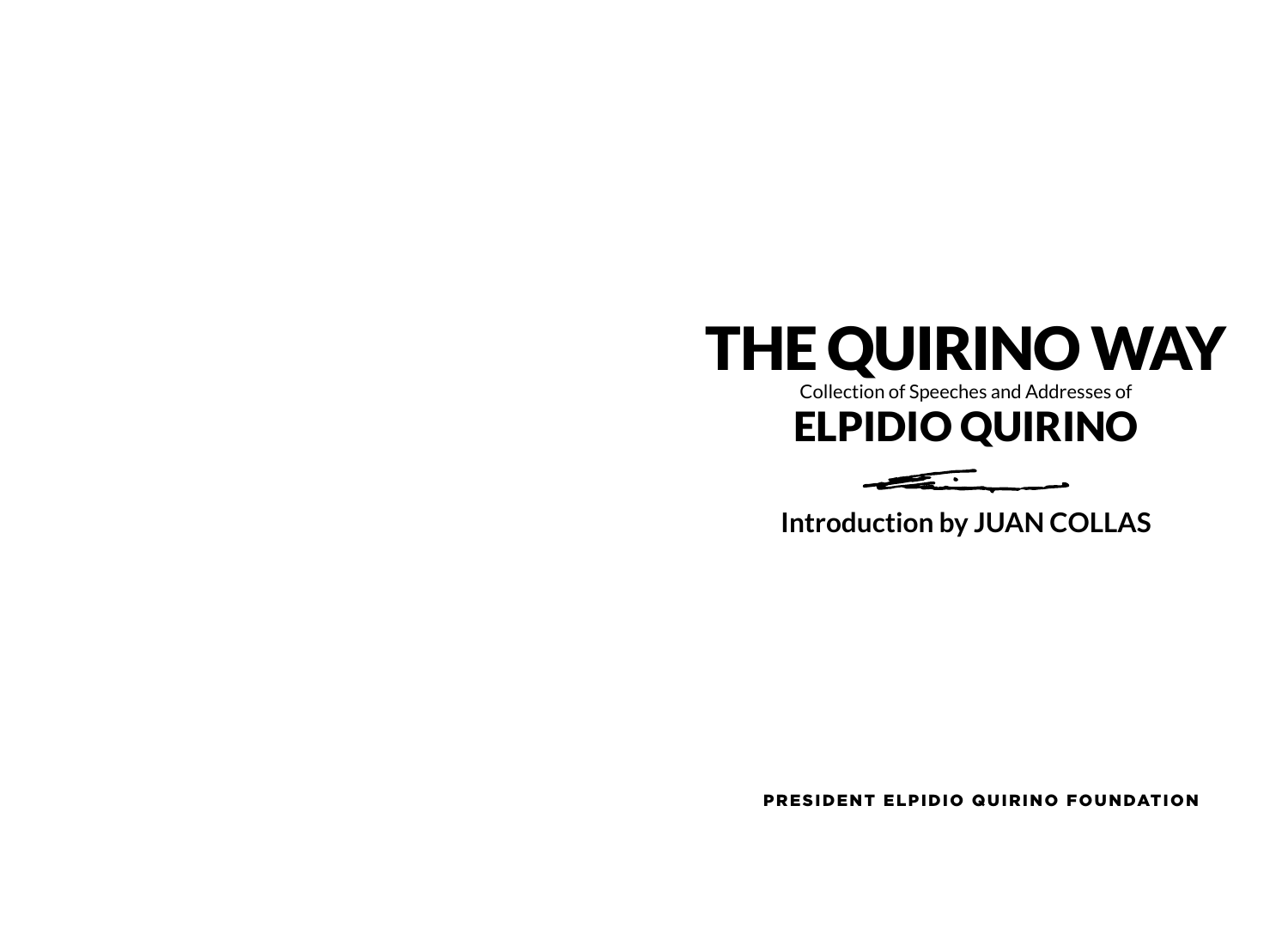# THE QUIRINO WAY

Collection of Speeches and Addresses of

## ELPIDIO QUIRINO

**Introduction by JUAN COLLAS**

**PRESIDENT ELPIDIO QUIRINO FOUNDATION**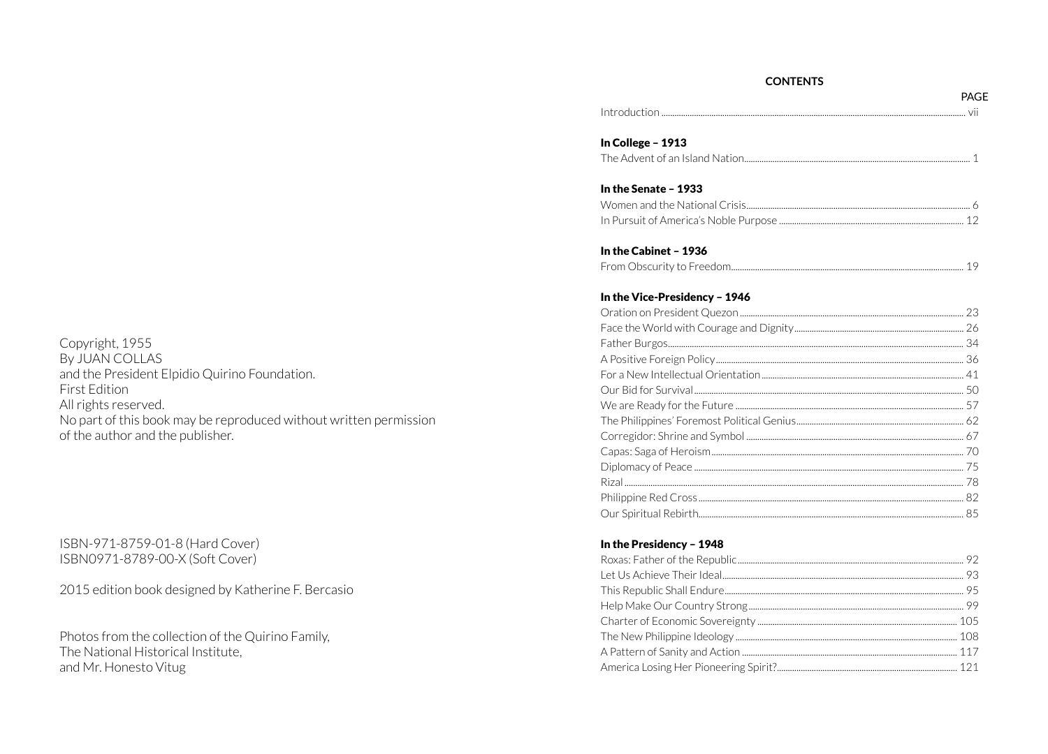Copyright, 1955
By JUAN COLLAS
and the President Elpidio Quirino Foundation.
First Edition
All rights reserved.
No part of this book may be reproduced without written permission of the author and the publisher.

ISBN-971-8759-01-8 (Hard Cover)
ISBN0971-8789-00-X (Soft Cover)

2015 edition book designed by Katherine F. Bercasio

Photos from the collection of the Quirino Family,
The National Historical Institute,
and Mr. Honesto Vitug

**CONTENTS**

| | PAGE |
|---|---|
| Introduction | vii |
| **In College – 1913** | |
| The Advent of an Island Nation | 1 |
| **In the Senate – 1933** | |
| Women and the National Crisis | 6 |
| In Pursuit of America's Noble Purpose | 12 |
| **In the Cabinet – 1936** | |
| From Obscurity to Freedom | 19 |
| **In the Vice-Presidency – 1946** | |
| Oration on President Quezon | 23 |
| Face the World with Courage and Dignity | 26 |
| Father Burgos | 34 |
| A Positive Foreign Policy | 36 |
| For a New Intellectual Orientation | 41 |
| Our Bid for Survival | 50 |
| We are Ready for the Future | 57 |
| The Philippines' Foremost Political Genius | 62 |
| Corregidor: Shrine and Symbol | 67 |
| Capas: Saga of Heroism | 70 |
| Diplomacy of Peace | 75 |
| Rizal | 78 |
| Philippine Red Cross | 82 |
| Our Spiritual Rebirth | 85 |
| **In the Presidency – 1948** | |
| Roxas: Father of the Republic | 92 |
| Let Us Achieve Their Ideal | 93 |
| This Republic Shall Endure | 95 |
| Help Make Our Country Strong | 99 |
| Charter of Economic Sovereignty | 105 |
| The New Philippine Ideology | 108 |
| A Pattern of Sanity and Action | 117 |
| America Losing Her Pioneering Spirit? | 121 |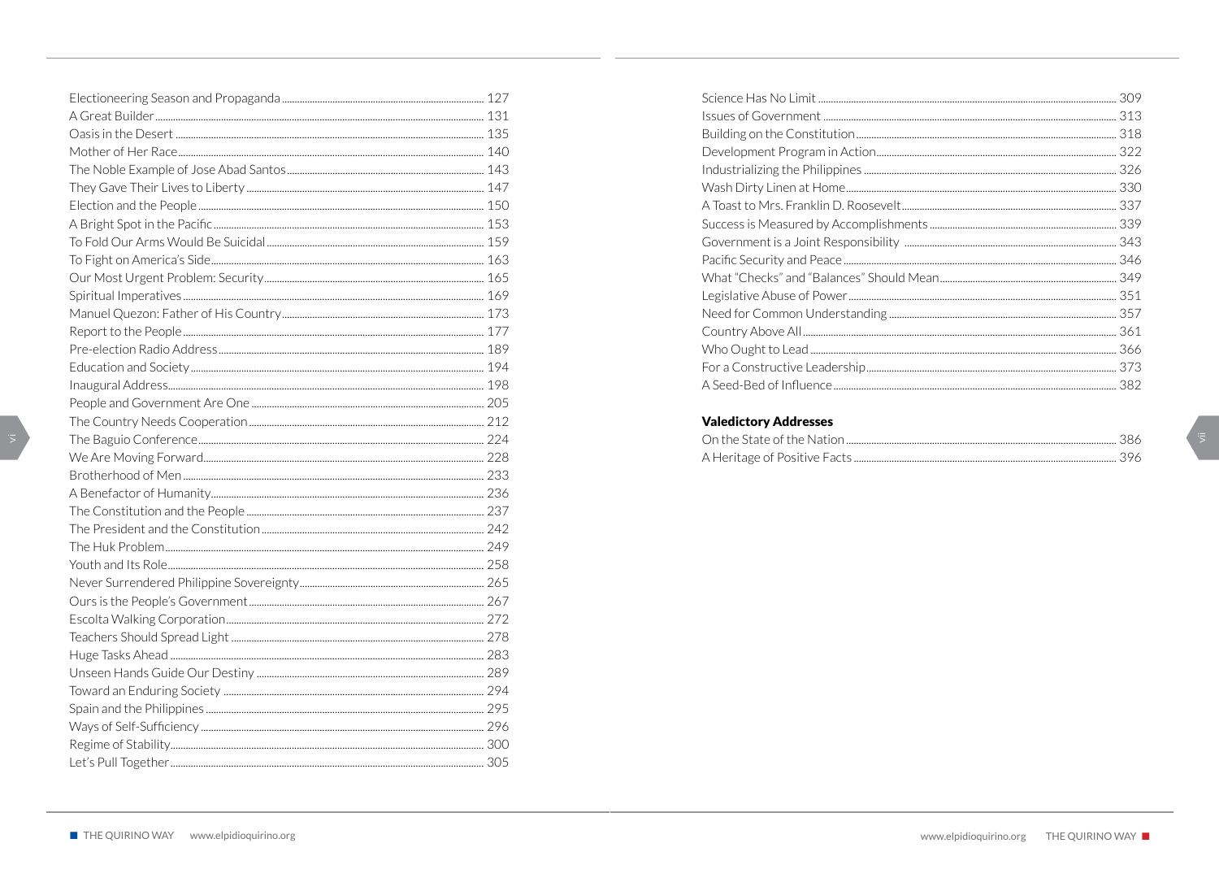Electioneering Season and Propaganda ... 127
A Great Builder ... 131
Oasis in the Desert ... 135
Mother of Her Race ... 140
The Noble Example of Jose Abad Santos ... 143
They Gave Their Lives to Liberty ... 147
Election and the People ... 150
A Bright Spot in the Pacific ... 153
To Fold Our Arms Would Be Suicidal ... 159
To Fight on America's Side ... 163
Our Most Urgent Problem: Security ... 165
Spiritual Imperatives ... 169
Manuel Quezon: Father of His Country ... 173
Report to the People ... 177
Pre-election Radio Address ... 189
Education and Society ... 194
Inaugural Address ... 198
People and Government Are One ... 205
The Country Needs Cooperation ... 212
The Baguio Conference ... 224
We Are Moving Forward ... 228
Brotherhood of Men ... 233
A Benefactor of Humanity ... 236
The Constitution and the People ... 237
The President and the Constitution ... 242
The Huk Problem ... 249
Youth and Its Role ... 258
Never Surrendered Philippine Sovereignty ... 265
Ours is the People's Government ... 267
Escolta Walking Corporation ... 272
Teachers Should Spread Light ... 278
Huge Tasks Ahead ... 283
Unseen Hands Guide Our Destiny ... 289
Toward an Enduring Society ... 294
Spain and the Philippines ... 295
Ways of Self-Sufficiency ... 296
Regime of Stability ... 300
Let's Pull Together ... 305
Science Has No Limit ... 309
Issues of Government ... 313
Building on the Constitution ... 318
Development Program in Action ... 322
Industrializing the Philippines ... 326
Wash Dirty Linen at Home ... 330
A Toast to Mrs. Franklin D. Roosevelt ... 337
Success is Measured by Accomplishments ... 339
Government is a Joint Responsibility ... 343
Pacific Security and Peace ... 346
What "Checks" and "Balances" Should Mean ... 349
Legislative Abuse of Power ... 351
Need for Common Understanding ... 357
Country Above All ... 361
Who Ought to Lead ... 366
For a Constructive Leadership ... 373
A Seed-Bed of Influence ... 382

**Valedictory Addresses**

On the State of the Nation ... 386
A Heritage of Positive Facts ... 396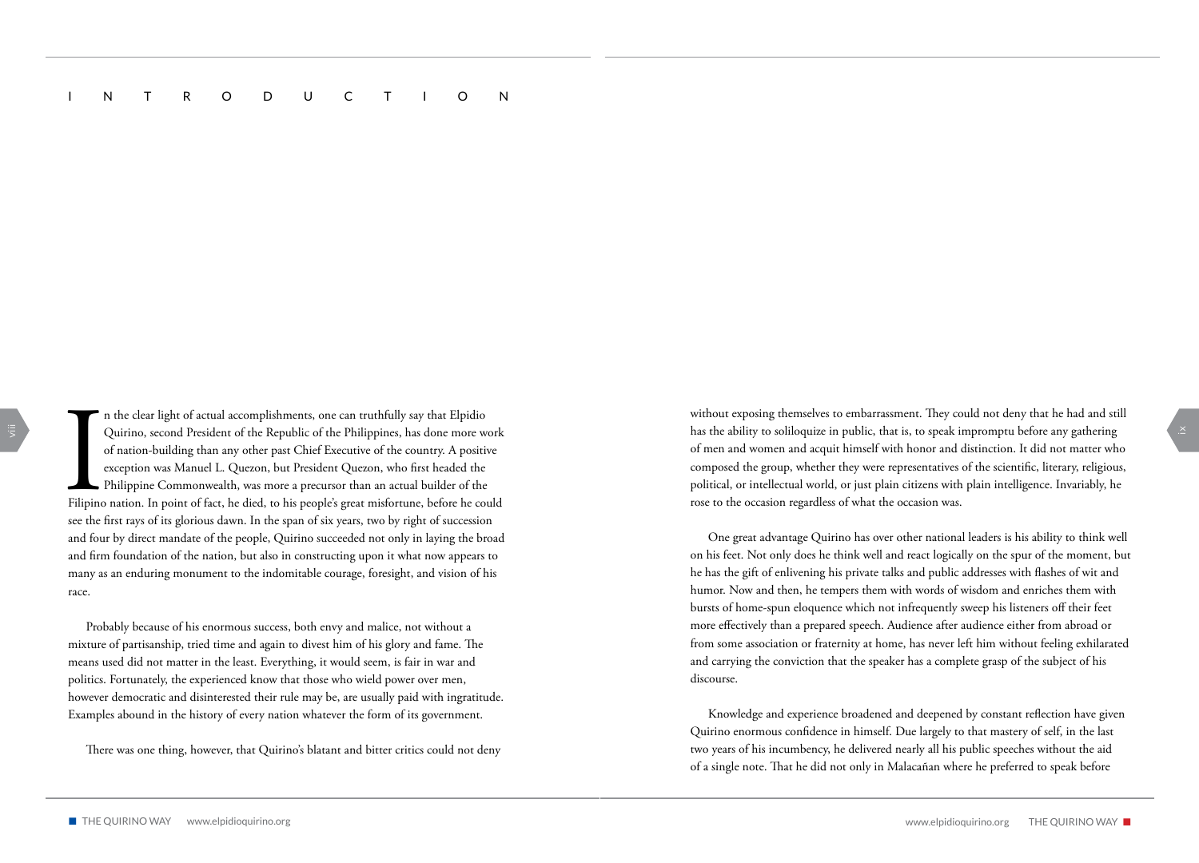# INTRODUCTION

In the clear light of actual accomplishments, one can truthfully say that Elpidio Quirino, second President of the Republic of the Philippines, has done more work of nation-building than any other past Chief Executive of the country. A positive exception was Manuel L. Quezon, but President Quezon, who first headed the Philippine Commonwealth, was more a precursor than an actual builder of the Filipino nation. In point of fact, he died, to his people's great misfortune, before he could see the first rays of its glorious dawn. In the span of six years, two by right of succession and four by direct mandate of the people, Quirino succeeded not only in laying the broad and firm foundation of the nation, but also in constructing upon it what now appears to many as an enduring monument to the indomitable courage, foresight, and vision of his race.

Probably because of his enormous success, both envy and malice, not without a mixture of partisanship, tried time and again to divest him of his glory and fame. The means used did not matter in the least. Everything, it would seem, is fair in war and politics. Fortunately, the experienced know that those who wield power over men, however democratic and disinterested their rule may be, are usually paid with ingratitude. Examples abound in the history of every nation whatever the form of its government.

There was one thing, however, that Quirino's blatant and bitter critics could not deny without exposing themselves to embarrassment. They could not deny that he had and still has the ability to soliloquize in public, that is, to speak impromptu before any gathering of men and women and acquit himself with honor and distinction. It did not matter who composed the group, whether they were representatives of the scientific, literary, religious, political, or intellectual world, or just plain citizens with plain intelligence. Invariably, he rose to the occasion regardless of what the occasion was.

One great advantage Quirino has over other national leaders is his ability to think well on his feet. Not only does he think well and react logically on the spur of the moment, but he has the gift of enlivening his private talks and public addresses with flashes of wit and humor. Now and then, he tempers them with words of wisdom and enriches them with bursts of home-spun eloquence which not infrequently sweep his listeners off their feet more effectively than a prepared speech. Audience after audience either from abroad or from some association or fraternity at home, has never left him without feeling exhilarated and carrying the conviction that the speaker has a complete grasp of the subject of his discourse.

Knowledge and experience broadened and deepened by constant reflection have given Quirino enormous confidence in himself. Due largely to that mastery of self, in the last two years of his incumbency, he delivered nearly all his public speeches without the aid of a single note. That he did not only in Malacañan where he preferred to speak before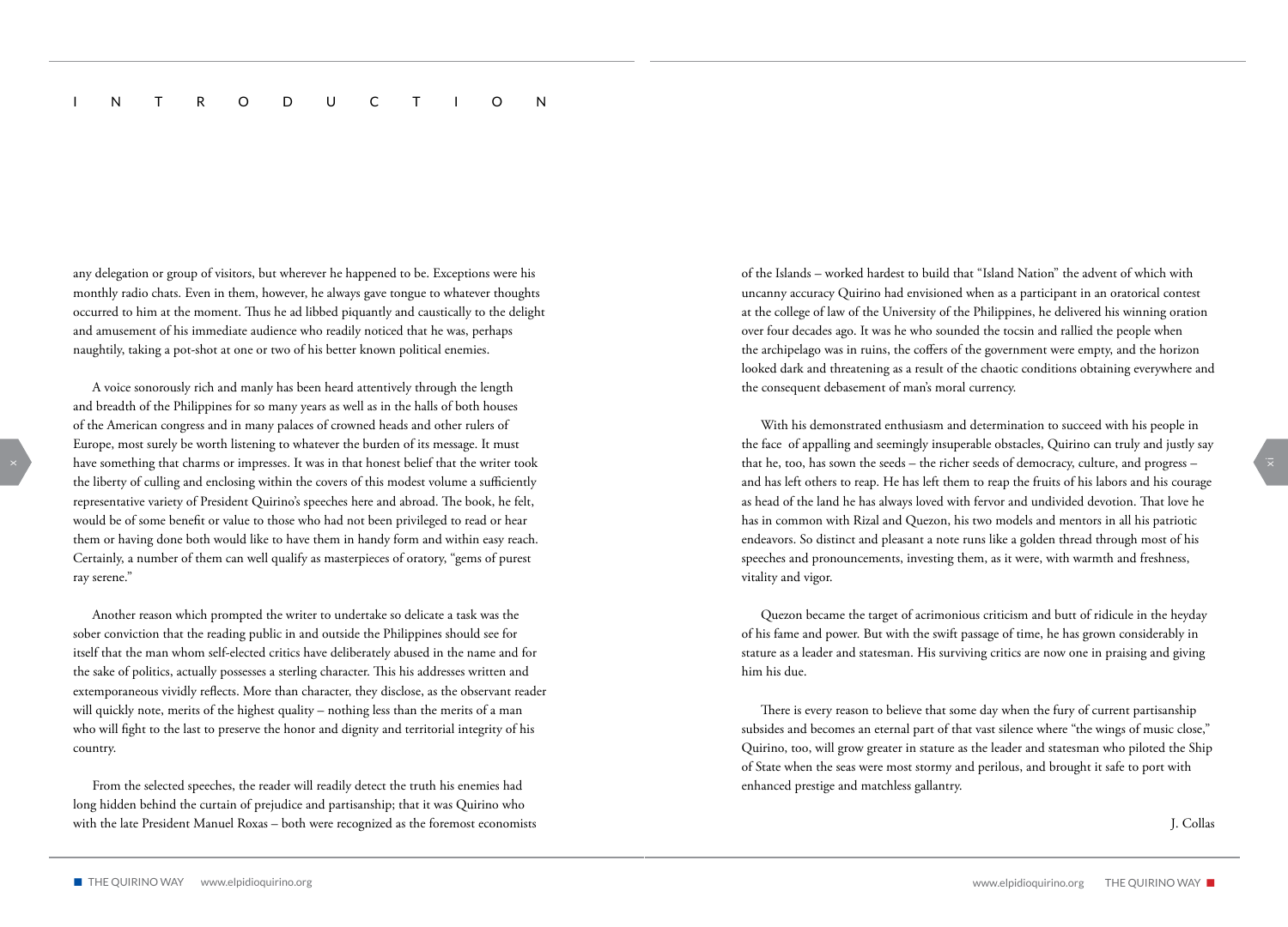# INTRODUCTION

any delegation or group of visitors, but wherever he happened to be. Exceptions were his monthly radio chats. Even in them, however, he always gave tongue to whatever thoughts occurred to him at the moment. Thus he ad libbed piquantly and caustically to the delight and amusement of his immediate audience who readily noticed that he was, perhaps naughtily, taking a pot-shot at one or two of his better known political enemies.

A voice sonorously rich and manly has been heard attentively through the length and breadth of the Philippines for so many years as well as in the halls of both houses of the American congress and in many palaces of crowned heads and other rulers of Europe, most surely be worth listening to whatever the burden of its message. It must have something that charms or impresses. It was in that honest belief that the writer took the liberty of culling and enclosing within the covers of this modest volume a sufficiently representative variety of President Quirino's speeches here and abroad. The book, he felt, would be of some benefit or value to those who had not been privileged to read or hear them or having done both would like to have them in handy form and within easy reach. Certainly, a number of them can well qualify as masterpieces of oratory, "gems of purest ray serene."

Another reason which prompted the writer to undertake so delicate a task was the sober conviction that the reading public in and outside the Philippines should see for itself that the man whom self-elected critics have deliberately abused in the name and for the sake of politics, actually possesses a sterling character. This his addresses written and extemporaneous vividly reflects. More than character, they disclose, as the observant reader will quickly note, merits of the highest quality – nothing less than the merits of a man who will fight to the last to preserve the honor and dignity and territorial integrity of his country.

From the selected speeches, the reader will readily detect the truth his enemies had long hidden behind the curtain of prejudice and partisanship; that it was Quirino who with the late President Manuel Roxas – both were recognized as the foremost economists of the Islands – worked hardest to build that "Island Nation" the advent of which with uncanny accuracy Quirino had envisioned when as a participant in an oratorical contest at the college of law of the University of the Philippines, he delivered his winning oration over four decades ago. It was he who sounded the tocsin and rallied the people when the archipelago was in ruins, the coffers of the government were empty, and the horizon looked dark and threatening as a result of the chaotic conditions obtaining everywhere and the consequent debasement of man's moral currency.

With his demonstrated enthusiasm and determination to succeed with his people in the face of appalling and seemingly insuperable obstacles, Quirino can truly and justly say that he, too, has sown the seeds – the richer seeds of democracy, culture, and progress – and has left others to reap. He has left them to reap the fruits of his labors and his courage as head of the land he has always loved with fervor and undivided devotion. That love he has in common with Rizal and Quezon, his two models and mentors in all his patriotic endeavors. So distinct and pleasant a note runs like a golden thread through most of his speeches and pronouncements, investing them, as it were, with warmth and freshness, vitality and vigor.

Quezon became the target of acrimonious criticism and butt of ridicule in the heyday of his fame and power. But with the swift passage of time, he has grown considerably in stature as a leader and statesman. His surviving critics are now one in praising and giving him his due.

There is every reason to believe that some day when the fury of current partisanship subsides and becomes an eternal part of that vast silence where "the wings of music close," Quirino, too, will grow greater in stature as the leader and statesman who piloted the Ship of State when the seas were most stormy and perilous, and brought it safe to port with enhanced prestige and matchless gallantry.

J. Collas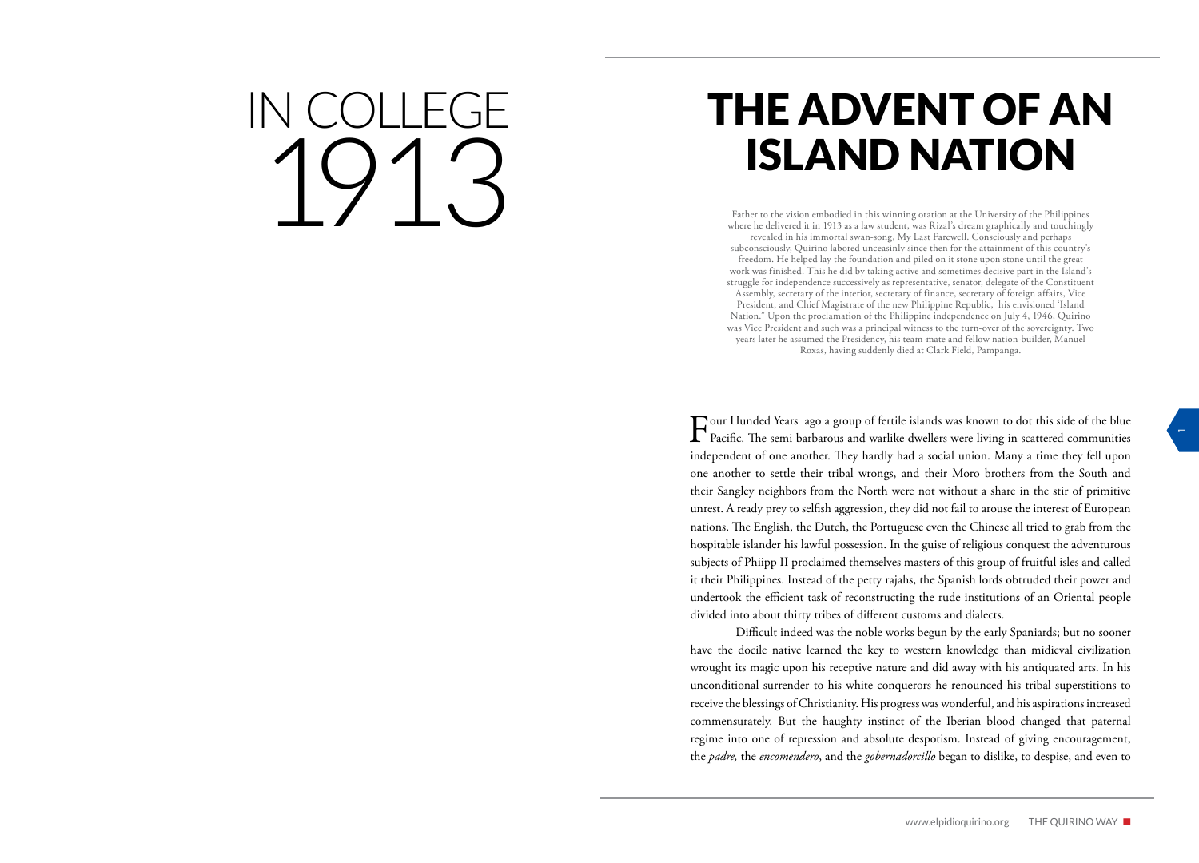# IN COLLEGE 1913

# THE ADVENT OF AN ISLAND NATION

Father to the vision embodied in this winning oration at the University of the Philippines where he delivered it in 1913 as a law student, was Rizal's dream graphically and touchingly revealed in his immortal swan-song, My Last Farewell. Consciously and perhaps subconsciously, Quirino labored unceasinly since then for the attainment of this country's freedom. He helped lay the foundation and piled on it stone upon stone until the great work was finished. This he did by taking active and sometimes decisive part in the Island's struggle for independence successively as representative, senator, delegate of the Constituent Assembly, secretary of the interior, secretary of finance, secretary of foreign affairs, Vice President, and Chief Magistrate of the new Philippine Republic, his envisioned 'Island Nation." Upon the proclamation of the Philippine independence on July 4, 1946, Quirino was Vice President and such was a principal witness to the turn-over of the sovereignty. Two years later he assumed the Presidency, his team-mate and fellow nation-builder, Manuel Roxas, having suddenly died at Clark Field, Pampanga.

Four Hunded Years ago a group of fertile islands was known to dot this side of the blue Pacific. The semi barbarous and warlike dwellers were living in scattered communities independent of one another. They hardly had a social union. Many a time they fell upon one another to settle their tribal wrongs, and their Moro brothers from the South and their Sangley neighbors from the North were not without a share in the stir of primitive unrest. A ready prey to selfish aggression, they did not fail to arouse the interest of European nations. The English, the Dutch, the Portuguese even the Chinese all tried to grab from the hospitable islander his lawful possession. In the guise of religious conquest the adventurous subjects of Phiipp II proclaimed themselves masters of this group of fruitful isles and called it their Philippines. Instead of the petty rajahs, the Spanish lords obtruded their power and undertook the efficient task of reconstructing the rude institutions of an Oriental people divided into about thirty tribes of different customs and dialects.

Difficult indeed was the noble works begun by the early Spaniards; but no sooner have the docile native learned the key to western knowledge than midieval civilization wrought its magic upon his receptive nature and did away with his antiquated arts. In his unconditional surrender to his white conquerors he renounced his tribal superstitions to receive the blessings of Christianity. His progress was wonderful, and his aspirations increased commensurately. But the haughty instinct of the Iberian blood changed that paternal regime into one of repression and absolute despotism. Instead of giving encouragement, the *padre,* the *encomendero*, and the *gobernadorcillo* began to dislike, to despise, and even to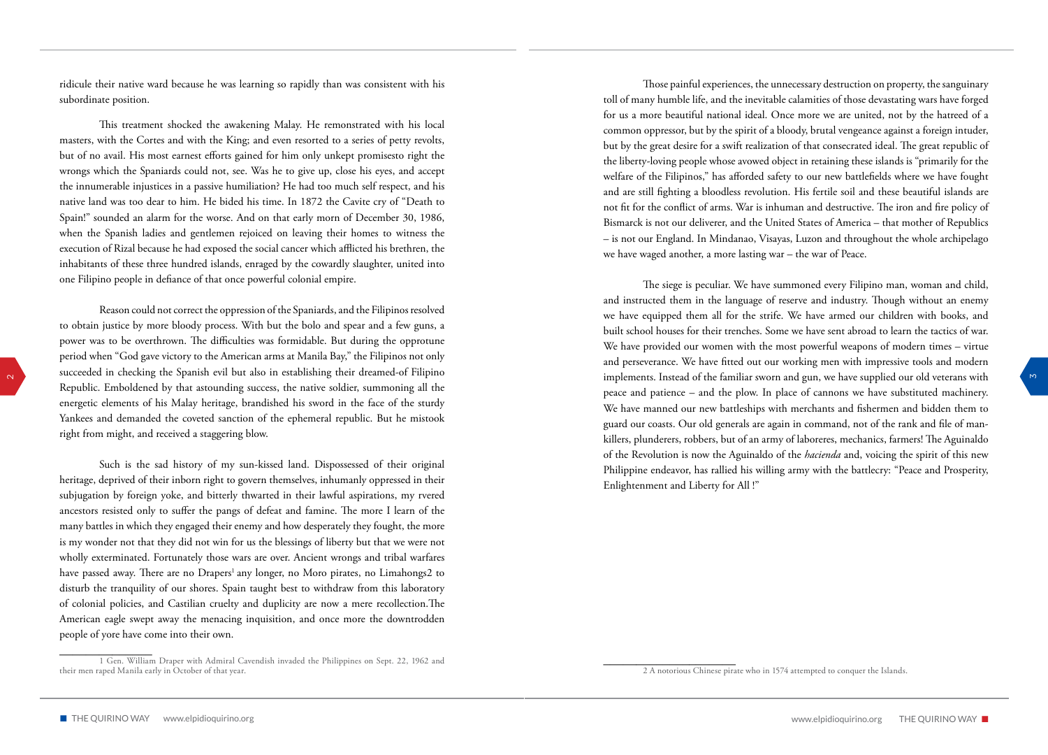ridicule their native ward because he was learning so rapidly than was consistent with his subordinate position.

This treatment shocked the awakening Malay. He remonstrated with his local masters, with the Cortes and with the King; and even resorted to a series of petty revolts, but of no avail. His most earnest efforts gained for him only unkept promisesto right the wrongs which the Spaniards could not, see. Was he to give up, close his eyes, and accept the innumerable injustices in a passive humiliation? He had too much self respect, and his native land was too dear to him. He bided his time. In 1872 the Cavite cry of "Death to Spain!" sounded an alarm for the worse. And on that early morn of December 30, 1986, when the Spanish ladies and gentlemen rejoiced on leaving their homes to witness the execution of Rizal because he had exposed the social cancer which afflicted his brethren, the inhabitants of these three hundred islands, enraged by the cowardly slaughter, united into one Filipino people in defiance of that once powerful colonial empire.

Reason could not correct the oppression of the Spaniards, and the Filipinos resolved to obtain justice by more bloody process. With but the bolo and spear and a few guns, a power was to be overthrown. The difficulties was formidable. But during the opprotune period when "God gave victory to the American arms at Manila Bay," the Filipinos not only succeeded in checking the Spanish evil but also in establishing their dreamed-of Filipino Republic. Emboldened by that astounding success, the native soldier, summoning all the energetic elements of his Malay heritage, brandished his sword in the face of the sturdy Yankees and demanded the coveted sanction of the ephemeral republic. But he mistook right from might, and received a staggering blow.

Such is the sad history of my sun-kissed land. Dispossessed of their original heritage, deprived of their inborn right to govern themselves, inhumanly oppressed in their subjugation by foreign yoke, and bitterly thwarted in their lawful aspirations, my rvered ancestors resisted only to suffer the pangs of defeat and famine. The more I learn of the many battles in which they engaged their enemy and how desperately they fought, the more is my wonder not that they did not win for us the blessings of liberty but that we were not wholly exterminated. Fortunately those wars are over. Ancient wrongs and tribal warfares have passed away. There are no Drapers[1] any longer, no Moro pirates, no Limahongs2 to disturb the tranquility of our shores. Spain taught best to withdraw from this laboratory of colonial policies, and Castilian cruelty and duplicity are now a mere recollection.The American eagle swept away the menacing inquisition, and once more the downtrodden people of yore have come into their own.

Those painful experiences, the unnecessary destruction on property, the sanguinary toll of many humble life, and the inevitable calamities of those devastating wars have forged for us a more beautiful national ideal. Once more we are united, not by the hatreed of a common oppressor, but by the spirit of a bloody, brutal vengeance against a foreign intuder, but by the great desire for a swift realization of that consecrated ideal. The great republic of the liberty-loving people whose avowed object in retaining these islands is "primarily for the welfare of the Filipinos," has afforded safety to our new battlefields where we have fought and are still fighting a bloodless revolution. His fertile soil and these beautiful islands are not fit for the conflict of arms. War is inhuman and destructive. The iron and fire policy of Bismarck is not our deliverer, and the United States of America – that mother of Republics – is not our England. In Mindanao, Visayas, Luzon and throughout the whole archipelago we have waged another, a more lasting war – the war of Peace.

The siege is peculiar. We have summoned every Filipino man, woman and child, and instructed them in the language of reserve and industry. Though without an enemy we have equipped them all for the strife. We have armed our children with books, and built school houses for their trenches. Some we have sent abroad to learn the tactics of war. We have provided our women with the most powerful weapons of modern times – virtue and perseverance. We have fitted out our working men with impressive tools and modern implements. Instead of the familiar sworn and gun, we have supplied our old veterans with peace and patience – and the plow. In place of cannons we have substituted machinery. We have manned our new battleships with merchants and fishermen and bidden them to guard our coasts. Our old generals are again in command, not of the rank and file of man-killers, plunderers, robbers, but of an army of laboreres, mechanics, farmers! The Aguinaldo of the Revolution is now the Aguinaldo of the *hacienda* and, voicing the spirit of this new Philippine endeavor, has rallied his willing army with the battlecry: "Peace and Prosperity, Enlightenment and Liberty for All !"

---

1 Gen. William Draper with Admiral Cavendish invaded the Philippines on Sept. 22, 1962 and their men raped Manila early in October of that year.

2 A notorious Chinese pirate who in 1574 attempted to conquer the Islands.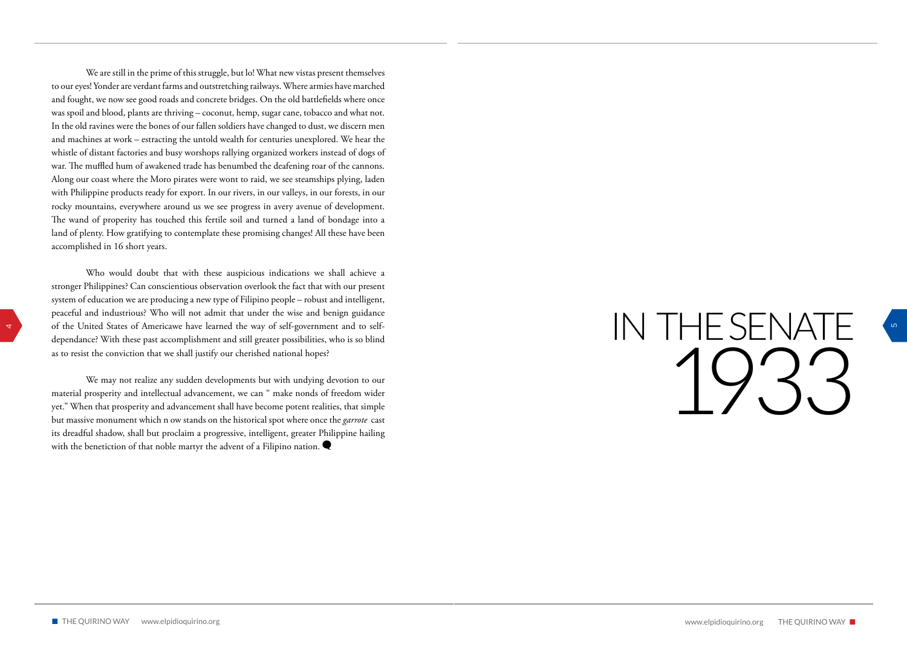We are still in the prime of this struggle, but lo! What new vistas present themselves to our eyes! Yonder are verdant farms and outstretching railways. Where armies have marched and fought, we now see good roads and concrete bridges. On the old battlefields where once was spoil and blood, plants are thriving – coconut, hemp, sugar cane, tobacco and what not. In the old ravines were the bones of our fallen soldiers have changed to dust, we discern men and machines at work – estracting the untold wealth for centuries unexplored. We hear the whistle of distant factories and busy worshops rallying organized workers instead of dogs of war. The muffled hum of awakened trade has benumbed the deafening roar of the cannons. Along our coast where the Moro pirates were wont to raid, we see steamships plying, laden with Philippine products ready for export. In our rivers, in our valleys, in our forests, in our rocky mountains, everywhere around us we see progress in avery avenue of development. The wand of property has touched this fertile soil and turned a land of bondage into a land of plenty. How gratifying to contemplate these promising changes! All these have been accomplished in 16 short years.

Who would doubt that with these auspicious indications we shall achieve a stronger Philippines? Can conscientious observation overlook the fact that with our present system of education we are producing a new type of Filipino people – robust and intelligent, peaceful and industrious? Who will not admit that under the wise and benign guidance of the United States of Americawe have learned the way of self-government and to self-dependance? With these past accomplishment and still greater possibilities, who is so blind as to resist the conviction that we shall justify our cherished national hopes?

We may not realize any sudden developments but with undying devotion to our material prosperity and intellectual advancement, we can " make nonds of freedom wider yet." When that prosperity and advancement shall have become potent realities, that simple but massive monument which n ow stands on the historical spot where once the *garrote* cast its dreadful shadow, shall but proclaim a progressive, intelligent, greater Philippine hailing with the benetiction of that noble martyr the advent of a Filipino nation.

# IN THE SENATE 1933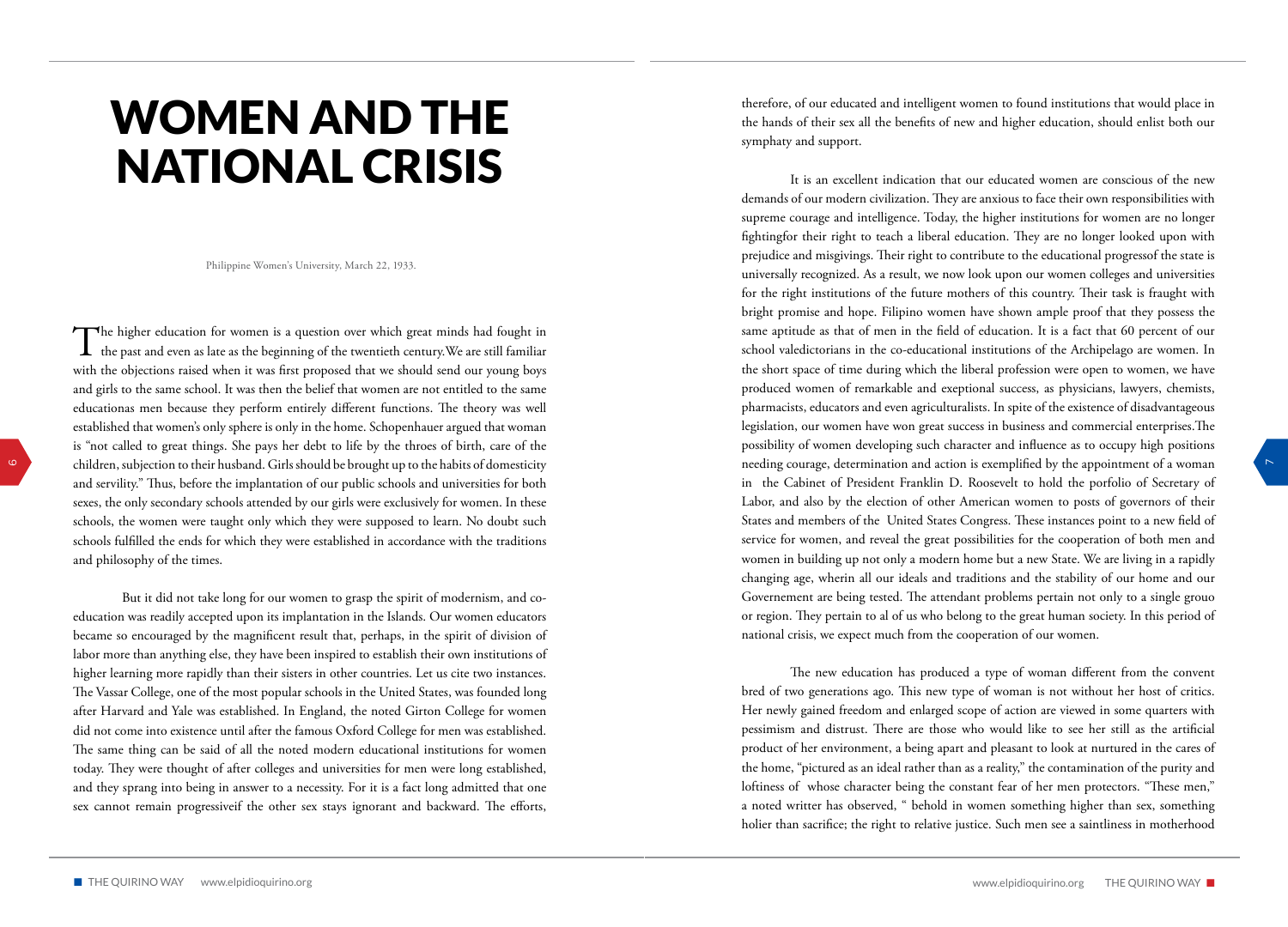# WOMEN AND THE NATIONAL CRISIS

Philippine Women's University, March 22, 1933.

The higher education for women is a question over which great minds had fought in the past and even as late as the beginning of the twentieth century.We are still familiar with the objections raised when it was first proposed that we should send our young boys and girls to the same school. It was then the belief that women are not entitled to the same educationas men because they perform entirely different functions. The theory was well established that women's only sphere is only in the home. Schopenhauer argued that woman is "not called to great things. She pays her debt to life by the throes of birth, care of the children, subjection to their husband. Girls should be brought up to the habits of domesticity and servility." Thus, before the implantation of our public schools and universities for both sexes, the only secondary schools attended by our girls were exclusively for women. In these schools, the women were taught only which they were supposed to learn. No doubt such schools fulfilled the ends for which they were established in accordance with the traditions and philosophy of the times.

But it did not take long for our women to grasp the spirit of modernism, and co-education was readily accepted upon its implantation in the Islands. Our women educators became so encouraged by the magnificent result that, perhaps, in the spirit of division of labor more than anything else, they have been inspired to establish their own institutions of higher learning more rapidly than their sisters in other countries. Let us cite two instances. The Vassar College, one of the most popular schools in the United States, was founded long after Harvard and Yale was established. In England, the noted Girton College for women did not come into existence until after the famous Oxford College for men was established. The same thing can be said of all the noted modern educational institutions for women today. They were thought of after colleges and universities for men were long established, and they sprang into being in answer to a necessity. For it is a fact long admitted that one sex cannot remain progressiveif the other sex stays ignorant and backward. The efforts, therefore, of our educated and intelligent women to found institutions that would place in the hands of their sex all the benefits of new and higher education, should enlist both our symphaty and support.

It is an excellent indication that our educated women are conscious of the new demands of our modern civilization. They are anxious to face their own responsibilities with supreme courage and intelligence. Today, the higher institutions for women are no longer fightingfor their right to teach a liberal education. They are no longer looked upon with prejudice and misgivings. Their right to contribute to the educational progressof the state is universally recognized. As a result, we now look upon our women colleges and universities for the right institutions of the future mothers of this country. Their task is fraught with bright promise and hope. Filipino women have shown ample proof that they possess the same aptitude as that of men in the field of education. It is a fact that 60 percent of our school valedictorians in the co-educational institutions of the Archipelago are women. In the short space of time during which the liberal profession were open to women, we have produced women of remarkable and exeptional success, as physicians, lawyers, chemists, pharmacists, educators and even agriculturalists. In spite of the existence of disadvantageous legislation, our women have won great success in business and commercial enterprises.The possibility of women developing such character and influence as to occupy high positions needing courage, determination and action is exemplified by the appointment of a woman in the Cabinet of President Franklin D. Roosevelt to hold the porfolio of Secretary of Labor, and also by the election of other American women to posts of governors of their States and members of the United States Congress. These instances point to a new field of service for women, and reveal the great possibilities for the cooperation of both men and women in building up not only a modern home but a new State. We are living in a rapidly changing age, wherin all our ideals and traditions and the stability of our home and our Governement are being tested. The attendant problems pertain not only to a single grouo or region. They pertain to al of us who belong to the great human society. In this period of national crisis, we expect much from the cooperation of our women.

The new education has produced a type of woman different from the convent bred of two generations ago. This new type of woman is not without her host of critics. Her newly gained freedom and enlarged scope of action are viewed in some quarters with pessimism and distrust. There are those who would like to see her still as the artificial product of her environment, a being apart and pleasant to look at nurtured in the cares of the home, "pictured as an ideal rather than as a reality," the contamination of the purity and loftiness of whose character being the constant fear of her men protectors. "These men," a noted writter has observed, " behold in women something higher than sex, something holier than sacrifice; the right to relative justice. Such men see a saintliness in motherhood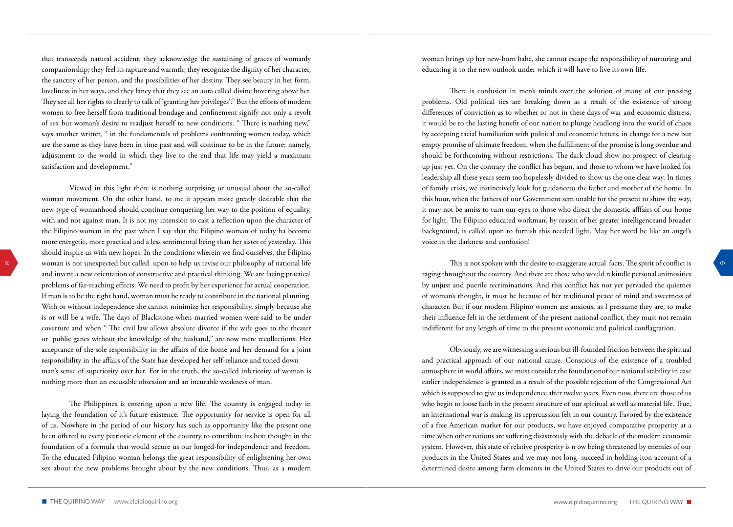that transcends natural accident; they acknowledge the sustaining of graces of womanly companionship; they feel its rapture and warmth; they recognize the dignity of her character, the sanctity of her person, and the possibilities of her destiny. They see beauty in her form, loveliness in her ways, and they fancy that they see an aura called divine hovering above her. They see all her rights to clearly to talk of 'granting her privileges'." But the efforts of modern women to free herself from traditional bondage and confinement signify not only a revolt of sex but woman's desire to readjust herself to new conditions. " There is nothing new," says another writter, " in the fundamentals of problems confronting women today, which are the same as they have been in time past and will continue to be in the future; namely, adjustment to the world in which they live to the end that life may yield a maximum satisfaction and development."

Viewed in this light there is nothing surprising or unusual about the so-called woman movement. On the other hand, to me it appears more greatly desirable that the new type of womanhood should continue conquering her way to the position of equality, with and not against man. It is not my intension to cast a reflection upon the character of the Filipino woman in the past when I say that the Filipino woman of today ha become more energetic, more practical and a less sentimental being than her sister of yesterday. This should inspire us with new hopes. In the conditions wherein we find ourselves, the Filipino woman is not unexpected but called upon to help us revise our philosophy of national life and invent a new orientation of constructive and practical thinking. We are facing practical problems of far-reaching effects. We need to profit by her experience for actual cooperation. If man is to be the right hand, woman must be ready to contribute in the national planning. With or without independence she cannot minimize her responsibility, simply because she is or will be a wife. The days of Blackstone when married women were said to be under coverture and when " The civil law allows absolute divorce if the wife goes to the theater or public ganes without the knowledge of the husband," are now mere recollections. Her acceptance of the sole responsibility in the affairs of the home and her demand for a joint responsibility in the affairs of the State hae developed her self-reliance and toned down man's sense of superiority over her. For in the truth, the so-called inferiority of woman is nothing more than an excusable obsession and an incurable weakness of man.

The Philippines is entering upon a new life. The country is engaged today in laying the foundation of it's future existence. The opportunity for service is open for all of us. Nowhere in the period of our history has such as opportunity like the present one been offered to every patriotic element of the country to contribute its best thought in the foundation of a formula that would secure us our longed-for independence and freedom. To the educated Filipino woman belongs the great responsibility of enlightening her own sex about the new problems brought about by the new conditions. Thus, as a modern woman brings up her new-born babe, she cannot escape the responsibility of nurturing and educating it to the new outlook under which it will have to live its own life.

There is confusion in men's minds over the solution of many of our pressing problems. Old political ties are breaking down as a result of the existence of strong differences of conviction as to whether or not in these days of war and economic distress, it would be to the lasting benefit of our nation to plunge headlong into the world of chaos by accepting racial humiliation with political and economic fetters, in change for a new but empty promise of ultimate freedom, when the fulfillment of the promise is long overdue and should be forthcoming without restrictions. The dark cloud show no prospect of clearing up just yet. On the contrary the conflict has begun, and those to whom we have looked for leadership all these years seem too hopelessly divided to show us the one clear way. In times of family crisis, we instinctively look for guidanceto the father and mother of the home. In this hour, when the fathers of our Government sem unable for the present to show the way, it may not be amiss to turn our eyes to those who direct the domestic afffairs of our home for light. The Filipino educated workman, by reason of her greater intelligenceand broader background, is called upon to furnish this needed light. May her word be like an angel's voice in the darkness and confusion!

This is not spoken with the desire to exaggerate actual facts. The spirit of conflict is raging throughout the country. And there are those who would rekindle personal animosities by unjust and puerile recriminations. And this conflict has not yet pervaded the quietnes of woman's thought, it must be because of her traditional peace of mind and sweetness of character. But if our modern Filipino women are anxious, as I pressume they are, to make their influence felt in the settlement of the present national conflict, they must not remain indifferent for any length of time to the present economic and political conflagration.

Obviously, we are witnessing a serious but ill-founded friction between the spiritual and practical approach of our national cause. Conscious of the existence of a troubled atmosphere in world affairs, we must consider the foundationof our national stability in case earlier independence is granted as a result of the possible rejection of the Congressional Act which is supposed to give us independence after twelve years. Even now, there are those of us who begin to loose faith in the present structure of our spiritual as well as material life. True, an international war is making its repercussion felt in our country. Favored by the existence of a free American market for our products, we have enjoyed comparative prosperity at a time when other nations are suffering disastrously with the debacle of the modern economic system. However, this state of relative prosperity is n ow being threatened by enemies of our products in the United States and we may not long succeed in holding iton account of a determined desire among farm elements in the United States to drive our products out of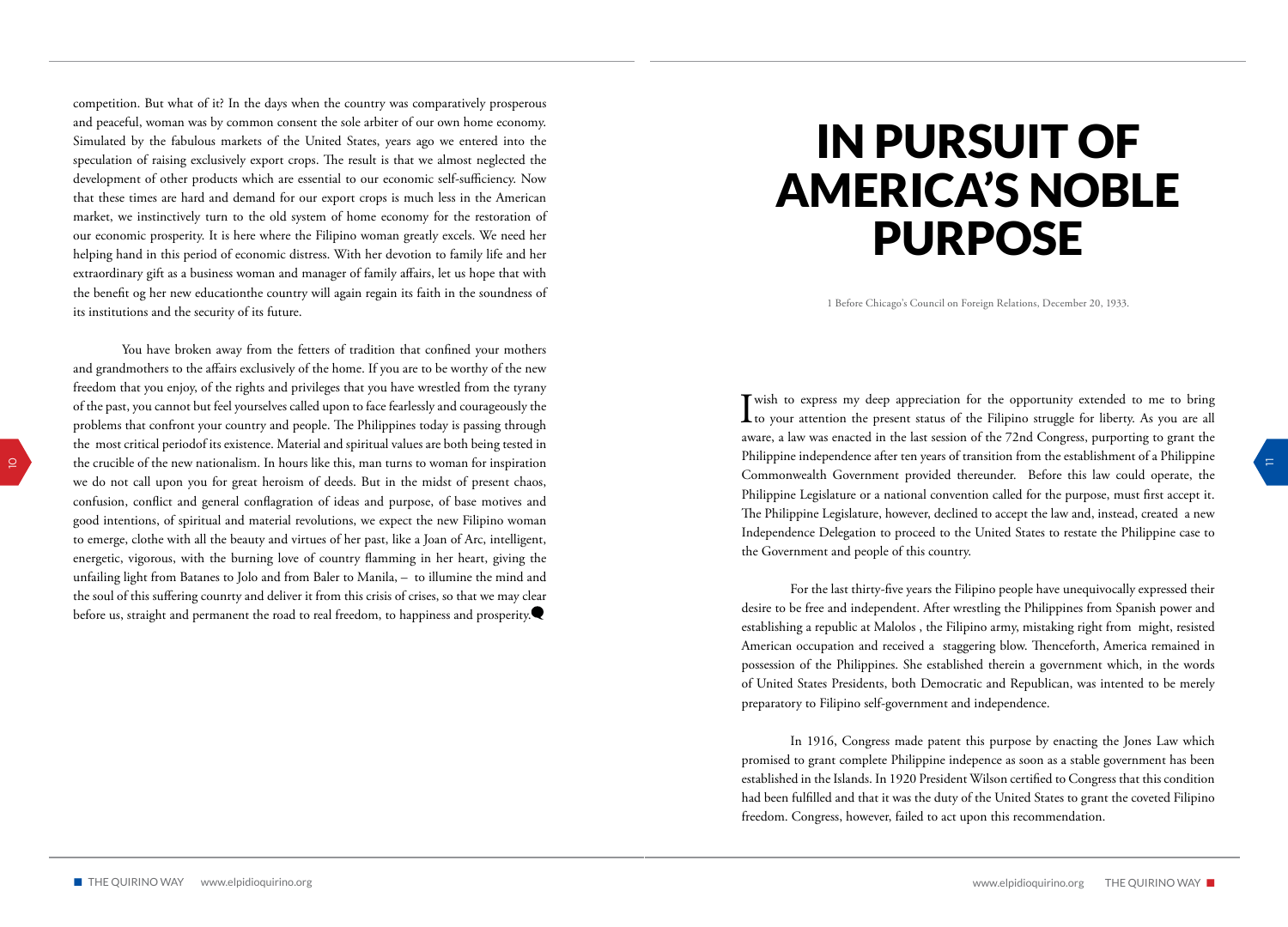competition. But what of it? In the days when the country was comparatively prosperous and peaceful, woman was by common consent the sole arbiter of our own home economy. Simulated by the fabulous markets of the United States, years ago we entered into the speculation of raising exclusively export crops. The result is that we almost neglected the development of other products which are essential to our economic self-sufficiency. Now that these times are hard and demand for our export crops is much less in the American market, we instinctively turn to the old system of home economy for the restoration of our economic prosperity. It is here where the Filipino woman greatly excels. We need her helping hand in this period of economic distress. With her devotion to family life and her extraordinary gift as a business woman and manager of family affairs, let us hope that with the benefit og her new educationthe country will again regain its faith in the soundness of its institutions and the security of its future.

You have broken away from the fetters of tradition that confined your mothers and grandmothers to the affairs exclusively of the home. If you are to be worthy of the new freedom that you enjoy, of the rights and privileges that you have wrestled from the tyrany of the past, you cannot but feel yourselves called upon to face fearlessly and courageously the problems that confront your country and people. The Philippines today is passing through the most critical periodof its existence. Material and spiritual values are both being tested in the crucible of the new nationalism. In hours like this, man turns to woman for inspiration we do not call upon you for great heroism of deeds. But in the midst of present chaos, confusion, conflict and general conflagration of ideas and purpose, of base motives and good intentions, of spiritual and material revolutions, we expect the new Filipino woman to emerge, clothe with all the beauty and virtues of her past, like a Joan of Arc, intelligent, energetic, vigorous, with the burning love of country flamming in her heart, giving the unfailing light from Batanes to Jolo and from Baler to Manila, – to illumine the mind and the soul of this suffering counrty and deliver it from this crisis of crises, so that we may clear before us, straight and permanent the road to real freedom, to happiness and prosperity.

# IN PURSUIT OF AMERICA'S NOBLE PURPOSE

1 Before Chicago's Council on Foreign Relations, December 20, 1933.

I wish to express my deep appreciation for the opportunity extended to me to bring to your attention the present status of the Filipino struggle for liberty. As you are all aware, a law was enacted in the last session of the 72nd Congress, purporting to grant the Philippine independence after ten years of transition from the establishment of a Philippine Commonwealth Government provided thereunder. Before this law could operate, the Philippine Legislature or a national convention called for the purpose, must first accept it. The Philippine Legislature, however, declined to accept the law and, instead, created a new Independence Delegation to proceed to the United States to restate the Philippine case to the Government and people of this country.

For the last thirty-five years the Filipino people have unequivocally expressed their desire to be free and independent. After wrestling the Philippines from Spanish power and establishing a republic at Malolos , the Filipino army, mistaking right from might, resisted American occupation and received a staggering blow. Thenceforth, America remained in possession of the Philippines. She established therein a government which, in the words of United States Presidents, both Democratic and Republican, was intented to be merely preparatory to Filipino self-government and independence.

In 1916, Congress made patent this purpose by enacting the Jones Law which promised to grant complete Philippine indepence as soon as a stable government has been established in the Islands. In 1920 President Wilson certified to Congress that this condition had been fulfilled and that it was the duty of the United States to grant the coveted Filipino freedom. Congress, however, failed to act upon this recommendation.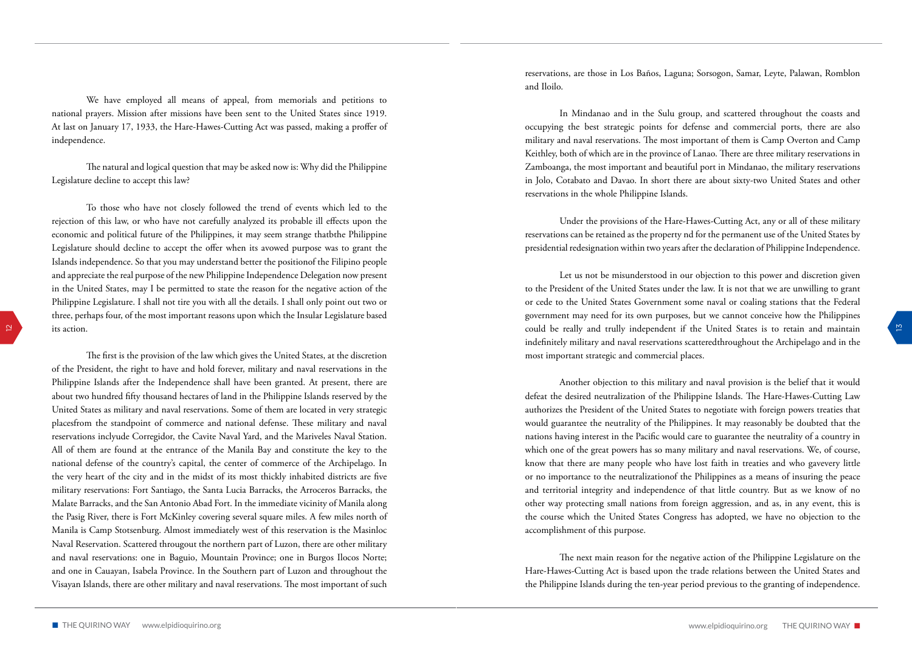We have employed all means of appeal, from memorials and petitions to national prayers. Mission after missions have been sent to the United States since 1919. At last on January 17, 1933, the Hare-Hawes-Cutting Act was passed, making a proffer of independence.

The natural and logical question that may be asked now is: Why did the Philippine Legislature decline to accept this law?

To those who have not closely followed the trend of events which led to the rejection of this law, or who have not carefully analyzed its probable ill effects upon the economic and political future of the Philippines, it may seem strange thatbthe Philippine Legislature should decline to accept the offer when its avowed purpose was to grant the Islands independence. So that you may understand better the positionof the Filipino people and appreciate the real purpose of the new Philippine Independence Delegation now present in the United States, may I be permitted to state the reason for the negative action of the Philippine Legislature. I shall not tire you with all the details. I shall only point out two or three, perhaps four, of the most important reasons upon which the Insular Legislature based its action.

The first is the provision of the law which gives the United States, at the discretion of the President, the right to have and hold forever, military and naval reservations in the Philippine Islands after the Independence shall have been granted. At present, there are about two hundred fifty thousand hectares of land in the Philippine Islands reserved by the United States as military and naval reservations. Some of them are located in very strategic placesfrom the standpoint of commerce and national defense. These military and naval reservations inclyude Corregidor, the Cavite Naval Yard, and the Mariveles Naval Station. All of them are found at the entrance of the Manila Bay and constitute the key to the national defense of the country's capital, the center of commerce of the Archipelago. In the very heart of the city and in the midst of its most thickly inhabited districts are five military reservations: Fort Santiago, the Santa Lucia Barracks, the Arroceros Barracks, the Malate Barracks, and the San Antonio Abad Fort. In the immediate vicinity of Manila along the Pasig River, there is Fort McKinley covering several square miles. A few miles north of Manila is Camp Stotsenburg. Almost immediately west of this reservation is the Masinloc Naval Reservation. Scattered througout the northern part of Luzon, there are other military and naval reservations: one in Baguio, Mountain Province; one in Burgos Ilocos Norte; and one in Cauayan, Isabela Province. In the Southern part of Luzon and throughout the Visayan Islands, there are other military and naval reservations. The most important of such reservations, are those in Los Baños, Laguna; Sorsogon, Samar, Leyte, Palawan, Romblon and Iloilo.

In Mindanao and in the Sulu group, and scattered throughout the coasts and occupying the best strategic points for defense and commercial ports, there are also military and naval reservations. The most important of them is Camp Overton and Camp Keithley, both of which are in the province of Lanao. There are three military reservations in Zamboanga, the most important and beautiful port in Mindanao, the military reservations in Jolo, Cotabato and Davao. In short there are about sixty-two United States and other reservations in the whole Philippine Islands.

Under the provisions of the Hare-Hawes-Cutting Act, any or all of these military reservations can be retained as the property nd for the permanent use of the United States by presidential redesignation within two years after the declaration of Philippine Independence.

Let us not be misunderstood in our objection to this power and discretion given to the President of the United States under the law. It is not that we are unwilling to grant or cede to the United States Government some naval or coaling stations that the Federal government may need for its own purposes, but we cannot conceive how the Philippines could be really and trully independent if the United States is to retain and maintain indefinitely military and naval reservations scatteredthroughout the Archipelago and in the most important strategic and commercial places.

Another objection to this military and naval provision is the belief that it would defeat the desired neutralization of the Philippine Islands. The Hare-Hawes-Cutting Law authorizes the President of the United States to negotiate with foreign powers treaties that would guarantee the neutrality of the Philippines. It may reasonably be doubted that the nations having interest in the Pacific would care to guarantee the neutrality of a country in which one of the great powers has so many military and naval reservations. We, of course, know that there are many people who have lost faith in treaties and who gavevery little or no importance to the neutralizationof the Philippines as a means of insuring the peace and territorial integrity and independence of that little country. But as we know of no other way protecting small nations from foreign aggression, and as, in any event, this is the course which the United States Congress has adopted, we have no objection to the accomplishment of this purpose.

The next main reason for the negative action of the Philippine Legislature on the Hare-Hawes-Cutting Act is based upon the trade relations between the United States and the Philippine Islands during the ten-year period previous to the granting of independence.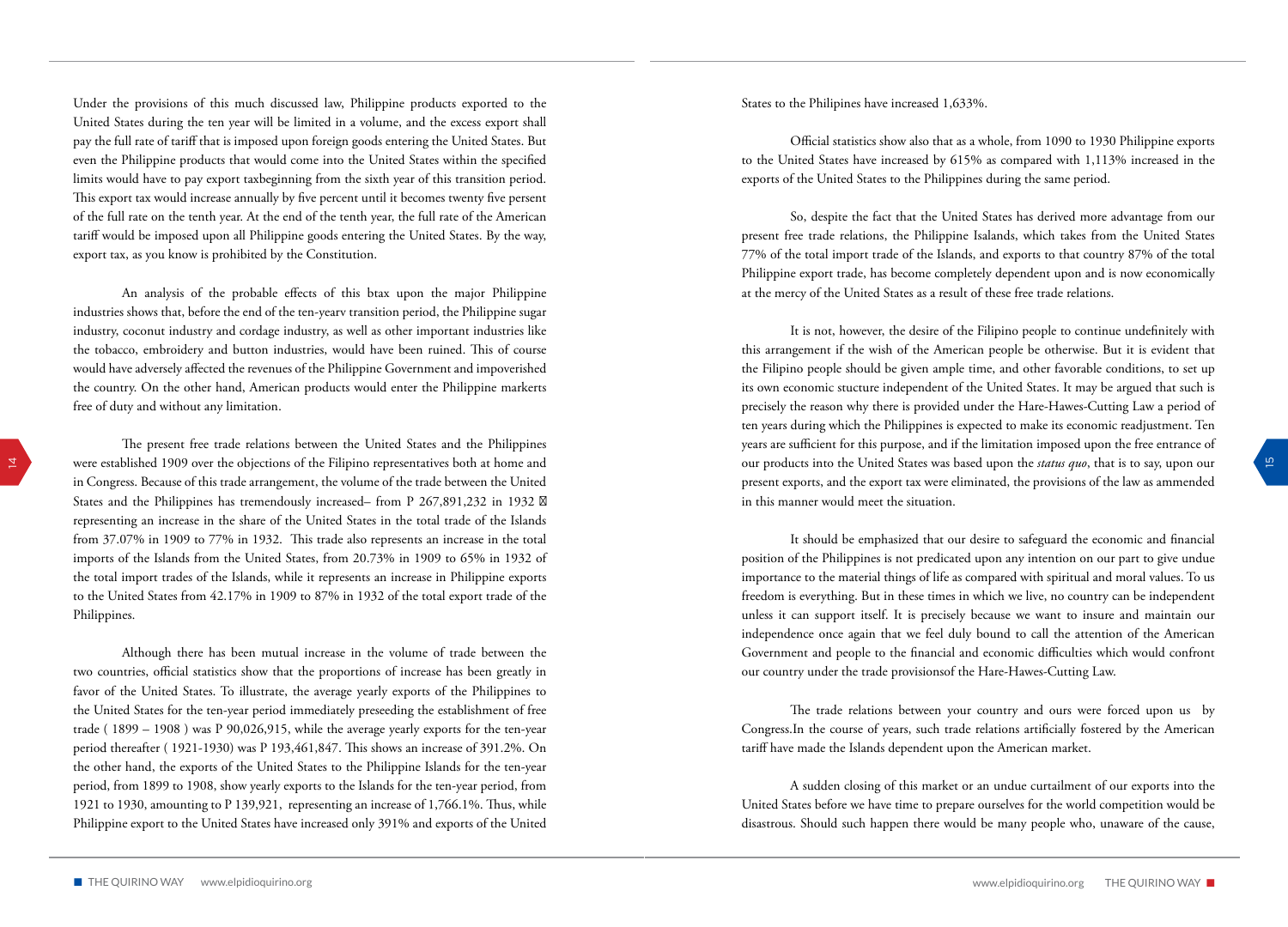Under the provisions of this much discussed law, Philippine products exported to the United States during the ten year will be limited in a volume, and the excess export shall pay the full rate of tariff that is imposed upon foreign goods entering the United States. But even the Philippine products that would come into the United States within the specified limits would have to pay export taxbeginning from the sixth year of this transition period. This export tax would increase annually by five percent until it becomes twenty five persent of the full rate on the tenth year. At the end of the tenth year, the full rate of the American tariff would be imposed upon all Philippine goods entering the United States. By the way, export tax, as you know is prohibited by the Constitution.

An analysis of the probable effects of this btax upon the major Philippine industries shows that, before the end of the ten-yearv transition period, the Philippine sugar industry, coconut industry and cordage industry, as well as other important industries like the tobacco, embroidery and button industries, would have been ruined. This of course would have adversely affected the revenues of the Philippine Government and impoverished the country. On the other hand, American products would enter the Philippine markerts free of duty and without any limitation.

The present free trade relations between the United States and the Philippines were established 1909 over the objections of the Filipino representatives both at home and in Congress. Because of this trade arrangement, the volume of the trade between the United States and the Philippines has tremendously increased– from P 267,891,232 in 1932 representing an increase in the share of the United States in the total trade of the Islands from 37.07% in 1909 to 77% in 1932. This trade also represents an increase in the total imports of the Islands from the United States, from 20.73% in 1909 to 65% in 1932 of the total import trades of the Islands, while it represents an increase in Philippine exports to the United States from 42.17% in 1909 to 87% in 1932 of the total export trade of the Philippines.

Although there has been mutual increase in the volume of trade between the two countries, official statistics show that the proportions of increase has been greatly in favor of the United States. To illustrate, the average yearly exports of the Philippines to the United States for the ten-year period immediately preseeding the establishment of free trade ( 1899 – 1908 ) was P 90,026,915, while the average yearly exports for the ten-year period thereafter ( 1921-1930) was P 193,461,847. This shows an increase of 391.2%. On the other hand, the exports of the United States to the Philippine Islands for the ten-year period, from 1899 to 1908, show yearly exports to the Islands for the ten-year period, from 1921 to 1930, amounting to P 139,921, representing an increase of 1,766.1%. Thus, while Philippine export to the United States have increased only 391% and exports of the United States to the Philipines have increased 1,633%.

Official statistics show also that as a whole, from 1090 to 1930 Philippine exports to the United States have increased by 615% as compared with 1,113% increased in the exports of the United States to the Philippines during the same period.

So, despite the fact that the United States has derived more advantage from our present free trade relations, the Philippine Isalands, which takes from the United States 77% of the total import trade of the Islands, and exports to that country 87% of the total Philippine export trade, has become completely dependent upon and is now economically at the mercy of the United States as a result of these free trade relations.

It is not, however, the desire of the Filipino people to continue undefinitely with this arrangement if the wish of the American people be otherwise. But it is evident that the Filipino people should be given ample time, and other favorable conditions, to set up its own economic stucture independent of the United States. It may be argued that such is precisely the reason why there is provided under the Hare-Hawes-Cutting Law a period of ten years during which the Philippines is expected to make its economic readjustment. Ten years are sufficient for this purpose, and if the limitation imposed upon the free entrance of our products into the United States was based upon the *status quo*, that is to say, upon our present exports, and the export tax were eliminated, the provisions of the law as ammended in this manner would meet the situation.

It should be emphasized that our desire to safeguard the economic and financial position of the Philippines is not predicated upon any intention on our part to give undue importance to the material things of life as compared with spiritual and moral values. To us freedom is everything. But in these times in which we live, no country can be independent unless it can support itself. It is precisely because we want to insure and maintain our independence once again that we feel duly bound to call the attention of the American Government and people to the financial and economic difficulties which would confront our country under the trade provisionsof the Hare-Hawes-Cutting Law.

The trade relations between your country and ours were forced upon us by Congress.In the course of years, such trade relations artificially fostered by the American tariff have made the Islands dependent upon the American market.

A sudden closing of this market or an undue curtailment of our exports into the United States before we have time to prepare ourselves for the world competition would be disastrous. Should such happen there would be many people who, unaware of the cause,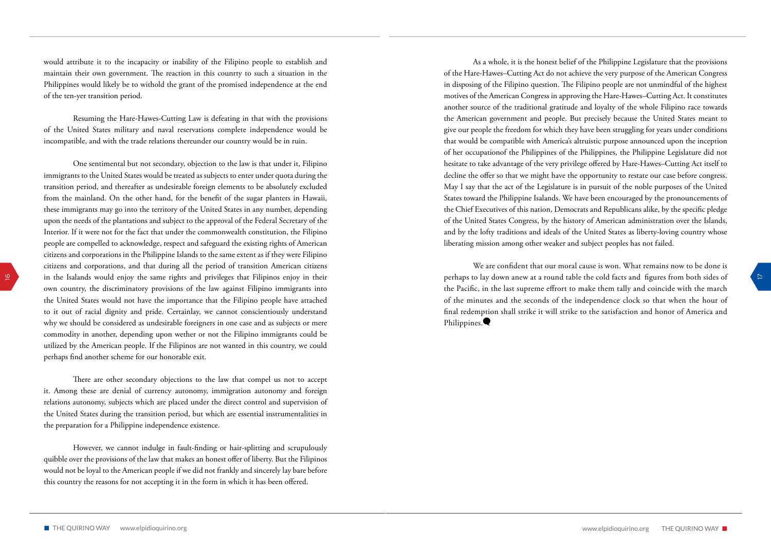would attribute it to the incapacity or inability of the Filipino people to establish and maintain their own government. The reaction in this counrty to such a situation in the Philippines would likely be to withold the grant of the promised independence at the end of the ten-yer transition period.

Resuming the Hare-Hawes-Cutting Law is defeating in that with the provisions of the United States military and naval reservations complete independence would be incompatible, and with the trade relations thereunder our country would be in ruin.

One sentimental but not secondary, objection to the law is that under it, Filipino immigrants to the United States would be treated as subjects to enter under quota during the transition period, and thereafter as undesirable foreign elements to be absolutely excluded from the mainland. On the other hand, for the benefit of the sugar planters in Hawaii, these immigrants may go into the territory of the United States in any number, depending upon the needs of the plantations and subject to the approval of the Federal Secretary of the Interior. If it were not for the fact that under the commonwealth constitution, the Filipino people are compelled to acknowledge, respect and safeguard the existing rights of American citizens and corporations in the Philippine Islands to the same extent as if they were Filipino citizens and corporations, and that during all the period of transition American citizens in the Isalands would enjoy the same rights and privileges that Filipinos enjoy in their own country, the discriminatory provisions of the law against Filipino immigrants into the United States would not have the importance that the Filipino people have attached to it out of racial dignity and pride. Certainlay, we cannot conscientiously understand why we should be considered as undesirable foreigners in one case and as subjects or mere commodity in another, depending upon wether or not the Filipino immigrants could be utilized by the American people. If the Filipinos are not wanted in this country, we could perhaps find another scheme for our honorable exit.

There are other secondary objections to the law that compel us not to accept it. Among these are denial of currency autonomy, immigration autonomy and foreign relations autonomy, subjects which are placed under the direct control and supervision of the United States during the transition period, but which are essential instrumentalities in the preparation for a Philippine independence existence.

However, we cannot indulge in fault-finding or hair-splitting and scrupulously quibble over the provisions of the law that makes an honest offer of liberty. But the Filipinos would not be loyal to the American people if we did not frankly and sincerely lay bare before this country the reasons for not accepting it in the form in which it has been offered.

As a whole, it is the honest belief of the Philippine Legislature that the provisions of the Hare-Hawes–Cutting Act do not achieve the very purpose of the American Congress in disposing of the Filipino question. The Filipino people are not unmindful of the highest motives of the American Congress in approving the Hare-Hawes–Cutting Act. It constitutes another source of the traditional gratitude and loyalty of the whole Filipino race towards the American government and people. But precisely because the United States meant to give our people the freedom for which they have been struggling for years under conditions that would be compatible with America's altruistic purpose announced upon the inception of her occupationof the Philippines of the Philippines, the Philippine Legislature did not hesitate to take advantage of the very privilege offered by Hare-Hawes–Cutting Act itself to decline the offer so that we might have the opportunity to restate our case before congress. May I say that the act of the Legislature is in pursuit of the noble purposes of the United States toward the Philippine Isalands. We have been encouraged by the pronouncements of the Chief Executives of this nation, Democrats and Republicans alike, by the specific pledge of the United States Congress, by the history of American administration over the Islands, and by the lofty traditions and ideals of the United States as liberty-loving country whose liberating mission among other weaker and subject peoples has not failed.

We are confident that our moral cause is won. What remains now to be done is perhaps to lay down anew at a round table the cold facts and figures from both sides of the Pacific, in the last supreme effrort to make them tally and coincide with the march of the minutes and the seconds of the independence clock so that when the hour of final redemption shall strike it will strike to the satisfaction and honor of America and Philippines.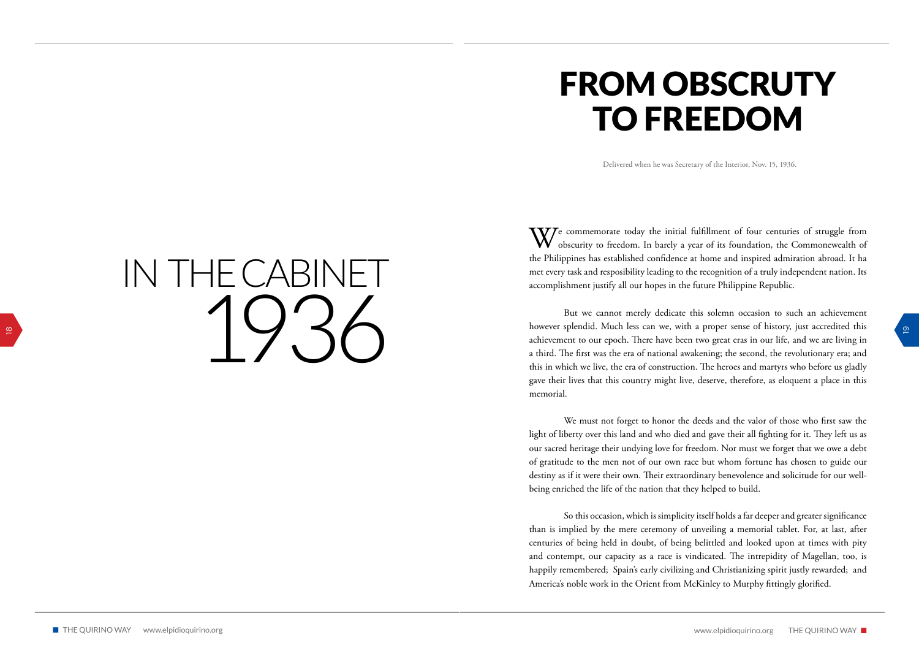# IN THE CABINET 1936

# FROM OBSCRUTY TO FREEDOM

Delivered when he was Secretary of the Interior, Nov. 15, 1936.

We commemorate today the initial fulfillment of four centuries of struggle from obscurity to freedom. In barely a year of its foundation, the Commonewealth of the Philippines has established confidence at home and inspired admiration abroad. It ha met every task and resposibility leading to the recognition of a truly independent nation. Its accomplishment justify all our hopes in the future Philippine Republic.

But we cannot merely dedicate this solemn occasion to such an achievement however splendid. Much less can we, with a proper sense of history, just accredited this achievement to our epoch. There have been two great eras in our life, and we are living in a third. The first was the era of national awakening; the second, the revolutionary era; and this in which we live, the era of construction. The heroes and martyrs who before us gladly gave their lives that this country might live, deserve, therefore, as eloquent a place in this memorial.

We must not forget to honor the deeds and the valor of those who first saw the light of liberty over this land and who died and gave their all fighting for it. They left us as our sacred heritage their undying love for freedom. Nor must we forget that we owe a debt of gratitude to the men not of our own race but whom fortune has chosen to guide our destiny as if it were their own. Their extraordinary benevolence and solicitude for our well-being enriched the life of the nation that they helped to build.

So this occasion, which is simplicity itself holds a far deeper and greater significance than is implied by the mere ceremony of unveiling a memorial tablet. For, at last, after centuries of being held in doubt, of being belittled and looked upon at times with pity and contempt, our capacity as a race is vindicated. The intrepidity of Magellan, too, is happily remembered; Spain's early civilizing and Christianizing spirit justly rewarded; and America's noble work in the Orient from McKinley to Murphy fittingly glorified.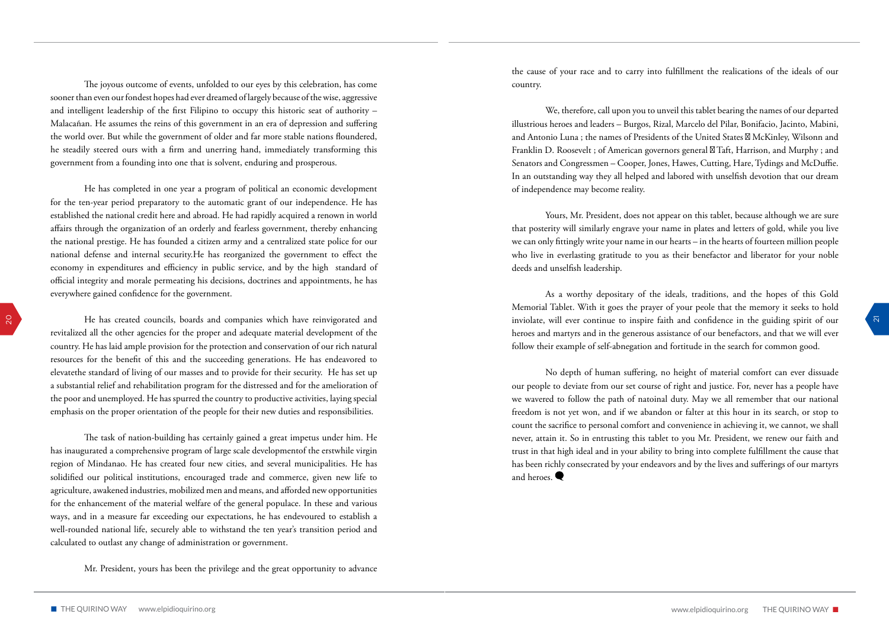The joyous outcome of events, unfolded to our eyes by this celebration, has come sooner than even our fondest hopes had ever dreamed of largely because of the wise, aggressive and intelligent leadership of the first Filipino to occupy this historic seat of authority – Malacañan. He assumes the reins of this government in an era of depression and suffering the world over. But while the government of older and far more stable nations floundered, he steadily steered ours with a firm and unerring hand, immediately transforming this government from a founding into one that is solvent, enduring and prosperous.

He has completed in one year a program of political an economic development for the ten-year period preparatory to the automatic grant of our independence. He has established the national credit here and abroad. He had rapidly acquired a renown in world affairs through the organization of an orderly and fearless government, thereby enhancing the national prestige. He has founded a citizen army and a centralized state police for our national defense and internal security.He has reorganized the government to effect the economy in expenditures and efficiency in public service, and by the high standard of official integrity and morale permeating his decisions, doctrines and appointments, he has everywhere gained confidence for the government.

He has created councils, boards and companies which have reinvigorated and revitalized all the other agencies for the proper and adequate material development of the country. He has laid ample provision for the protection and conservation of our rich natural resources for the benefit of this and the succeeding generations. He has endeavored to elevatethe standard of living of our masses and to provide for their security. He has set up a substantial relief and rehabilitation program for the distressed and for the amelioration of the poor and unemployed. He has spurred the country to productive activities, laying special emphasis on the proper orientation of the people for their new duties and responsibilities.

The task of nation-building has certainly gained a great impetus under him. He has inaugurated a comprehensive program of large scale developmentof the erstwhile virgin region of Mindanao. He has created four new cities, and several municipalities. He has solidified our political institutions, encouraged trade and commerce, given new life to agriculture, awakened industries, mobilized men and means, and afforded new opportunities for the enhancement of the material welfare of the general populace. In these and various ways, and in a measure far exceeding our expectations, he has endevoured to establish a well-rounded national life, securely able to withstand the ten year's transition period and calculated to outlast any change of administration or government.

Mr. President, yours has been the privilege and the great opportunity to advance the cause of your race and to carry into fulfillment the realications of the ideals of our country.

We, therefore, call upon you to unveil this tablet bearing the names of our departed illustrious heroes and leaders – Burgos, Rizal, Marcelo del Pilar, Bonifacio, Jacinto, Mabini, and Antonio Luna ; the names of Presidents of the United States McKinley, Wilsonn and Franklin D. Roosevelt ; of American governors general Taft, Harrison, and Murphy ; and Senators and Congressmen – Cooper, Jones, Hawes, Cutting, Hare, Tydings and McDuffie. In an outstanding way they all helped and labored with unselfish devotion that our dream of independence may become reality.

Yours, Mr. President, does not appear on this tablet, because although we are sure that posterity will similarly engrave your name in plates and letters of gold, while you live we can only fittingly write your name in our hearts – in the hearts of fourteen million people who live in everlasting gratitude to you as their benefactor and liberator for your noble deeds and unselfish leadership.

As a worthy depositary of the ideals, traditions, and the hopes of this Gold Memorial Tablet. With it goes the prayer of your peole that the memory it seeks to hold inviolate, will ever continue to inspire faith and confidence in the guiding spirit of our heroes and martyrs and in the generous assistance of our benefactors, and that we will ever follow their example of self-abnegation and fortitude in the search for common good.

No depth of human suffering, no height of material comfort can ever dissuade our people to deviate from our set course of right and justice. For, never has a people have we wavered to follow the path of natoinal duty. May we all remember that our national freedom is not yet won, and if we abandon or falter at this hour in its search, or stop to count the sacrifice to personal comfort and convenience in achieving it, we cannot, we shall never, attain it. So in entrusting this tablet to you Mr. President, we renew our faith and trust in that high ideal and in your ability to bring into complete fulfillment the cause that has been richly consecrated by your endeavors and by the lives and sufferings of our martyrs and heroes.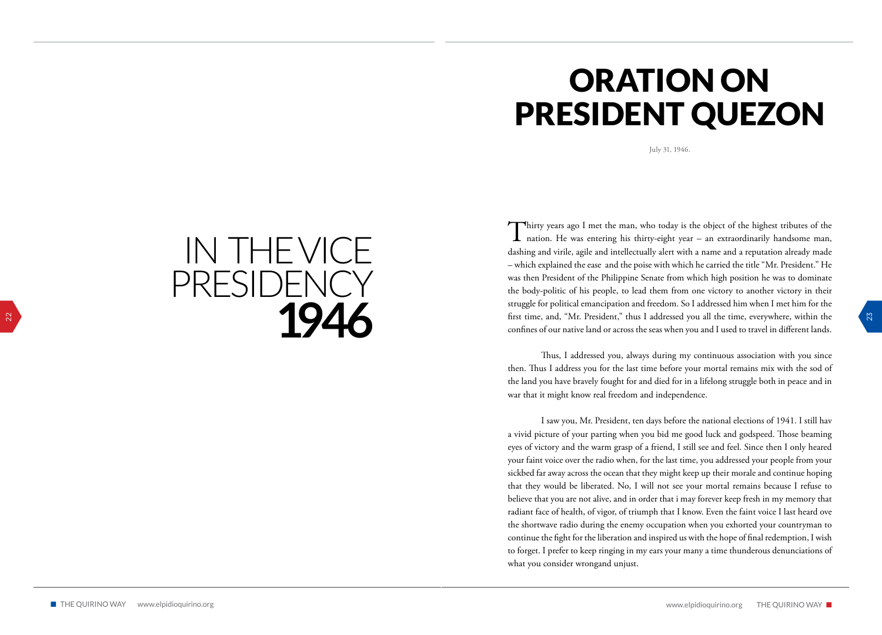# IN THE VICE PRESIDENCY 1946

# ORATION ON PRESIDENT QUEZON

July 31, 1946.

Thirty years ago I met the man, who today is the object of the highest tributes of the nation. He was entering his thirty-eight year – an extraordinarily handsome man, dashing and virile, agile and intellectually alert with a name and a reputation already made – which explained the ease and the poise with which he carried the title "Mr. President." He was then President of the Philippine Senate from which high position he was to dominate the body-politic of his people, to lead them from one victory to another victory in their struggle for political emancipation and freedom. So I addressed him when I met him for the first time, and, "Mr. President," thus I addressed you all the time, everywhere, within the confines of our native land or across the seas when you and I used to travel in different lands.

Thus, I addressed you, always during my continuous association with you since then. Thus I address you for the last time before your mortal remains mix with the sod of the land you have bravely fought for and died for in a lifelong struggle both in peace and in war that it might know real freedom and independence.

I saw you, Mr. President, ten days before the national elections of 1941. I still hav a vivid picture of your parting when you bid me good luck and godspeed. Those beaming eyes of victory and the warm grasp of a friend, I still see and feel. Since then I only heared your faint voice over the radio when, for the last time, you addressed your people from your sickbed far away across the ocean that they might keep up their morale and continue hoping that they would be liberated. No, I will not see your mortal remains because I refuse to believe that you are not alive, and in order that i may forever keep fresh in my memory that radiant face of health, of vigor, of triumph that I know. Even the faint voice I last heard ove the shortwave radio during the enemy occupation when you exhorted your countryman to continue the fight for the liberation and inspired us with the hope of final redemption, I wish to forget. I prefer to keep ringing in my ears your many a time thunderous denunciations of what you consider wrongand unjust.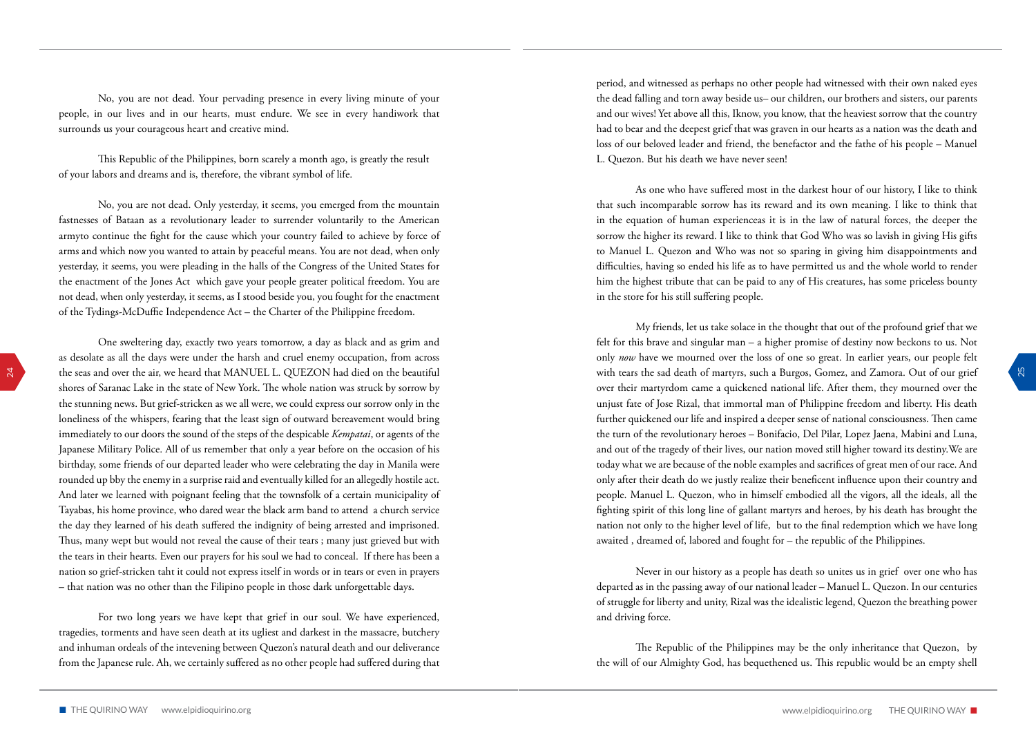No, you are not dead. Your pervading presence in every living minute of your people, in our lives and in our hearts, must endure. We see in every handiwork that surrounds us your courageous heart and creative mind.

This Republic of the Philippines, born scarely a month ago, is greatly the result of your labors and dreams and is, therefore, the vibrant symbol of life.

No, you are not dead. Only yesterday, it seems, you emerged from the mountain fastnesses of Bataan as a revolutionary leader to surrender voluntarily to the American armyto continue the fight for the cause which your country failed to achieve by force of arms and which now you wanted to attain by peaceful means. You are not dead, when only yesterday, it seems, you were pleading in the halls of the Congress of the United States for the enactment of the Jones Act which gave your people greater political freedom. You are not dead, when only yesterday, it seems, as I stood beside you, you fought for the enactment of the Tydings-McDuffie Independence Act – the Charter of the Philippine freedom.

One sweltering day, exactly two years tomorrow, a day as black and as grim and as desolate as all the days were under the harsh and cruel enemy occupation, from across the seas and over the air, we heard that MANUEL L. QUEZON had died on the beautiful shores of Saranac Lake in the state of New York. The whole nation was struck by sorrow by the stunning news. But grief-stricken as we all were, we could express our sorrow only in the loneliness of the whispers, fearing that the least sign of outward bereavement would bring immediately to our doors the sound of the steps of the despicable *Kempatai*, or agents of the Japanese Military Police. All of us remember that only a year before on the occasion of his birthday, some friends of our departed leader who were celebrating the day in Manila were rounded up bby the enemy in a surprise raid and eventually killed for an allegedly hostile act. And later we learned with poignant feeling that the townsfolk of a certain municipality of Tayabas, his home province, who dared wear the black arm band to attend a church service the day they learned of his death suffered the indignity of being arrested and imprisoned. Thus, many wept but would not reveal the cause of their tears ; many just grieved but with the tears in their hearts. Even our prayers for his soul we had to conceal. If there has been a nation so grief-stricken taht it could not express itself in words or in tears or even in prayers – that nation was no other than the Filipino people in those dark unforgettable days.

For two long years we have kept that grief in our soul. We have experienced, tragedies, torments and have seen death at its ugliest and darkest in the massacre, butchery and inhuman ordeals of the intevening between Quezon's natural death and our deliverance from the Japanese rule. Ah, we certainly suffered as no other people had suffered during that period, and witnessed as perhaps no other people had witnessed with their own naked eyes the dead falling and torn away beside us– our children, our brothers and sisters, our parents and our wives! Yet above all this, Iknow, you know, that the heaviest sorrow that the country had to bear and the deepest grief that was graven in our hearts as a nation was the death and loss of our beloved leader and friend, the benefactor and the fathe of his people – Manuel L. Quezon. But his death we have never seen!

As one who have suffered most in the darkest hour of our history, I like to think that such incomparable sorrow has its reward and its own meaning. I like to think that in the equation of human experienceas it is in the law of natural forces, the deeper the sorrow the higher its reward. I like to think that God Who was so lavish in giving His gifts to Manuel L. Quezon and Who was not so sparing in giving him disappointments and difficulties, having so ended his life as to have permitted us and the whole world to render him the highest tribute that can be paid to any of His creatures, has some priceless bounty in the store for his still suffering people.

My friends, let us take solace in the thought that out of the profound grief that we felt for this brave and singular man – a higher promise of destiny now beckons to us. Not only *now* have we mourned over the loss of one so great. In earlier years, our people felt with tears the sad death of martyrs, such a Burgos, Gomez, and Zamora. Out of our grief over their martyrdom came a quickened national life. After them, they mourned over the unjust fate of Jose Rizal, that immortal man of Philippine freedom and liberty. His death further quickened our life and inspired a deeper sense of national consciousness. Then came the turn of the revolutionary heroes – Bonifacio, Del Pilar, Lopez Jaena, Mabini and Luna, and out of the tragedy of their lives, our nation moved still higher toward its destiny.We are today what we are because of the noble examples and sacrifices of great men of our race. And only after their death do we justly realize their beneficent influence upon their country and people. Manuel L. Quezon, who in himself embodied all the vigors, all the ideals, all the fighting spirit of this long line of gallant martyrs and heroes, by his death has brought the nation not only to the higher level of life, but to the final redemption which we have long awaited , dreamed of, labored and fought for – the republic of the Philippines.

Never in our history as a people has death so unites us in grief over one who has departed as in the passing away of our national leader – Manuel L. Quezon. In our centuries of struggle for liberty and unity, Rizal was the idealistic legend, Quezon the breathing power and driving force.

The Republic of the Philippines may be the only inheritance that Quezon, by the will of our Almighty God, has bequethened us. This republic would be an empty shell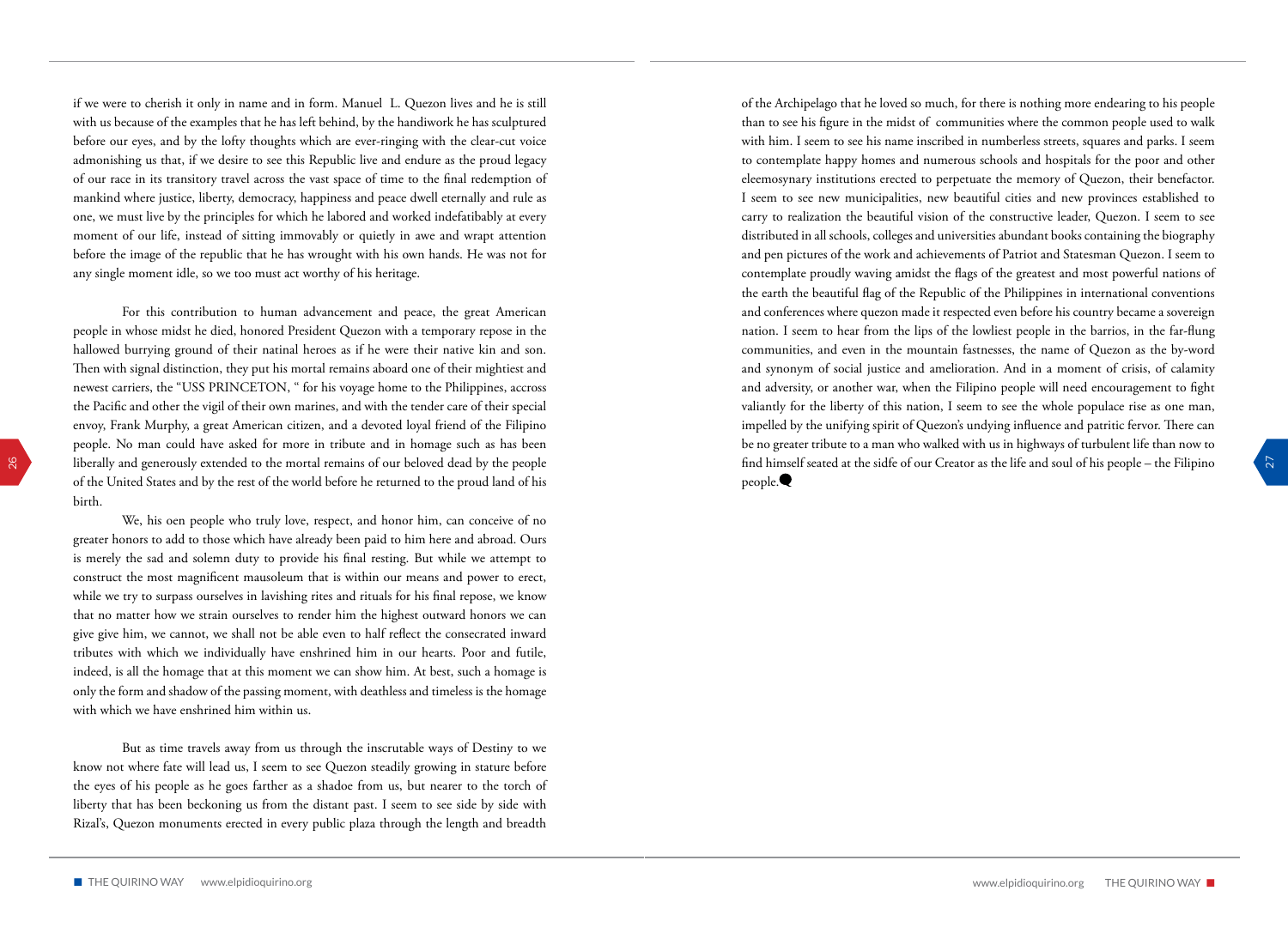if we were to cherish it only in name and in form. Manuel L. Quezon lives and he is still with us because of the examples that he has left behind, by the handiwork he has sculptured before our eyes, and by the lofty thoughts which are ever-ringing with the clear-cut voice admonishing us that, if we desire to see this Republic live and endure as the proud legacy of our race in its transitory travel across the vast space of time to the final redemption of mankind where justice, liberty, democracy, happiness and peace dwell eternally and rule as one, we must live by the principles for which he labored and worked indefatibably at every moment of our life, instead of sitting immovably or quietly in awe and wrapt attention before the image of the republic that he has wrought with his own hands. He was not for any single moment idle, so we too must act worthy of his heritage.

For this contribution to human advancement and peace, the great American people in whose midst he died, honored President Quezon with a temporary repose in the hallowed burrying ground of their natinal heroes as if he were their native kin and son. Then with signal distinction, they put his mortal remains aboard one of their mightiest and newest carriers, the "USS PRINCETON, " for his voyage home to the Philippines, accross the Pacific and other the vigil of their own marines, and with the tender care of their special envoy, Frank Murphy, a great American citizen, and a devoted loyal friend of the Filipino people. No man could have asked for more in tribute and in homage such as has been liberally and generously extended to the mortal remains of our beloved dead by the people of the United States and by the rest of the world before he returned to the proud land of his birth.

We, his oen people who truly love, respect, and honor him, can conceive of no greater honors to add to those which have already been paid to him here and abroad. Ours is merely the sad and solemn duty to provide his final resting. But while we attempt to construct the most magnificent mausoleum that is within our means and power to erect, while we try to surpass ourselves in lavishing rites and rituals for his final repose, we know that no matter how we strain ourselves to render him the highest outward honors we can give give him, we cannot, we shall not be able even to half reflect the consecrated inward tributes with which we individually have enshrined him in our hearts. Poor and futile, indeed, is all the homage that at this moment we can show him. At best, such a homage is only the form and shadow of the passing moment, with deathless and timeless is the homage with which we have enshrined him within us.

But as time travels away from us through the inscrutable ways of Destiny to we know not where fate will lead us, I seem to see Quezon steadily growing in stature before the eyes of his people as he goes farther as a shadoe from us, but nearer to the torch of liberty that has been beckoning us from the distant past. I seem to see side by side with Rizal's, Quezon monuments erected in every public plaza through the length and breadth of the Archipelago that he loved so much, for there is nothing more endearing to his people than to see his figure in the midst of communities where the common people used to walk with him. I seem to see his name inscribed in numberless streets, squares and parks. I seem to contemplate happy homes and numerous schools and hospitals for the poor and other eleemosynary institutions erected to perpetuate the memory of Quezon, their benefactor. I seem to see new municipalities, new beautiful cities and new provinces established to carry to realization the beautiful vision of the constructive leader, Quezon. I seem to see distributed in all schools, colleges and universities abundant books containing the biography and pen pictures of the work and achievements of Patriot and Statesman Quezon. I seem to contemplate proudly waving amidst the flags of the greatest and most powerful nations of the earth the beautiful flag of the Republic of the Philippines in international conventions and conferences where quezon made it respected even before his country became a sovereign nation. I seem to hear from the lips of the lowliest people in the barrios, in the far-flung communities, and even in the mountain fastnesses, the name of Quezon as the by-word and synonym of social justice and amelioration. And in a moment of crisis, of calamity and adversity, or another war, when the Filipino people will need encouragement to fight valiantly for the liberty of this nation, I seem to see the whole populace rise as one man, impelled by the unifying spirit of Quezon's undying influence and patritic fervor. There can be no greater tribute to a man who walked with us in highways of turbulent life than now to find himself seated at the sidfe of our Creator as the life and soul of his people – the Filipino people.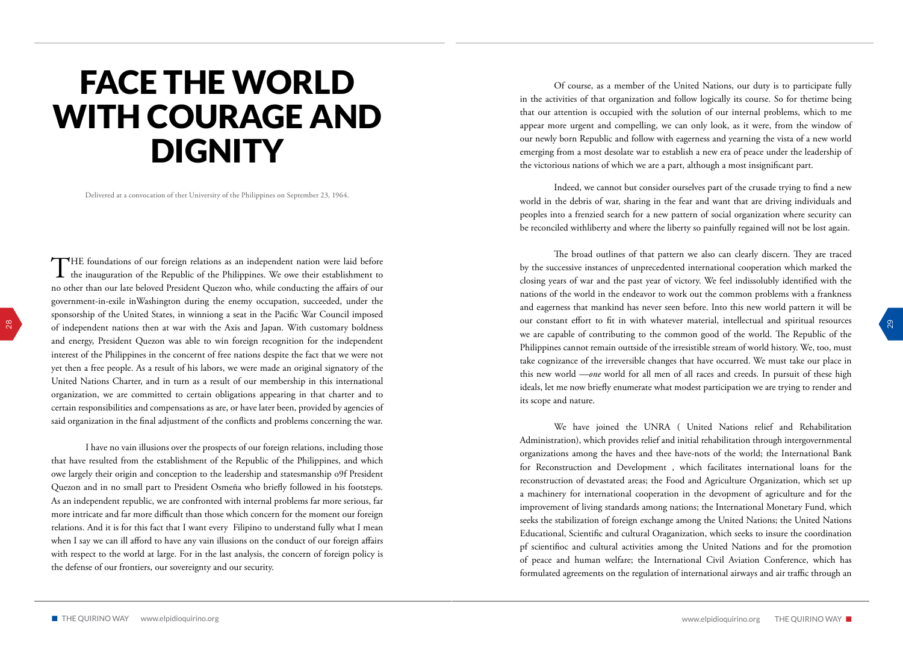# FACE THE WORLD WITH COURAGE AND DIGNITY

Delivered at a convocation of ther University of the Philippines on September 23, 1964.

THE foundations of our foreign relations as an independent nation were laid before the inauguration of the Republic of the Philippines. We owe their establishment to no other than our late beloved President Quezon who, while conducting the affairs of our government-in-exile inWashington during the enemy occupation, succeeded, under the sponsorship of the United States, in winniong a seat in the Pacific War Council imposed of independent nations then at war with the Axis and Japan. With customary boldness and energy, President Quezon was able to win foreign recognition for the independent interest of the Philippines in the concernt of free nations despite the fact that we were not yet then a free people. As a result of his labors, we were made an original signatory of the United Nations Charter, and in turn as a result of our membership in this international organization, we are committed to certain obligations appearing in that charter and to certain responsibilities and compensations as are, or have later been, provided by agencies of said organization in the final adjustment of the conflicts and problems concerning the war.

I have no vain illusions over the prospects of our foreign relations, including those that have resulted from the establishment of the Republic of the Philippines, and which owe largely their origin and conception to the leadership and statesmanship o9f President Quezon and in no small part to President Osmeña who briefly followed in his footsteps. As an independent republic, we are confronted with internal problems far more serious, far more intricate and far more difficult than those which concern for the moment our foreign relations. And it is for this fact that I want every Filipino to understand fully what I mean when I say we can ill afford to have any vain illusions on the conduct of our foreign affairs with respect to the world at large. For in the last analysis, the concern of foreign policy is the defense of our frontiers, our sovereignty and our security.

Of course, as a member of the United Nations, our duty is to participate fully in the activities of that organization and follow logically its course. So for thetime being that our attention is occupied with the solution of our internal problems, which to me appear more urgent and compelling, we can only look, as it were, from the window of our newly born Republic and follow with eagerness and yearning the vista of a new world emerging from a most desolate war to establish a new era of peace under the leadership of the victorious nations of which we are a part, although a most insignificant part.

Indeed, we cannot but consider ourselves part of the crusade trying to find a new world in the debris of war, sharing in the fear and want that are driving individuals and peoples into a frenzied search for a new pattern of social organization where security can be reconciled withliberty and where the liberty so painfully regained will not be lost again.

The broad outlines of that pattern we also can clearly discern. They are traced by the successive instances of unprecedented international cooperation which marked the closing years of war and the past year of victory. We feel indissolubly identified with the nations of the world in the endeavor to work out the common problems with a frankness and eagerness that mankind has never seen before. Into this new world pattern it will be our constant effort to fit in with whatever material, intellectual and spiritual resources we are capable of contributing to the common good of the world. The Republic of the Philippines cannot remain outtside of the irresistible stream of world history. We, too, must take cognizance of the irreversible changes that have occurred. We must take our place in this new world —*one* world for all men of all races and creeds. In pursuit of these high ideals, let me now briefly enumerate what modest participation we are trying to render and its scope and nature.

We have joined the UNRA ( United Nations relief and Rehabilitation Administration), which provides relief and initial rehabilitation through intergovernmental organizations among the haves and thee have-nots of the world; the International Bank for Reconstruction and Development , which facilitates international loans for the reconstruction of devastated areas; the Food and Agriculture Organization, which set up a machinery for international cooperation in the devopment of agriculture and for the improvement of living standards among nations; the International Monetary Fund, which seeks the stabilization of foreign exchange among the United Nations; the United Nations Educational, Scientific and cultural Oraganization, which seeks to insure the coordination pf scientifioc and cultural activities among the United Nations and for the promotion of peace and human welfare; the International Civil Aviation Conference, which has formulated agreements on the regulation of international airways and air traffic through an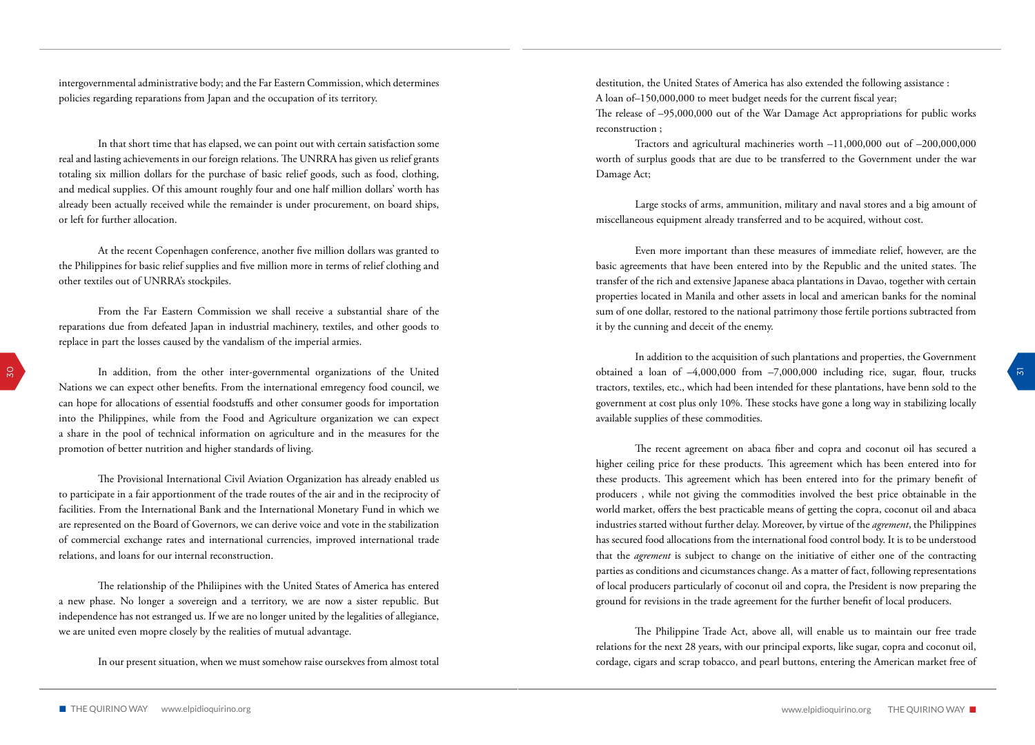intergovernmental administrative body; and the Far Eastern Commission, which determines policies regarding reparations from Japan and the occupation of its territory.

In that short time that has elapsed, we can point out with certain satisfaction some real and lasting achievements in our foreign relations. The UNRRA has given us relief grants totaling six million dollars for the purchase of basic relief goods, such as food, clothing, and medical supplies. Of this amount roughly four and one half million dollars' worth has already been actually received while the remainder is under procurement, on board ships, or left for further allocation.

At the recent Copenhagen conference, another five million dollars was granted to the Philippines for basic relief supplies and five million more in terms of relief clothing and other textiles out of UNRRA's stockpiles.

From the Far Eastern Commission we shall receive a substantial share of the reparations due from defeated Japan in industrial machinery, textiles, and other goods to replace in part the losses caused by the vandalism of the imperial armies.

In addition, from the other inter-governmental organizations of the United Nations we can expect other benefits. From the international emregency food council, we can hope for allocations of essential foodstuffs and other consumer goods for importation into the Philippines, while from the Food and Agriculture organization we can expect a share in the pool of technical information on agriculture and in the measures for the promotion of better nutrition and higher standards of living.

The Provisional International Civil Aviation Organization has already enabled us to participate in a fair apportionment of the trade routes of the air and in the reciprocity of facilities. From the International Bank and the International Monetary Fund in which we are represented on the Board of Governors, we can derive voice and vote in the stabilization of commercial exchange rates and international currencies, improved international trade relations, and loans for our internal reconstruction.

The relationship of the Philiipines with the United States of America has entered a new phase. No longer a sovereign and a territory, we are now a sister republic. But independence has not estranged us. If we are no longer united by the legalities of allegiance, we are united even mopre closely by the realities of mutual advantage.

In our present situation, when we must somehow raise oursekves from almost total destitution, the United States of America has also extended the following assistance :

A loan of–150,000,000 to meet budget needs for the current fiscal year;

The release of –95,000,000 out of the War Damage Act appropriations for public works reconstruction ;

Tractors and agricultural machineries worth –11,000,000 out of –200,000,000 worth of surplus goods that are due to be transferred to the Government under the war Damage Act;

Large stocks of arms, ammunition, military and naval stores and a big amount of miscellaneous equipment already transferred and to be acquired, without cost.

Even more important than these measures of immediate relief, however, are the basic agreements that have been entered into by the Republic and the united states. The transfer of the rich and extensive Japanese abaca plantations in Davao, together with certain properties located in Manila and other assets in local and american banks for the nominal sum of one dollar, restored to the national patrimony those fertile portions subtracted from it by the cunning and deceit of the enemy.

In addition to the acquisition of such plantations and properties, the Government obtained a loan of –4,000,000 from –7,000,000 including rice, sugar, flour, trucks tractors, textiles, etc., which had been intended for these plantations, have benn sold to the government at cost plus only 10%. These stocks have gone a long way in stabilizing locally available supplies of these commodities.

The recent agreement on abaca fiber and copra and coconut oil has secured a higher ceiling price for these products. This agreement which has been entered into for these products. This agreement which has been entered into for the primary benefit of producers , while not giving the commodities involved the best price obtainable in the world market, offers the best practicable means of getting the copra, coconut oil and abaca industries started without further delay. Moreover, by virtue of the *agrement*, the Philippines has secured food allocations from the international food control body. It is to be understood that the *agreement* is subject to change on the initiative of either one of the contracting parties as conditions and cicumstances change. As a matter of fact, following representations of local producers particularly of coconut oil and copra, the President is now preparing the ground for revisions in the trade agreement for the further benefit of local producers.

The Philippine Trade Act, above all, will enable us to maintain our free trade relations for the next 28 years, with our principal exports, like sugar, copra and coconut oil, cordage, cigars and scrap tobacco, and pearl buttons, entering the American market free of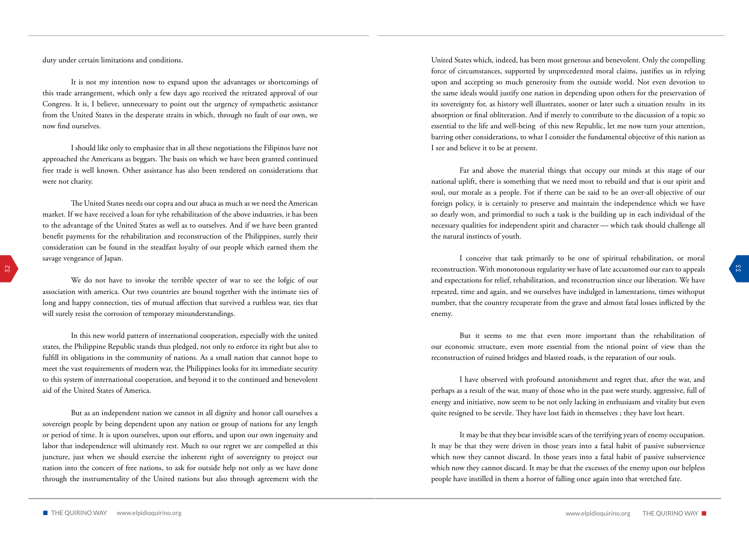duty under certain limitations and conditions.

It is not my intention now to expand upon the advantages or shortcomings of this trade arrangement, which only a few days ago received the reitrated approval of our Congress. It is, I believe, unnecessary to point out the urgency of sympathetic assistance from the United States in the desperate straits in which, through no fault of our own, we now find ourselves.

I should like only to emphasize that in all these negotiations the Filipinos have not approached the Americans as beggars. The basis on which we have been granted continued free trade is well known. Other assistance has also been rendered on considerations that were not charity.

The United States needs our copra and our abaca as much as we need the American market. If we have received a loan for tyhe rehabilitation of the above industries, it has been to the advantage of the United States as well as to ourselves. And if we have been granted benefit payments for the rehabilitation and reconstruction of the Philippines, surely their consideration can be found in the steadfast loyalty of our people which earned them the savage vengeance of Japan.

We do not have to invoke the terrible specter of war to see the lofgic of our association with america. Our two countries are bound together with the intimate ties of long and happy connection, ties of mutual affection that survived a ruthless war, ties that will surely resist the corrosion of temporary misunderstandings.

In this new world pattern of international cooperation, especially with the united states, the Philippine Republic stands thus pledged, not only to enforce its right but also to fulfill its obligations in the community of nations. As a small nation that cannot hope to meet the vast requirements of modern war, the Philippines looks for its immediate security to this system of international cooperation, and beyond it to the continued and benevolent aid of the United States of America.

But as an independent nation we cannot in all dignity and honor call ourselves a sovereign people by being dependent upon any nation or group of nations for any length or period of time. It is upon ourselves, upon our efforts, and upon our own ingenuity and labor that independence will ultimately rest. Much to our regret we are compelled at this juncture, just when we should exercise the inherent right of sovereignty to project our nation into the concert of free nations, to ask for outside help not only as we have done through the instrumentality of the United nations but also through agreement with the United States which, indeed, has been most generous and benevolent. Only the compelling force of circumstances, supported by unprecedented moral claims, justifies us in relying upon and accepting so much generosity from the outside world. Not even devotion to the same ideals would justify one nation in depending upon others for the preservation of its sovereignty for, as history well illustrates, sooner or later such a situation results in its absorption or final obliteration. And if merely to contribute to the discussion of a topic so essential to the life and well-being of this new Republic, let me now turn your attention, barring other considerations, to what I consider the fundamental objective of this nation as I see and believe it to be at present.

Far and above the material things that occupy our minds at this stage of our national uplift, there is something that we need most to rebuild and that is our spirit and soul, our morale as a people. For if therte can be said to be an over-all objective of our foreign policy, it is certainly to preserve and maintain the independence which we have so dearly won, and primordial to such a task is the building up in each individual of the necessary qualities for independent spirit and character — which task should challenge all the natural instincts of youth.

I conceive that task primarily to be one of spiritual rehabilitation, or moral reconstruction. With monotonous regularity we have of late accustomed our ears to appeals and expectations for relief, rehabilitation, and reconstruction since our liberation. We have repeated, time and again, and we ourselves have indulged in lamentations, times withoput number, that the country recuperate from the grave and almost fatal losses inflicted by the enemy.

But it seems to me that even more important than the rehabilitation of our economic structure, even more essential from the ntional point of view than the reconstruction of ruined bridges and blasted roads, is the reparation of our souls.

I have observed with profound astonishment and regret that, after the war, and perhaps as a result of the war, many of those who in the past were sturdy, aggressive, full of energy and initiative, now seem to be not only lacking in enthusiasm and vitality but even quite resigned to be servile. They have lost faith in themselves ; they have lost heart.

It may be that they bear invisible scars of the terrifying years of enemy occupation. It may be that they were driven in those years into a fatal habit of passive subservience which now they cannot discard. In those years into a fatal habit of passive subservience which now they cannot discard. It may be that the excesses of the enemy upon our helpless people have instilled in them a horror of falling once again into that wretched fate.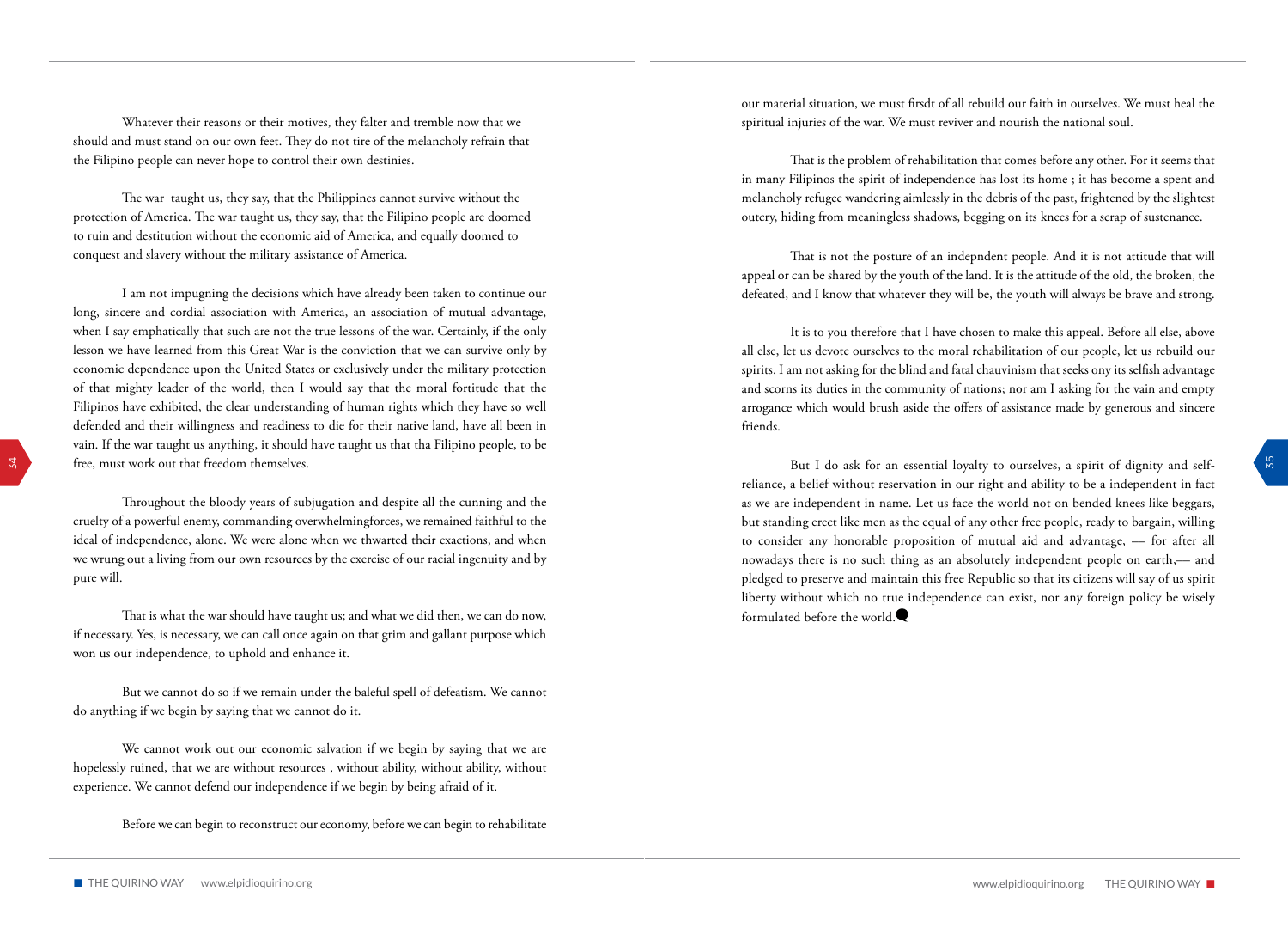Whatever their reasons or their motives, they falter and tremble now that we should and must stand on our own feet. They do not tire of the melancholy refrain that the Filipino people can never hope to control their own destinies.

The war taught us, they say, that the Philippines cannot survive without the protection of America. The war taught us, they say, that the Filipino people are doomed to ruin and destitution without the economic aid of America, and equally doomed to conquest and slavery without the military assistance of America.

I am not impugning the decisions which have already been taken to continue our long, sincere and cordial association with America, an association of mutual advantage, when I say emphatically that such are not the true lessons of the war. Certainly, if the only lesson we have learned from this Great War is the conviction that we can survive only by economic dependence upon the United States or exclusively under the military protection of that mighty leader of the world, then I would say that the moral fortitude that the Filipinos have exhibited, the clear understanding of human rights which they have so well defended and their willingness and readiness to die for their native land, have all been in vain. If the war taught us anything, it should have taught us that tha Filipino people, to be free, must work out that freedom themselves.

Throughout the bloody years of subjugation and despite all the cunning and the cruelty of a powerful enemy, commanding overwhelmingforces, we remained faithful to the ideal of independence, alone. We were alone when we thwarted their exactions, and when we wrung out a living from our own resources by the exercise of our racial ingenuity and by pure will.

That is what the war should have taught us; and what we did then, we can do now, if necessary. Yes, is necessary, we can call once again on that grim and gallant purpose which won us our independence, to uphold and enhance it.

But we cannot do so if we remain under the baleful spell of defeatism. We cannot do anything if we begin by saying that we cannot do it.

We cannot work out our economic salvation if we begin by saying that we are hopelessly ruined, that we are without resources , without ability, without ability, without experience. We cannot defend our independence if we begin by being afraid of it.

Before we can begin to reconstruct our economy, before we can begin to rehabilitate our material situation, we must firsdt of all rebuild our faith in ourselves. We must heal the spiritual injuries of the war. We must reviver and nourish the national soul.

That is the problem of rehabilitation that comes before any other. For it seems that in many Filipinos the spirit of independence has lost its home ; it has become a spent and melancholy refugee wandering aimlessly in the debris of the past, frightened by the slightest outcry, hiding from meaningless shadows, begging on its knees for a scrap of sustenance.

That is not the posture of an indepndent people. And it is not attitude that will appeal or can be shared by the youth of the land. It is the attitude of the old, the broken, the defeated, and I know that whatever they will be, the youth will always be brave and strong.

It is to you therefore that I have chosen to make this appeal. Before all else, above all else, let us devote ourselves to the moral rehabilitation of our people, let us rebuild our spirits. I am not asking for the blind and fatal chauvinism that seeks ony its selfish advantage and scorns its duties in the community of nations; nor am I asking for the vain and empty arrogance which would brush aside the offers of assistance made by generous and sincere friends.

But I do ask for an essential loyalty to ourselves, a spirit of dignity and self-reliance, a belief without reservation in our right and ability to be a independent in fact as we are independent in name. Let us face the world not on bended knees like beggars, but standing erect like men as the equal of any other free people, ready to bargain, willing to consider any honorable proposition of mutual aid and advantage, — for after all nowadays there is no such thing as an absolutely independent people on earth,— and pledged to preserve and maintain this free Republic so that its citizens will say of us spirit liberty without which no true independence can exist, nor any foreign policy be wisely formulated before the world.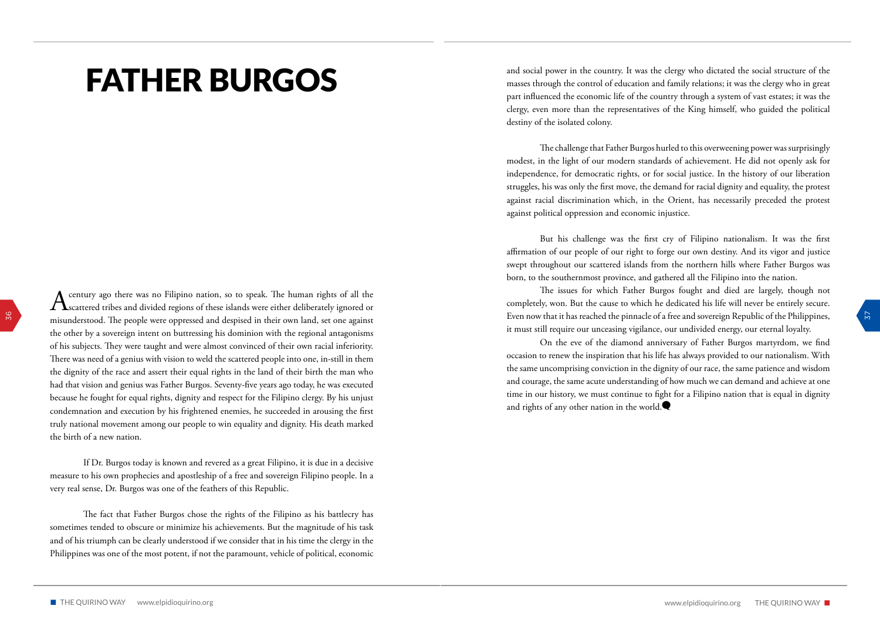# FATHER BURGOS

A century ago there was no Filipino nation, so to speak. The human rights of all the scattered tribes and divided regions of these islands were either deliberately ignored or misunderstood. The people were oppressed and despised in their own land, set one against the other by a sovereign intent on buttressing his dominion with the regional antagonisms of his subjects. They were taught and were almost convinced of their own racial inferiority. There was need of a genius with vision to weld the scattered people into one, in-still in them the dignity of the race and assert their equal rights in the land of their birth the man who had that vision and genius was Father Burgos. Seventy-five years ago today, he was executed because he fought for equal rights, dignity and respect for the Filipino clergy. By his unjust condemnation and execution by his frightened enemies, he succeeded in arousing the first truly national movement among our people to win equality and dignity. His death marked the birth of a new nation.

If Dr. Burgos today is known and revered as a great Filipino, it is due in a decisive measure to his own prophecies and apostleship of a free and sovereign Filipino people. In a very real sense, Dr. Burgos was one of the feathers of this Republic.

The fact that Father Burgos chose the rights of the Filipino as his battlecry has sometimes tended to obscure or minimize his achievements. But the magnitude of his task and of his triumph can be clearly understood if we consider that in his time the clergy in the Philippines was one of the most potent, if not the paramount, vehicle of political, economic and social power in the country. It was the clergy who dictated the social structure of the masses through the control of education and family relations; it was the clergy who in great part influenced the economic life of the country through a system of vast estates; it was the clergy, even more than the representatives of the King himself, who guided the political destiny of the isolated colony.

The challenge that Father Burgos hurled to this overweening power was surprisingly modest, in the light of our modern standards of achievement. He did not openly ask for independence, for democratic rights, or for social justice. In the history of our liberation struggles, his was only the first move, the demand for racial dignity and equality, the protest against racial discrimination which, in the Orient, has necessarily preceded the protest against political oppression and economic injustice.

But his challenge was the first cry of Filipino nationalism. It was the first affirmation of our people of our right to forge our own destiny. And its vigor and justice swept throughout our scattered islands from the northern hills where Father Burgos was born, to the southernmost province, and gathered all the Filipino into the nation.

The issues for which Father Burgos fought and died are largely, though not completely, won. But the cause to which he dedicated his life will never be entirely secure. Even now that it has reached the pinnacle of a free and sovereign Republic of the Philippines, it must still require our unceasing vigilance, our undivided energy, our eternal loyalty.

On the eve of the diamond anniversary of Father Burgos martyrdom, we find occasion to renew the inspiration that his life has always provided to our nationalism. With the same uncomprising conviction in the dignity of our race, the same patience and wisdom and courage, the same acute understanding of how much we can demand and achieve at one time in our history, we must continue to fight for a Filipino nation that is equal in dignity and rights of any other nation in the world.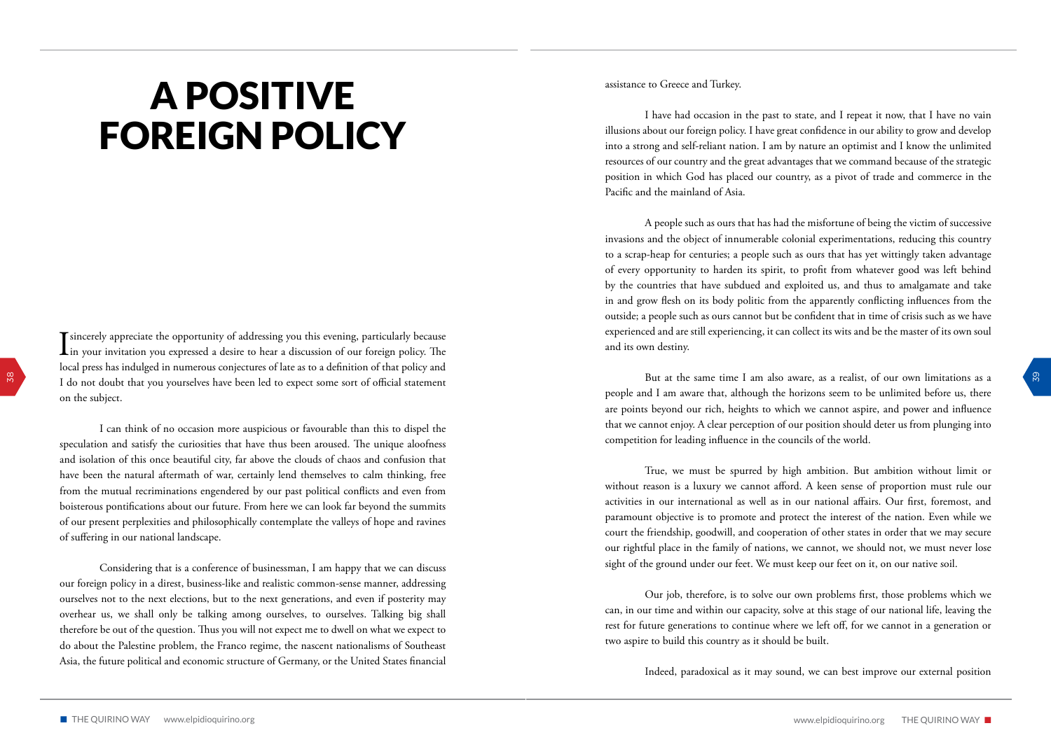# A POSITIVE FOREIGN POLICY

I sincerely appreciate the opportunity of addressing you this evening, particularly because in your invitation you expressed a desire to hear a discussion of our foreign policy. The local press has indulged in numerous conjectures of late as to a definition of that policy and I do not doubt that you yourselves have been led to expect some sort of official statement on the subject.

I can think of no occasion more auspicious or favourable than this to dispel the speculation and satisfy the curiosities that have thus been aroused. The unique aloofness and isolation of this once beautiful city, far above the clouds of chaos and confusion that have been the natural aftermath of war, certainly lend themselves to calm thinking, free from the mutual recriminations engendered by our past political conflicts and even from boisterous pontifications about our future. From here we can look far beyond the summits of our present perplexities and philosophically contemplate the valleys of hope and ravines of suffering in our national landscape.

Considering that is a conference of businessman, I am happy that we can discuss our foreign policy in a direst, business-like and realistic common-sense manner, addressing ourselves not to the next elections, but to the next generations, and even if posterity may overhear us, we shall only be talking among ourselves, to ourselves. Talking big shall therefore be out of the question. Thus you will not expect me to dwell on what we expect to do about the Palestine problem, the Franco regime, the nascent nationalisms of Southeast Asia, the future political and economic structure of Germany, or the United States financial assistance to Greece and Turkey.

I have had occasion in the past to state, and I repeat it now, that I have no vain illusions about our foreign policy. I have great confidence in our ability to grow and develop into a strong and self-reliant nation. I am by nature an optimist and I know the unlimited resources of our country and the great advantages that we command because of the strategic position in which God has placed our country, as a pivot of trade and commerce in the Pacific and the mainland of Asia.

A people such as ours that has had the misfortune of being the victim of successive invasions and the object of innumerable colonial experimentations, reducing this country to a scrap-heap for centuries; a people such as ours that has yet wittingly taken advantage of every opportunity to harden its spirit, to profit from whatever good was left behind by the countries that have subdued and exploited us, and thus to amalgamate and take in and grow flesh on its body politic from the apparently conflicting influences from the outside; a people such as ours cannot but be confident that in time of crisis such as we have experienced and are still experiencing, it can collect its wits and be the master of its own soul and its own destiny.

But at the same time I am also aware, as a realist, of our own limitations as a people and I am aware that, although the horizons seem to be unlimited before us, there are points beyond our rich, heights to which we cannot aspire, and power and influence that we cannot enjoy. A clear perception of our position should deter us from plunging into competition for leading influence in the councils of the world.

True, we must be spurred by high ambition. But ambition without limit or without reason is a luxury we cannot afford. A keen sense of proportion must rule our activities in our international as well as in our national affairs. Our first, foremost, and paramount objective is to promote and protect the interest of the nation. Even while we court the friendship, goodwill, and cooperation of other states in order that we may secure our rightful place in the family of nations, we cannot, we should not, we must never lose sight of the ground under our feet. We must keep our feet on it, on our native soil.

Our job, therefore, is to solve our own problems first, those problems which we can, in our time and within our capacity, solve at this stage of our national life, leaving the rest for future generations to continue where we left off, for we cannot in a generation or two aspire to build this country as it should be built.

Indeed, paradoxical as it may sound, we can best improve our external position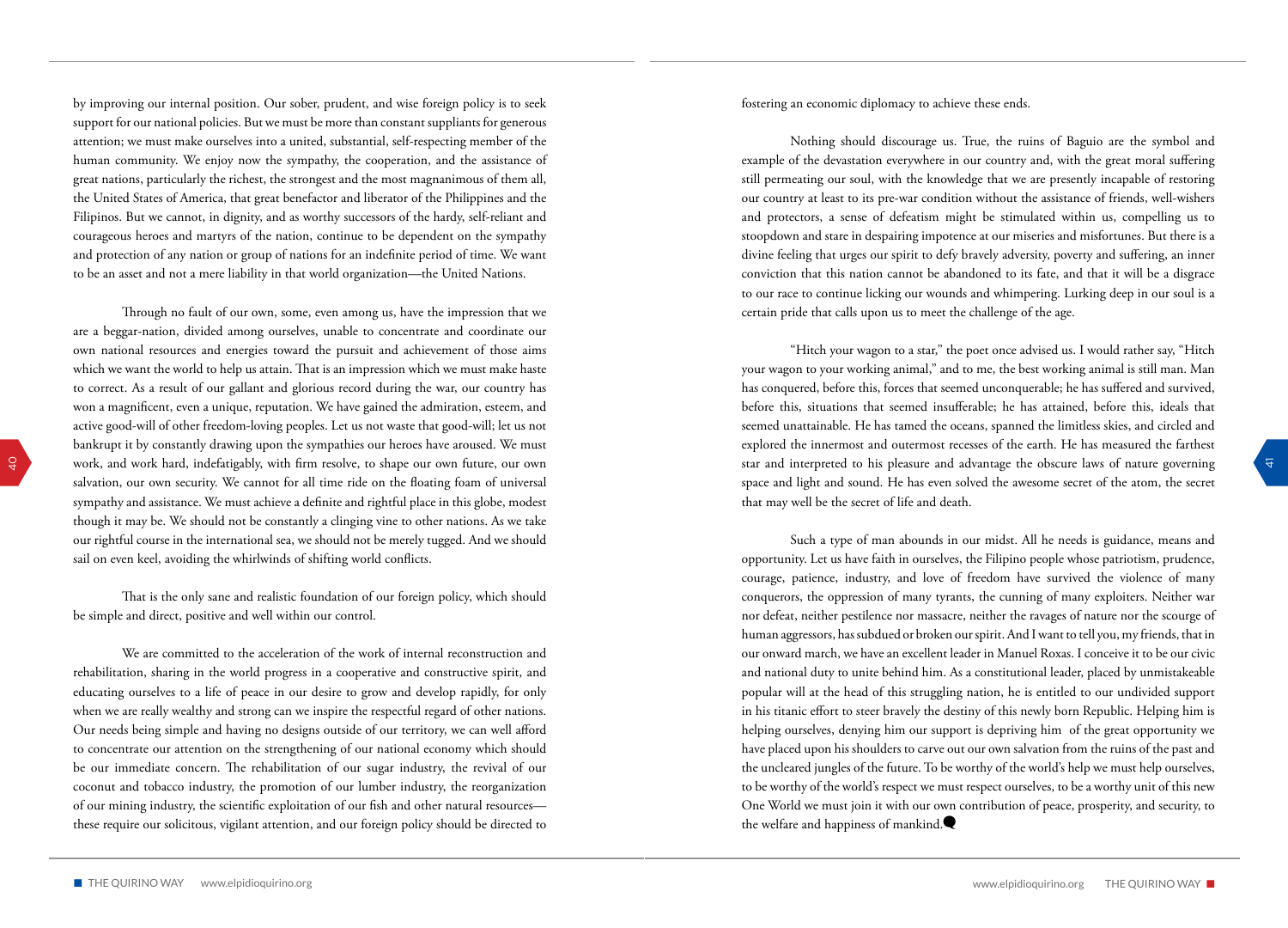by improving our internal position. Our sober, prudent, and wise foreign policy is to seek support for our national policies. But we must be more than constant suppliants for generous attention; we must make ourselves into a united, substantial, self-respecting member of the human community. We enjoy now the sympathy, the cooperation, and the assistance of great nations, particularly the richest, the strongest and the most magnanimous of them all, the United States of America, that great benefactor and liberator of the Philippines and the Filipinos. But we cannot, in dignity, and as worthy successors of the hardy, self-reliant and courageous heroes and martyrs of the nation, continue to be dependent on the sympathy and protection of any nation or group of nations for an indefinite period of time. We want to be an asset and not a mere liability in that world organization—the United Nations.

Through no fault of our own, some, even among us, have the impression that we are a beggar-nation, divided among ourselves, unable to concentrate and coordinate our own national resources and energies toward the pursuit and achievement of those aims which we want the world to help us attain. That is an impression which we must make haste to correct. As a result of our gallant and glorious record during the war, our country has won a magnificent, even a unique, reputation. We have gained the admiration, esteem, and active good-will of other freedom-loving peoples. Let us not waste that good-will; let us not bankrupt it by constantly drawing upon the sympathies our heroes have aroused. We must work, and work hard, indefatigably, with firm resolve, to shape our own future, our own salvation, our own security. We cannot for all time ride on the floating foam of universal sympathy and assistance. We must achieve a definite and rightful place in this globe, modest though it may be. We should not be constantly a clinging vine to other nations. As we take our rightful course in the international sea, we should not be merely tugged. And we should sail on even keel, avoiding the whirlwinds of shifting world conflicts.

That is the only sane and realistic foundation of our foreign policy, which should be simple and direct, positive and well within our control.

We are committed to the acceleration of the work of internal reconstruction and rehabilitation, sharing in the world progress in a cooperative and constructive spirit, and educating ourselves to a life of peace in our desire to grow and develop rapidly, for only when we are really wealthy and strong can we inspire the respectful regard of other nations. Our needs being simple and having no designs outside of our territory, we can well afford to concentrate our attention on the strengthening of our national economy which should be our immediate concern. The rehabilitation of our sugar industry, the revival of our coconut and tobacco industry, the promotion of our lumber industry, the reorganization of our mining industry, the scientific exploitation of our fish and other natural resources—these require our solicitous, vigilant attention, and our foreign policy should be directed to fostering an economic diplomacy to achieve these ends.

Nothing should discourage us. True, the ruins of Baguio are the symbol and example of the devastation everywhere in our country and, with the great moral suffering still permeating our soul, with the knowledge that we are presently incapable of restoring our country at least to its pre-war condition without the assistance of friends, well-wishers and protectors, a sense of defeatism might be stimulated within us, compelling us to stoopdown and stare in despairing impotence at our miseries and misfortunes. But there is a divine feeling that urges our spirit to defy bravely adversity, poverty and suffering, an inner conviction that this nation cannot be abandoned to its fate, and that it will be a disgrace to our race to continue licking our wounds and whimpering. Lurking deep in our soul is a certain pride that calls upon us to meet the challenge of the age.

"Hitch your wagon to a star," the poet once advised us. I would rather say, "Hitch your wagon to your working animal," and to me, the best working animal is still man. Man has conquered, before this, forces that seemed unconquerable; he has suffered and survived, before this, situations that seemed insufferable; he has attained, before this, ideals that seemed unattainable. He has tamed the oceans, spanned the limitless skies, and circled and explored the innermost and outermost recesses of the earth. He has measured the farthest star and interpreted to his pleasure and advantage the obscure laws of nature governing space and light and sound. He has even solved the awesome secret of the atom, the secret that may well be the secret of life and death.

Such a type of man abounds in our midst. All he needs is guidance, means and opportunity. Let us have faith in ourselves, the Filipino people whose patriotism, prudence, courage, patience, industry, and love of freedom have survived the violence of many conquerors, the oppression of many tyrants, the cunning of many exploiters. Neither war nor defeat, neither pestilence nor massacre, neither the ravages of nature nor the scourge of human aggressors, has subdued or broken our spirit. And I want to tell you, my friends, that in our onward march, we have an excellent leader in Manuel Roxas. I conceive it to be our civic and national duty to unite behind him. As a constitutional leader, placed by unmistakeable popular will at the head of this struggling nation, he is entitled to our undivided support in his titanic effort to steer bravely the destiny of this newly born Republic. Helping him is helping ourselves, denying him our support is depriving him of the great opportunity we have placed upon his shoulders to carve out our own salvation from the ruins of the past and the uncleared jungles of the future. To be worthy of the world's help we must help ourselves, to be worthy of the world's respect we must respect ourselves, to be a worthy unit of this new One World we must join it with our own contribution of peace, prosperity, and security, to the welfare and happiness of mankind.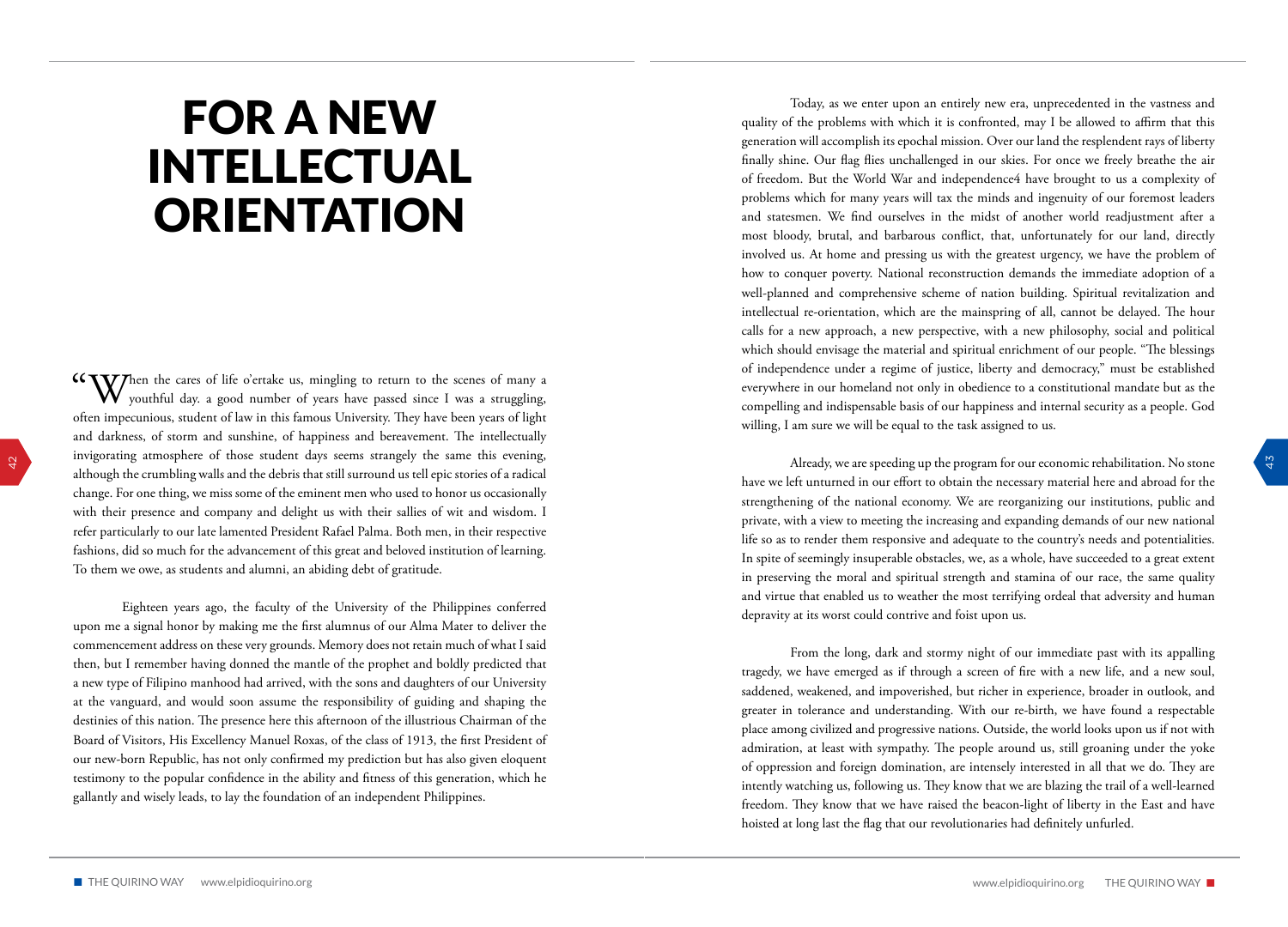# FOR A NEW INTELLECTUAL ORIENTATION

"When the cares of life o'ertake us, mingling to return to the scenes of many a youthful day. a good number of years have passed since I was a struggling, often impecunious, student of law in this famous University. They have been years of light and darkness, of storm and sunshine, of happiness and bereavement. The intellectually invigorating atmosphere of those student days seems strangely the same this evening, although the crumbling walls and the debris that still surround us tell epic stories of a radical change. For one thing, we miss some of the eminent men who used to honor us occasionally with their presence and company and delight us with their sallies of wit and wisdom. I refer particularly to our late lamented President Rafael Palma. Both men, in their respective fashions, did so much for the advancement of this great and beloved institution of learning. To them we owe, as students and alumni, an abiding debt of gratitude.

Eighteen years ago, the faculty of the University of the Philippines conferred upon me a signal honor by making me the first alumnus of our Alma Mater to deliver the commencement address on these very grounds. Memory does not retain much of what I said then, but I remember having donned the mantle of the prophet and boldly predicted that a new type of Filipino manhood had arrived, with the sons and daughters of our University at the vanguard, and would soon assume the responsibility of guiding and shaping the destinies of this nation. The presence here this afternoon of the illustrious Chairman of the Board of Visitors, His Excellency Manuel Roxas, of the class of 1913, the first President of our new-born Republic, has not only confirmed my prediction but has also given eloquent testimony to the popular confidence in the ability and fitness of this generation, which he gallantly and wisely leads, to lay the foundation of an independent Philippines.

Today, as we enter upon an entirely new era, unprecedented in the vastness and quality of the problems with which it is confronted, may I be allowed to affirm that this generation will accomplish its epochal mission. Over our land the resplendent rays of liberty finally shine. Our flag flies unchallenged in our skies. For once we freely breathe the air of freedom. But the World War and independence4 have brought to us a complexity of problems which for many years will tax the minds and ingenuity of our foremost leaders and statesmen. We find ourselves in the midst of another world readjustment after a most bloody, brutal, and barbarous conflict, that, unfortunately for our land, directly involved us. At home and pressing us with the greatest urgency, we have the problem of how to conquer poverty. National reconstruction demands the immediate adoption of a well-planned and comprehensive scheme of nation building. Spiritual revitalization and intellectual re-orientation, which are the mainspring of all, cannot be delayed. The hour calls for a new approach, a new perspective, with a new philosophy, social and political which should envisage the material and spiritual enrichment of our people. "The blessings of independence under a regime of justice, liberty and democracy," must be established everywhere in our homeland not only in obedience to a constitutional mandate but as the compelling and indispensable basis of our happiness and internal security as a people. God willing, I am sure we will be equal to the task assigned to us.

Already, we are speeding up the program for our economic rehabilitation. No stone have we left unturned in our effort to obtain the necessary material here and abroad for the strengthening of the national economy. We are reorganizing our institutions, public and private, with a view to meeting the increasing and expanding demands of our new national life so as to render them responsive and adequate to the country's needs and potentialities. In spite of seemingly insuperable obstacles, we, as a whole, have succeeded to a great extent in preserving the moral and spiritual strength and stamina of our race, the same quality and virtue that enabled us to weather the most terrifying ordeal that adversity and human depravity at its worst could contrive and foist upon us.

From the long, dark and stormy night of our immediate past with its appalling tragedy, we have emerged as if through a screen of fire with a new life, and a new soul, saddened, weakened, and impoverished, but richer in experience, broader in outlook, and greater in tolerance and understanding. With our re-birth, we have found a respectable place among civilized and progressive nations. Outside, the world looks upon us if not with admiration, at least with sympathy. The people around us, still groaning under the yoke of oppression and foreign domination, are intensely interested in all that we do. They are intently watching us, following us. They know that we are blazing the trail of a well-learned freedom. They know that we have raised the beacon-light of liberty in the East and have hoisted at long last the flag that our revolutionaries had definitely unfurled.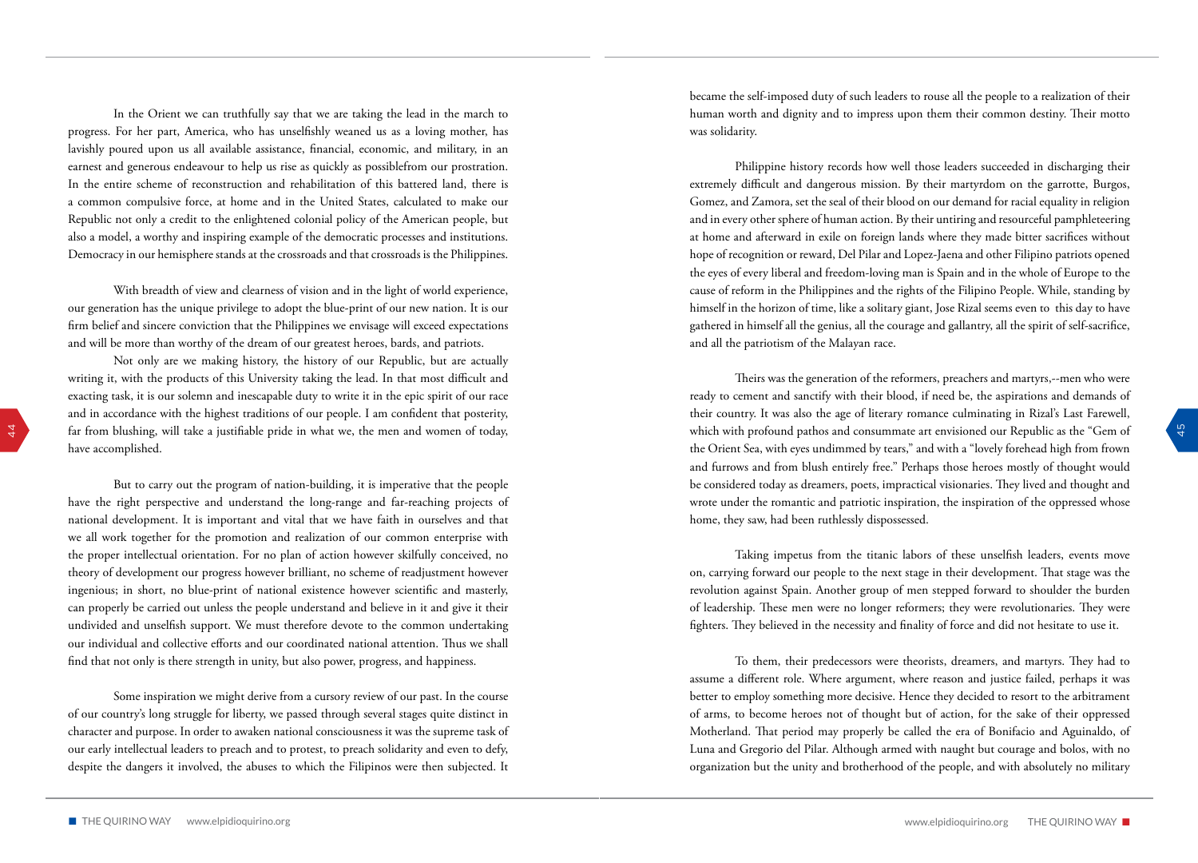In the Orient we can truthfully say that we are taking the lead in the march to progress. For her part, America, who has unselfishly weaned us as a loving mother, has lavishly poured upon us all available assistance, financial, economic, and military, in an earnest and generous endeavour to help us rise as quickly as possiblefrom our prostration. In the entire scheme of reconstruction and rehabilitation of this battered land, there is a common compulsive force, at home and in the United States, calculated to make our Republic not only a credit to the enlightened colonial policy of the American people, but also a model, a worthy and inspiring example of the democratic processes and institutions. Democracy in our hemisphere stands at the crossroads and that crossroads is the Philippines.

With breadth of view and clearness of vision and in the light of world experience, our generation has the unique privilege to adopt the blue-print of our new nation. It is our firm belief and sincere conviction that the Philippines we envisage will exceed expectations and will be more than worthy of the dream of our greatest heroes, bards, and patriots.

Not only are we making history, the history of our Republic, but are actually writing it, with the products of this University taking the lead. In that most difficult and exacting task, it is our solemn and inescapable duty to write it in the epic spirit of our race and in accordance with the highest traditions of our people. I am confident that posterity, far from blushing, will take a justifiable pride in what we, the men and women of today, have accomplished.

But to carry out the program of nation-building, it is imperative that the people have the right perspective and understand the long-range and far-reaching projects of national development. It is important and vital that we have faith in ourselves and that we all work together for the promotion and realization of our common enterprise with the proper intellectual orientation. For no plan of action however skilfully conceived, no theory of development our progress however brilliant, no scheme of readjustment however ingenious; in short, no blue-print of national existence however scientific and masterly, can properly be carried out unless the people understand and believe in it and give it their undivided and unselfish support. We must therefore devote to the common undertaking our individual and collective efforts and our coordinated national attention. Thus we shall find that not only is there strength in unity, but also power, progress, and happiness.

Some inspiration we might derive from a cursory review of our past. In the course of our country's long struggle for liberty, we passed through several stages quite distinct in character and purpose. In order to awaken national consciousness it was the supreme task of our early intellectual leaders to preach and to protest, to preach solidarity and even to defy, despite the dangers it involved, the abuses to which the Filipinos were then subjected. It became the self-imposed duty of such leaders to rouse all the people to a realization of their human worth and dignity and to impress upon them their common destiny. Their motto was solidarity.

Philippine history records how well those leaders succeeded in discharging their extremely difficult and dangerous mission. By their martyrdom on the garrotte, Burgos, Gomez, and Zamora, set the seal of their blood on our demand for racial equality in religion and in every other sphere of human action. By their untiring and resourceful pamphleteering at home and afterward in exile on foreign lands where they made bitter sacrifices without hope of recognition or reward, Del Pilar and Lopez-Jaena and other Filipino patriots opened the eyes of every liberal and freedom-loving man is Spain and in the whole of Europe to the cause of reform in the Philippines and the rights of the Filipino People. While, standing by himself in the horizon of time, like a solitary giant, Jose Rizal seems even to this day to have gathered in himself all the genius, all the courage and gallantry, all the spirit of self-sacrifice, and all the patriotism of the Malayan race.

Theirs was the generation of the reformers, preachers and martyrs,--men who were ready to cement and sanctify with their blood, if need be, the aspirations and demands of their country. It was also the age of literary romance culminating in Rizal's Last Farewell, which with profound pathos and consummate art envisioned our Republic as the "Gem of the Orient Sea, with eyes undimmed by tears," and with a "lovely forehead high from frown and furrows and from blush entirely free." Perhaps those heroes mostly of thought would be considered today as dreamers, poets, impractical visionaries. They lived and thought and wrote under the romantic and patriotic inspiration, the inspiration of the oppressed whose home, they saw, had been ruthlessly dispossessed.

Taking impetus from the titanic labors of these unselfish leaders, events move on, carrying forward our people to the next stage in their development. That stage was the revolution against Spain. Another group of men stepped forward to shoulder the burden of leadership. These men were no longer reformers; they were revolutionaries. They were fighters. They believed in the necessity and finality of force and did not hesitate to use it.

To them, their predecessors were theorists, dreamers, and martyrs. They had to assume a different role. Where argument, where reason and justice failed, perhaps it was better to employ something more decisive. Hence they decided to resort to the arbitrament of arms, to become heroes not of thought but of action, for the sake of their oppressed Motherland. That period may properly be called the era of Bonifacio and Aguinaldo, of Luna and Gregorio del Pilar. Although armed with naught but courage and bolos, with no organization but the unity and brotherhood of the people, and with absolutely no military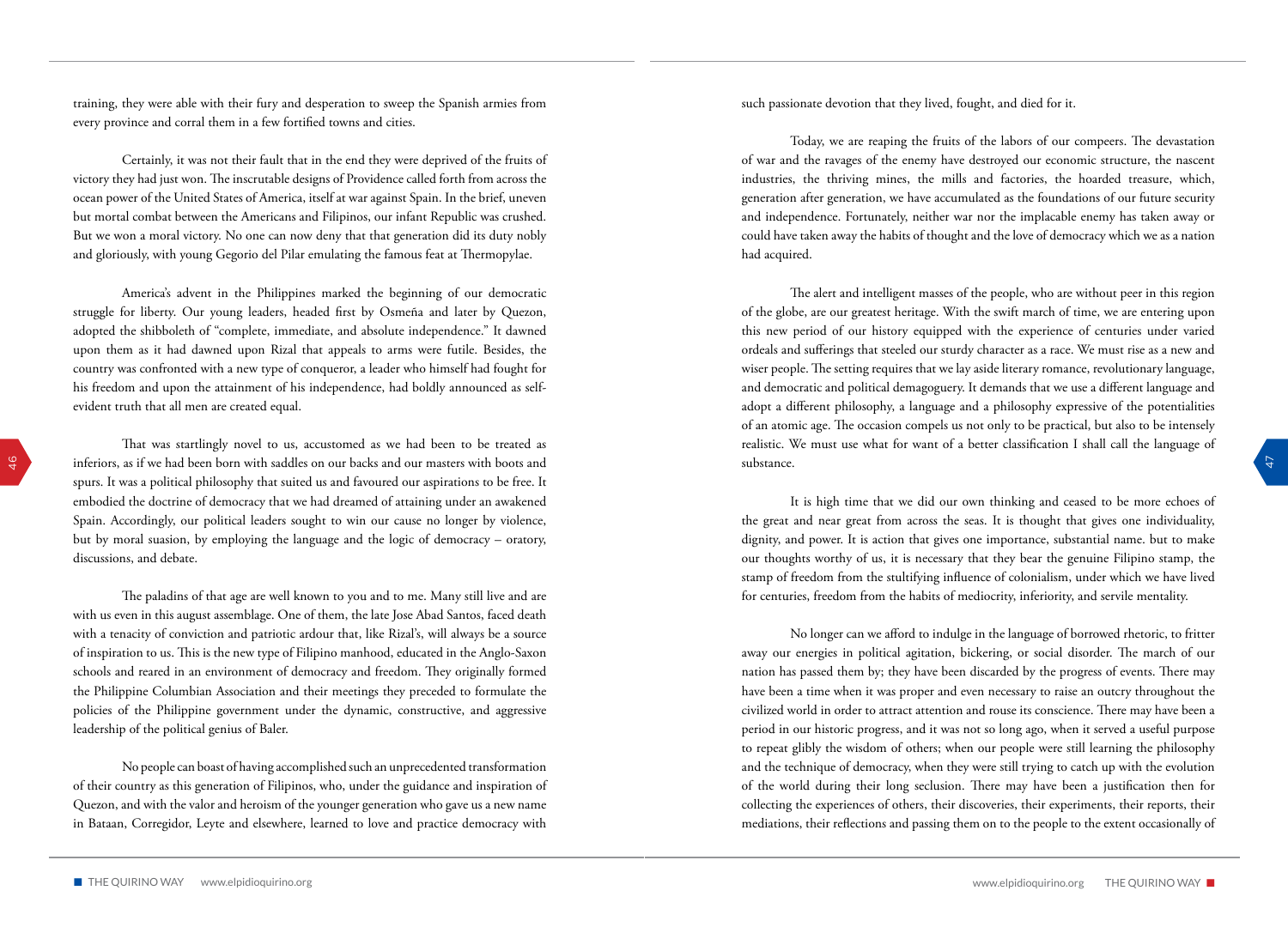training, they were able with their fury and desperation to sweep the Spanish armies from every province and corral them in a few fortified towns and cities.

Certainly, it was not their fault that in the end they were deprived of the fruits of victory they had just won. The inscrutable designs of Providence called forth from across the ocean power of the United States of America, itself at war against Spain. In the brief, uneven but mortal combat between the Americans and Filipinos, our infant Republic was crushed. But we won a moral victory. No one can now deny that that generation did its duty nobly and gloriously, with young Gegorio del Pilar emulating the famous feat at Thermopylae.

America's advent in the Philippines marked the beginning of our democratic struggle for liberty. Our young leaders, headed first by Osmeña and later by Quezon, adopted the shibboleth of "complete, immediate, and absolute independence." It dawned upon them as it had dawned upon Rizal that appeals to arms were futile. Besides, the country was confronted with a new type of conqueror, a leader who himself had fought for his freedom and upon the attainment of his independence, had boldly announced as self-evident truth that all men are created equal.

That was startlingly novel to us, accustomed as we had been to be treated as inferiors, as if we had been born with saddles on our backs and our masters with boots and spurs. It was a political philosophy that suited us and favoured our aspirations to be free. It embodied the doctrine of democracy that we had dreamed of attaining under an awakened Spain. Accordingly, our political leaders sought to win our cause no longer by violence, but by moral suasion, by employing the language and the logic of democracy – oratory, discussions, and debate.

The paladins of that age are well known to you and to me. Many still live and are with us even in this august assemblage. One of them, the late Jose Abad Santos, faced death with a tenacity of conviction and patriotic ardour that, like Rizal's, will always be a source of inspiration to us. This is the new type of Filipino manhood, educated in the Anglo-Saxon schools and reared in an environment of democracy and freedom. They originally formed the Philippine Columbian Association and their meetings they preceded to formulate the policies of the Philippine government under the dynamic, constructive, and aggressive leadership of the political genius of Baler.

No people can boast of having accomplished such an unprecedented transformation of their country as this generation of Filipinos, who, under the guidance and inspiration of Quezon, and with the valor and heroism of the younger generation who gave us a new name in Bataan, Corregidor, Leyte and elsewhere, learned to love and practice democracy with such passionate devotion that they lived, fought, and died for it.

Today, we are reaping the fruits of the labors of our compeers. The devastation of war and the ravages of the enemy have destroyed our economic structure, the nascent industries, the thriving mines, the mills and factories, the hoarded treasure, which, generation after generation, we have accumulated as the foundations of our future security and independence. Fortunately, neither war nor the implacable enemy has taken away or could have taken away the habits of thought and the love of democracy which we as a nation had acquired.

The alert and intelligent masses of the people, who are without peer in this region of the globe, are our greatest heritage. With the swift march of time, we are entering upon this new period of our history equipped with the experience of centuries under varied ordeals and sufferings that steeled our sturdy character as a race. We must rise as a new and wiser people. The setting requires that we lay aside literary romance, revolutionary language, and democratic and political demagoguery. It demands that we use a different language and adopt a different philosophy, a language and a philosophy expressive of the potentialities of an atomic age. The occasion compels us not only to be practical, but also to be intensely realistic. We must use what for want of a better classification I shall call the language of substance.

It is high time that we did our own thinking and ceased to be more echoes of the great and near great from across the seas. It is thought that gives one individuality, dignity, and power. It is action that gives one importance, substantial name. but to make our thoughts worthy of us, it is necessary that they bear the genuine Filipino stamp, the stamp of freedom from the stultifying influence of colonialism, under which we have lived for centuries, freedom from the habits of mediocrity, inferiority, and servile mentality.

No longer can we afford to indulge in the language of borrowed rhetoric, to fritter away our energies in political agitation, bickering, or social disorder. The march of our nation has passed them by; they have been discarded by the progress of events. There may have been a time when it was proper and even necessary to raise an outcry throughout the civilized world in order to attract attention and rouse its conscience. There may have been a period in our historic progress, and it was not so long ago, when it served a useful purpose to repeat glibly the wisdom of others; when our people were still learning the philosophy and the technique of democracy, when they were still trying to catch up with the evolution of the world during their long seclusion. There may have been a justification then for collecting the experiences of others, their discoveries, their experiments, their reports, their mediations, their reflections and passing them on to the people to the extent occasionally of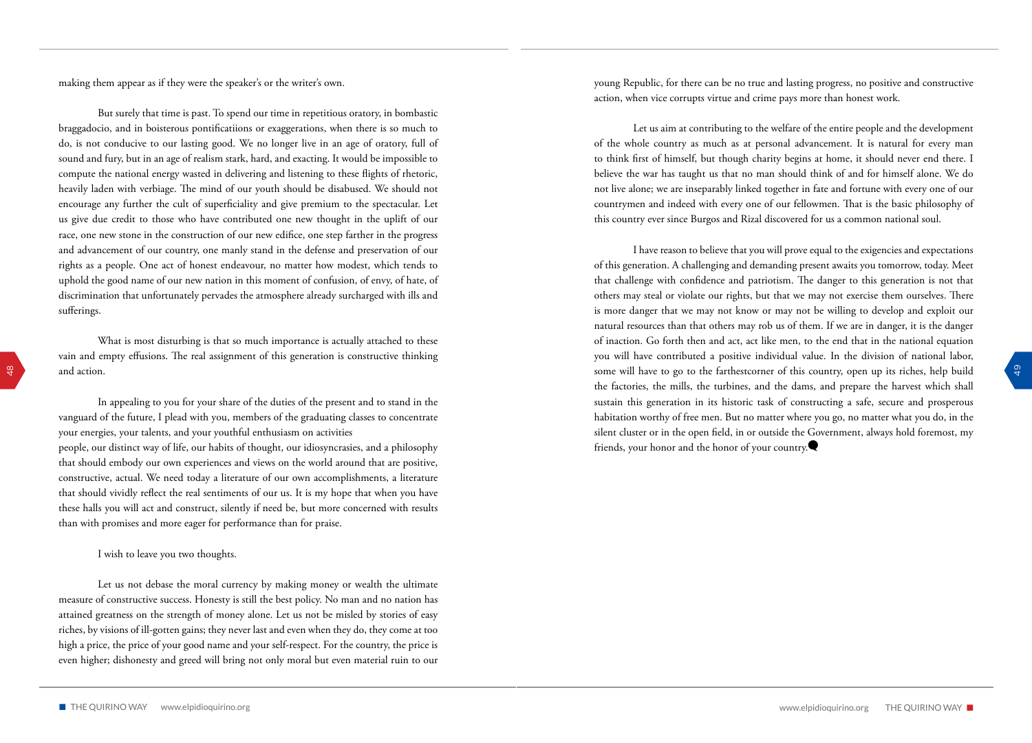making them appear as if they were the speaker's or the writer's own.

But surely that time is past. To spend our time in repetitious oratory, in bombastic braggadocio, and in boisterous pontificatiions or exaggerations, when there is so much to do, is not conducive to our lasting good. We no longer live in an age of oratory, full of sound and fury, but in an age of realism stark, hard, and exacting. It would be impossible to compute the national energy wasted in delivering and listening to these flights of rhetoric, heavily laden with verbiage. The mind of our youth should be disabused. We should not encourage any further the cult of superficiality and give premium to the spectacular. Let us give due credit to those who have contributed one new thought in the uplift of our race, one new stone in the construction of our new edifice, one step farther in the progress and advancement of our country, one manly stand in the defense and preservation of our rights as a people. One act of honest endeavour, no matter how modest, which tends to uphold the good name of our new nation in this moment of confusion, of envy, of hate, of discrimination that unfortunately pervades the atmosphere already surcharged with ills and sufferings.

What is most disturbing is that so much importance is actually attached to these vain and empty effusions. The real assignment of this generation is constructive thinking and action.

In appealing to you for your share of the duties of the present and to stand in the vanguard of the future, I plead with you, members of the graduating classes to concentrate your energies, your talents, and your youthful enthusiasm on activities

people, our distinct way of life, our habits of thought, our idiosyncrasies, and a philosophy that should embody our own experiences and views on the world around that are positive, constructive, actual. We need today a literature of our own accomplishments, a literature that should vividly reflect the real sentiments of our us. It is my hope that when you have these halls you will act and construct, silently if need be, but more concerned with results than with promises and more eager for performance than for praise.

I wish to leave you two thoughts.

Let us not debase the moral currency by making money or wealth the ultimate measure of constructive success. Honesty is still the best policy. No man and no nation has attained greatness on the strength of money alone. Let us not be misled by stories of easy riches, by visions of ill-gotten gains; they never last and even when they do, they come at too high a price, the price of your good name and your self-respect. For the country, the price is even higher; dishonesty and greed will bring not only moral but even material ruin to our young Republic, for there can be no true and lasting progress, no positive and constructive action, when vice corrupts virtue and crime pays more than honest work.

Let us aim at contributing to the welfare of the entire people and the development of the whole country as much as at personal advancement. It is natural for every man to think first of himself, but though charity begins at home, it should never end there. I believe the war has taught us that no man should think of and for himself alone. We do not live alone; we are inseparably linked together in fate and fortune with every one of our countrymen and indeed with every one of our fellowmen. That is the basic philosophy of this country ever since Burgos and Rizal discovered for us a common national soul.

I have reason to believe that you will prove equal to the exigencies and expectations of this generation. A challenging and demanding present awaits you tomorrow, today. Meet that challenge with confidence and patriotism. The danger to this generation is not that others may steal or violate our rights, but that we may not exercise them ourselves. There is more danger that we may not know or may not be willing to develop and exploit our natural resources than that others may rob us of them. If we are in danger, it is the danger of inaction. Go forth then and act, act like men, to the end that in the national equation you will have contributed a positive individual value. In the division of national labor, some will have to go to the farthestcorner of this country, open up its riches, help build the factories, the mills, the turbines, and the dams, and prepare the harvest which shall sustain this generation in its historic task of constructing a safe, secure and prosperous habitation worthy of free men. But no matter where you go, no matter what you do, in the silent cluster or in the open field, in or outside the Government, always hold foremost, my friends, your honor and the honor of your country.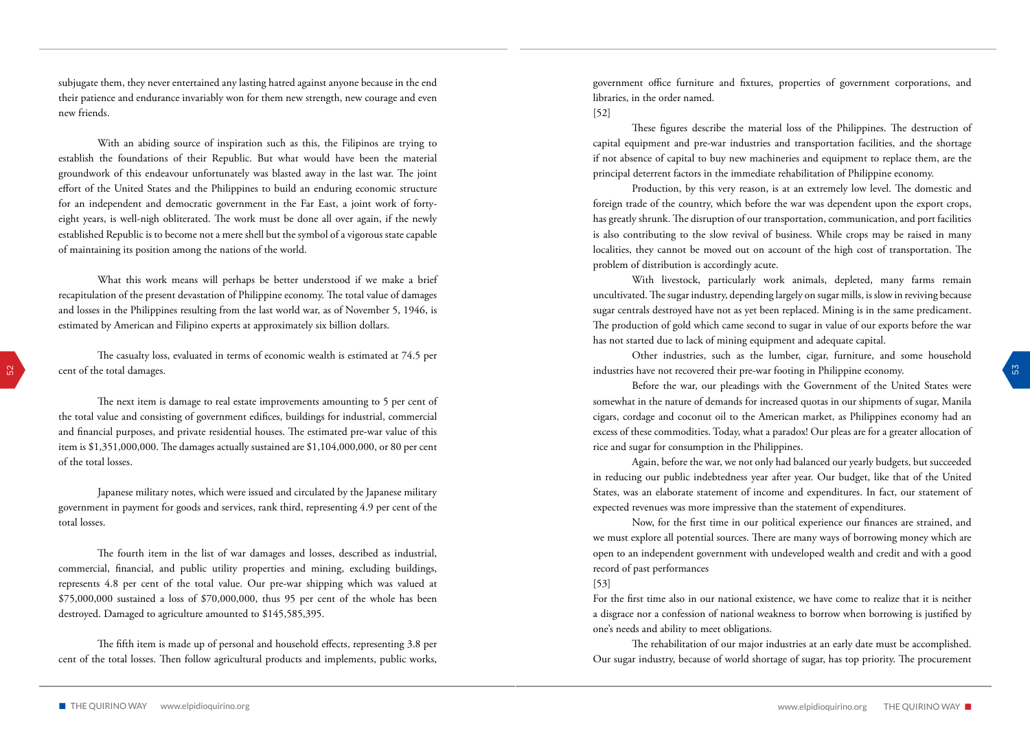subjugate them, they never entertained any lasting hatred against anyone because in the end their patience and endurance invariably won for them new strength, new courage and even new friends.

With an abiding source of inspiration such as this, the Filipinos are trying to establish the foundations of their Republic. But what would have been the material groundwork of this endeavour unfortunately was blasted away in the last war. The joint effort of the United States and the Philippines to build an enduring economic structure for an independent and democratic government in the Far East, a joint work of forty-eight years, is well-nigh obliterated. The work must be done all over again, if the newly established Republic is to become not a mere shell but the symbol of a vigorous state capable of maintaining its position among the nations of the world.

What this work means will perhaps be better understood if we make a brief recapitulation of the present devastation of Philippine economy. The total value of damages and losses in the Philippines resulting from the last world war, as of November 5, 1946, is estimated by American and Filipino experts at approximately six billion dollars.

The casualty loss, evaluated in terms of economic wealth is estimated at 74.5 per cent of the total damages.

The next item is damage to real estate improvements amounting to 5 per cent of the total value and consisting of government edifices, buildings for industrial, commercial and financial purposes, and private residential houses. The estimated pre-war value of this item is $1,351,000,000. The damages actually sustained are $1,104,000,000, or 80 per cent of the total losses.

Japanese military notes, which were issued and circulated by the Japanese military government in payment for goods and services, rank third, representing 4.9 per cent of the total losses.

The fourth item in the list of war damages and losses, described as industrial, commercial, financial, and public utility properties and mining, excluding buildings, represents 4.8 per cent of the total value. Our pre-war shipping which was valued at $75,000,000 sustained a loss of $70,000,000, thus 95 per cent of the whole has been destroyed. Damaged to agriculture amounted to $145,585,395.

The fifth item is made up of personal and household effects, representing 3.8 per cent of the total losses. Then follow agricultural products and implements, public works, government office furniture and fixtures, properties of government corporations, and libraries, in the order named.

[52]

These figures describe the material loss of the Philippines. The destruction of capital equipment and pre-war industries and transportation facilities, and the shortage if not absence of capital to buy new machineries and equipment to replace them, are the principal deterrent factors in the immediate rehabilitation of Philippine economy.

Production, by this very reason, is at an extremely low level. The domestic and foreign trade of the country, which before the war was dependent upon the export crops, has greatly shrunk. The disruption of our transportation, communication, and port facilities is also contributing to the slow revival of business. While crops may be raised in many localities, they cannot be moved out on account of the high cost of transportation. The problem of distribution is accordingly acute.

With livestock, particularly work animals, depleted, many farms remain uncultivated. The sugar industry, depending largely on sugar mills, is slow in reviving because sugar centrals destroyed have not as yet been replaced. Mining is in the same predicament. The production of gold which came second to sugar in value of our exports before the war has not started due to lack of mining equipment and adequate capital.

Other industries, such as the lumber, cigar, furniture, and some household industries have not recovered their pre-war footing in Philippine economy.

Before the war, our pleadings with the Government of the United States were somewhat in the nature of demands for increased quotas in our shipments of sugar, Manila cigars, cordage and coconut oil to the American market, as Philippines economy had an excess of these commodities. Today, what a paradox! Our pleas are for a greater allocation of rice and sugar for consumption in the Philippines.

Again, before the war, we not only had balanced our yearly budgets, but succeeded in reducing our public indebtedness year after year. Our budget, like that of the United States, was an elaborate statement of income and expenditures. In fact, our statement of expected revenues was more impressive than the statement of expenditures.

Now, for the first time in our political experience our finances are strained, and we must explore all potential sources. There are many ways of borrowing money which are open to an independent government with undeveloped wealth and credit and with a good record of past performances

[53]

For the first time also in our national existence, we have come to realize that it is neither a disgrace nor a confession of national weakness to borrow when borrowing is justified by one's needs and ability to meet obligations.

The rehabilitation of our major industries at an early date must be accomplished. Our sugar industry, because of world shortage of sugar, has top priority. The procurement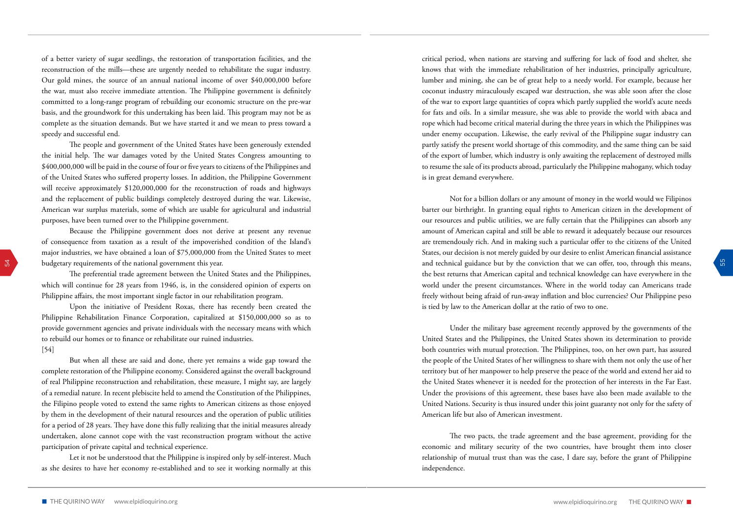of a better variety of sugar seedlings, the restoration of transportation facilities, and the reconstruction of the mills—these are urgently needed to rehabilitate the sugar industry. Our gold mines, the source of an annual national income of over $40,000,000 before the war, must also receive immediate attention. The Philippine government is definitely committed to a long-range program of rebuilding our economic structure on the pre-war basis, and the groundwork for this undertaking has been laid. This program may not be as complete as the situation demands. But we have started it and we mean to press toward a speedy and successful end.

The people and government of the United States have been generously extended the initial help. The war damages voted by the United States Congress amounting to $400,000,000 will be paid in the course of four or five years to citizens of the Philippines and of the United States who suffered property losses. In addition, the Philippine Government will receive approximately $120,000,000 for the reconstruction of roads and highways and the replacement of public buildings completely destroyed during the war. Likewise, American war surplus materials, some of which are usable for agricultural and industrial purposes, have been turned over to the Philippine government.

Because the Philippine government does not derive at present any revenue of consequence from taxation as a result of the impoverished condition of the Island's major industries, we have obtained a loan of $75,000,000 from the United States to meet budgetary requirements of the national government this year.

The preferential trade agreement between the United States and the Philippines, which will continue for 28 years from 1946, is, in the considered opinion of experts on Philippine affairs, the most important single factor in our rehabilitation program.

Upon the initiative of President Roxas, there has recently been created the Philippine Rehabilitation Finance Corporation, capitalized at $150,000,000 so as to provide government agencies and private individuals with the necessary means with which to rebuild our homes or to finance or rehabilitate our ruined industries.

[54]

But when all these are said and done, there yet remains a wide gap toward the complete restoration of the Philippine economy. Considered against the overall background of real Philippine reconstruction and rehabilitation, these measure, I might say, are largely of a remedial nature. In recent plebiscite held to amend the Constitution of the Philippines, the Filipino people voted to extend the same rights to American citizens as those enjoyed by them in the development of their natural resources and the operation of public utilities for a period of 28 years. They have done this fully realizing that the initial measures already undertaken, alone cannot cope with the vast reconstruction program without the active participation of private capital and technical experience.

Let it not be understood that the Philippine is inspired only by self-interest. Much as she desires to have her economy re-established and to see it working normally at this critical period, when nations are starving and suffering for lack of food and shelter, she knows that with the immediate rehabilitation of her industries, principally agriculture, lumber and mining, she can be of great help to a needy world. For example, because her coconut industry miraculously escaped war destruction, she was able soon after the close of the war to export large quantities of copra which partly supplied the world's acute needs for fats and oils. In a similar measure, she was able to provide the world with abaca and rope which had become critical material during the three years in which the Philippines was under enemy occupation. Likewise, the early revival of the Philippine sugar industry can partly satisfy the present world shortage of this commodity, and the same thing can be said of the export of lumber, which industry is only awaiting the replacement of destroyed mills to resume the sale of its products abroad, particularly the Philippine mahogany, which today is in great demand everywhere.

Not for a billion dollars or any amount of money in the world would we Filipinos barter our birthright. In granting equal rights to American citizen in the development of our resources and public utilities, we are fully certain that the Philippines can absorb any amount of American capital and still be able to reward it adequately because our resources are tremendously rich. And in making such a particular offer to the citizens of the United States, our decision is not merely guided by our desire to enlist American financial assistance and technical guidance but by the conviction that we can offer, too, through this means, the best returns that American capital and technical knowledge can have everywhere in the world under the present circumstances. Where in the world today can Americans trade freely without being afraid of run-away inflation and bloc currencies? Our Philippine peso is tied by law to the American dollar at the ratio of two to one.

Under the military base agreement recently approved by the governments of the United States and the Philippines, the United States shown its determination to provide both countries with mutual protection. The Philippines, too, on her own part, has assured the people of the United States of her willingness to share with them not only the use of her territory but of her manpower to help preserve the peace of the world and extend her aid to the United States whenever it is needed for the protection of her interests in the Far East. Under the provisions of this agreement, these bases have also been made available to the United Nations. Security is thus insured under this joint guaranty not only for the safety of American life but also of American investment.

The two pacts, the trade agreement and the base agreement, providing for the economic and military security of the two countries, have brought them into closer relationship of mutual trust than was the case, I dare say, before the grant of Philippine independence.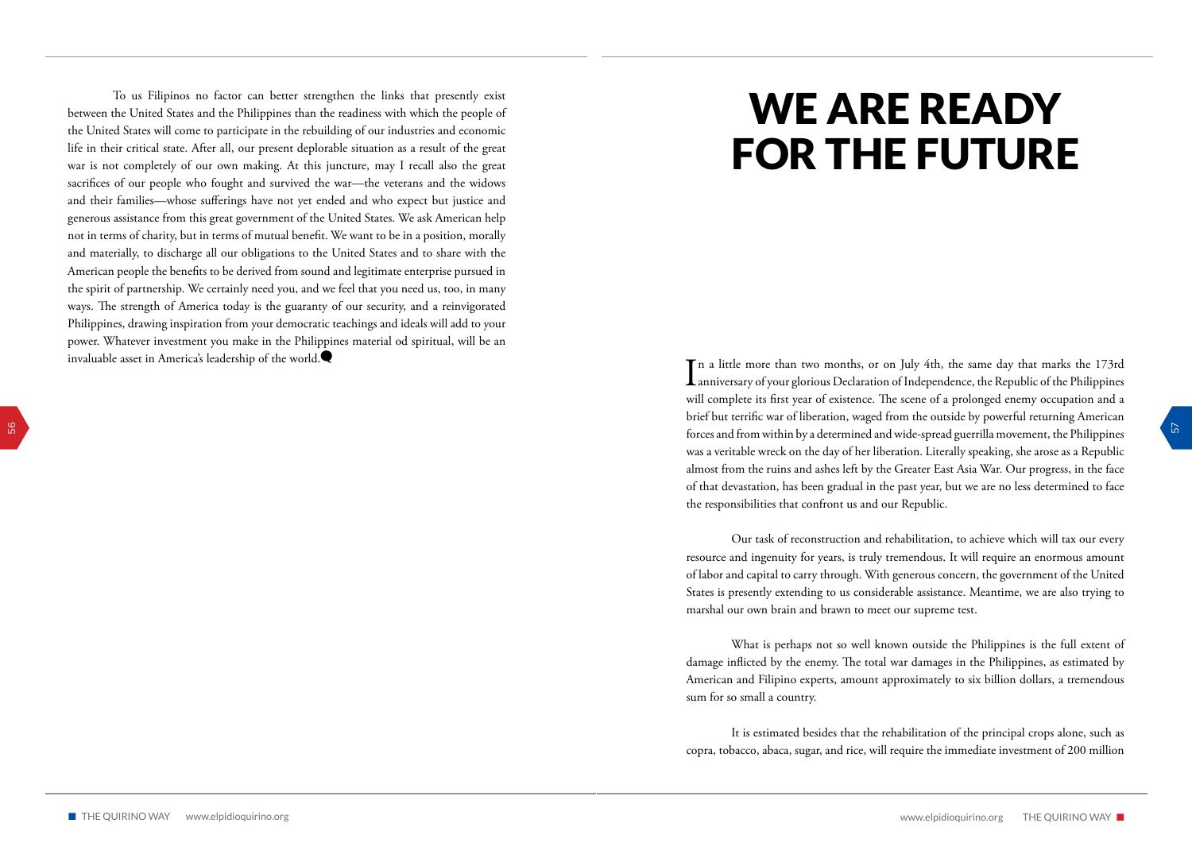To us Filipinos no factor can better strengthen the links that presently exist between the United States and the Philippines than the readiness with which the people of the United States will come to participate in the rebuilding of our industries and economic life in their critical state. After all, our present deplorable situation as a result of the great war is not completely of our own making. At this juncture, may I recall also the great sacrifices of our people who fought and survived the war—the veterans and the widows and their families—whose sufferings have not yet ended and who expect but justice and generous assistance from this great government of the United States. We ask American help not in terms of charity, but in terms of mutual benefit. We want to be in a position, morally and materially, to discharge all our obligations to the United States and to share with the American people the benefits to be derived from sound and legitimate enterprise pursued in the spirit of partnership. We certainly need you, and we feel that you need us, too, in many ways. The strength of America today is the guaranty of our security, and a reinvigorated Philippines, drawing inspiration from your democratic teachings and ideals will add to your power. Whatever investment you make in the Philippines material od spiritual, will be an invaluable asset in America's leadership of the world.

# WE ARE READY FOR THE FUTURE

In a little more than two months, or on July 4th, the same day that marks the 173rd anniversary of your glorious Declaration of Independence, the Republic of the Philippines will complete its first year of existence. The scene of a prolonged enemy occupation and a brief but terrific war of liberation, waged from the outside by powerful returning American forces and from within by a determined and wide-spread guerrilla movement, the Philippines was a veritable wreck on the day of her liberation. Literally speaking, she arose as a Republic almost from the ruins and ashes left by the Greater East Asia War. Our progress, in the face of that devastation, has been gradual in the past year, but we are no less determined to face the responsibilities that confront us and our Republic.

Our task of reconstruction and rehabilitation, to achieve which will tax our every resource and ingenuity for years, is truly tremendous. It will require an enormous amount of labor and capital to carry through. With generous concern, the government of the United States is presently extending to us considerable assistance. Meantime, we are also trying to marshal our own brain and brawn to meet our supreme test.

What is perhaps not so well known outside the Philippines is the full extent of damage inflicted by the enemy. The total war damages in the Philippines, as estimated by American and Filipino experts, amount approximately to six billion dollars, a tremendous sum for so small a country.

It is estimated besides that the rehabilitation of the principal crops alone, such as copra, tobacco, abaca, sugar, and rice, will require the immediate investment of 200 million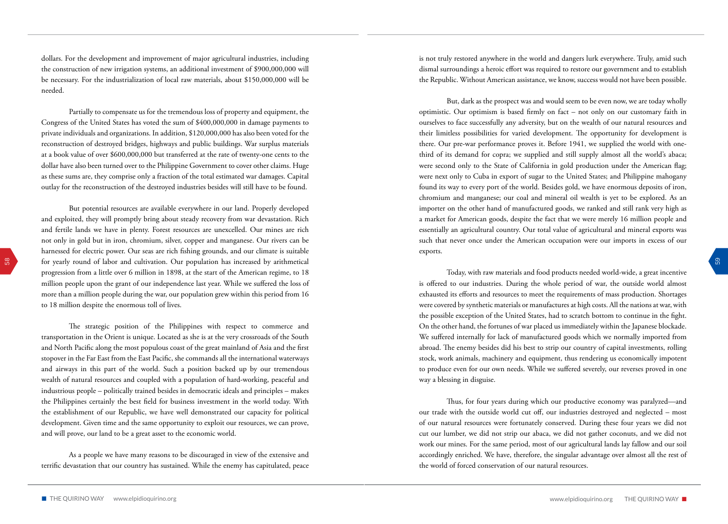dollars. For the development and improvement of major agricultural industries, including the construction of new irrigation systems, an additional investment of $900,000,000 will be necessary. For the industrialization of local raw materials, about $150,000,000 will be needed.

Partially to compensate us for the tremendous loss of property and equipment, the Congress of the United States has voted the sum of $400,000,000 in damage payments to private individuals and organizations. In addition, $120,000,000 has also been voted for the reconstruction of destroyed bridges, highways and public buildings. War surplus materials at a book value of over $600,000,000 but transferred at the rate of twenty-one cents to the dollar have also been turned over to the Philippine Government to cover other claims. Huge as these sums are, they comprise only a fraction of the total estimated war damages. Capital outlay for the reconstruction of the destroyed industries besides will still have to be found.

But potential resources are available everywhere in our land. Properly developed and exploited, they will promptly bring about steady recovery from war devastation. Rich and fertile lands we have in plenty. Forest resources are unexcelled. Our mines are rich not only in gold but in iron, chromium, silver, copper and manganese. Our rivers can be harnessed for electric power. Our seas are rich fishing grounds, and our climate is suitable for yearly round of labor and cultivation. Our population has increased by arithmetical progression from a little over 6 million in 1898, at the start of the American regime, to 18 million people upon the grant of our independence last year. While we suffered the loss of more than a million people during the war, our population grew within this period from 16 to 18 million despite the enormous toll of lives.

The strategic position of the Philippines with respect to commerce and transportation in the Orient is unique. Located as she is at the very crossroads of the South and North Pacific along the most populous coast of the great mainland of Asia and the first stopover in the Far East from the East Pacific, she commands all the international waterways and airways in this part of the world. Such a position backed up by our tremendous wealth of natural resources and coupled with a population of hard-working, peaceful and industrious people – politically trained besides in democratic ideals and principles – makes the Philippines certainly the best field for business investment in the world today. With the establishment of our Republic, we have well demonstrated our capacity for political development. Given time and the same opportunity to exploit our resources, we can prove, and will prove, our land to be a great asset to the economic world.

As a people we have many reasons to be discouraged in view of the extensive and terrific devastation that our country has sustained. While the enemy has capitulated, peace is not truly restored anywhere in the world and dangers lurk everywhere. Truly, amid such dismal surroundings a heroic effort was required to restore our government and to establish the Republic. Without American assistance, we know, success would not have been possible.

But, dark as the prospect was and would seem to be even now, we are today wholly optimistic. Our optimism is based firmly on fact – not only on our customary faith in ourselves to face successfully any adversity, but on the wealth of our natural resources and their limitless possibilities for varied development. The opportunity for development is there. Our pre-war performance proves it. Before 1941, we supplied the world with one-third of its demand for copra; we supplied and still supply almost all the world's abaca; were second only to the State of California in gold production under the American flag; were next only to Cuba in export of sugar to the United States; and Philippine mahogany found its way to every port of the world. Besides gold, we have enormous deposits of iron, chromium and manganese; our coal and mineral oil wealth is yet to be explored. As an importer on the other hand of manufactured goods, we ranked and still rank very high as a market for American goods, despite the fact that we were merely 16 million people and essentially an agricultural country. Our total value of agricultural and mineral exports was such that never once under the American occupation were our imports in excess of our exports.

Today, with raw materials and food products needed world-wide, a great incentive is offered to our industries. During the whole period of war, the outside world almost exhausted its efforts and resources to meet the requirements of mass production. Shortages were covered by synthetic materials or manufactures at high costs. All the nations at war, with the possible exception of the United States, had to scratch bottom to continue in the fight. On the other hand, the fortunes of war placed us immediately within the Japanese blockade. We suffered internally for lack of manufactured goods which we normally imported from abroad. The enemy besides did his best to strip our country of capital investments, rolling stock, work animals, machinery and equipment, thus rendering us economically impotent to produce even for our own needs. While we suffered severely, our reverses proved in one way a blessing in disguise.

Thus, for four years during which our productive economy was paralyzed—and our trade with the outside world cut off, our industries destroyed and neglected – most of our natural resources were fortunately conserved. During these four years we did not cut our lumber, we did not strip our abaca, we did not gather coconuts, and we did not work our mines. For the same period, most of our agricultural lands lay fallow and our soil accordingly enriched. We have, therefore, the singular advantage over almost all the rest of the world of forced conservation of our natural resources.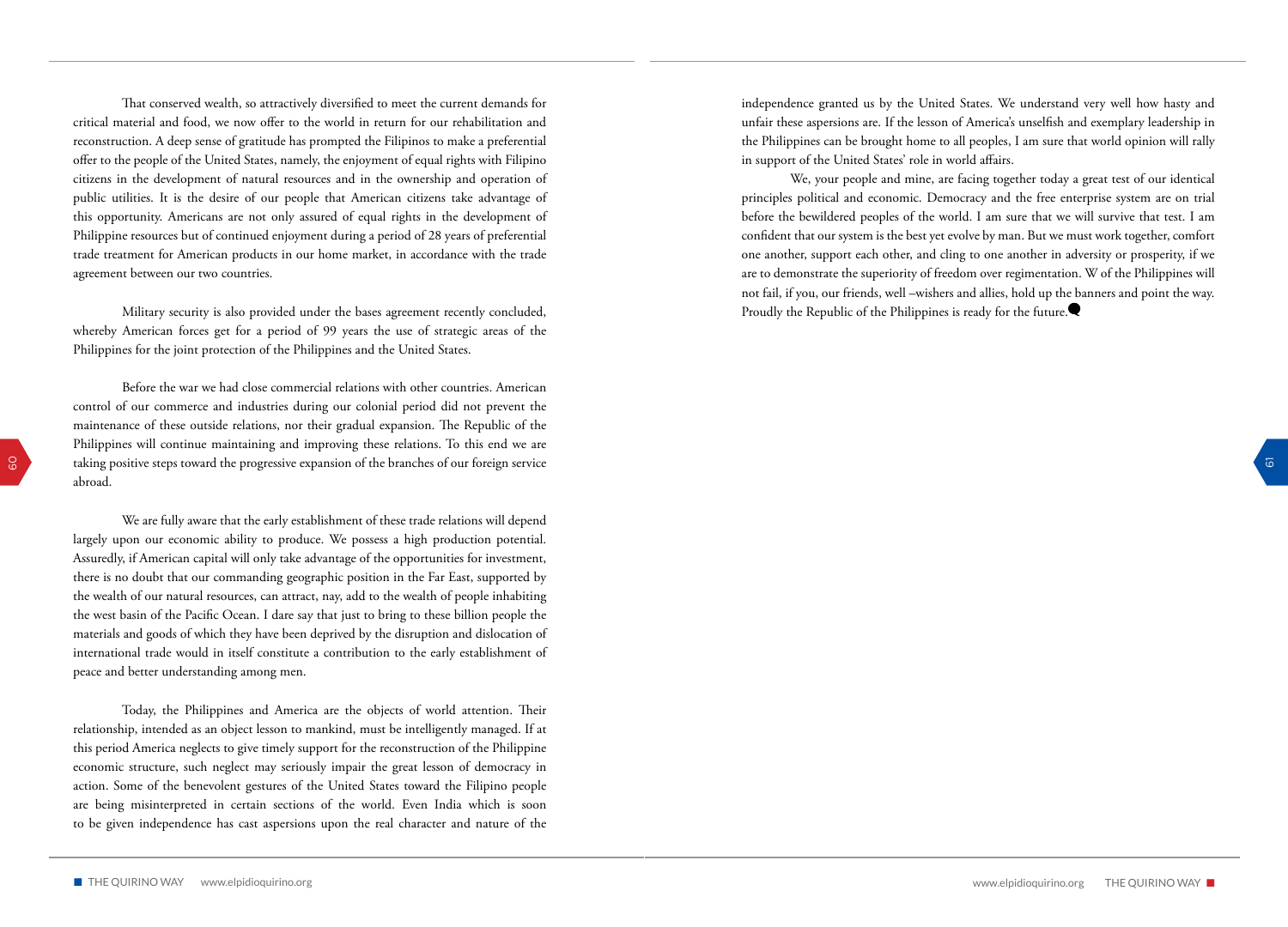That conserved wealth, so attractively diversified to meet the current demands for critical material and food, we now offer to the world in return for our rehabilitation and reconstruction. A deep sense of gratitude has prompted the Filipinos to make a preferential offer to the people of the United States, namely, the enjoyment of equal rights with Filipino citizens in the development of natural resources and in the ownership and operation of public utilities. It is the desire of our people that American citizens take advantage of this opportunity. Americans are not only assured of equal rights in the development of Philippine resources but of continued enjoyment during a period of 28 years of preferential trade treatment for American products in our home market, in accordance with the trade agreement between our two countries.

Military security is also provided under the bases agreement recently concluded, whereby American forces get for a period of 99 years the use of strategic areas of the Philippines for the joint protection of the Philippines and the United States.

Before the war we had close commercial relations with other countries. American control of our commerce and industries during our colonial period did not prevent the maintenance of these outside relations, nor their gradual expansion. The Republic of the Philippines will continue maintaining and improving these relations. To this end we are taking positive steps toward the progressive expansion of the branches of our foreign service abroad.

We are fully aware that the early establishment of these trade relations will depend largely upon our economic ability to produce. We possess a high production potential. Assuredly, if American capital will only take advantage of the opportunities for investment, there is no doubt that our commanding geographic position in the Far East, supported by the wealth of our natural resources, can attract, nay, add to the wealth of people inhabiting the west basin of the Pacific Ocean. I dare say that just to bring to these billion people the materials and goods of which they have been deprived by the disruption and dislocation of international trade would in itself constitute a contribution to the early establishment of peace and better understanding among men.

Today, the Philippines and America are the objects of world attention. Their relationship, intended as an object lesson to mankind, must be intelligently managed. If at this period America neglects to give timely support for the reconstruction of the Philippine economic structure, such neglect may seriously impair the great lesson of democracy in action. Some of the benevolent gestures of the United States toward the Filipino people are being misinterpreted in certain sections of the world. Even India which is soon to be given independence has cast aspersions upon the real character and nature of the independence granted us by the United States. We understand very well how hasty and unfair these aspersions are. If the lesson of America's unselfish and exemplary leadership in the Philippines can be brought home to all peoples, I am sure that world opinion will rally in support of the United States' role in world affairs.

We, your people and mine, are facing together today a great test of our identical principles political and economic. Democracy and the free enterprise system are on trial before the bewildered peoples of the world. I am sure that we will survive that test. I am confident that our system is the best yet evolve by man. But we must work together, comfort one another, support each other, and cling to one another in adversity or prosperity, if we are to demonstrate the superiority of freedom over regimentation. W of the Philippines will not fail, if you, our friends, well –wishers and allies, hold up the banners and point the way. Proudly the Republic of the Philippines is ready for the future.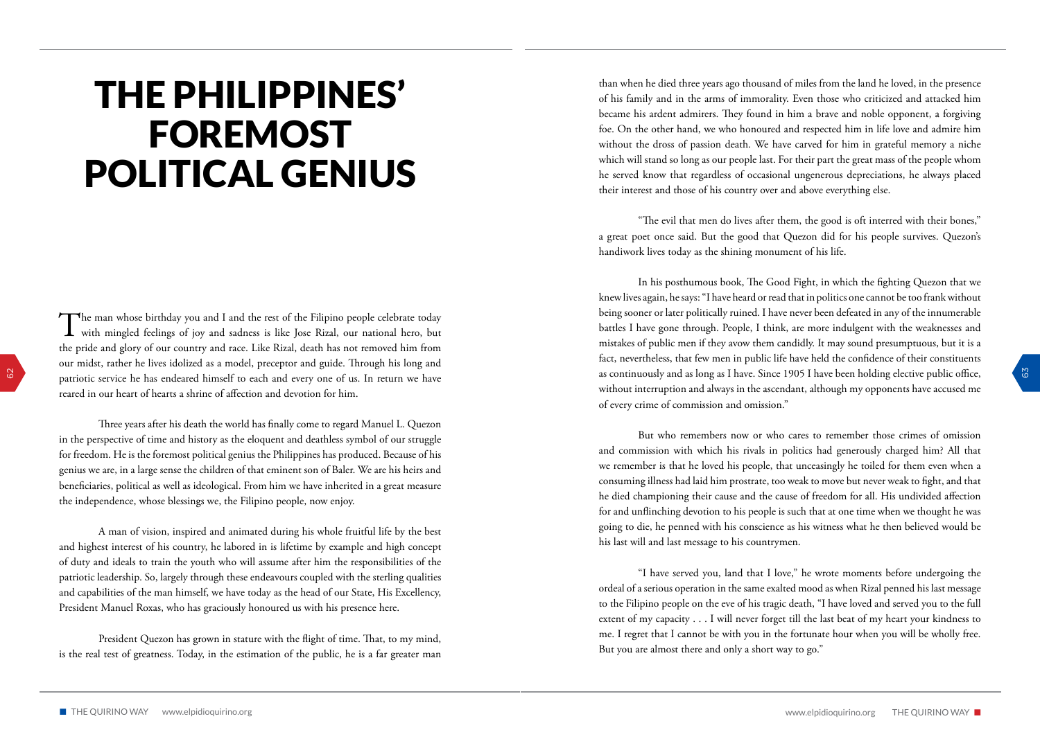# THE PHILIPPINES' FOREMOST POLITICAL GENIUS

The man whose birthday you and I and the rest of the Filipino people celebrate today with mingled feelings of joy and sadness is like Jose Rizal, our national hero, but the pride and glory of our country and race. Like Rizal, death has not removed him from our midst, rather he lives idolized as a model, preceptor and guide. Through his long and patriotic service he has endeared himself to each and every one of us. In return we have reared in our heart of hearts a shrine of affection and devotion for him.

Three years after his death the world has finally come to regard Manuel L. Quezon in the perspective of time and history as the eloquent and deathless symbol of our struggle for freedom. He is the foremost political genius the Philippines has produced. Because of his genius we are, in a large sense the children of that eminent son of Baler. We are his heirs and beneficiaries, political as well as ideological. From him we have inherited in a great measure the independence, whose blessings we, the Filipino people, now enjoy.

A man of vision, inspired and animated during his whole fruitful life by the best and highest interest of his country, he labored in is lifetime by example and high concept of duty and ideals to train the youth who will assume after him the responsibilities of the patriotic leadership. So, largely through these endeavours coupled with the sterling qualities and capabilities of the man himself, we have today as the head of our State, His Excellency, President Manuel Roxas, who has graciously honoured us with his presence here.

President Quezon has grown in stature with the flight of time. That, to my mind, is the real test of greatness. Today, in the estimation of the public, he is a far greater man than when he died three years ago thousand of miles from the land he loved, in the presence of his family and in the arms of immorality. Even those who criticized and attacked him became his ardent admirers. They found in him a brave and noble opponent, a forgiving foe. On the other hand, we who honoured and respected him in life love and admire him without the dross of passion death. We have carved for him in grateful memory a niche which will stand so long as our people last. For their part the great mass of the people whom he served know that regardless of occasional ungenerous depreciations, he always placed their interest and those of his country over and above everything else.

"The evil that men do lives after them, the good is oft interred with their bones," a great poet once said. But the good that Quezon did for his people survives. Quezon's handiwork lives today as the shining monument of his life.

In his posthumous book, The Good Fight, in which the fighting Quezon that we knew lives again, he says: "I have heard or read that in politics one cannot be too frank without being sooner or later politically ruined. I have never been defeated in any of the innumerable battles I have gone through. People, I think, are more indulgent with the weaknesses and mistakes of public men if they avow them candidly. It may sound presumptuous, but it is a fact, nevertheless, that few men in public life have held the confidence of their constituents as continuously and as long as I have. Since 1905 I have been holding elective public office, without interruption and always in the ascendant, although my opponents have accused me of every crime of commission and omission."

But who remembers now or who cares to remember those crimes of omission and commission with which his rivals in politics had generously charged him? All that we remember is that he loved his people, that unceasingly he toiled for them even when a consuming illness had laid him prostrate, too weak to move but never weak to fight, and that he died championing their cause and the cause of freedom for all. His undivided affection for and unflinching devotion to his people is such that at one time when we thought he was going to die, he penned with his conscience as his witness what he then believed would be his last will and last message to his countrymen.

"I have served you, land that I love," he wrote moments before undergoing the ordeal of a serious operation in the same exalted mood as when Rizal penned his last message to the Filipino people on the eve of his tragic death, "I have loved and served you to the full extent of my capacity . . . I will never forget till the last beat of my heart your kindness to me. I regret that I cannot be with you in the fortunate hour when you will be wholly free. But you are almost there and only a short way to go."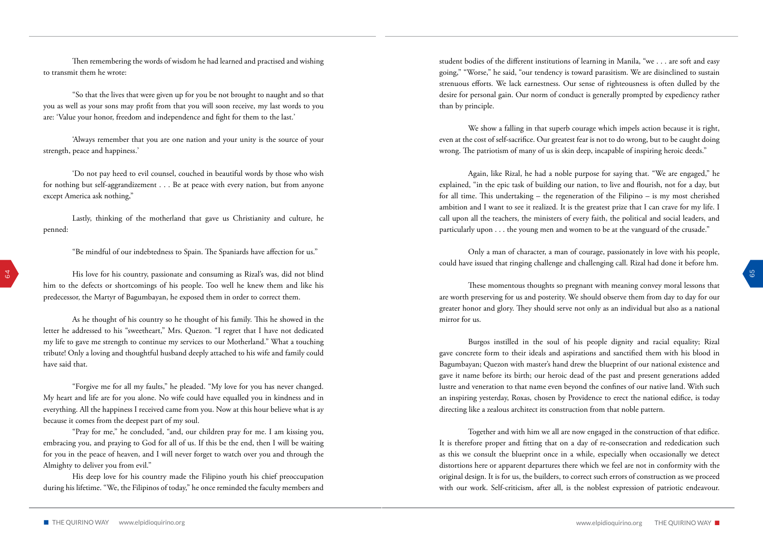Then remembering the words of wisdom he had learned and practised and wishing to transmit them he wrote:

"So that the lives that were given up for you be not brought to naught and so that you as well as your sons may profit from that you will soon receive, my last words to you are: 'Value your honor, freedom and independence and fight for them to the last.'

'Always remember that you are one nation and your unity is the source of your strength, peace and happiness.'

'Do not pay heed to evil counsel, couched in beautiful words by those who wish for nothing but self-aggrandizement . . . Be at peace with every nation, but from anyone except America ask nothing,"

Lastly, thinking of the motherland that gave us Christianity and culture, he penned:

"Be mindful of our indebtedness to Spain. The Spaniards have affection for us."

His love for his country, passionate and consuming as Rizal's was, did not blind him to the defects or shortcomings of his people. Too well he knew them and like his predecessor, the Martyr of Bagumbayan, he exposed them in order to correct them.

As he thought of his country so he thought of his family. This he showed in the letter he addressed to his "sweetheart," Mrs. Quezon. "I regret that I have not dedicated my life to gave me strength to continue my services to our Motherland." What a touching tribute! Only a loving and thoughtful husband deeply attached to his wife and family could have said that.

"Forgive me for all my faults," he pleaded. "My love for you has never changed. My heart and life are for you alone. No wife could have equalled you in kindness and in everything. All the happiness I received came from you. Now at this hour believe what is ay because it comes from the deepest part of my soul.

"Pray for me," he concluded, "and, our children pray for me. I am kissing you, embracing you, and praying to God for all of us. If this be the end, then I will be waiting for you in the peace of heaven, and I will never forget to watch over you and through the Almighty to deliver you from evil."

His deep love for his country made the Filipino youth his chief preoccupation during his lifetime. "We, the Filipinos of today," he once reminded the faculty members and student bodies of the different institutions of learning in Manila, "we . . . are soft and easy going," "Worse," he said, "our tendency is toward parasitism. We are disinclined to sustain strenuous efforts. We lack earnestness. Our sense of righteousness is often dulled by the desire for personal gain. Our norm of conduct is generally prompted by expediency rather than by principle.

We show a falling in that superb courage which impels action because it is right, even at the cost of self-sacrifice. Our greatest fear is not to do wrong, but to be caught doing wrong. The patriotism of many of us is skin deep, incapable of inspiring heroic deeds."

Again, like Rizal, he had a noble purpose for saying that. "We are engaged," he explained, "in the epic task of building our nation, to live and flourish, not for a day, but for all time. This undertaking – the regeneration of the Filipino – is my most cherished ambition and I want to see it realized. It is the greatest prize that I can crave for my life. I call upon all the teachers, the ministers of every faith, the political and social leaders, and particularly upon . . . the young men and women to be at the vanguard of the crusade."

Only a man of character, a man of courage, passionately in love with his people, could have issued that ringing challenge and challenging call. Rizal had done it before hm.

These momentous thoughts so pregnant with meaning convey moral lessons that are worth preserving for us and posterity. We should observe them from day to day for our greater honor and glory. They should serve not only as an individual but also as a national mirror for us.

Burgos instilled in the soul of his people dignity and racial equality; Rizal gave concrete form to their ideals and aspirations and sanctified them with his blood in Bagumbayan; Quezon with master's hand drew the blueprint of our national existence and gave it name before its birth; our heroic dead of the past and present generations added lustre and veneration to that name even beyond the confines of our native land. With such an inspiring yesterday, Roxas, chosen by Providence to erect the national edifice, is today directing like a zealous architect its construction from that noble pattern.

Together and with him we all are now engaged in the construction of that edifice. It is therefore proper and fitting that on a day of re-consecration and rededication such as this we consult the blueprint once in a while, especially when occasionally we detect distortions here or apparent departures there which we feel are not in conformity with the original design. It is for us, the builders, to correct such errors of construction as we proceed with our work. Self-criticism, after all, is the noblest expression of patriotic endeavour.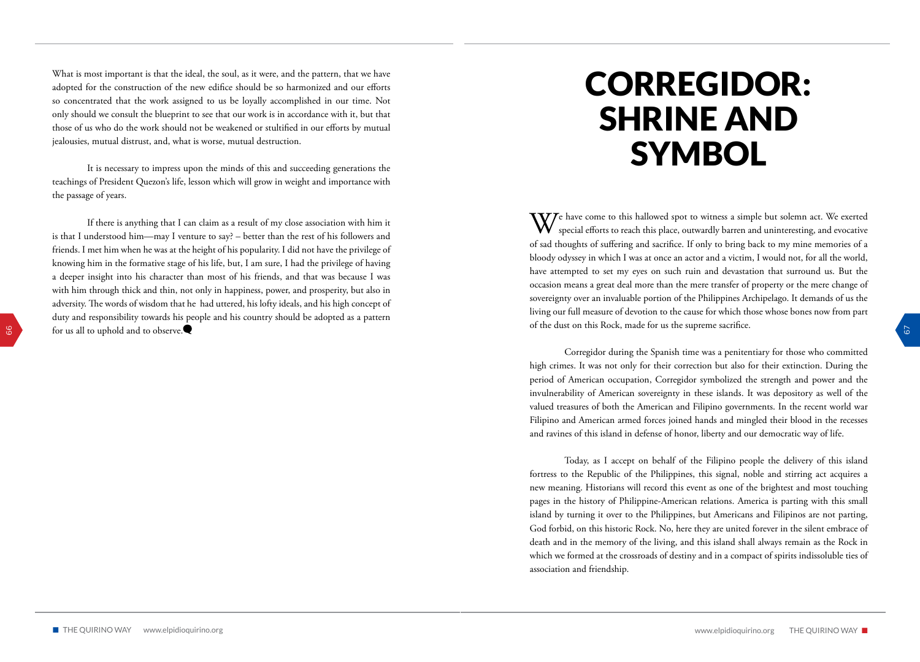What is most important is that the ideal, the soul, as it were, and the pattern, that we have adopted for the construction of the new edifice should be so harmonized and our efforts so concentrated that the work assigned to us be loyally accomplished in our time. Not only should we consult the blueprint to see that our work is in accordance with it, but that those of us who do the work should not be weakened or stultified in our efforts by mutual jealousies, mutual distrust, and, what is worse, mutual destruction.

It is necessary to impress upon the minds of this and succeeding generations the teachings of President Quezon's life, lesson which will grow in weight and importance with the passage of years.

If there is anything that I can claim as a result of my close association with him it is that I understood him—may I venture to say? – better than the rest of his followers and friends. I met him when he was at the height of his popularity. I did not have the privilege of knowing him in the formative stage of his life, but, I am sure, I had the privilege of having a deeper insight into his character than most of his friends, and that was because I was with him through thick and thin, not only in happiness, power, and prosperity, but also in adversity. The words of wisdom that he had uttered, his lofty ideals, and his high concept of duty and responsibility towards his people and his country should be adopted as a pattern for us all to uphold and to observe.

# CORREGIDOR: SHRINE AND SYMBOL

We have come to this hallowed spot to witness a simple but solemn act. We exerted special efforts to reach this place, outwardly barren and uninteresting, and evocative of sad thoughts of suffering and sacrifice. If only to bring back to my mine memories of a bloody odyssey in which I was at once an actor and a victim, I would not, for all the world, have attempted to set my eyes on such ruin and devastation that surround us. But the occasion means a great deal more than the mere transfer of property or the mere change of sovereignty over an invaluable portion of the Philippines Archipelago. It demands of us the living our full measure of devotion to the cause for which those whose bones now from part of the dust on this Rock, made for us the supreme sacrifice.

Corregidor during the Spanish time was a penitentiary for those who committed high crimes. It was not only for their correction but also for their extinction. During the period of American occupation, Corregidor symbolized the strength and power and the invulnerability of American sovereignty in these islands. It was depository as well of the valued treasures of both the American and Filipino governments. In the recent world war Filipino and American armed forces joined hands and mingled their blood in the recesses and ravines of this island in defense of honor, liberty and our democratic way of life.

Today, as I accept on behalf of the Filipino people the delivery of this island fortress to the Republic of the Philippines, this signal, noble and stirring act acquires a new meaning. Historians will record this event as one of the brightest and most touching pages in the history of Philippine-American relations. America is parting with this small island by turning it over to the Philippines, but Americans and Filipinos are not parting, God forbid, on this historic Rock. No, here they are united forever in the silent embrace of death and in the memory of the living, and this island shall always remain as the Rock in which we formed at the crossroads of destiny and in a compact of spirits indissoluble ties of association and friendship.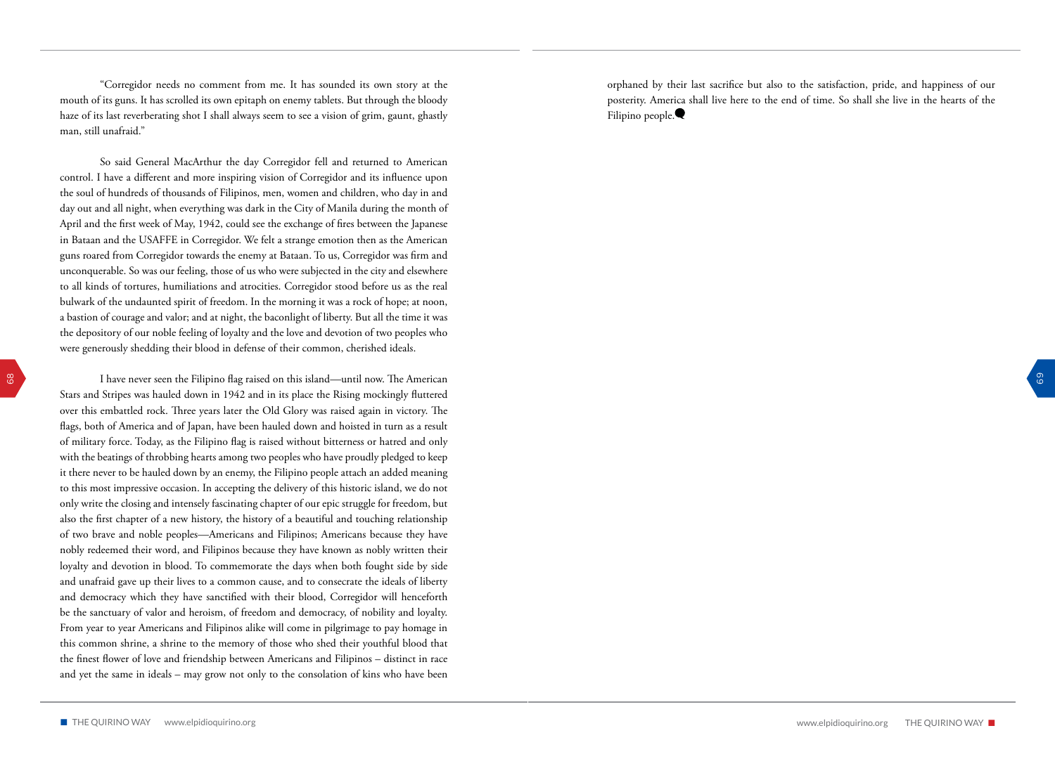"Corregidor needs no comment from me. It has sounded its own story at the mouth of its guns. It has scrolled its own epitaph on enemy tablets. But through the bloody haze of its last reverberating shot I shall always seem to see a vision of grim, gaunt, ghastly man, still unafraid."

So said General MacArthur the day Corregidor fell and returned to American control. I have a different and more inspiring vision of Corregidor and its influence upon the soul of hundreds of thousands of Filipinos, men, women and children, who day in and day out and all night, when everything was dark in the City of Manila during the month of April and the first week of May, 1942, could see the exchange of fires between the Japanese in Bataan and the USAFFE in Corregidor. We felt a strange emotion then as the American guns roared from Corregidor towards the enemy at Bataan. To us, Corregidor was firm and unconquerable. So was our feeling, those of us who were subjected in the city and elsewhere to all kinds of tortures, humiliations and atrocities. Corregidor stood before us as the real bulwark of the undaunted spirit of freedom. In the morning it was a rock of hope; at noon, a bastion of courage and valor; and at night, the baconlight of liberty. But all the time it was the depository of our noble feeling of loyalty and the love and devotion of two peoples who were generously shedding their blood in defense of their common, cherished ideals.

I have never seen the Filipino flag raised on this island—until now. The American Stars and Stripes was hauled down in 1942 and in its place the Rising mockingly fluttered over this embattled rock. Three years later the Old Glory was raised again in victory. The flags, both of America and of Japan, have been hauled down and hoisted in turn as a result of military force. Today, as the Filipino flag is raised without bitterness or hatred and only with the beatings of throbbing hearts among two peoples who have proudly pledged to keep it there never to be hauled down by an enemy, the Filipino people attach an added meaning to this most impressive occasion. In accepting the delivery of this historic island, we do not only write the closing and intensely fascinating chapter of our epic struggle for freedom, but also the first chapter of a new history, the history of a beautiful and touching relationship of two brave and noble peoples—Americans and Filipinos; Americans because they have nobly redeemed their word, and Filipinos because they have known as nobly written their loyalty and devotion in blood. To commemorate the days when both fought side by side and unafraid gave up their lives to a common cause, and to consecrate the ideals of liberty and democracy which they have sanctified with their blood, Corregidor will henceforth be the sanctuary of valor and heroism, of freedom and democracy, of nobility and loyalty. From year to year Americans and Filipinos alike will come in pilgrimage to pay homage in this common shrine, a shrine to the memory of those who shed their youthful blood that the finest flower of love and friendship between Americans and Filipinos – distinct in race and yet the same in ideals – may grow not only to the consolation of kins who have been orphaned by their last sacrifice but also to the satisfaction, pride, and happiness of our posterity. America shall live here to the end of time. So shall she live in the hearts of the Filipino people.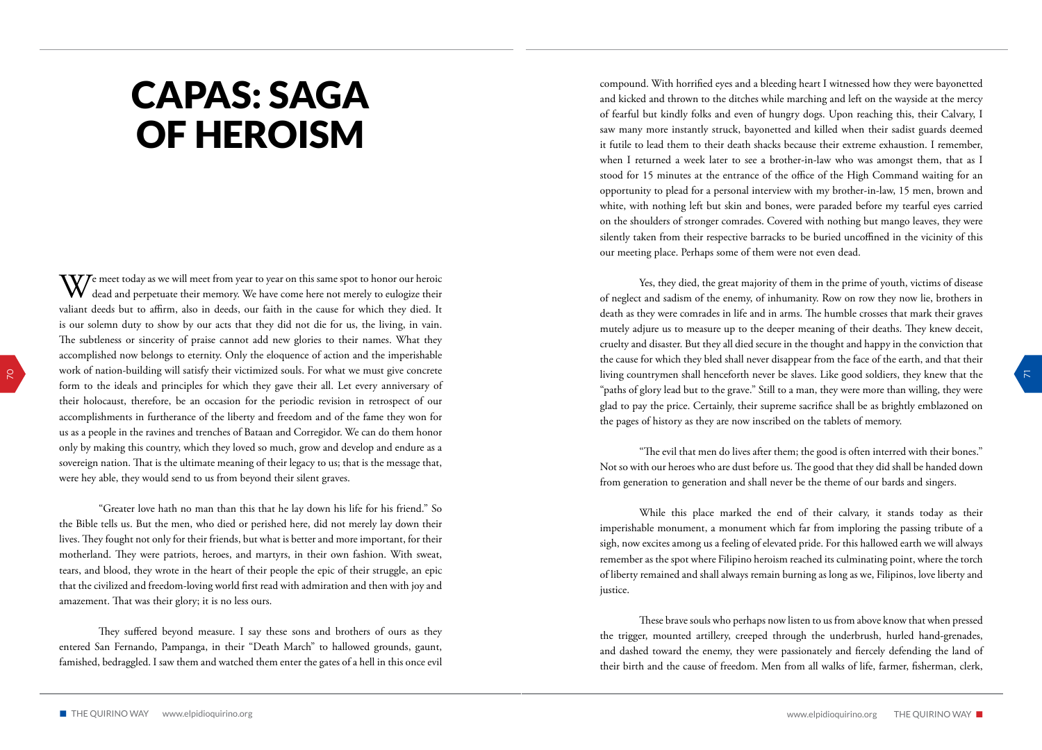# CAPAS: SAGA OF HEROISM

We meet today as we will meet from year to year on this same spot to honor our heroic dead and perpetuate their memory. We have come here not merely to eulogize their valiant deeds but to affirm, also in deeds, our faith in the cause for which they died. It is our solemn duty to show by our acts that they did not die for us, the living, in vain. The subtleness or sincerity of praise cannot add new glories to their names. What they accomplished now belongs to eternity. Only the eloquence of action and the imperishable work of nation-building will satisfy their victimized souls. For what we must give concrete form to the ideals and principles for which they gave their all. Let every anniversary of their holocaust, therefore, be an occasion for the periodic revision in retrospect of our accomplishments in furtherance of the liberty and freedom and of the fame they won for us as a people in the ravines and trenches of Bataan and Corregidor. We can do them honor only by making this country, which they loved so much, grow and develop and endure as a sovereign nation. That is the ultimate meaning of their legacy to us; that is the message that, were hey able, they would send to us from beyond their silent graves.

"Greater love hath no man than this that he lay down his life for his friend." So the Bible tells us. But the men, who died or perished here, did not merely lay down their lives. They fought not only for their friends, but what is better and more important, for their motherland. They were patriots, heroes, and martyrs, in their own fashion. With sweat, tears, and blood, they wrote in the heart of their people the epic of their struggle, an epic that the civilized and freedom-loving world first read with admiration and then with joy and amazement. That was their glory; it is no less ours.

They suffered beyond measure. I say these sons and brothers of ours as they entered San Fernando, Pampanga, in their "Death March" to hallowed grounds, gaunt, famished, bedraggled. I saw them and watched them enter the gates of a hell in this once evil compound. With horrified eyes and a bleeding heart I witnessed how they were bayonetted and kicked and thrown to the ditches while marching and left on the wayside at the mercy of fearful but kindly folks and even of hungry dogs. Upon reaching this, their Calvary, I saw many more instantly struck, bayonetted and killed when their sadist guards deemed it futile to lead them to their death shacks because their extreme exhaustion. I remember, when I returned a week later to see a brother-in-law who was amongst them, that as I stood for 15 minutes at the entrance of the office of the High Command waiting for an opportunity to plead for a personal interview with my brother-in-law, 15 men, brown and white, with nothing left but skin and bones, were paraded before my tearful eyes carried on the shoulders of stronger comrades. Covered with nothing but mango leaves, they were silently taken from their respective barracks to be buried uncoffined in the vicinity of this our meeting place. Perhaps some of them were not even dead.

Yes, they died, the great majority of them in the prime of youth, victims of disease of neglect and sadism of the enemy, of inhumanity. Row on row they now lie, brothers in death as they were comrades in life and in arms. The humble crosses that mark their graves mutely adjure us to measure up to the deeper meaning of their deaths. They knew deceit, cruelty and disaster. But they all died secure in the thought and happy in the conviction that the cause for which they bled shall never disappear from the face of the earth, and that their living countrymen shall henceforth never be slaves. Like good soldiers, they knew that the "paths of glory lead but to the grave." Still to a man, they were more than willing, they were glad to pay the price. Certainly, their supreme sacrifice shall be as brightly emblazoned on the pages of history as they are now inscribed on the tablets of memory.

"The evil that men do lives after them; the good is often interred with their bones." Not so with our heroes who are dust before us. The good that they did shall be handed down from generation to generation and shall never be the theme of our bards and singers.

While this place marked the end of their calvary, it stands today as their imperishable monument, a monument which far from imploring the passing tribute of a sigh, now excites among us a feeling of elevated pride. For this hallowed earth we will always remember as the spot where Filipino heroism reached its culminating point, where the torch of liberty remained and shall always remain burning as long as we, Filipinos, love liberty and justice.

These brave souls who perhaps now listen to us from above know that when pressed the trigger, mounted artillery, creeped through the underbrush, hurled hand-grenades, and dashed toward the enemy, they were passionately and fiercely defending the land of their birth and the cause of freedom. Men from all walks of life, farmer, fisherman, clerk,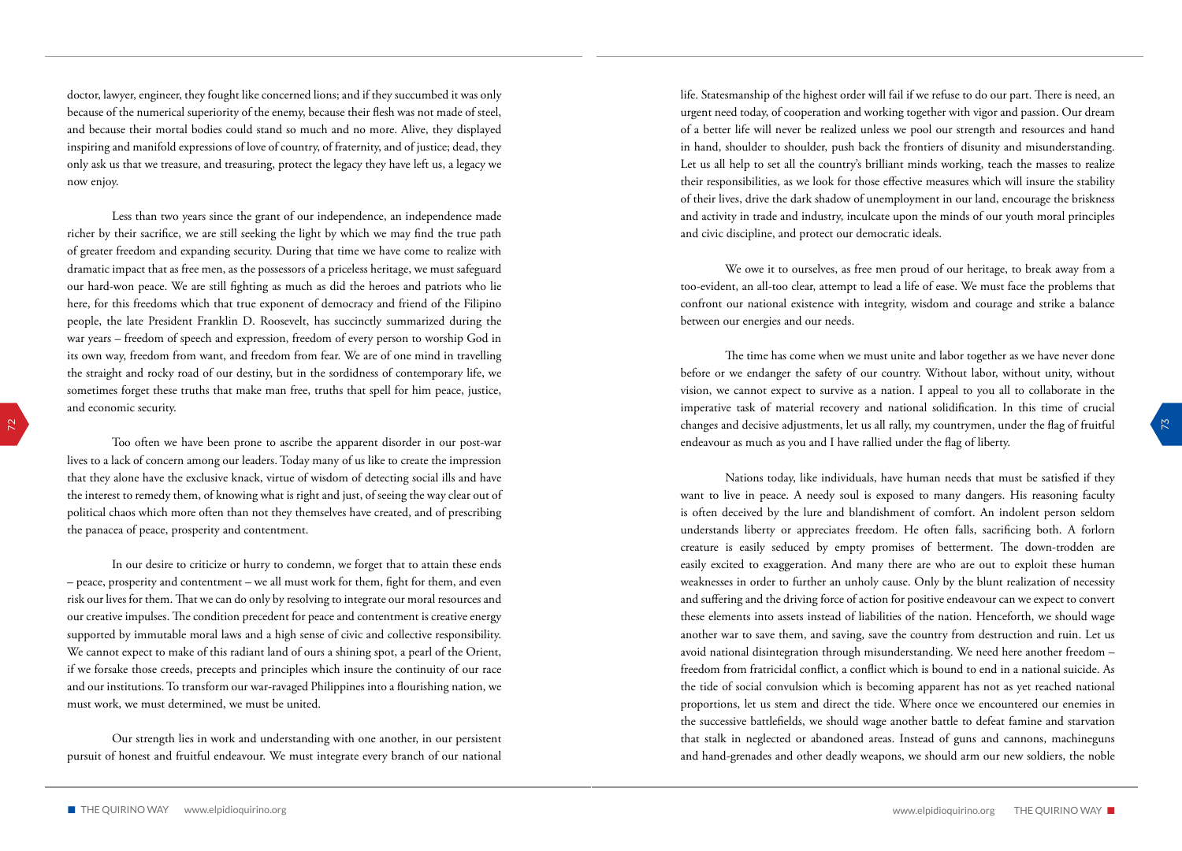doctor, lawyer, engineer, they fought like concerned lions; and if they succumbed it was only because of the numerical superiority of the enemy, because their flesh was not made of steel, and because their mortal bodies could stand so much and no more. Alive, they displayed inspiring and manifold expressions of love of country, of fraternity, and of justice; dead, they only ask us that we treasure, and treasuring, protect the legacy they have left us, a legacy we now enjoy.

Less than two years since the grant of our independence, an independence made richer by their sacrifice, we are still seeking the light by which we may find the true path of greater freedom and expanding security. During that time we have come to realize with dramatic impact that as free men, as the possessors of a priceless heritage, we must safeguard our hard-won peace. We are still fighting as much as did the heroes and patriots who lie here, for this freedoms which that true exponent of democracy and friend of the Filipino people, the late President Franklin D. Roosevelt, has succinctly summarized during the war years – freedom of speech and expression, freedom of every person to worship God in its own way, freedom from want, and freedom from fear. We are of one mind in travelling the straight and rocky road of our destiny, but in the sordidness of contemporary life, we sometimes forget these truths that make man free, truths that spell for him peace, justice, and economic security.

Too often we have been prone to ascribe the apparent disorder in our post-war lives to a lack of concern among our leaders. Today many of us like to create the impression that they alone have the exclusive knack, virtue of wisdom of detecting social ills and have the interest to remedy them, of knowing what is right and just, of seeing the way clear out of political chaos which more often than not they themselves have created, and of prescribing the panacea of peace, prosperity and contentment.

In our desire to criticize or hurry to condemn, we forget that to attain these ends – peace, prosperity and contentment – we all must work for them, fight for them, and even risk our lives for them. That we can do only by resolving to integrate our moral resources and our creative impulses. The condition precedent for peace and contentment is creative energy supported by immutable moral laws and a high sense of civic and collective responsibility. We cannot expect to make of this radiant land of ours a shining spot, a pearl of the Orient, if we forsake those creeds, precepts and principles which insure the continuity of our race and our institutions. To transform our war-ravaged Philippines into a flourishing nation, we must work, we must determined, we must be united.

Our strength lies in work and understanding with one another, in our persistent pursuit of honest and fruitful endeavour. We must integrate every branch of our national life. Statesmanship of the highest order will fail if we refuse to do our part. There is need, an urgent need today, of cooperation and working together with vigor and passion. Our dream of a better life will never be realized unless we pool our strength and resources and hand in hand, shoulder to shoulder, push back the frontiers of disunity and misunderstanding. Let us all help to set all the country's brilliant minds working, teach the masses to realize their responsibilities, as we look for those effective measures which will insure the stability of their lives, drive the dark shadow of unemployment in our land, encourage the briskness and activity in trade and industry, inculcate upon the minds of our youth moral principles and civic discipline, and protect our democratic ideals.

We owe it to ourselves, as free men proud of our heritage, to break away from a too-evident, an all-too clear, attempt to lead a life of ease. We must face the problems that confront our national existence with integrity, wisdom and courage and strike a balance between our energies and our needs.

The time has come when we must unite and labor together as we have never done before or we endanger the safety of our country. Without labor, without unity, without vision, we cannot expect to survive as a nation. I appeal to you all to collaborate in the imperative task of material recovery and national solidification. In this time of crucial changes and decisive adjustments, let us all rally, my countrymen, under the flag of fruitful endeavour as much as you and I have rallied under the flag of liberty.

Nations today, like individuals, have human needs that must be satisfied if they want to live in peace. A needy soul is exposed to many dangers. His reasoning faculty is often deceived by the lure and blandishment of comfort. An indolent person seldom understands liberty or appreciates freedom. He often falls, sacrificing both. A forlorn creature is easily seduced by empty promises of betterment. The down-trodden are easily excited to exaggeration. And many there are who are out to exploit these human weaknesses in order to further an unholy cause. Only by the blunt realization of necessity and suffering and the driving force of action for positive endeavour can we expect to convert these elements into assets instead of liabilities of the nation. Henceforth, we should wage another war to save them, and saving, save the country from destruction and ruin. Let us avoid national disintegration through misunderstanding. We need here another freedom – freedom from fratricidal conflict, a conflict which is bound to end in a national suicide. As the tide of social convulsion which is becoming apparent has not as yet reached national proportions, let us stem and direct the tide. Where once we encountered our enemies in the successive battlefields, we should wage another battle to defeat famine and starvation that stalk in neglected or abandoned areas. Instead of guns and cannons, machineguns and hand-grenades and other deadly weapons, we should arm our new soldiers, the noble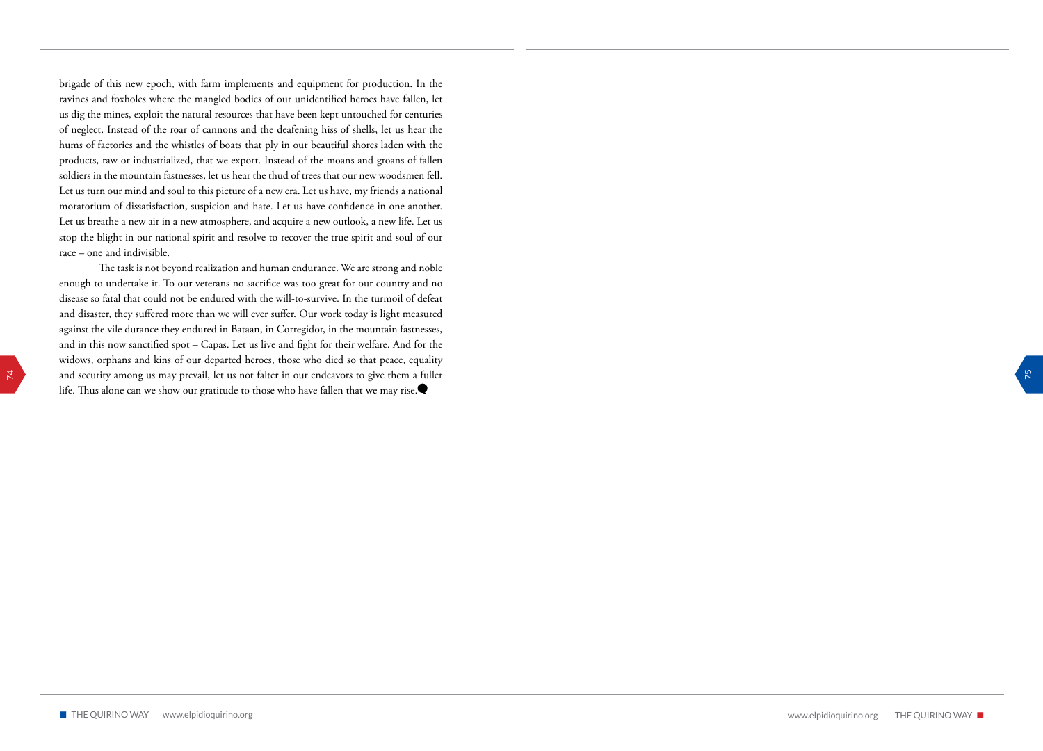brigade of this new epoch, with farm implements and equipment for production. In the ravines and foxholes where the mangled bodies of our unidentified heroes have fallen, let us dig the mines, exploit the natural resources that have been kept untouched for centuries of neglect. Instead of the roar of cannons and the deafening hiss of shells, let us hear the hums of factories and the whistles of boats that ply in our beautiful shores laden with the products, raw or industrialized, that we export. Instead of the moans and groans of fallen soldiers in the mountain fastnesses, let us hear the thud of trees that our new woodsmen fell. Let us turn our mind and soul to this picture of a new era. Let us have, my friends a national moratorium of dissatisfaction, suspicion and hate. Let us have confidence in one another. Let us breathe a new air in a new atmosphere, and acquire a new outlook, a new life. Let us stop the blight in our national spirit and resolve to recover the true spirit and soul of our race – one and indivisible.

The task is not beyond realization and human endurance. We are strong and noble enough to undertake it. To our veterans no sacrifice was too great for our country and no disease so fatal that could not be endured with the will-to-survive. In the turmoil of defeat and disaster, they suffered more than we will ever suffer. Our work today is light measured against the vile durance they endured in Bataan, in Corregidor, in the mountain fastnesses, and in this now sanctified spot – Capas. Let us live and fight for their welfare. And for the widows, orphans and kins of our departed heroes, those who died so that peace, equality and security among us may prevail, let us not falter in our endeavors to give them a fuller life. Thus alone can we show our gratitude to those who have fallen that we may rise.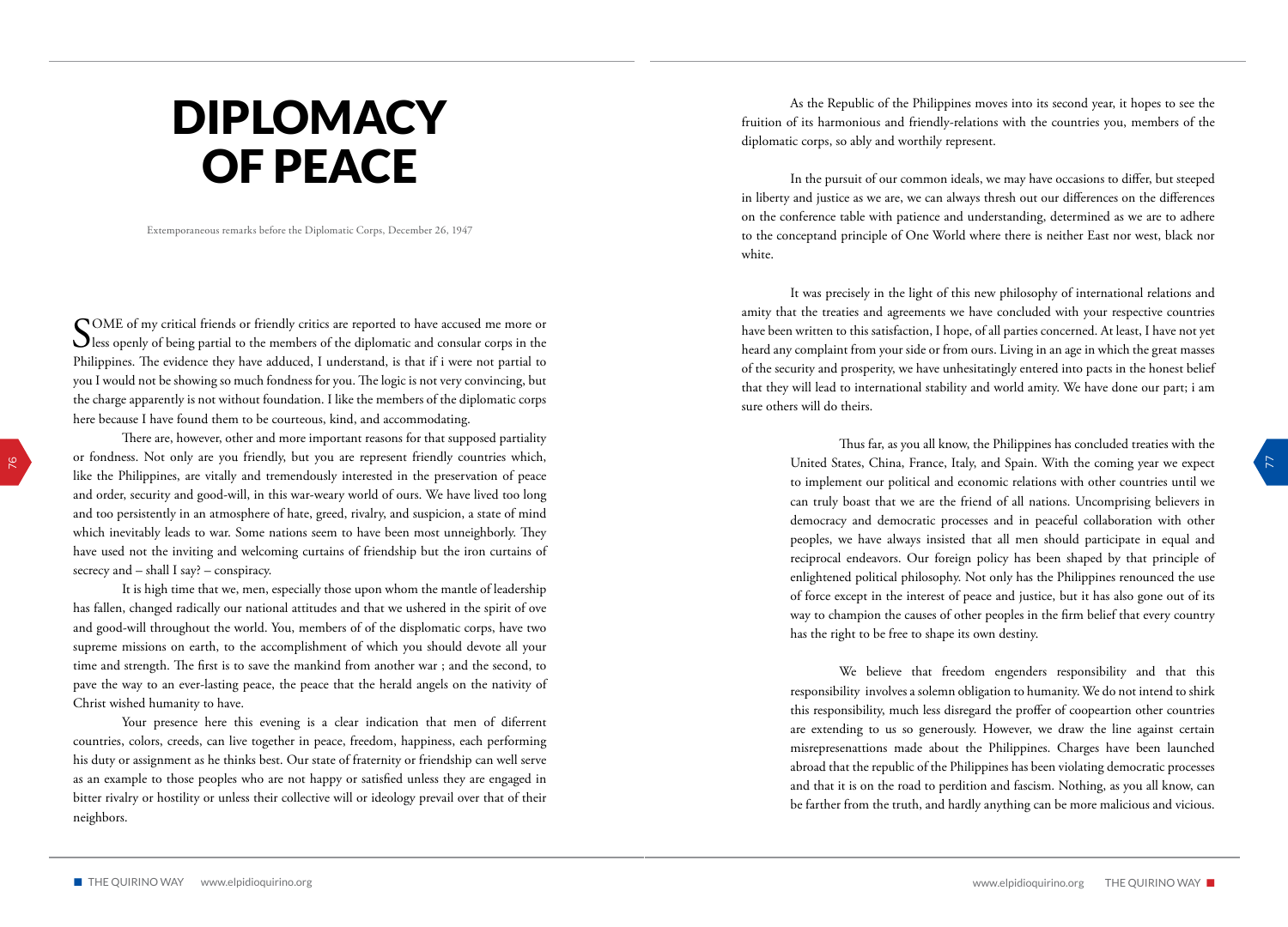# DIPLOMACY OF PEACE

Extemporaneous remarks before the Diplomatic Corps, December 26, 1947

SOME of my critical friends or friendly critics are reported to have accused me more or less openly of being partial to the members of the diplomatic and consular corps in the Philippines. The evidence they have adduced, I understand, is that if i were not partial to you I would not be showing so much fondness for you. The logic is not very convincing, but the charge apparently is not without foundation. I like the members of the diplomatic corps here because I have found them to be courteous, kind, and accommodating.

There are, however, other and more important reasons for that supposed partiality or fondness. Not only are you friendly, but you are represent friendly countries which, like the Philippines, are vitally and tremendously interested in the preservation of peace and order, security and good-will, in this war-weary world of ours. We have lived too long and too persistently in an atmosphere of hate, greed, rivalry, and suspicion, a state of mind which inevitably leads to war. Some nations seem to have been most unneighborly. They have used not the inviting and welcoming curtains of friendship but the iron curtains of secrecy and – shall I say? – conspiracy.

It is high time that we, men, especially those upon whom the mantle of leadership has fallen, changed radically our national attitudes and that we ushered in the spirit of ove and good-will throughout the world. You, members of of the displomatic corps, have two supreme missions on earth, to the accomplishment of which you should devote all your time and strength. The first is to save the mankind from another war ; and the second, to pave the way to an ever-lasting peace, the peace that the herald angels on the nativity of Christ wished humanity to have.

Your presence here this evening is a clear indication that men of diferrent countries, colors, creeds, can live together in peace, freedom, happiness, each performing his duty or assignment as he thinks best. Our state of fraternity or friendship can well serve as an example to those peoples who are not happy or satisfied unless they are engaged in bitter rivalry or hostility or unless their collective will or ideology prevail over that of their neighbors.

As the Republic of the Philippines moves into its second year, it hopes to see the fruition of its harmonious and friendly-relations with the countries you, members of the diplomatic corps, so ably and worthily represent.

In the pursuit of our common ideals, we may have occasions to differ, but steeped in liberty and justice as we are, we can always thresh out our differences on the differences on the conference table with patience and understanding, determined as we are to adhere to the conceptand principle of One World where there is neither East nor west, black nor white.

It was precisely in the light of this new philosophy of international relations and amity that the treaties and agreements we have concluded with your respective countries have been written to this satisfaction, I hope, of all parties concerned. At least, I have not yet heard any complaint from your side or from ours. Living in an age in which the great masses of the security and prosperity, we have unhesitatingly entered into pacts in the honest belief that they will lead to international stability and world amity. We have done our part; i am sure others will do theirs.

> Thus far, as you all know, the Philippines has concluded treaties with the United States, China, France, Italy, and Spain. With the coming year we expect to implement our political and economic relations with other countries until we can truly boast that we are the friend of all nations. Uncomprising believers in democracy and democratic processes and in peaceful collaboration with other peoples, we have always insisted that all men should participate in equal and reciprocal endeavors. Our foreign policy has been shaped by that principle of enlightened political philosophy. Not only has the Philippines renounced the use of force except in the interest of peace and justice, but it has also gone out of its way to champion the causes of other peoples in the firm belief that every country has the right to be free to shape its own destiny.
>
> We believe that freedom engenders responsibility and that this responsibility involves a solemn obligation to humanity. We do not intend to shirk this responsibility, much less disregard the proffer of coopeartion other countries are extending to us so generously. However, we draw the line against certain misrepresenattions made about the Philippines. Charges have been launched abroad that the republic of the Philippines has been violating democratic processes and that it is on the road to perdition and fascism. Nothing, as you all know, can be farther from the truth, and hardly anything can be more malicious and vicious.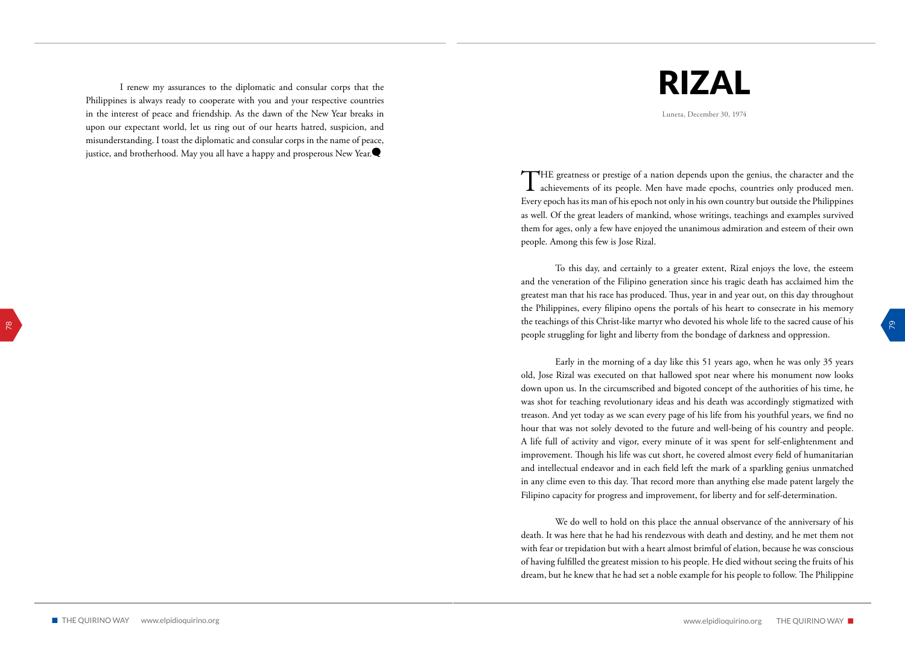I renew my assurances to the diplomatic and consular corps that the Philippines is always ready to cooperate with you and your respective countries in the interest of peace and friendship. As the dawn of the New Year breaks in upon our expectant world, let us ring out of our hearts hatred, suspicion, and misunderstanding. I toast the diplomatic and consular corps in the name of peace, justice, and brotherhood. May you all have a happy and prosperous New Year.

# RIZAL

Luneta, December 30, 1974

THE greatness or prestige of a nation depends upon the genius, the character and the achievements of its people. Men have made epochs, countries only produced men. Every epoch has its man of his epoch not only in his own country but outside the Philippines as well. Of the great leaders of mankind, whose writings, teachings and examples survived them for ages, only a few have enjoyed the unanimous admiration and esteem of their own people. Among this few is Jose Rizal.

To this day, and certainly to a greater extent, Rizal enjoys the love, the esteem and the veneration of the Filipino generation since his tragic death has acclaimed him the greatest man that his race has produced. Thus, year in and year out, on this day throughout the Philippines, every filipino opens the portals of his heart to consecrate in his memory the teachings of this Christ-like martyr who devoted his whole life to the sacred cause of his people struggling for light and liberty from the bondage of darkness and oppression.

Early in the morning of a day like this 51 years ago, when he was only 35 years old, Jose Rizal was executed on that hallowed spot near where his monument now looks down upon us. In the circumscribed and bigoted concept of the authorities of his time, he was shot for teaching revolutionary ideas and his death was accordingly stigmatized with treason. And yet today as we scan every page of his life from his youthful years, we find no hour that was not solely devoted to the future and well-being of his country and people. A life full of activity and vigor, every minute of it was spent for self-enlightenment and improvement. Though his life was cut short, he covered almost every field of humanitarian and intellectual endeavor and in each field left the mark of a sparkling genius unmatched in any clime even to this day. That record more than anything else made patent largely the Filipino capacity for progress and improvement, for liberty and for self-determination.

We do well to hold on this place the annual observance of the anniversary of his death. It was here that he had his rendezvous with death and destiny, and he met them not with fear or trepidation but with a heart almost brimful of elation, because he was conscious of having fulfilled the greatest mission to his people. He died without seeing the fruits of his dream, but he knew that he had set a noble example for his people to follow. The Philippine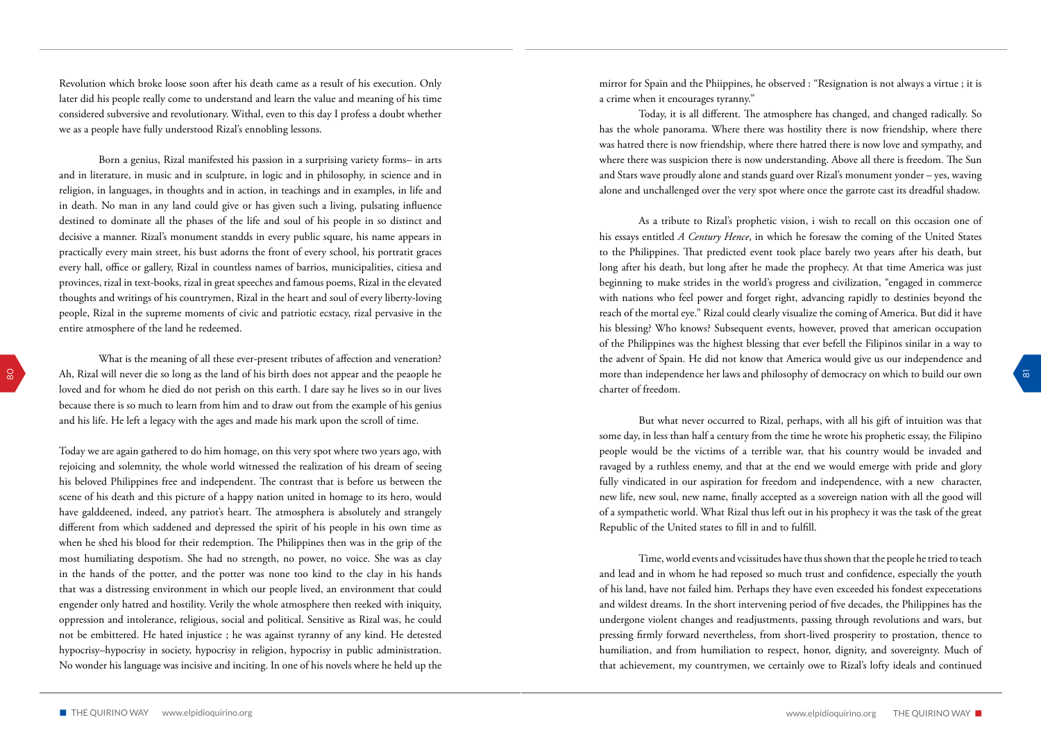Revolution which broke loose soon after his death came as a result of his execution. Only later did his people really come to understand and learn the value and meaning of his time considered subversive and revolutionary. Withal, even to this day I profess a doubt whether we as a people have fully understood Rizal's ennobling lessons.

Born a genius, Rizal manifested his passion in a surprising variety forms– in arts and in literature, in music and in sculpture, in logic and in philosophy, in science and in religion, in languages, in thoughts and in action, in teachings and in examples, in life and in death. No man in any land could give or has given such a living, pulsating influence destined to dominate all the phases of the life and soul of his people in so distinct and decisive a manner. Rizal's monument standds in every public square, his name appears in practically every main street, his bust adorns the front of every school, his portratit graces every hall, office or gallery, Rizal in countless names of barrios, municipalities, citiesa and provinces, rizal in text-books, rizal in great speeches and famous poems, Rizal in the elevated thoughts and writings of his countrymen, Rizal in the heart and soul of every liberty-loving people, Rizal in the supreme moments of civic and patriotic ecstacy, rizal pervasive in the entire atmosphere of the land he redeemed.

What is the meaning of all these ever-present tributes of affection and veneration? Ah, Rizal will never die so long as the land of his birth does not appear and the peaople he loved and for whom he died do not perish on this earth. I dare say he lives so in our lives because there is so much to learn from him and to draw out from the example of his genius and his life. He left a legacy with the ages and made his mark upon the scroll of time.

Today we are again gathered to do him homage, on this very spot where two years ago, with rejoicing and solemnity, the whole world witnessed the realization of his dream of seeing his beloved Philippines free and independent. The contrast that is before us between the scene of his death and this picture of a happy nation united in homage to its hero, would have galddeened, indeed, any patriot's heart. The atmosphera is absolutely and strangely different from which saddened and depressed the spirit of his people in his own time as when he shed his blood for their redemption. The Philippines then was in the grip of the most humiliating despotism. She had no strength, no power, no voice. She was as clay in the hands of the potter, and the potter was none too kind to the clay in his hands that was a distressing environment in which our people lived, an environment that could engender only hatred and hostility. Verily the whole atmosphere then reeked with iniquity, oppression and intolerance, religious, social and political. Sensitive as Rizal was, he could not be embittered. He hated injustice ; he was against tyranny of any kind. He detested hypocrisy–hypocrisy in society, hypocrisy in religion, hypocrisy in public administration. No wonder his language was incisive and inciting. In one of his novels where he held up the mirror for Spain and the Phiippines, he observed : "Resignation is not always a virtue ; it is a crime when it encourages tyranny."

Today, it is all different. The atmosphere has changed, and changed radically. So has the whole panorama. Where there was hostility there is now friendship, where there was hatred there is now friendship, where there hatred there is now love and sympathy, and where there was suspicion there is now understanding. Above all there is freedom. The Sun and Stars wave proudly alone and stands guard over Rizal's monument yonder – yes, waving alone and unchallenged over the very spot where once the garrote cast its dreadful shadow.

As a tribute to Rizal's prophetic vision, i wish to recall on this occasion one of his essays entitled *A Century Hence*, in which he foresaw the coming of the United States to the Philippines. That predicted event took place barely two years after his death, but long after his death, but long after he made the prophecy. At that time America was just beginning to make strides in the world's progress and civilization, "engaged in commerce with nations who feel power and forget right, advancing rapidly to destinies beyond the reach of the mortal eye." Rizal could clearly visualize the coming of America. But did it have his blessing? Who knows? Subsequent events, however, proved that american occupation of the Philippines was the highest blessing that ever befell the Filipinos sinilar in a way to the advent of Spain. He did not know that America would give us our independence and more than independence her laws and philosophy of democracy on which to build our own charter of freedom.

But what never occurred to Rizal, perhaps, with all his gift of intuition was that some day, in less than half a century from the time he wrote his prophetic essay, the Filipino people would be the victims of a terrible war, that his country would be invaded and ravaged by a ruthless enemy, and that at the end we would emerge with pride and glory fully vindicated in our aspiration for freedom and independence, with a new character, new life, new soul, new name, finally accepted as a sovereign nation with all the good will of a sympathetic world. What Rizal thus left out in his prophecy it was the task of the great Republic of the United states to fill in and to fulfill.

Time, world events and vcissitudes have thus shown that the people he tried to teach and lead and in whom he had reposed so much trust and confidence, especially the youth of his land, have not failed him. Perhaps they have even exceeded his fondest expecetations and wildest dreams. In the short intervening period of five decades, the Philippines has the undergone violent changes and readjustments, passing through revolutions and wars, but pressing firmly forward nevertheless, from short-lived prosperity to prostation, thence to humiliation, and from humiliation to respect, honor, dignity, and sovereignty. Much of that achievement, my countrymen, we certainly owe to Rizal's lofty ideals and continued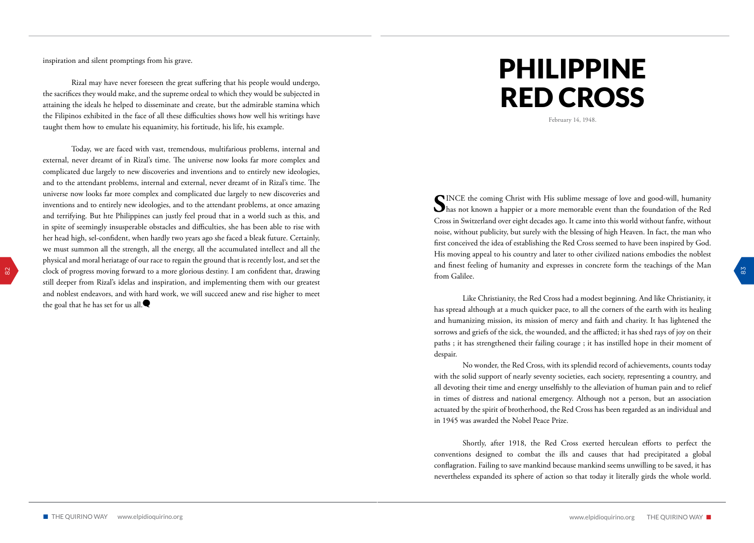inspiration and silent promptings from his grave.

Rizal may have never foreseen the great suffering that his people would undergo, the sacrifices they would make, and the supreme ordeal to which they would be subjected in attaining the ideals he helped to disseminate and create, but the admirable stamina which the Filipinos exhibited in the face of all these difficulties shows how well his writings have taught them how to emulate his equanimity, his fortitude, his life, his example.

Today, we are faced with vast, tremendous, multifarious problems, internal and external, never dreamt of in Rizal's time. The universe now looks far more complex and complicated due largely to new discoveries and inventions and to entirely new ideologies, and to the attendant problems, internal and external, never dreamt of in Rizal's time. The universe now looks far more complex and complicated due largely to new discoveries and inventions and to entirely new ideologies, and to the attendant problems, at once amazing and terrifying. But hte Philippines can justly feel proud that in a world such as this, and in spite of seemingly insusperable obstacles and difficulties, she has been able to rise with her head high, sel-confident, when hardly two years ago she faced a bleak future. Certainly, we must summon all the strength, all the energy, all the accumulated intellect and all the physical and moral heriatage of our race to regain the ground that is recently lost, and set the clock of progress moving forward to a more glorious destiny. I am confident that, drawing still deeper from Rizal's idelas and inspiration, and implementing them with our greatest and noblest endeavors, and with hard work, we will succeed anew and rise higher to meet the goal that he has set for us all.

# PHILIPPINE RED CROSS

February 14, 1948.

SINCE the coming Christ with His sublime message of love and good-will, humanity has not known a happier or a more memorable event than the foundation of the Red Cross in Switzerland over eight decades ago. It came into this world without fanfre, without noise, without publicity, but surely with the blessing of high Heaven. In fact, the man who first conceived the idea of establishing the Red Cross seemed to have been inspired by God. His moving appeal to his country and later to other civilized nations embodies the noblest and finest feeling of humanity and expresses in concrete form the teachings of the Man from Galilee.

Like Christianity, the Red Cross had a modest beginning. And like Christianity, it has spread although at a much quicker pace, to all the corners of the earth with its healing and humanizing mission, its mission of mercy and faith and charity. It has lightened the sorrows and griefs of the sick, the wounded, and the afflicted; it has shed rays of joy on their paths ; it has strengthened their failing courage ; it has instilled hope in their moment of despair.

No wonder, the Red Cross, with its splendid record of achievements, counts today with the solid support of nearly seventy societies, each society, representing a country, and all devoting their time and energy unselfishly to the alleviation of human pain and to relief in times of distress and national emergency. Although not a person, but an association actuated by the spirit of brotherhood, the Red Cross has been regarded as an individual and in 1945 was awarded the Nobel Peace Prize.

Shortly, after 1918, the Red Cross exerted herculean efforts to perfect the conventions designed to combat the ills and causes that had precipitated a global conflagration. Failing to save mankind because mankind seems unwilling to be saved, it has nevertheless expanded its sphere of action so that today it literally girds the whole world.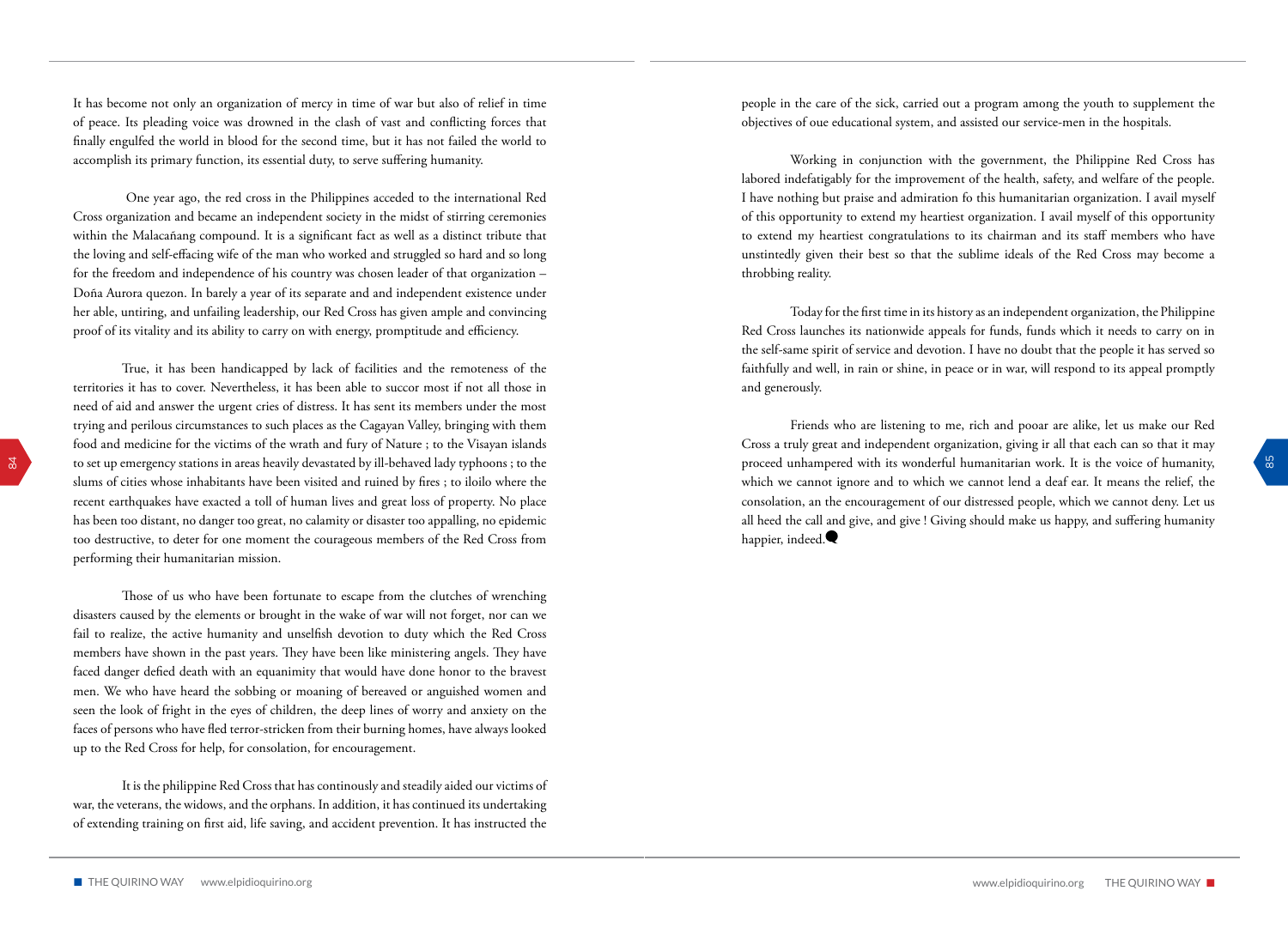It has become not only an organization of mercy in time of war but also of relief in time of peace. Its pleading voice was drowned in the clash of vast and conflicting forces that finally engulfed the world in blood for the second time, but it has not failed the world to accomplish its primary function, its essential duty, to serve suffering humanity.

One year ago, the red cross in the Philippines acceded to the international Red Cross organization and became an independent society in the midst of stirring ceremonies within the Malacañang compound. It is a significant fact as well as a distinct tribute that the loving and self-effacing wife of the man who worked and struggled so hard and so long for the freedom and independence of his country was chosen leader of that organization – Doña Aurora quezon. In barely a year of its separate and and independent existence under her able, untiring, and unfailing leadership, our Red Cross has given ample and convincing proof of its vitality and its ability to carry on with energy, promptitude and efficiency.

True, it has been handicapped by lack of facilities and the remoteness of the territories it has to cover. Nevertheless, it has been able to succor most if not all those in need of aid and answer the urgent cries of distress. It has sent its members under the most trying and perilous circumstances to such places as the Cagayan Valley, bringing with them food and medicine for the victims of the wrath and fury of Nature ; to the Visayan islands to set up emergency stations in areas heavily devastated by ill-behaved lady typhoons ; to the slums of cities whose inhabitants have been visited and ruined by fires ; to iloilo where the recent earthquakes have exacted a toll of human lives and great loss of property. No place has been too distant, no danger too great, no calamity or disaster too appalling, no epidemic too destructive, to deter for one moment the courageous members of the Red Cross from performing their humanitarian mission.

Those of us who have been fortunate to escape from the clutches of wrenching disasters caused by the elements or brought in the wake of war will not forget, nor can we fail to realize, the active humanity and unselfish devotion to duty which the Red Cross members have shown in the past years. They have been like ministering angels. They have faced danger defied death with an equanimity that would have done honor to the bravest men. We who have heard the sobbing or moaning of bereaved or anguished women and seen the look of fright in the eyes of children, the deep lines of worry and anxiety on the faces of persons who have fled terror-stricken from their burning homes, have always looked up to the Red Cross for help, for consolation, for encouragement.

It is the philippine Red Cross that has continously and steadily aided our victims of war, the veterans, the widows, and the orphans. In addition, it has continued its undertaking of extending training on first aid, life saving, and accident prevention. It has instructed the people in the care of the sick, carried out a program among the youth to supplement the objectives of oue educational system, and assisted our service-men in the hospitals.

Working in conjunction with the government, the Philippine Red Cross has labored indefatigably for the improvement of the health, safety, and welfare of the people. I have nothing but praise and admiration fo this humanitarian organization. I avail myself of this opportunity to extend my heartiest organization. I avail myself of this opportunity to extend my heartiest congratulations to its chairman and its staff members who have unstintedly given their best so that the sublime ideals of the Red Cross may become a throbbing reality.

Today for the first time in its history as an independent organization, the Philippine Red Cross launches its nationwide appeals for funds, funds which it needs to carry on in the self-same spirit of service and devotion. I have no doubt that the people it has served so faithfully and well, in rain or shine, in peace or in war, will respond to its appeal promptly and generously.

Friends who are listening to me, rich and pooar are alike, let us make our Red Cross a truly great and independent organization, giving ir all that each can so that it may proceed unhampered with its wonderful humanitarian work. It is the voice of humanity, which we cannot ignore and to which we cannot lend a deaf ear. It means the relief, the consolation, an the encouragement of our distressed people, which we cannot deny. Let us all heed the call and give, and give ! Giving should make us happy, and suffering humanity happier, indeed.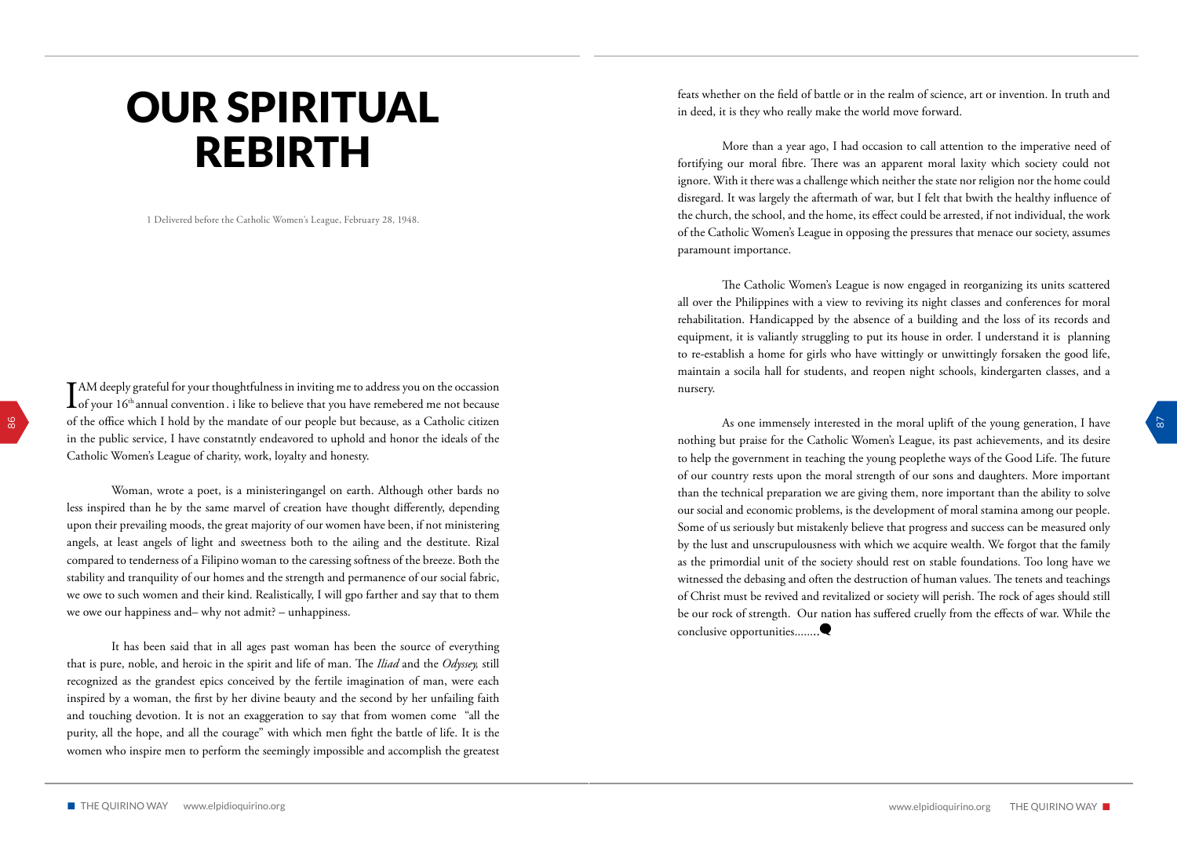# OUR SPIRITUAL REBIRTH

1 Delivered before the Catholic Women's League, February 28, 1948.

I AM deeply grateful for your thoughtfulness in inviting me to address you on the occassion of your 16th annual convention. i like to believe that you have remebered me not because of the office which I hold by the mandate of our people but because, as a Catholic citizen in the public service, I have constatntly endeavored to uphold and honor the ideals of the Catholic Women's League of charity, work, loyalty and honesty.

Woman, wrote a poet, is a ministeringangel on earth. Although other bards no less inspired than he by the same marvel of creation have thought differently, depending upon their prevailing moods, the great majority of our women have been, if not ministering angels, at least angels of light and sweetness both to the ailing and the destitute. Rizal compared to tenderness of a Filipino woman to the caressing softness of the breeze. Both the stability and tranquility of our homes and the strength and permanence of our social fabric, we owe to such women and their kind. Realistically, I will gpo farther and say that to them we owe our happiness and– why not admit? – unhappiness.

It has been said that in all ages past woman has been the source of everything that is pure, noble, and heroic in the spirit and life of man. The *Iliad* and the *Odyssey,* still recognized as the grandest epics conceived by the fertile imagination of man, were each inspired by a woman, the first by her divine beauty and the second by her unfailing faith and touching devotion. It is not an exaggeration to say that from women come "all the purity, all the hope, and all the courage" with which men fight the battle of life. It is the women who inspire men to perform the seemingly impossible and accomplish the greatest feats whether on the field of battle or in the realm of science, art or invention. In truth and in deed, it is they who really make the world move forward.

More than a year ago, I had occasion to call attention to the imperative need of fortifying our moral fibre. There was an apparent moral laxity which society could not ignore. With it there was a challenge which neither the state nor religion nor the home could disregard. It was largely the aftermath of war, but I felt that bwith the healthy influence of the church, the school, and the home, its effect could be arrested, if not individual, the work of the Catholic Women's League in opposing the pressures that menace our society, assumes paramount importance.

The Catholic Women's League is now engaged in reorganizing its units scattered all over the Philippines with a view to reviving its night classes and conferences for moral rehabilitation. Handicapped by the absence of a building and the loss of its records and equipment, it is valiantly struggling to put its house in order. I understand it is planning to re-establish a home for girls who have wittingly or unwittingly forsaken the good life, maintain a socila hall for students, and reopen night schools, kindergarten classes, and a nursery.

As one immensely interested in the moral uplift of the young generation, I have nothing but praise for the Catholic Women's League, its past achievements, and its desire to help the government in teaching the young peoplethe ways of the Good Life. The future of our country rests upon the moral strength of our sons and daughters. More important than the technical preparation we are giving them, nore important than the ability to solve our social and economic problems, is the development of moral stamina among our people. Some of us seriously but mistakenly believe that progress and success can be measured only by the lust and unscrupulousness with which we acquire wealth. We forgot that the family as the primordial unit of the society should rest on stable foundations. Too long have we witnessed the debasing and often the destruction of human values. The tenets and teachings of Christ must be revived and revitalized or society will perish. The rock of ages should still be our rock of strength. Our nation has suffered cruelly from the effects of war. While the conclusive opportunities........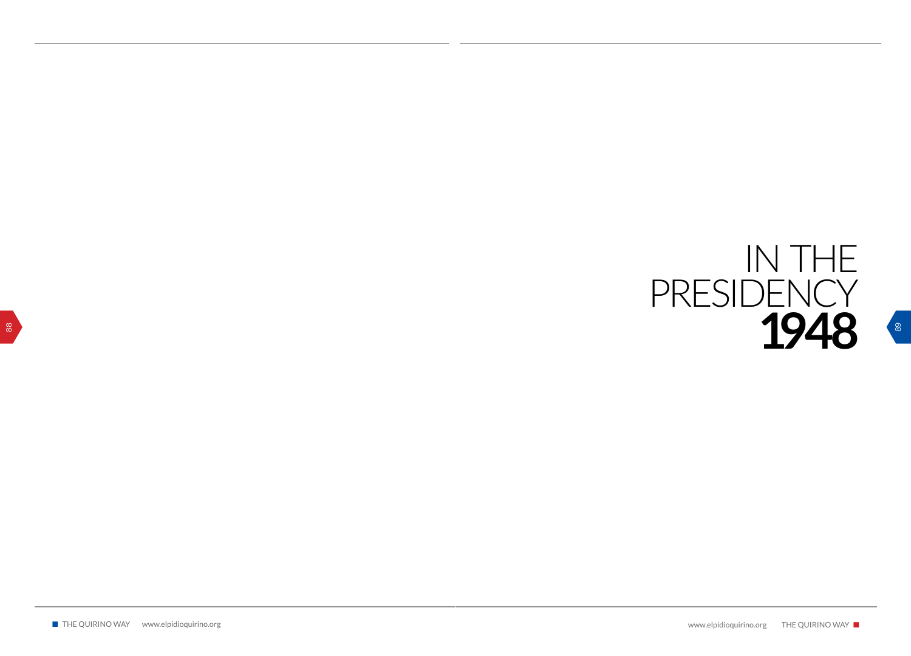# IN THE PRESIDENCY 1948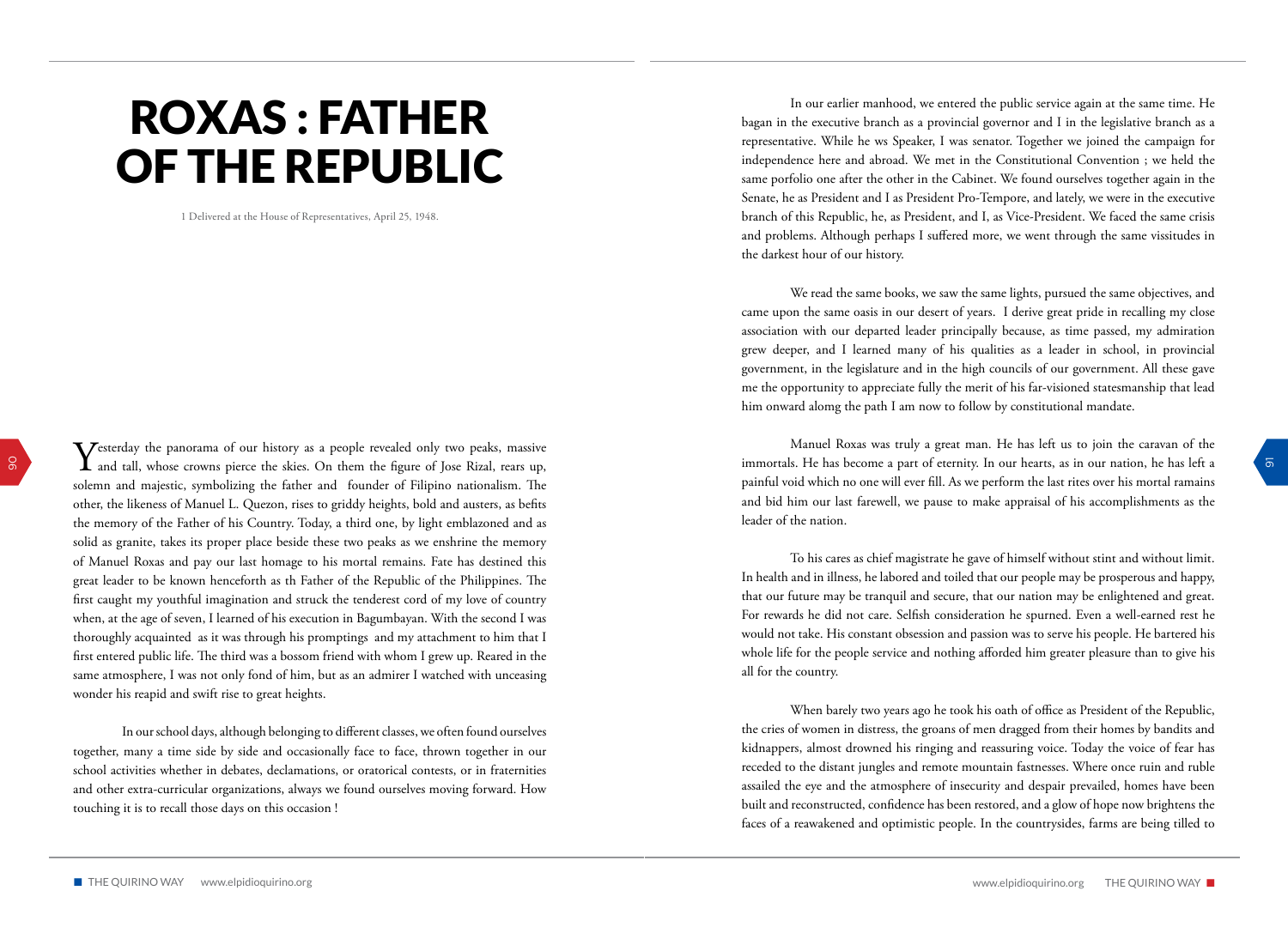# ROXAS : FATHER OF THE REPUBLIC

1 Delivered at the House of Representatives, April 25, 1948.

Yesterday the panorama of our history as a people revealed only two peaks, massive and tall, whose crowns pierce the skies. On them the figure of Jose Rizal, rears up, solemn and majestic, symbolizing the father and founder of Filipino nationalism. The other, the likeness of Manuel L. Quezon, rises to griddy heights, bold and austers, as befits the memory of the Father of his Country. Today, a third one, by light emblazoned and as solid as granite, takes its proper place beside these two peaks as we enshrine the memory of Manuel Roxas and pay our last homage to his mortal remains. Fate has destined this great leader to be known henceforth as th Father of the Republic of the Philippines. The first caught my youthful imagination and struck the tenderest cord of my love of country when, at the age of seven, I learned of his execution in Bagumbayan. With the second I was thoroughly acquainted as it was through his promptings and my attachment to him that I first entered public life. The third was a bossom friend with whom I grew up. Reared in the same atmospher, I was not only fond of him, but as an admirer I watched with unceasing wonder his reapid and swift rise to great heights.

In our school days, although belonging to different classes, we often found ourselves together, many a time side by side and occasionally face to face, thrown together in our school activities whether in debates, declamations, or oratorical contests, or in fraternities and other extra-curricular organizations, always we found ourselves moving forward. How touching it is to recall those days on this occasion !

In our earlier manhood, we entered the public service again at the same time. He bagan in the executive branch as a provincial governor and I in the legislative branch as a representative. While he ws Speaker, I was senator. Together we joined the campaign for independence here and abroad. We met in the Constitutional Convention ; we held the same porfolio one after the other in the Cabinet. We found ourselves together again in the Senate, he as President and I as President Pro-Tempore, and lately, we were in the executive branch of this Republic, he, as President, and I, as Vice-President. We faced the same crisis and problems. Although perhaps I suffered more, we went through the same vissitudes in the darkest hour of our history.

We read the same books, we saw the same lights, pursued the same objectives, and came upon the same oasis in our desert of years. I derive great pride in recalling my close association with our departed leader principally because, as time passed, my admiration grew deeper, and I learned many of his qualities as a leader in school, in provincial government, in the legislature and in the high councils of our government. All these gave me the opportunity to appreciate fully the merit of his far-visioned statesmanship that lead him onward alomg the path I am now to follow by constitutional mandate.

Manuel Roxas was truly a great man. He has left us to join the caravan of the immortals. He has become a part of eternity. In our hearts, as in our nation, he has left a painful void which no one will ever fill. As we perform the last rites over his mortal ramains and bid him our last farewell, we pause to make appraisal of his accomplishments as the leader of the nation.

To his cares as chief magistrate he gave of himself without stint and without limit. In health and in illness, he labored and toiled that our people may be prosperous and happy, that our future may be tranquil and secure, that our nation may be enlightened and great. For rewards he did not care. Selfish consideration he spurned. Even a well-earned rest he would not take. His constant obsession and passion was to serve his people. He bartered his whole life for the people service and nothing afforded him greater pleasure than to give his all for the country.

When barely two years ago he took his oath of office as President of the Republic, the cries of women in distress, the groans of men dragged from their homes by bandits and kidnappers, almost drowned his ringing and reassuring voice. Today the voice of fear has receded to the distant jungles and remote mountain fastnesses. Where once ruin and ruble assailed the eye and the atmosphere of insecurity and despair prevailed, homes have been built and reconstructed, confidence has been restored, and a glow of hope now brightens the faces of a reawakened and optimistic people. In the countrysides, farms are being tilled to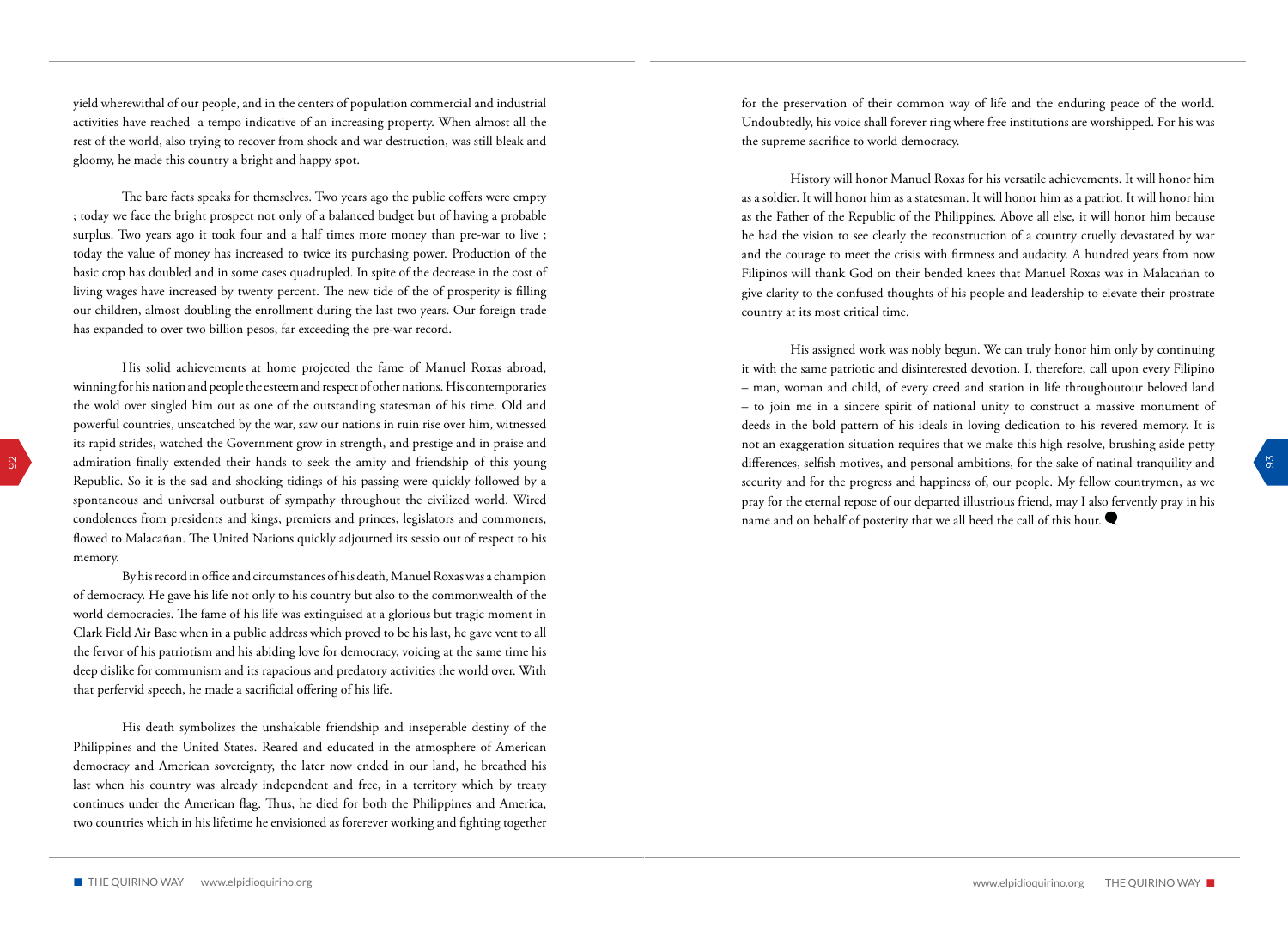yield wherewithal of our people, and in the centers of population commercial and industrial activities have reached a tempo indicative of an increasing property. When almost all the rest of the world, also trying to recover from shock and war destruction, was still bleak and gloomy, he made this country a bright and happy spot.

The bare facts speaks for themselves. Two years ago the public coffers were empty ; today we face the bright prospect not only of a balanced budget but of having a probable surplus. Two years ago it took four and a half times more money than pre-war to live ; today the value of money has increased to twice its purchasing power. Production of the basic crop has doubled and in some cases quadrupled. In spite of the decrease in the cost of living wages have increased by twenty percent. The new tide of the of prosperity is filling our children, almost doubling the enrollment during the last two years. Our foreign trade has expanded to over two billion pesos, far exceeding the pre-war record.

His solid achievements at home projected the fame of Manuel Roxas abroad, winning for his nation and people the esteem and respect of other nations. His contemporaries the wold over singled him out as one of the outstanding statesman of his time. Old and powerful countries, unscatched by the war, saw our nations in ruin rise over him, witnessed its rapid strides, watched the Government grow in strength, and prestige and in praise and admiration finally extended their hands to seek the amity and friendship of this young Republic. So it is the sad and shocking tidings of his passing were quickly followed by a spontaneous and universal outburst of sympathy throughout the civilized world. Wired condolences from presidents and kings, premiers and princes, legislators and commoners, flowed to Malacañan. The United Nations quickly adjourned its sessio out of respect to his memory.

By his record in office and circumstances of his death, Manuel Roxas was a champion of democracy. He gave his life not only to his country but also to the commonwealth of the world democracies. The fame of his life was extinguised at a glorious but tragic moment in Clark Field Air Base when in a public address which proved to be his last, he gave vent to all the fervor of his patriotism and his abiding love for democracy, voicing at the same time his deep dislike for communism and its rapacious and predatory activities the world over. With that perfervid speech, he made a sacrificial offering of his life.

His death symbolizes the unshakable friendship and inseperable destiny of the Philippines and the United States. Reared and educated in the atmosphere of American democracy and American sovereignty, the later now ended in our land, he breathed his last when his country was already independent and free, in a territory which by treaty continues under the American flag. Thus, he died for both the Philippines and America, two countries which in his lifetime he envisioned as forerever working and fighting together for the preservation of their common way of life and the enduring peace of the world. Undoubtedly, his voice shall forever ring where free institutions are worshipped. For his was the supreme sacrifice to world democracy.

History will honor Manuel Roxas for his versatile achievements. It will honor him as a soldier. It will honor him as a statesman. It will honor him as a patriot. It will honor him as the Father of the Republic of the Philippines. Above all else, it will honor him because he had the vision to see clearly the reconstruction of a country cruelly devastated by war and the courage to meet the crisis with firmness and audacity. A hundred years from now Filipinos will thank God on their bended knees that Manuel Roxas was in Malacañan to give clarity to the confused thoughts of his people and leadership to elevate their prostrate country at its most critical time.

His assigned work was nobly begun. We can truly honor him only by continuing it with the same patriotic and disinterested devotion. I, therefore, call upon every Filipino – man, woman and child, of every creed and station in life throughoutour beloved land – to join me in a sincere spirit of national unity to construct a massive monument of deeds in the bold pattern of his ideals in loving dedication to his revered memory. It is not an exaggeration situation requires that we make this high resolve, brushing aside petty differences, selfish motives, and personal ambitions, for the sake of natinal tranquility and security and for the progress and happiness of, our people. My fellow countrymen, as we pray for the eternal repose of our departed illustrious friend, may I also fervently pray in his name and on behalf of posterity that we all heed the call of this hour.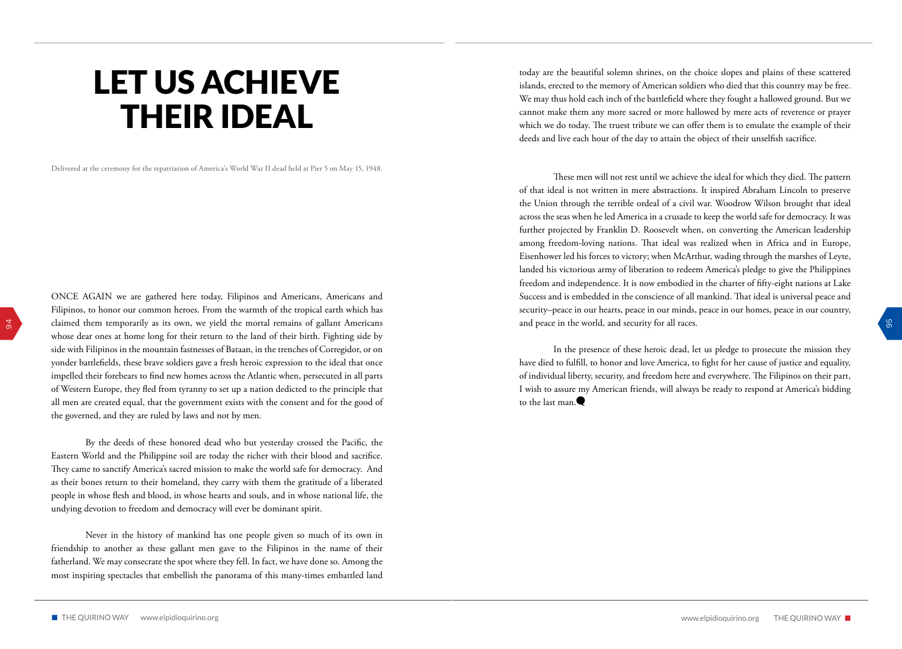# LET US ACHIEVE THEIR IDEAL

Delivered at the ceremony for the repatriation of America's World War II dead held at Pier 5 on May 15, 1948.

ONCE AGAIN we are gathered here today, Filipinos and Americans, Americans and Filipinos, to honor our common heroes. From the warmth of the tropical earth which has claimed them temporarily as its own, we yield the mortal remains of gallant Americans whose dear ones at home long for their return to the land of their birth. Fighting side by side with Filipinos in the mountain fastnesses of Bataan, in the trenches of Corregidor, or on yonder battlefields, these brave soldiers gave a fresh heroic expression to the ideal that once impelled their forebears to find new homes across the Atlantic when, persecuted in all parts of Western Europe, they fled from tyranny to set up a nation dedicted to the principle that all men are created equal, that the government exists with the consent and for the good of the governed, and they are ruled by laws and not by men.

By the deeds of these honored dead who but yesterday crossed the Pacific, the Eastern World and the Philippine soil are today the richer with their blood and sacrifice. They came to sanctify America's sacred mission to make the world safe for democracy. And as their bones return to their homeland, they carry with them the gratitude of a liberated people in whose flesh and blood, in whose hearts and souls, and in whose national life, the undying devotion to freedom and democracy will ever be dominant spirit.

Never in the history of mankind has one people given so much of its own in friendship to another as these gallant men gave to the Filipinos in the name of their fatherland. We may consecrate the spot where they fell. In fact, we have done so. Among the most inspiring spectacles that embellish the panorama of this many-times embattled land today are the beautiful solemn shrines, on the choice slopes and plains of these scattered islands, erected to the memory of American soldiers who died that this country may be free. We may thus hold each inch of the battlefield where they fought a hallowed ground. But we cannot make them any more sacred or more hallowed by mere acts of reverence or prayer which we do today. The truest tribute we can offer them is to emulate the example of their deeds and live each hour of the day to attain the object of their unselfish sacrifice.

These men will not rest until we achieve the ideal for which they died. The pattern of that ideal is not written in mere abstractions. It inspired Abraham Lincoln to preserve the Union through the terrible ordeal of a civil war. Woodrow Wilson brought that ideal across the seas when he led America in a crusade to keep the world safe for democracy. It was further projected by Franklin D. Roosevelt when, on converting the American leadership among freedom-loving nations. That ideal was realized when in Africa and in Europe, Eisenhower led his forces to victory; when McArthur, wading through the marshes of Leyte, landed his victorious army of liberation to redeem America's pledge to give the Philippines freedom and independence. It is now embodied in the charter of fifty-eight nations at Lake Success and is embedded in the conscience of all mankind. That ideal is universal peace and security–peace in our hearts, peace in our minds, peace in our homes, peace in our country, and peace in the world, and security for all races.

In the presence of these heroic dead, let us pledge to prosecute the mission they have died to fulfill, to honor and love America, to fight for her cause of justice and equality, of individual liberty, security, and freedom here and everywhere. The Filipinos on their part, I wish to assure my American friends, will always be ready to respond at America's bidding to the last man.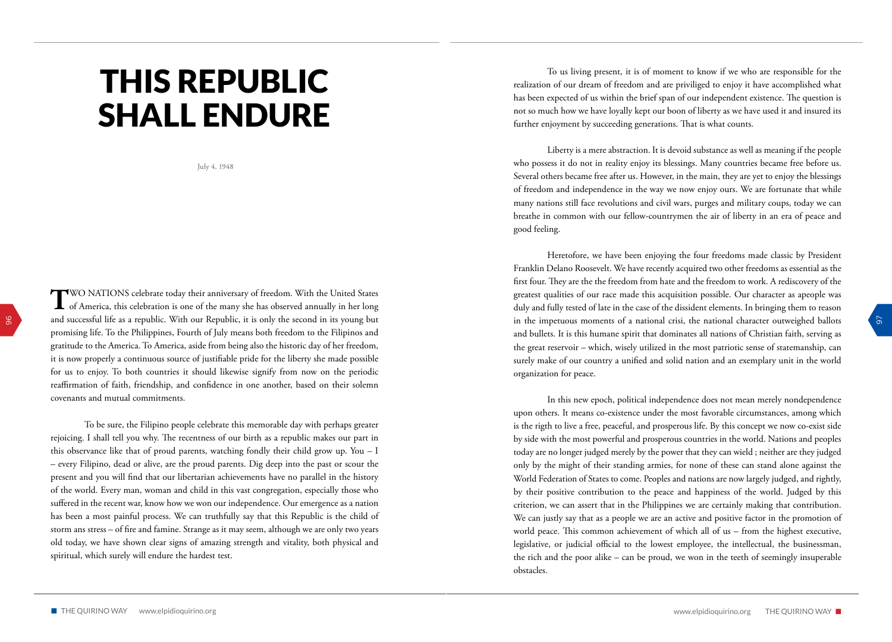# THIS REPUBLIC SHALL ENDURE

July 4, 1948

TWO NATIONS celebrate today their anniversary of freedom. With the United States of America, this celebration is one of the many she has observed annually in her long and successful life as a republic. With our Republic, it is only the second in its young but promising life. To the Philippines, Fourth of July means both freedom to the Filipinos and gratitude to the America. To America, aside from being also the historic day of her freedom, it is now properly a continuous source of justifiable pride for the liberty she made possible for us to enjoy. To both countries it should likewise signify from now on the periodic reaffirmation of faith, friendship, and confidence in one another, based on their solemn covenants and mutual commitments.

To be sure, the Filipino people celebrate this memorable day with perhaps greater rejoicing. I shall tell you why. The recentness of our birth as a republic makes our part in this observance like that of proud parents, watching fondly their child grow up. You – I – every Filipino, dead or alive, are the proud parents. Dig deep into the past or scour the present and you will find that our libertarian achievements have no parallel in the history of the world. Every man, woman and child in this vast congregation, especially those who suffered in the recent war, know how we won our independence. Our emergence as a nation has been a most painful process. We can truthfully say that this Republic is the child of storm ans stress – of fire and famine. Strange as it may seem, although we are only two years old today, we have shown clear signs of amazing strength and vitality, both physical and spiritual, which surely will endure the hardest test.

To us living present, it is of moment to know if we who are responsible for the realization of our dream of freedom and are priviliged to enjoy it have accomplished what has been expected of us within the brief span of our independent existence. The question is not so much how we have loyally kept our boon of liberty as we have used it and insured its further enjoyment by succeeding generations. That is what counts.

Liberty is a mere abstraction. It is devoid substance as well as meaning if the people who possess it do not in reality enjoy its blessings. Many countries became free before us. Several others became free after us. However, in the main, they are yet to enjoy the blessings of freedom and independence in the way we now enjoy ours. We are fortunate that while many nations still face revolutions and civil wars, purges and military coups, today we can breathe in common with our fellow-countrymen the air of liberty in an era of peace and good feeling.

Heretofore, we have been enjoying the four freedoms made classic by President Franklin Delano Roosevelt. We have recently acquired two other freedoms as essential as the first four. They are the the freedom from hate and the freedom to work. A rediscovery of the greatest qualities of our race made this acquisition possible. Our character as apeople was duly and fully tested of late in the case of the dissident elements. In bringing them to reason in the impetuous moments of a national crisi, the national character outweighed ballots and bullets. It is this humane spirit that dominates all nations of Christian faith, serving as the great reservoir – which, wisely utilized in the most patriotic sense of statemanship, can surely make of our country a unified and solid nation and an exemplary unit in the world organization for peace.

In this new epoch, political independence does not mean merely nondependence upon others. It means co-existence under the most favorable circumstances, among which is the rigth to live a free, peaceful, and prosperous life. By this concept we now co-exist side by side with the most powerful and prosperous countries in the world. Nations and peoples today are no longer judged merely by the power that they can wield ; neither are they judged only by the might of their standing armies, for none of these can stand alone against the World Federation of States to come. Peoples and nations are now largely judged, and rightly, by their positive contribution to the peace and happiness of the world. Judged by this criterion, we can assert that in the Philippines we are certainly making that contribution. We can justly say that as a people we are an active and positive factor in the promotion of world peace. This common achievement of which all of us – from the highest executive, legislative, or judicial official to the lowest employee, the intellectual, the businessman, the rich and the poor alike – can be proud, we won in the teeth of seemingly insuperable obstacles.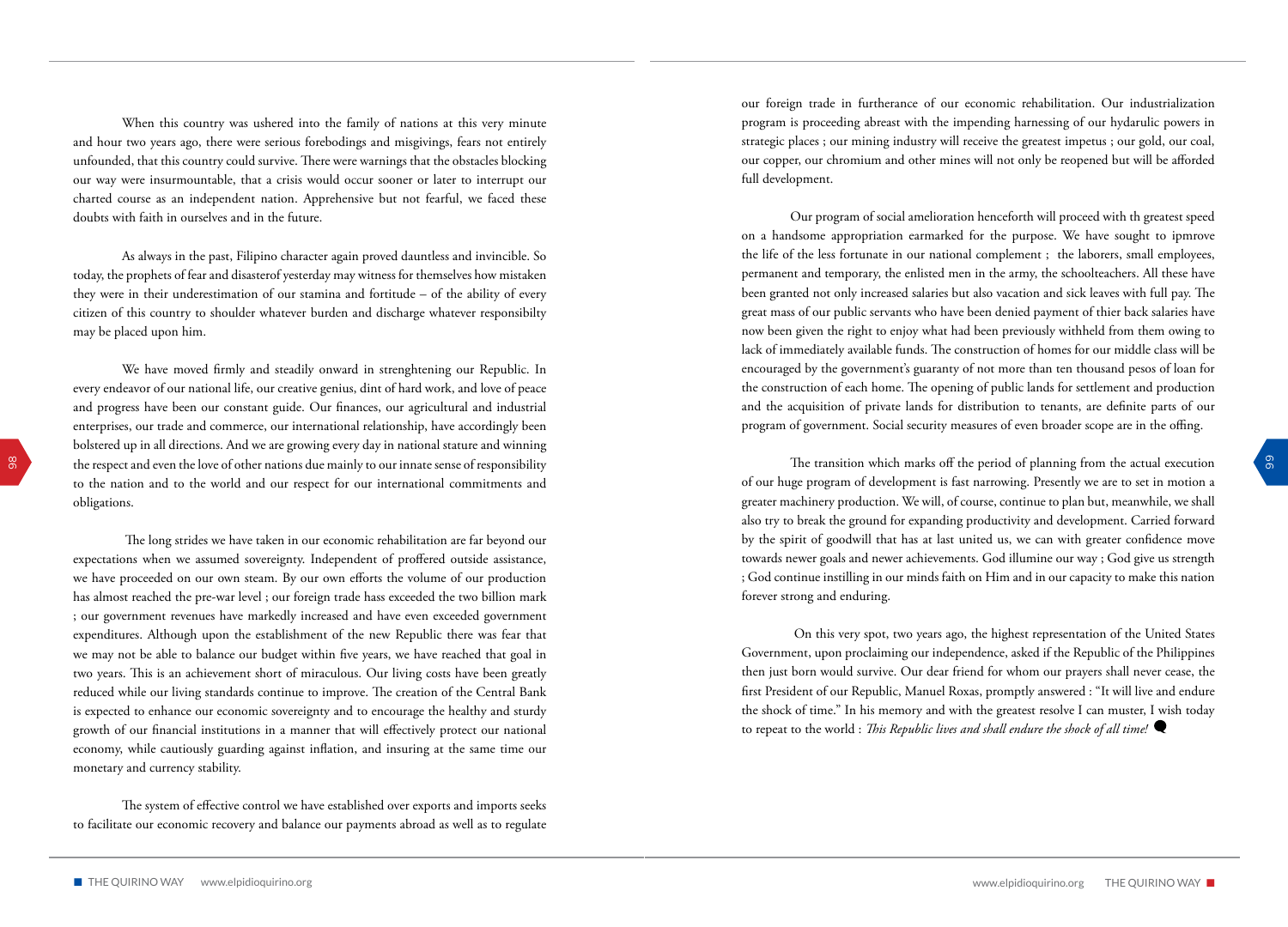When this country was ushered into the family of nations at this very minute and hour two years ago, there were serious forebodings and misgivings, fears not entirely unfounded, that this country could survive. There were warnings that the obstacles blocking our way were insurmountable, that a crisis would occur sooner or later to interrupt our charted course as an independent nation. Apprehensive but not fearful, we faced these doubts with faith in ourselves and in the future.

As always in the past, Filipino character again proved dauntless and invincible. So today, the prophets of fear and disasterof yesterday may witness for themselves how mistaken they were in their underestimation of our stamina and fortitude – of the ability of every citizen of this country to shoulder whatever burden and discharge whatever responsibilty may be placed upon him.

We have moved firmly and steadily onward in strenghtening our Republic. In every endeavor of our national life, our creative genius, dint of hard work, and love of peace and progress have been our constant guide. Our finances, our agricultural and industrial enterprises, our trade and commerce, our international relationship, have accordingly been bolstered up in all directions. And we are growing every day in national stature and winning the respect and even the love of other nations due mainly to our innate sense of responsibility to the nation and to the world and our respect for our international commitments and obligations.

The long strides we have taken in our economic rehabilitation are far beyond our expectations when we assumed sovereignty. Independent of proffered outside assistance, we have proceeded on our own steam. By our own efforts the volume of our production has almost reached the pre-war level ; our foreign trade hass exceeded the two billion mark ; our government revenues have markedly increased and have even exceeded government expenditures. Although upon the establishment of the new Republic there was fear that we may not be able to balance our budget within five years, we have reached that goal in two years. This is an achievement short of miraculous. Our living costs have been greatly reduced while our living standards continue to improve. The creation of the Central Bank is expected to enhance our economic sovereignty and to encourage the healthy and sturdy growth of our financial institutions in a manner that will effectively protect our national economy, while cautiously guarding against inflation, and insuring at the same time our monetary and currency stability.

The system of effective control we have established over exports and imports seeks to facilitate our economic recovery and balance our payments abroad as well as to regulate our foreign trade in furtherance of our economic rehabilitation. Our industrialization program is proceeding abreast with the impending harnessing of our hydarulic powers in strategic places ; our mining industry will receive the greatest impetus ; our gold, our coal, our copper, our chromium and other mines will not only be reopened but will be afforded full development.

Our program of social amelioration henceforth will proceed with th greatest speed on a handsome appropriation earmarked for the purpose. We have sought to ipmrove the life of the less fortunate in our national complement ; the laborers, small employees, permanent and temporary, the enlisted men in the army, the schoolteachers. All these have been granted not only increased salaries but also vacation and sick leaves with full pay. The great mass of our public servants who have been denied payment of thier back salaries have now been given the right to enjoy what had been previously withheld from them owing to lack of immediately available funds. The construction of homes for our middle class will be encouraged by the government's guaranty of not more than ten thousand pesos of loan for the construction of each home. The opening of public lands for settlement and production and the acquisition of private lands for distribution to tenants, are definite parts of our program of government. Social security measures of even broader scope are in the offing.

The transition which marks off the period of planning from the actual execution of our huge program of development is fast narrowing. Presently we are to set in motion a greater machinery production. We will, of course, continue to plan but, meanwhile, we shall also try to break the ground for expanding productivity and development. Carried forward by the spirit of goodwill that has at last united us, we can with greater confidence move towards newer goals and newer achievements. God illumine our way ; God give us strength ; God continue instilling in our minds faith on Him and in our capacity to make this nation forever strong and enduring.

On this very spot, two years ago, the highest representation of the United States Government, upon proclaiming our independence, asked if the Republic of the Philippines then just born would survive. Our dear friend for whom our prayers shall never cease, the first President of our Republic, Manuel Roxas, promptly answered : "It will live and endure the shock of time." In his memory and with the greatest resolve I can muster, I wish today to repeat to the world : *This Republic lives and shall endure the shock of all time!*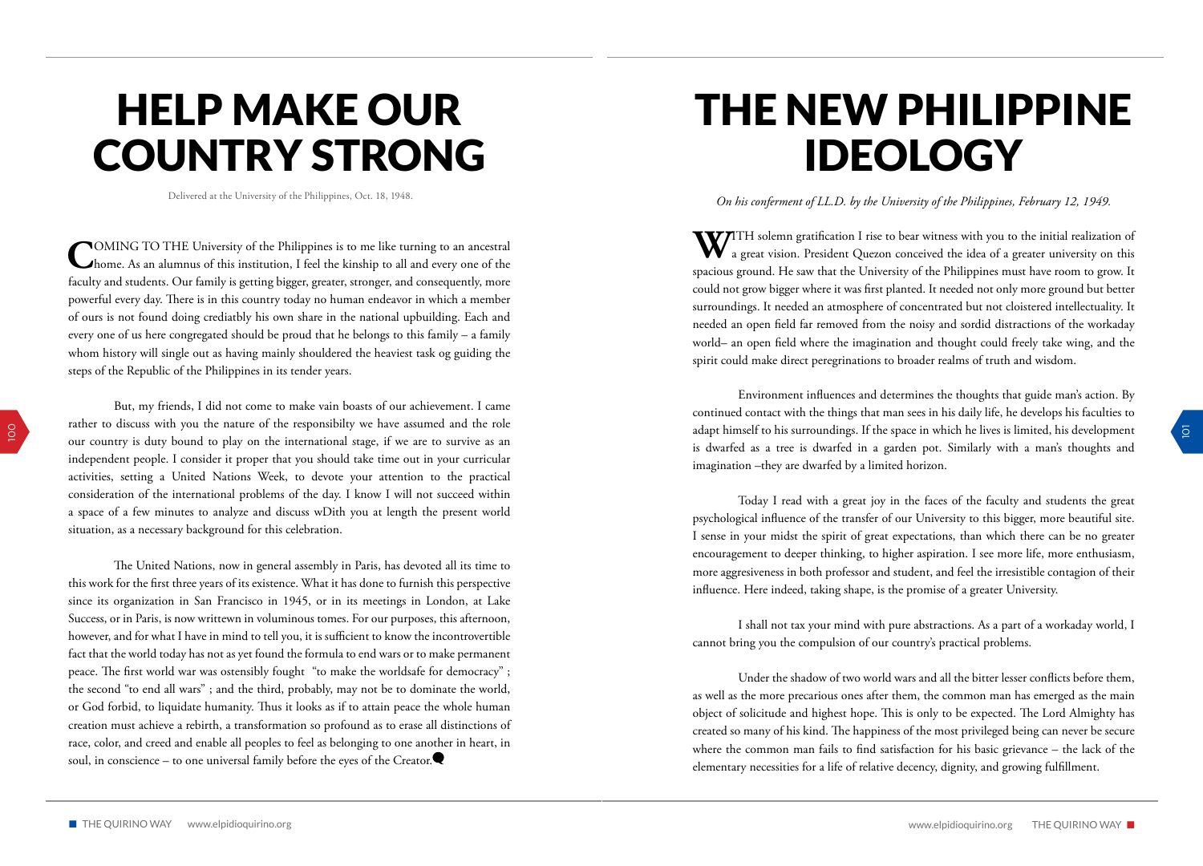# HELP MAKE OUR COUNTRY STRONG

Delivered at the University of the Philippines, Oct. 18, 1948.

COMING TO THE University of the Philippines is to me like turning to an ancestral home. As an alumnus of this institution, I feel the kinship to all and every one of the faculty and students. Our family is getting bigger, greater, stronger, and consequently, more powerful every day. There is in this country today no human endeavor in which a member of ours is not found doing crediatbly his own share in the national upbuilding. Each and every one of us here congregated should be proud that he belongs to this family – a family whom history will single out as having mainly shouldered the heaviest task og guiding the steps of the Republic of the Philippines in its tender years.

But, my friends, I did not come to make vain boasts of our achievement. I came rather to discuss with you the nature of the responsibilty we have assumed and the role our country is duty bound to play on the international stage, if we are to survive as an independent people. I consider it proper that you should take time out in your curricular activities, setting a United Nations Week, to devote your attention to the practical consideration of the international problems of the day. I know I will not succeed within a space of a few minutes to analyze and discuss wDith you at length the present world situation, as a necessary background for this celebration.

The United Nations, now in general assembly in Paris, has devoted all its time to this work for the first three years of its existence. What it has done to furnish this perspective since its organization in San Francisco in 1945, or in its meetings in London, at Lake Success, or in Paris, is now writtewn in voluminous tomes. For our purposes, this afternoon, however, and for what I have in mind to tell you, it is sufficient to know the incontrovertible fact that the world today has not as yet found the formula to end wars or to make permanent peace. The first world war was ostensibly fought "to make the worldsafe for democracy" ; the second "to end all wars" ; and the third, probably, may not be to dominate the world, or God forbid, to liquidate humanity. Thus it looks as if to attain peace the whole human creation must achieve a rebirth, a transformation so profound as to erase all distinctions of race, color, and creed and enable all peoples to feel as belonging to one another in heart, in soul, in conscience – to one universal family before the eyes of the Creator.

# THE NEW PHILIPPINE IDEOLOGY

*On his conferment of LL.D. by the University of the Philippines, February 12, 1949.*

WITH solemn gratification I rise to bear witness with you to the initial realization of a great vision. President Quezon conceived the idea of a greater university on this spacious ground. He saw that the University of the Philippines must have room to grow. It could not grow bigger where it was first planted. It needed not only more ground but better surroundings. It needed an atmosphere of concentrated but not cloistered intellectuality. It needed an open field far removed from the noisy and sordid distractions of the workaday world– an open field where the imagination and thought could freely take wing, and the spirit could make direct peregrinations to broader realms of truth and wisdom.

Environment influences and determines the thoughts that guide man's action. By continued contact with the things that man sees in his daily life, he develops his faculties to adapt himself to his surroundings. If the space in which he lives is limited, his development is dwarfed as a tree is dwarfed in a garden pot. Similarly with a man's thoughts and imagination –they are dwarfed by a limited horizon.

Today I read with a great joy in the faces of the faculty and students the great psychological influence of the transfer of our University to this bigger, more beautiful site. I sense in your midst the spirit of great expectations, than which there can be no greater encouragement to deeper thinking, to higher aspiration. I see more life, more enthusiasm, more aggresiveness in both professor and student, and feel the irresistible contagion of their influence. Here indeed, taking shape, is the promise of a greater University.

I shall not tax your mind with pure abstractions. As a part of a workaday world, I cannot bring you the compulsion of our country's practical problems.

Under the shadow of two world wars and all the bitter lesser conflicts before them, as well as the more precarious ones after them, the common man has emerged as the main object of solicitude and highest hope. This is only to be expected. The Lord Almighty has created so many of his kind. The happiness of the most privileged being can never be secure where the common man fails to find satisfaction for his basic grievance – the lack of the elementary necessities for a life of relative decency, dignity, and growing fulfillment.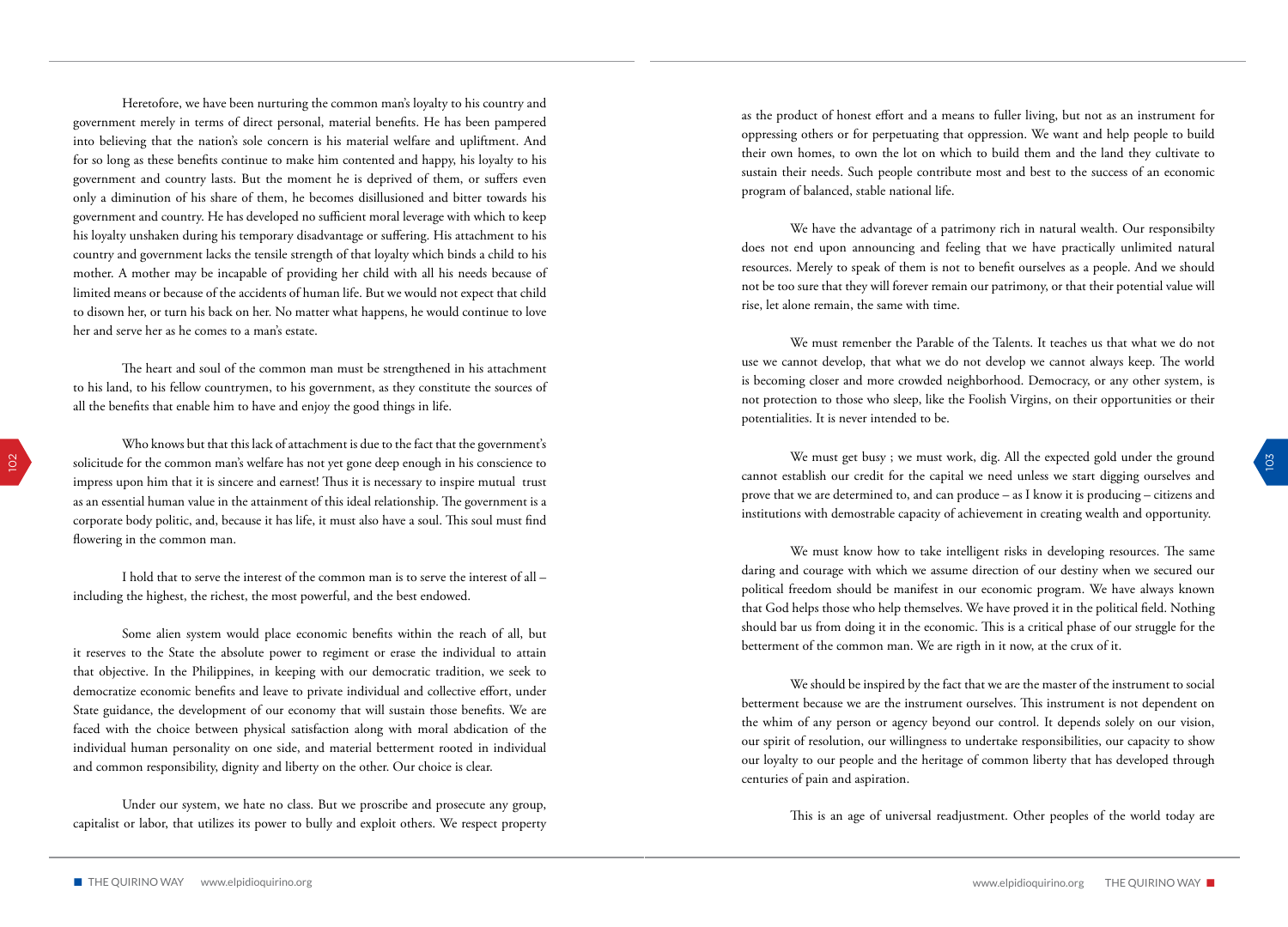Heretofore, we have been nurturing the common man's loyalty to his country and government merely in terms of direct personal, material benefits. He has been pampered into believing that the nation's sole concern is his material welfare and upliftment. And for so long as these benefits continue to make him contented and happy, his loyalty to his government and country lasts. But the moment he is deprived of them, or suffers even only a diminution of his share of them, he becomes disillusioned and bitter towards his government and country. He has developed no sufficient moral leverage with which to keep his loyalty unshaken during his temporary disadvantage or suffering. His attachment to his country and government lacks the tensile strength of that loyalty which binds a child to his mother. A mother may be incapable of providing her child with all his needs because of limited means or because of the accidents of human life. But we would not expect that child to disown her, or turn his back on her. No matter what happens, he would continue to love her and serve her as he comes to a man's estate.

The heart and soul of the common man must be strengthened in his attachment to his land, to his fellow countrymen, to his government, as they constitute the sources of all the benefits that enable him to have and enjoy the good things in life.

Who knows but that this lack of attachment is due to the fact that the government's solicitude for the common man's welfare has not yet gone deep enough in his conscience to impress upon him that it is sincere and earnest! Thus it is necessary to inspire mutual trust as an essential human value in the attainment of this ideal relationship. The government is a corporate body politic, and, because it has life, it must also have a soul. This soul must find flowering in the common man.

I hold that to serve the interest of the common man is to serve the interest of all – including the highest, the richest, the most powerful, and the best endowed.

Some alien system would place economic benefits within the reach of all, but it reserves to the State the absolute power to regiment or erase the individual to attain that objective. In the Philippines, in keeping with our democratic tradition, we seek to democratize economic benefits and leave to private individual and collective effort, under State guidance, the development of our economy that will sustain those benefits. We are faced with the choice between physical satisfaction along with moral abdication of the individual human personality on one side, and material betterment rooted in individual and common responsibility, dignity and liberty on the other. Our choice is clear.

Under our system, we hate no class. But we proscribe and prosecute any group, capitalist or labor, that utilizes its power to bully and exploit others. We respect property as the product of honest effort and a means to fuller living, but not as an instrument for oppressing others or for perpetuating that oppression. We want and help people to build their own homes, to own the lot on which to build them and the land they cultivate to sustain their needs. Such people contribute most and best to the success of an economic program of balanced, stable national life.

We have the advantage of a patrimony rich in natural wealth. Our responsibilty does not end upon announcing and feeling that we have practically unlimited natural resources. Merely to speak of them is not to benefit ourselves as a people. And we should not be too sure that they will forever remain our patrimony, or that their potential value will rise, let alone remain, the same with time.

We must remenber the Parable of the Talents. It teaches us that what we do not use we cannot develop, that what we do not develop we cannot always keep. The world is becoming closer and more crowded neighborhood. Democracy, or any other system, is not protection to those who sleep, like the Foolish Virgins, on their opportunities or their potentialities. It is never intended to be.

We must get busy ; we must work, dig. All the expected gold under the ground cannot establish our credit for the capital we need unless we start digging ourselves and prove that we are determined to, and can produce – as I know it is producing – citizens and institutions with demostrable capacity of achievement in creating wealth and opportunity.

We must know how to take intelligent risks in developing resources. The same daring and courage with which we assume direction of our destiny when we secured our political freedom should be manifest in our economic program. We have always known that God helps those who help themselves. We have proved it in the political field. Nothing should bar us from doing it in the economic. This is a critical phase of our struggle for the betterment of the common man. We are rigth in it now, at the crux of it.

We should be inspired by the fact that we are the master of the instrument to social betterment because we are the instrument ourselves. This instrument is not dependent on the whim of any person or agency beyond our control. It depends solely on our vision, our spirit of resolution, our willingness to undertake responsibilities, our capacity to show our loyalty to our people and the heritage of common liberty that has developed through centuries of pain and aspiration.

This is an age of universal readjustment. Other peoples of the world today are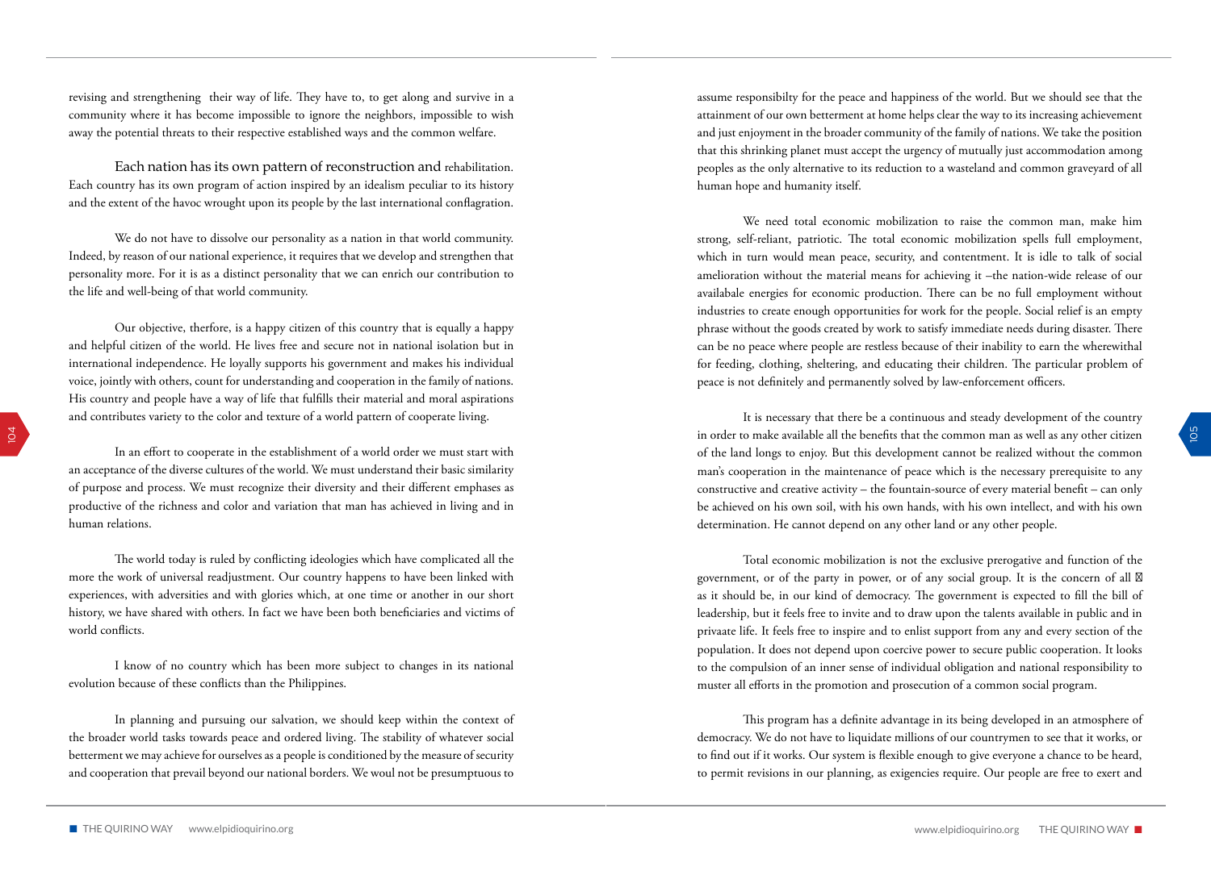revising and strengthening their way of life. They have to, to get along and survive in a community where it has become impossible to ignore the neighbors, impossible to wish away the potential threats to their respective established ways and the common welfare.

Each nation has its own pattern of reconstruction and rehabilitation. Each country has its own program of action inspired by an idealism peculiar to its history and the extent of the havoc wrought upon its people by the last international conflagration.

We do not have to dissolve our personality as a nation in that world community. Indeed, by reason of our national experience, it requires that we develop and strengthen that personality more. For it is as a distinct personality that we can enrich our contribution to the life and well-being of that world community.

Our objective, therfore, is a happy citizen of this country that is equally a happy and helpful citizen of the world. He lives free and secure not in national isolation but in international independence. He loyally supports his government and makes his individual voice, jointly with others, count for understanding and cooperation in the family of nations. His country and people have a way of life that fulfills their material and moral aspirations and contributes variety to the color and texture of a world pattern of cooperate living.

In an effort to cooperate in the establishment of a world order we must start with an acceptance of the diverse cultures of the world. We must understand their basic similarity of purpose and process. We must recognize their diversity and their different emphases as productive of the richness and color and variation that man has achieved in living and in human relations.

The world today is ruled by conflicting ideologies which have complicated all the more the work of universal readjustment. Our country happens to have been linked with experiences, with adversities and with glories which, at one time or another in our short history, we have shared with others. In fact we have been both beneficiaries and victims of world conflicts.

I know of no country which has been more subject to changes in its national evolution because of these conflicts than the Philippines.

In planning and pursuing our salvation, we should keep within the context of the broader world tasks towards peace and ordered living. The stability of whatever social betterment we may achieve for ourselves as a people is conditioned by the measure of security and cooperation that prevail beyond our national borders. We woul not be presumptuous to assume responsibilty for the peace and happiness of the world. But we should see that the attainment of our own betterment at home helps clear the way to its increasing achievement and just enjoyment in the broader community of the family of nations. We take the position that this shrinking planet must accept the urgency of mutually just accommodation among peoples as the only alternative to its reduction to a wasteland and common graveyard of all human hope and humanity itself.

We need total economic mobilization to raise the common man, make him strong, self-reliant, patriotic. The total economic mobilization spells full employment, which in turn would mean peace, security, and contentment. It is idle to talk of social amelioration without the material means for achieving it –the nation-wide release of our availabale energies for economic production. There can be no full employment without industries to create enough opportunities for work for the people. Social relief is an empty phrase without the goods created by work to satisfy immediate needs during disaster. There can be no peace where people are restless because of their inability to earn the wherewithal for feeding, clothing, sheltering, and educating their children. The particular problem of peace is not definitely and permanently solved by law-enforcement officers.

It is necessary that there be a continuous and steady development of the country in order to make available all the benefits that the common man as well as any other citizen of the land longs to enjoy. But this development cannot be realized without the common man's cooperation in the maintenance of peace which is the necessary prerequisite to any constructive and creative activity – the fountain-source of every material benefit – can only be achieved on his own soil, with his own hands, with his own intellect, and with his own determination. He cannot depend on any other land or any other people.

Total economic mobilization is not the exclusive prerogative and function of the government, or of the party in power, or of any social group. It is the concern of all as it should be, in our kind of democracy. The government is expected to fill the bill of leadership, but it feels free to invite and to draw upon the talents available in public and in privaate life. It feels free to inspire and to enlist support from any and every section of the population. It does not depend upon coercive power to secure public cooperation. It looks to the compulsion of an inner sense of individual obligation and national responsibility to muster all efforts in the promotion and prosecution of a common social program.

This program has a definite advantage in its being developed in an atmosphere of democracy. We do not have to liquidate millions of our countrymen to see that it works, or to find out if it works. Our system is flexible enough to give everyone a chance to be heard, to permit revisions in our planning, as exigencies require. Our people are free to exert and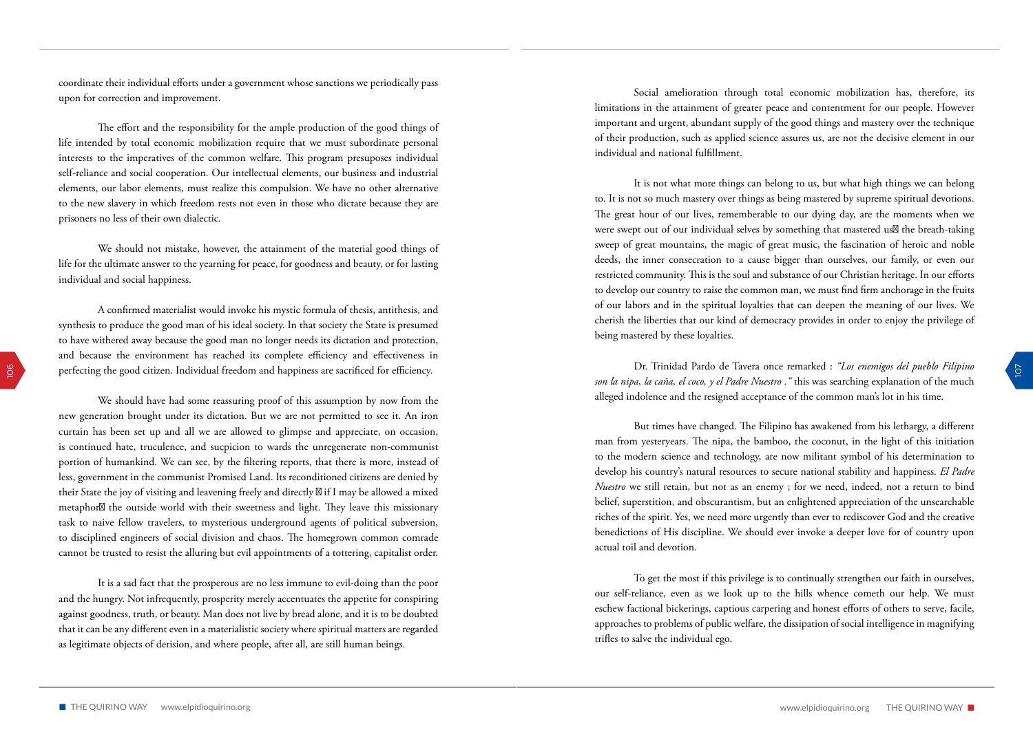coordinate their individual efforts under a government whose sanctions we periodically pass upon for correction and improvement.

The effort and the responsibility for the ample production of the good things of life intended by total economic mobilization require that we must subordinate personal interests to the imperatives of the common welfare. This program presupposes individual self-reliance and social cooperation. Our intellectual elements, our business and industrial elements, our labor elements, must realize this compulsion. We have no other alternative to the new slavery in which freedom rests not even in those who dictate because they are prisoners no less of their own dialectic.

We should not mistake, however, the attainment of the material good things of life for the ultimate answer to the yearning for peace, for goodness and beauty, or for lasting individual and social happiness.

A confirmed materialist would invoke his mystic formula of thesis, antithesis, and synthesis to produce the good man of his ideal society. In that society the State is presumed to have withered away because the good man no longer needs its dictation and protection, and because the environment has reached its complete efficiency and effectiveness in perfecting the good citizen. Individual freedom and happiness are sacrificed for efficiency.

We should have had some reassuring proof of this assumption by now from the new generation brought under its dictation. But we are not permitted to see it. An iron curtain has been set up and all we are allowed to glimpse and appreciate, on occasion, is continued hate, truculence, and sucpicion to wards the unregenerate non-communist portion of humankind. We can see, by the filtering reports, that there is more, instead of less, government in the communist Promised Land. Its reconditioned citizens are denied by their State the joy of visiting and leavening freely and directly — if I may be allowed a mixed metaphor— the outside world with their sweetness and light. They leave this missionary task to naive fellow travelers, to mysterious underground agents of political subversion, to disciplined engineers of social division and chaos. The homegrown common comrade cannot be trusted to resist the alluring but evil appointments of a tottering, capitalist order.

It is a sad fact that the prosperous are no less immune to evil-doing than the poor and the hungry. Not infrequently, prosperity merely accentuates the appetite for conspiring against goodness, truth, or beauty. Man does not live by bread alone, and it is to be doubted that it can be any different even in a materialistic society where spiritual matters are regarded as legitimate objects of derision, and where people, after all, are still human beings.

Social amelioration through total economic mobilization has, therefore, its limitations in the attainment of greater peace and contentment for our people. However important and urgent, abundant supply of the good things and mastery over the technique of their production, such as applied science assures us, are not the decisive element in our individual and national fulfillment.

It is not what more things can belong to us, but what high things we can belong to. It is not so much mastery over things as being mastered by supreme spiritual devotions. The great hour of our lives, rememberable to our dying day, are the moments when we were swept out of our individual selves by something that mastered us— the breath-taking sweep of great mountains, the magic of great music, the fascination of heroic and noble deeds, the inner consecration to a cause bigger than ourselves, our family, or even our restricted community. This is the soul and substance of our Christian heritage. In our efforts to develop our country to raise the common man, we must find firm anchorage in the fruits of our labors and in the spiritual loyalties that can deepen the meaning of our lives. We cherish the liberties that our kind of democracy provides in order to enjoy the privilege of being mastered by these loyalties.

Dr. Trinidad Pardo de Tavera once remarked : *"Los enemigos del pueblo Filipino son la nipa, la caña, el coco, y el Padre Nuestro ."* this was searching explanation of the much alleged indolence and the resigned acceptance of the common man's lot in his time.

But times have changed. The Filipino has awakened from his lethargy, a different man from yesteryears. The nipa, the bamboo, the coconut, in the light of this initiation to the modern science and technology, are now militant symbol of his determination to develop his country's natural resources to secure national stability and happiness. *El Padre Nuestro* we still retain, but not as an enemy ; for we need, indeed, not a return to bind belief, superstition, and obscurantism, but an enlightened appreciation of the unsearchable riches of the spirit. Yes, we need more urgently than ever to rediscover God and the creative benedictions of His discipline. We should ever invoke a deeper love for of country upon actual toil and devotion.

To get the most if this privilege is to continually strengthen our faith in ourselves, our self-reliance, even as we look up to the hills whence cometh our help. We must eschew factional bickerings, captious carpering and honest efforts of others to serve, facile, approaches to problems of public welfare, the dissipation of social intelligence in magnifying trifles to salve the individual ego.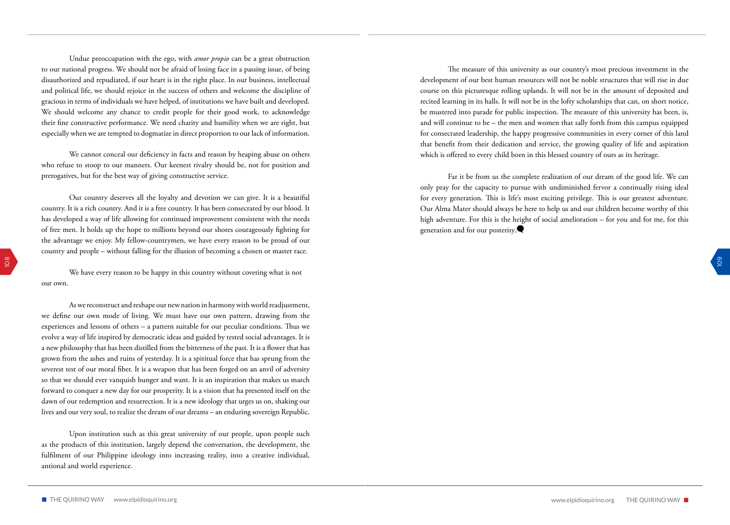Undue preoccupation with the ego, with *amor propio* can be a great obstruction to our national progress. We should not be afraid of losing face in a passing issue, of being disauthorized and repudiated, if our heart is in the right place. In our business, intellectual and political life, we should rejoice in the success of others and welcome the discipline of gracious in terms of individuals we have helped, of institutions we have built and developed. We should welcome any chance to credit people for their good work, to acknowledge their fine constructive performance. We need charity and humility when we are right, but especially when we are tempted to dogmatize in direct proportion to our lack of information.

We cannot conceal our deficiency in facts and reason by heaping abuse on others who refuse to stoop to our manners. Our keenest rivalry should be, not for position and prerogatives, but for the best way of giving constructive service.

Our country deserves all the loyalty and devotion we can give. It is a beautiful country. It is a rich country. And it is a free country. It has been consecrated by our blood. It has developed a way of life allowing for continued improvement consistent with the needs of free men. It holds up the hope to millions beyond our shores courageously fighting for the advantage we enjoy. My fellow-countrymen, we have every reason to be proud of our country and people – without falling for the illusion of becoming a chosen or master race.

We have every reason to be happy in this country without coveting what is not our own.

As we reconstruct and reshape our new nation in harmony with world readjustment, we define our own mode of living. We must have our own pattern, drawing from the experiences and lessons of others – a pattern suitable for our peculiar conditions. Thus we evolve a way of life inspired by democratic ideas and guided by tested social advantages. It is a new philosophy that has been distilled from the bitterness of the past. It is a flower that has grown from the ashes and ruins of yesterday. It is a spiritual force that has sprung from the severest test of our moral fiber. It is a weapon that has been forged on an anvil of adversity so that we should ever vanquish hunger and want. It is an inspiration that makes us march forward to conquer a new day for our prosperity. It is a vision that ha presented itself on the dawn of our redemption and resurrection. It is a new ideology that urges us on, shaking our lives and our very soul, to realize the dream of our dreams – an enduring sovereign Republic.

Upon institution such as this great university of our people, upon people such as the products of this institution, largely depend the conversation, the development, the fulfilment of our Philippine ideology into increasing reality, into a creative individual, antional and world experience.

The measure of this university as our country's most precious investment in the development of our best human resources will not be noble structures that will rise in due course on this picturesque rolling uplands. It will not be in the amount of deposited and recited learning in its halls. It will not be in the lofty scholarships that can, on short notice, be mustered into parade for public inspection. The measure of this university has been, is, and will continue to be – the men and women that sally forth from this campus equipped for consecrated leadership, the happy progressive communities in every corner of this land that benefit from their dedication and service, the growing quality of life and aspiration which is offered to every child born in this blessed country of ours as its heritage.

Far it be from us the complete realization of our dream of the good life. We can only pray for the capacity to pursue with undiminished fervor a continually rising ideal for every generation. This is life's most exciting privilege. This is our greatest adventure. Our Alma Mater should always be here to help us and our children become worthy of this high adventure. For this is the height of social amelioration – for you and for me, for this generation and for our posterity.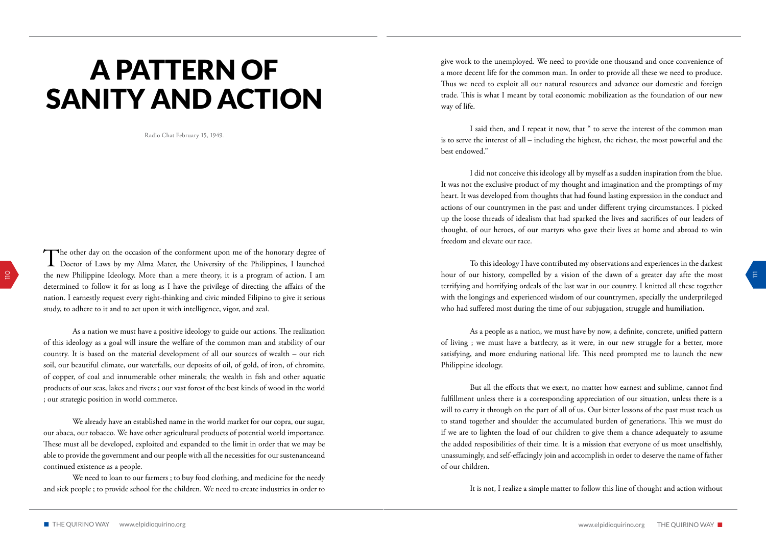# A PATTERN OF SANITY AND ACTION

Radio Chat February 15, 1949.

The other day on the occasion of the conforment upon me of the honorary degree of Doctor of Laws by my Alma Mater, the University of the Philippines, I launched the new Philippine Ideology. More than a mere theory, it is a program of action. I am determined to follow it for as long as I have the privilege of directing the affairs of the nation. I earnestly request every right-thinking and civic minded Filipino to give it serious study, to adhere to it and to act upon it with intelligence, vigor, and zeal.

As a nation we must have a positive ideology to guide our actions. The realization of this ideology as a goal will insure the welfare of the common man and stability of our country. It is based on the material development of all our sources of wealth – our rich soil, our beautiful climate, our waterfalls, our deposits of oil, of gold, of iron, of chromite, of copper, of coal and innumerable other minerals; the wealth in fish and other aquatic products of our seas, lakes and rivers ; our vast forest of the best kinds of wood in the world ; our strategic position in world commerce.

We already have an established name in the world market for our copra, our sugar, our abaca, our tobacco. We have other agricultural products of potential world importance. These must all be developed, exploited and expanded to the limit in order that we may be able to provide the government and our people with all the necessities for our sustenanceand continued existence as a people.

We need to loan to our farmers ; to buy food clothing, and medicine for the needy and sick people ; to provide school for the children. We need to create industries in order to give work to the unemployed. We need to provide one thousand and once convenience of a more decent life for the common man. In order to provide all these we need to produce. Thus we need to exploit all our natural resources and advance our domestic and foreign trade. This is what I meant by total economic mobilization as the foundation of our new way of life.

I said then, and I repeat it now, that " to serve the interest of the common man is to serve the interest of all – including the highest, the richest, the most powerful and the best endowed."

I did not conceive this ideology all by myself as a sudden inspiration from the blue. It was not the exclusive product of my thought and imagination and the promptings of my heart. It was developed from thoughts that had found lasting expression in the conduct and actions of our countrymen in the past and under different trying circumstances. I picked up the loose threads of idealism that had sparked the lives and sacrifices of our leaders of thought, of our heroes, of our martyrs who gave their lives at home and abroad to win freedom and elevate our race.

To this ideology I have contributed my observations and experiences in the darkest hour of our history, compelled by a vision of the dawn of a greater day afte the most terrifying and horrifying ordeals of the last war in our country. I knitted all these together with the longings and experienced wisdom of our countrymen, specially the underprileged who had suffered most during the time of our subjugation, struggle and humiliation.

As a people as a nation, we must have by now, a definite, concrete, unified pattern of living ; we must have a battlecry, as it were, in our new struggle for a better, more satisfying, and more enduring national life. This need prompted me to launch the new Philippine ideology.

But all the efforts that we exert, no matter how earnest and sublime, cannot find fulfillment unless there is a corresponding appreciation of our situation, unless there is a will to carry it through on the part of all of us. Our bitter lessons of the past must teach us to stand together and shoulder the accumulated burden of generations. This we must do if we are to lighten the load of our children to give them a chance adequately to assume the added resposibilities of their time. It is a mission that everyone of us most unselfishly, unassumingly, and self-effacingly join and accomplish in order to deserve the name of father of our children.

It is not, I realize a simple matter to follow this line of thought and action without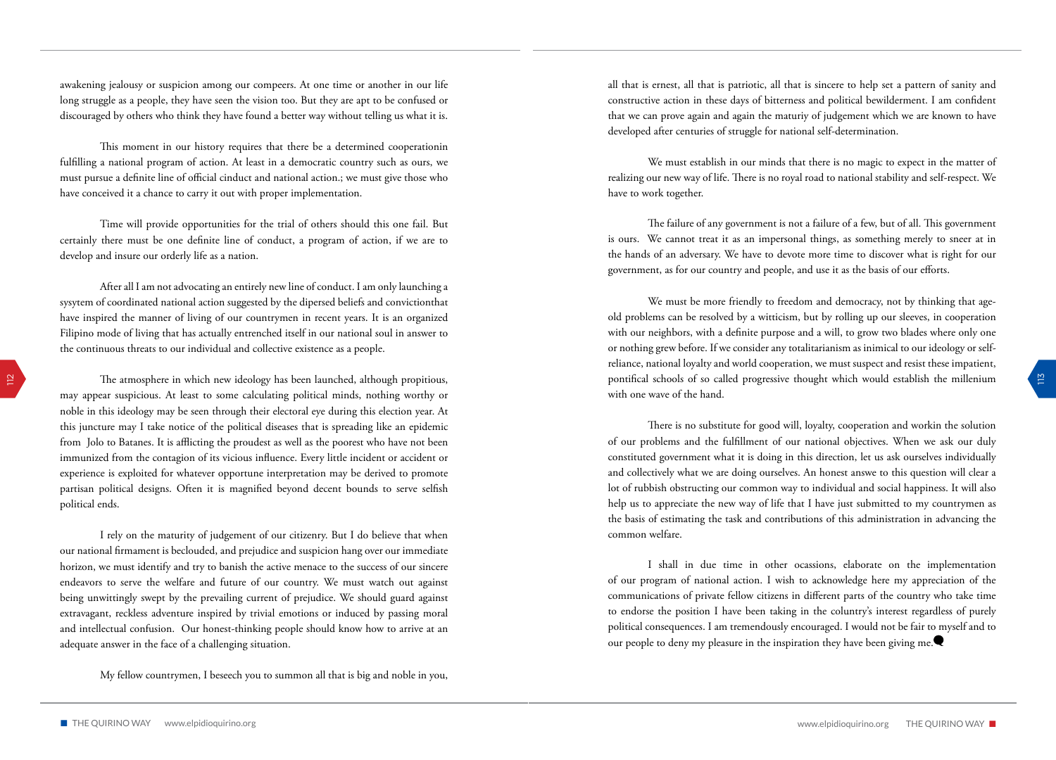awakening jealousy or suspicion among our compeers. At one time or another in our life long struggle as a people, they have seen the vision too. But they are apt to be confused or discouraged by others who think they have found a better way without telling us what it is.

This moment in our history requires that there be a determined cooperationin fulfilling a national program of action. At least in a democratic country such as ours, we must pursue a definite line of official cinduct and national action.; we must give those who have conceived it a chance to carry it out with proper implementation.

Time will provide opportunities for the trial of others should this one fail. But certainly there must be one definite line of conduct, a program of action, if we are to develop and insure our orderly life as a nation.

After all I am not advocating an entirely new line of conduct. I am only launching a sysytem of coordinated national action suggested by the dipersed beliefs and convictionthat have inspired the manner of living of our countrymen in recent years. It is an organized Filipino mode of living that has actually entrenched itself in our national soul in answer to the continuous threats to our individual and collective existence as a people.

The atmosphere in which new ideology has been launched, although propitious, may appear suspicious. At least to some calculating political minds, nothing worthy or noble in this ideology may be seen through their electoral eye during this election year. At this juncture may I take notice of the political diseases that is spreading like an epidemic from Jolo to Batanes. It is afflicting the proudest as well as the poorest who have not been immunized from the contagion of its vicious influence. Every little incident or accident or experience is exploited for whatever opportune interpretation may be derived to promote partisan political designs. Often it is magnified beyond decent bounds to serve selfish political ends.

I rely on the maturity of judgement of our citizenry. But I do believe that when our national firmament is beclouded, and prejudice and suspicion hang over our immediate horizon, we must identify and try to banish the active menace to the success of our sincere endeavors to serve the welfare and future of our country. We must watch out against being unwittingly swept by the prevailing current of prejudice. We should guard against extravagant, reckless adventure inspired by trivial emotions or induced by passing moral and intellectual confusion. Our honest-thinking people should know how to arrive at an adequate answer in the face of a challenging situation.

My fellow countrymen, I beseech you to summon all that is big and noble in you, all that is ernest, all that is patriotic, all that is sincere to help set a pattern of sanity and constructive action in these days of bitterness and political bewilderment. I am confident that we can prove again and again the maturiy of judgement which we are known to have developed after centuries of struggle for national self-determination.

We must establish in our minds that there is no magic to expect in the matter of realizing our new way of life. There is no royal road to national stability and self-respect. We have to work together.

The failure of any government is not a failure of a few, but of all. This government is ours. We cannot treat it as an impersonal things, as something merely to sneer at in the hands of an adversary. We have to devote more time to discover what is right for our government, as for our country and people, and use it as the basis of our efforts.

We must be more friendly to freedom and democracy, not by thinking that age-old problems can be resolved by a witticism, but by rolling up our sleeves, in cooperation with our neighbors, with a definite purpose and a will, to grow two blades where only one or nothing grew before. If we consider any totalitarianism as inimical to our ideology or self-reliance, national loyalty and world cooperation, we must suspect and resist these impatient, pontifical schools of so called progressive thought which would establish the millenium with one wave of the hand.

There is no substitute for good will, loyalty, cooperation and workin the solution of our problems and the fulfillment of our national objectives. When we ask our duly constituted government what it is doing in this direction, let us ask ourselves individually and collectively what we are doing ourselves. An honest answe to this question will clear a lot of rubbish obstructing our common way to individual and social happiness. It will also help us to appreciate the new way of life that I have just submitted to my countrymen as the basis of estimating the task and contributions of this administration in advancing the common welfare.

I shall in due time in other ocassions, elaborate on the implementation of our program of national action. I wish to acknowledge here my appreciation of the communications of private fellow citizens in different parts of the country who take time to endorse the position I have been taking in the coluntry's interest regardless of purely political consequences. I am tremendously encouraged. I would not be fair to myself and to our people to deny my pleasure in the inspiration they have been giving me.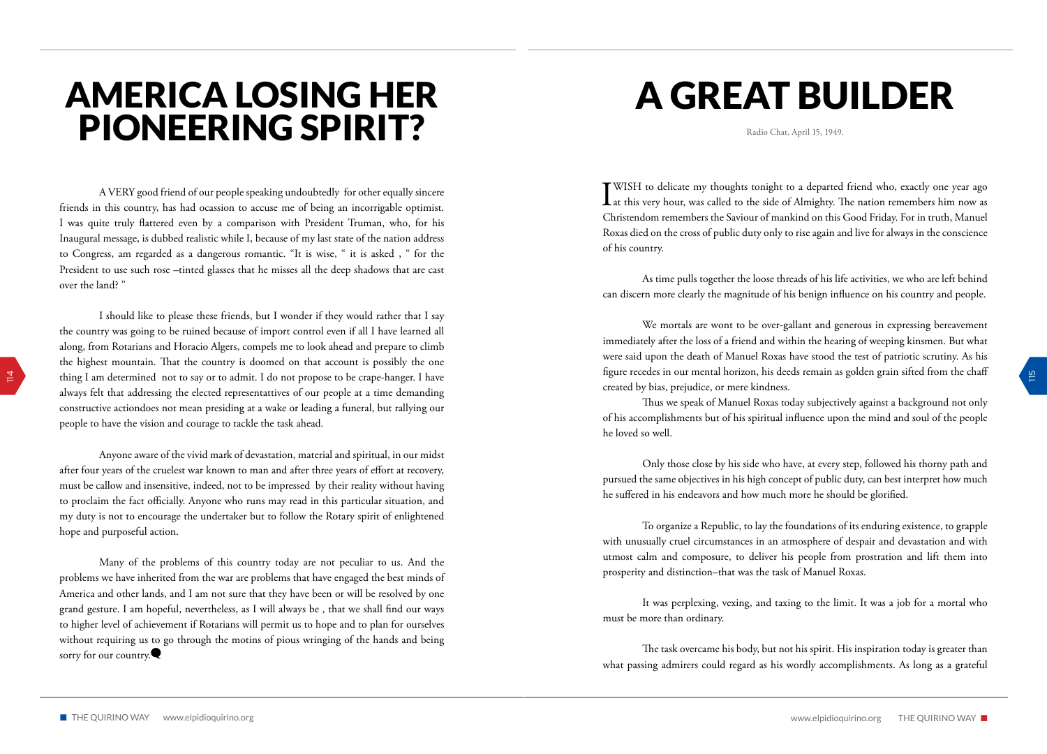# AMERICA LOSING HER PIONEERING SPIRIT?

A VERY good friend of our people speaking undoubtedly for other equally sincere friends in this country, has had ocassion to accuse me of being an incorrigible optimist. I was quite truly flattered even by a comparison with President Truman, who, for his Inaugural message, is dubbed realistic while I, because of my last state of the nation address to Congress, am regarded as a dangerous romantic. "It is wise, " it is asked , " for the President to use such rose –tinted glasses that he misses all the deep shadows that are cast over the land? "

I should like to please these friends, but I wonder if they would rather that I say the country was going to be ruined because of import control even if all I have learned all along, from Rotarians and Horacio Algers, compels me to look ahead and prepare to climb the highest mountain. That the country is doomed on that account is possibly the one thing I am determined not to say or to admit. I do not propose to be crape-hanger. I have always felt that addressing the elected representattives of our people at a time demanding constructive actiondoes not mean presiding at a wake or leading a funeral, but rallying our people to have the vision and courage to tackle the task ahead.

Anyone aware of the vivid mark of devastation, material and spiritual, in our midst after four years of the cruelest war known to man and after three years of effort at recovery, must be callow and insensitive, indeed, not to be impressed by their reality without having to proclaim the fact officially. Anyone who runs may read in this particular situation, and my duty is not to encourage the undertaker but to follow the Rotary spirit of enlightened hope and purposeful action.

Many of the problems of this country today are not peculiar to us. And the problems we have inherited from the war are problems that have engaged the best minds of America and other lands, and I am not sure that they have been or will be resolved by one grand gesture. I am hopeful, nevertheless, as I will always be , that we shall find our ways to higher level of achievement if Rotarians will permit us to hope and to plan for ourselves without requiring us to go through the motins of pious wringing of the hands and being sorry for our country.

# A GREAT BUILDER

Radio Chat, April 15, 1949.

I WISH to delicate my thoughts tonight to a departed friend who, exactly one year ago at this very hour, was called to the side of Almighty. The nation remembers him now as Christendom remembers the Saviour of mankind on this Good Friday. For in truth, Manuel Roxas died on the cross of public duty only to rise again and live for always in the conscience of his country.

As time pulls together the loose threads of his life activities, we who are left behind can discern more clearly the magnitude of his benign influence on his country and people.

We mortals are wont to be over-gallant and generous in expressing bereavement immediately after the loss of a friend and within the hearing of weeping kinsmen. But what were said upon the death of Manuel Roxas have stood the test of patriotic scrutiny. As his figure recedes in our mental horizon, his deeds remain as golden grain sifted from the chaff created by bias, prejudice, or mere kindness.

Thus we speak of Manuel Roxas today subjectively against a background not only of his accomplishments but of his spiritual influence upon the mind and soul of the people he loved so well.

Only those close by his side who have, at every step, followed his thorny path and pursued the same objectives in his high concept of public duty, can best interpret how much he suffered in his endeavors and how much more he should be glorified.

To organize a Republic, to lay the foundations of its enduring existence, to grapple with unusually cruel circumstances in an atmosphere of despair and devastation and with utmost calm and composure, to deliver his people from prostration and lift them into prosperity and distinction–that was the task of Manuel Roxas.

It was perplexing, vexing, and taxing to the limit. It was a job for a mortal who must be more than ordinary.

The task overcame his body, but not his spirit. His inspiration today is greater than what passing admirers could regard as his wordly accomplishments. As long as a grateful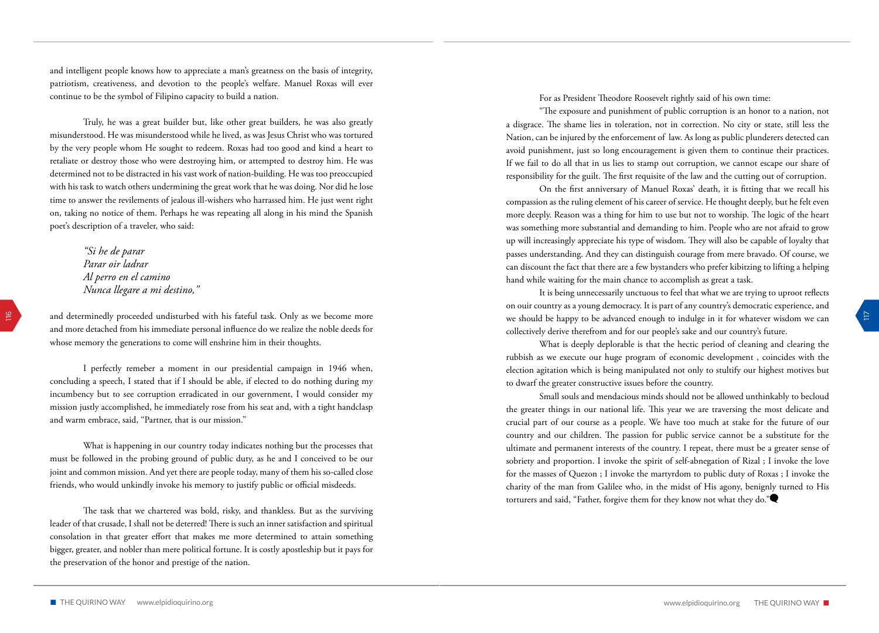and intelligent people knows how to appreciate a man's greatness on the basis of integrity, patriotism, creativeness, and devotion to the people's welfare. Manuel Roxas will ever continue to be the symbol of Filipino capacity to build a nation.

Truly, he was a great builder but, like other great builders, he was also greatly misunderstood. He was misunderstood while he lived, as was Jesus Christ who was tortured by the very people whom He sought to redeem. Roxas had too good and kind a heart to retaliate or destroy those who were destroying him, or attempted to destroy him. He was determined not to be distracted in his vast work of nation-building. He was too preoccupied with his task to watch others undermining the great work that he was doing. Nor did he lose time to answer the revilements of jealous ill-wishers who harrassed him. He just went right on, taking no notice of them. Perhaps he was repeating all along in his mind the Spanish poet's description of a traveler, who said:

> *"Si he de parar*
> *Parar oir ladrar*
> *Al perro en el camino*
> *Nunca llegare a mi destino,"*

and determinedly proceeded undisturbed with his fateful task. Only as we become more and more detached from his immediate personal influence do we realize the noble deeds for whose memory the generations to come will enshrine him in their thoughts.

I perfectly remeber a moment in our presidential campaign in 1946 when, concluding a speech, I stated that if I should be able, if elected to do nothing during my incumbency but to see corruption erradicated in our government, I would consider my mission justly accomplished, he immediately rose from his seat and, with a tight handclasp and warm embrace, said, "Partner, that is our mission."

What is happening in our country today indicates nothing but the processes that must be followed in the probing ground of public duty, as he and I conceived to be our joint and common mission. And yet there are people today, many of them his so-called close friends, who would unkindly invoke his memory to justify public or official misdeeds.

The task that we chartered was bold, risky, and thankless. But as the surviving leader of that crusade, I shall not be deterred! There is such an inner satisfaction and spiritual consolation in that greater effort that makes me more determined to attain something bigger, greater, and nobler than mere political fortune. It is costly apostleship but it pays for the preservation of the honor and prestige of the nation.

For as President Theodore Roosevelt rightly said of his own time:

"The exposure and punishment of public corruption is an honor to a nation, not a disgrace. The shame lies in toleration, not in correction. No city or state, still less the Nation, can be injured by the enforcement of law. As long as public plunderers detected can avoid punishment, just so long encouragement is given them to continue their practices. If we fail to do all that in us lies to stamp out corruption, we cannot escape our share of responsibility for the guilt. The first requisite of the law and the cutting out of corruption.

On the first anniversary of Manuel Roxas' death, it is fitting that we recall his compassion as the ruling element of his career of service. He thought deeply, but he felt even more deeply. Reason was a thing for him to use but not to worship. The logic of the heart was something more substantial and demanding to him. People who are not afraid to grow up will increasingly appreciate his type of wisdom. They will also be capable of loyalty that passes understanding. And they can distinguish courage from mere bravado. Of course, we can discount the fact that there are a few bystanders who prefer kibitzing to lifting a helping hand while waiting for the main chance to accomplish as great a task.

It is being unnecessarily unctuous to feel that what we are trying to uproot reflects on ouir country as a young democracy. It is part of any country's democratic experience, and we should be happy to be advanced enough to indulge in it for whatever wisdom we can collectively derive therefrom and for our people's sake and our country's future.

What is deeply deplorable is that the hectic period of cleaning and clearing the rubbish as we execute our huge program of economic development , coincides with the election agitation which is being manipulated not only to stultify our highest motives but to dwarf the greater constructive issues before the country.

Small souls and mendacious minds should not be allowed unthinkably to becloud the greater things in our national life. This year we are traversing the most delicate and crucial part of our course as a people. We have too much at stake for the future of our country and our children. The passion for public service cannot be a substitute for the ultimate and permanent interests of the country. I repeat, there must be a greater sense of sobriety and proportion. I invoke the spirit of self-abnegation of Rizal ; I invoke the love for the masses of Quezon ; I invoke the martyrdom to public duty of Roxas ; I invoke the charity of the man from Galilee who, in the midst of His agony, benignly turned to His torturers and said, "Father, forgive them for they know not what they do."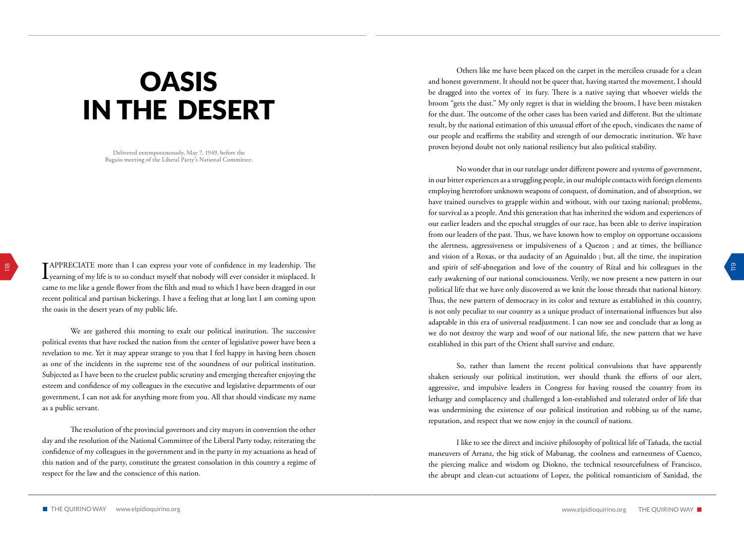# OASIS IN THE DESERT

Delivered extemporaneously, May 7, 1949, before the Baguio meeting of the Liberal Party's National Committee.

I APPRECIATE more than I can express your vote of confidence in my leadership. The yearning of my life is to so conduct myself that nobody will ever consider it misplaced. It came to me like a gentle flower from the filth and mud to which I have been dragged in our recent political and partisan bickerings. I have a feeling that at long last I am coming upon the oasis in the desert years of my public life.

We are gathered this morning to exalt our political institution. The successive political events that have rocked the nation from the center of legislative power have been a revelation to me. Yet it may appear strange to you that I feel happy in having been chosen as one of the incidents in the supreme test of the soundness of our political institution. Subjected as I have been to the cruelest public scrutiny and emerging thereafter enjoying the esteem and confidence of my colleagues in the executive and legislative departments of our government, I can not ask for anything more from you. All that should vindicate my name as a public servant.

The resolution of the provincial governors and city mayors in convention the other day and the resolution of the National Committee of the Liberal Party today, reiterating the confidence of my colleagues in the government and in the party in my actuations as head of this nation and of the party, constitute the greatest consolation in this country a regime of respect for the law and the conscience of this nation.

Others like me have been placed on the carpet in the merciless crusade for a clean and honest government. It should not be queer that, having started the movement, I should be dragged into the vortex of its fury. There is a native saying that whoever wields the broom "gets the dust." My only regret is that in wielding the broom, I have been mistaken for the dust. The outcome of the other cases has been varied and different. But the ultimate result, by the national estimation of this unusual effort of the epoch, vindicates the name of our people and reaffirms the stability and strength of our democratic institution. We have proven beyond doubt not only national resiliency but also political stability.

No wonder that in our tutelage under different powere and systems of government, in our bitter experiences as a struggling people, in our multiple contacts with foreign elements employing heretofore unknown weapons of conquest, of domination, and of absorption, we have trained ourselves to grapple within and without, with our taxing national; problems, for survival as a people. And this generation that has inherited the widom and experiences of our earlier leaders and the epochal struggles of our race, has been able to derive inspiration from our leaders of the past. Thus, we have known how to employ on opportune occassions the alertness, aggressiveness or impulsiveness of a Quezon ; and at times, the brilliance and vision of a Roxas, or tha audacity of an Aguinaldo ; but, all the time, the inspiration and spirit of self-abnegation and love of the country of Rizal and his colleagues in the early awakening of our national consciousness. Verily, we now present a new pattern in our political life that we have only discovered as we knit the loose threads that national history. Thus, the new pattern of democracy in its color and texture as established in this country, is not only peculiar to our country as a unique product of international influences but also adaptable in this era of universal readjustment. I can now see and conclude that as long as we do not destroy the warp and woof of our national life, the new pattern that we have established in this part of the Orient shall survive and endure.

So, rather than lament the recent political convulsions that have apparently shaken seriously our political institution, wer should thank the efforts of our alert, aggressive, and impulsive leaders in Congress for having roused the country from its lethargy and complacency and challenged a lon-established and tolerated order of life that was undermining the existence of our political institution and robbing us of the name, reputation, and respect that we now enjoy in the council of nations.

I like to see the direct and incisive philosophy of political life of Tañada, the tactial maneuvers of Arranz, the big stick of Mabanag, the coolness and earnestness of Cuenco, the piercing malice and wisdom og Diokno, the technical resourcefulness of Francisco, the abrupt and clean-cut actuations of Lopez, the political romanticism of Sanidad, the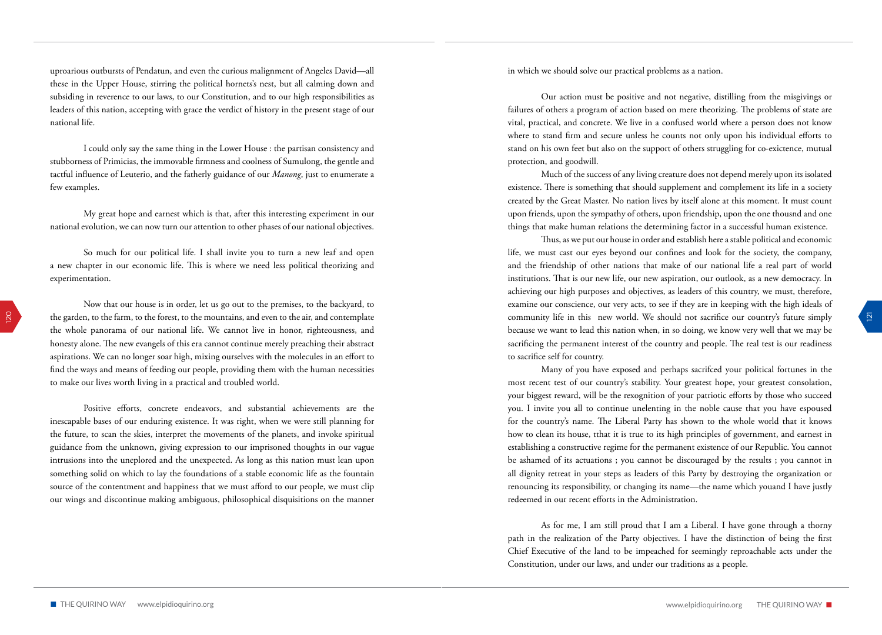uproarious outbursts of Pendatun, and even the curious malignment of Angeles David—all these in the Upper House, stirring the political hornets's nest, but all calming down and subsiding in reverence to our laws, to our Constitution, and to our high responsibilities as leaders of this nation, accepting with grace the verdict of history in the present stage of our national life.

I could only say the same thing in the Lower House : the partisan consistency and stubborness of Primicias, the immovable firmness and coolness of Sumulong, the gentle and tactful influence of Leuterio, and the fatherly guidance of our *Manong*, just to enumerate a few examples.

My great hope and earnest which is that, after this interesting experiment in our national evolution, we can now turn our attention to other phases of our national objectives.

So much for our political life. I shall invite you to turn a new leaf and open a new chapter in our economic life. This is where we need less political theorizing and experimentation.

Now that our house is in order, let us go out to the premises, to the backyard, to the garden, to the farm, to the forest, to the mountains, and even to the air, and contemplate the whole panorama of our national life. We cannot live in honor, righteousness, and honesty alone. The new evangels of this era cannot continue merely preaching their abstract aspirations. We can no longer soar high, mixing ourselves with the molecules in an effort to find the ways and means of feeding our people, providing them with the human necessities to make our lives worth living in a practical and troubled world.

Positive efforts, concrete endeavors, and substantial achievements are the inescapable bases of our enduring existence. It was right, when we were still planning for the future, to scan the skies, interpret the movements of the planets, and invoke spiritual guidance from the unknown, giving expression to our imprisoned thoughts in our vague intrusions into the uneplored and the unexpected. As long as this nation must lean upon something solid on which to lay the foundations of a stable economic life as the fountain source of the contentment and happiness that we must afford to our people, we must clip our wings and discontinue making ambiguous, philosophical disquisitions on the manner in which we should solve our practical problems as a nation.

Our action must be positive and not negative, distilling from the misgivings or failures of others a program of action based on mere theorizing. The problems of state are vital, practical, and concrete. We live in a confused world where a person does not know where to stand firm and secure unless he counts not only upon his individual efforts to stand on his own feet but also on the support of others struggling for co-exictence, mutual protection, and goodwill.

Much of the success of any living creature does not depend merely upon its isolated existence. There is something that should supplement and complement its life in a society created by the Great Master. No nation lives by itself alone at this moment. It must count upon friends, upon the sympathy of others, upon friendship, upon the one thousnd and one things that make human relations the determining factor in a successful human existence.

Thus, as we put our house in order and establish here a stable political and economic life, we must cast our eyes beyond our confines and look for the society, the company, and the friendship of other nations that make of our national life a real part of world institutions. That is our new life, our new aspiration, our outlook, as a new democracy. In achieving our high purposes and objectives, as leaders of this country, we must, therefore, examine our conscience, our very acts, to see if they are in keeping with the high ideals of community life in this new world. We should not sacrifice our country's future simply because we want to lead this nation when, in so doing, we know very well that we may be sacrificing the permanent interest of the country and people. The real test is our readiness to sacrifice self for country.

Many of you have exposed and perhaps sacrifced your political fortunes in the most recent test of our country's stability. Your greatest hope, your greatest consolation, your biggest reward, will be the rexognition of your patriotic efforts by those who succeed you. I invite you all to continue unelenting in the noble cause that you have espoused for the country's name. The Liberal Party has shown to the whole world that it knows how to clean its house, tthat it is true to its high principles of government, and earnest in establishing a constructive regime for the permanent existence of our Republic. You cannot be ashamed of its actuations ; you cannot be discouraged by the results ; you cannot in all dignity retreat in your steps as leaders of this Party by destroying the organization or renouncing its responsibility, or changing its name—the name which youand I have justly redeemed in our recent efforts in the Administration.

As for me, I am still proud that I am a Liberal. I have gone through a thorny path in the realization of the Party objectives. I have the distinction of being the first Chief Executive of the land to be impeached for seemingly reproachable acts under the Constitution, under our laws, and under our traditions as a people.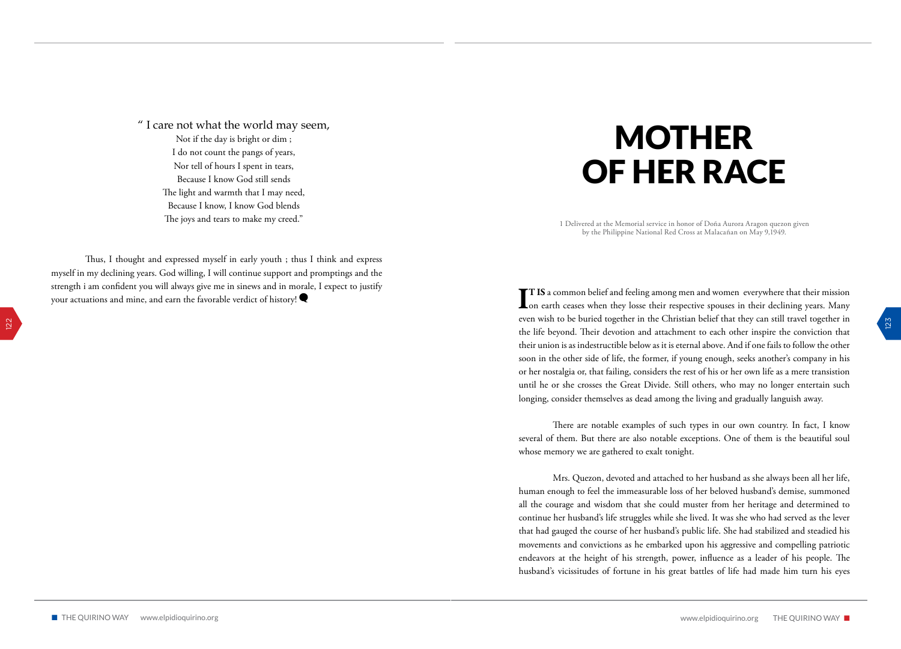" I care not what the world may seem,  
Not if the day is bright or dim ;  
I do not count the pangs of years,  
Nor tell of hours I spent in tears,  
Because I know God still sends  
The light and warmth that I may need,  
Because I know, I know God blends  
The joys and tears to make my creed."

Thus, I thought and expressed myself in early youth ; thus I think and express myself in my declining years. God willing, I will continue support and promptings and the strength i am confident you will always give me in sinews and in morale, I expect to justify your actuations and mine, and earn the favorable verdict of history!

# MOTHER OF HER RACE

1 Delivered at the Memorial service in honor of Doña Aurora Aragon quezon given by the Philippine National Red Cross at Malacañan on May 9,1949.

**IT IS** a common belief and feeling among men and women everywhere that their mission on earth ceases when they losse their respective spouses in their declining years. Many even wish to be buried together in the Christian belief that they can still travel together in the life beyond. Their devotion and attachment to each other inspire the conviction that their union is as indestructible below as it is eternal above. And if one fails to follow the other soon in the other side of life, the former, if young enough, seeks another's company in his or her nostalgia or, that failing, considers the rest of his or her own life as a mere transistion until he or she crosses the Great Divide. Still others, who may no longer entertain such longing, consider themselves as dead among the living and gradually languish away.

There are notable examples of such types in our own country. In fact, I know several of them. But there are also notable exceptions. One of them is the beautiful soul whose memory we are gathered to exalt tonight.

Mrs. Quezon, devoted and attached to her husband as she always been all her life, human enough to feel the immeasurable loss of her beloved husband's demise, summoned all the courage and wisdom that she could muster from her heritage and determined to continue her husband's life struggles while she lived. It was she who had served as the lever that had gauged the course of her husband's public life. She had stabilized and steadied his movements and convictions as he embarked upon his aggressive and compelling patriotic endeavors at the height of his strength, power, influence as a leader of his people. The husband's vicissitudes of fortune in his great battles of life had made him turn his eyes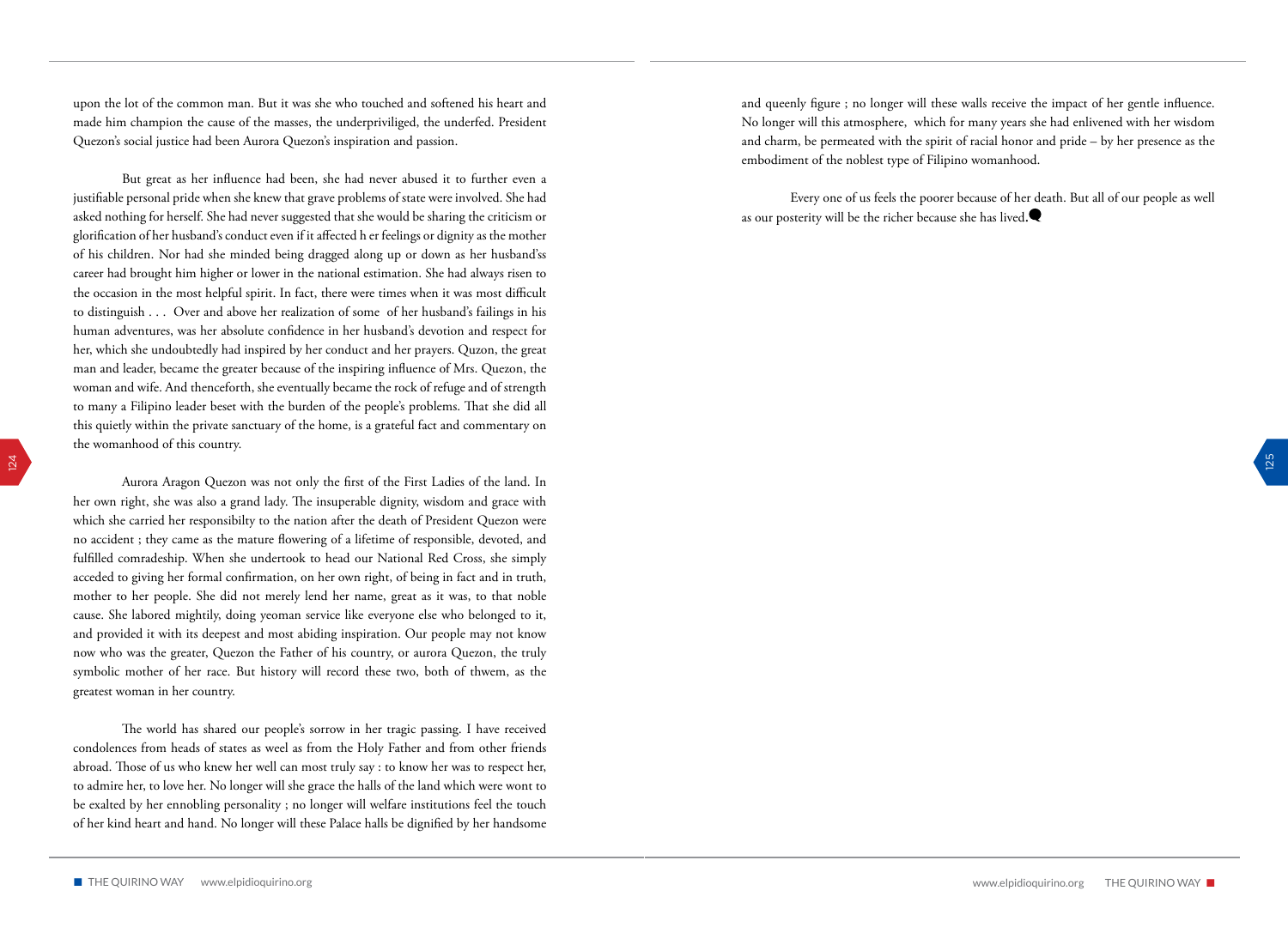upon the lot of the common man. But it was she who touched and softened his heart and made him champion the cause of the masses, the underpriviliged, the underfed. President Quezon's social justice had been Aurora Quezon's inspiration and passion.

But great as her influence had been, she had never abused it to further even a justifiable personal pride when she knew that grave problems of state were involved. She had asked nothing for herself. She had never suggested that she would be sharing the criticism or glorification of her husband's conduct even if it affected h er feelings or dignity as the mother of his children. Nor had she minded being dragged along up or down as her husband'ss career had brought him higher or lower in the national estimation. She had always risen to the occasion in the most helpful spirit. In fact, there were times when it was most difficult to distinguish . . . Over and above her realization of some of her husband's failings in his human adventures, was her absolute confidence in her husband's devotion and respect for her, which she undoubtedly had inspired by her conduct and her prayers. Quzon, the great man and leader, became the greater because of the inspiring influence of Mrs. Quezon, the woman and wife. And thenceforth, she eventually became the rock of refuge and of strength to many a Filipino leader beset with the burden of the people's problems. That she did all this quietly within the private sanctuary of the home, is a grateful fact and commentary on the womanhood of this country.

Aurora Aragon Quezon was not only the first of the First Ladies of the land. In her own right, she was also a grand lady. The insuperable dignity, wisdom and grace with which she carried her responsibilty to the nation after the death of President Quezon were no accident ; they came as the mature flowering of a lifetime of responsible, devoted, and fulfilled comradeship. When she undertook to head our National Red Cross, she simply acceded to giving her formal confirmation, on her own right, of being in fact and in truth, mother to her people. She did not merely lend her name, great as it was, to that noble cause. She labored mightily, doing yeoman service like everyone else who belonged to it, and provided it with its deepest and most abiding inspiration. Our people may not know now who was the greater, Quezon the Father of his country, or aurora Quezon, the truly symbolic mother of her race. But history will record these two, both of thwem, as the greatest woman in her country.

The world has shared our people's sorrow in her tragic passing. I have received condolences from heads of states as weel as from the Holy Father and from other friends abroad. Those of us who knew her well can most truly say : to know her was to respect her, to admire her, to love her. No longer will she grace the halls of the land which were wont to be exalted by her ennobling personality ; no longer will welfare institutions feel the touch of her kind heart and hand. No longer will these Palace halls be dignified by her handsome and queenly figure ; no longer will these walls receive the impact of her gentle influence. No longer will this atmosphere, which for many years she had enlivened with her wisdom and charm, be permeated with the spirit of racial honor and pride – by her presence as the embodiment of the noblest type of Filipino womanhood.

Every one of us feels the poorer because of her death. But all of our people as well as our posterity will be the richer because she has lived.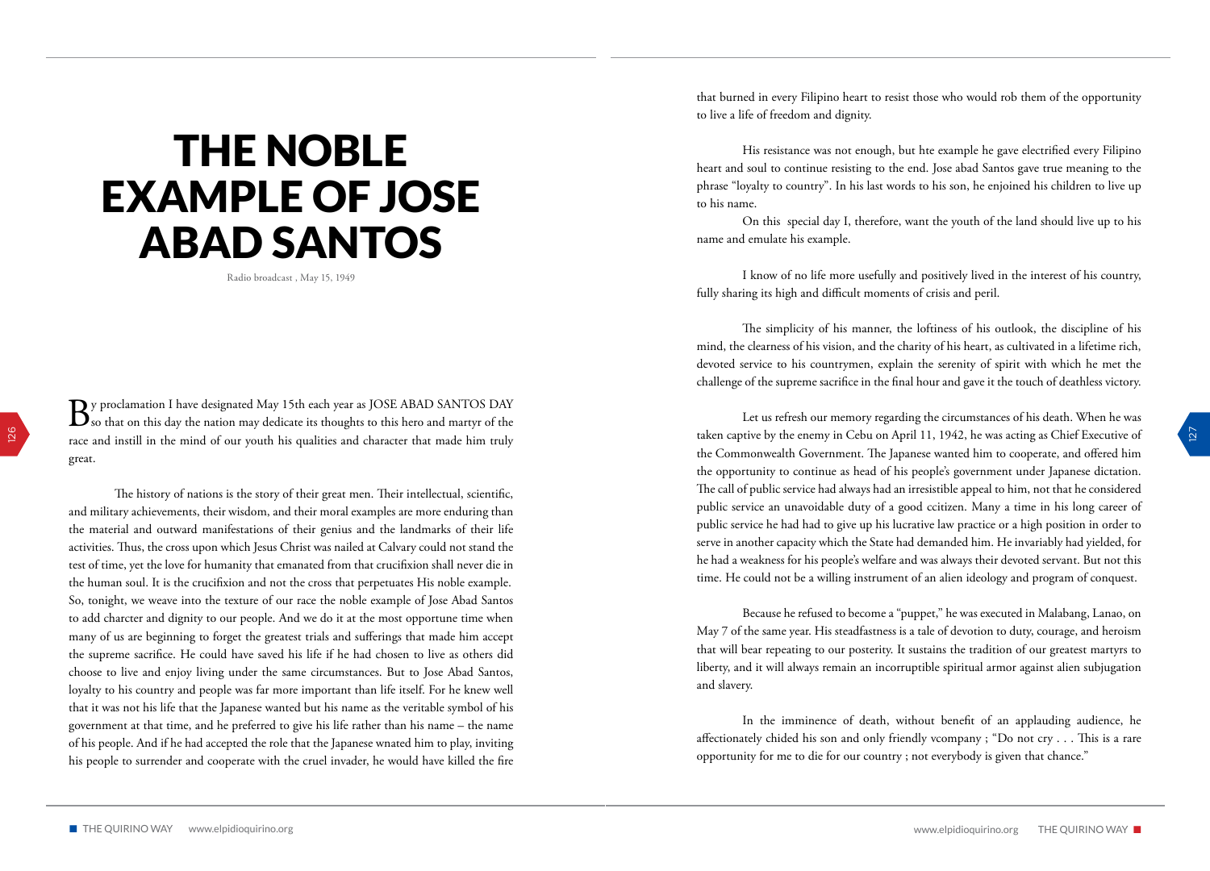# THE NOBLE EXAMPLE OF JOSE ABAD SANTOS

Radio broadcast , May 15, 1949

By proclamation I have designated May 15th each year as JOSE ABAD SANTOS DAY so that on this day the nation may dedicate its thoughts to this hero and martyr of the race and instill in the mind of our youth his qualities and character that made him truly great.

The history of nations is the story of their great men. Their intellectual, scientific, and military achievements, their wisdom, and their moral examples are more enduring than the material and outward manifestations of their genius and the landmarks of their life activities. Thus, the cross upon which Jesus Christ was nailed at Calvary could not stand the test of time, yet the love for humanity that emanated from that crucifixion shall never die in the human soul. It is the crucifixion and not the cross that perpetuates His noble example. So, tonight, we weave into the texture of our race the noble example of Jose Abad Santos to add charcter and dignity to our people. And we do it at the most opportune time when many of us are beginning to forget the greatest trials and sufferings that made him accept the supreme sacrifice. He could have saved his life if he had chosen to live as others did choose to live and enjoy living under the same circumstances. But to Jose Abad Santos, loyalty to his country and people was far more important than life itself. For he knew well that it was not his life that the Japanese wanted but his name as the veritable symbol of his government at that time, and he preferred to give his life rather than his name – the name of his people. And if he had accepted the role that the Japanese wnated him to play, inviting his people to surrender and cooperate with the cruel invader, he would have killed the fire that burned in every Filipino heart to resist those who would rob them of the opportunity to live a life of freedom and dignity.

His resistance was not enough, but hte example he gave electrified every Filipino heart and soul to continue resisting to the end. Jose abad Santos gave true meaning to the phrase "loyalty to country". In his last words to his son, he enjoined his children to live up to his name.

On this special day I, therefore, want the youth of the land should live up to his name and emulate his example.

I know of no life more usefully and positively lived in the interest of his country, fully sharing its high and difficult moments of crisis and peril.

The simplicity of his manner, the loftiness of his outlook, the discipline of his mind, the clearness of his vision, and the charity of his heart, as cultivated in a lifetime rich, devoted service to his countrymen, explain the serenity of spirit with which he met the challenge of the supreme sacrifice in the final hour and gave it the touch of deathless victory.

Let us refresh our memory regarding the circumstances of his death. When he was taken captive by the enemy in Cebu on April 11, 1942, he was acting as Chief Executive of the Commonwealth Government. The Japanese wanted him to cooperate, and offered him the opportunity to continue as head of his people's government under Japanese dictation. The call of public service had always had an irresistible appeal to him, not that he considered public service an unavoidable duty of a good ccitizen. Many a time in his long career of public service he had had to give up his lucrative law practice or a high position in order to serve in another capacity which the State had demanded him. He invariably had yielded, for he had a weakness for his people's welfare and was always their devoted servant. But not this time. He could not be a willing instrument of an alien ideology and program of conquest.

Because he refused to become a "puppet," he was executed in Malabang, Lanao, on May 7 of the same year. His steadfastness is a tale of devotion to duty, courage, and heroism that will bear repeating to our posterity. It sustains the tradition of our greatest martyrs to liberty, and it will always remain an incorruptible spiritual armor against alien subjugation and slavery.

In the imminence of death, without benefit of an applauding audience, he affectionately chided his son and only friendly vcompany ; "Do not cry . . . This is a rare opportunity for me to die for our country ; not everybody is given that chance."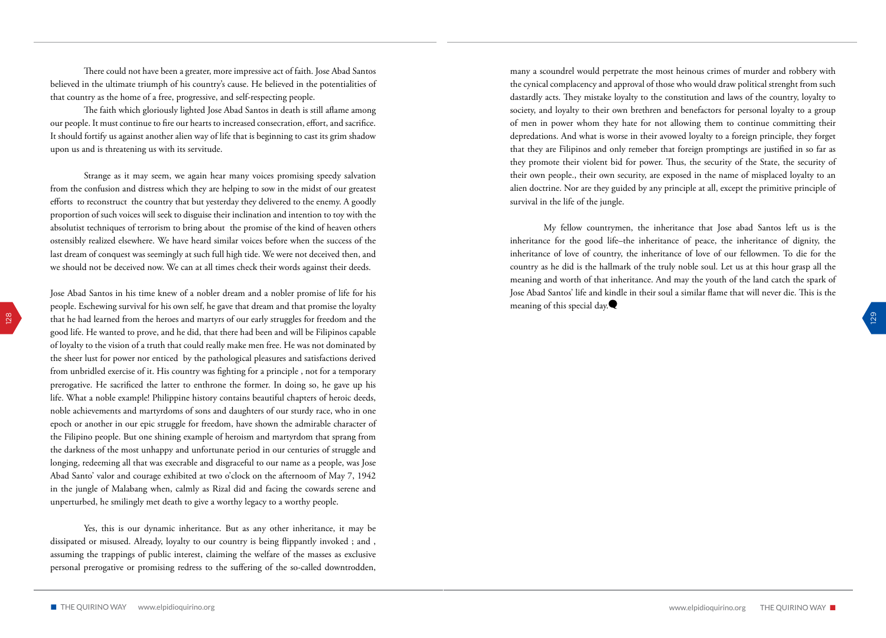There could not have been a greater, more impressive act of faith. Jose Abad Santos believed in the ultimate triumph of his country's cause. He believed in the potentialities of that country as the home of a free, progressive, and self-respecting people.

The faith which gloriously lighted Jose Abad Santos in death is still aflame among our people. It must continue to fire our hearts to increased consecration, effort, and sacrifice. It should fortify us against another alien way of life that is beginning to cast its grim shadow upon us and is threatening us with its servitude.

Strange as it may seem, we again hear many voices promising speedy salvation from the confusion and distress which they are helping to sow in the midst of our greatest efforts to reconstruct the country that but yesterday they delivered to the enemy. A goodly proportion of such voices will seek to disguise their inclination and intention to toy with the absolutist techniques of terrorism to bring about the promise of the kind of heaven others ostensibly realized elsewhere. We have heard similar voices before when the success of the last dream of conquest was seemingly at such full high tide. We were not deceived then, and we should not be deceived now. We can at all times check their words against their deeds.

Jose Abad Santos in his time knew of a nobler dream and a nobler promise of life for his people. Eschewing survival for his own self, he gave that dream and that promise the loyalty that he had learned from the heroes and martyrs of our early struggles for freedom and the good life. He wanted to prove, and he did, that there had been and will be Filipinos capable of loyalty to the vision of a truth that could really make men free. He was not dominated by the sheer lust for power nor enticed by the pathological pleasures and satisfactions derived from unbridled exercise of it. His country was fighting for a principle , not for a temporary prerogative. He sacrificed the latter to enthrone the former. In doing so, he gave up his life. What a noble example! Philippine history contains beautiful chapters of heroic deeds, noble achievements and martyrdoms of sons and daughters of our sturdy race, who in one epoch or another in our epic struggle for freedom, have shown the admirable character of the Filipino people. But one shining example of heroism and martyrdom that sprang from the darkness of the most unhappy and unfortunate period in our centuries of struggle and longing, redeeming all that was execrable and disgraceful to our name as a people, was Jose Abad Santo' valor and courage exhibited at two o'clock on the afternoom of May 7, 1942 in the jungle of Malabang when, calmly as Rizal did and facing the cowards serene and unperturbed, he smilingly met death to give a worthy legacy to a worthy people.

Yes, this is our dynamic inheritance. But as any other inheritance, it may be dissipated or misused. Already, loyalty to our country is being flippantly invoked ; and , assuming the trappings of public interest, claiming the welfare of the masses as exclusive personal prerogative or promising redress to the suffering of the so-called downtrodden, many a scoundrel would perpetrate the most heinous crimes of murder and robbery with the cynical complacency and approval of those who would draw political strenght from such dastardly acts. They mistake loyalty to the constitution and laws of the country, loyalty to society, and loyalty to their own brethren and benefactors for personal loyalty to a group of men in power whom they hate for not allowing them to continue committing their depredations. And what is worse in their avowed loyalty to a foreign principle, they forget that they are Filipinos and only remeber that foreign promptings are justified in so far as they promote their violent bid for power. Thus, the security of the State, the security of their own people., their own security, are exposed in the name of misplaced loyalty to an alien doctrine. Nor are they guided by any principle at all, except the primitive principle of survival in the life of the jungle.

My fellow countrymen, the inheritance that Jose abad Santos left us is the inheritance for the good life–the inheritance of peace, the inheritance of dignity, the inheritance of love of country, the inheritance of love of our fellowmen. To die for the country as he did is the hallmark of the truly noble soul. Let us at this hour grasp all the meaning and worth of that inheritance. And may the youth of the land catch the spark of Jose Abad Santos' life and kindle in their soul a similar flame that will never die. This is the meaning of this special day.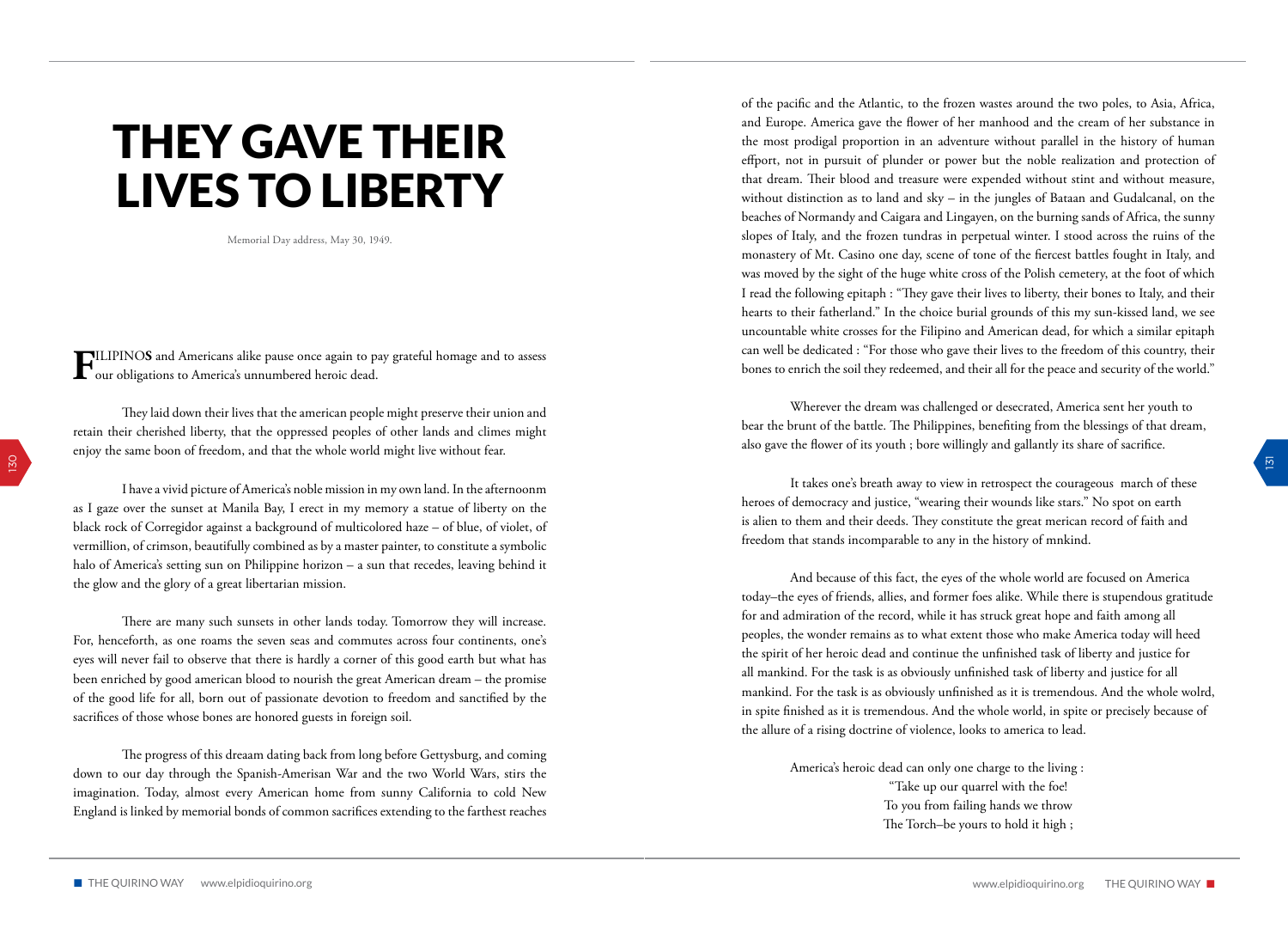# THEY GAVE THEIR LIVES TO LIBERTY

Memorial Day address, May 30, 1949.

FILIPINOS and Americans alike pause once again to pay grateful homage and to assess our obligations to America's unnumbered heroic dead.

They laid down their lives that the american people might preserve their union and retain their cherished liberty, that the oppressed peoples of other lands and climes might enjoy the same boon of freedom, and that the whole world might live without fear.

I have a vivid picture of America's noble mission in my own land. In the afternoonm as I gaze over the sunset at Manila Bay, I erect in my memory a statue of liberty on the black rock of Corregidor against a background of multicolored haze – of blue, of violet, of vermillion, of crimson, beautifully combined as by a master painter, to constitute a symbolic halo of America's setting sun on Philippine horizon – a sun that recedes, leaving behind it the glow and the glory of a great libertarian mission.

There are many such sunsets in other lands today. Tomorrow they will increase. For, henceforth, as one roams the seven seas and commutes across four continents, one's eyes will never fail to observe that there is hardly a corner of this good earth but what has been enriched by good american blood to nourish the great American dream – the promise of the good life for all, born out of passionate devotion to freedom and sanctified by the sacrifices of those whose bones are honored guests in foreign soil.

The progress of this dreaam dating back from long before Gettysburg, and coming down to our day through the Spanish-Amerisan War and the two World Wars, stirs the imagination. Today, almost every American home from sunny California to cold New England is linked by memorial bonds of common sacrifices extending to the farthest reaches of the pacific and the Atlantic, to the frozen wastes around the two poles, to Asia, Africa, and Europe. America gave the flower of her manhood and the cream of her substance in the most prodigal proportion in an adventure without parallel in the history of human effport, not in pursuit of plunder or power but the noble realization and protection of that dream. Their blood and treasure were expended without stint and without measure, without distinction as to land and sky – in the jungles of Bataan and Gudalcanal, on the beaches of Normandy and Caigara and Lingayen, on the burning sands of Africa, the sunny slopes of Italy, and the frozen tundras in perpetual winter. I stood across the ruins of the monastery of Mt. Casino one day, scene of tone of the fiercest battles fought in Italy, and was moved by the sight of the huge white cross of the Polish cemetery, at the foot of which I read the following epitaph : "They gave their lives to liberty, their bones to Italy, and their hearts to their fatherland." In the choice burial grounds of this my sun-kissed land, we see uncountable white crosses for the Filipino and American dead, for which a similar epitaph can well be dedicated : "For those who gave their lives to the freedom of this country, their bones to enrich the soil they redeemed, and their all for the peace and security of the world."

Wherever the dream was challenged or desecrated, America sent her youth to bear the brunt of the battle. The Philippines, benefiting from the blessings of that dream, also gave the flower of its youth ; bore willingly and gallantly its share of sacrifice.

It takes one's breath away to view in retrospect the courageous march of these heroes of democracy and justice, "wearing their wounds like stars." No spot on earth is alien to them and their deeds. They constitute the great merican record of faith and freedom that stands incomparable to any in the history of mnkind.

And because of this fact, the eyes of the whole world are focused on America today–the eyes of friends, allies, and former foes alike. While there is stupendous gratitude for and admiration of the record, while it has struck great hope and faith among all peoples, the wonder remains as to what extent those who make America today will heed the spirit of her heroic dead and continue the unfinished task of liberty and justice for all mankind. For the task is as obviously unfinished task of liberty and justice for all mankind. For the task is as obviously unfinished as it is tremendous. And the whole wolrd, in spite finished as it is tremendous. And the whole world, in spite or precisely because of the allure of a rising doctrine of violence, looks to america to lead.

America's heroic dead can only one charge to the living :

"Take up our quarrel with the foe!
To you from failing hands we throw
The Torch–be yours to hold it high ;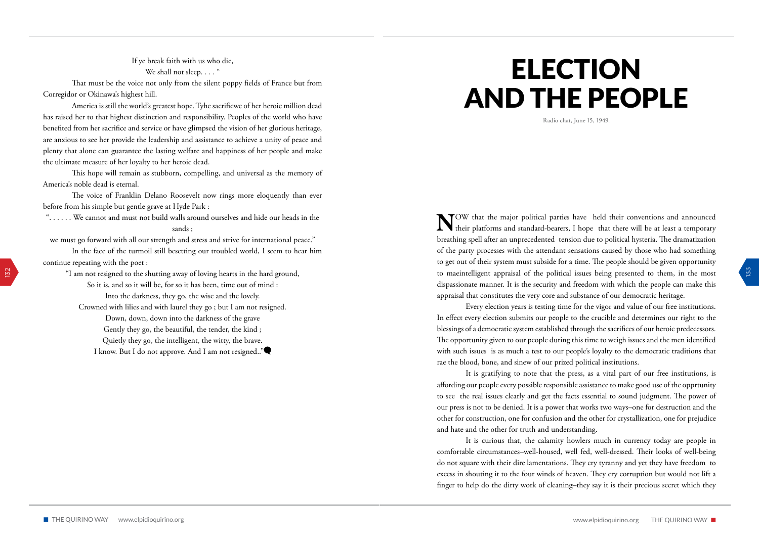If ye break faith with us who die,

We shall not sleep. . . . "

That must be the voice not only from the silent poppy fields of France but from Corregidor or Okinawa's highest hill.

America is still the world's greatest hope. Tyhe sacrificwe of her heroic million dead has raised her to that highest distinction and responsibility. Peoples of the world who have benefited from her sacrifice and service or have glimpsed the vision of her glorious heritage, are anxious to see her provide the leadership and assistance to achieve a unity of peace and plenty that alone can guarantee the lasting welfare and happiness of her people and make the ultimate measure of her loyalty to her heroic dead.

This hope will remain as stubborn, compelling, and universal as the memory of America's noble dead is eternal.

The voice of Franklin Delano Roosevelt now rings more eloquently than ever before from his simple but gentle grave at Hyde Park :

". . . . . . We cannot and must not build walls around ourselves and hide our heads in the sands ;

we must go forward with all our strength and stress and strive for international peace."

In the face of the turmoil still besetting our troubled world, I seem to hear him continue repeating with the poet :

"I am not resigned to the shutting away of loving hearts in the hard ground,

So it is, and so it will be, for so it has been, time out of mind :

Into the darkness, they go, the wise and the lovely.

Crowned with lilies and with laurel they go ; but I am not resigned.

Down, down, down into the darkness of the grave

Gently they go, the beautiful, the tender, the kind ;

Quietly they go, the intelligent, the witty, the brave.

I know. But I do not approve. And I am not resigned.."

# ELECTION AND THE PEOPLE

Radio chat, June 15, 1949.

NOW that the major political parties have held their conventions and announced their platforms and standard-bearers, I hope that there will be at least a temporary breathing spell after an unprecedented tension due to political hysteria. The dramatization of the party processes with the attendant sensations caused by those who had something to get out of their system must subside for a time. The people should be given opportunity to maeintelligent appraisal of the political issues being presented to them, in the most dispassionate manner. It is the security and freedom with which the people can make this appraisal that constitutes the very core and substance of our democratic heritage.

Every election years is testing time for the vigor and value of our free institutions. In effect every election submits our people to the crucible and determines our right to the blessings of a democratic system established through the sacrifices of our heroic predecessors. The opportunity given to our people during this time to weigh issues and the men identified with such issues is as much a test to our people's loyalty to the democratic traditions that rae the blood, bone, and sinew of our prized political institutions.

It is gratifying to note that the press, as a vital part of our free institutions, is affording our people every possible responsible assistance to make good use of the opprtunity to see the real issues clearly and get the facts essential to sound judgment. The power of our press is not to be denied. It is a power that works two ways–one for destruction and the other for construction, one for confusion and the other for crystallization, one for prejudice and hate and the other for truth and understanding.

It is curious that, the calamity howlers much in currency today are people in comfortable circumstances–well-housed, well fed, well-dressed. Their looks of well-being do not square with their dire lamentations. They cry tyranny and yet they have freedom to excess in shouting it to the four winds of heaven. They cry corruption but would not lift a finger to help do the dirty work of cleaning–they say it is their precious secret which they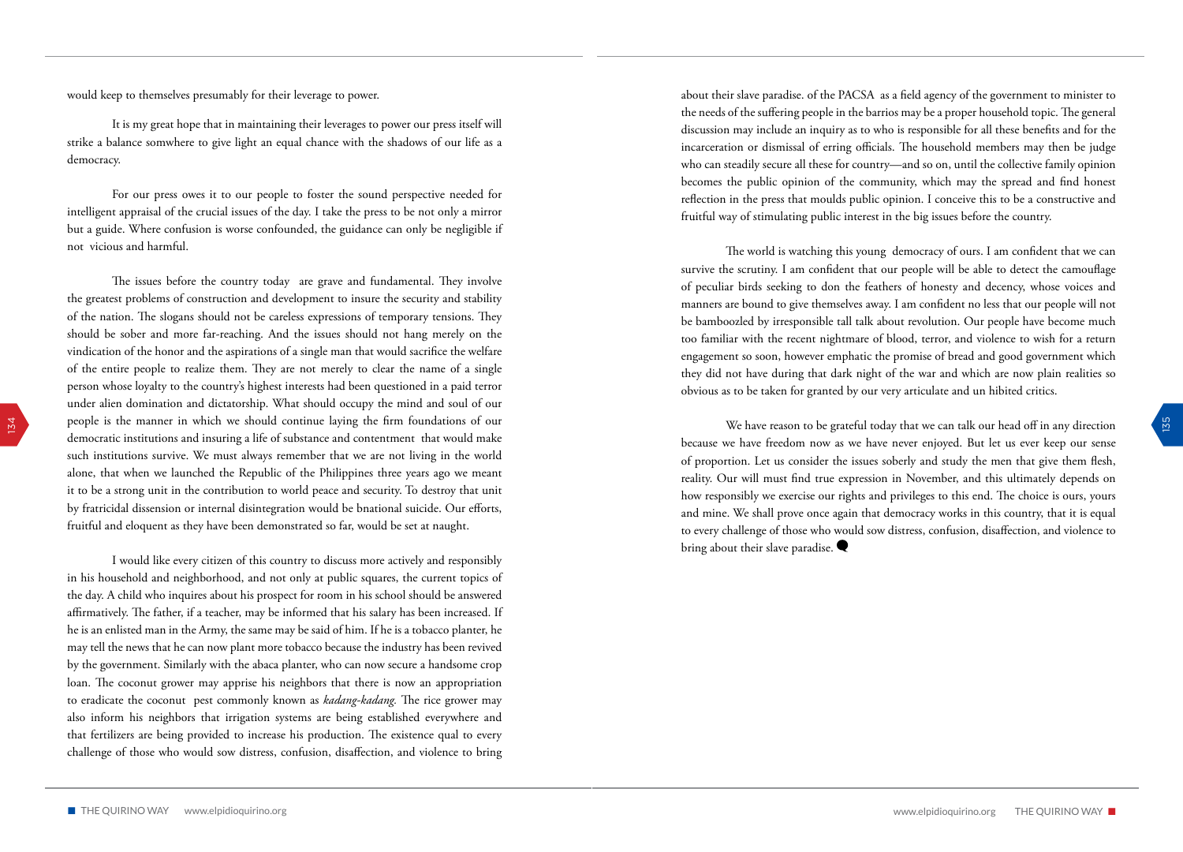would keep to themselves presumably for their leverage to power.

It is my great hope that in maintaining their leverages to power our press itself will strike a balance somwhere to give light an equal chance with the shadows of our life as a democracy.

For our press owes it to our people to foster the sound perspective needed for intelligent appraisal of the crucial issues of the day. I take the press to be not only a mirror but a guide. Where confusion is worse confounded, the guidance can only be negligible if not vicious and harmful.

The issues before the country today are grave and fundamental. They involve the greatest problems of construction and development to insure the security and stability of the nation. The slogans should not be careless expressions of temporary tensions. They should be sober and more far-reaching. And the issues should not hang merely on the vindication of the honor and the aspirations of a single man that would sacrifice the welfare of the entire people to realize them. They are not merely to clear the name of a single person whose loyalty to the country's highest interests had been questioned in a paid terror under alien domination and dictatorship. What should occupy the mind and soul of our people is the manner in which we should continue laying the firm foundations of our democratic institutions and insuring a life of substance and contentment that would make such institutions survive. We must always remember that we are not living in the world alone, that when we launched the Republic of the Philippines three years ago we meant it to be a strong unit in the contribution to world peace and security. To destroy that unit by fratricidal dissension or internal disintegration would be bnational suicide. Our efforts, fruitful and eloquent as they have been demonstrated so far, would be set at naught.

I would like every citizen of this country to discuss more actively and responsibly in his household and neighborhood, and not only at public squares, the current topics of the day. A child who inquires about his prospect for room in his school should be answered affirmatively. The father, if a teacher, may be informed that his salary has been increased. If he is an enlisted man in the Army, the same may be said of him. If he is a tobacco planter, he may tell the news that he can now plant more tobacco because the industry has been revived by the government. Similarly with the abaca planter, who can now secure a handsome crop loan. The coconut grower may apprise his neighbors that there is now an appropriation to eradicate the coconut pest commonly known as *kadang-kadang*. The rice grower may also inform his neighbors that irrigation systems are being established everywhere and that fertilizers are being provided to increase his production. The existence qual to every challenge of those who would sow distress, confusion, disaffection, and violence to bring about their slave paradise. of the PACSA as a field agency of the government to minister to the needs of the suffering people in the barrios may be a proper household topic. The general discussion may include an inquiry as to who is responsible for all these benefits and for the incarceration or dismissal of erring officials. The household members may then be judge who can steadily secure all these for country—and so on, until the collective family opinion becomes the public opinion of the community, which may the spread and find honest reflection in the press that moulds public opinion. I conceive this to be a constructive and fruitful way of stimulating public interest in the big issues before the country.

The world is watching this young democracy of ours. I am confident that we can survive the scrutiny. I am confident that our people will be able to detect the camouflage of peculiar birds seeking to don the feathers of honesty and decency, whose voices and manners are bound to give themselves away. I am confident no less that our people will not be bamboozled by irresponsible tall talk about revolution. Our people have become much too familiar with the recent nightmare of blood, terror, and violence to wish for a return engagement so soon, however emphatic the promise of bread and good government which they did not have during that dark night of the war and which are now plain realities so obvious as to be taken for granted by our very articulate and un hibited critics.

We have reason to be grateful today that we can talk our head off in any direction because we have freedom now as we have never enjoyed. But let us ever keep our sense of proportion. Let us consider the issues soberly and study the men that give them flesh, reality. Our will must find true expression in November, and this ultimately depends on how responsibly we exercise our rights and privileges to this end. The choice is ours, yours and mine. We shall prove once again that democracy works in this country, that it is equal to every challenge of those who would sow distress, confusion, disaffection, and violence to bring about their slave paradise.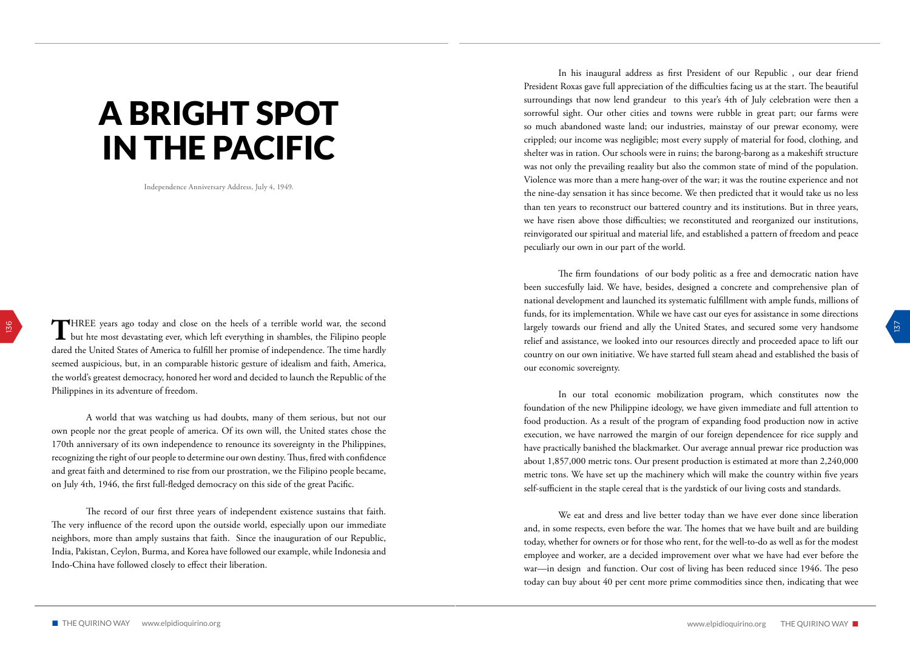# A BRIGHT SPOT IN THE PACIFIC

Independence Anniversary Address, July 4, 1949.

THREE years ago today and close on the heels of a terrible world war, the second but hte most devastating ever, which left everything in shambles, the Filipino people dared the United States of America to fulfill her promise of independence. The time hardly seemed auspicious, but, in an comparable historic gesture of idealism and faith, America, the world's greatest democracy, honored her word and decided to launch the Republic of the Philippines in its adventure of freedom.

A world that was watching us had doubts, many of them serious, but not our own people nor the great people of america. Of its own will, the United states chose the 170th anniversary of its own independence to renounce its sovereignty in the Philippines, recognizing the right of our people to determine our own destiny. Thus, fired with confidence and great faith and determined to rise from our prostration, we the Filipino people became, on July 4th, 1946, the first full-fledged democracy on this side of the great Pacific.

The record of our first three years of independent existence sustains that faith. The very influence of the record upon the outside world, especially upon our immediate neighbors, more than amply sustains that faith. Since the inauguration of our Republic, India, Pakistan, Ceylon, Burma, and Korea have followed our example, while Indonesia and Indo-China have followed closely to effect their liberation.

In his inaugural address as first President of our Republic , our dear friend President Roxas gave full appreciation of the difficulties facing us at the start. The beautiful surroundings that now lend grandeur to this year's 4th of July celebration were then a sorrowful sight. Our other cities and towns were rubble in great part; our farms were so much abandoned waste land; our industries, mainstay of our prewar economy, were crippled; our income was negligible; most every supply of material for food, clothing, and shelter was in ration. Our schools were in ruins; the barong-barong as a makeshift structure was not only the prevailing reaality but also the common state of mind of the population. Violence was more than a mere hang-over of the war; it was the routine experience and not the nine-day sensation it has since become. We then predicted that it would take us no less than ten years to reconstruct our battered country and its institutions. But in three years, we have risen above those difficulties; we reconstituted and reorganized our institutions, reinvigorated our spiritual and material life, and established a pattern of freedom and peace peculiarly our own in our part of the world.

The firm foundations of our body politic as a free and democratic nation have been succesfully laid. We have, besides, designed a concrete and comprehensive plan of national development and launched its systematic fulfillment with ample funds, millions of funds, for its implementation. While we have cast our eyes for assistance in some directions largely towards our friend and ally the United States, and secured some very handsome relief and assistance, we looked into our resources directly and proceeded apace to lift our country on our own initiative. We have started full steam ahead and established the basis of our economic sovereignty.

In our total economic mobilization program, which constitutes now the foundation of the new Philippine ideology, we have given immediate and full attention to food production. As a result of the program of expanding food production now in active execution, we have narrowed the margin of our foreign dependencee for rice supply and have practically banished the blackmarket. Our average annual prewar rice production was about 1,857,000 metric tons. Our present production is estimated at more than 2,240,000 metric tons. We have set up the machinery which will make the country within five years self-sufficient in the staple cereal that is the yardstick of our living costs and standards.

We eat and dress and live better today than we have ever done since liberation and, in some respects, even before the war. The homes that we have built and are building today, whether for owners or for those who rent, for the well-to-do as well as for the modest employee and worker, are a decided improvement over what we have had ever before the war—in design and function. Our cost of living has been reduced since 1946. The peso today can buy about 40 per cent more prime commodities since then, indicating that wee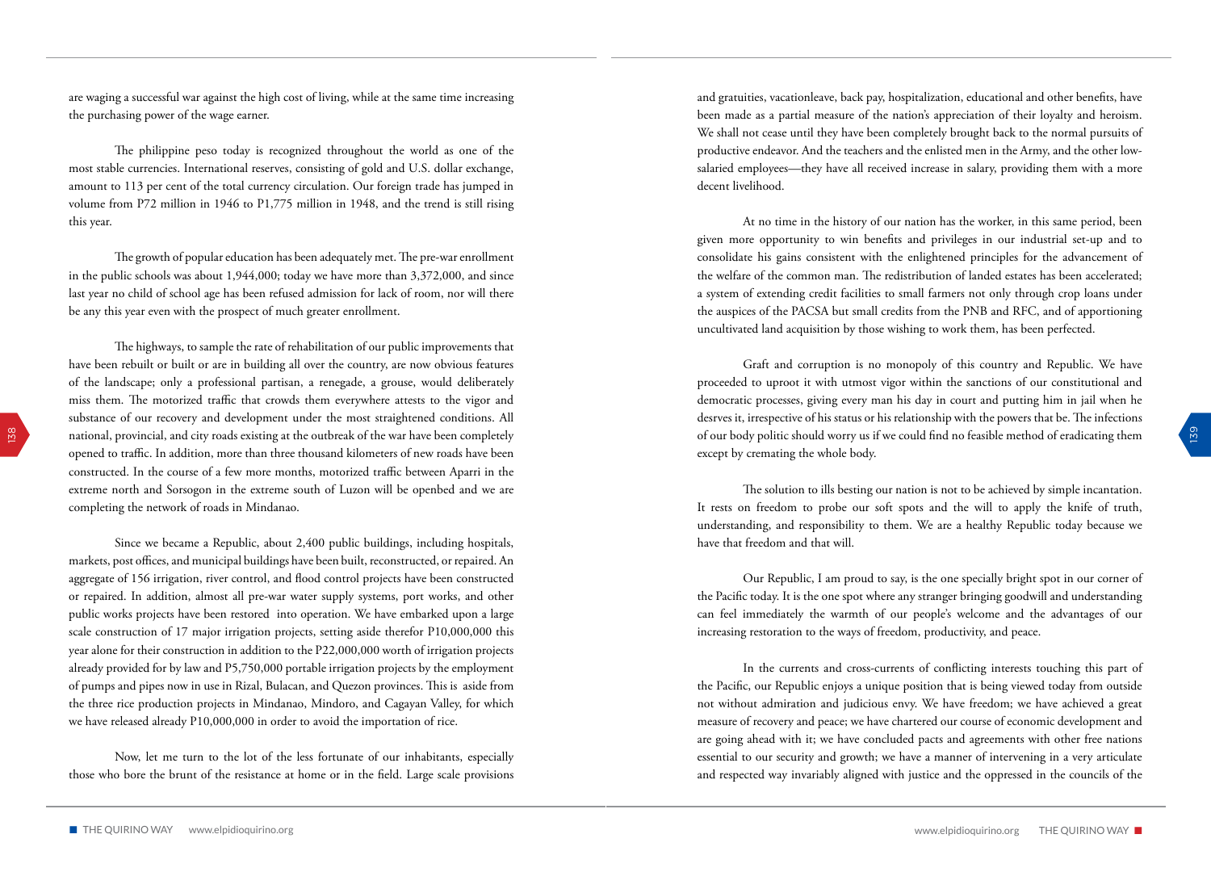are waging a successful war against the high cost of living, while at the same time increasing the purchasing power of the wage earner.

The philippine peso today is recognized throughout the world as one of the most stable currencies. International reserves, consisting of gold and U.S. dollar exchange, amount to 113 per cent of the total currency circulation. Our foreign trade has jumped in volume from P72 million in 1946 to P1,775 million in 1948, and the trend is still rising this year.

The growth of popular education has been adequately met. The pre-war enrollment in the public schools was about 1,944,000; today we have more than 3,372,000, and since last year no child of school age has been refused admission for lack of room, nor will there be any this year even with the prospect of much greater enrollment.

The highways, to sample the rate of rehabilitation of our public improvements that have been rebuilt or built or are in building all over the country, are now obvious features of the landscape; only a professional partisan, a renegade, a grouse, would deliberately miss them. The motorized traffic that crowds them everywhere attests to the vigor and substance of our recovery and development under the most straightened conditions. All national, provincial, and city roads existing at the outbreak of the war have been completely opened to traffic. In addition, more than three thousand kilometers of new roads have been constructed. In the course of a few more months, motorized traffic between Aparri in the extreme north and Sorsogon in the extreme south of Luzon will be openbed and we are completing the network of roads in Mindanao.

Since we became a Republic, about 2,400 public buildings, including hospitals, markets, post offices, and municipal buildings have been built, reconstructed, or repaired. An aggregate of 156 irrigation, river control, and flood control projects have been constructed or repaired. In addition, almost all pre-war water supply systems, port works, and other public works projects have been restored into operation. We have embarked upon a large scale construction of 17 major irrigation projects, setting aside therefor P10,000,000 this year alone for their construction in addition to the P22,000,000 worth of irrigation projects already provided for by law and P5,750,000 portable irrigation projects by the employment of pumps and pipes now in use in Rizal, Bulacan, and Quezon provinces. This is aside from the three rice production projects in Mindanao, Mindoro, and Cagayan Valley, for which we have released already P10,000,000 in order to avoid the importation of rice.

Now, let me turn to the lot of the less fortunate of our inhabitants, especially those who bore the brunt of the resistance at home or in the field. Large scale provisions and gratuities, vacationleave, back pay, hospitalization, educational and other benefits, have been made as a partial measure of the nation's appreciation of their loyalty and heroism. We shall not cease until they have been completely brought back to the normal pursuits of productive endeavor. And the teachers and the enlisted men in the Army, and the other low-salaried employees—they have all received increase in salary, providing them with a more decent livelihood.

At no time in the history of our nation has the worker, in this same period, been given more opportunity to win benefits and privileges in our industrial set-up and to consolidate his gains consistent with the enlightened principles for the advancement of the welfare of the common man. The redistribution of landed estates has been accelerated; a system of extending credit facilities to small farmers not only through crop loans under the auspices of the PACSA but small credits from the PNB and RFC, and of apportioning uncultivated land acquisition by those wishing to work them, has been perfected.

Graft and corruption is no monopoly of this country and Republic. We have proceeded to uproot it with utmost vigor within the sanctions of our constitutional and democratic processes, giving every man his day in court and putting him in jail when he desrves it, irrespective of his status or his relationship with the powers that be. The infections of our body politic should worry us if we could find no feasible method of eradicating them except by cremating the whole body.

The solution to ills besting our nation is not to be achieved by simple incantation. It rests on freedom to probe our soft spots and the will to apply the knife of truth, understanding, and responsibility to them. We are a healthy Republic today because we have that freedom and that will.

Our Republic, I am proud to say, is the one specially bright spot in our corner of the Pacific today. It is the one spot where any stranger bringing goodwill and understanding can feel immediately the warmth of our people's welcome and the advantages of our increasing restoration to the ways of freedom, productivity, and peace.

In the currents and cross-currents of conflicting interests touching this part of the Pacific, our Republic enjoys a unique position that is being viewed today from outside not without admiration and judicious envy. We have freedom; we have achieved a great measure of recovery and peace; we have chartered our course of economic development and are going ahead with it; we have concluded pacts and agreements with other free nations essential to our security and growth; we have a manner of intervening in a very articulate and respected way invariably aligned with justice and the oppressed in the councils of the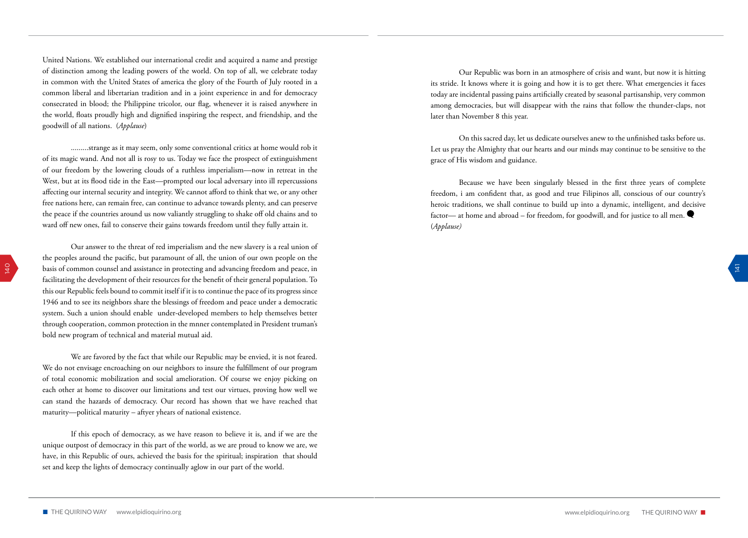United Nations. We established our international credit and acquired a name and prestige of distinction among the leading powers of the world. On top of all, we celebrate today in common with the United States of america the glory of the Fourth of July rooted in a common liberal and libertarian tradition and in a joint experience in and for democracy consecrated in blood; the Philippine tricolor, our flag, whenever it is raised anywhere in the world, floats proudly high and dignified inspiring the respect, and friendship, and the goodwill of all nations. (*Applause*)

.........strange as it may seem, only some conventional critics at home would rob it of its magic wand. And not all is rosy to us. Today we face the prospect of extinguishment of our freedom by the lowering clouds of a ruthless imperialism—now in retreat in the West, but at its flood tide in the East—prompted our local adversary into ill repercussions affecting our internal security and integrity. We cannot afford to think that we, or any other free nations here, can remain free, can continue to advance towards plenty, and can preserve the peace if the countries around us now valiantly struggling to shake off old chains and to ward off new ones, fail to conserve their gains towards freedom until they fully attain it.

Our answer to the threat of red imperialism and the new slavery is a real union of the peoples around the pacific, but paramount of all, the union of our own people on the basis of common counsel and assistance in protecting and advancing freedom and peace, in facilitating the development of their resources for the benefit of their general population. To this our Republic feels bound to commit itself if it is to continue the pace of its progress since 1946 and to see its neighbors share the blessings of freedom and peace under a democratic system. Such a union should enable under-developed members to help themselves better through cooperation, common protection in the mnner contemplated in President truman's bold new program of technical and material mutual aid.

We are favored by the fact that while our Republic may be envied, it is not feared. We do not envisage encroaching on our neighbors to insure the fulfillment of our program of total economic mobilization and social amelioration. Of course we enjoy picking on each other at home to discover our limitations and test our virtues, proving how well we can stand the hazards of democracy. Our record has shown that we have reached that maturity—political maturity – aftyer yhears of national existence.

If this epoch of democracy, as we have reason to believe it is, and if we are the unique outpost of democracy in this part of the world, as we are proud to know we are, we have, in this Republic of ours, achieved the basis for the spiritual; inspiration that should set and keep the lights of democracy continually aglow in our part of the world.

Our Republic was born in an atmosphere of crisis and want, but now it is hitting its stride. It knows where it is going and how it is to get there. What emergencies it faces today are incidental passing pains artificially created by seasonal partisanship, very common among democracies, but will disappear with the rains that follow the thunder-claps, not later than November 8 this year.

On this sacred day, let us dedicate ourselves anew to the unfinished tasks before us. Let us pray the Almighty that our hearts and our minds may continue to be sensitive to the grace of His wisdom and guidance.

Because we have been singularly blessed in the first three years of complete freedom, i am confident that, as good and true Filipinos all, conscious of our country's heroic traditions, we shall continue to build up into a dynamic, intelligent, and decisive factor— at home and abroad – for freedom, for goodwill, and for justice to all men. (*Applause)*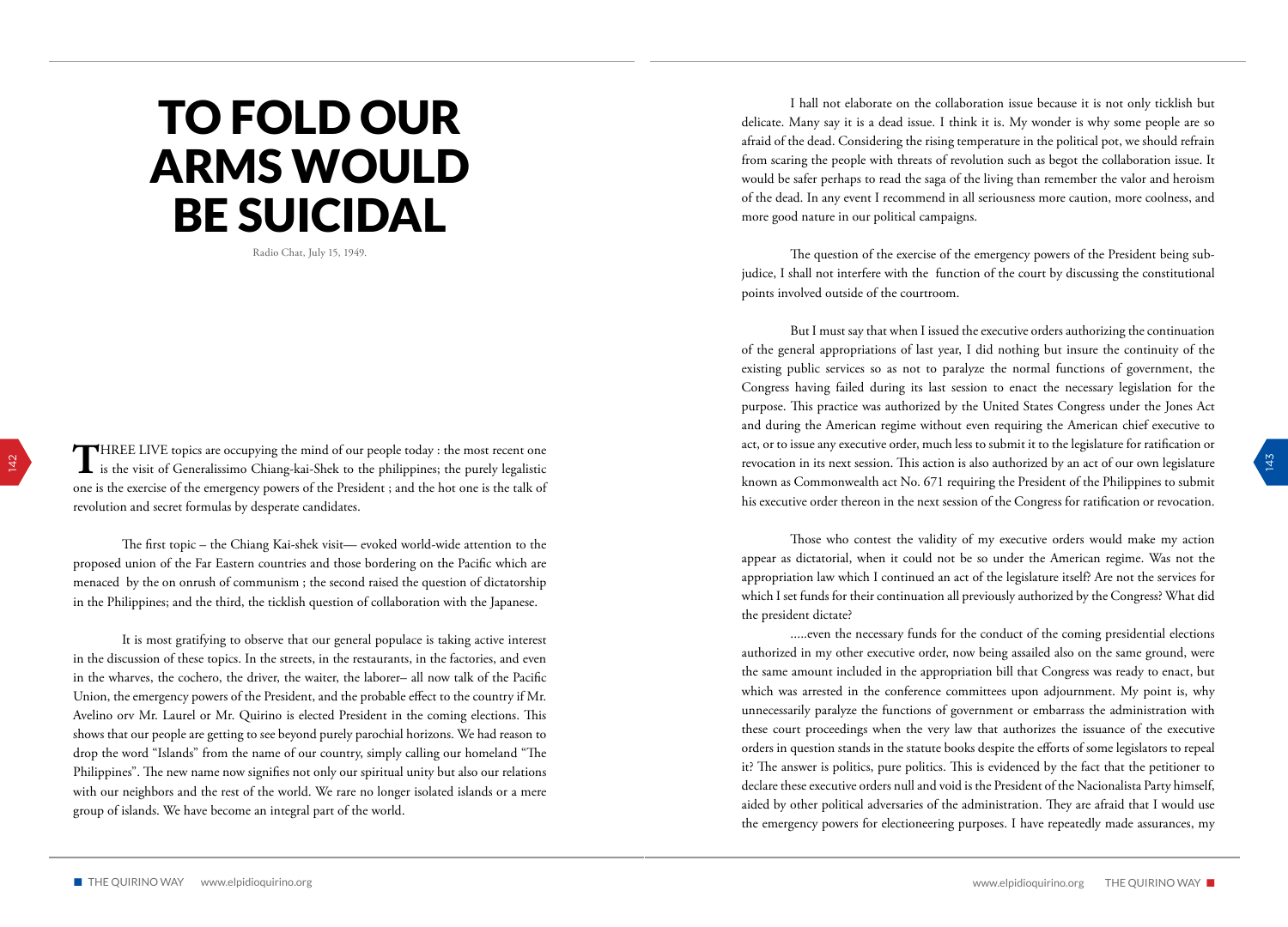# TO FOLD OUR ARMS WOULD BE SUICIDAL

Radio Chat, July 15, 1949.

THREE LIVE topics are occupying the mind of our people today : the most recent one is the visit of Generalissimo Chiang-kai-Shek to the philippines; the purely legalistic one is the exercise of the emergency powers of the President ; and the hot one is the talk of revolution and secret formulas by desperate candidates.

The first topic – the Chiang Kai-shek visit— evoked world-wide attention to the proposed union of the Far Eastern countries and those bordering on the Pacific which are menaced by the on onrush of communism ; the second raised the question of dictatorship in the Philippines; and the third, the ticklish question of collaboration with the Japanese.

It is most gratifying to observe that our general populace is taking active interest in the discussion of these topics. In the streets, in the restaurants, in the factories, and even in the wharves, the cochero, the driver, the waiter, the laborer– all now talk of the Pacific Union, the emergency powers of the President, and the probable effect to the country if Mr. Avelino orv Mr. Laurel or Mr. Quirino is elected President in the coming elections. This shows that our people are getting to see beyond purely parochial horizons. We had reason to drop the word "Islands" from the name of our country, simply calling our homeland "The Philippines". The new name now signifies not only our spiritual unity but also our relations with our neighbors and the rest of the world. We rare no longer isolated islands or a mere group of islands. We have become an integral part of the world.

I hall not elaborate on the collaboration issue because it is not only ticklish but delicate. Many say it is a dead issue. I think it is. My wonder is why some people are so afraid of the dead. Considering the rising temperature in the political pot, we should refrain from scaring the people with threats of revolution such as begot the collaboration issue. It would be safer perhaps to read the saga of the living than remember the valor and heroism of the dead. In any event I recommend in all seriousness more caution, more coolness, and more good nature in our political campaigns.

The question of the exercise of the emergency powers of the President being sub-judice, I shall not interfere with the function of the court by discussing the constitutional points involved outside of the courtroom.

But I must say that when I issued the executive orders authorizing the continuation of the general appropriations of last year, I did nothing but insure the continuity of the existing public services so as not to paralyze the normal functions of government, the Congress having failed during its last session to enact the necessary legislation for the purpose. This practice was authorized by the United States Congress under the Jones Act and during the American regime without even requiring the American chief executive to act, or to issue any executive order, much less to submit it to the legislature for ratification or revocation in its next session. This action is also authorized by an act of our own legislature known as Commonwealth act No. 671 requiring the President of the Philippines to submit his executive order thereon in the next session of the Congress for ratification or revocation.

Those who contest the validity of my executive orders would make my action appear as dictatorial, when it could not be so under the American regime. Was not the appropriation law which I continued an act of the legislature itself? Are not the services for which I set funds for their continuation all previously authorized by the Congress? What did the president dictate?

.....even the necessary funds for the conduct of the coming presidential elections authorized in my other executive order, now being assailed also on the same ground, were the same amount included in the appropriation bill that Congress was ready to enact, but which was arrested in the conference committees upon adjournment. My point is, why unnecessarily paralyze the functions of government or embarrass the administration with these court proceedings when the very law that authorizes the issuance of the executive orders in question stands in the statute books despite the efforts of some legislators to repeal it? The answer is politics, pure politics. This is evidenced by the fact that the petitioner to declare these executive orders null and void is the President of the Nacionalista Party himself, aided by other political adversaries of the administration. They are afraid that I would use the emergency powers for electioneering purposes. I have repeatedly made assurances, my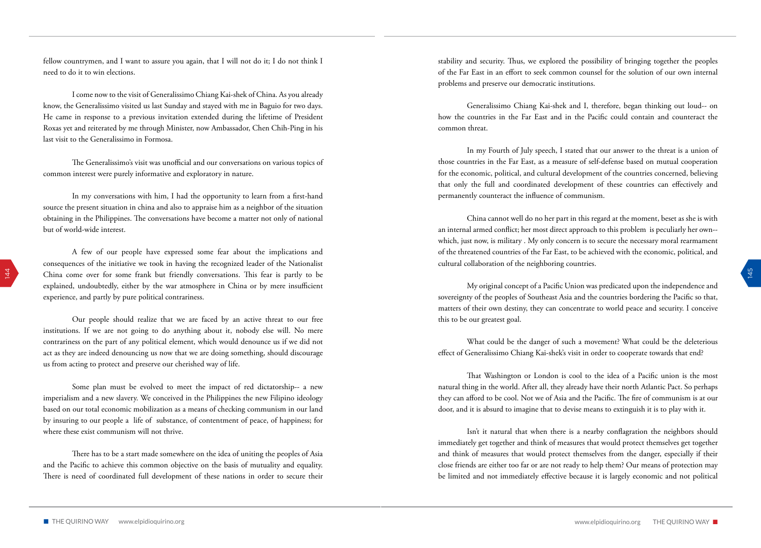fellow countrymen, and I want to assure you again, that I will not do it; I do not think I need to do it to win elections.

I come now to the visit of Generalissimo Chiang Kai-shek of China. As you already know, the Generalissimo visited us last Sunday and stayed with me in Baguio for two days. He came in response to a previous invitation extended during the lifetime of President Roxas yet and reiterated by me through Minister, now Ambassador, Chen Chih-Ping in his last visit to the Generalissimo in Formosa.

The Generalissimo's visit was unofficial and our conversations on various topics of common interest were purely informative and exploratory in nature.

In my conversations with him, I had the opportunity to learn from a first-hand source the present situation in china and also to appraise him as a neighbor of the situation obtaining in the Philippines. The conversations have become a matter not only of national but of world-wide interest.

A few of our people have expressed some fear about the implications and consequences of the initiative we took in having the recognized leader of the Nationalist China come over for some frank but friendly conversations. This fear is partly to be explained, undoubtedly, either by the war atmosphere in China or by mere insufficient experience, and partly by pure political contrariness.

Our people should realize that we are faced by an active threat to our free institutions. If we are not going to do anything about it, nobody else will. No mere contrariness on the part of any political element, which would denounce us if we did not act as they are indeed denouncing us now that we are doing something, should discourage us from acting to protect and preserve our cherished way of life.

Some plan must be evolved to meet the impact of red dictatorship-- a new imperialism and a new slavery. We conceived in the Philippines the new Filipino ideology based on our total economic mobilization as a means of checking communism in our land by insuring to our people a life of substance, of contentment of peace, of happiness; for where these exist communism will not thrive.

There has to be a start made somewhere on the idea of uniting the peoples of Asia and the Pacific to achieve this common objective on the basis of mutuality and equality. There is need of coordinated full development of these nations in order to secure their stability and security. Thus, we explored the possibility of bringing together the peoples of the Far East in an effort to seek common counsel for the solution of our own internal problems and preserve our democratic institutions.

Generalissimo Chiang Kai-shek and I, therefore, began thinking out loud-- on how the countries in the Far East and in the Pacific could contain and counteract the common threat.

In my Fourth of July speech, I stated that our answer to the threat is a union of those countries in the Far East, as a measure of self-defense based on mutual cooperation for the economic, political, and cultural development of the countries concerned, believing that only the full and coordinated development of these countries can effectively and permanently counteract the influence of communism.

China cannot well do no her part in this regard at the moment, beset as she is with an internal armed conflict; her most direct approach to this problem is peculiarly her own-- which, just now, is military . My only concern is to secure the necessary moral rearmament of the threatened countries of the Far East, to be achieved with the economic, political, and cultural collaboration of the neighboring countries.

My original concept of a Pacific Union was predicated upon the independence and sovereignty of the peoples of Southeast Asia and the countries bordering the Pacific so that, matters of their own destiny, they can concentrate to world peace and security. I conceive this to be our greatest goal.

What could be the danger of such a movement? What could be the deleterious effect of Generalissimo Chiang Kai-shek's visit in order to cooperate towards that end?

That Washington or London is cool to the idea of a Pacific union is the most natural thing in the world. After all, they already have their north Atlantic Pact. So perhaps they can afford to be cool. Not we of Asia and the Pacific. The fire of communism is at our door, and it is absurd to imagine that to devise means to extinguish it is to play with it.

Isn't it natural that when there is a nearby conflagration the neighbors should immediately get together and think of measures that would protect themselves get together and think of measures that would protect themselves from the danger, especially if their close friends are either too far or are not ready to help them? Our means of protection may be limited and not immediately effective because it is largely economic and not political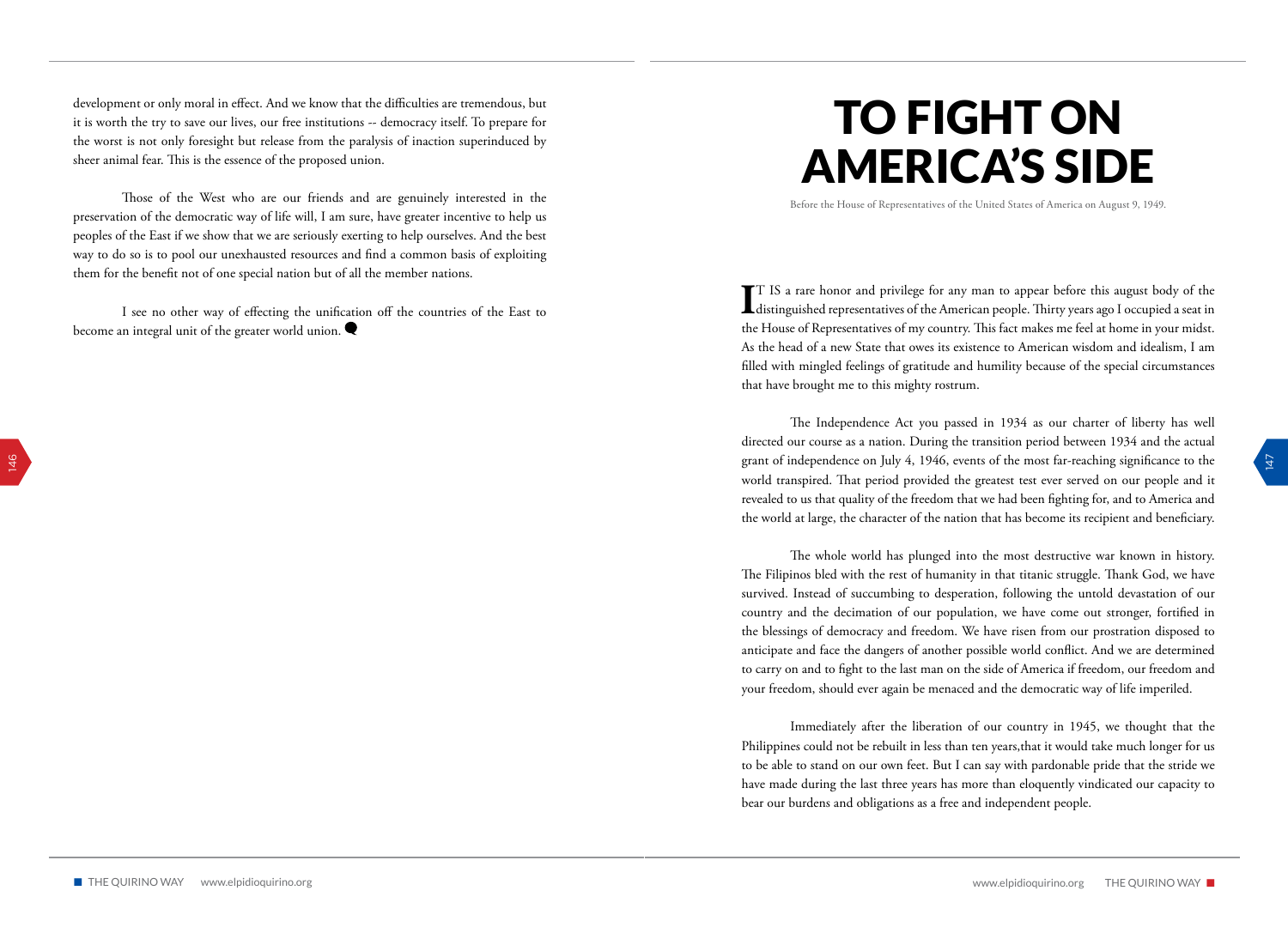development or only moral in effect. And we know that the difficulties are tremendous, but it is worth the try to save our lives, our free institutions -- democracy itself. To prepare for the worst is not only foresight but release from the paralysis of inaction superinduced by sheer animal fear. This is the essence of the proposed union.

Those of the West who are our friends and are genuinely interested in the preservation of the democratic way of life will, I am sure, have greater incentive to help us peoples of the East if we show that we are seriously exerting to help ourselves. And the best way to do so is to pool our unexhausted resources and find a common basis of exploiting them for the benefit not of one special nation but of all the member nations.

I see no other way of effecting the unification off the countries of the East to become an integral unit of the greater world union.

# TO FIGHT ON AMERICA'S SIDE

Before the House of Representatives of the United States of America on August 9, 1949.

IT IS a rare honor and privilege for any man to appear before this august body of the distinguished representatives of the American people. Thirty years ago I occupied a seat in the House of Representatives of my country. This fact makes me feel at home in your midst. As the head of a new State that owes its existence to American wisdom and idealism, I am filled with mingled feelings of gratitude and humility because of the special circumstances that have brought me to this mighty rostrum.

The Independence Act you passed in 1934 as our charter of liberty has well directed our course as a nation. During the transition period between 1934 and the actual grant of independence on July 4, 1946, events of the most far-reaching significance to the world transpired. That period provided the greatest test ever served on our people and it revealed to us that quality of the freedom that we had been fighting for, and to America and the world at large, the character of the nation that has become its recipient and beneficiary.

The whole world has plunged into the most destructive war known in history. The Filipinos bled with the rest of humanity in that titanic struggle. Thank God, we have survived. Instead of succumbing to desperation, following the untold devastation of our country and the decimation of our population, we have come out stronger, fortified in the blessings of democracy and freedom. We have risen from our prostration disposed to anticipate and face the dangers of another possible world conflict. And we are determined to carry on and to fight to the last man on the side of America if freedom, our freedom and your freedom, should ever again be menaced and the democratic way of life imperiled.

Immediately after the liberation of our country in 1945, we thought that the Philippines could not be rebuilt in less than ten years,that it would take much longer for us to be able to stand on our own feet. But I can say with pardonable pride that the stride we have made during the last three years has more than eloquently vindicated our capacity to bear our burdens and obligations as a free and independent people.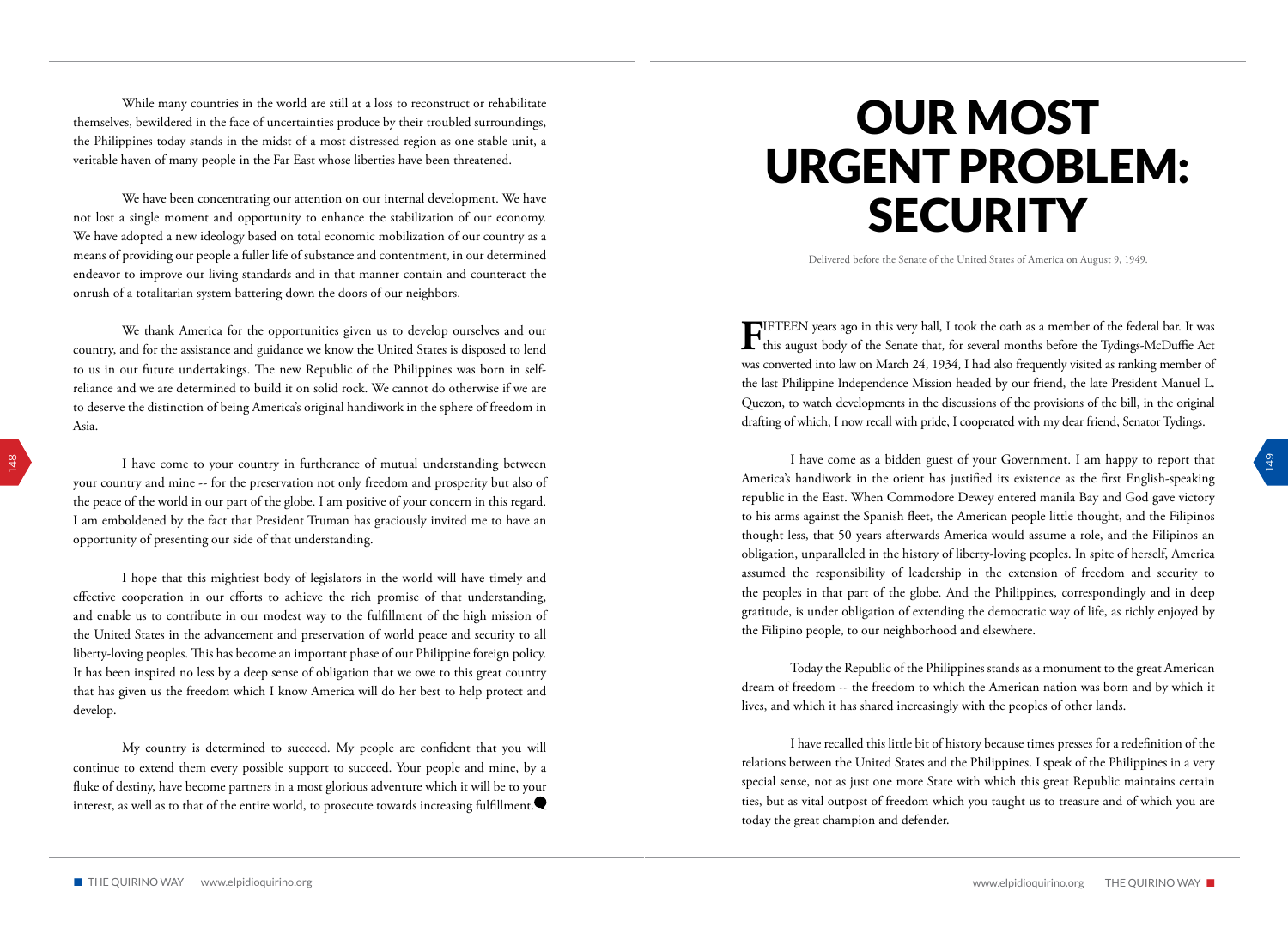While many countries in the world are still at a loss to reconstruct or rehabilitate themselves, bewildered in the face of uncertainties produce by their troubled surroundings, the Philippines today stands in the midst of a most distressed region as one stable unit, a veritable haven of many people in the Far East whose liberties have been threatened.

We have been concentrating our attention on our internal development. We have not lost a single moment and opportunity to enhance the stabilization of our economy. We have adopted a new ideology based on total economic mobilization of our country as a means of providing our people a fuller life of substance and contentment, in our determined endeavor to improve our living standards and in that manner contain and counteract the onrush of a totalitarian system battering down the doors of our neighbors.

We thank America for the opportunities given us to develop ourselves and our country, and for the assistance and guidance we know the United States is disposed to lend to us in our future undertakings. The new Republic of the Philippines was born in self-reliance and we are determined to build it on solid rock. We cannot do otherwise if we are to deserve the distinction of being America's original handiwork in the sphere of freedom in Asia.

I have come to your country in furtherance of mutual understanding between your country and mine -- for the preservation not only freedom and prosperity but also of the peace of the world in our part of the globe. I am positive of your concern in this regard. I am emboldened by the fact that President Truman has graciously invited me to have an opportunity of presenting our side of that understanding.

I hope that this mightiest body of legislators in the world will have timely and effective cooperation in our efforts to achieve the rich promise of that understanding, and enable us to contribute in our modest way to the fulfillment of the high mission of the United States in the advancement and preservation of world peace and security to all liberty-loving peoples. This has become an important phase of our Philippine foreign policy. It has been inspired no less by a deep sense of obligation that we owe to this great country that has given us the freedom which I know America will do her best to help protect and develop.

My country is determined to succeed. My people are confident that you will continue to extend them every possible support to succeed. Your people and mine, by a fluke of destiny, have become partners in a most glorious adventure which it will be to your interest, as well as to that of the entire world, to prosecute towards increasing fulfillment.

# OUR MOST URGENT PROBLEM: SECURITY

Delivered before the Senate of the United States of America on August 9, 1949.

FIFTEEN years ago in this very hall, I took the oath as a member of the federal bar. It was this august body of the Senate that, for several months before the Tydings-McDuffie Act was converted into law on March 24, 1934, I had also frequently visited as ranking member of the last Philippine Independence Mission headed by our friend, the late President Manuel L. Quezon, to watch developments in the discussions of the provisions of the bill, in the original drafting of which, I now recall with pride, I cooperated with my dear friend, Senator Tydings.

I have come as a bidden guest of your Government. I am happy to report that America's handiwork in the orient has justified its existence as the first English-speaking republic in the East. When Commodore Dewey entered manila Bay and God gave victory to his arms against the Spanish fleet, the American people little thought, and the Filipinos thought less, that 50 years afterwards America would assume a role, and the Filipinos an obligation, unparalleled in the history of liberty-loving peoples. In spite of herself, America assumed the responsibility of leadership in the extension of freedom and security to the peoples in that part of the globe. And the Philippines, correspondingly and in deep gratitude, is under obligation of extending the democratic way of life, as richly enjoyed by the Filipino people, to our neighborhood and elsewhere.

Today the Republic of the Philippines stands as a monument to the great American dream of freedom -- the freedom to which the American nation was born and by which it lives, and which it has shared increasingly with the peoples of other lands.

I have recalled this little bit of history because times presses for a redefinition of the relations between the United States and the Philippines. I speak of the Philippines in a very special sense, not as just one more State with which this great Republic maintains certain ties, but as vital outpost of freedom which you taught us to treasure and of which you are today the great champion and defender.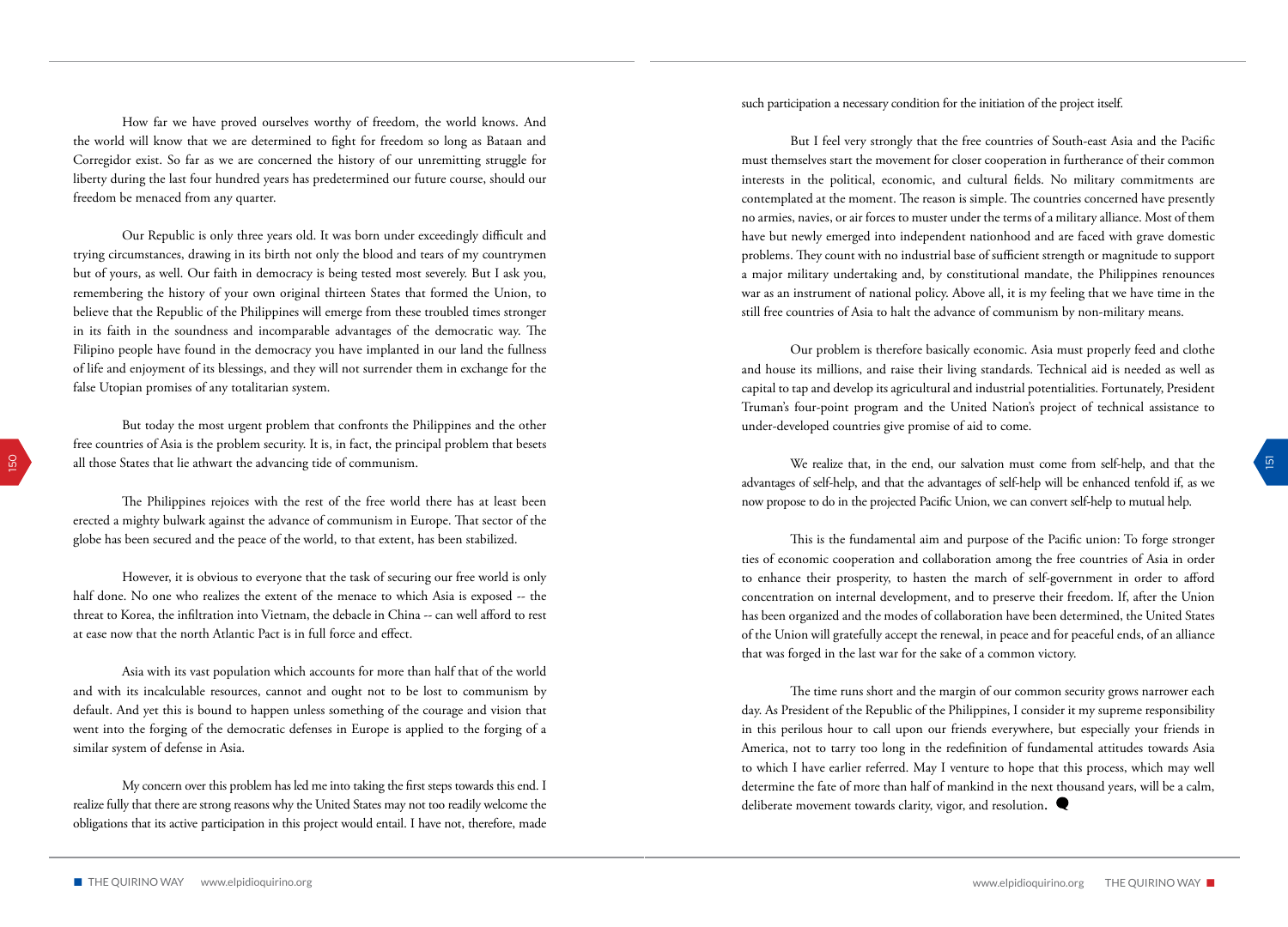How far we have proved ourselves worthy of freedom, the world knows. And the world will know that we are determined to fight for freedom so long as Bataan and Corregidor exist. So far as we are concerned the history of our unremitting struggle for liberty during the last four hundred years has predetermined our future course, should our freedom be menaced from any quarter.

Our Republic is only three years old. It was born under exceedingly difficult and trying circumstances, drawing in its birth not only the blood and tears of my countrymen but of yours, as well. Our faith in democracy is being tested most severely. But I ask you, remembering the history of your own original thirteen States that formed the Union, to believe that the Republic of the Philippines will emerge from these troubled times stronger in its faith in the soundness and incomparable advantages of the democratic way. The Filipino people have found in the democracy you have implanted in our land the fullness of life and enjoyment of its blessings, and they will not surrender them in exchange for the false Utopian promises of any totalitarian system.

But today the most urgent problem that confronts the Philippines and the other free countries of Asia is the problem security. It is, in fact, the principal problem that besets all those States that lie athwart the advancing tide of communism.

The Philippines rejoices with the rest of the free world there has at least been erected a mighty bulwark against the advance of communism in Europe. That sector of the globe has been secured and the peace of the world, to that extent, has been stabilized.

However, it is obvious to everyone that the task of securing our free world is only half done. No one who realizes the extent of the menace to which Asia is exposed -- the threat to Korea, the infiltration into Vietnam, the debacle in China -- can well afford to rest at ease now that the north Atlantic Pact is in full force and effect.

Asia with its vast population which accounts for more than half that of the world and with its incalculable resources, cannot and ought not to be lost to communism by default. And yet this is bound to happen unless something of the courage and vision that went into the forging of the democratic defenses in Europe is applied to the forging of a similar system of defense in Asia.

My concern over this problem has led me into taking the first steps towards this end. I realize fully that there are strong reasons why the United States may not too readily welcome the obligations that its active participation in this project would entail. I have not, therefore, made such participation a necessary condition for the initiation of the project itself.

But I feel very strongly that the free countries of South-east Asia and the Pacific must themselves start the movement for closer cooperation in furtherance of their common interests in the political, economic, and cultural fields. No military commitments are contemplated at the moment. The reason is simple. The countries concerned have presently no armies, navies, or air forces to muster under the terms of a military alliance. Most of them have but newly emerged into independent nationhood and are faced with grave domestic problems. They count with no industrial base of sufficient strength or magnitude to support a major military undertaking and, by constitutional mandate, the Philippines renounces war as an instrument of national policy. Above all, it is my feeling that we have time in the still free countries of Asia to halt the advance of communism by non-military means.

Our problem is therefore basically economic. Asia must properly feed and clothe and house its millions, and raise their living standards. Technical aid is needed as well as capital to tap and develop its agricultural and industrial potentialities. Fortunately, President Truman's four-point program and the United Nation's project of technical assistance to under-developed countries give promise of aid to come.

We realize that, in the end, our salvation must come from self-help, and that the advantages of self-help, and that the advantages of self-help will be enhanced tenfold if, as we now propose to do in the projected Pacific Union, we can convert self-help to mutual help.

This is the fundamental aim and purpose of the Pacific union: To forge stronger ties of economic cooperation and collaboration among the free countries of Asia in order to enhance their prosperity, to hasten the march of self-government in order to afford concentration on internal development, and to preserve their freedom. If, after the Union has been organized and the modes of collaboration have been determined, the United States of the Union will gratefully accept the renewal, in peace and for peaceful ends, of an alliance that was forged in the last war for the sake of a common victory.

The time runs short and the margin of our common security grows narrower each day. As President of the Republic of the Philippines, I consider it my supreme responsibility in this perilous hour to call upon our friends everywhere, but especially your friends in America, not to tarry too long in the redefinition of fundamental attitudes towards Asia to which I have earlier referred. May I venture to hope that this process, which may well determine the fate of more than half of mankind in the next thousand years, will be a calm, deliberate movement towards clarity, vigor, and resolution.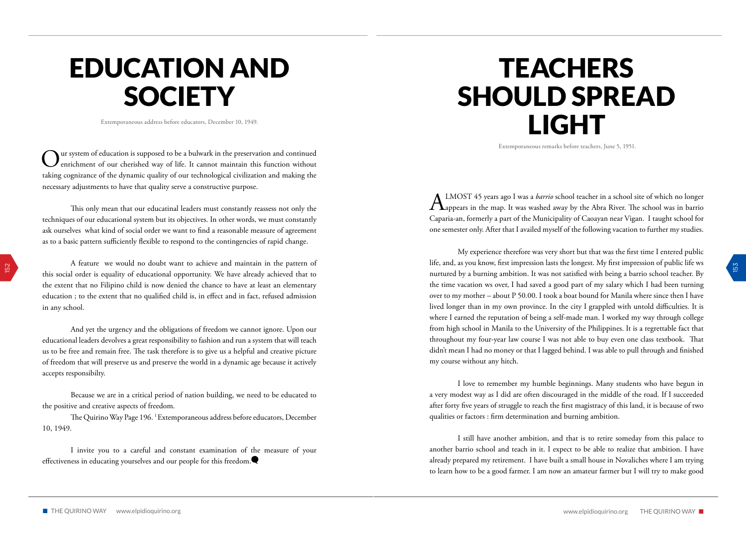# EDUCATION AND SOCIETY

Extemporaneous address before educators, December 10, 1949.

Our system of education is supposed to be a bulwark in the preservation and continued enrichment of our cherished way of life. It cannot maintain this function without taking cognizance of the dynamic quality of our technological civilization and making the necessary adjustments to have that quality serve a constructive purpose.

This only mean that our educatinal leaders must constantly reassess not only the techniques of our educational system but its objectives. In other words, we must constantly ask ourselves what kind of social order we want to find a reasonable measure of agreement as to a basic pattern sufficiently flexible to respond to the contingencies of rapid change.

A feature we would no doubt want to achieve and maintain in the pattern of this social order is equality of educational opportunity. We have already achieved that to the extent that no Filipino child is now denied the chance to have at least an elementary education ; to the extent that no qualified child is, in effect and in fact, refused admission in any school.

And yet the urgency and the obligations of freedom we cannot ignore. Upon our educational leaders devolves a great responsibility to fashion and run a system that will teach us to be free and remain free. The task therefore is to give us a helpful and creative picture of freedom that will preserve us and preserve the world in a dynamic age because it actively accepts responsibilty.

Because we are in a critical period of nation building, we need to be educated to the positive and creative aspects of freedom.

The Quirino Way Page 196. [1] Extemporaneous address before educators, December 10, 1949.

I invite you to a careful and constant examination of the measure of your effectiveness in educating yourselves and our people for this freedom.

# TEACHERS SHOULD SPREAD LIGHT

Extemporaneous remarks before teachers, June 5, 1951.

ALMOST 45 years ago I was a *barrio* school teacher in a school site of which no longer appears in the map. It was washed away by the Abra River. The school was in barrio Caparia-an, formerly a part of the Municipality of Caoayan near Vigan. I taught school for one semester only. After that I availed myself of the following vacation to further my studies.

My experience therefore was very short but that was the first time I entered public life, and, as you know, first impression lasts the longest. My first impression of public life ws nurtured by a burning ambition. It was not satisfied with being a barrio school teacher. By the time vacation ws over, I had saved a good part of my salary which I had been turning over to my mother – about P 50.00. I took a boat bound for Manila where since then I have lived longer than in my own province. In the city I grappled with untold difficulties. It is where I earned the reputation of being a self-made man. I worked my way through college from high school in Manila to the University of the Philippines. It is a regrettable fact that throughout my four-year law course I was not able to buy even one class textbook. That didn't mean I had no money or that I lagged behind. I was able to pull through and finished my course without any hitch.

I love to remember my humble beginnings. Many students who have begun in a very modest way as I did are often discouraged in the middle of the road. If I succeeded after forty five years of struggle to reach the first magistracy of this land, it is because of two qualities or factors : firm determination and burning ambition.

I still have another ambition, and that is to retire someday from this palace to another barrio school and teach in it. I expect to be able to realize that ambition. I have already prepared my retirement. I have built a small house in Novaliches where I am trying to learn how to be a good farmer. I am now an amateur farmer but I will try to make good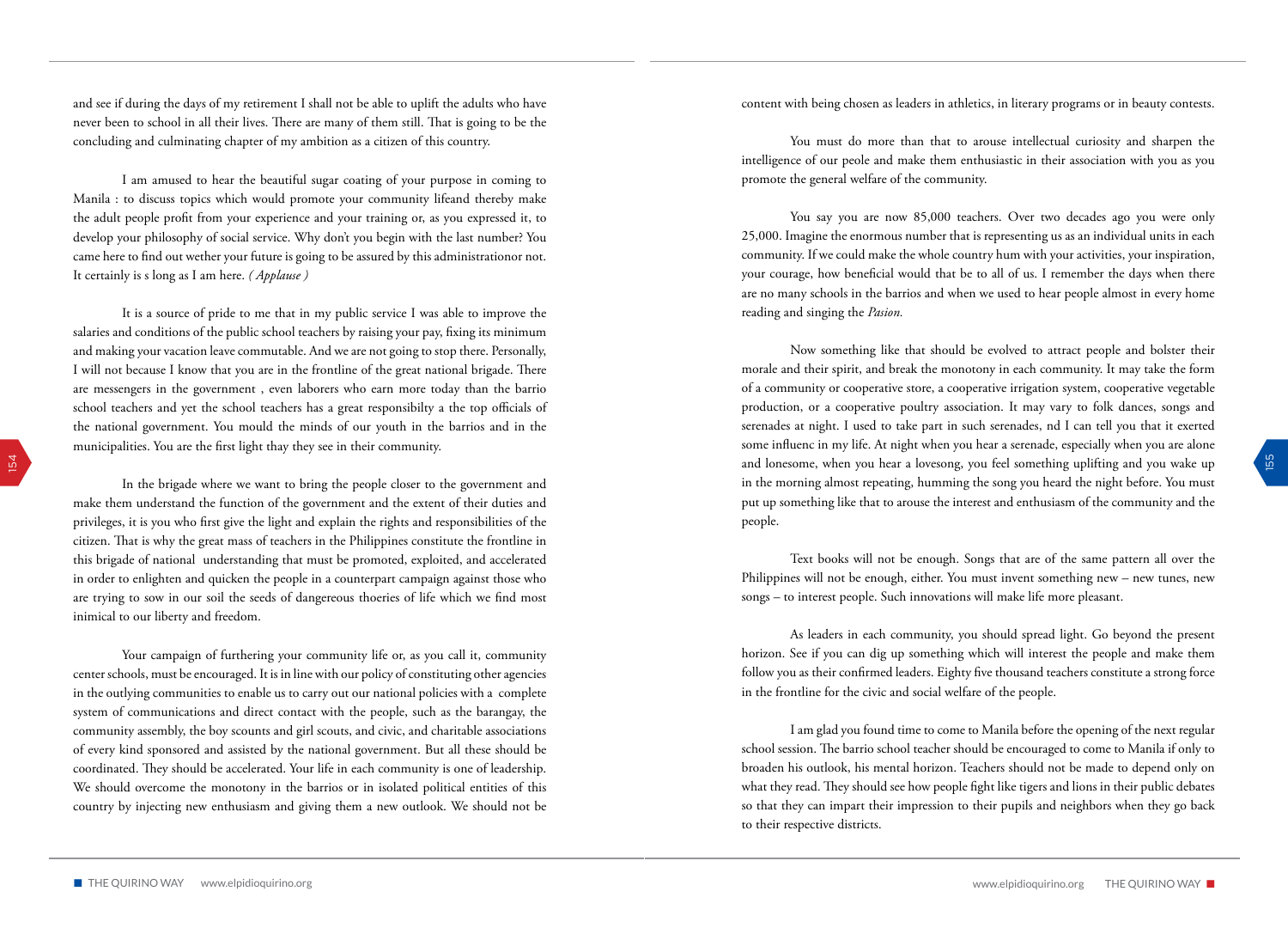and see if during the days of my retirement I shall not be able to uplift the adults who have never been to school in all their lives. There are many of them still. That is going to be the concluding and culminating chapter of my ambition as a citizen of this country.

I am amused to hear the beautiful sugar coating of your purpose in coming to Manila : to discuss topics which would promote your community lifeand thereby make the adult people profit from your experience and your training or, as you expressed it, to develop your philosophy of social service. Why don't you begin with the last number? You came here to find out wether your future is going to be assured by this administrationor not. It certainly is s long as I am here. *( Applause )*

It is a source of pride to me that in my public service I was able to improve the salaries and conditions of the public school teachers by raising your pay, fixing its minimum and making your vacation leave commutable. And we are not going to stop there. Personally, I will not because I know that you are in the frontline of the great national brigade. There are messengers in the government , even laborers who earn more today than the barrio school teachers and yet the school teachers has a great responsibilty a the top officials of the national government. You mould the minds of our youth in the barrios and in the municipalities. You are the first light thay they see in their community.

In the brigade where we want to bring the people closer to the government and make them understand the function of the government and the extent of their duties and privileges, it is you who first give the light and explain the rights and responsibilities of the citizen. That is why the great mass of teachers in the Philippines constitute the frontline in this brigade of national understanding that must be promoted, exploited, and accelerated in order to enlighten and quicken the people in a counterpart campaign against those who are trying to sow in our soil the seeds of dangereous thoeries of life which we find most inimical to our liberty and freedom.

Your campaign of furthering your community life or, as you call it, community center schools, must be encouraged. It is in line with our policy of constituting other agencies in the outlying communities to enable us to carry out our national policies with a complete system of communications and direct contact with the people, such as the barangay, the community assembly, the boy scounts and girl scouts, and civic, and charitable associations of every kind sponsored and assisted by the national government. But all these should be coordinated. They should be accelerated. Your life in each community is one of leadership. We should overcome the monotony in the barrios or in isolated political entities of this country by injecting new enthusiasm and giving them a new outlook. We should not be content with being chosen as leaders in athletics, in literary programs or in beauty contests.

You must do more than that to arouse intellectual curiosity and sharpen the intelligence of our peole and make them enthusiastic in their association with you as you promote the general welfare of the community.

You say you are now 85,000 teachers. Over two decades ago you were only 25,000. Imagine the enormous number that is representing us as an individual units in each community. If we could make the whole country hum with your activities, your inspiration, your courage, how beneficial would that be to all of us. I remember the days when there are no many schools in the barrios and when we used to hear people almost in every home reading and singing the *Pasion.*

Now something like that should be evolved to attract people and bolster their morale and their spirit, and break the monotony in each community. It may take the form of a community or cooperative store, a cooperative irrigation system, cooperative vegetable production, or a cooperative poultry association. It may vary to folk dances, songs and serenades at night. I used to take part in such serenades, nd I can tell you that it exerted some influenc in my life. At night when you hear a serenade, especially when you are alone and lonesome, when you hear a lovesong, you feel something uplifting and you wake up in the morning almost repeating, humming the song you heard the night before. You must put up something like that to arouse the interest and enthusiasm of the community and the people.

Text books will not be enough. Songs that are of the same pattern all over the Philippines will not be enough, either. You must invent something new – new tunes, new songs – to interest people. Such innovations will make life more pleasant.

As leaders in each community, you should spread light. Go beyond the present horizon. See if you can dig up something which will interest the people and make them follow you as their confirmed leaders. Eighty five thousand teachers constitute a strong force in the frontline for the civic and social welfare of the people.

I am glad you found time to come to Manila before the opening of the next regular school session. The barrio school teacher should be encouraged to come to Manila if only to broaden his outlook, his mental horizon. Teachers should not be made to depend only on what they read. They should see how people fight like tigers and lions in their public debates so that they can impart their impression to their pupils and neighbors when they go back to their respective districts.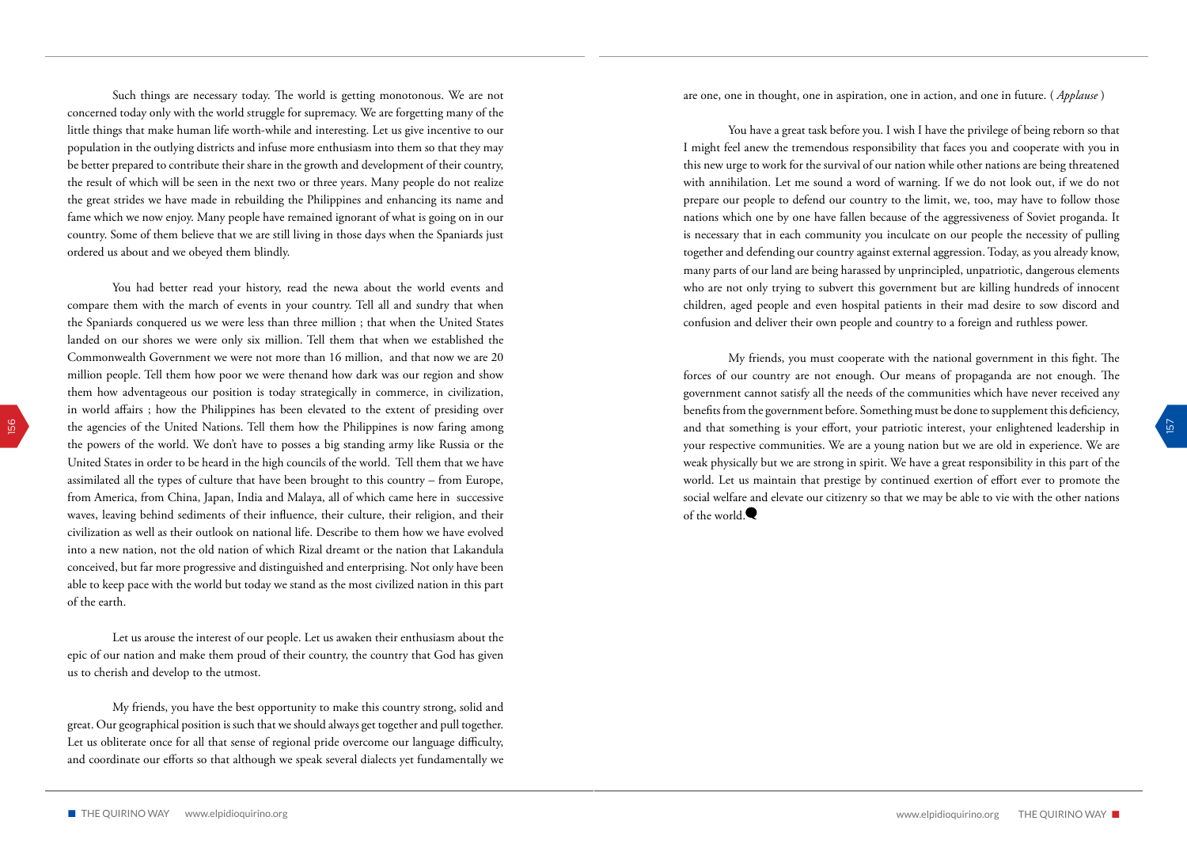Such things are necessary today. The world is getting monotonous. We are not concerned today only with the world struggle for supremacy. We are forgetting many of the little things that make human life worth-while and interesting. Let us give incentive to our population in the outlying districts and infuse more enthusiasm into them so that they may be better prepared to contribute their share in the growth and development of their country, the result of which will be seen in the next two or three years. Many people do not realize the great strides we have made in rebuilding the Philippines and enhancing its name and fame which we now enjoy. Many people have remained ignorant of what is going on in our country. Some of them believe that we are still living in those days when the Spaniards just ordered us about and we obeyed them blindly.

You had better read your history, read the newa about the world events and compare them with the march of events in your country. Tell all and sundry that when the Spaniards conquered us we were less than three million ; that when the United States landed on our shores we were only six million. Tell them that when we established the Commonwealth Government we were not more than 16 million, and that now we are 20 million people. Tell them how poor we were thenand how dark was our region and show them how adventageous our position is today strategically in commerce, in civilization, in world affairs ; how the Philippines has been elevated to the extent of presiding over the agencies of the United Nations. Tell them how the Philippines is now faring among the powers of the world. We don't have to posses a big standing army like Russia or the United States in order to be heard in the high councils of the world. Tell them that we have assimilated all the types of culture that have been brought to this country – from Europe, from America, from China, Japan, India and Malaya, all of which came here in successive waves, leaving behind sediments of their influence, their culture, their religion, and their civilization as well as their outlook on national life. Describe to them how we have evolved into a new nation, not the old nation of which Rizal dreamt or the nation that Lakandula conceived, but far more progressive and distinguished and enterprising. Not only have been able to keep pace with the world but today we stand as the most civilized nation in this part of the earth.

Let us arouse the interest of our people. Let us awaken their enthusiasm about the epic of our nation and make them proud of their country, the country that God has given us to cherish and develop to the utmost.

My friends, you have the best opportunity to make this country strong, solid and great. Our geographical position is such that we should always get together and pull together. Let us obliterate once for all that sense of regional pride overcome our language difficulty, and coordinate our efforts so that although we speak several dialects yet fundamentally we are one, one in thought, one in aspiration, one in action, and one in future. ( *Applause* )

You have a great task before you. I wish I have the privilege of being reborn so that I might feel anew the tremendous responsibility that faces you and cooperate with you in this new urge to work for the survival of our nation while other nations are being threatened with annihilation. Let me sound a word of warning. If we do not look out, if we do not prepare our people to defend our country to the limit, we, too, may have to follow those nations which one by one have fallen because of the aggressiveness of Soviet proganda. It is necessary that in each community you inculcate on our people the necessity of pulling together and defending our country against external aggression. Today, as you already know, many parts of our land are being harassed by unprincipled, unpatriotic, dangerous elements who are not only trying to subvert this government but are killing hundreds of innocent children, aged people and even hospital patients in their mad desire to sow discord and confusion and deliver their own people and country to a foreign and ruthless power.

My friends, you must cooperate with the national government in this fight. The forces of our country are not enough. Our means of propaganda are not enough. The government cannot satisfy all the needs of the communities which have never received any benefits from the government before. Something must be done to supplement this deficiency, and that something is your effort, your patriotic interest, your enlightened leadership in your respective communities. We are a young nation but we are old in experience. We are weak physically but we are strong in spirit. We have a great responsibility in this part of the world. Let us maintain that prestige by continued exertion of effort ever to promote the social welfare and elevate our citizenry so that we may be able to vie with the other nations of the world.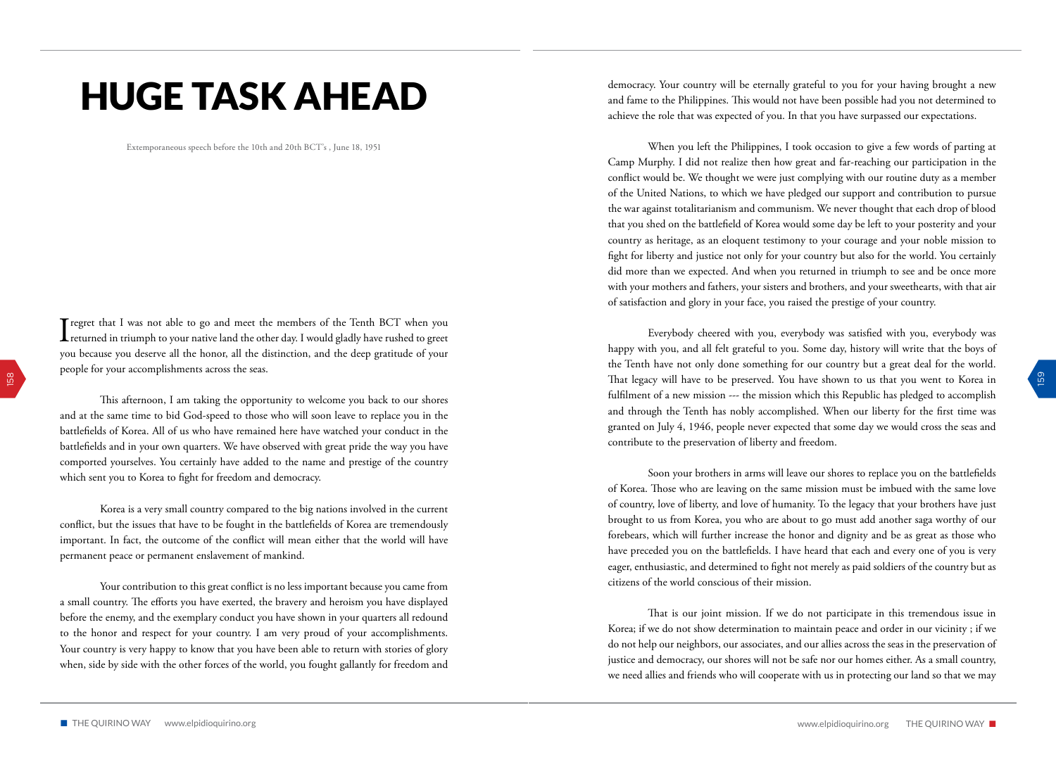# HUGE TASK AHEAD

Extemporaneous speech before the 10th and 20th BCT's , June 18, 1951

I regret that I was not able to go and meet the members of the Tenth BCT when you returned in triumph to your native land the other day. I would gladly have rushed to greet you because you deserve all the honor, all the distinction, and the deep gratitude of your people for your accomplishments across the seas.

This afternoon, I am taking the opportunity to welcome you back to our shores and at the same time to bid God-speed to those who will soon leave to replace you in the battlefields of Korea. All of us who have remained here have watched your conduct in the battlefields and in your own quarters. We have observed with great pride the way you have comported yourselves. You certainly have added to the name and prestige of the country which sent you to Korea to fight for freedom and democracy.

Korea is a very small country compared to the big nations involved in the current conflict, but the issues that have to be fought in the battlefields of Korea are tremendously important. In fact, the outcome of the conflict will mean either that the world will have permanent peace or permanent enslavement of mankind.

Your contribution to this great conflict is no less important because you came from a small country. The efforts you have exerted, the bravery and heroism you have displayed before the enemy, and the exemplary conduct you have shown in your quarters all redound to the honor and respect for your country. I am very proud of your accomplishments. Your country is very happy to know that you have been able to return with stories of glory when, side by side with the other forces of the world, you fought gallantly for freedom and democracy. Your country will be eternally grateful to you for your having brought a new and fame to the Philippines. This would not have been possible had you not determined to achieve the role that was expected of you. In that you have surpassed our expectations.

When you left the Philippines, I took occasion to give a few words of parting at Camp Murphy. I did not realize then how great and far-reaching our participation in the conflict would be. We thought we were just complying with our routine duty as a member of the United Nations, to which we have pledged our support and contribution to pursue the war against totalitarianism and communism. We never thought that each drop of blood that you shed on the battlefield of Korea would some day be left to your posterity and your country as heritage, as an eloquent testimony to your courage and your noble mission to fight for liberty and justice not only for your country but also for the world. You certainly did more than we expected. And when you returned in triumph to see and be once more with your mothers and fathers, your sisters and brothers, and your sweethearts, with that air of satisfaction and glory in your face, you raised the prestige of your country.

Everybody cheered with you, everybody was satisfied with you, everybody was happy with you, and all felt grateful to you. Some day, history will write that the boys of the Tenth have not only done something for our country but a great deal for the world. That legacy will have to be preserved. You have shown to us that you went to Korea in fulfilment of a new mission --- the mission which this Republic has pledged to accomplish and through the Tenth has nobly accomplished. When our liberty for the first time was granted on July 4, 1946, people never expected that some day we would cross the seas and contribute to the preservation of liberty and freedom.

Soon your brothers in arms will leave our shores to replace you on the battlefields of Korea. Those who are leaving on the same mission must be imbued with the same love of country, love of liberty, and love of humanity. To the legacy that your brothers have just brought to us from Korea, you who are about to go must add another saga worthy of our forebears, which will further increase the honor and dignity and be as great as those who have preceded you on the battlefields. I have heard that each and every one of you is very eager, enthusiastic, and determined to fight not merely as paid soldiers of the country but as citizens of the world conscious of their mission.

That is our joint mission. If we do not participate in this tremendous issue in Korea; if we do not show determination to maintain peace and order in our vicinity ; if we do not help our neighbors, our associates, and our allies across the seas in the preservation of justice and democracy, our shores will not be safe nor our homes either. As a small country, we need allies and friends who will cooperate with us in protecting our land so that we may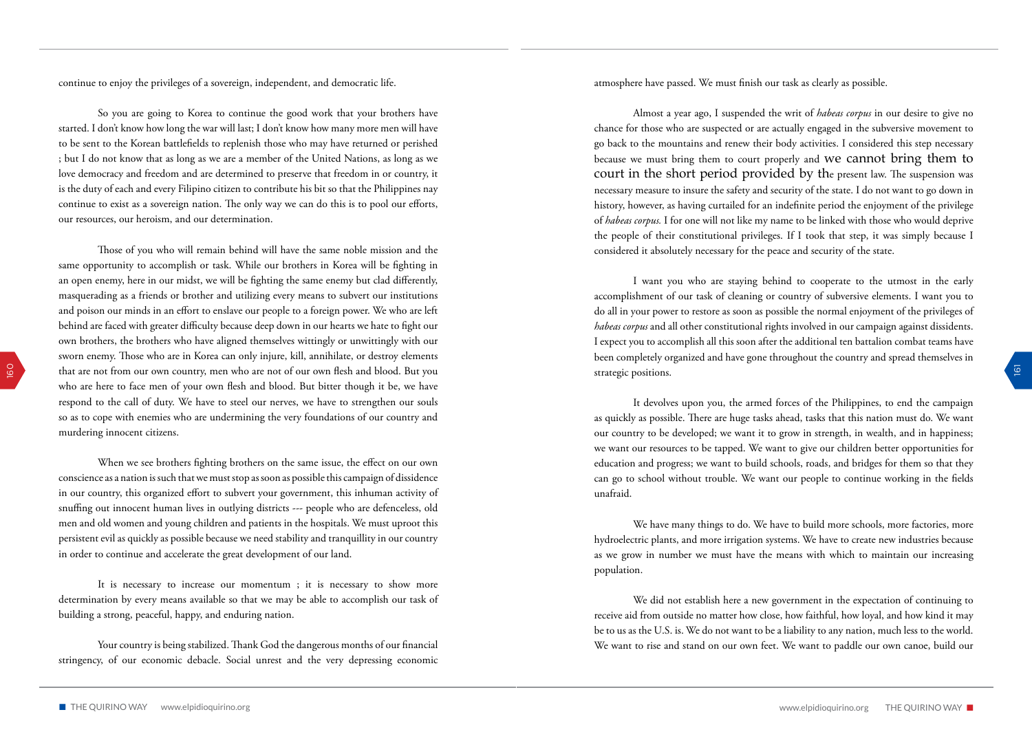continue to enjoy the privileges of a sovereign, independent, and democratic life.

So you are going to Korea to continue the good work that your brothers have started. I don't know how long the war will last; I don't know how many more men will have to be sent to the Korean battlefields to replenish those who may have returned or perished ; but I do not know that as long as we are a member of the United Nations, as long as we love democracy and freedom and are determined to preserve that freedom in or country, it is the duty of each and every Filipino citizen to contribute his bit so that the Philippines nay continue to exist as a sovereign nation. The only way we can do this is to pool our efforts, our resources, our heroism, and our determination.

Those of you who will remain behind will have the same noble mission and the same opportunity to accomplish or task. While our brothers in Korea will be fighting in an open enemy, here in our midst, we will be fighting the same enemy but clad differently, masquerading as a friends or brother and utilizing every means to subvert our institutions and poison our minds in an effort to enslave our people to a foreign power. We who are left behind are faced with greater difficulty because deep down in our hearts we hate to fight our own brothers, the brothers who have aligned themselves wittingly or unwittingly with our sworn enemy. Those who are in Korea can only injure, kill, annihilate, or destroy elements that are not from our own country, men who are not of our own flesh and blood. But you who are here to face men of your own flesh and blood. But bitter though it be, we have respond to the call of duty. We have to steel our nerves, we have to strengthen our souls so as to cope with enemies who are undermining the very foundations of our country and murdering innocent citizens.

When we see brothers fighting brothers on the same issue, the effect on our own conscience as a nation is such that we must stop as soon as possible this campaign of dissidence in our country, this organized effort to subvert your government, this inhuman activity of snuffing out innocent human lives in outlying districts --- people who are defenceless, old men and old women and young children and patients in the hospitals. We must uproot this persistent evil as quickly as possible because we need stability and tranquillity in our country in order to continue and accelerate the great development of our land.

It is necessary to increase our momentum ; it is necessary to show more determination by every means available so that we may be able to accomplish our task of building a strong, peaceful, happy, and enduring nation.

Your country is being stabilized. Thank God the dangerous months of our financial stringency, of our economic debacle. Social unrest and the very depressing economic atmosphere have passed. We must finish our task as clearly as possible.

Almost a year ago, I suspended the writ of *habeas corpus* in our desire to give no chance for those who are suspected or are actually engaged in the subversive movement to go back to the mountains and renew their body activities. I considered this step necessary because we must bring them to court properly and we cannot bring them to court in the short period provided by the present law. The suspension was necessary measure to insure the safety and security of the state. I do not want to go down in history, however, as having curtailed for an indefinite period the enjoyment of the privilege of *habeas corpus.* I for one will not like my name to be linked with those who would deprive the people of their constitutional privileges. If I took that step, it was simply because I considered it absolutely necessary for the peace and security of the state.

I want you who are staying behind to cooperate to the utmost in the early accomplishment of our task of cleaning or country of subversive elements. I want you to do all in your power to restore as soon as possible the normal enjoyment of the privileges of *habeas corpus* and all other constitutional rights involved in our campaign against dissidents. I expect you to accomplish all this soon after the additional ten battalion combat teams have been completely organized and have gone throughout the country and spread themselves in strategic positions.

It devolves upon you, the armed forces of the Philippines, to end the campaign as quickly as possible. There are huge tasks ahead, tasks that this nation must do. We want our country to be developed; we want it to grow in strength, in wealth, and in happiness; we want our resources to be tapped. We want to give our children better opportunities for education and progress; we want to build schools, roads, and bridges for them so that they can go to school without trouble. We want our people to continue working in the fields unafraid.

We have many things to do. We have to build more schools, more factories, more hydroelectric plants, and more irrigation systems. We have to create new industries because as we grow in number we must have the means with which to maintain our increasing population.

We did not establish here a new government in the expectation of continuing to receive aid from outside no matter how close, how faithful, how loyal, and how kind it may be to us as the U.S. is. We do not want to be a liability to any nation, much less to the world. We want to rise and stand on our own feet. We want to paddle our own canoe, build our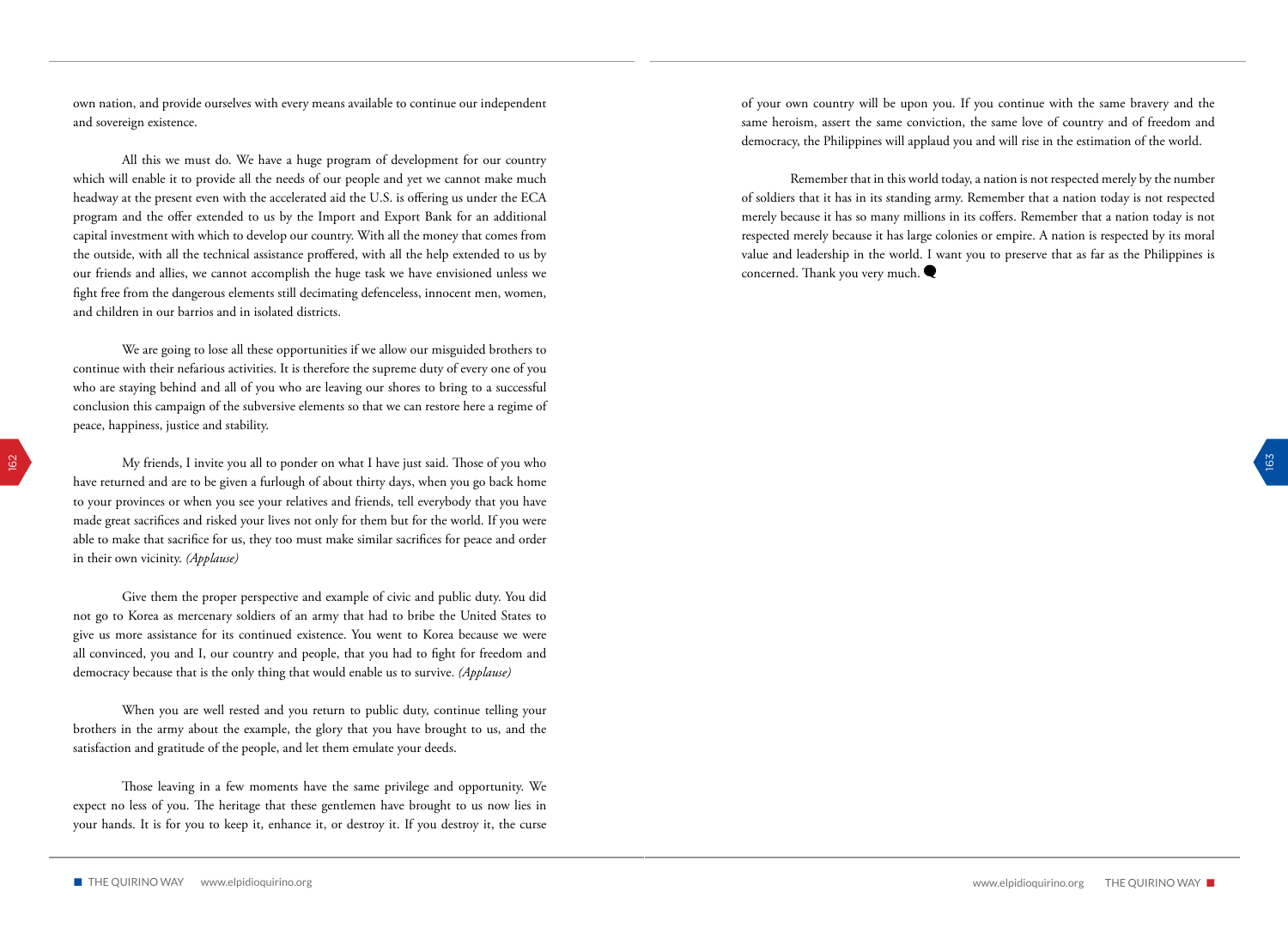own nation, and provide ourselves with every means available to continue our independent and sovereign existence.

All this we must do. We have a huge program of development for our country which will enable it to provide all the needs of our people and yet we cannot make much headway at the present even with the accelerated aid the U.S. is offering us under the ECA program and the offer extended to us by the Import and Export Bank for an additional capital investment with which to develop our country. With all the money that comes from the outside, with all the technical assistance proffered, with all the help extended to us by our friends and allies, we cannot accomplish the huge task we have envisioned unless we fight free from the dangerous elements still decimating defenceless, innocent men, women, and children in our barrios and in isolated districts.

We are going to lose all these opportunities if we allow our misguided brothers to continue with their nefarious activities. It is therefore the supreme duty of every one of you who are staying behind and all of you who are leaving our shores to bring to a successful conclusion this campaign of the subversive elements so that we can restore here a regime of peace, happiness, justice and stability.

My friends, I invite you all to ponder on what I have just said. Those of you who have returned and are to be given a furlough of about thirty days, when you go back home to your provinces or when you see your relatives and friends, tell everybody that you have made great sacrifices and risked your lives not only for them but for the world. If you were able to make that sacrifice for us, they too must make similar sacrifices for peace and order in their own vicinity. *(Applause)*

Give them the proper perspective and example of civic and public duty. You did not go to Korea as mercenary soldiers of an army that had to bribe the United States to give us more assistance for its continued existence. You went to Korea because we were all convinced, you and I, our country and people, that you had to fight for freedom and democracy because that is the only thing that would enable us to survive. *(Applause)*

When you are well rested and you return to public duty, continue telling your brothers in the army about the example, the glory that you have brought to us, and the satisfaction and gratitude of the people, and let them emulate your deeds.

Those leaving in a few moments have the same privilege and opportunity. We expect no less of you. The heritage that these gentlemen have brought to us now lies in your hands. It is for you to keep it, enhance it, or destroy it. If you destroy it, the curse of your own country will be upon you. If you continue with the same bravery and the same heroism, assert the same conviction, the same love of country and of freedom and democracy, the Philippines will applaud you and will rise in the estimation of the world.

Remember that in this world today, a nation is not respected merely by the number of soldiers that it has in its standing army. Remember that a nation today is not respected merely because it has so many millions in its coffers. Remember that a nation today is not respected merely because it has large colonies or empire. A nation is respected by its moral value and leadership in the world. I want you to preserve that as far as the Philippines is concerned. Thank you very much.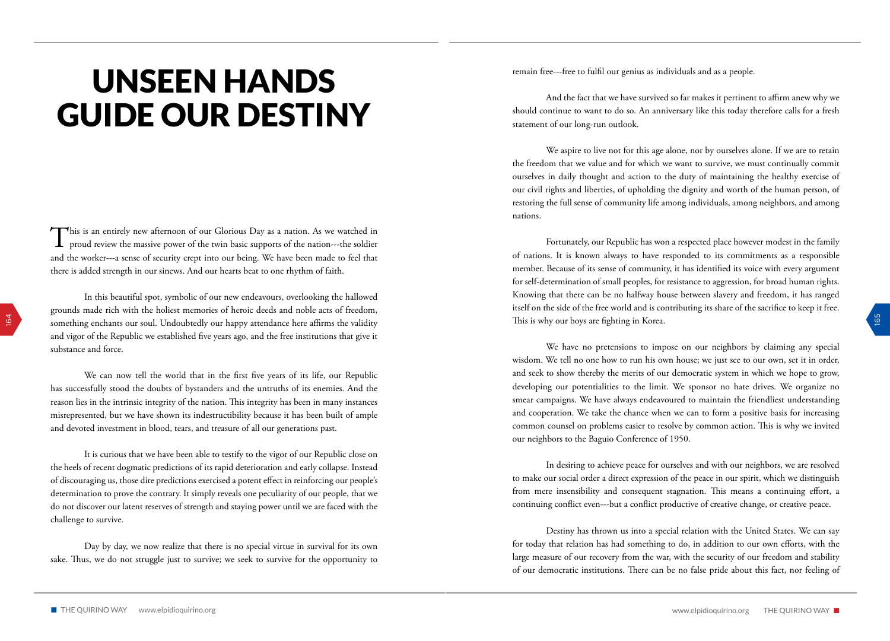# UNSEEN HANDS GUIDE OUR DESTINY

This is an entirely new afternoon of our Glorious Day as a nation. As we watched in proud review the massive power of the twin basic supports of the nation---the soldier and the worker---a sense of security crept into our being. We have been made to feel that there is added strength in our sinews. And our hearts beat to one rhythm of faith.

In this beautiful spot, symbolic of our new endeavours, overlooking the hallowed grounds made rich with the holiest memories of heroic deeds and noble acts of freedom, something enchants our soul. Undoubtedly our happy attendance here affirms the validity and vigor of the Republic we established five years ago, and the free institutions that give it substance and force.

We can now tell the world that in the first five years of its life, our Republic has successfully stood the doubts of bystanders and the untruths of its enemies. And the reason lies in the intrinsic integrity of the nation. This integrity has been in many instances misrepresented, but we have shown its indestructibility because it has been built of ample and devoted investment in blood, tears, and treasure of all our generations past.

It is curious that we have been able to testify to the vigor of our Republic close on the heels of recent dogmatic predictions of its rapid deterioration and early collapse. Instead of discouraging us, those dire predictions exercised a potent effect in reinforcing our people's determination to prove the contrary. It simply reveals one peculiarity of our people, that we do not discover our latent reserves of strength and staying power until we are faced with the challenge to survive.

Day by day, we now realize that there is no special virtue in survival for its own sake. Thus, we do not struggle just to survive; we seek to survive for the opportunity to remain free---free to fulfil our genius as individuals and as a people.

And the fact that we have survived so far makes it pertinent to affirm anew why we should continue to want to do so. An anniversary like this today therefore calls for a fresh statement of our long-run outlook.

We aspire to live not for this age alone, nor by ourselves alone. If we are to retain the freedom that we value and for which we want to survive, we must continually commit ourselves in daily thought and action to the duty of maintaining the healthy exercise of our civil rights and liberties, of upholding the dignity and worth of the human person, of restoring the full sense of community life among individuals, among neighbors, and among nations.

Fortunately, our Republic has won a respected place however modest in the family of nations. It is known always to have responded to its commitments as a responsible member. Because of its sense of community, it has identified its voice with every argument for self-determination of small peoples, for resistance to aggression, for broad human rights. Knowing that there can be no halfway house between slavery and freedom, it has ranged itself on the side of the free world and is contributing its share of the sacrifice to keep it free. This is why our boys are fighting in Korea.

We have no pretensions to impose on our neighbors by claiming any special wisdom. We tell no one how to run his own house; we just see to our own, set it in order, and seek to show thereby the merits of our democratic system in which we hope to grow, developing our potentialities to the limit. We sponsor no hate drives. We organize no smear campaigns. We have always endeavoured to maintain the friendliest understanding and cooperation. We take the chance when we can to form a positive basis for increasing common counsel on problems easier to resolve by common action. This is why we invited our neighbors to the Baguio Conference of 1950.

In desiring to achieve peace for ourselves and with our neighbors, we are resolved to make our social order a direct expression of the peace in our spirit, which we distinguish from mere insensibility and consequent stagnation. This means a continuing effort, a continuing conflict even---but a conflict productive of creative change, or creative peace.

Destiny has thrown us into a special relation with the United States. We can say for today that relation has had something to do, in addition to our own efforts, with the large measure of our recovery from the war, with the security of our freedom and stability of our democratic institutions. There can be no false pride about this fact, nor feeling of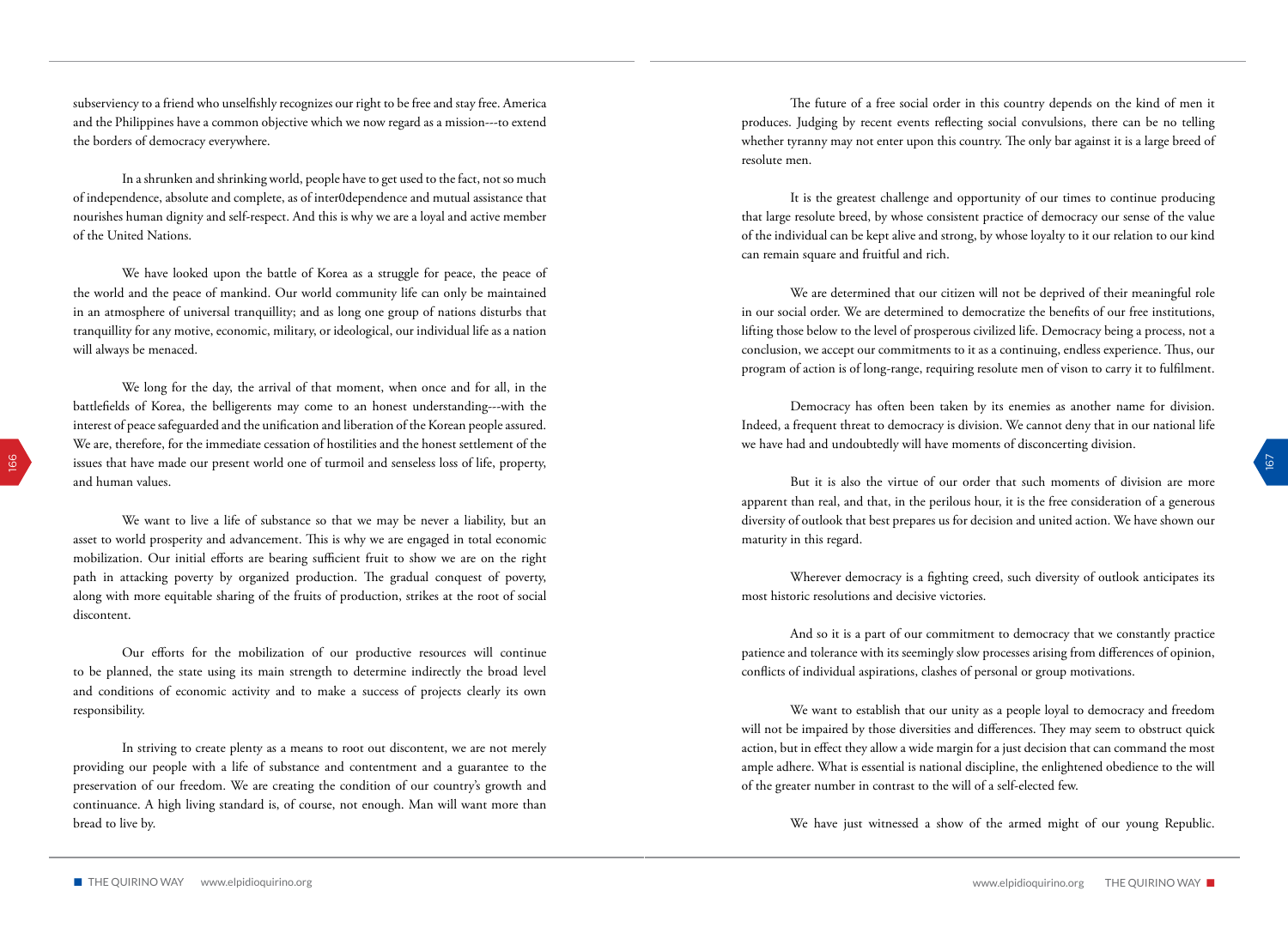subserviency to a friend who unselfishly recognizes our right to be free and stay free. America and the Philippines have a common objective which we now regard as a mission---to extend the borders of democracy everywhere.

In a shrunken and shrinking world, people have to get used to the fact, not so much of independence, absolute and complete, as of inter0dependence and mutual assistance that nourishes human dignity and self-respect. And this is why we are a loyal and active member of the United Nations.

We have looked upon the battle of Korea as a struggle for peace, the peace of the world and the peace of mankind. Our world community life can only be maintained in an atmosphere of universal tranquillity; and as long one group of nations disturbs that tranquillity for any motive, economic, military, or ideological, our individual life as a nation will always be menaced.

We long for the day, the arrival of that moment, when once and for all, in the battlefields of Korea, the belligerents may come to an honest understanding---with the interest of peace safeguarded and the unification and liberation of the Korean people assured. We are, therefore, for the immediate cessation of hostilities and the honest settlement of the issues that have made our present world one of turmoil and senseless loss of life, property, and human values.

We want to live a life of substance so that we may be never a liability, but an asset to world prosperity and advancement. This is why we are engaged in total economic mobilization. Our initial efforts are bearing sufficient fruit to show we are on the right path in attacking poverty by organized production. The gradual conquest of poverty, along with more equitable sharing of the fruits of production, strikes at the root of social discontent.

Our efforts for the mobilization of our productive resources will continue to be planned, the state using its main strength to determine indirectly the broad level and conditions of economic activity and to make a success of projects clearly its own responsibility.

In striving to create plenty as a means to root out discontent, we are not merely providing our people with a life of substance and contentment and a guarantee to the preservation of our freedom. We are creating the condition of our country's growth and continuance. A high living standard is, of course, not enough. Man will want more than bread to live by.

The future of a free social order in this country depends on the kind of men it produces. Judging by recent events reflecting social convulsions, there can be no telling whether tyranny may not enter upon this country. The only bar against it is a large breed of resolute men.

It is the greatest challenge and opportunity of our times to continue producing that large resolute breed, by whose consistent practice of democracy our sense of the value of the individual can be kept alive and strong, by whose loyalty to it our relation to our kind can remain square and fruitful and rich.

We are determined that our citizen will not be deprived of their meaningful role in our social order. We are determined to democratize the benefits of our free institutions, lifting those below to the level of prosperous civilized life. Democracy being a process, not a conclusion, we accept our commitments to it as a continuing, endless experience. Thus, our program of action is of long-range, requiring resolute men of vison to carry it to fulfilment.

Democracy has often been taken by its enemies as another name for division. Indeed, a frequent threat to democracy is division. We cannot deny that in our national life we have had and undoubtedly will have moments of disconcerting division.

But it is also the virtue of our order that such moments of division are more apparent than real, and that, in the perilous hour, it is the free consideration of a generous diversity of outlook that best prepares us for decision and united action. We have shown our maturity in this regard.

Wherever democracy is a fighting creed, such diversity of outlook anticipates its most historic resolutions and decisive victories.

And so it is a part of our commitment to democracy that we constantly practice patience and tolerance with its seemingly slow processes arising from differences of opinion, conflicts of individual aspirations, clashes of personal or group motivations.

We want to establish that our unity as a people loyal to democracy and freedom will not be impaired by those diversities and differences. They may seem to obstruct quick action, but in effect they allow a wide margin for a just decision that can command the most ample adhere. What is essential is national discipline, the enlightened obedience to the will of the greater number in contrast to the will of a self-elected few.

We have just witnessed a show of the armed might of our young Republic.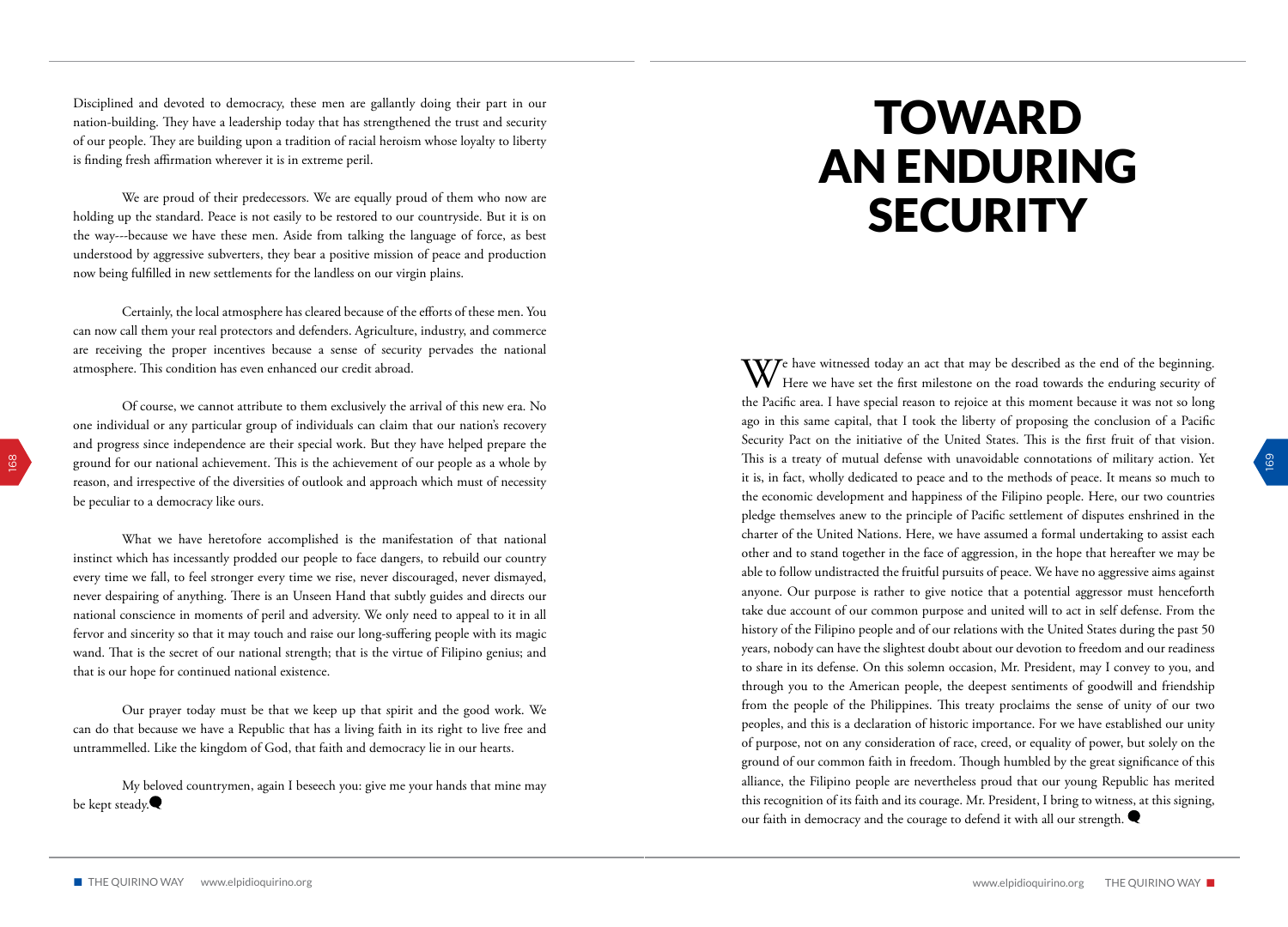Disciplined and devoted to democracy, these men are gallantly doing their part in our nation-building. They have a leadership today that has strengthened the trust and security of our people. They are building upon a tradition of racial heroism whose loyalty to liberty is finding fresh affirmation wherever it is in extreme peril.

We are proud of their predecessors. We are equally proud of them who now are holding up the standard. Peace is not easily to be restored to our countryside. But it is on the way---because we have these men. Aside from talking the language of force, as best understood by aggressive subverters, they bear a positive mission of peace and production now being fulfilled in new settlements for the landless on our virgin plains.

Certainly, the local atmosphere has cleared because of the efforts of these men. You can now call them your real protectors and defenders. Agriculture, industry, and commerce are receiving the proper incentives because a sense of security pervades the national atmosphere. This condition has even enhanced our credit abroad.

Of course, we cannot attribute to them exclusively the arrival of this new era. No one individual or any particular group of individuals can claim that our nation's recovery and progress since independence are their special work. But they have helped prepare the ground for our national achievement. This is the achievement of our people as a whole by reason, and irrespective of the diversities of outlook and approach which must of necessity be peculiar to a democracy like ours.

What we have heretofore accomplished is the manifestation of that national instinct which has incessantly prodded our people to face dangers, to rebuild our country every time we fall, to feel stronger every time we rise, never discouraged, never dismayed, never despairing of anything. There is an Unseen Hand that subtly guides and directs our national conscience in moments of peril and adversity. We only need to appeal to it in all fervor and sincerity so that it may touch and raise our long-suffering people with its magic wand. That is the secret of our national strength; that is the virtue of Filipino genius; and that is our hope for continued national existence.

Our prayer today must be that we keep up that spirit and the good work. We can do that because we have a Republic that has a living faith in its right to live free and untrammelled. Like the kingdom of God, that faith and democracy lie in our hearts.

My beloved countrymen, again I beseech you: give me your hands that mine may be kept steady.

# TOWARD AN ENDURING SECURITY

We have witnessed today an act that may be described as the end of the beginning. Here we have set the first milestone on the road towards the enduring security of the Pacific area. I have special reason to rejoice at this moment because it was not so long ago in this same capital, that I took the liberty of proposing the conclusion of a Pacific Security Pact on the initiative of the United States. This is the first fruit of that vision. This is a treaty of mutual defense with unavoidable connotations of military action. Yet it is, in fact, wholly dedicated to peace and to the methods of peace. It means so much to the economic development and happiness of the Filipino people. Here, our two countries pledge themselves anew to the principle of Pacific settlement of disputes enshrined in the charter of the United Nations. Here, we have assumed a formal undertaking to assist each other and to stand together in the face of aggression, in the hope that hereafter we may be able to follow undistracted the fruitful pursuits of peace. We have no aggressive aims against anyone. Our purpose is rather to give notice that a potential aggressor must henceforth take due account of our common purpose and united will to act in self defense. From the history of the Filipino people and of our relations with the United States during the past 50 years, nobody can have the slightest doubt about our devotion to freedom and our readiness to share in its defense. On this solemn occasion, Mr. President, may I convey to you, and through you to the American people, the deepest sentiments of goodwill and friendship from the people of the Philippines. This treaty proclaims the sense of unity of our two peoples, and this is a declaration of historic importance. For we have established our unity of purpose, not on any consideration of race, creed, or equality of power, but solely on the ground of our common faith in freedom. Though humbled by the great significance of this alliance, the Filipino people are nevertheless proud that our young Republic has merited this recognition of its faith and its courage. Mr. President, I bring to witness, at this signing, our faith in democracy and the courage to defend it with all our strength.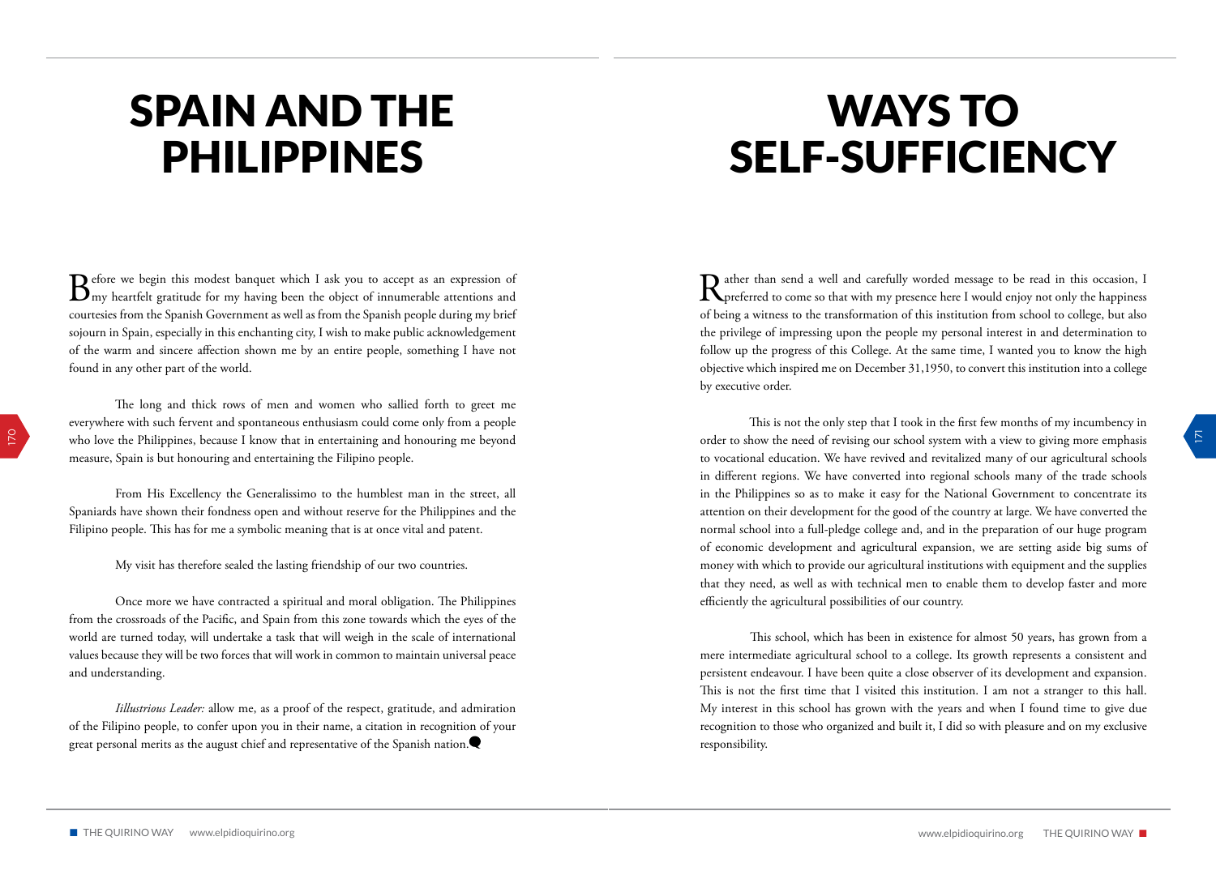# SPAIN AND THE PHILIPPINES

Before we begin this modest banquet which I ask you to accept as an expression of my heartfelt gratitude for my having been the object of innumerable attentions and courtesies from the Spanish Government as well as from the Spanish people during my brief sojourn in Spain, especially in this enchanting city, I wish to make public acknowledgement of the warm and sincere affection shown me by an entire people, something I have not found in any other part of the world.

The long and thick rows of men and women who sallied forth to greet me everywhere with such fervent and spontaneous enthusiasm could come only from a people who love the Philippines, because I know that in entertaining and honouring me beyond measure, Spain is but honouring and entertaining the Filipino people.

From His Excellency the Generalissimo to the humblest man in the street, all Spaniards have shown their fondness open and without reserve for the Philippines and the Filipino people. This has for me a symbolic meaning that is at once vital and patent.

My visit has therefore sealed the lasting friendship of our two countries.

Once more we have contracted a spiritual and moral obligation. The Philippines from the crossroads of the Pacific, and Spain from this zone towards which the eyes of the world are turned today, will undertake a task that will weigh in the scale of international values because they will be two forces that will work in common to maintain universal peace and understanding.

*Illustrious Leader:* allow me, as a proof of the respect, gratitude, and admiration of the Filipino people, to confer upon you in their name, a citation in recognition of your great personal merits as the august chief and representative of the Spanish nation.

# WAYS TO SELF-SUFFICIENCY

Rather than send a well and carefully worded message to be read in this occasion, I preferred to come so that with my presence here I would enjoy not only the happiness of being a witness to the transformation of this institution from school to college, but also the privilege of impressing upon the people my personal interest in and determination to follow up the progress of this College. At the same time, I wanted you to know the high objective which inspired me on December 31,1950, to convert this institution into a college by executive order.

This is not the only step that I took in the first few months of my incumbency in order to show the need of revising our school system with a view to giving more emphasis to vocational education. We have revived and revitalized many of our agricultural schools in different regions. We have converted into regional schools many of the trade schools in the Philippines so as to make it easy for the National Government to concentrate its attention on their development for the good of the country at large. We have converted the normal school into a full-pledge college and, and in the preparation of our huge program of economic development and agricultural expansion, we are setting aside big sums of money with which to provide our agricultural institutions with equipment and the supplies that they need, as well as with technical men to enable them to develop faster and more efficiently the agricultural possibilities of our country.

This school, which has been in existence for almost 50 years, has grown from a mere intermediate agricultural school to a college. Its growth represents a consistent and persistent endeavour. I have been quite a close observer of its development and expansion. This is not the first time that I visited this institution. I am not a stranger to this hall. My interest in this school has grown with the years and when I found time to give due recognition to those who organized and built it, I did so with pleasure and on my exclusive responsibility.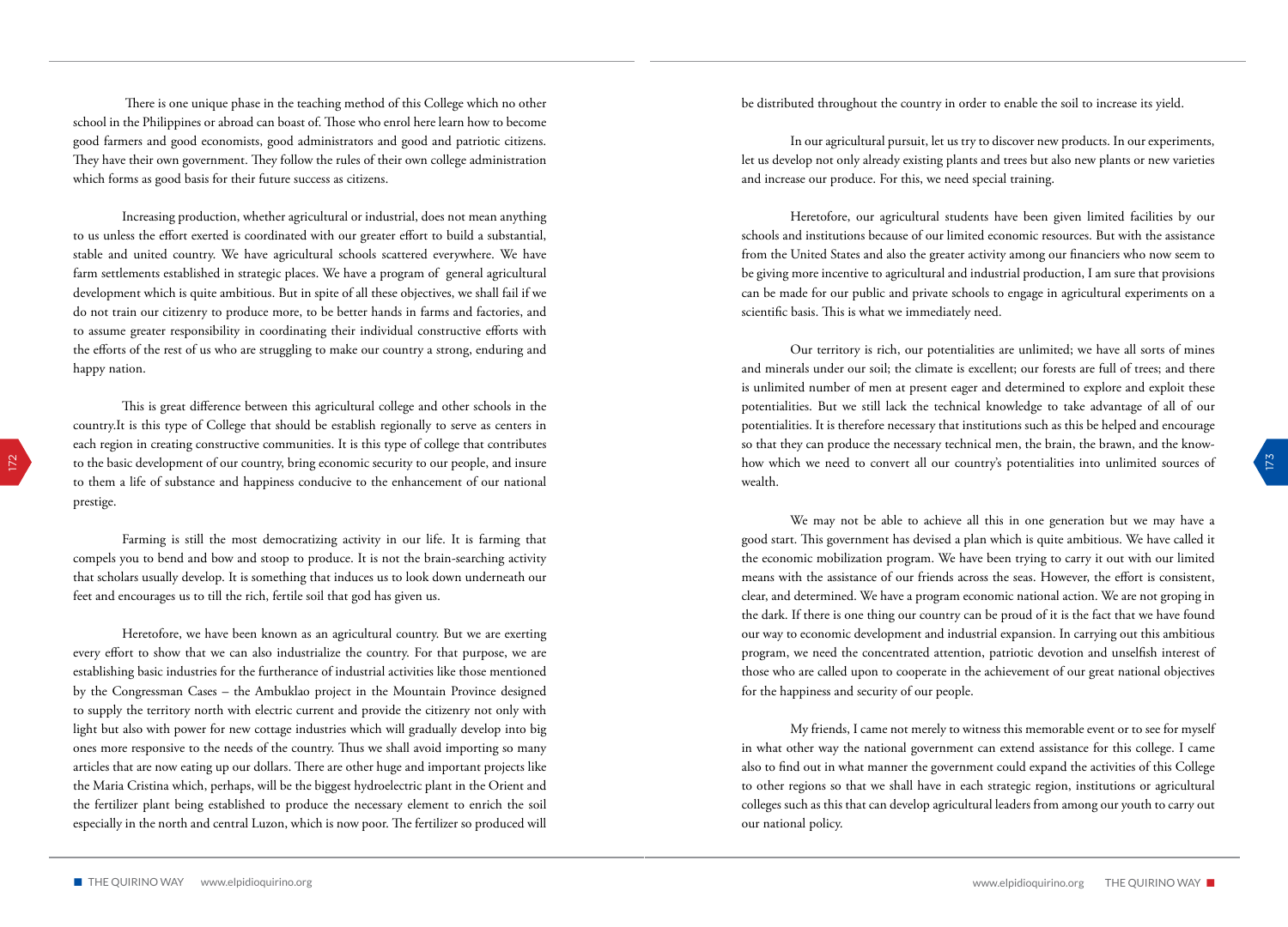There is one unique phase in the teaching method of this College which no other school in the Philippines or abroad can boast of. Those who enrol here learn how to become good farmers and good economists, good administrators and good and patriotic citizens. They have their own government. They follow the rules of their own college administration which forms as good basis for their future success as citizens.

Increasing production, whether agricultural or industrial, does not mean anything to us unless the effort exerted is coordinated with our greater effort to build a substantial, stable and united country. We have agricultural schools scattered everywhere. We have farm settlements established in strategic places. We have a program of general agricultural development which is quite ambitious. But in spite of all these objectives, we shall fail if we do not train our citizenry to produce more, to be better hands in farms and factories, and to assume greater responsibility in coordinating their individual constructive efforts with the efforts of the rest of us who are struggling to make our country a strong, enduring and happy nation.

This is great difference between this agricultural college and other schools in the country.It is this type of College that should be establish regionally to serve as centers in each region in creating constructive communities. It is this type of college that contributes to the basic development of our country, bring economic security to our people, and insure to them a life of substance and happiness conducive to the enhancement of our national prestige.

Farming is still the most democratizing activity in our life. It is farming that compels you to bend and bow and stoop to produce. It is not the brain-searching activity that scholars usually develop. It is something that induces us to look down underneath our feet and encourages us to till the rich, fertile soil that god has given us.

Heretofore, we have been known as an agricultural country. But we are exerting every effort to show that we can also industrialize the country. For that purpose, we are establishing basic industries for the furtherance of industrial activities like those mentioned by the Congressman Cases – the Ambuklao project in the Mountain Province designed to supply the territory north with electric current and provide the citizenry not only with light but also with power for new cottage industries which will gradually develop into big ones more responsive to the needs of the country. Thus we shall avoid importing so many articles that are now eating up our dollars. There are other huge and important projects like the Maria Cristina which, perhaps, will be the biggest hydroelectric plant in the Orient and the fertilizer plant being established to produce the necessary element to enrich the soil especially in the north and central Luzon, which is now poor. The fertilizer so produced will be distributed throughout the country in order to enable the soil to increase its yield.

In our agricultural pursuit, let us try to discover new products. In our experiments, let us develop not only already existing plants and trees but also new plants or new varieties and increase our produce. For this, we need special training.

Heretofore, our agricultural students have been given limited facilities by our schools and institutions because of our limited economic resources. But with the assistance from the United States and also the greater activity among our financiers who now seem to be giving more incentive to agricultural and industrial production, I am sure that provisions can be made for our public and private schools to engage in agricultural experiments on a scientific basis. This is what we immediately need.

Our territory is rich, our potentialities are unlimited; we have all sorts of mines and minerals under our soil; the climate is excellent; our forests are full of trees; and there is unlimited number of men at present eager and determined to explore and exploit these potentialities. But we still lack the technical knowledge to take advantage of all of our potentialities. It is therefore necessary that institutions such as this be helped and encourage so that they can produce the necessary technical men, the brain, the brawn, and the know-how which we need to convert all our country's potentialities into unlimited sources of wealth.

We may not be able to achieve all this in one generation but we may have a good start. This government has devised a plan which is quite ambitious. We have called it the economic mobilization program. We have been trying to carry it out with our limited means with the assistance of our friends across the seas. However, the effort is consistent, clear, and determined. We have a program economic national action. We are not groping in the dark. If there is one thing our country can be proud of it is the fact that we have found our way to economic development and industrial expansion. In carrying out this ambitious program, we need the concentrated attention, patriotic devotion and unselfish interest of those who are called upon to cooperate in the achievement of our great national objectives for the happiness and security of our people.

My friends, I came not merely to witness this memorable event or to see for myself in what other way the national government can extend assistance for this college. I came also to find out in what manner the government could expand the activities of this College to other regions so that we shall have in each strategic region, institutions or agricultural colleges such as this that can develop agricultural leaders from among our youth to carry out our national policy.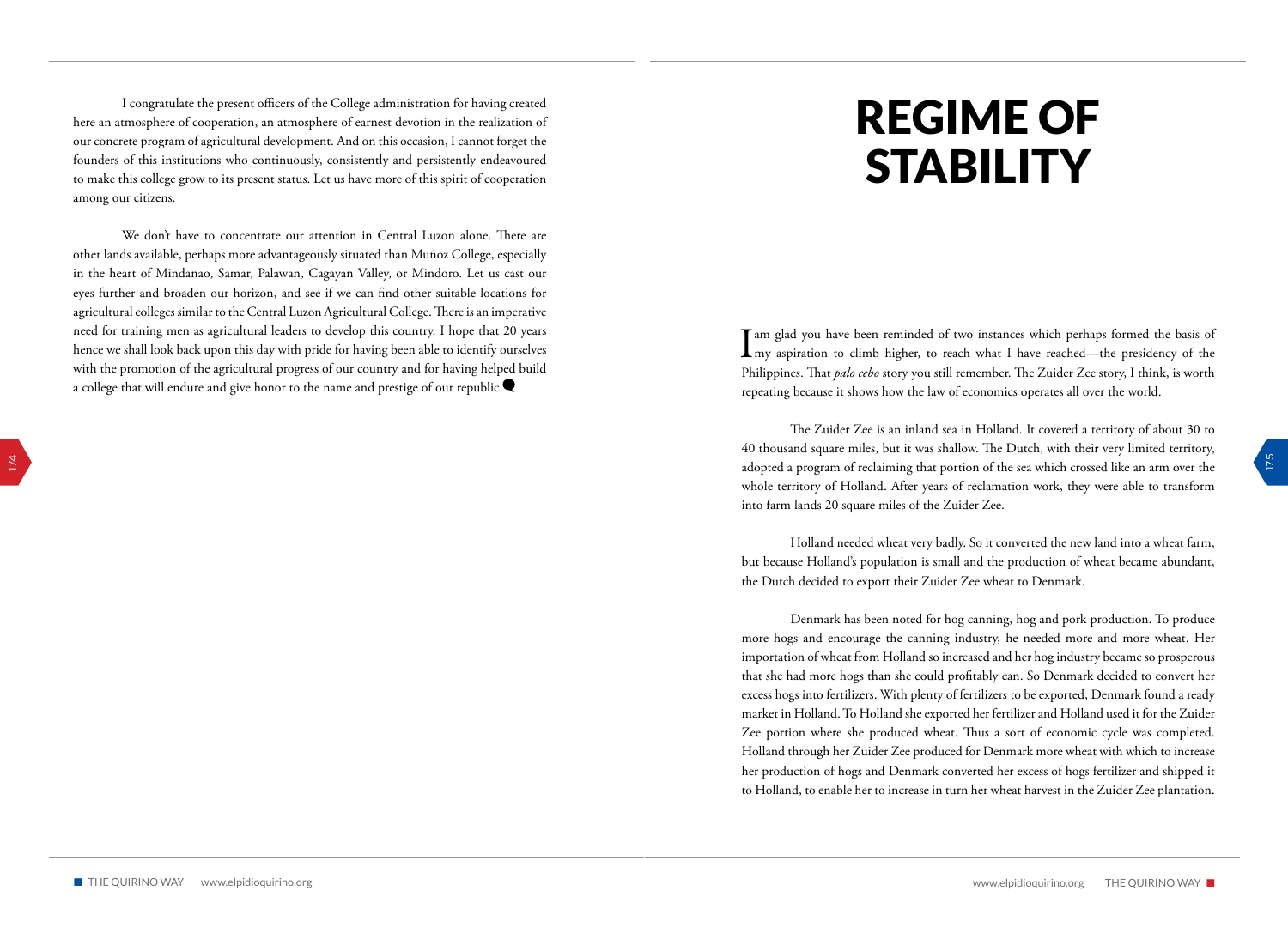I congratulate the present officers of the College administration for having created here an atmosphere of cooperation, an atmosphere of earnest devotion in the realization of our concrete program of agricultural development. And on this occasion, I cannot forget the founders of this institutions who continuously, consistently and persistently endeavoured to make this college grow to its present status. Let us have more of this spirit of cooperation among our citizens.

We don't have to concentrate our attention in Central Luzon alone. There are other lands available, perhaps more advantageously situated than Muñoz College, especially in the heart of Mindanao, Samar, Palawan, Cagayan Valley, or Mindoro. Let us cast our eyes further and broaden our horizon, and see if we can find other suitable locations for agricultural colleges similar to the Central Luzon Agricultural College. There is an imperative need for training men as agricultural leaders to develop this country. I hope that 20 years hence we shall look back upon this day with pride for having been able to identify ourselves with the promotion of the agricultural progress of our country and for having helped build a college that will endure and give honor to the name and prestige of our republic.

# REGIME OF STABILITY

I am glad you have been reminded of two instances which perhaps formed the basis of my aspiration to climb higher, to reach what I have reached—the presidency of the Philippines. That *palo cebo* story you still remember. The Zuider Zee story, I think, is worth repeating because it shows how the law of economics operates all over the world.

The Zuider Zee is an inland sea in Holland. It covered a territory of about 30 to 40 thousand square miles, but it was shallow. The Dutch, with their very limited territory, adopted a program of reclaiming that portion of the sea which crossed like an arm over the whole territory of Holland. After years of reclamation work, they were able to transform into farm lands 20 square miles of the Zuider Zee.

Holland needed wheat very badly. So it converted the new land into a wheat farm, but because Holland's population is small and the production of wheat became abundant, the Dutch decided to export their Zuider Zee wheat to Denmark.

Denmark has been noted for hog canning, hog and pork production. To produce more hogs and encourage the canning industry, he needed more and more wheat. Her importation of wheat from Holland so increased and her hog industry became so prosperous that she had more hogs than she could profitably can. So Denmark decided to convert her excess hogs into fertilizers. With plenty of fertilizers to be exported, Denmark found a ready market in Holland. To Holland she exported her fertilizer and Holland used it for the Zuider Zee portion where she produced wheat. Thus a sort of economic cycle was completed. Holland through her Zuider Zee produced for Denmark more wheat with which to increase her production of hogs and Denmark converted her excess of hogs fertilizer and shipped it to Holland, to enable her to increase in turn her wheat harvest in the Zuider Zee plantation.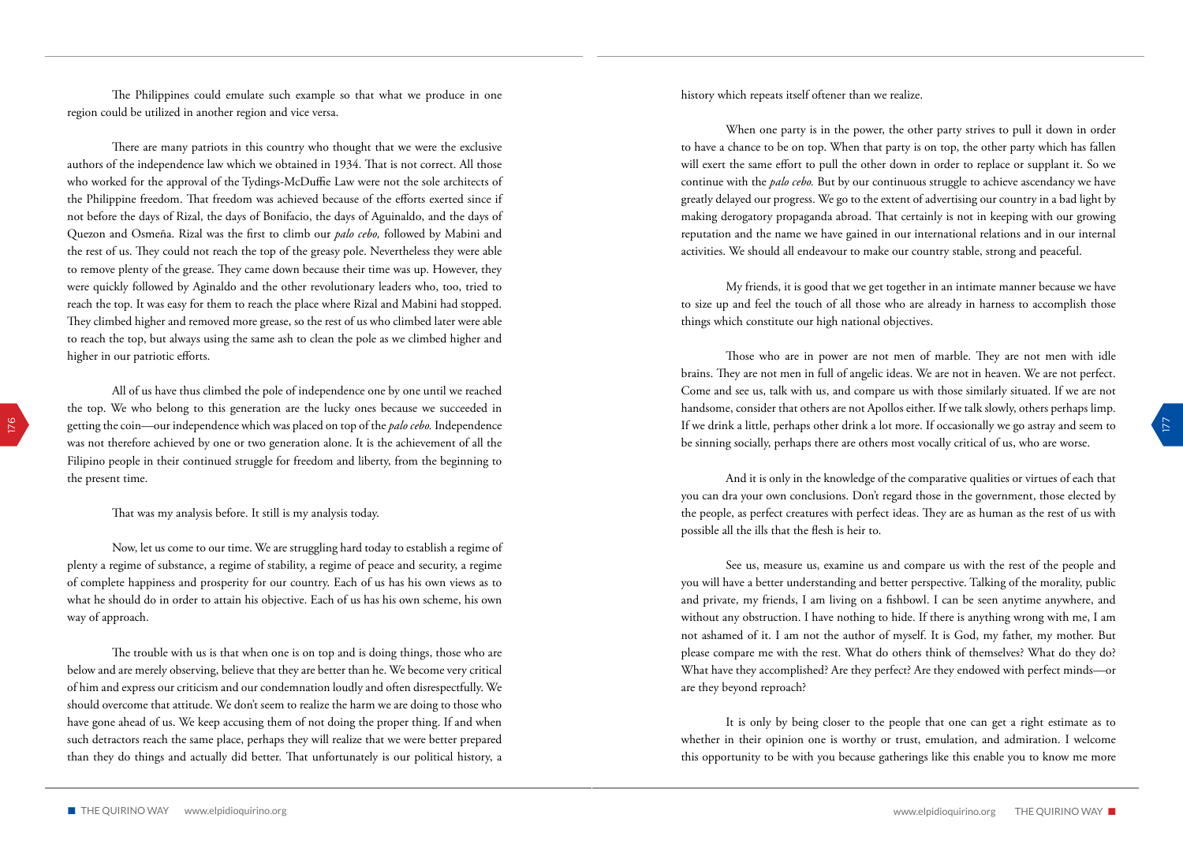The Philippines could emulate such example so that what we produce in one region could be utilized in another region and vice versa.

There are many patriots in this country who thought that we were the exclusive authors of the independence law which we obtained in 1934. That is not correct. All those who worked for the approval of the Tydings-McDuffie Law were not the sole architects of the Philippine freedom. That freedom was achieved because of the efforts exerted since if not before the days of Rizal, the days of Bonifacio, the days of Aguinaldo, and the days of Quezon and Osmeña. Rizal was the first to climb our *palo cebo,* followed by Mabini and the rest of us. They could not reach the top of the greasy pole. Nevertheless they were able to remove plenty of the grease. They came down because their time was up. However, they were quickly followed by Aginaldo and the other revolutionary leaders who, too, tried to reach the top. It was easy for them to reach the place where Rizal and Mabini had stopped. They climbed higher and removed more grease, so the rest of us who climbed later were able to reach the top, but always using the same ash to clean the pole as we climbed higher and higher in our patriotic efforts.

All of us have thus climbed the pole of independence one by one until we reached the top. We who belong to this generation are the lucky ones because we succeeded in getting the coin—our independence which was placed on top of the *palo cebo.* Independence was not therefore achieved by one or two generation alone. It is the achievement of all the Filipino people in their continued struggle for freedom and liberty, from the beginning to the present time.

That was my analysis before. It still is my analysis today.

Now, let us come to our time. We are struggling hard today to establish a regime of plenty a regime of substance, a regime of stability, a regime of peace and security, a regime of complete happiness and prosperity for our country. Each of us has his own views as to what he should do in order to attain his objective. Each of us has his own scheme, his own way of approach.

The trouble with us is that when one is on top and is doing things, those who are below and are merely observing, believe that they are better than he. We become very critical of him and express our criticism and our condemnation loudly and often disrespectfully. We should overcome that attitude. We don't seem to realize the harm we are doing to those who have gone ahead of us. We keep accusing them of not doing the proper thing. If and when such detractors reach the same place, perhaps they will realize that we were better prepared than they do things and actually did better. That unfortunately is our political history, a history which repeats itself oftener than we realize.

When one party is in the power, the other party strives to pull it down in order to have a chance to be on top. When that party is on top, the other party which has fallen will exert the same effort to pull the other down in order to replace or supplant it. So we continue with the *palo cebo.* But by our continuous struggle to achieve ascendancy we have greatly delayed our progress. We go to the extent of advertising our country in a bad light by making derogatory propaganda abroad. That certainly is not in keeping with our growing reputation and the name we have gained in our international relations and in our internal activities. We should all endeavour to make our country stable, strong and peaceful.

My friends, it is good that we get together in an intimate manner because we have to size up and feel the touch of all those who are already in harness to accomplish those things which constitute our high national objectives.

Those who are in power are not men of marble. They are not men with idle brains. They are not men in full of angelic ideas. We are not in heaven. We are not perfect. Come and see us, talk with us, and compare us with those similarly situated. If we are not handsome, consider that others are not Apollos either. If we talk slowly, others perhaps limp. If we drink a little, perhaps other drink a lot more. If occasionally we go astray and seem to be sinning socially, perhaps there are others most vocally critical of us, who are worse.

And it is only in the knowledge of the comparative qualities or virtues of each that you can dra your own conclusions. Don't regard those in the government, those elected by the people, as perfect creatures with perfect ideas. They are as human as the rest of us with possible all the ills that the flesh is heir to.

See us, measure us, examine us and compare us with the rest of the people and you will have a better understanding and better perspective. Talking of the morality, public and private, my friends, I am living on a fishbowl. I can be seen anytime anywhere, and without any obstruction. I have nothing to hide. If there is anything wrong with me, I am not ashamed of it. I am not the author of myself. It is God, my father, my mother. But please compare me with the rest. What do others think of themselves? What do they do? What have they accomplished? Are they perfect? Are they endowed with perfect minds—or are they beyond reproach?

It is only by being closer to the people that one can get a right estimate as to whether in their opinion one is worthy or trust, emulation, and admiration. I welcome this opportunity to be with you because gatherings like this enable you to know me more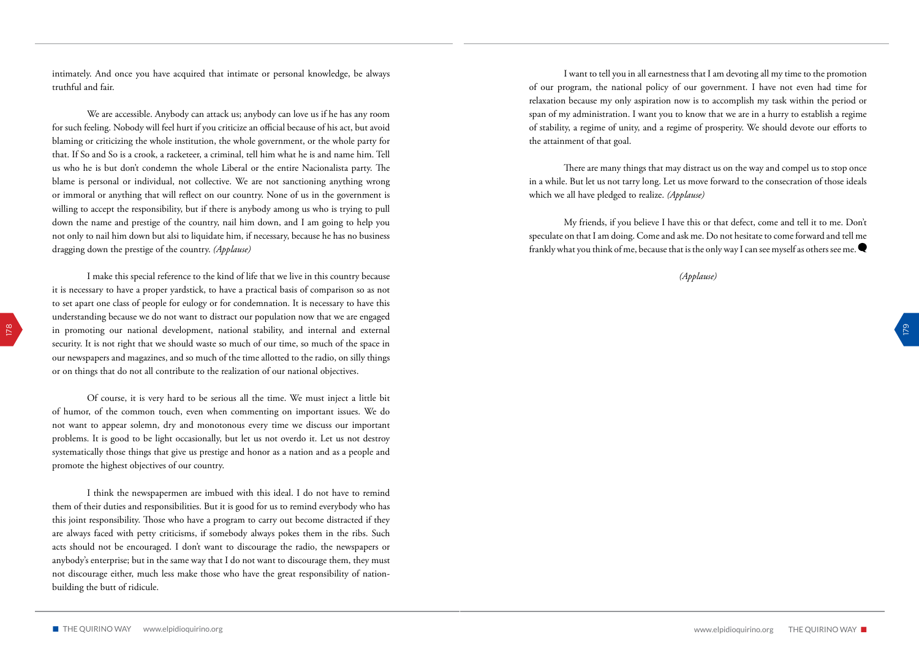intimately. And once you have acquired that intimate or personal knowledge, be always truthful and fair.

We are accessible. Anybody can attack us; anybody can love us if he has any room for such feeling. Nobody will feel hurt if you criticize an official because of his act, but avoid blaming or criticizing the whole institution, the whole government, or the whole party for that. If So and So is a crook, a racketeer, a criminal, tell him what he is and name him. Tell us who he is but don't condemn the whole Liberal or the entire Nacionalista party. The blame is personal or individual, not collective. We are not sanctioning anything wrong or immoral or anything that will reflect on our country. None of us in the government is willing to accept the responsibility, but if there is anybody among us who is trying to pull down the name and prestige of the country, nail him down, and I am going to help you not only to nail him down but alsi to liquidate him, if necessary, because he has no business dragging down the prestige of the country. *(Applause)*

I make this special reference to the kind of life that we live in this country because it is necessary to have a proper yardstick, to have a practical basis of comparison so as not to set apart one class of people for eulogy or for condemnation. It is necessary to have this understanding because we do not want to distract our population now that we are engaged in promoting our national development, national stability, and internal and external security. It is not right that we should waste so much of our time, so much of the space in our newspapers and magazines, and so much of the time allotted to the radio, on silly things or on things that do not all contribute to the realization of our national objectives.

Of course, it is very hard to be serious all the time. We must inject a little bit of humor, of the common touch, even when commenting on important issues. We do not want to appear solemn, dry and monotonous every time we discuss our important problems. It is good to be light occasionally, but let us not overdo it. Let us not destroy systematically those things that give us prestige and honor as a nation and as a people and promote the highest objectives of our country.

I think the newspapermen are imbued with this ideal. I do not have to remind them of their duties and responsibilities. But it is good for us to remind everybody who has this joint responsibility. Those who have a program to carry out become distracted if they are always faced with petty criticisms, if somebody always pokes them in the ribs. Such acts should not be encouraged. I don't want to discourage the radio, the newspapers or anybody's enterprise; but in the same way that I do not want to discourage them, they must not discourage either, much less make those who have the great responsibility of nation-building the butt of ridicule.

I want to tell you in all earnestness that I am devoting all my time to the promotion of our program, the national policy of our government. I have not even had time for relaxation because my only aspiration now is to accomplish my task within the period or span of my administration. I want you to know that we are in a hurry to establish a regime of stability, a regime of unity, and a regime of prosperity. We should devote our efforts to the attainment of that goal.

There are many things that may distract us on the way and compel us to stop once in a while. But let us not tarry long. Let us move forward to the consecration of those ideals which we all have pledged to realize. *(Applause)*

My friends, if you believe I have this or that defect, come and tell it to me. Don't speculate on that I am doing. Come and ask me. Do not hesitate to come forward and tell me frankly what you think of me, because that is the only way I can see myself as others see me.

*(Applause)*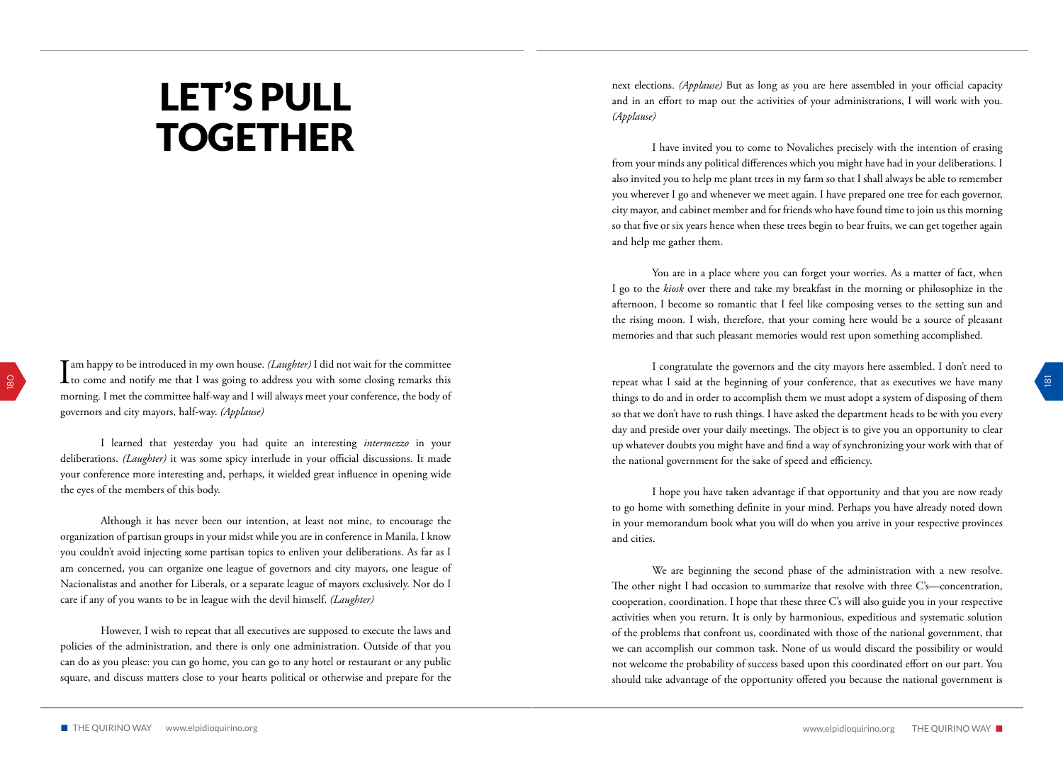# LET'S PULL TOGETHER

I am happy to be introduced in my own house. *(Laughter)* I did not wait for the committee to come and notify me that I was going to address you with some closing remarks this morning. I met the committee half-way and I will always meet your conference, the body of governors and city mayors, half-way. *(Applause)*

I learned that yesterday you had quite an interesting *intermezzo* in your deliberations. *(Laughter)* it was some spicy interlude in your official discussions. It made your conference more interesting and, perhaps, it wielded great influence in opening wide the eyes of the members of this body.

Although it has never been our intention, at least not mine, to encourage the organization of partisan groups in your midst while you are in conference in Manila, I know you couldn't avoid injecting some partisan topics to enliven your deliberations. As far as I am concerned, you can organize one league of governors and city mayors, one league of Nacionalistas and another for Liberals, or a separate league of mayors exclusively. Nor do I care if any of you wants to be in league with the devil himself. *(Laughter)*

However, I wish to repeat that all executives are supposed to execute the laws and policies of the administration, and there is only one administration. Outside of that you can do as you please: you can go home, you can go to any hotel or restaurant or any public square, and discuss matters close to your hearts political or otherwise and prepare for the next elections. *(Applause)* But as long as you are here assembled in your official capacity and in an effort to map out the activities of your administrations, I will work with you. *(Applause)*

I have invited you to come to Novaliches precisely with the intention of erasing from your minds any political differences which you might have had in your deliberations. I also invited you to help me plant trees in my farm so that I shall always be able to remember you wherever I go and whenever we meet again. I have prepared one tree for each governor, city mayor, and cabinet member and for friends who have found time to join us this morning so that five or six years hence when these trees begin to bear fruits, we can get together again and help me gather them.

You are in a place where you can forget your worries. As a matter of fact, when I go to the *kiosk* over there and take my breakfast in the morning or philosophize in the afternoon, I become so romantic that I feel like composing verses to the setting sun and the rising moon. I wish, therefore, that your coming here would be a source of pleasant memories and that such pleasant memories would rest upon something accomplished.

I congratulate the governors and the city mayors here assembled. I don't need to repeat what I said at the beginning of your conference, that as executives we have many things to do and in order to accomplish them we must adopt a system of disposing of them so that we don't have to rush things. I have asked the department heads to be with you every day and preside over your daily meetings. The object is to give you an opportunity to clear up whatever doubts you might have and find a way of synchronizing your work with that of the national government for the sake of speed and efficiency.

I hope you have taken advantage if that opportunity and that you are now ready to go home with something definite in your mind. Perhaps you have already noted down in your memorandum book what you will do when you arrive in your respective provinces and cities.

We are beginning the second phase of the administration with a new resolve. The other night I had occasion to summarize that resolve with three C's—concentration, cooperation, coordination. I hope that these three C's will also guide you in your respective activities when you return. It is only by harmonious, expeditious and systematic solution of the problems that confront us, coordinated with those of the national government, that we can accomplish our common task. None of us would discard the possibility or would not welcome the probability of success based upon this coordinated effort on our part. You should take advantage of the opportunity offered you because the national government is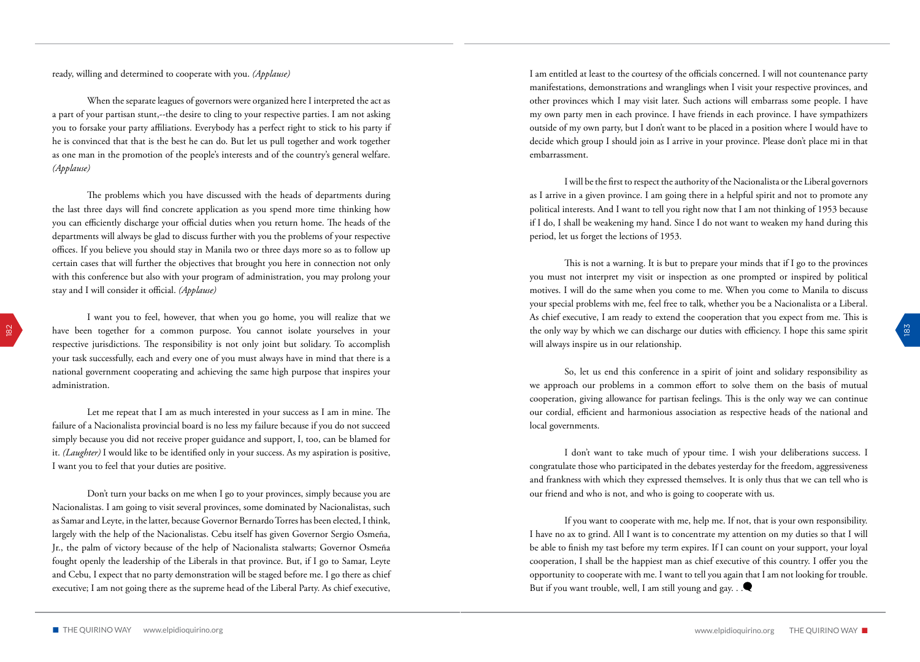ready, willing and determined to cooperate with you. *(Applause)*

When the separate leagues of governors were organized here I interpreted the act as a part of your partisan stunt,--the desire to cling to your respective parties. I am not asking you to forsake your party affiliations. Everybody has a perfect right to stick to his party if he is convinced that that is the best he can do. But let us pull together and work together as one man in the promotion of the people's interests and of the country's general welfare. *(Applause)*

The problems which you have discussed with the heads of departments during the last three days will find concrete application as you spend more time thinking how you can efficiently discharge your official duties when you return home. The heads of the departments will always be glad to discuss further with you the problems of your respective offices. If you believe you should stay in Manila two or three days more so as to follow up certain cases that will further the objectives that brought you here in connection not only with this conference but also with your program of administration, you may prolong your stay and I will consider it official. *(Applause)*

I want you to feel, however, that when you go home, you will realize that we have been together for a common purpose. You cannot isolate yourselves in your respective jurisdictions. The responsibility is not only joint but solidary. To accomplish your task successfully, each and every one of you must always have in mind that there is a national government cooperating and achieving the same high purpose that inspires your administration.

Let me repeat that I am as much interested in your success as I am in mine. The failure of a Nacionalista provincial board is no less my failure because if you do not succeed simply because you did not receive proper guidance and support, I, too, can be blamed for it. *(Laughter)* I would like to be identified only in your success. As my aspiration is positive, I want you to feel that your duties are positive.

Don't turn your backs on me when I go to your provinces, simply because you are Nacionalistas. I am going to visit several provinces, some dominated by Nacionalistas, such as Samar and Leyte, in the latter, because Governor Bernardo Torres has been elected, I think, largely with the help of the Nacionalistas. Cebu itself has given Governor Sergio Osmeña, Jr., the palm of victory because of the help of Nacionalista stalwarts; Governor Osmeña fought openly the leadership of the Liberals in that province. But, if I go to Samar, Leyte and Cebu, I expect that no party demonstration will be staged before me. I go there as chief executive; I am not going there as the supreme head of the Liberal Party. As chief executive, I am entitled at least to the courtesy of the officials concerned. I will not countenance party manifestations, demonstrations and wranglings when I visit your respective provinces, and other provinces which I may visit later. Such actions will embarrass some people. I have my own party men in each province. I have friends in each province. I have sympathizers outside of my own party, but I don't want to be placed in a position where I would have to decide which group I should join as I arrive in your province. Please don't place mi in that embarrassment.

I will be the first to respect the authority of the Nacionalista or the Liberal governors as I arrive in a given province. I am going there in a helpful spirit and not to promote any political interests. And I want to tell you right now that I am not thinking of 1953 because if I do, I shall be weakening my hand. Since I do not want to weaken my hand during this period, let us forget the lections of 1953.

This is not a warning. It is but to prepare your minds that if I go to the provinces you must not interpret my visit or inspection as one prompted or inspired by political motives. I will do the same when you come to me. When you come to Manila to discuss your special problems with me, feel free to talk, whether you be a Nacionalista or a Liberal. As chief executive, I am ready to extend the cooperation that you expect from me. This is the only way by which we can discharge our duties with efficiency. I hope this same spirit will always inspire us in our relationship.

So, let us end this conference in a spirit of joint and solidary responsibility as we approach our problems in a common effort to solve them on the basis of mutual cooperation, giving allowance for partisan feelings. This is the only way we can continue our cordial, efficient and harmonious association as respective heads of the national and local governments.

I don't want to take much of ypour time. I wish your deliberations success. I congratulate those who participated in the debates yesterday for the freedom, aggressiveness and frankness with which they expressed themselves. It is only thus that we can tell who is our friend and who is not, and who is going to cooperate with us.

If you want to cooperate with me, help me. If not, that is your own responsibility. I have no ax to grind. All I want is to concentrate my attention on my duties so that I will be able to finish my tast before my term expires. If I can count on your support, your loyal cooperation, I shall be the happiest man as chief executive of this country. I offer you the opportunity to cooperate with me. I want to tell you again that I am not looking for trouble. But if you want trouble, well, I am still young and gay. . .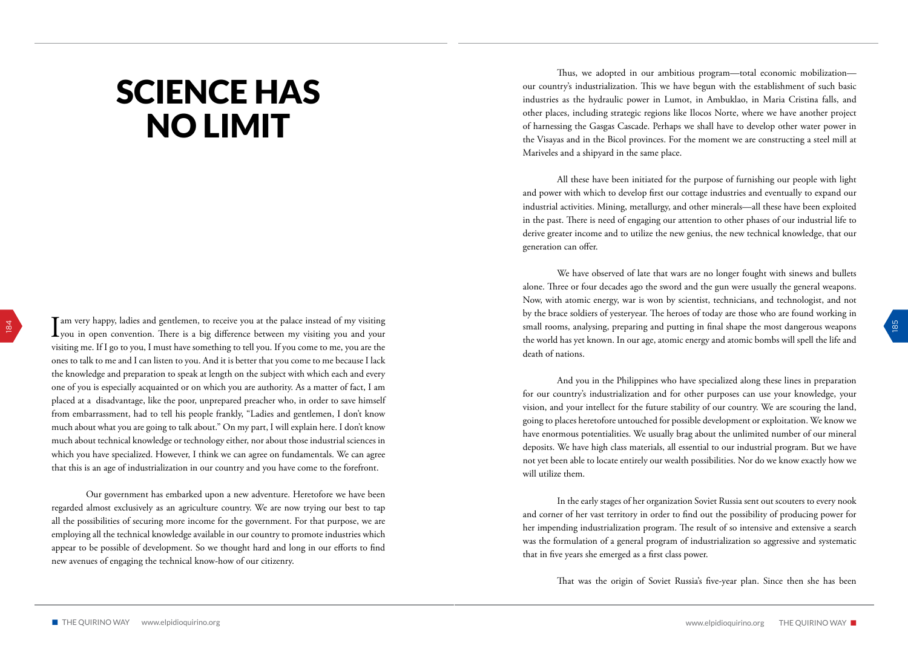# SCIENCE HAS NO LIMIT

I am very happy, ladies and gentlemen, to receive you at the palace instead of my visiting you in open convention. There is a big difference between my visiting you and your visiting me. If I go to you, I must have something to tell you. If you come to me, you are the ones to talk to me and I can listen to you. And it is better that you come to me because I lack the knowledge and preparation to speak at length on the subject with which each and every one of you is especially acquainted or on which you are authority. As a matter of fact, I am placed at a disadvantage, like the poor, unprepared preacher who, in order to save himself from embarrassment, had to tell his people frankly, "Ladies and gentlemen, I don't know much about what you are going to talk about." On my part, I will explain here. I don't know much about technical knowledge or technology either, nor about those industrial sciences in which you have specialized. However, I think we can agree on fundamentals. We can agree that this is an age of industrialization in our country and you have come to the forefront.

Our government has embarked upon a new adventure. Heretofore we have been regarded almost exclusively as an agriculture country. We are now trying our best to tap all the possibilities of securing more income for the government. For that purpose, we are employing all the technical knowledge available in our country to promote industries which appear to be possible of development. So we thought hard and long in our efforts to find new avenues of engaging the technical know-how of our citizenry.

Thus, we adopted in our ambitious program—total economic mobilization—our country's industrialization. This we have begun with the establishment of such basic industries as the hydraulic power in Lumot, in Ambuklao, in Maria Cristina falls, and other places, including strategic regions like Ilocos Norte, where we have another project of harnessing the Gasgas Cascade. Perhaps we shall have to develop other water power in the Visayas and in the Bicol provinces. For the moment we are constructing a steel mill at Mariveles and a shipyard in the same place.

All these have been initiated for the purpose of furnishing our people with light and power with which to develop first our cottage industries and eventually to expand our industrial activities. Mining, metallurgy, and other minerals—all these have been exploited in the past. There is need of engaging our attention to other phases of our industrial life to derive greater income and to utilize the new genius, the new technical knowledge, that our generation can offer.

We have observed of late that wars are no longer fought with sinews and bullets alone. Three or four decades ago the sword and the gun were usually the general weapons. Now, with atomic energy, war is won by scientist, technicians, and technologist, and not by the brace soldiers of yesteryear. The heroes of today are those who are found working in small rooms, analysing, preparing and putting in final shape the most dangerous weapons the world has yet known. In our age, atomic energy and atomic bombs will spell the life and death of nations.

And you in the Philippines who have specialized along these lines in preparation for our country's industrialization and for other purposes can use your knowledge, your vision, and your intellect for the future stability of our country. We are scouring the land, going to places heretofore untouched for possible development or exploitation. We know we have enormous potentialities. We usually brag about the unlimited number of our mineral deposits. We have high class materials, all essential to our industrial program. But we have not yet been able to locate entirely our wealth possibilities. Nor do we know exactly how we will utilize them.

In the early stages of her organization Soviet Russia sent out scouters to every nook and corner of her vast territory in order to find out the possibility of producing power for her impending industrialization program. The result of so intensive and extensive a search was the formulation of a general program of industrialization so aggressive and systematic that in five years she emerged as a first class power.

That was the origin of Soviet Russia's five-year plan. Since then she has been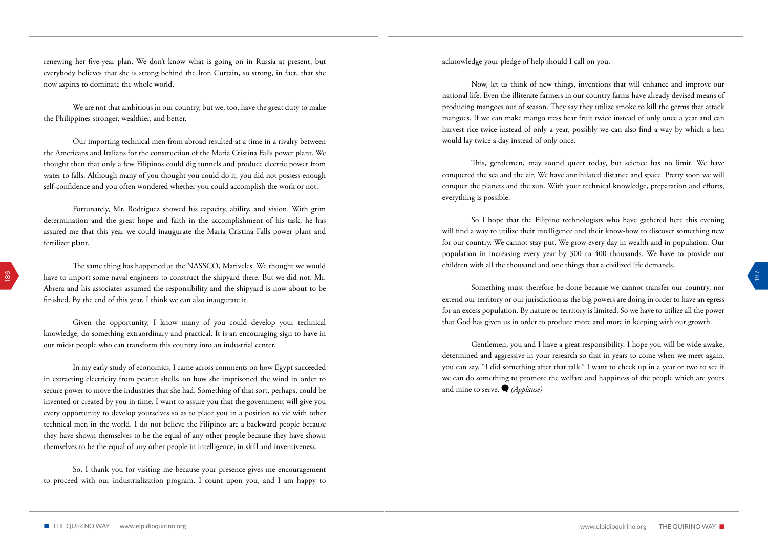renewing her five-year plan. We don't know what is going on in Russia at present, but everybody believes that she is strong behind the Iron Curtain, so strong, in fact, that she now aspires to dominate the whole world.

We are not that ambitious in our country, but we, too, have the great duty to make the Philippines stronger, wealthier, and better.

Our importing technical men from abroad resulted at a time in a rivalry between the Americans and Italians for the construction of the Maria Cristina Falls power plant. We thought then that only a few Filipinos could dig tunnels and produce electric power from water to falls. Although many of you thought you could do it, you did not possess enough self-confidence and you often wondered whether you could accomplish the work or not.

Fortunately, Mr. Rodriguez showed his capacity, ability, and vision. With grim determination and the great hope and faith in the accomplishment of his task, he has assured me that this year we could inaugurate the Maria Cristina Falls power plant and fertilizer plant.

The same thing has happened at the NASSCO, Mariveles. We thought we would have to import some naval engineers to construct the shipyard there. But we did not. Mr. Abrera and his associates assumed the responsibility and the shipyard is now about to be finished. By the end of this year, I think we can also inaugurate it.

Given the opportunity, I know many of you could develop your technical knowledge, do something extraordinary and practical. It is an encouraging sign to have in our midst people who can transform this country into an industrial center.

In my early study of economics, I came across comments on how Egypt succeeded in extracting electricity from peanut shells, on how she imprisoned the wind in order to secure power to move the industries that she had. Something of that sort, perhaps, could be invented or created by you in time. I want to assure you that the government will give you every opportunity to develop yourselves so as to place you in a position to vie with other technical men in the world. I do not believe the Filipinos are a backward people because they have shown themselves to be the equal of any other people because they have shown themselves to be the equal of any other people in intelligence, in skill and inventiveness.

So, I thank you for visiting me because your presence gives me encouragement to proceed with our industrialization program. I count upon you, and I am happy to acknowledge your pledge of help should I call on you.

Now, let us think of new things, inventions that will enhance and improve our national life. Even the illiterate farmers in our country farms have already devised means of producing mangoes out of season. They say they utilize smoke to kill the germs that attack mangoes. If we can make mango tress bear fruit twice instead of only once a year and can harvest rice twice instead of only a year, possibly we can also find a way by which a hen would lay twice a day instead of only once.

This, gentlemen, may sound queer today, but science has no limit. We have conquered the sea and the air. We have annihilated distance and space. Pretty soon we will conquer the planets and the sun. With your technical knowledge, preparation and efforts, everything is possible.

So I hope that the Filipino technologists who have gathered here this evening will find a way to utilize their intelligence and their know-how to discover something new for our country. We cannot stay put. We grow every day in wealth and in population. Our population in increasing every year by 300 to 400 thousands. We have to provide our children with all the thousand and one things that a civilized life demands.

Something must therefore be done because we cannot transfer our country, nor extend our territory or our jurisdiction as the big powers are doing in order to have an egress for an excess population. By nature or territory is limited. So we have to utilize all the power that God has given us in order to produce more and more in keeping with our growth.

Gentlemen, you and I have a great responsibility. I hope you will be wide awake, determined and aggressive in your research so that in years to come when we meet again, you can say. "I did something after that talk." I want to check up in a year or two to see if we can do something to promote the welfare and happiness of the people which are yours and mine to serve. *(Applause)*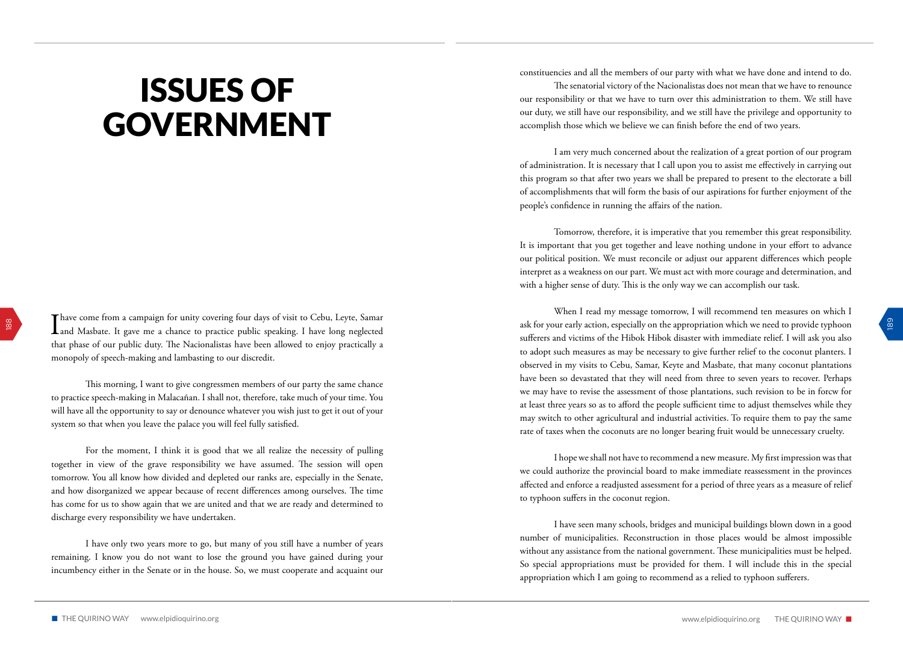# ISSUES OF GOVERNMENT

I have come from a campaign for unity covering four days of visit to Cebu, Leyte, Samar and Masbate. It gave me a chance to practice public speaking. I have long neglected that phase of our public duty. The Nacionalistas have been allowed to enjoy practically a monopoly of speech-making and lambasting to our discredit.

This morning, I want to give congressmen members of our party the same chance to practice speech-making in Malacañan. I shall not, therefore, take much of your time. You will have all the opportunity to say or denounce whatever you wish just to get it out of your system so that when you leave the palace you will feel fully satisfied.

For the moment, I think it is good that we all realize the necessity of pulling together in view of the grave responsibility we have assumed. The session will open tomorrow. You all know how divided and depleted our ranks are, especially in the Senate, and how disorganized we appear because of recent differences among ourselves. The time has come for us to show again that we are united and that we are ready and determined to discharge every responsibility we have undertaken.

I have only two years more to go, but many of you still have a number of years remaining. I know you do not want to lose the ground you have gained during your incumbency either in the Senate or in the house. So, we must cooperate and acquaint our constituencies and all the members of our party with what we have done and intend to do.

The senatorial victory of the Nacionalistas does not mean that we have to renounce our responsibility or that we have to turn over this administration to them. We still have our duty, we still have our responsibility, and we still have the privilege and opportunity to accomplish those which we believe we can finish before the end of two years.

I am very much concerned about the realization of a great portion of our program of administration. It is necessary that I call upon you to assist me effectively in carrying out this program so that after two years we shall be prepared to present to the electorate a bill of accomplishments that will form the basis of our aspirations for further enjoyment of the people's confidence in running the affairs of the nation.

Tomorrow, therefore, it is imperative that you remember this great responsibility. It is important that you get together and leave nothing undone in your effort to advance our political position. We must reconcile or adjust our apparent differences which people interpret as a weakness on our part. We must act with more courage and determination, and with a higher sense of duty. This is the only way we can accomplish our task.

When I read my message tomorrow, I will recommend ten measures on which I ask for your early action, especially on the appropriation which we need to provide typhoon sufferers and victims of the Hibok Hibok disaster with immediate relief. I will ask you also to adopt such measures as may be necessary to give further relief to the coconut planters. I observed in my visits to Cebu, Samar, Keyte and Masbate, that many coconut plantations have been so devastated that they will need from three to seven years to recover. Perhaps we may have to revise the assessment of those plantations, such revision to be in forcw for at least three years so as to afford the people sufficient time to adjust themselves while they may switch to other agricultural and industrial activities. To require them to pay the same rate of taxes when the coconuts are no longer bearing fruit would be unnecessary cruelty.

I hope we shall not have to recommend a new measure. My first impression was that we could authorize the provincial board to make immediate reassessment in the provinces affected and enforce a readjusted assessment for a period of three years as a measure of relief to typhoon suffers in the coconut region.

I have seen many schools, bridges and municipal buildings blown down in a good number of municipalities. Reconstruction in those places would be almost impossible without any assistance from the national government. These municipalities must be helped. So special appropriations must be provided for them. I will include this in the special appropriation which I am going to recommend as a relied to typhoon sufferers.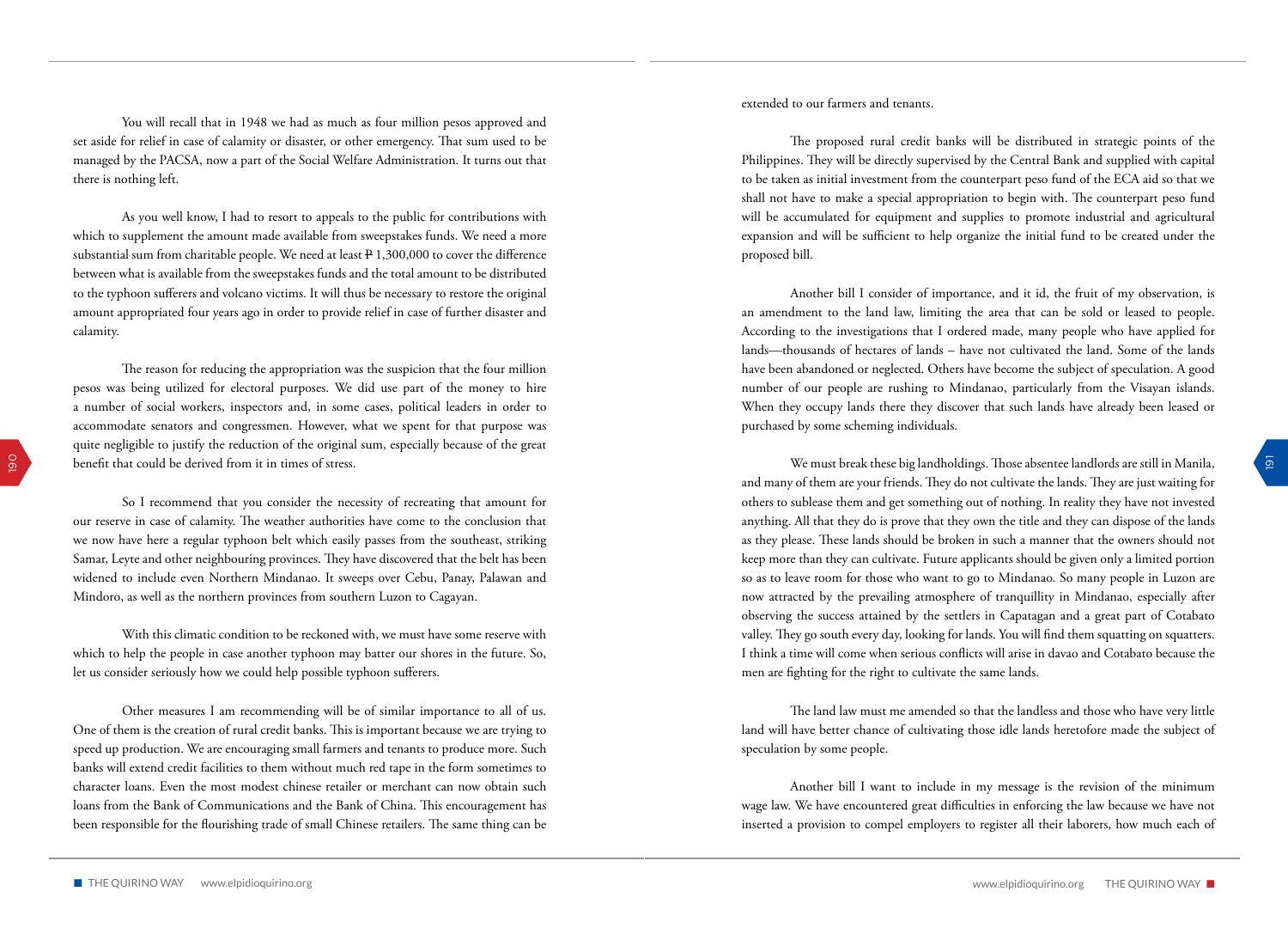You will recall that in 1948 we had as much as four million pesos approved and set aside for relief in case of calamity or disaster, or other emergency. That sum used to be managed by the PACSA, now a part of the Social Welfare Administration. It turns out that there is nothing left.

As you well know, I had to resort to appeals to the public for contributions with which to supplement the amount made available from sweepstakes funds. We need a more substantial sum from charitable people. We need at least ₱ 1,300,000 to cover the difference between what is available from the sweepstakes funds and the total amount to be distributed to the typhoon sufferers and volcano victims. It will thus be necessary to restore the original amount appropriated four years ago in order to provide relief in case of further disaster and calamity.

The reason for reducing the appropriation was the suspicion that the four million pesos was being utilized for electoral purposes. We did use part of the money to hire a number of social workers, inspectors and, in some cases, political leaders in order to accommodate senators and congressmen. However, what we spent for that purpose was quite negligible to justify the reduction of the original sum, especially because of the great benefit that could be derived from it in times of stress.

So I recommend that you consider the necessity of recreating that amount for our reserve in case of calamity. The weather authorities have come to the conclusion that we now have here a regular typhoon belt which easily passes from the southeast, striking Samar, Leyte and other neighbouring provinces. They have discovered that the belt has been widened to include even Northern Mindanao. It sweeps over Cebu, Panay, Palawan and Mindoro, as well as the northern provinces from southern Luzon to Cagayan.

With this climatic condition to be reckoned with, we must have some reserve with which to help the people in case another typhoon may batter our shores in the future. So, let us consider seriously how we could help possible typhoon sufferers.

Other measures I am recommending will be of similar importance to all of us. One of them is the creation of rural credit banks. This is important because we are trying to speed up production. We are encouraging small farmers and tenants to produce more. Such banks will extend credit facilities to them without much red tape in the form sometimes to character loans. Even the most modest chinese retailer or merchant can now obtain such loans from the Bank of Communications and the Bank of China. This encouragement has been responsible for the flourishing trade of small Chinese retailers. The same thing can be extended to our farmers and tenants.

The proposed rural credit banks will be distributed in strategic points of the Philippines. They will be directly supervised by the Central Bank and supplied with capital to be taken as initial investment from the counterpart peso fund of the ECA aid so that we shall not have to make a special appropriation to begin with. The counterpart peso fund will be accumulated for equipment and supplies to promote industrial and agricultural expansion and will be sufficient to help organize the initial fund to be created under the proposed bill.

Another bill I consider of importance, and it id, the fruit of my observation, is an amendment to the land law, limiting the area that can be sold or leased to people. According to the investigations that I ordered made, many people who have applied for lands—thousands of hectares of lands – have not cultivated the land. Some of the lands have been abandoned or neglected. Others have become the subject of speculation. A good number of our people are rushing to Mindanao, particularly from the Visayan islands. When they occupy lands there they discover that such lands have already been leased or purchased by some scheming individuals.

We must break these big landholdings. Those absentee landlords are still in Manila, and many of them are your friends. They do not cultivate the lands. They are just waiting for others to sublease them and get something out of nothing. In reality they have not invested anything. All that they do is prove that they own the title and they can dispose of the lands as they please. These lands should be broken in such a manner that the owners should not keep more than they can cultivate. Future applicants should be given only a limited portion so as to leave room for those who want to go to Mindanao. So many people in Luzon are now attracted by the prevailing atmosphere of tranquillity in Mindanao, especially after observing the success attained by the settlers in Capatagan and a great part of Cotabato valley. They go south every day, looking for lands. You will find them squatting on squatters. I think a time will come when serious conflicts will arise in davao and Cotabato because the men are fighting for the right to cultivate the same lands.

The land law must me amended so that the landless and those who have very little land will have better chance of cultivating those idle lands heretofore made the subject of speculation by some people.

Another bill I want to include in my message is the revision of the minimum wage law. We have encountered great difficulties in enforcing the law because we have not inserted a provision to compel employers to register all their laborers, how much each of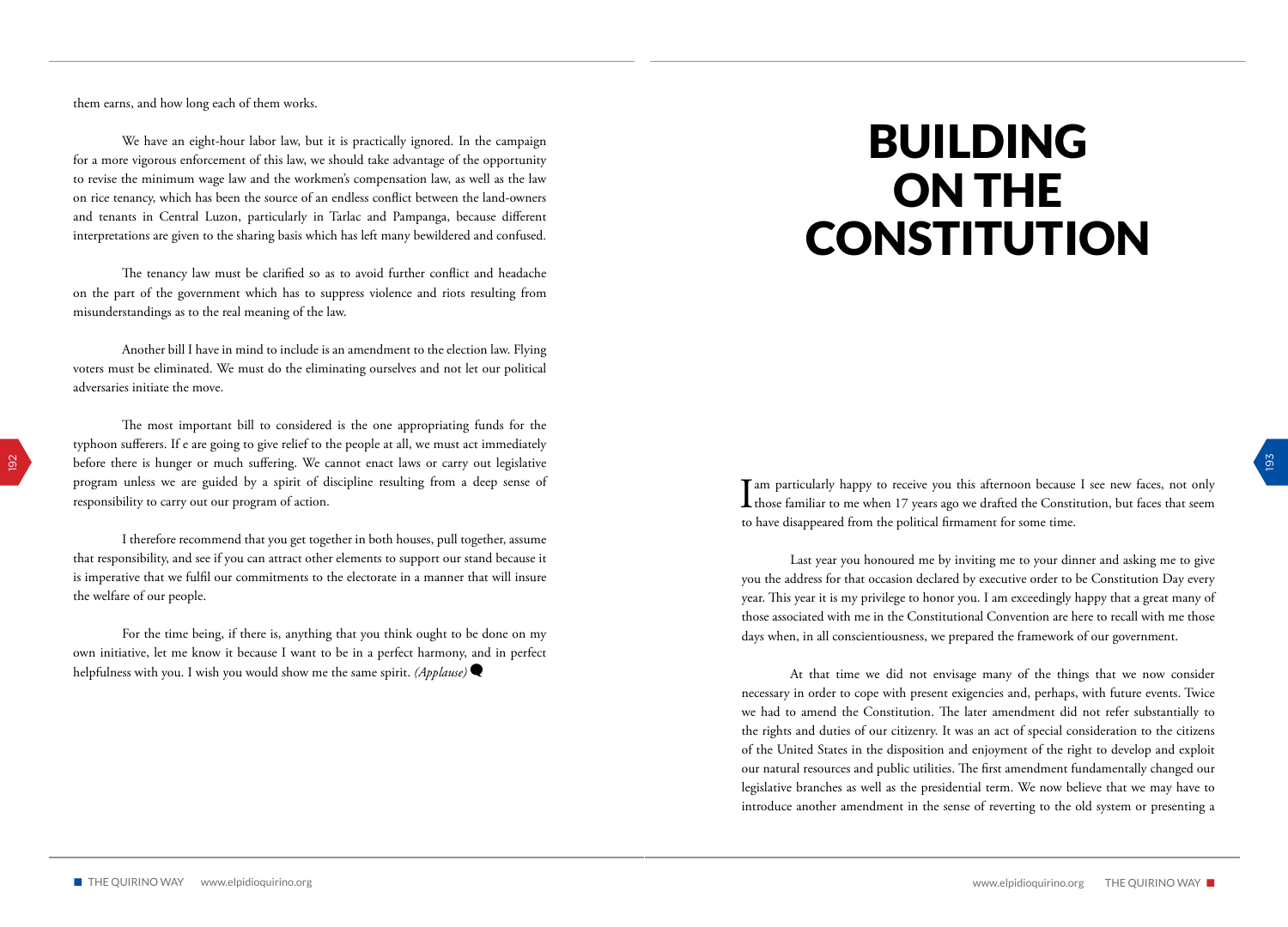them earns, and how long each of them works.

We have an eight-hour labor law, but it is practically ignored. In the campaign for a more vigorous enforcement of this law, we should take advantage of the opportunity to revise the minimum wage law and the workmen's compensation law, as well as the law on rice tenancy, which has been the source of an endless conflict between the land-owners and tenants in Central Luzon, particularly in Tarlac and Pampanga, because different interpretations are given to the sharing basis which has left many bewildered and confused.

The tenancy law must be clarified so as to avoid further conflict and headache on the part of the government which has to suppress violence and riots resulting from misunderstandings as to the real meaning of the law.

Another bill I have in mind to include is an amendment to the election law. Flying voters must be eliminated. We must do the eliminating ourselves and not let our political adversaries initiate the move.

The most important bill to considered is the one appropriating funds for the typhoon sufferers. If e are going to give relief to the people at all, we must act immediately before there is hunger or much suffering. We cannot enact laws or carry out legislative program unless we are guided by a spirit of discipline resulting from a deep sense of responsibility to carry out our program of action.

I therefore recommend that you get together in both houses, pull together, assume that responsibility, and see if you can attract other elements to support our stand because it is imperative that we fulfil our commitments to the electorate in a manner that will insure the welfare of our people.

For the time being, if there is, anything that you think ought to be done on my own initiative, let me know it because I want to be in a perfect harmony, and in perfect helpfulness with you. I wish you would show me the same spirit. *(Applause)*

# BUILDING ON THE CONSTITUTION

I am particularly happy to receive you this afternoon because I see new faces, not only those familiar to me when 17 years ago we drafted the Constitution, but faces that seem to have disappeared from the political firmament for some time.

Last year you honoured me by inviting me to your dinner and asking me to give you the address for that occasion declared by executive order to be Constitution Day every year. This year it is my privilege to honor you. I am exceedingly happy that a great many of those associated with me in the Constitutional Convention are here to recall with me those days when, in all conscientiousness, we prepared the framework of our government.

At that time we did not envisage many of the things that we now consider necessary in order to cope with present exigencies and, perhaps, with future events. Twice we had to amend the Constitution. The later amendment did not refer substantially to the rights and duties of our citizenry. It was an act of special consideration to the citizens of the United States in the disposition and enjoyment of the right to develop and exploit our natural resources and public utilities. The first amendment fundamentally changed our legislative branches as well as the presidential term. We now believe that we may have to introduce another amendment in the sense of reverting to the old system or presenting a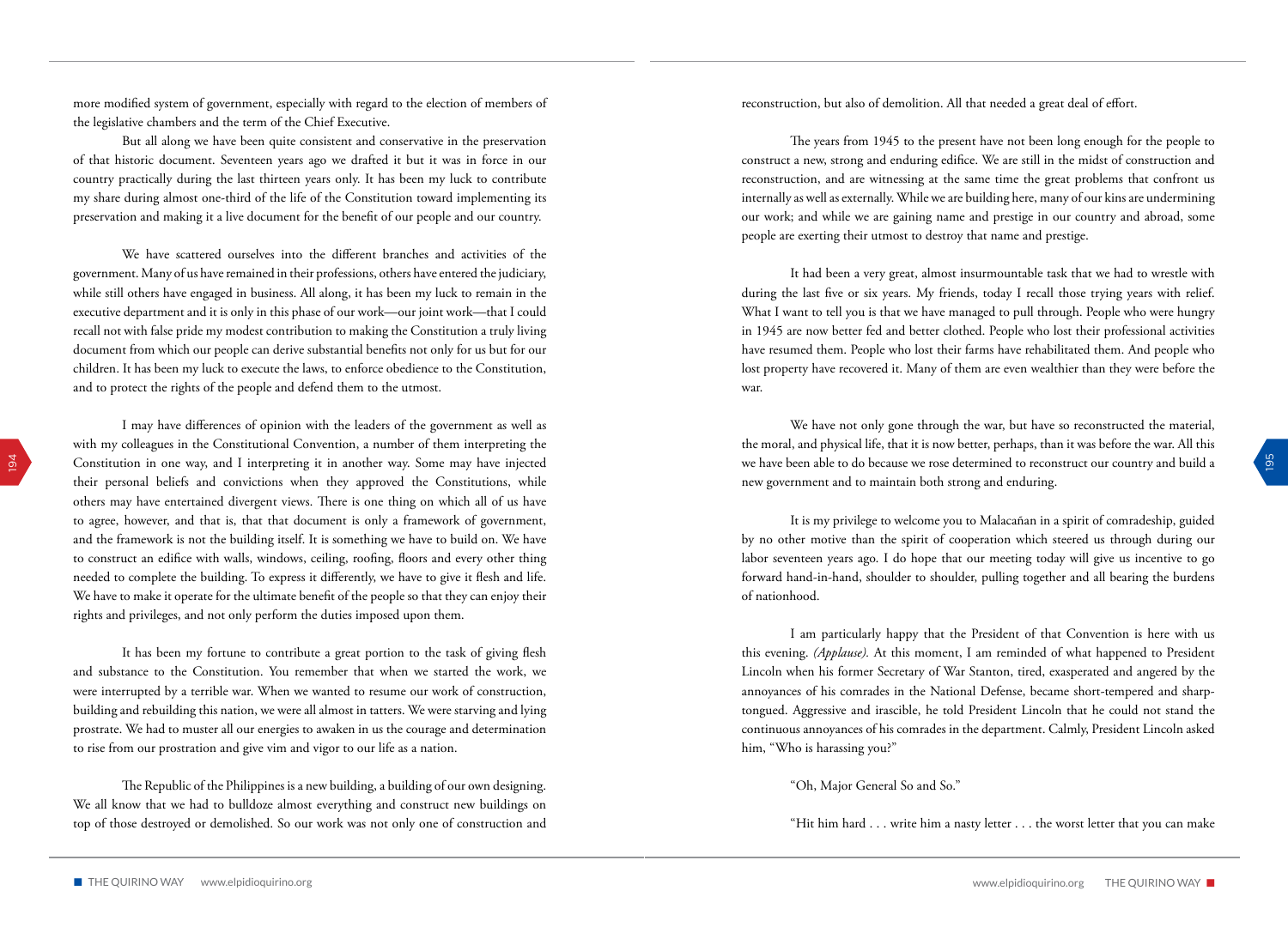more modified system of government, especially with regard to the election of members of the legislative chambers and the term of the Chief Executive.

But all along we have been quite consistent and conservative in the preservation of that historic document. Seventeen years ago we drafted it but it was in force in our country practically during the last thirteen years only. It has been my luck to contribute my share during almost one-third of the life of the Constitution toward implementing its preservation and making it a live document for the benefit of our people and our country.

We have scattered ourselves into the different branches and activities of the government. Many of us have remained in their professions, others have entered the judiciary, while still others have engaged in business. All along, it has been my luck to remain in the executive department and it is only in this phase of our work—our joint work—that I could recall not with false pride my modest contribution to making the Constitution a truly living document from which our people can derive substantial benefits not only for us but for our children. It has been my luck to execute the laws, to enforce obedience to the Constitution, and to protect the rights of the people and defend them to the utmost.

I may have differences of opinion with the leaders of the government as well as with my colleagues in the Constitutional Convention, a number of them interpreting the Constitution in one way, and I interpreting it in another way. Some may have injected their personal beliefs and convictions when they approved the Constitutions, while others may have entertained divergent views. There is one thing on which all of us have to agree, however, and that is, that that document is only a framework of government, and the framework is not the building itself. It is something we have to build on. We have to construct an edifice with walls, windows, ceiling, roofing, floors and every other thing needed to complete the building. To express it differently, we have to give it flesh and life. We have to make it operate for the ultimate benefit of the people so that they can enjoy their rights and privileges, and not only perform the duties imposed upon them.

It has been my fortune to contribute a great portion to the task of giving flesh and substance to the Constitution. You remember that when we started the work, we were interrupted by a terrible war. When we wanted to resume our work of construction, building and rebuilding this nation, we were all almost in tatters. We were starving and lying prostrate. We had to muster all our energies to awaken in us the courage and determination to rise from our prostration and give vim and vigor to our life as a nation.

The Republic of the Philippines is a new building, a building of our own designing. We all know that we had to bulldoze almost everything and construct new buildings on top of those destroyed or demolished. So our work was not only one of construction and reconstruction, but also of demolition. All that needed a great deal of effort.

The years from 1945 to the present have not been long enough for the people to construct a new, strong and enduring edifice. We are still in the midst of construction and reconstruction, and are witnessing at the same time the great problems that confront us internally as well as externally. While we are building here, many of our kins are undermining our work; and while we are gaining name and prestige in our country and abroad, some people are exerting their utmost to destroy that name and prestige.

It had been a very great, almost insurmountable task that we had to wrestle with during the last five or six years. My friends, today I recall those trying years with relief. What I want to tell you is that we have managed to pull through. People who were hungry in 1945 are now better fed and better clothed. People who lost their professional activities have resumed them. People who lost their farms have rehabilitated them. And people who lost property have recovered it. Many of them are even wealthier than they were before the war.

We have not only gone through the war, but have so reconstructed the material, the moral, and physical life, that it is now better, perhaps, than it was before the war. All this we have been able to do because we rose determined to reconstruct our country and build a new government and to maintain both strong and enduring.

It is my privilege to welcome you to Malacañan in a spirit of comradeship, guided by no other motive than the spirit of cooperation which steered us through during our labor seventeen years ago. I do hope that our meeting today will give us incentive to go forward hand-in-hand, shoulder to shoulder, pulling together and all bearing the burdens of nationhood.

I am particularly happy that the President of that Convention is here with us this evening. *(Applause).* At this moment, I am reminded of what happened to President Lincoln when his former Secretary of War Stanton, tired, exasperated and angered by the annoyances of his comrades in the National Defense, became short-tempered and sharp-tongued. Aggressive and irascible, he told President Lincoln that he could not stand the continuous annoyances of his comrades in the department. Calmly, President Lincoln asked him, "Who is harassing you?"

"Oh, Major General So and So."

"Hit him hard . . . write him a nasty letter . . . the worst letter that you can make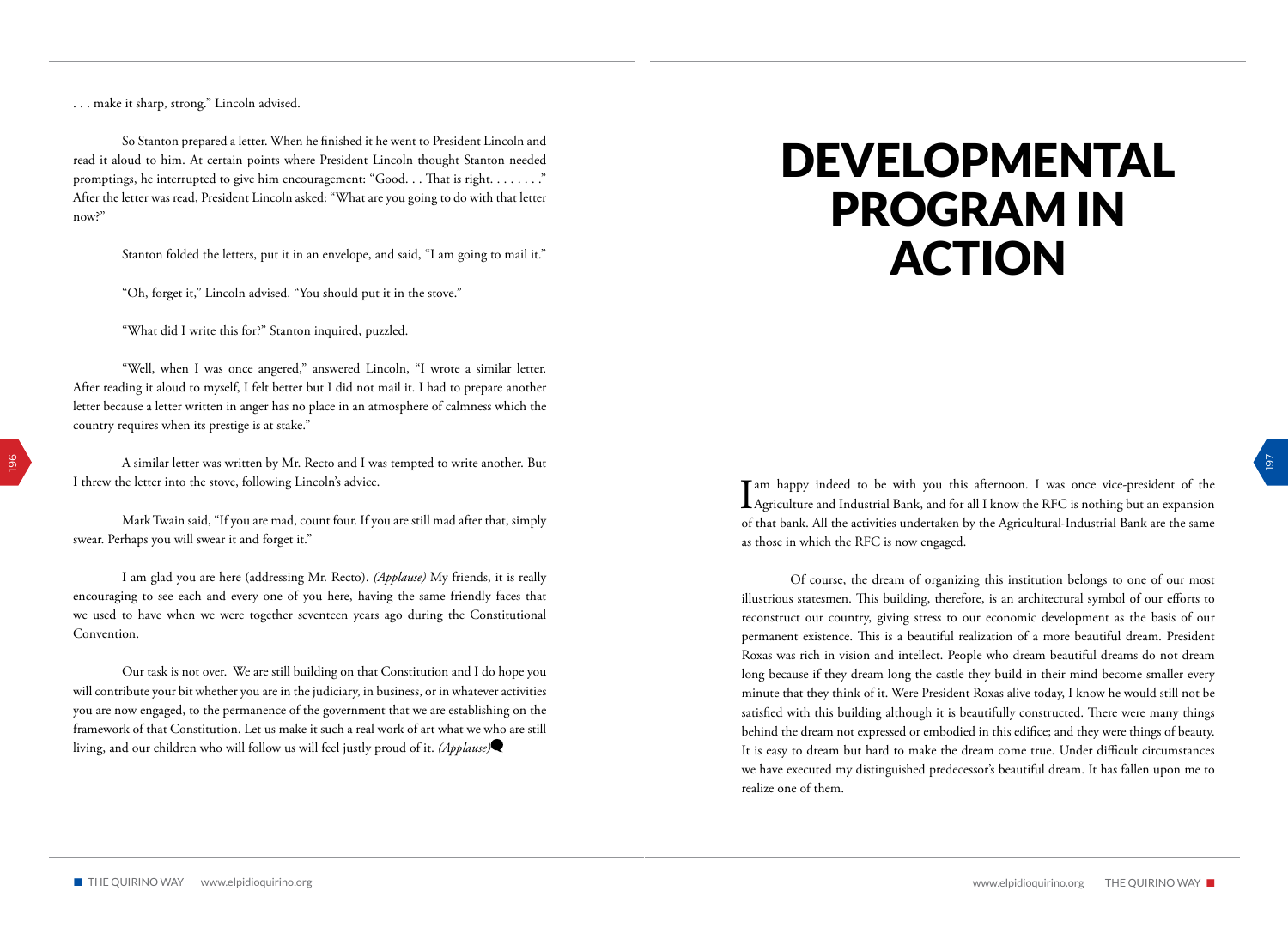. . . make it sharp, strong." Lincoln advised.

So Stanton prepared a letter. When he finished it he went to President Lincoln and read it aloud to him. At certain points where President Lincoln thought Stanton needed promptings, he interrupted to give him encouragement: "Good. . . That is right. . . . . . . ." After the letter was read, President Lincoln asked: "What are you going to do with that letter now?"

Stanton folded the letters, put it in an envelope, and said, "I am going to mail it."

"Oh, forget it," Lincoln advised. "You should put it in the stove."

"What did I write this for?" Stanton inquired, puzzled.

"Well, when I was once angered," answered Lincoln, "I wrote a similar letter. After reading it aloud to myself, I felt better but I did not mail it. I had to prepare another letter because a letter written in anger has no place in an atmosphere of calmness which the country requires when its prestige is at stake."

A similar letter was written by Mr. Recto and I was tempted to write another. But I threw the letter into the stove, following Lincoln's advice.

Mark Twain said, "If you are mad, count four. If you are still mad after that, simply swear. Perhaps you will swear it and forget it."

I am glad you are here (addressing Mr. Recto). *(Applause)* My friends, it is really encouraging to see each and every one of you here, having the same friendly faces that we used to have when we were together seventeen years ago during the Constitutional Convention.

Our task is not over. We are still building on that Constitution and I do hope you will contribute your bit whether you are in the judiciary, in business, or in whatever activities you are now engaged, to the permanence of the government that we are establishing on the framework of that Constitution. Let us make it such a real work of art what we who are still living, and our children who will follow us will feel justly proud of it. *(Applause)*

# DEVELOPMENTAL PROGRAM IN ACTION

I am happy indeed to be with you this afternoon. I was once vice-president of the Agriculture and Industrial Bank, and for all I know the RFC is nothing but an expansion of that bank. All the activities undertaken by the Agricultural-Industrial Bank are the same as those in which the RFC is now engaged.

Of course, the dream of organizing this institution belongs to one of our most illustrious statesmen. This building, therefore, is an architectural symbol of our efforts to reconstruct our country, giving stress to our economic development as the basis of our permanent existence. This is a beautiful realization of a more beautiful dream. President Roxas was rich in vision and intellect. People who dream beautiful dreams do not dream long because if they dream long the castle they build in their mind become smaller every minute that they think of it. Were President Roxas alive today, I know he would still not be satisfied with this building although it is beautifully constructed. There were many things behind the dream not expressed or embodied in this edifice; and they were things of beauty. It is easy to dream but hard to make the dream come true. Under difficult circumstances we have executed my distinguished predecessor's beautiful dream. It has fallen upon me to realize one of them.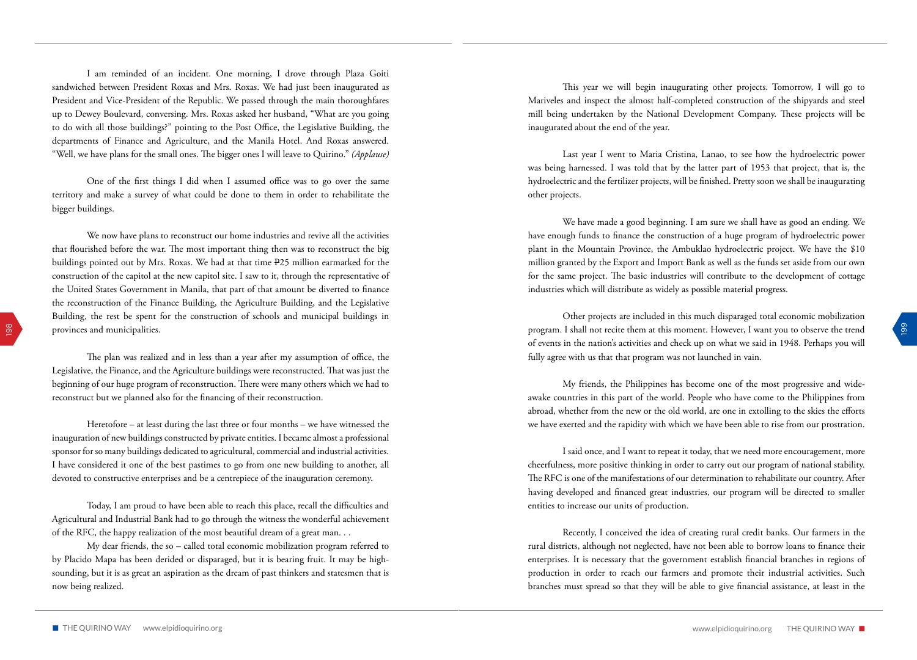I am reminded of an incident. One morning, I drove through Plaza Goiti sandwiched between President Roxas and Mrs. Roxas. We had just been inaugurated as President and Vice-President of the Republic. We passed through the main thoroughfares up to Dewey Boulevard, conversing. Mrs. Roxas asked her husband, "What are you going to do with all those buildings?" pointing to the Post Office, the Legislative Building, the departments of Finance and Agriculture, and the Manila Hotel. And Roxas answered. "Well, we have plans for the small ones. The bigger ones I will leave to Quirino." *(Applause)*

One of the first things I did when I assumed office was to go over the same territory and make a survey of what could be done to them in order to rehabilitate the bigger buildings.

We now have plans to reconstruct our home industries and revive all the activities that flourished before the war. The most important thing then was to reconstruct the big buildings pointed out by Mrs. Roxas. We had at that time ₱25 million earmarked for the construction of the capitol at the new capitol site. I saw to it, through the representative of the United States Government in Manila, that part of that amount be diverted to finance the reconstruction of the Finance Building, the Agriculture Building, and the Legislative Building, the rest be spent for the construction of schools and municipal buildings in provinces and municipalities.

The plan was realized and in less than a year after my assumption of office, the Legislative, the Finance, and the Agriculture buildings were reconstructed. That was just the beginning of our huge program of reconstruction. There were many others which we had to reconstruct but we planned also for the financing of their reconstruction.

Heretofore – at least during the last three or four months – we have witnessed the inauguration of new buildings constructed by private entities. I became almost a professional sponsor for so many buildings dedicated to agricultural, commercial and industrial activities. I have considered it one of the best pastimes to go from one new building to another, all devoted to constructive enterprises and be a centrepiece of the inauguration ceremony.

Today, I am proud to have been able to reach this place, recall the difficulties and Agricultural and Industrial Bank had to go through the witness the wonderful achievement of the RFC, the happy realization of the most beautiful dream of a great man. . .

My dear friends, the so – called total economic mobilization program referred to by Placido Mapa has been derided or disparaged, but it is bearing fruit. It may be high-sounding, but it is as great an aspiration as the dream of past thinkers and statesmen that is now being realized.

This year we will begin inaugurating other projects. Tomorrow, I will go to Mariveles and inspect the almost half-completed construction of the shipyards and steel mill being undertaken by the National Development Company. These projects will be inaugurated about the end of the year.

Last year I went to Maria Cristina, Lanao, to see how the hydroelectric power was being harnessed. I was told that by the latter part of 1953 that project, that is, the hydroelectric and the fertilizer projects, will be finished. Pretty soon we shall be inaugurating other projects.

We have made a good beginning. I am sure we shall have as good an ending. We have enough funds to finance the construction of a huge program of hydroelectric power plant in the Mountain Province, the Ambuklao hydroelectric project. We have the $10 million granted by the Export and Import Bank as well as the funds set aside from our own for the same project. The basic industries will contribute to the development of cottage industries which will distribute as widely as possible material progress.

Other projects are included in this much disparaged total economic mobilization program. I shall not recite them at this moment. However, I want you to observe the trend of events in the nation's activities and check up on what we said in 1948. Perhaps you will fully agree with us that that program was not launched in vain.

My friends, the Philippines has become one of the most progressive and wide-awake countries in this part of the world. People who have come to the Philippines from abroad, whether from the new or the old world, are one in extolling to the skies the efforts we have exerted and the rapidity with which we have been able to rise from our prostration.

I said once, and I want to repeat it today, that we need more encouragement, more cheerfulness, more positive thinking in order to carry out our program of national stability. The RFC is one of the manifestations of our determination to rehabilitate our country. After having developed and financed great industries, our program will be directed to smaller entities to increase our units of production.

Recently, I conceived the idea of creating rural credit banks. Our farmers in the rural districts, although not neglected, have not been able to borrow loans to finance their enterprises. It is necessary that the government establish financial branches in regions of production in order to reach our farmers and promote their industrial activities. Such branches must spread so that they will be able to give financial assistance, at least in the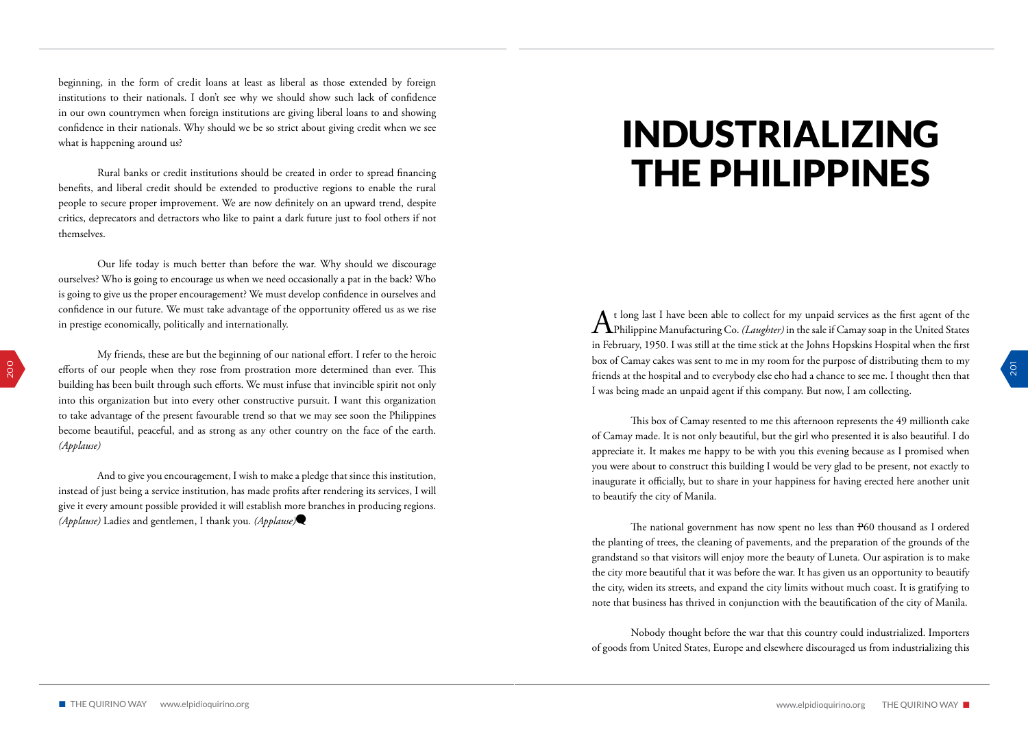beginning, in the form of credit loans at least as liberal as those extended by foreign institutions to their nationals. I don't see why we should show such lack of confidence in our own countrymen when foreign institutions are giving liberal loans to and showing confidence in their nationals. Why should we be so strict about giving credit when we see what is happening around us?

Rural banks or credit institutions should be created in order to spread financing benefits, and liberal credit should be extended to productive regions to enable the rural people to secure proper improvement. We are now definitely on an upward trend, despite critics, deprecators and detractors who like to paint a dark future just to fool others if not themselves.

Our life today is much better than before the war. Why should we discourage ourselves? Who is going to encourage us when we need occasionally a pat in the back? Who is going to give us the proper encouragement? We must develop confidence in ourselves and confidence in our future. We must take advantage of the opportunity offered us as we rise in prestige economically, politically and internationally.

My friends, these are but the beginning of our national effort. I refer to the heroic efforts of our people when they rose from prostration more determined than ever. This building has been built through such efforts. We must infuse that invincible spirit not only into this organization but into every other constructive pursuit. I want this organization to take advantage of the present favourable trend so that we may see soon the Philippines become beautiful, peaceful, and as strong as any other country on the face of the earth. *(Applause)*

And to give you encouragement, I wish to make a pledge that since this institution, instead of just being a service institution, has made profits after rendering its services, I will give it every amount possible provided it will establish more branches in producing regions. *(Applause)* Ladies and gentlemen, I thank you. *(Applause)*

# INDUSTRIALIZING THE PHILIPPINES

At long last I have been able to collect for my unpaid services as the first agent of the Philippine Manufacturing Co. *(Laughter)* in the sale if Camay soap in the United States in February, 1950. I was still at the time stick at the Johns Hopskins Hospital when the first box of Camay cakes was sent to me in my room for the purpose of distributing them to my friends at the hospital and to everybody else eho had a chance to see me. I thought then that I was being made an unpaid agent if this company. But now, I am collecting.

This box of Camay resented to me this afternoon represents the 49 millionth cake of Camay made. It is not only beautiful, but the girl who presented it is also beautiful. I do appreciate it. It makes me happy to be with you this evening because as I promised when you were about to construct this building I would be very glad to be present, not exactly to inaugurate it officially, but to share in your happiness for having erected here another unit to beautify the city of Manila.

The national government has now spent no less than ₱60 thousand as I ordered the planting of trees, the cleaning of pavements, and the preparation of the grounds of the grandstand so that visitors will enjoy more the beauty of Luneta. Our aspiration is to make the city more beautiful that it was before the war. It has given us an opportunity to beautify the city, widen its streets, and expand the city limits without much coast. It is gratifying to note that business has thrived in conjunction with the beautification of the city of Manila.

Nobody thought before the war that this country could industrialized. Importers of goods from United States, Europe and elsewhere discouraged us from industrializing this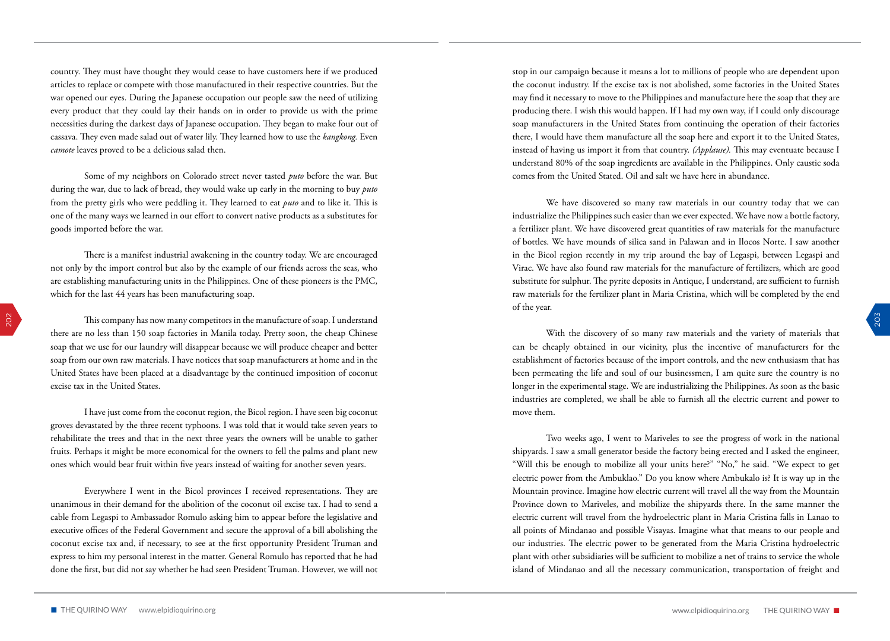country. They must have thought they would cease to have customers here if we produced articles to replace or compete with those manufactured in their respective countries. But the war opened our eyes. During the Japanese occupation our people saw the need of utilizing every product that they could lay their hands on in order to provide us with the prime necessities during the darkest days of Japanese occupation. They began to make four out of cassava. They even made salad out of water lily. They learned how to use the *kangkong*. Even *camote* leaves proved to be a delicious salad then.

Some of my neighbors on Colorado street never tasted *puto* before the war. But during the war, due to lack of bread, they would wake up early in the morning to buy *puto* from the pretty girls who were peddling it. They learned to eat *puto* and to like it. This is one of the many ways we learned in our effort to convert native products as a substitutes for goods imported before the war.

There is a manifest industrial awakening in the country today. We are encouraged not only by the import control but also by the example of our friends across the seas, who are establishing manufacturing units in the Philippines. One of these pioneers is the PMC, which for the last 44 years has been manufacturing soap.

This company has now many competitors in the manufacture of soap. I understand there are no less than 150 soap factories in Manila today. Pretty soon, the cheap Chinese soap that we use for our laundry will disappear because we will produce cheaper and better soap from our own raw materials. I have notices that soap manufacturers at home and in the United States have been placed at a disadvantage by the continued imposition of coconut excise tax in the United States.

I have just come from the coconut region, the Bicol region. I have seen big coconut groves devastated by the three recent typhoons. I was told that it would take seven years to rehabilitate the trees and that in the next three years the owners will be unable to gather fruits. Perhaps it might be more economical for the owners to fell the palms and plant new ones which would bear fruit within five years instead of waiting for another seven years.

Everywhere I went in the Bicol provinces I received representations. They are unanimous in their demand for the abolition of the coconut oil excise tax. I had to send a cable from Legaspi to Ambassador Romulo asking him to appear before the legislative and executive offices of the Federal Government and secure the approval of a bill abolishing the coconut excise tax and, if necessary, to see at the first opportunity President Truman and express to him my personal interest in the matter. General Romulo has reported that he had done the first, but did not say whether he had seen President Truman. However, we will not stop in our campaign because it means a lot to millions of people who are dependent upon the coconut industry. If the excise tax is not abolished, some factories in the United States may find it necessary to move to the Philippines and manufacture here the soap that they are producing there. I wish this would happen. If I had my own way, if I could only discourage soap manufacturers in the United States from continuing the operation of their factories there, I would have them manufacture all the soap here and export it to the United States, instead of having us import it from that country. *(Applause)*. This may eventuate because I understand 80% of the soap ingredients are available in the Philippines. Only caustic soda comes from the United Stated. Oil and salt we have here in abundance.

We have discovered so many raw materials in our country today that we can industrialize the Philippines such easier than we ever expected. We have now a bottle factory, a fertilizer plant. We have discovered great quantities of raw materials for the manufacture of bottles. We have mounds of silica sand in Palawan and in Ilocos Norte. I saw another in the Bicol region recently in my trip around the bay of Legaspi, between Legaspi and Virac. We have also found raw materials for the manufacture of fertilizers, which are good substitute for sulphur. The pyrite deposits in Antique, I understand, are sufficient to furnish raw materials for the fertilizer plant in Maria Cristina, which will be completed by the end of the year.

With the discovery of so many raw materials and the variety of materials that can be cheaply obtained in our vicinity, plus the incentive of manufacturers for the establishment of factories because of the import controls, and the new enthusiasm that has been permeating the life and soul of our businessmen, I am quite sure the country is no longer in the experimental stage. We are industrializing the Philippines. As soon as the basic industries are completed, we shall be able to furnish all the electric current and power to move them.

Two weeks ago, I went to Mariveles to see the progress of work in the national shipyards. I saw a small generator beside the factory being erected and I asked the engineer, "Will this be enough to mobilize all your units here?" "No," he said. "We expect to get electric power from the Ambuklao." Do you know where Ambukalo is? It is way up in the Mountain province. Imagine how electric current will travel all the way from the Mountain Province down to Mariveles, and mobilize the shipyards there. In the same manner the electric current will travel from the hydroelectric plant in Maria Cristina falls in Lanao to all points of Mindanao and possible Visayas. Imagine what that means to our people and our industries. The electric power to be generated from the Maria Cristina hydroelectric plant with other subsidiaries will be sufficient to mobilize a net of trains to service the whole island of Mindanao and all the necessary communication, transportation of freight and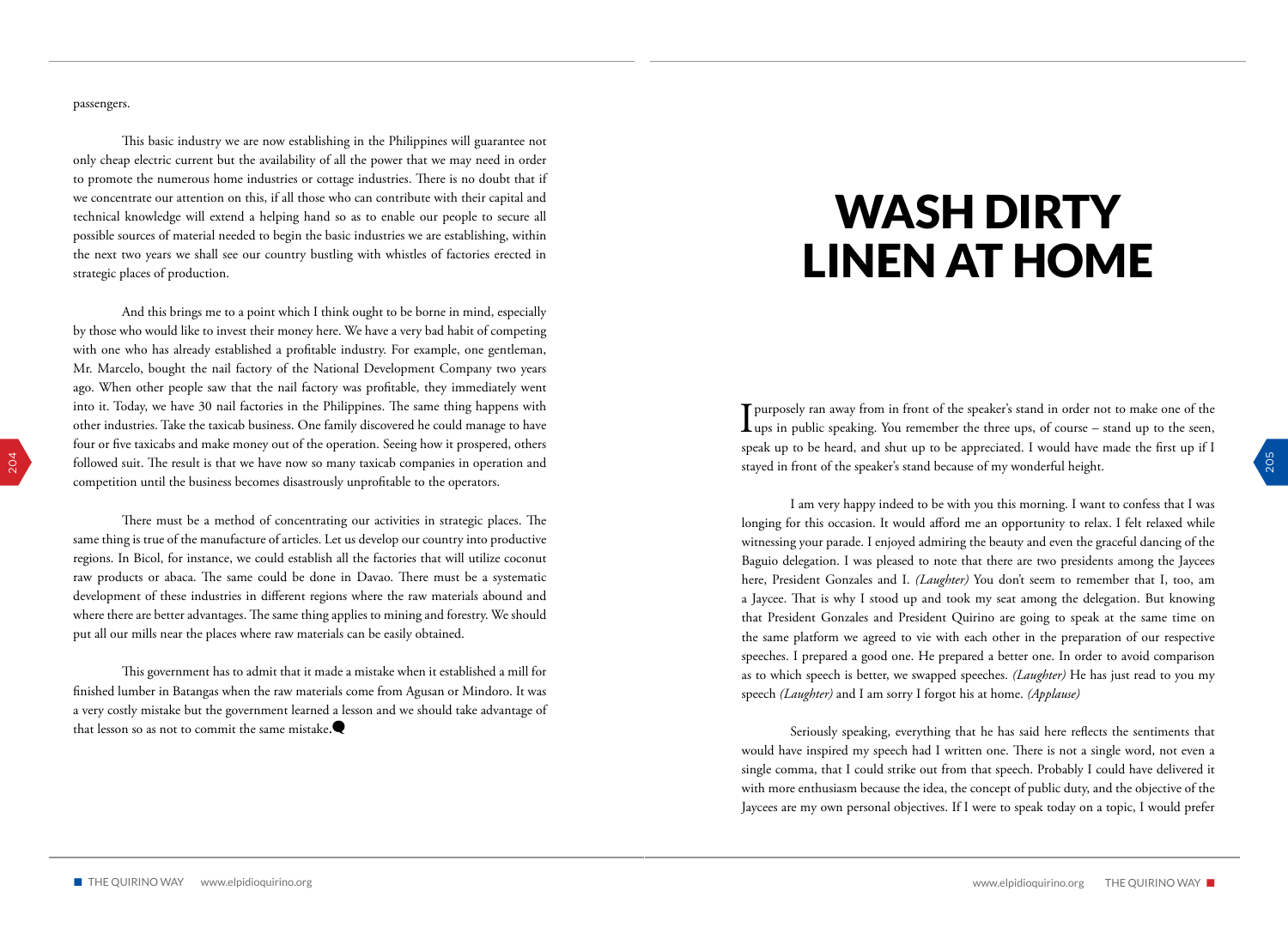passengers.

This basic industry we are now establishing in the Philippines will guarantee not only cheap electric current but the availability of all the power that we may need in order to promote the numerous home industries or cottage industries. There is no doubt that if we concentrate our attention on this, if all those who can contribute with their capital and technical knowledge will extend a helping hand so as to enable our people to secure all possible sources of material needed to begin the basic industries we are establishing, within the next two years we shall see our country bustling with whistles of factories erected in strategic places of production.

And this brings me to a point which I think ought to be borne in mind, especially by those who would like to invest their money here. We have a very bad habit of competing with one who has already established a profitable industry. For example, one gentleman, Mr. Marcelo, bought the nail factory of the National Development Company two years ago. When other people saw that the nail factory was profitable, they immediately went into it. Today, we have 30 nail factories in the Philippines. The same thing happens with other industries. Take the taxicab business. One family discovered he could manage to have four or five taxicabs and make money out of the operation. Seeing how it prospered, others followed suit. The result is that we have now so many taxicab companies in operation and competition until the business becomes disastrously unprofitable to the operators.

There must be a method of concentrating our activities in strategic places. The same thing is true of the manufacture of articles. Let us develop our country into productive regions. In Bicol, for instance, we could establish all the factories that will utilize coconut raw products or abaca. The same could be done in Davao. There must be a systematic development of these industries in different regions where the raw materials abound and where there are better advantages. The same thing applies to mining and forestry. We should put all our mills near the places where raw materials can be easily obtained.

This government has to admit that it made a mistake when it established a mill for finished lumber in Batangas when the raw materials come from Agusan or Mindoro. It was a very costly mistake but the government learned a lesson and we should take advantage of that lesson so as not to commit the same mistake.

# WASH DIRTY LINEN AT HOME

I purposely ran away from in front of the speaker's stand in order not to make one of the ups in public speaking. You remember the three ups, of course – stand up to the seen, speak up to be heard, and shut up to be appreciated. I would have made the first up if I stayed in front of the speaker's stand because of my wonderful height.

I am very happy indeed to be with you this morning. I want to confess that I was longing for this occasion. It would afford me an opportunity to relax. I felt relaxed while witnessing your parade. I enjoyed admiring the beauty and even the graceful dancing of the Baguio delegation. I was pleased to note that there are two presidents among the Jaycees here, President Gonzales and I. *(Laughter)* You don't seem to remember that I, too, am a Jaycee. That is why I stood up and took my seat among the delegation. But knowing that President Gonzales and President Quirino are going to speak at the same time on the same platform we agreed to vie with each other in the preparation of our respective speeches. I prepared a good one. He prepared a better one. In order to avoid comparison as to which speech is better, we swapped speeches. *(Laughter)* He has just read to you my speech *(Laughter)* and I am sorry I forgot his at home. *(Applause)*

Seriously speaking, everything that he has said here reflects the sentiments that would have inspired my speech had I written one. There is not a single word, not even a single comma, that I could strike out from that speech. Probably I could have delivered it with more enthusiasm because the idea, the concept of public duty, and the objective of the Jaycees are my own personal objectives. If I were to speak today on a topic, I would prefer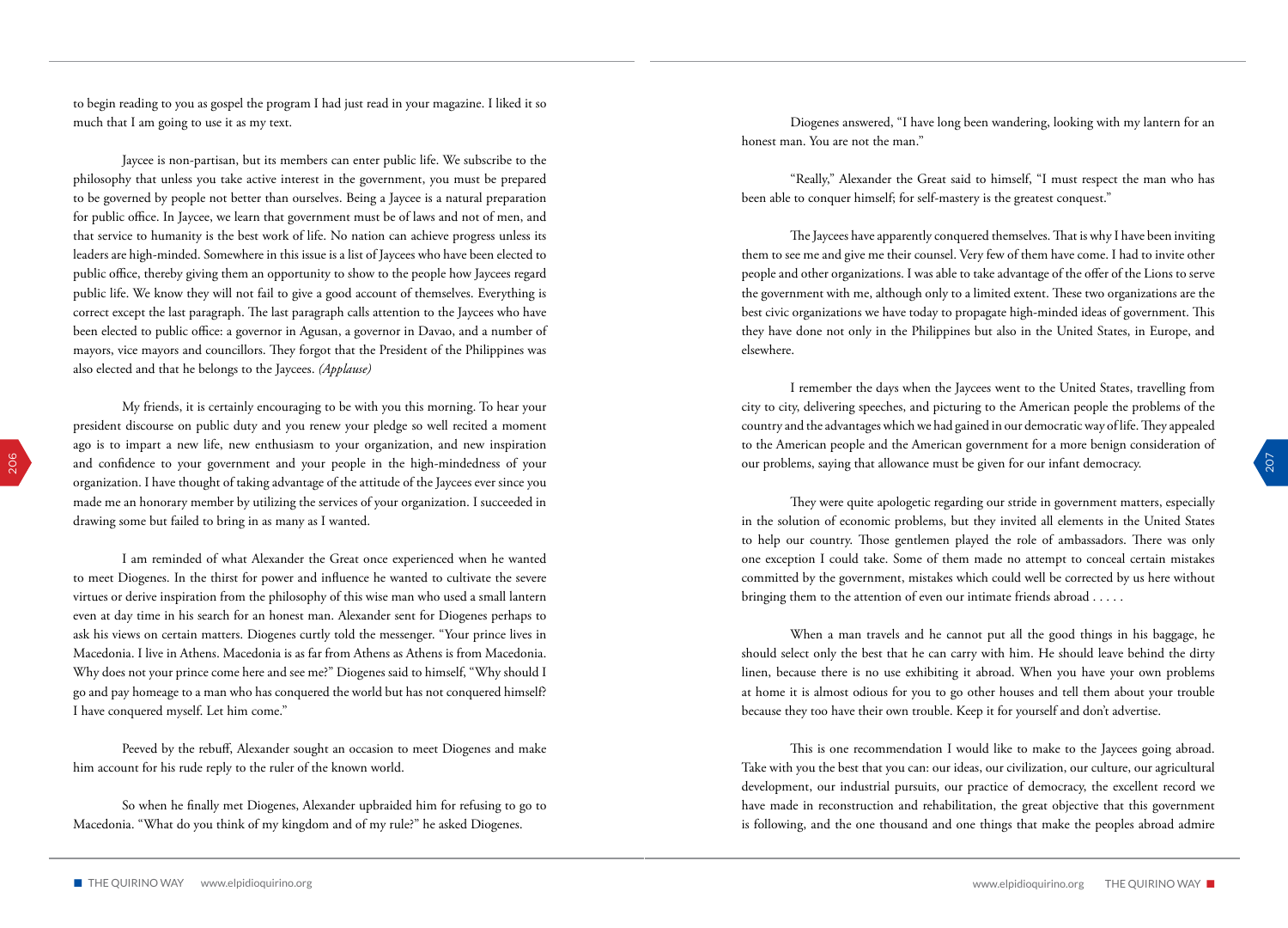to begin reading to you as gospel the program I had just read in your magazine. I liked it so much that I am going to use it as my text.

Jaycee is non-partisan, but its members can enter public life. We subscribe to the philosophy that unless you take active interest in the government, you must be prepared to be governed by people not better than ourselves. Being a Jaycee is a natural preparation for public office. In Jaycee, we learn that government must be of laws and not of men, and that service to humanity is the best work of life. No nation can achieve progress unless its leaders are high-minded. Somewhere in this issue is a list of Jaycees who have been elected to public office, thereby giving them an opportunity to show to the people how Jaycees regard public life. We know they will not fail to give a good account of themselves. Everything is correct except the last paragraph. The last paragraph calls attention to the Jaycees who have been elected to public office: a governor in Agusan, a governor in Davao, and a number of mayors, vice mayors and councillors. They forgot that the President of the Philippines was also elected and that he belongs to the Jaycees. *(Applause)*

My friends, it is certainly encouraging to be with you this morning. To hear your president discourse on public duty and you renew your pledge so well recited a moment ago is to impart a new life, new enthusiasm to your organization, and new inspiration and confidence to your government and your people in the high-mindedness of your organization. I have thought of taking advantage of the attitude of the Jaycees ever since you made me an honorary member by utilizing the services of your organization. I succeeded in drawing some but failed to bring in as many as I wanted.

I am reminded of what Alexander the Great once experienced when he wanted to meet Diogenes. In the thirst for power and influence he wanted to cultivate the severe virtues or derive inspiration from the philosophy of this wise man who used a small lantern even at day time in his search for an honest man. Alexander sent for Diogenes perhaps to ask his views on certain matters. Diogenes curtly told the messenger. "Your prince lives in Macedonia. I live in Athens. Macedonia is as far from Athens as Athens is from Macedonia. Why does not your prince come here and see me?" Diogenes said to himself, "Why should I go and pay homeage to a man who has conquered the world but has not conquered himself? I have conquered myself. Let him come."

Peeved by the rebuff, Alexander sought an occasion to meet Diogenes and make him account for his rude reply to the ruler of the known world.

So when he finally met Diogenes, Alexander upbraided him for refusing to go to Macedonia. "What do you think of my kingdom and of my rule?" he asked Diogenes.

Diogenes answered, "I have long been wandering, looking with my lantern for an honest man. You are not the man."

"Really," Alexander the Great said to himself, "I must respect the man who has been able to conquer himself; for self-mastery is the greatest conquest."

The Jaycees have apparently conquered themselves. That is why I have been inviting them to see me and give me their counsel. Very few of them have come. I had to invite other people and other organizations. I was able to take advantage of the offer of the Lions to serve the government with me, although only to a limited extent. These two organizations are the best civic organizations we have today to propagate high-minded ideas of government. This they have done not only in the Philippines but also in the United States, in Europe, and elsewhere.

I remember the days when the Jaycees went to the United States, travelling from city to city, delivering speeches, and picturing to the American people the problems of the country and the advantages which we had gained in our democratic way of life. They appealed to the American people and the American government for a more benign consideration of our problems, saying that allowance must be given for our infant democracy.

They were quite apologetic regarding our stride in government matters, especially in the solution of economic problems, but they invited all elements in the United States to help our country. Those gentlemen played the role of ambassadors. There was only one exception I could take. Some of them made no attempt to conceal certain mistakes committed by the government, mistakes which could well be corrected by us here without bringing them to the attention of even our intimate friends abroad . . . . .

When a man travels and he cannot put all the good things in his baggage, he should select only the best that he can carry with him. He should leave behind the dirty linen, because there is no use exhibiting it abroad. When you have your own problems at home it is almost odious for you to go other houses and tell them about your trouble because they too have their own trouble. Keep it for yourself and don't advertise.

This is one recommendation I would like to make to the Jaycees going abroad. Take with you the best that you can: our ideas, our civilization, our culture, our agricultural development, our industrial pursuits, our practice of democracy, the excellent record we have made in reconstruction and rehabilitation, the great objective that this government is following, and the one thousand and one things that make the peoples abroad admire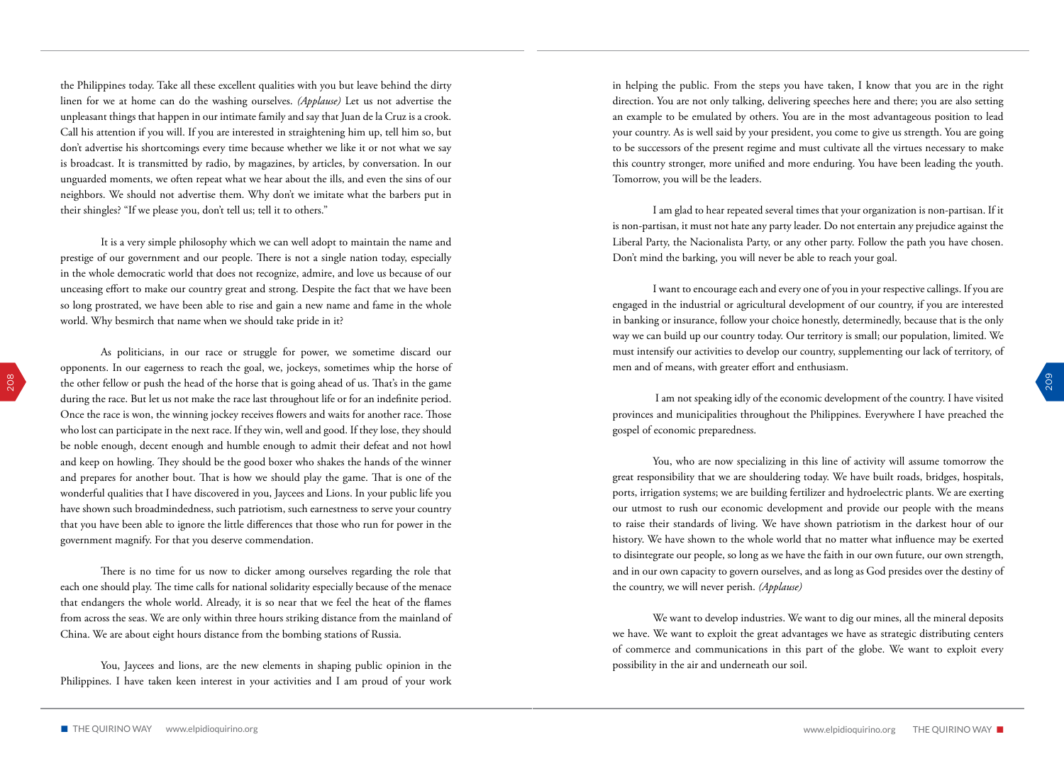the Philippines today. Take all these excellent qualities with you but leave behind the dirty linen for we at home can do the washing ourselves. *(Applause)* Let us not advertise the unpleasant things that happen in our intimate family and say that Juan de la Cruz is a crook. Call his attention if you will. If you are interested in straightening him up, tell him so, but don't advertise his shortcomings every time because whether we like it or not what we say is broadcast. It is transmitted by radio, by magazines, by articles, by conversation. In our unguarded moments, we often repeat what we hear about the ills, and even the sins of our neighbors. We should not advertise them. Why don't we imitate what the barbers put in their shingles? "If we please you, don't tell us; tell it to others."

It is a very simple philosophy which we can well adopt to maintain the name and prestige of our government and our people. There is not a single nation today, especially in the whole democratic world that does not recognize, admire, and love us because of our unceasing effort to make our country great and strong. Despite the fact that we have been so long prostrated, we have been able to rise and gain a new name and fame in the whole world. Why besmirch that name when we should take pride in it?

As politicians, in our race or struggle for power, we sometime discard our opponents. In our eagerness to reach the goal, we, jockeys, sometimes whip the horse of the other fellow or push the head of the horse that is going ahead of us. That's in the game during the race. But let us not make the race last throughout life or for an indefinite period. Once the race is won, the winning jockey receives flowers and waits for another race. Those who lost can participate in the next race. If they win, well and good. If they lose, they should be noble enough, decent enough and humble enough to admit their defeat and not howl and keep on howling. They should be the good boxer who shakes the hands of the winner and prepares for another bout. That is how we should play the game. That is one of the wonderful qualities that I have discovered in you, Jaycees and Lions. In your public life you have shown such broadmindedness, such patriotism, such earnestness to serve your country that you have been able to ignore the little differences that those who run for power in the government magnify. For that you deserve commendation.

There is no time for us now to dicker among ourselves regarding the role that each one should play. The time calls for national solidarity especially because of the menace that endangers the whole world. Already, it is so near that we feel the heat of the flames from across the seas. We are only within three hours striking distance from the mainland of China. We are about eight hours distance from the bombing stations of Russia.

You, Jaycees and lions, are the new elements in shaping public opinion in the Philippines. I have taken keen interest in your activities and I am proud of your work in helping the public. From the steps you have taken, I know that you are in the right direction. You are not only talking, delivering speeches here and there; you are also setting an example to be emulated by others. You are in the most advantageous position to lead your country. As is well said by your president, you come to give us strength. You are going to be successors of the present regime and must cultivate all the virtues necessary to make this country stronger, more unified and more enduring. You have been leading the youth. Tomorrow, you will be the leaders.

I am glad to hear repeated several times that your organization is non-partisan. If it is non-partisan, it must not hate any party leader. Do not entertain any prejudice against the Liberal Party, the Nacionalista Party, or any other party. Follow the path you have chosen. Don't mind the barking, you will never be able to reach your goal.

I want to encourage each and every one of you in your respective callings. If you are engaged in the industrial or agricultural development of our country, if you are interested in banking or insurance, follow your choice honestly, determinedly, because that is the only way we can build up our country today. Our territory is small; our population, limited. We must intensify our activities to develop our country, supplementing our lack of territory, of men and of means, with greater effort and enthusiasm.

I am not speaking idly of the economic development of the country. I have visited provinces and municipalities throughout the Philippines. Everywhere I have preached the gospel of economic preparedness.

You, who are now specializing in this line of activity will assume tomorrow the great responsibility that we are shouldering today. We have built roads, bridges, hospitals, ports, irrigation systems; we are building fertilizer and hydroelectric plants. We are exerting our utmost to rush our economic development and provide our people with the means to raise their standards of living. We have shown patriotism in the darkest hour of our history. We have shown to the whole world that no matter what influence may be exerted to disintegrate our people, so long as we have the faith in our own future, our own strength, and in our own capacity to govern ourselves, and as long as God presides over the destiny of the country, we will never perish. *(Applause)*

We want to develop industries. We want to dig our mines, all the mineral deposits we have. We want to exploit the great advantages we have as strategic distributing centers of commerce and communications in this part of the globe. We want to exploit every possibility in the air and underneath our soil.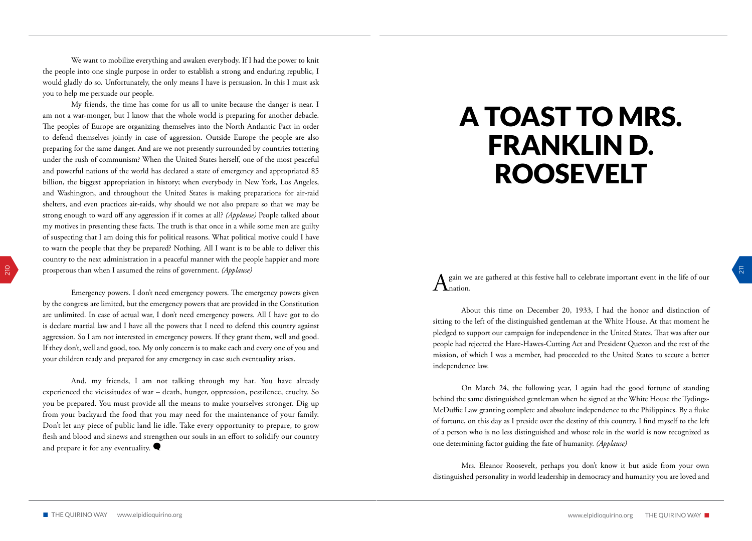We want to mobilize everything and awaken everybody. If I had the power to knit the people into one single purpose in order to establish a strong and enduring republic, I would gladly do so. Unfortunately, the only means I have is persuasion. In this I must ask you to help me persuade our people.

My friends, the time has come for us all to unite because the danger is near. I am not a war-monger, but I know that the whole world is preparing for another debacle. The peoples of Europe are organizing themselves into the North Antlantic Pact in order to defend themselves jointly in case of aggression. Outside Europe the people are also preparing for the same danger. And are we not presently surrounded by countries tottering under the rush of communism? When the United States herself, one of the most peaceful and powerful nations of the world has declared a state of emergency and appropriated 85 billion, the biggest appropriation in history; when everybody in New York, Los Angeles, and Washington, and throughout the United States is making preparations for air-raid shelters, and even practices air-raids, why should we not also prepare so that we may be strong enough to ward off any aggression if it comes at all? *(Applause)* People talked about my motives in presenting these facts. The truth is that once in a while some men are guilty of suspecting that I am doing this for political reasons. What political motive could I have to warn the people that they be prepared? Nothing. All I want is to be able to deliver this country to the next administration in a peaceful manner with the people happier and more prosperous than when I assumed the reins of government. *(Applause)*

Emergency powers. I don't need emergency powers. The emergency powers given by the congress are limited, but the emergency powers that are provided in the Constitution are unlimited. In case of actual war, I don't need emergency powers. All I have got to do is declare martial law and I have all the powers that I need to defend this country against aggression. So I am not interested in emergency powers. If they grant them, well and good. If they don't, well and good, too. My only concern is to make each and every one of you and your children ready and prepared for any emergency in case such eventuality arises.

And, my friends, I am not talking through my hat. You have already experienced the vicissitudes of war – death, hunger, oppression, pestilence, cruelty. So you be prepared. You must provide all the means to make yourselves stronger. Dig up from your backyard the food that you may need for the maintenance of your family. Don't let any piece of public land lie idle. Take every opportunity to prepare, to grow flesh and blood and sinews and strengthen our souls in an effort to solidify our country and prepare it for any eventuality.

# A TOAST TO MRS. FRANKLIN D. ROOSEVELT

Again we are gathered at this festive hall to celebrate important event in the life of our nation.

About this time on December 20, 1933, I had the honor and distinction of sitting to the left of the distinguished gentleman at the White House. At that moment he pledged to support our campaign for independence in the United States. That was after our people had rejected the Hare-Hawes-Cutting Act and President Quezon and the rest of the mission, of which I was a member, had proceeded to the United States to secure a better independence law.

On March 24, the following year, I again had the good fortune of standing behind the same distinguished gentleman when he signed at the White House the Tydings-McDuffie Law granting complete and absolute independence to the Philippines. By a fluke of fortune, on this day as I preside over the destiny of this country, I find myself to the left of a person who is no less distinguished and whose role in the world is now recognized as one determining factor guiding the fate of humanity. *(Applause)*

Mrs. Eleanor Roosevelt, perhaps you don't know it but aside from your own distinguished personality in world leadership in democracy and humanity you are loved and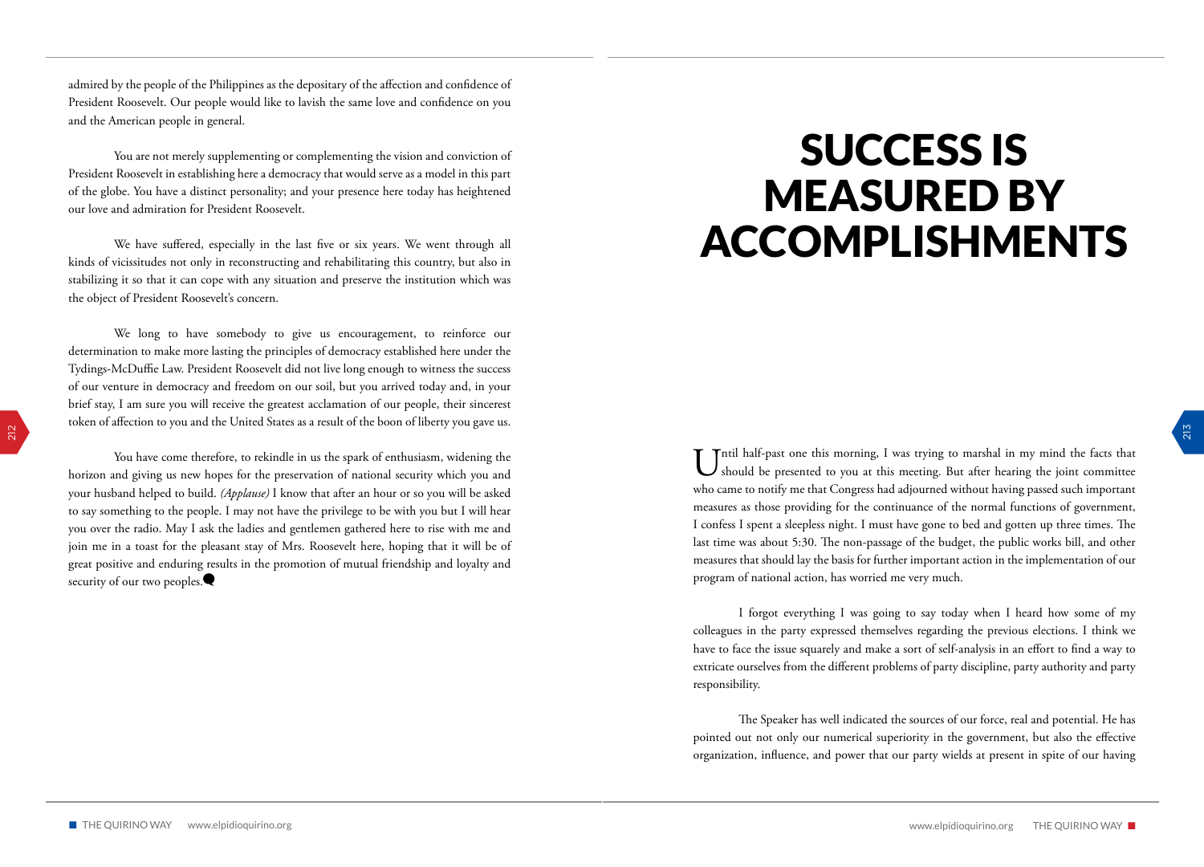admired by the people of the Philippines as the depositary of the affection and confidence of President Roosevelt. Our people would like to lavish the same love and confidence on you and the American people in general.

You are not merely supplementing or complementing the vision and conviction of President Roosevelt in establishing here a democracy that would serve as a model in this part of the globe. You have a distinct personality; and your presence here today has heightened our love and admiration for President Roosevelt.

We have suffered, especially in the last five or six years. We went through all kinds of vicissitudes not only in reconstructing and rehabilitating this country, but also in stabilizing it so that it can cope with any situation and preserve the institution which was the object of President Roosevelt's concern.

We long to have somebody to give us encouragement, to reinforce our determination to make more lasting the principles of democracy established here under the Tydings-McDuffie Law. President Roosevelt did not live long enough to witness the success of our venture in democracy and freedom on our soil, but you arrived today and, in your brief stay, I am sure you will receive the greatest acclamation of our people, their sincerest token of affection to you and the United States as a result of the boon of liberty you gave us.

You have come therefore, to rekindle in us the spark of enthusiasm, widening the horizon and giving us new hopes for the preservation of national security which you and your husband helped to build. *(Applause)* I know that after an hour or so you will be asked to say something to the people. I may not have the privilege to be with you but I will hear you over the radio. May I ask the ladies and gentlemen gathered here to rise with me and join me in a toast for the pleasant stay of Mrs. Roosevelt here, hoping that it will be of great positive and enduring results in the promotion of mutual friendship and loyalty and security of our two peoples.

# SUCCESS IS MEASURED BY ACCOMPLISHMENTS

Until half-past one this morning, I was trying to marshal in my mind the facts that should be presented to you at this meeting. But after hearing the joint committee who came to notify me that Congress had adjourned without having passed such important measures as those providing for the continuance of the normal functions of government, I confess I spent a sleepless night. I must have gone to bed and gotten up three times. The last time was about 5:30. The non-passage of the budget, the public works bill, and other measures that should lay the basis for further important action in the implementation of our program of national action, has worried me very much.

I forgot everything I was going to say today when I heard how some of my colleagues in the party expressed themselves regarding the previous elections. I think we have to face the issue squarely and make a sort of self-analysis in an effort to find a way to extricate ourselves from the different problems of party discipline, party authority and party responsibility.

The Speaker has well indicated the sources of our force, real and potential. He has pointed out not only our numerical superiority in the government, but also the effective organization, influence, and power that our party wields at present in spite of our having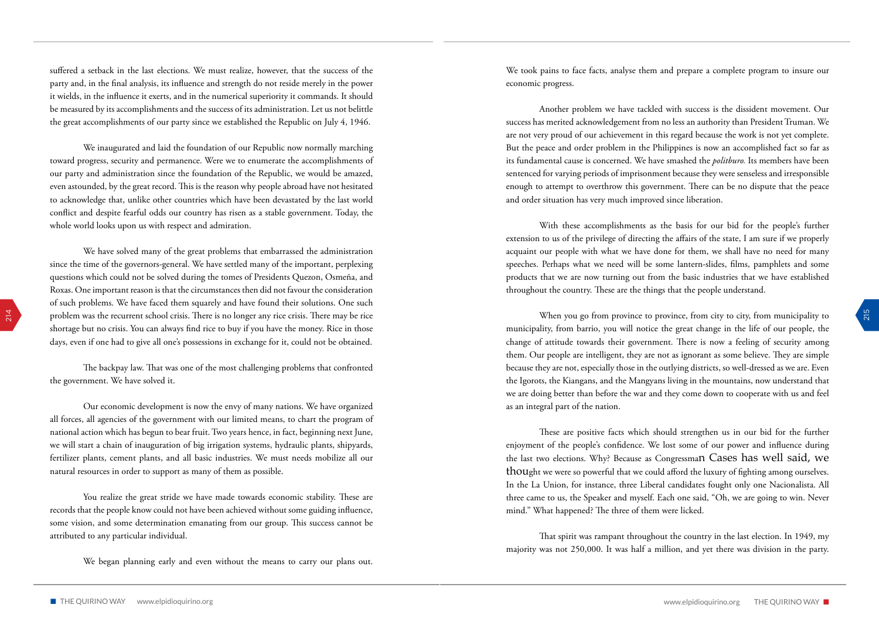suffered a setback in the last elections. We must realize, however, that the success of the party and, in the final analysis, its influence and strength do not reside merely in the power it wields, in the influence it exerts, and in the numerical superiority it commands. It should be measured by its accomplishments and the success of its administration. Let us not belittle the great accomplishments of our party since we established the Republic on July 4, 1946.

We inaugurated and laid the foundation of our Republic now normally marching toward progress, security and permanence. Were we to enumerate the accomplishments of our party and administration since the foundation of the Republic, we would be amazed, even astounded, by the great record. This is the reason why people abroad have not hesitated to acknowledge that, unlike other countries which have been devastated by the last world conflict and despite fearful odds our country has risen as a stable government. Today, the whole world looks upon us with respect and admiration.

We have solved many of the great problems that embarrassed the administration since the time of the governors-general. We have settled many of the important, perplexing questions which could not be solved during the tomes of Presidents Quezon, Osmeña, and Roxas. One important reason is that the circumstances then did not favour the consideration of such problems. We have faced them squarely and have found their solutions. One such problem was the recurrent school crisis. There is no longer any rice crisis. There may be rice shortage but no crisis. You can always find rice to buy if you have the money. Rice in those days, even if one had to give all one's possessions in exchange for it, could not be obtained.

The backpay law. That was one of the most challenging problems that confronted the government. We have solved it.

Our economic development is now the envy of many nations. We have organized all forces, all agencies of the government with our limited means, to chart the program of national action which has begun to bear fruit. Two years hence, in fact, beginning next June, we will start a chain of inauguration of big irrigation systems, hydraulic plants, shipyards, fertilizer plants, cement plants, and all basic industries. We must needs mobilize all our natural resources in order to support as many of them as possible.

You realize the great stride we have made towards economic stability. These are records that the people know could not have been achieved without some guiding influence, some vision, and some determination emanating from our group. This success cannot be attributed to any particular individual.

We began planning early and even without the means to carry our plans out. We took pains to face facts, analyse them and prepare a complete program to insure our economic progress.

Another problem we have tackled with success is the dissident movement. Our success has merited acknowledgement from no less an authority than President Truman. We are not very proud of our achievement in this regard because the work is not yet complete. But the peace and order problem in the Philippines is now an accomplished fact so far as its fundamental cause is concerned. We have smashed the *politburo.* Its members have been sentenced for varying periods of imprisonment because they were senseless and irresponsible enough to attempt to overthrow this government. There can be no dispute that the peace and order situation has very much improved since liberation.

With these accomplishments as the basis for our bid for the people's further extension to us of the privilege of directing the affairs of the state, I am sure if we properly acquaint our people with what we have done for them, we shall have no need for many speeches. Perhaps what we need will be some lantern-slides, films, pamphlets and some products that we are now turning out from the basic industries that we have established throughout the country. These are the things that the people understand.

When you go from province to province, from city to city, from municipality to municipality, from barrio, you will notice the great change in the life of our people, the change of attitude towards their government. There is now a feeling of security among them. Our people are intelligent, they are not as ignorant as some believe. They are simple because they are not, especially those in the outlying districts, so well-dressed as we are. Even the Igorots, the Kiangans, and the Mangyans living in the mountains, now understand that we are doing better than before the war and they come down to cooperate with us and feel as an integral part of the nation.

These are positive facts which should strengthen us in our bid for the further enjoyment of the people's confidence. We lost some of our power and influence during the last two elections. Why? Because as Congressman Cases has well said, we thought we were so powerful that we could afford the luxury of fighting among ourselves. In the La Union, for instance, three Liberal candidates fought only one Nacionalista. All three came to us, the Speaker and myself. Each one said, "Oh, we are going to win. Never mind." What happened? The three of them were licked.

That spirit was rampant throughout the country in the last election. In 1949, my majority was not 250,000. It was half a million, and yet there was division in the party.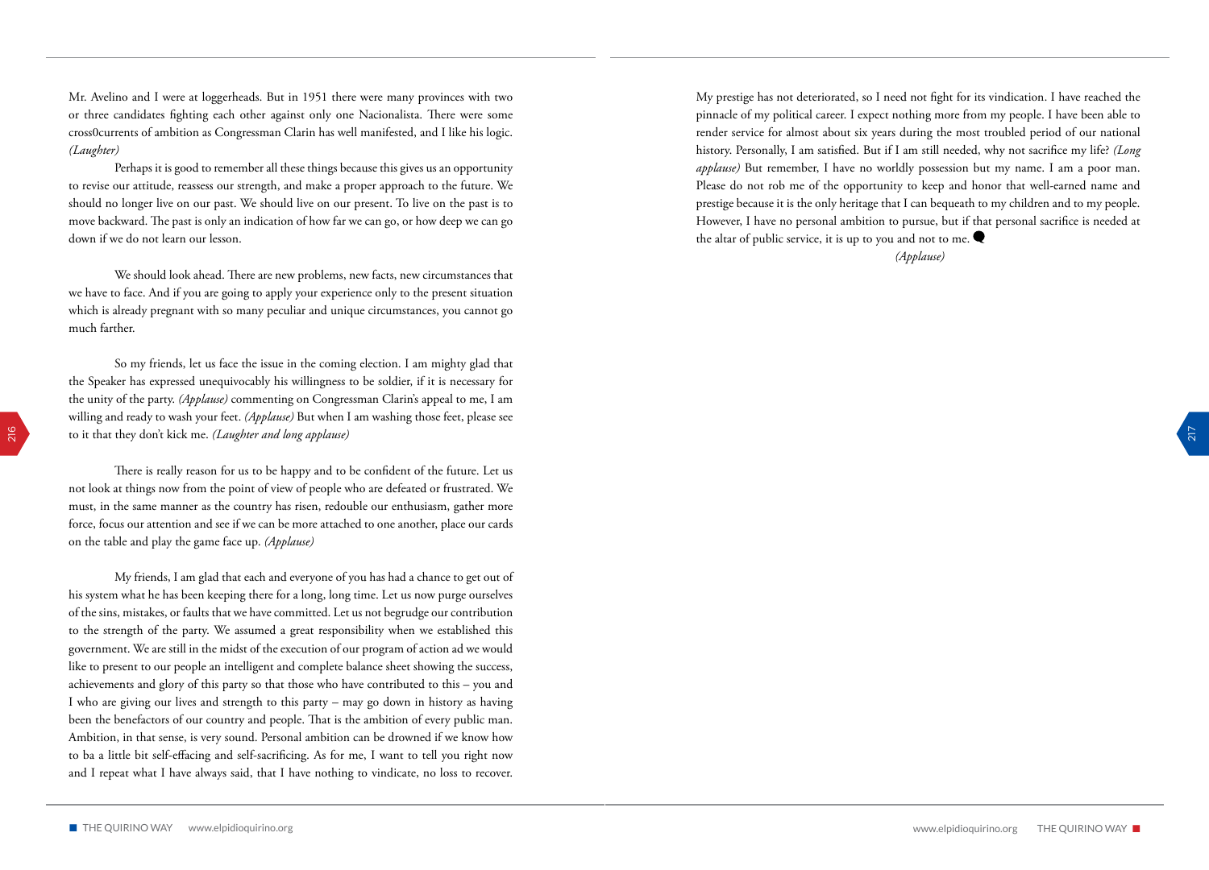Mr. Avelino and I were at loggerheads. But in 1951 there were many provinces with two or three candidates fighting each other against only one Nacionalista. There were some cross0currents of ambition as Congressman Clarin has well manifested, and I like his logic. *(Laughter)*

Perhaps it is good to remember all these things because this gives us an opportunity to revise our attitude, reassess our strength, and make a proper approach to the future. We should no longer live on our past. We should live on our present. To live on the past is to move backward. The past is only an indication of how far we can go, or how deep we can go down if we do not learn our lesson.

We should look ahead. There are new problems, new facts, new circumstances that we have to face. And if you are going to apply your experience only to the present situation which is already pregnant with so many peculiar and unique circumstances, you cannot go much farther.

So my friends, let us face the issue in the coming election. I am mighty glad that the Speaker has expressed unequivocably his willingness to be soldier, if it is necessary for the unity of the party. *(Applause)* commenting on Congressman Clarin's appeal to me, I am willing and ready to wash your feet. *(Applause)* But when I am washing those feet, please see to it that they don't kick me. *(Laughter and long applause)*

There is really reason for us to be happy and to be confident of the future. Let us not look at things now from the point of view of people who are defeated or frustrated. We must, in the same manner as the country has risen, redouble our enthusiasm, gather more force, focus our attention and see if we can be more attached to one another, place our cards on the table and play the game face up. *(Applause)*

My friends, I am glad that each and everyone of you has had a chance to get out of his system what he has been keeping there for a long, long time. Let us now purge ourselves of the sins, mistakes, or faults that we have committed. Let us not begrudge our contribution to the strength of the party. We assumed a great responsibility when we established this government. We are still in the midst of the execution of our program of action ad we would like to present to our people an intelligent and complete balance sheet showing the success, achievements and glory of this party so that those who have contributed to this – you and I who are giving our lives and strength to this party – may go down in history as having been the benefactors of our country and people. That is the ambition of every public man. Ambition, in that sense, is very sound. Personal ambition can be drowned if we know how to ba a little bit self-effacing and self-sacrificing. As for me, I want to tell you right now and I repeat what I have always said, that I have nothing to vindicate, no loss to recover. My prestige has not deteriorated, so I need not fight for its vindication. I have reached the pinnacle of my political career. I expect nothing more from my people. I have been able to render service for almost about six years during the most troubled period of our national history. Personally, I am satisfied. But if I am still needed, why not sacrifice my life? *(Long applause)* But remember, I have no worldly possession but my name. I am a poor man. Please do not rob me of the opportunity to keep and honor that well-earned name and prestige because it is the only heritage that I can bequeath to my children and to my people. However, I have no personal ambition to pursue, but if that personal sacrifice is needed at the altar of public service, it is up to you and not to me.

*(Applause)*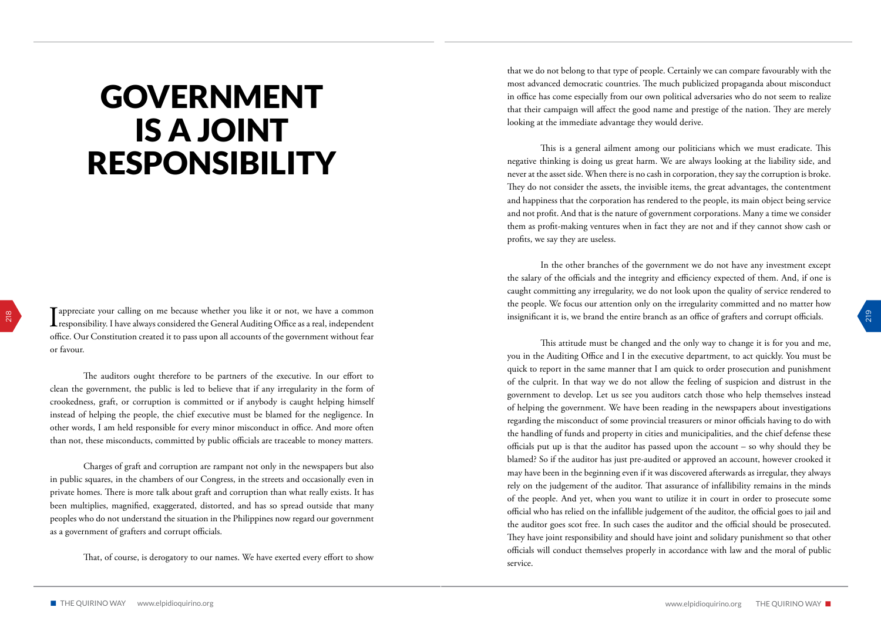# GOVERNMENT IS A JOINT RESPONSIBILITY

I appreciate your calling on me because whether you like it or not, we have a common responsibility. I have always considered the General Auditing Office as a real, independent office. Our Constitution created it to pass upon all accounts of the government without fear or favour.

The auditors ought therefore to be partners of the executive. In our effort to clean the government, the public is led to believe that if any irregularity in the form of crookedness, graft, or corruption is committed or if anybody is caught helping himself instead of helping the people, the chief executive must be blamed for the negligence. In other words, I am held responsible for every minor misconduct in office. And more often than not, these misconducts, committed by public officials are traceable to money matters.

Charges of graft and corruption are rampant not only in the newspapers but also in public squares, in the chambers of our Congress, in the streets and occasionally even in private homes. There is more talk about graft and corruption than what really exists. It has been multiplies, magnified, exaggerated, distorted, and has so spread outside that many peoples who do not understand the situation in the Philippines now regard our government as a government of grafters and corrupt officials.

That, of course, is derogatory to our names. We have exerted every effort to show that we do not belong to that type of people. Certainly we can compare favourably with the most advanced democratic countries. The much publicized propaganda about misconduct in office has come especially from our own political adversaries who do not seem to realize that their campaign will affect the good name and prestige of the nation. They are merely looking at the immediate advantage they would derive.

This is a general ailment among our politicians which we must eradicate. This negative thinking is doing us great harm. We are always looking at the liability side, and never at the asset side. When there is no cash in corporation, they say the corruption is broke. They do not consider the assets, the invisible items, the great advantages, the contentment and happiness that the corporation has rendered to the people, its main object being service and not profit. And that is the nature of government corporations. Many a time we consider them as profit-making ventures when in fact they are not and if they cannot show cash or profits, we say they are useless.

In the other branches of the government we do not have any investment except the salary of the officials and the integrity and efficiency expected of them. And, if one is caught committing any irregularity, we do not look upon the quality of service rendered to the people. We focus our attention only on the irregularity committed and no matter how insignificant it is, we brand the entire branch as an office of grafters and corrupt officials.

This attitude must be changed and the only way to change it is for you and me, you in the Auditing Office and I in the executive department, to act quickly. You must be quick to report in the same manner that I am quick to order prosecution and punishment of the culprit. In that way we do not allow the feeling of suspicion and distrust in the government to develop. Let us see you auditors catch those who help themselves instead of helping the government. We have been reading in the newspapers about investigations regarding the misconduct of some provincial treasurers or minor officials having to do with the handling of funds and property in cities and municipalities, and the chief defense these officials put up is that the auditor has passed upon the account – so why should they be blamed? So if the auditor has just pre-audited or approved an account, however crooked it may have been in the beginning even if it was discovered afterwards as irregular, they always rely on the judgement of the auditor. That assurance of infallibility remains in the minds of the people. And yet, when you want to utilize it in court in order to prosecute some official who has relied on the infallible judgement of the auditor, the official goes to jail and the auditor goes scot free. In such cases the auditor and the official should be prosecuted. They have joint responsibility and should have joint and solidary punishment so that other officials will conduct themselves properly in accordance with law and the moral of public service.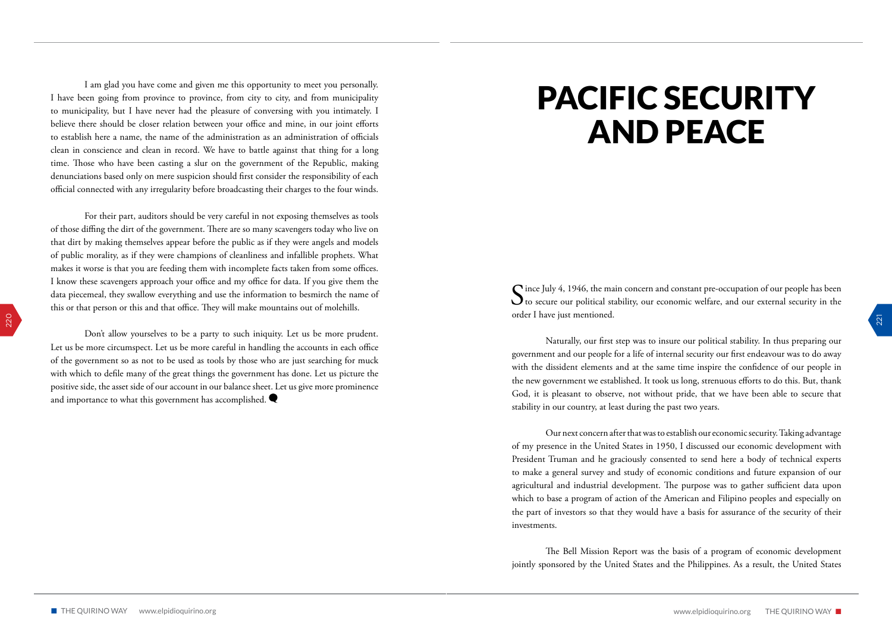I am glad you have come and given me this opportunity to meet you personally. I have been going from province to province, from city to city, and from municipality to municipality, but I have never had the pleasure of conversing with you intimately. I believe there should be closer relation between your office and mine, in our joint efforts to establish here a name, the name of the administration as an administration of officials clean in conscience and clean in record. We have to battle against that thing for a long time. Those who have been casting a slur on the government of the Republic, making denunciations based only on mere suspicion should first consider the responsibility of each official connected with any irregularity before broadcasting their charges to the four winds.

For their part, auditors should be very careful in not exposing themselves as tools of those diffing the dirt of the government. There are so many scavengers today who live on that dirt by making themselves appear before the public as if they were angels and models of public morality, as if they were champions of cleanliness and infallible prophets. What makes it worse is that you are feeding them with incomplete facts taken from some offices. I know these scavengers approach your office and my office for data. If you give them the data piecemeal, they swallow everything and use the information to besmirch the name of this or that person or this and that office. They will make mountains out of molehills.

Don't allow yourselves to be a party to such iniquity. Let us be more prudent. Let us be more circumspect. Let us be more careful in handling the accounts in each office of the government so as not to be used as tools by those who are just searching for muck with which to defile many of the great things the government has done. Let us picture the positive side, the asset side of our account in our balance sheet. Let us give more prominence and importance to what this government has accomplished.

# PACIFIC SECURITY AND PEACE

Since July 4, 1946, the main concern and constant pre-occupation of our people has been to secure our political stability, our economic welfare, and our external security in the order I have just mentioned.

Naturally, our first step was to insure our political stability. In thus preparing our government and our people for a life of internal security our first endeavour was to do away with the dissident elements and at the same time inspire the confidence of our people in the new government we established. It took us long, strenuous efforts to do this. But, thank God, it is pleasant to observe, not without pride, that we have been able to secure that stability in our country, at least during the past two years.

Our next concern after that was to establish our economic security. Taking advantage of my presence in the United States in 1950, I discussed our economic development with President Truman and he graciously consented to send here a body of technical experts to make a general survey and study of economic conditions and future expansion of our agricultural and industrial development. The purpose was to gather sufficient data upon which to base a program of action of the American and Filipino peoples and especially on the part of investors so that they would have a basis for assurance of the security of their investments.

The Bell Mission Report was the basis of a program of economic development jointly sponsored by the United States and the Philippines. As a result, the United States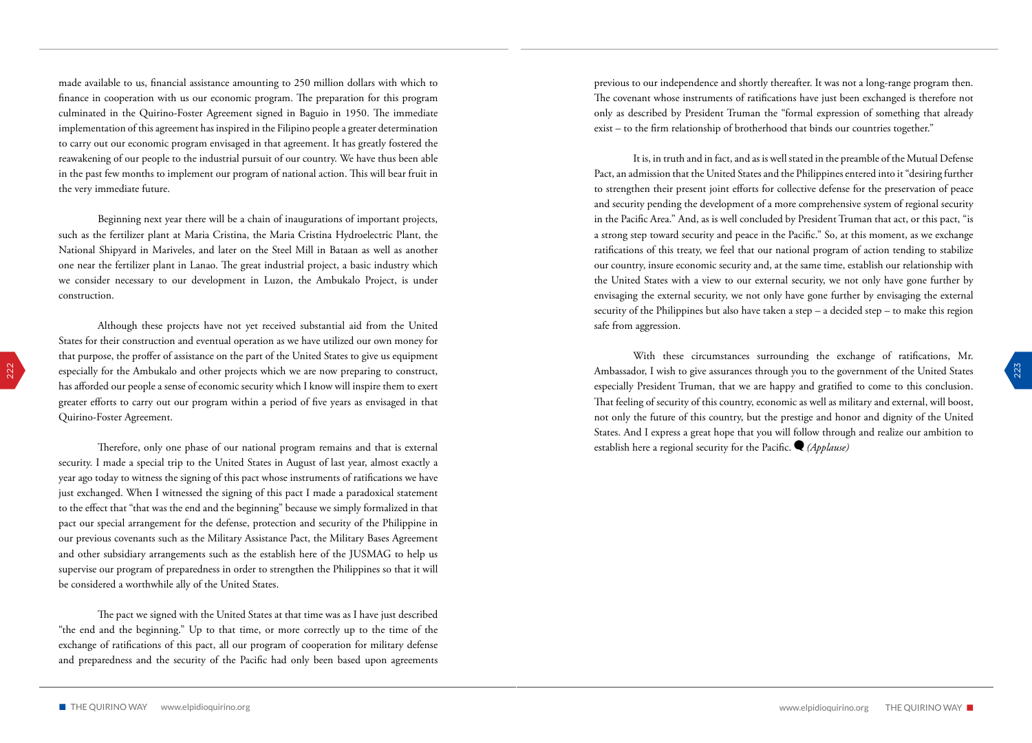made available to us, financial assistance amounting to 250 million dollars with which to finance in cooperation with us our economic program. The preparation for this program culminated in the Quirino-Foster Agreement signed in Baguio in 1950. The immediate implementation of this agreement has inspired in the Filipino people a greater determination to carry out our economic program envisaged in that agreement. It has greatly fostered the reawakening of our people to the industrial pursuit of our country. We have thus been able in the past few months to implement our program of national action. This will bear fruit in the very immediate future.

Beginning next year there will be a chain of inaugurations of important projects, such as the fertilizer plant at Maria Cristina, the Maria Cristina Hydroelectric Plant, the National Shipyard in Mariveles, and later on the Steel Mill in Bataan as well as another one near the fertilizer plant in Lanao. The great industrial project, a basic industry which we consider necessary to our development in Luzon, the Ambukalo Project, is under construction.

Although these projects have not yet received substantial aid from the United States for their construction and eventual operation as we have utilized our own money for that purpose, the proffer of assistance on the part of the United States to give us equipment especially for the Ambukalo and other projects which we are now preparing to construct, has afforded our people a sense of economic security which I know will inspire them to exert greater efforts to carry out our program within a period of five years as envisaged in that Quirino-Foster Agreement.

Therefore, only one phase of our national program remains and that is external security. I made a special trip to the United States in August of last year, almost exactly a year ago today to witness the signing of this pact whose instruments of ratifications we have just exchanged. When I witnessed the signing of this pact I made a paradoxical statement to the effect that "that was the end and the beginning" because we simply formalized in that pact our special arrangement for the defense, protection and security of the Philippine in our previous covenants such as the Military Assistance Pact, the Military Bases Agreement and other subsidiary arrangements such as the establish here of the JUSMAG to help us supervise our program of preparedness in order to strengthen the Philippines so that it will be considered a worthwhile ally of the United States.

The pact we signed with the United States at that time was as I have just described "the end and the beginning." Up to that time, or more correctly up to the time of the exchange of ratifications of this pact, all our program of cooperation for military defense and preparedness and the security of the Pacific had only been based upon agreements previous to our independence and shortly thereafter. It was not a long-range program then. The covenant whose instruments of ratifications have just been exchanged is therefore not only as described by President Truman the "formal expression of something that already exist – to the firm relationship of brotherhood that binds our countries together."

It is, in truth and in fact, and as is well stated in the preamble of the Mutual Defense Pact, an admission that the United States and the Philippines entered into it "desiring further to strengthen their present joint efforts for collective defense for the preservation of peace and security pending the development of a more comprehensive system of regional security in the Pacific Area." And, as is well concluded by President Truman that act, or this pact, "is a strong step toward security and peace in the Pacific." So, at this moment, as we exchange ratifications of this treaty, we feel that our national program of action tending to stabilize our country, insure economic security and, at the same time, establish our relationship with the United States with a view to our external security, we not only have gone further by envisaging the external security, we not only have gone further by envisaging the external security of the Philippines but also have taken a step – a decided step – to make this region safe from aggression.

With these circumstances surrounding the exchange of ratifications, Mr. Ambassador, I wish to give assurances through you to the government of the United States especially President Truman, that we are happy and gratified to come to this conclusion. That feeling of security of this country, economic as well as military and external, will boost, not only the future of this country, but the prestige and honor and dignity of the United States. And I express a great hope that you will follow through and realize our ambition to establish here a regional security for the Pacific. *(Applause)*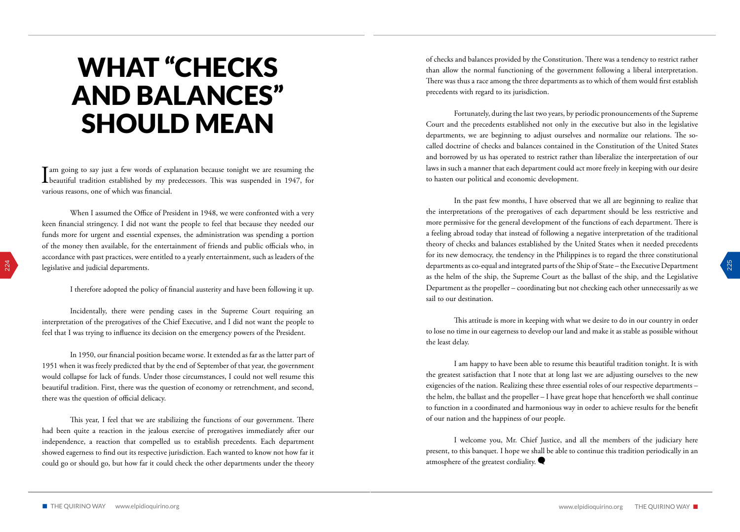# WHAT "CHECKS AND BALANCES" SHOULD MEAN

I am going to say just a few words of explanation because tonight we are resuming the beautiful tradition established by my predecessors. This was suspended in 1947, for various reasons, one of which was financial.

When I assumed the Office of President in 1948, we were confronted with a very keen financial stringency. I did not want the people to feel that because they needed our funds more for urgent and essential expenses, the administration was spending a portion of the money then available, for the entertainment of friends and public officials who, in accordance with past practices, were entitled to a yearly entertainment, such as leaders of the legislative and judicial departments.

I therefore adopted the policy of financial austerity and have been following it up.

Incidentally, there were pending cases in the Supreme Court requiring an interpretation of the prerogatives of the Chief Executive, and I did not want the people to feel that I was trying to influence its decision on the emergency powers of the President.

In 1950, our financial position became worse. It extended as far as the latter part of 1951 when it was freely predicted that by the end of September of that year, the government would collapse for lack of funds. Under those circumstances, I could not well resume this beautiful tradition. First, there was the question of economy or retrenchment, and second, there was the question of official delicacy.

This year, I feel that we are stabilizing the functions of our government. There had been quite a reaction in the jealous exercise of prerogatives immediately after our independence, a reaction that compelled us to establish precedents. Each department showed eagerness to find out its respective jurisdiction. Each wanted to know not how far it could go or should go, but how far it could check the other departments under the theory of checks and balances provided by the Constitution. There was a tendency to restrict rather than allow the normal functioning of the government following a liberal interpretation. There was thus a race among the three departments as to which of them would first establish precedents with regard to its jurisdiction.

Fortunately, during the last two years, by periodic pronouncements of the Supreme Court and the precedents established not only in the executive but also in the legislative departments, we are beginning to adjust ourselves and normalize our relations. The so-called doctrine of checks and balances contained in the Constitution of the United States and borrowed by us has operated to restrict rather than liberalize the interpretation of our laws in such a manner that each department could act more freely in keeping with our desire to hasten our political and economic development.

In the past few months, I have observed that we all are beginning to realize that the interpretations of the prerogatives of each department should be less restrictive and more permissive for the general development of the functions of each department. There is a feeling abroad today that instead of following a negative interpretation of the traditional theory of checks and balances established by the United States when it needed precedents for its new democracy, the tendency in the Philippines is to regard the three constitutional departments as co-equal and integrated parts of the Ship of State – the Executive Department as the helm of the ship, the Supreme Court as the ballast of the ship, and the Legislative Department as the propeller – coordinating but not checking each other unnecessarily as we sail to our destination.

This attitude is more in keeping with what we desire to do in our country in order to lose no time in our eagerness to develop our land and make it as stable as possible without the least delay.

I am happy to have been able to resume this beautiful tradition tonight. It is with the greatest satisfaction that I note that at long last we are adjusting ourselves to the new exigencies of the nation. Realizing these three essential roles of our respective departments – the helm, the ballast and the propeller – I have great hope that henceforth we shall continue to function in a coordinated and harmonious way in order to achieve results for the benefit of our nation and the happiness of our people.

I welcome you, Mr. Chief Justice, and all the members of the judiciary here present, to this banquet. I hope we shall be able to continue this tradition periodically in an atmosphere of the greatest cordiality.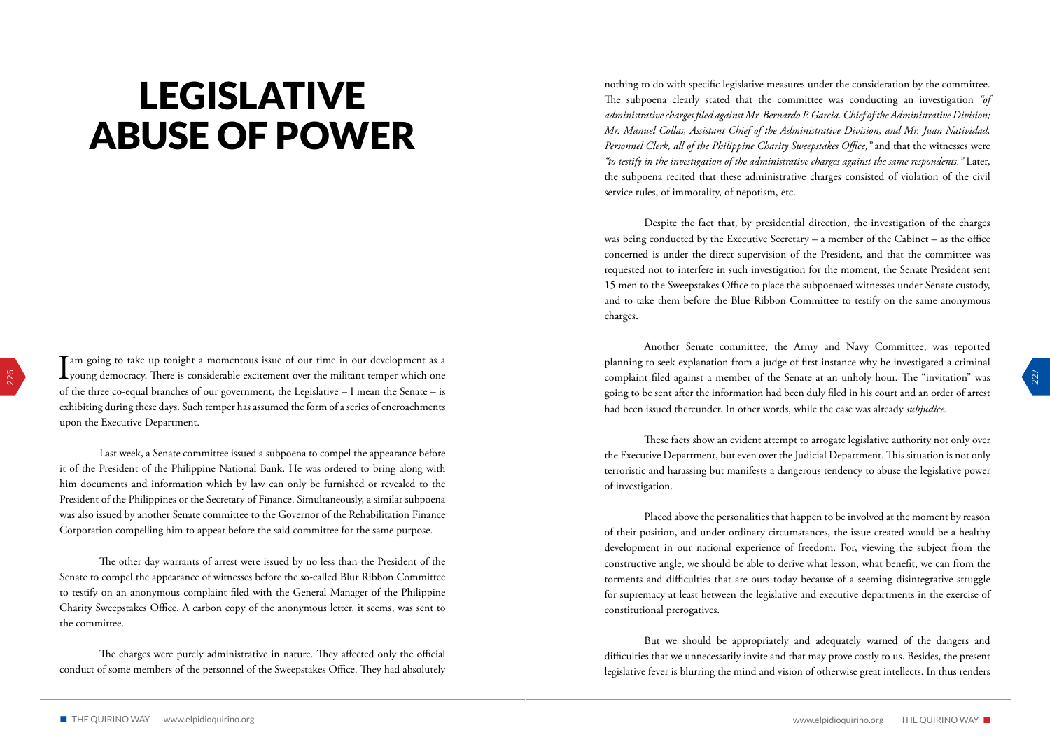# LEGISLATIVE ABUSE OF POWER

I am going to take up tonight a momentous issue of our time in our development as a young democracy. There is considerable excitement over the militant temper which one of the three co-equal branches of our government, the Legislative – I mean the Senate – is exhibiting during these days. Such temper has assumed the form of a series of encroachments upon the Executive Department.

Last week, a Senate committee issued a subpoena to compel the appearance before it of the President of the Philippine National Bank. He was ordered to bring along with him documents and information which by law can only be furnished or revealed to the President of the Philippines or the Secretary of Finance. Simultaneously, a similar subpoena was also issued by another Senate committee to the Governor of the Rehabilitation Finance Corporation compelling him to appear before the said committee for the same purpose.

The other day warrants of arrest were issued by no less than the President of the Senate to compel the appearance of witnesses before the so-called Blur Ribbon Committee to testify on an anonymous complaint filed with the General Manager of the Philippine Charity Sweepstakes Office. A carbon copy of the anonymous letter, it seems, was sent to the committee.

The charges were purely administrative in nature. They affected only the official conduct of some members of the personnel of the Sweepstakes Office. They had absolutely nothing to do with specific legislative measures under the consideration by the committee. The subpoena clearly stated that the committee was conducting an investigation *"of administrative charges filed against Mr. Bernardo P. Garcia. Chief of the Administrative Division; Mr. Manuel Collas, Assistant Chief of the Administrative Division; and Mr. Juan Natividad, Personnel Clerk, all of the Philippine Charity Sweepstakes Office,"* and that the witnesses were *"to testify in the investigation of the administrative charges against the same respondents."* Later, the subpoena recited that these administrative charges consisted of violation of the civil service rules, of immorality, of nepotism, etc.

Despite the fact that, by presidential direction, the investigation of the charges was being conducted by the Executive Secretary – a member of the Cabinet – as the office concerned is under the direct supervision of the President, and that the committee was requested not to interfere in such investigation for the moment, the Senate President sent 15 men to the Sweepstakes Office to place the subpoenaed witnesses under Senate custody, and to take them before the Blue Ribbon Committee to testify on the same anonymous charges.

Another Senate committee, the Army and Navy Committee, was reported planning to seek explanation from a judge of first instance why he investigated a criminal complaint filed against a member of the Senate at an unholy hour. The "invitation" was going to be sent after the information had been duly filed in his court and an order of arrest had been issued thereunder. In other words, while the case was already *subjudice.*

These facts show an evident attempt to arrogate legislative authority not only over the Executive Department, but even over the Judicial Department. This situation is not only terroristic and harassing but manifests a dangerous tendency to abuse the legislative power of investigation.

Placed above the personalities that happen to be involved at the moment by reason of their position, and under ordinary circumstances, the issue created would be a healthy development in our national experience of freedom. For, viewing the subject from the constructive angle, we should be able to derive what lesson, what benefit, we can from the torments and difficulties that are ours today because of a seeming disintegrative struggle for supremacy at least between the legislative and executive departments in the exercise of constitutional prerogatives.

But we should be appropriately and adequately warned of the dangers and difficulties that we unnecessarily invite and that may prove costly to us. Besides, the present legislative fever is blurring the mind and vision of otherwise great intellects. In thus renders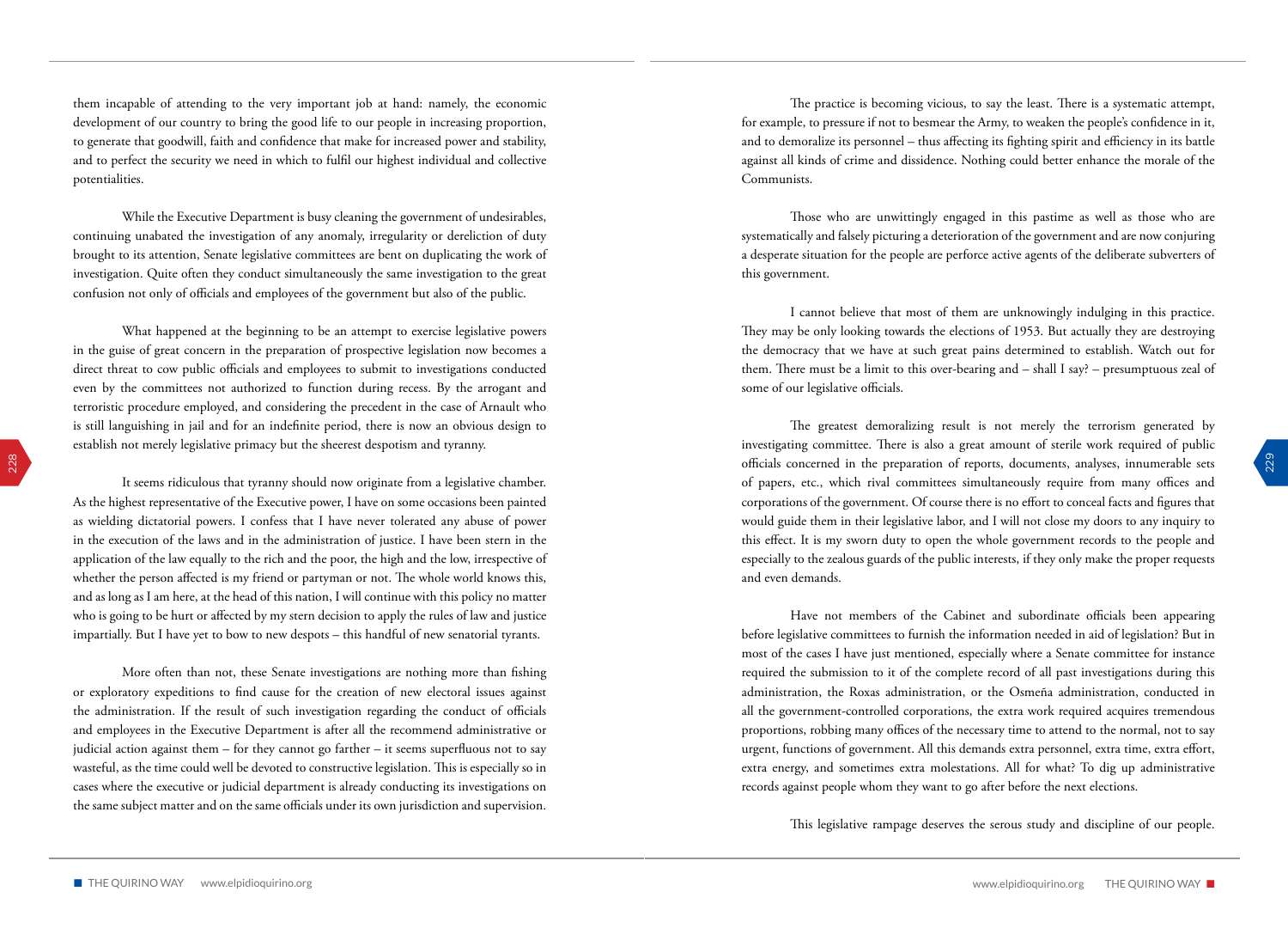them incapable of attending to the very important job at hand: namely, the economic development of our country to bring the good life to our people in increasing proportion, to generate that goodwill, faith and confidence that make for increased power and stability, and to perfect the security we need in which to fulfil our highest individual and collective potentialities.

While the Executive Department is busy cleaning the government of undesirables, continuing unabated the investigation of any anomaly, irregularity or dereliction of duty brought to its attention, Senate legislative committees are bent on duplicating the work of investigation. Quite often they conduct simultaneously the same investigation to the great confusion not only of officials and employees of the government but also of the public.

What happened at the beginning to be an attempt to exercise legislative powers in the guise of great concern in the preparation of prospective legislation now becomes a direct threat to cow public officials and employees to submit to investigations conducted even by the committees not authorized to function during recess. By the arrogant and terroristic procedure employed, and considering the precedent in the case of Arnault who is still languishing in jail and for an indefinite period, there is now an obvious design to establish not merely legislative primacy but the sheerest despotism and tyranny.

It seems ridiculous that tyranny should now originate from a legislative chamber. As the highest representative of the Executive power, I have on some occasions been painted as wielding dictatorial powers. I confess that I have never tolerated any abuse of power in the execution of the laws and in the administration of justice. I have been stern in the application of the law equally to the rich and the poor, the high and the low, irrespective of whether the person affected is my friend or partyman or not. The whole world knows this, and as long as I am here, at the head of this nation, I will continue with this policy no matter who is going to be hurt or affected by my stern decision to apply the rules of law and justice impartially. But I have yet to bow to new despots – this handful of new senatorial tyrants.

More often than not, these Senate investigations are nothing more than fishing or exploratory expeditions to find cause for the creation of new electoral issues against the administration. If the result of such investigation regarding the conduct of officials and employees in the Executive Department is after all the recommend administrative or judicial action against them – for they cannot go farther – it seems superfluous not to say wasteful, as the time could well be devoted to constructive legislation. This is especially so in cases where the executive or judicial department is already conducting its investigations on the same subject matter and on the same officials under its own jurisdiction and supervision.

The practice is becoming vicious, to say the least. There is a systematic attempt, for example, to pressure if not to besmear the Army, to weaken the people's confidence in it, and to demoralize its personnel – thus affecting its fighting spirit and efficiency in its battle against all kinds of crime and dissidence. Nothing could better enhance the morale of the Communists.

Those who are unwittingly engaged in this pastime as well as those who are systematically and falsely picturing a deterioration of the government and are now conjuring a desperate situation for the people are perforce active agents of the deliberate subverters of this government.

I cannot believe that most of them are unknowingly indulging in this practice. They may be only looking towards the elections of 1953. But actually they are destroying the democracy that we have at such great pains determined to establish. Watch out for them. There must be a limit to this over-bearing and – shall I say? – presumptuous zeal of some of our legislative officials.

The greatest demoralizing result is not merely the terrorism generated by investigating committee. There is also a great amount of sterile work required of public officials concerned in the preparation of reports, documents, analyses, innumerable sets of papers, etc., which rival committees simultaneously require from many offices and corporations of the government. Of course there is no effort to conceal facts and figures that would guide them in their legislative labor, and I will not close my doors to any inquiry to this effect. It is my sworn duty to open the whole government records to the people and especially to the zealous guards of the public interests, if they only make the proper requests and even demands.

Have not members of the Cabinet and subordinate officials been appearing before legislative committees to furnish the information needed in aid of legislation? But in most of the cases I have just mentioned, especially where a Senate committee for instance required the submission to it of the complete record of all past investigations during this administration, the Roxas administration, or the Osmeña administration, conducted in all the government-controlled corporations, the extra work required acquires tremendous proportions, robbing many offices of the necessary time to attend to the normal, not to say urgent, functions of government. All this demands extra personnel, extra time, extra effort, extra energy, and sometimes extra molestations. All for what? To dig up administrative records against people whom they want to go after before the next elections.

This legislative rampage deserves the serous study and discipline of our people.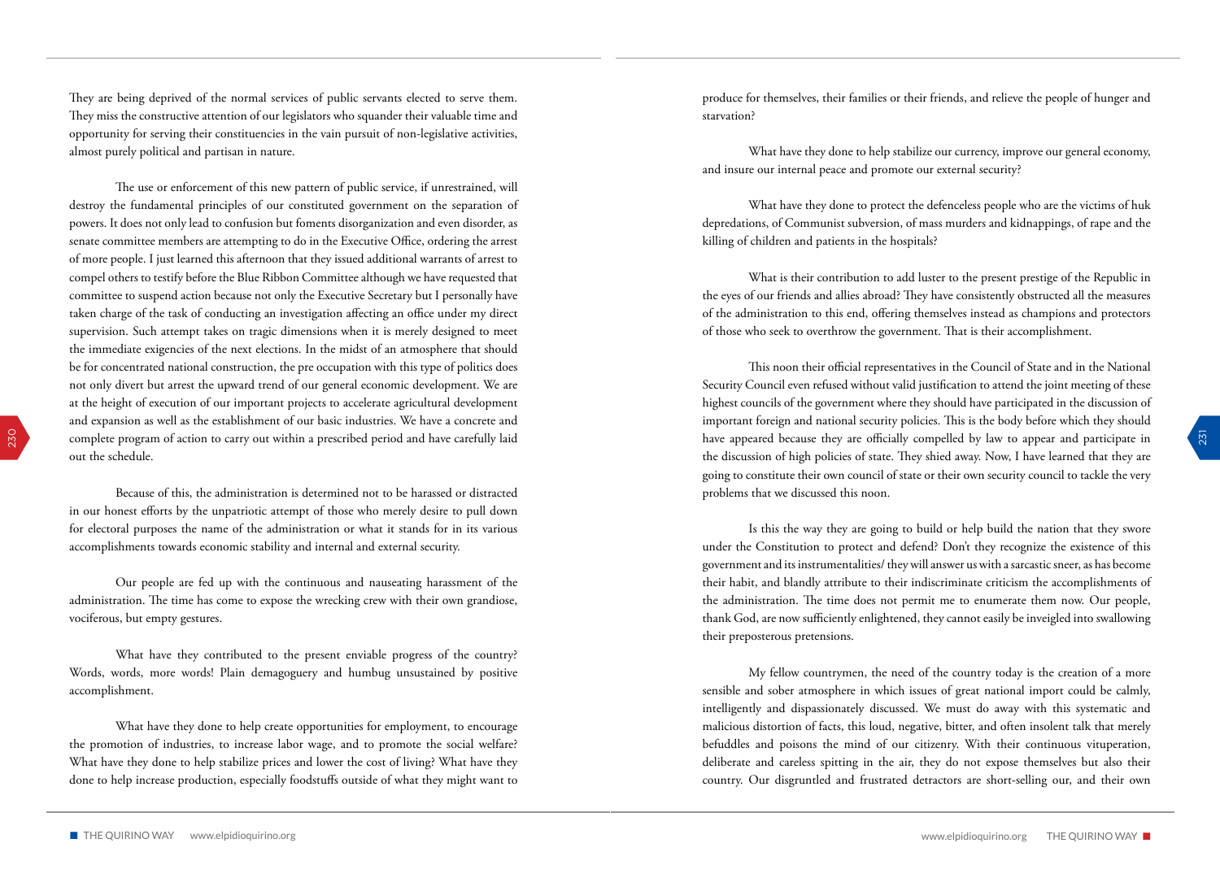They are being deprived of the normal services of public servants elected to serve them. They miss the constructive attention of our legislators who squander their valuable time and opportunity for serving their constituencies in the vain pursuit of non-legislative activities, almost purely political and partisan in nature.

The use or enforcement of this new pattern of public service, if unrestrained, will destroy the fundamental principles of our constituted government on the separation of powers. It does not only lead to confusion but foments disorganization and even disorder, as senate committee members are attempting to do in the Executive Office, ordering the arrest of more people. I just learned this afternoon that they issued additional warrants of arrest to compel others to testify before the Blue Ribbon Committee although we have requested that committee to suspend action because not only the Executive Secretary but I personally have taken charge of the task of conducting an investigation affecting an office under my direct supervision. Such attempt takes on tragic dimensions when it is merely designed to meet the immediate exigencies of the next elections. In the midst of an atmosphere that should be for concentrated national construction, the pre occupation with this type of politics does not only divert but arrest the upward trend of our general economic development. We are at the height of execution of our important projects to accelerate agricultural development and expansion as well as the establishment of our basic industries. We have a concrete and complete program of action to carry out within a prescribed period and have carefully laid out the schedule.

Because of this, the administration is determined not to be harassed or distracted in our honest efforts by the unpatriotic attempt of those who merely desire to pull down for electoral purposes the name of the administration or what it stands for in its various accomplishments towards economic stability and internal and external security.

Our people are fed up with the continuous and nauseating harassment of the administration. The time has come to expose the wrecking crew with their own grandiose, vociferous, but empty gestures.

What have they contributed to the present enviable progress of the country? Words, words, more words! Plain demagoguery and humbug unsustained by positive accomplishment.

What have they done to help create opportunities for employment, to encourage the promotion of industries, to increase labor wage, and to promote the social welfare? What have they done to help stabilize prices and lower the cost of living? What have they done to help increase production, especially foodstuffs outside of what they might want to produce for themselves, their families or their friends, and relieve the people of hunger and starvation?

What have they done to help stabilize our currency, improve our general economy, and insure our internal peace and promote our external security?

What have they done to protect the defenceless people who are the victims of huk depredations, of Communist subversion, of mass murders and kidnappings, of rape and the killing of children and patients in the hospitals?

What is their contribution to add luster to the present prestige of the Republic in the eyes of our friends and allies abroad? They have consistently obstructed all the measures of the administration to this end, offering themselves instead as champions and protectors of those who seek to overthrow the government. That is their accomplishment.

This noon their official representatives in the Council of State and in the National Security Council even refused without valid justification to attend the joint meeting of these highest councils of the government where they should have participated in the discussion of important foreign and national security policies. This is the body before which they should have appeared because they are officially compelled by law to appear and participate in the discussion of high policies of state. They shied away. Now, I have learned that they are going to constitute their own council of state or their own security council to tackle the very problems that we discussed this noon.

Is this the way they are going to build or help build the nation that they swore under the Constitution to protect and defend? Don't they recognize the existence of this government and its instrumentalities/ they will answer us with a sarcastic sneer, as has become their habit, and blandly attribute to their indiscriminate criticism the accomplishments of the administration. The time does not permit me to enumerate them now. Our people, thank God, are now sufficiently enlightened, they cannot easily be inveigled into swallowing their preposterous pretensions.

My fellow countrymen, the need of the country today is the creation of a more sensible and sober atmosphere in which issues of great national import could be calmly, intelligently and dispassionately discussed. We must do away with this systematic and malicious distortion of facts, this loud, negative, bitter, and often insolent talk that merely befuddles and poisons the mind of our citizenry. With their continuous vituperation, deliberate and careless spitting in the air, they do not expose themselves but also their country. Our disgruntled and frustrated detractors are short-selling our, and their own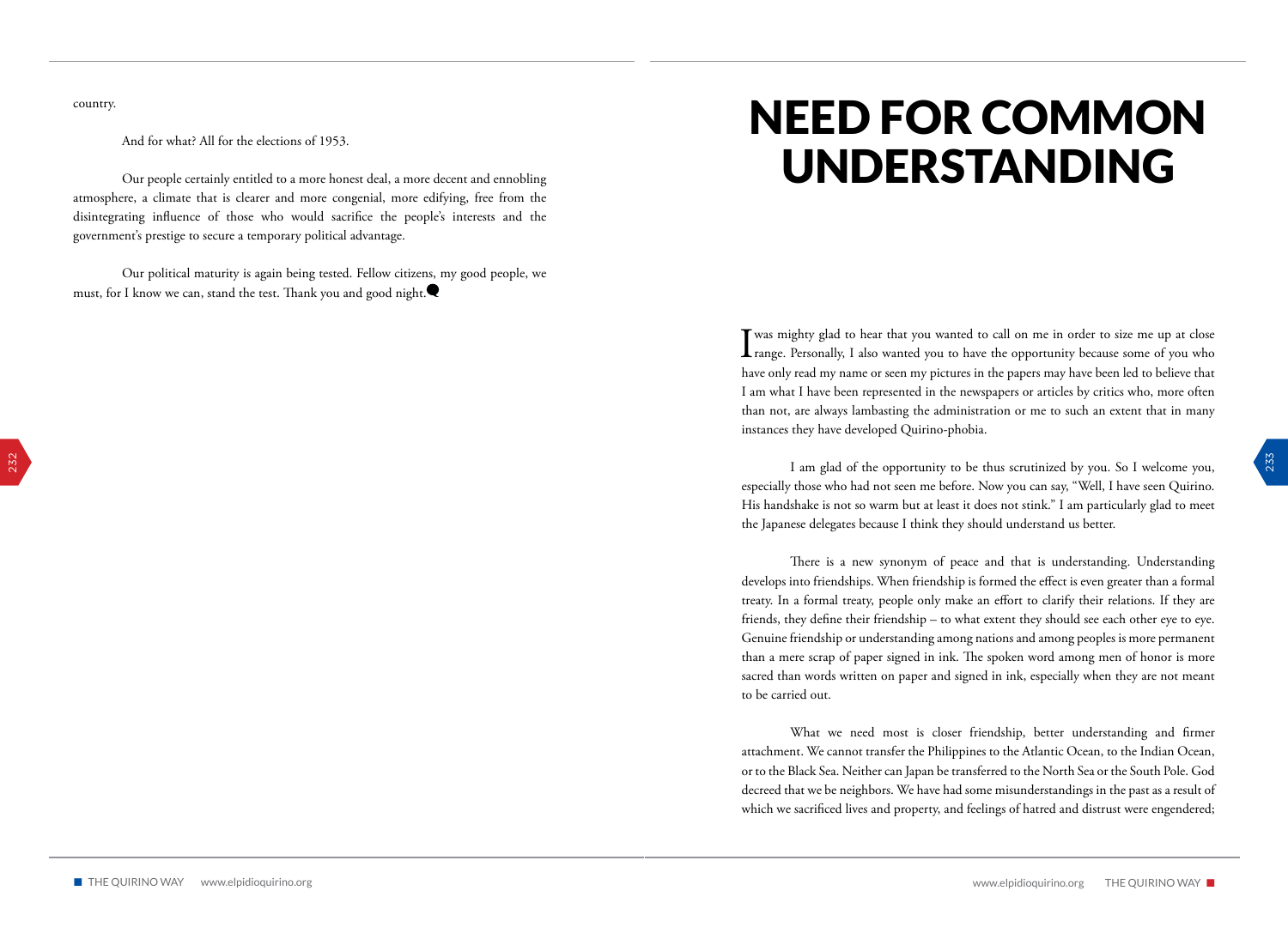country.

And for what? All for the elections of 1953.

Our people certainly entitled to a more honest deal, a more decent and ennobling atmosphere, a climate that is clearer and more congenial, more edifying, free from the disintegrating influence of those who would sacrifice the people's interests and the government's prestige to secure a temporary political advantage.

Our political maturity is again being tested. Fellow citizens, my good people, we must, for I know we can, stand the test. Thank you and good night.

# NEED FOR COMMON UNDERSTANDING

I was mighty glad to hear that you wanted to call on me in order to size me up at close range. Personally, I also wanted you to have the opportunity because some of you who have only read my name or seen my pictures in the papers may have been led to believe that I am what I have been represented in the newspapers or articles by critics who, more often than not, are always lambasting the administration or me to such an extent that in many instances they have developed Quirino-phobia.

I am glad of the opportunity to be thus scrutinized by you. So I welcome you, especially those who had not seen me before. Now you can say, "Well, I have seen Quirino. His handshake is not so warm but at least it does not stink." I am particularly glad to meet the Japanese delegates because I think they should understand us better.

There is a new synonym of peace and that is understanding. Understanding develops into friendships. When friendship is formed the effect is even greater than a formal treaty. In a formal treaty, people only make an effort to clarify their relations. If they are friends, they define their friendship – to what extent they should see each other eye to eye. Genuine friendship or understanding among nations and among peoples is more permanent than a mere scrap of paper signed in ink. The spoken word among men of honor is more sacred than words written on paper and signed in ink, especially when they are not meant to be carried out.

What we need most is closer friendship, better understanding and firmer attachment. We cannot transfer the Philippines to the Atlantic Ocean, to the Indian Ocean, or to the Black Sea. Neither can Japan be transferred to the North Sea or the South Pole. God decreed that we be neighbors. We have had some misunderstandings in the past as a result of which we sacrificed lives and property, and feelings of hatred and distrust were engendered;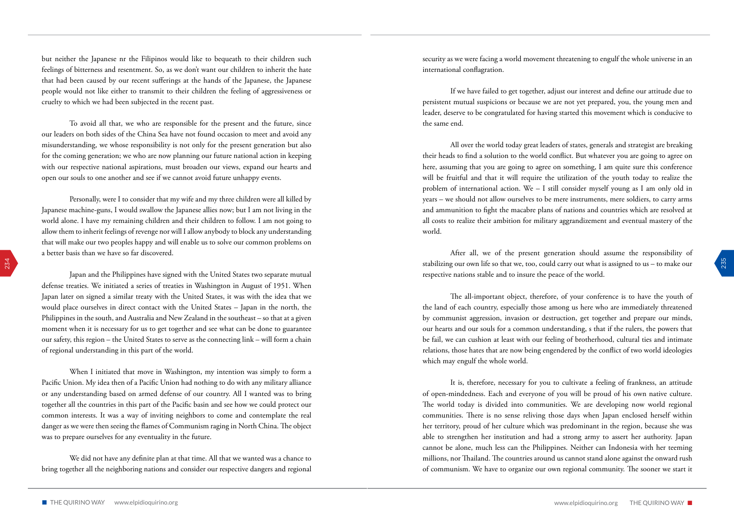but neither the Japanese nr the Filipinos would like to bequeath to their children such feelings of bitterness and resentment. So, as we don't want our children to inherit the hate that had been caused by our recent sufferings at the hands of the Japanese, the Japanese people would not like either to transmit to their children the feeling of aggressiveness or cruelty to which we had been subjected in the recent past.

To avoid all that, we who are responsible for the present and the future, since our leaders on both sides of the China Sea have not found occasion to meet and avoid any misunderstanding, we whose responsibility is not only for the present generation but also for the coming generation; we who are now planning our future national action in keeping with our respective national aspirations, must broaden our views, expand our hearts and open our souls to one another and see if we cannot avoid future unhappy events.

Personally, were I to consider that my wife and my three children were all killed by Japanese machine-guns, I would swallow the Japanese allies now; but I am not living in the world alone. I have my remaining children and their children to follow. I am not going to allow them to inherit feelings of revenge nor will I allow anybody to block any understanding that will make our two peoples happy and will enable us to solve our common problems on a better basis than we have so far discovered.

Japan and the Philippines have signed with the United States two separate mutual defense treaties. We initiated a series of treaties in Washington in August of 1951. When Japan later on signed a similar treaty with the United States, it was with the idea that we would place ourselves in direct contact with the United States – Japan in the north, the Philippines in the south, and Australia and New Zealand in the southeast – so that at a given moment when it is necessary for us to get together and see what can be done to guarantee our safety, this region – the United States to serve as the connecting link – will form a chain of regional understanding in this part of the world.

When I initiated that move in Washington, my intention was simply to form a Pacific Union. My idea then of a Pacific Union had nothing to do with any military alliance or any understanding based on armed defense of our country. All I wanted was to bring together all the countries in this part of the Pacific basin and see how we could protect our common interests. It was a way of inviting neighbors to come and contemplate the real danger as we were then seeing the flames of Communism raging in North China. The object was to prepare ourselves for any eventuality in the future.

We did not have any definite plan at that time. All that we wanted was a chance to bring together all the neighboring nations and consider our respective dangers and regional security as we were facing a world movement threatening to engulf the whole universe in an international conflagration.

If we have failed to get together, adjust our interest and define our attitude due to persistent mutual suspicions or because we are not yet prepared, you, the young men and leader, deserve to be congratulated for having started this movement which is conducive to the same end.

All over the world today great leaders of states, generals and strategist are breaking their heads to find a solution to the world conflict. But whatever you are going to agree on here, assuming that you are going to agree on something, I am quite sure this conference will be fruitful and that it will require the utilization of the youth today to realize the problem of international action. We – I still consider myself young as I am only old in years – we should not allow ourselves to be mere instruments, mere soldiers, to carry arms and ammunition to fight the macabre plans of nations and countries which are resolved at all costs to realize their ambition for military aggrandizement and eventual mastery of the world.

After all, we of the present generation should assume the responsibility of stabilizing our own life so that we, too, could carry out what is assigned to us – to make our respective nations stable and to insure the peace of the world.

The all-important object, therefore, of your conference is to have the youth of the land of each country, especially those among us here who are immediately threatened by communist aggression, invasion or destruction, get together and prepare our minds, our hearts and our souls for a common understanding, s that if the rulers, the powers that be fail, we can cushion at least with our feeling of brotherhood, cultural ties and intimate relations, those hates that are now being engendered by the conflict of two world ideologies which may engulf the whole world.

It is, therefore, necessary for you to cultivate a feeling of frankness, an attitude of open-mindedness. Each and everyone of you will be proud of his own native culture. The world today is divided into communities. We are developing now world regional communities. There is no sense reliving those days when Japan enclosed herself within her territory, proud of her culture which was predominant in the region, because she was able to strengthen her institution and had a strong army to assert her authority. Japan cannot be alone, much less can the Philippines. Neither can Indonesia with her teeming millions, nor Thailand. The countries around us cannot stand alone against the onward rush of communism. We have to organize our own regional community. The sooner we start it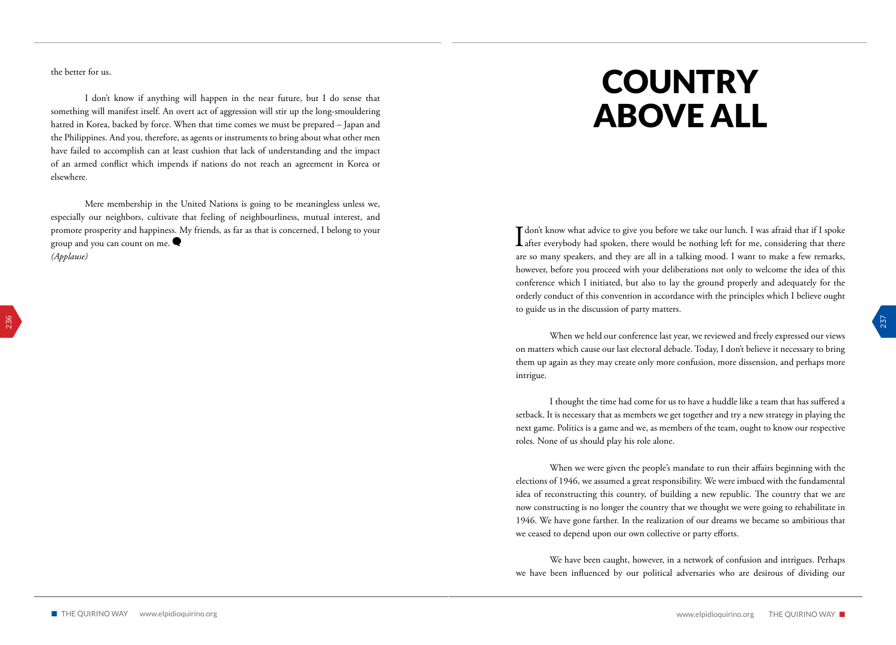the better for us.

I don't know if anything will happen in the near future, but I do sense that something will manifest itself. An overt act of aggression will stir up the long-smouldering hatred in Korea, backed by force. When that time comes we must be prepared – Japan and the Philippines. And you, therefore, as agents or instruments to bring about what other men have failed to accomplish can at least cushion that lack of understanding and the impact of an armed conflict which impends if nations do not reach an agreement in Korea or elsewhere.

Mere membership in the United Nations is going to be meaningless unless we, especially our neighbors, cultivate that feeling of neighbourliness, mutual interest, and promote prosperity and happiness. My friends, as far as that is concerned, I belong to your group and you can count on me.

*(Applause)*

# COUNTRY ABOVE ALL

I don't know what advice to give you before we take our lunch. I was afraid that if I spoke after everybody had spoken, there would be nothing left for me, considering that there are so many speakers, and they are all in a talking mood. I want to make a few remarks, however, before you proceed with your deliberations not only to welcome the idea of this conference which I initiated, but also to lay the ground properly and adequately for the orderly conduct of this convention in accordance with the principles which I believe ought to guide us in the discussion of party matters.

When we held our conference last year, we reviewed and freely expressed our views on matters which cause our last electoral debacle. Today, I don't believe it necessary to bring them up again as they may create only more confusion, more dissension, and perhaps more intrigue.

I thought the time had come for us to have a huddle like a team that has suffered a setback. It is necessary that as members we get together and try a new strategy in playing the next game. Politics is a game and we, as members of the team, ought to know our respective roles. None of us should play his role alone.

When we were given the people's mandate to run their affairs beginning with the elections of 1946, we assumed a great responsibility. We were imbued with the fundamental idea of reconstructing this country, of building a new republic. The country that we are now constructing is no longer the country that we thought we were going to rehabilitate in 1946. We have gone farther. In the realization of our dreams we became so ambitious that we ceased to depend upon our own collective or party efforts.

We have been caught, however, in a network of confusion and intrigues. Perhaps we have been influenced by our political adversaries who are desirous of dividing our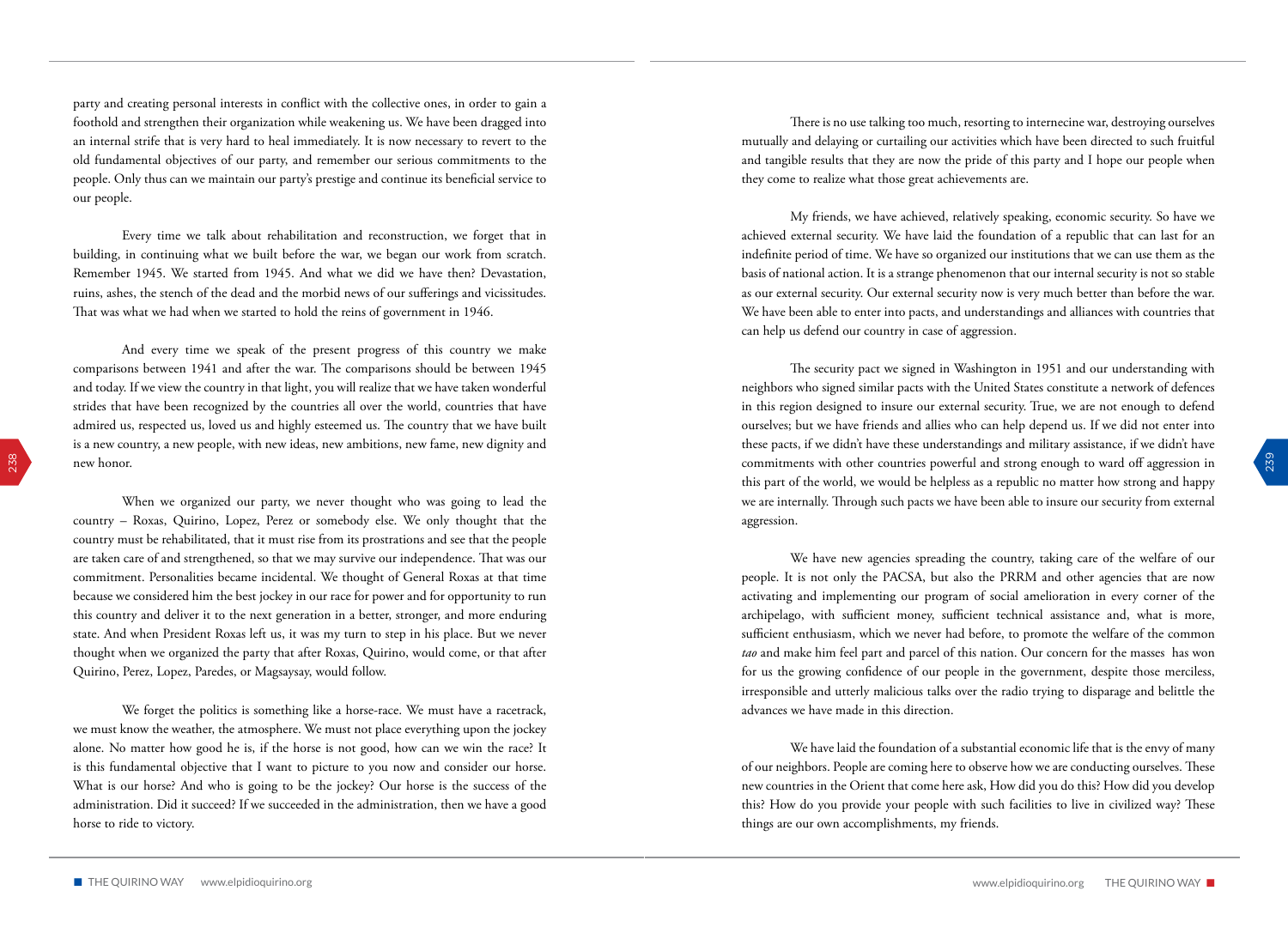party and creating personal interests in conflict with the collective ones, in order to gain a foothold and strengthen their organization while weakening us. We have been dragged into an internal strife that is very hard to heal immediately. It is now necessary to revert to the old fundamental objectives of our party, and remember our serious commitments to the people. Only thus can we maintain our party's prestige and continue its beneficial service to our people.

Every time we talk about rehabilitation and reconstruction, we forget that in building, in continuing what we built before the war, we began our work from scratch. Remember 1945. We started from 1945. And what we did we have then? Devastation, ruins, ashes, the stench of the dead and the morbid news of our sufferings and vicissitudes. That was what we had when we started to hold the reins of government in 1946.

And every time we speak of the present progress of this country we make comparisons between 1941 and after the war. The comparisons should be between 1945 and today. If we view the country in that light, you will realize that we have taken wonderful strides that have been recognized by the countries all over the world, countries that have admired us, respected us, loved us and highly esteemed us. The country that we have built is a new country, a new people, with new ideas, new ambitions, new fame, new dignity and new honor.

When we organized our party, we never thought who was going to lead the country – Roxas, Quirino, Lopez, Perez or somebody else. We only thought that the country must be rehabilitated, that it must rise from its prostrations and see that the people are taken care of and strengthened, so that we may survive our independence. That was our commitment. Personalities became incidental. We thought of General Roxas at that time because we considered him the best jockey in our race for power and for opportunity to run this country and deliver it to the next generation in a better, stronger, and more enduring state. And when President Roxas left us, it was my turn to step in his place. But we never thought when we organized the party that after Roxas, Quirino, would come, or that after Quirino, Perez, Lopez, Paredes, or Magsaysay, would follow.

We forget the politics is something like a horse-race. We must have a racetrack, we must know the weather, the atmosphere. We must not place everything upon the jockey alone. No matter how good he is, if the horse is not good, how can we win the race? It is this fundamental objective that I want to picture to you now and consider our horse. What is our horse? And who is going to be the jockey? Our horse is the success of the administration. Did it succeed? If we succeeded in the administration, then we have a good horse to ride to victory.

There is no use talking too much, resorting to internecine war, destroying ourselves mutually and delaying or curtailing our activities which have been directed to such fruitful and tangible results that they are now the pride of this party and I hope our people when they come to realize what those great achievements are.

My friends, we have achieved, relatively speaking, economic security. So have we achieved external security. We have laid the foundation of a republic that can last for an indefinite period of time. We have so organized our institutions that we can use them as the basis of national action. It is a strange phenomenon that our internal security is not so stable as our external security. Our external security now is very much better than before the war. We have been able to enter into pacts, and understandings and alliances with countries that can help us defend our country in case of aggression.

The security pact we signed in Washington in 1951 and our understanding with neighbors who signed similar pacts with the United States constitute a network of defences in this region designed to insure our external security. True, we are not enough to defend ourselves; but we have friends and allies who can help depend us. If we did not enter into these pacts, if we didn't have these understandings and military assistance, if we didn't have commitments with other countries powerful and strong enough to ward off aggression in this part of the world, we would be helpless as a republic no matter how strong and happy we are internally. Through such pacts we have been able to insure our security from external aggression.

We have new agencies spreading the country, taking care of the welfare of our people. It is not only the PACSA, but also the PRRM and other agencies that are now activating and implementing our program of social amelioration in every corner of the archipelago, with sufficient money, sufficient technical assistance and, what is more, sufficient enthusiasm, which we never had before, to promote the welfare of the common *tao* and make him feel part and parcel of this nation. Our concern for the masses has won for us the growing confidence of our people in the government, despite those merciless, irresponsible and utterly malicious talks over the radio trying to disparage and belittle the advances we have made in this direction.

We have laid the foundation of a substantial economic life that is the envy of many of our neighbors. People are coming here to observe how we are conducting ourselves. These new countries in the Orient that come here ask, How did you do this? How did you develop this? How do you provide your people with such facilities to live in civilized way? These things are our own accomplishments, my friends.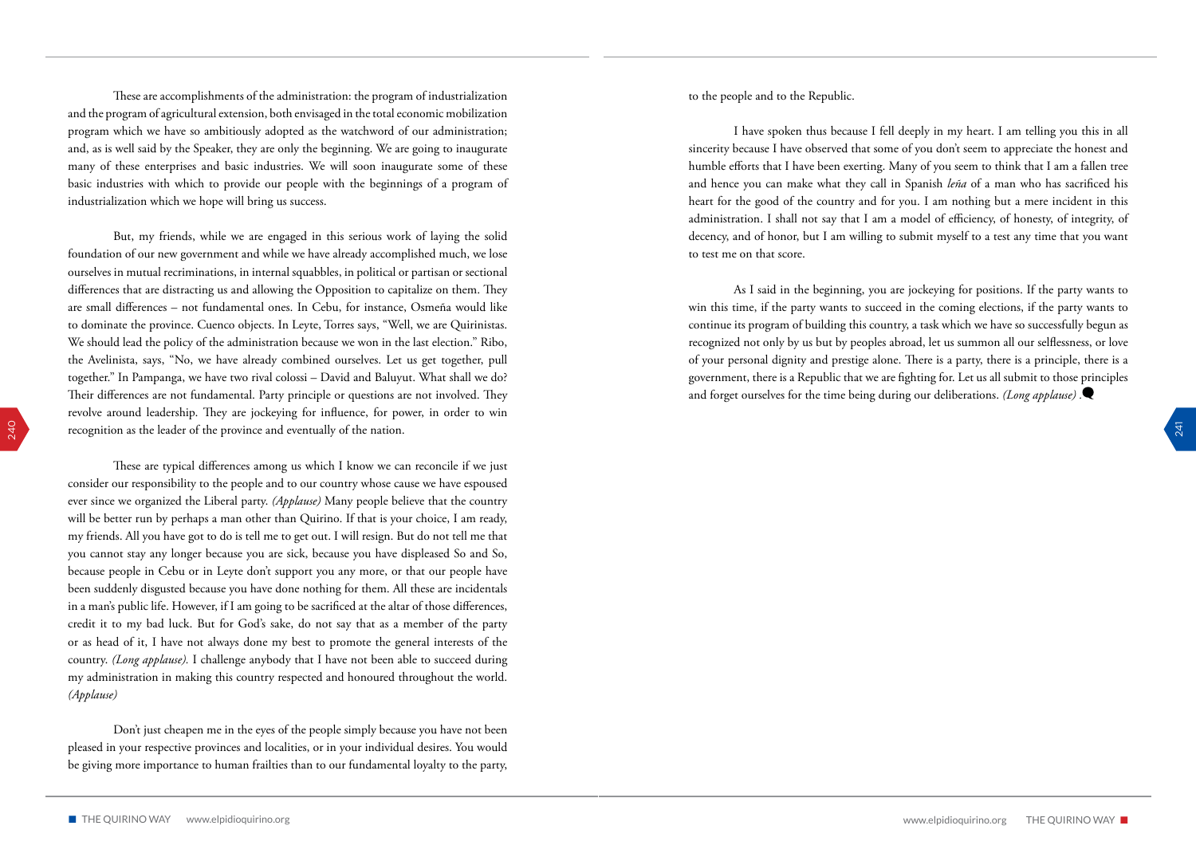These are accomplishments of the administration: the program of industrialization and the program of agricultural extension, both envisaged in the total economic mobilization program which we have so ambitiously adopted as the watchword of our administration; and, as is well said by the Speaker, they are only the beginning. We are going to inaugurate many of these enterprises and basic industries. We will soon inaugurate some of these basic industries with which to provide our people with the beginnings of a program of industrialization which we hope will bring us success.

But, my friends, while we are engaged in this serious work of laying the solid foundation of our new government and while we have already accomplished much, we lose ourselves in mutual recriminations, in internal squabbles, in political or partisan or sectional differences that are distracting us and allowing the Opposition to capitalize on them. They are small differences – not fundamental ones. In Cebu, for instance, Osmeña would like to dominate the province. Cuenco objects. In Leyte, Torres says, "Well, we are Quirinistas. We should lead the policy of the administration because we won in the last election." Ribo, the Avelinista, says, "No, we have already combined ourselves. Let us get together, pull together." In Pampanga, we have two rival colossi – David and Baluyut. What shall we do? Their differences are not fundamental. Party principle or questions are not involved. They revolve around leadership. They are jockeying for influence, for power, in order to win recognition as the leader of the province and eventually of the nation.

These are typical differences among us which I know we can reconcile if we just consider our responsibility to the people and to our country whose cause we have espoused ever since we organized the Liberal party. *(Applause)* Many people believe that the country will be better run by perhaps a man other than Quirino. If that is your choice, I am ready, my friends. All you have got to do is tell me to get out. I will resign. But do not tell me that you cannot stay any longer because you are sick, because you have displeased So and So, because people in Cebu or in Leyte don't support you any more, or that our people have been suddenly disgusted because you have done nothing for them. All these are incidentals in a man's public life. However, if I am going to be sacrificed at the altar of those differences, credit it to my bad luck. But for God's sake, do not say that as a member of the party or as head of it, I have not always done my best to promote the general interests of the country. *(Long applause).* I challenge anybody that I have not been able to succeed during my administration in making this country respected and honoured throughout the world. *(Applause)*

Don't just cheapen me in the eyes of the people simply because you have not been pleased in your respective provinces and localities, or in your individual desires. You would be giving more importance to human frailties than to our fundamental loyalty to the party, to the people and to the Republic.

I have spoken thus because I fell deeply in my heart. I am telling you this in all sincerity because I have observed that some of you don't seem to appreciate the honest and humble efforts that I have been exerting. Many of you seem to think that I am a fallen tree and hence you can make what they call in Spanish *leña* of a man who has sacrificed his heart for the good of the country and for you. I am nothing but a mere incident in this administration. I shall not say that I am a model of efficiency, of honesty, of integrity, of decency, and of honor, but I am willing to submit myself to a test any time that you want to test me on that score.

As I said in the beginning, you are jockeying for positions. If the party wants to win this time, if the party wants to succeed in the coming elections, if the party wants to continue its program of building this country, a task which we have so successfully begun as recognized not only by us but by peoples abroad, let us summon all our selflessness, or love of your personal dignity and prestige alone. There is a party, there is a principle, there is a government, there is a Republic that we are fighting for. Let us all submit to those principles and forget ourselves for the time being during our deliberations. *(Long applause)* .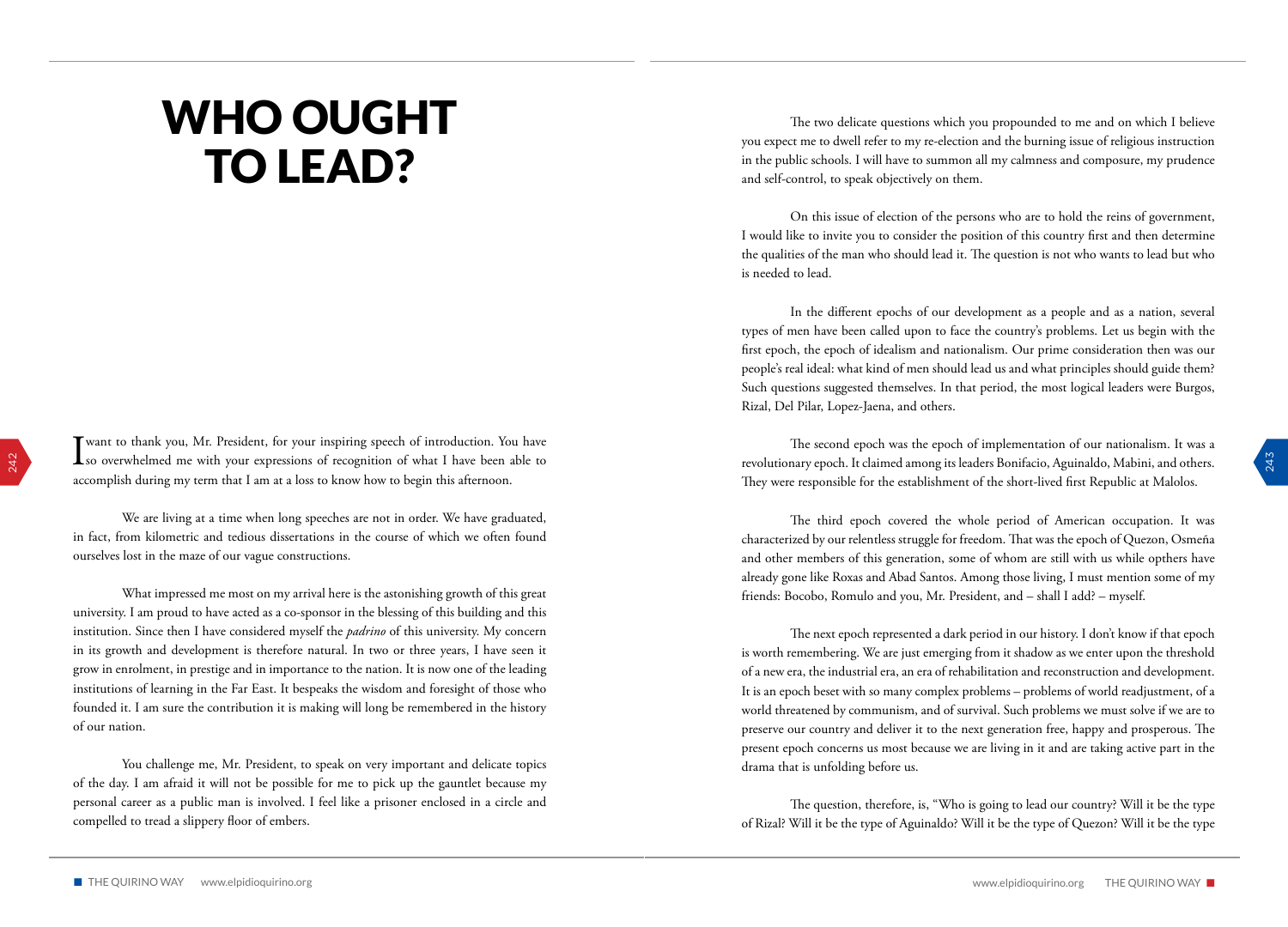# WHO OUGHT TO LEAD?

I want to thank you, Mr. President, for your inspiring speech of introduction. You have so overwhelmed me with your expressions of recognition of what I have been able to accomplish during my term that I am at a loss to know how to begin this afternoon.

We are living at a time when long speeches are not in order. We have graduated, in fact, from kilometric and tedious dissertations in the course of which we often found ourselves lost in the maze of our vague constructions.

What impressed me most on my arrival here is the astonishing growth of this great university. I am proud to have acted as a co-sponsor in the blessing of this building and this institution. Since then I have considered myself the *padrino* of this university. My concern in its growth and development is therefore natural. In two or three years, I have seen it grow in enrolment, in prestige and in importance to the nation. It is now one of the leading institutions of learning in the Far East. It bespeaks the wisdom and foresight of those who founded it. I am sure the contribution it is making will long be remembered in the history of our nation.

You challenge me, Mr. President, to speak on very important and delicate topics of the day. I am afraid it will not be possible for me to pick up the gauntlet because my personal career as a public man is involved. I feel like a prisoner enclosed in a circle and compelled to tread a slippery floor of embers.

The two delicate questions which you propounded to me and on which I believe you expect me to dwell refer to my re-election and the burning issue of religious instruction in the public schools. I will have to summon all my calmness and composure, my prudence and self-control, to speak objectively on them.

On this issue of election of the persons who are to hold the reins of government, I would like to invite you to consider the position of this country first and then determine the qualities of the man who should lead it. The question is not who wants to lead but who is needed to lead.

In the different epochs of our development as a people and as a nation, several types of men have been called upon to face the country's problems. Let us begin with the first epoch, the epoch of idealism and nationalism. Our prime consideration then was our people's real ideal: what kind of men should lead us and what principles should guide them? Such questions suggested themselves. In that period, the most logical leaders were Burgos, Rizal, Del Pilar, Lopez-Jaena, and others.

The second epoch was the epoch of implementation of our nationalism. It was a revolutionary epoch. It claimed among its leaders Bonifacio, Aguinaldo, Mabini, and others. They were responsible for the establishment of the short-lived first Republic at Malolos.

The third epoch covered the whole period of American occupation. It was characterized by our relentless struggle for freedom. That was the epoch of Quezon, Osmeña and other members of this generation, some of whom are still with us while opthers have already gone like Roxas and Abad Santos. Among those living, I must mention some of my friends: Bocobo, Romulo and you, Mr. President, and – shall I add? – myself.

The next epoch represented a dark period in our history. I don't know if that epoch is worth remembering. We are just emerging from it shadow as we enter upon the threshold of a new era, the industrial era, an era of rehabilitation and reconstruction and development. It is an epoch beset with so many complex problems – problems of world readjustment, of a world threatened by communism, and of survival. Such problems we must solve if we are to preserve our country and deliver it to the next generation free, happy and prosperous. The present epoch concerns us most because we are living in it and are taking active part in the drama that is unfolding before us.

The question, therefore, is, "Who is going to lead our country? Will it be the type of Rizal? Will it be the type of Aguinaldo? Will it be the type of Quezon? Will it be the type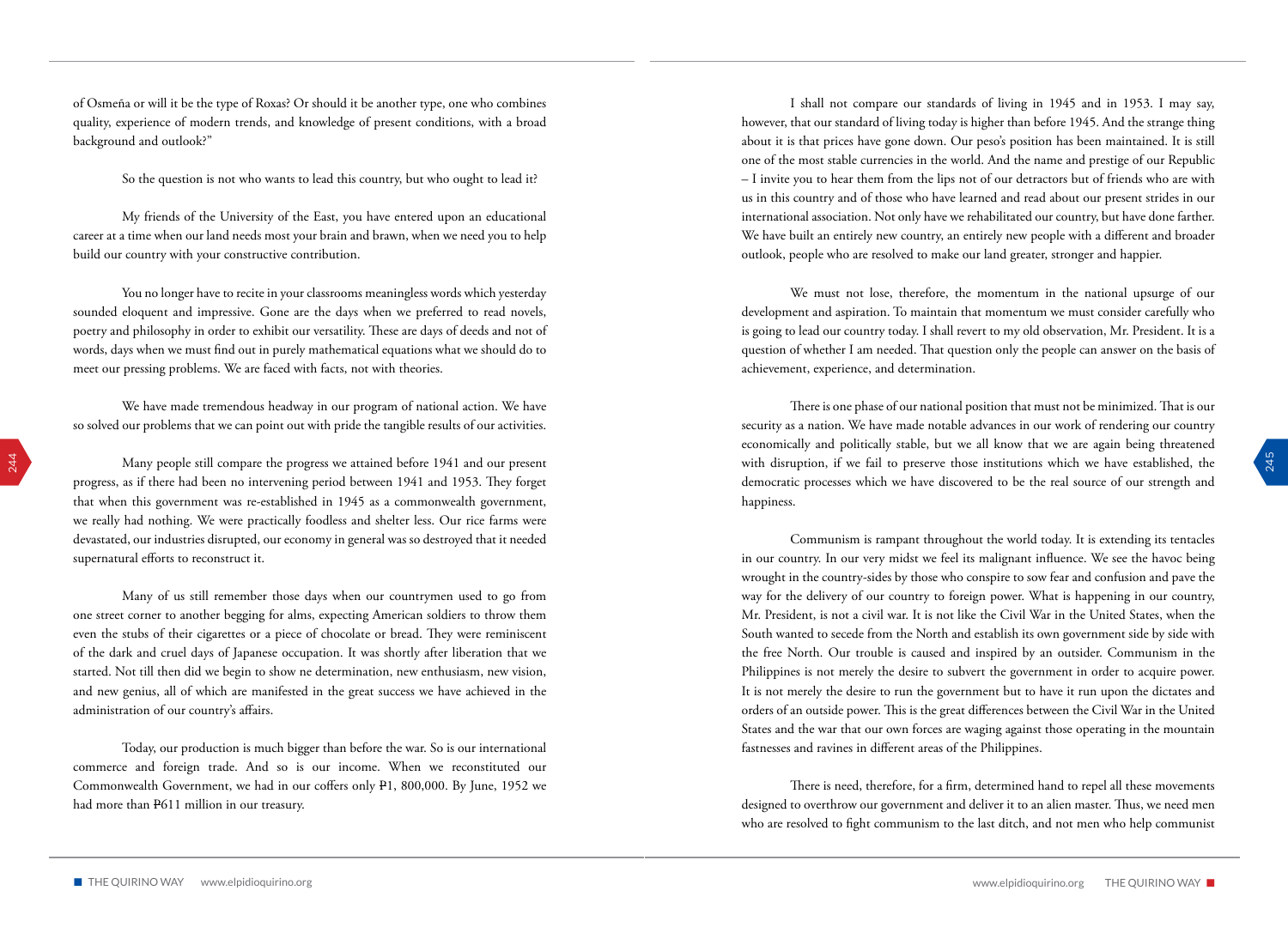of Osmeña or will it be the type of Roxas? Or should it be another type, one who combines quality, experience of modern trends, and knowledge of present conditions, with a broad background and outlook?"

So the question is not who wants to lead this country, but who ought to lead it?

My friends of the University of the East, you have entered upon an educational career at a time when our land needs most your brain and brawn, when we need you to help build our country with your constructive contribution.

You no longer have to recite in your classrooms meaningless words which yesterday sounded eloquent and impressive. Gone are the days when we preferred to read novels, poetry and philosophy in order to exhibit our versatility. These are days of deeds and not of words, days when we must find out in purely mathematical equations what we should do to meet our pressing problems. We are faced with facts, not with theories.

We have made tremendous headway in our program of national action. We have so solved our problems that we can point out with pride the tangible results of our activities.

Many people still compare the progress we attained before 1941 and our present progress, as if there had been no intervening period between 1941 and 1953. They forget that when this government was re-established in 1945 as a commonwealth government, we really had nothing. We were practically foodless and shelter less. Our rice farms were devastated, our industries disrupted, our economy in general was so destroyed that it needed supernatural efforts to reconstruct it.

Many of us still remember those days when our countrymen used to go from one street corner to another begging for alms, expecting American soldiers to throw them even the stubs of their cigarettes or a piece of chocolate or bread. They were reminiscent of the dark and cruel days of Japanese occupation. It was shortly after liberation that we started. Not till then did we begin to show ne determination, new enthusiasm, new vision, and new genius, all of which are manifested in the great success we have achieved in the administration of our country's affairs.

Today, our production is much bigger than before the war. So is our international commerce and foreign trade. And so is our income. When we reconstituted our Commonwealth Government, we had in our coffers only ₱1, 800,000. By June, 1952 we had more than ₱611 million in our treasury.

I shall not compare our standards of living in 1945 and in 1953. I may say, however, that our standard of living today is higher than before 1945. And the strange thing about it is that prices have gone down. Our peso's position has been maintained. It is still one of the most stable currencies in the world. And the name and prestige of our Republic – I invite you to hear them from the lips not of our detractors but of friends who are with us in this country and of those who have learned and read about our present strides in our international association. Not only have we rehabilitated our country, but have done farther. We have built an entirely new country, an entirely new people with a different and broader outlook, people who are resolved to make our land greater, stronger and happier.

We must not lose, therefore, the momentum in the national upsurge of our development and aspiration. To maintain that momentum we must consider carefully who is going to lead our country today. I shall revert to my old observation, Mr. President. It is a question of whether I am needed. That question only the people can answer on the basis of achievement, experience, and determination.

There is one phase of our national position that must not be minimized. That is our security as a nation. We have made notable advances in our work of rendering our country economically and politically stable, but we all know that we are again being threatened with disruption, if we fail to preserve those institutions which we have established, the democratic processes which we have discovered to be the real source of our strength and happiness.

Communism is rampant throughout the world today. It is extending its tentacles in our country. In our very midst we feel its malignant influence. We see the havoc being wrought in the country-sides by those who conspire to sow fear and confusion and pave the way for the delivery of our country to foreign power. What is happening in our country, Mr. President, is not a civil war. It is not like the Civil War in the United States, when the South wanted to secede from the North and establish its own government side by side with the free North. Our trouble is caused and inspired by an outsider. Communism in the Philippines is not merely the desire to subvert the government in order to acquire power. It is not merely the desire to run the government but to have it run upon the dictates and orders of an outside power. This is the great differences between the Civil War in the United States and the war that our own forces are waging against those operating in the mountain fastnesses and ravines in different areas of the Philippines.

There is need, therefore, for a firm, determined hand to repel all these movements designed to overthrow our government and deliver it to an alien master. Thus, we need men who are resolved to fight communism to the last ditch, and not men who help communist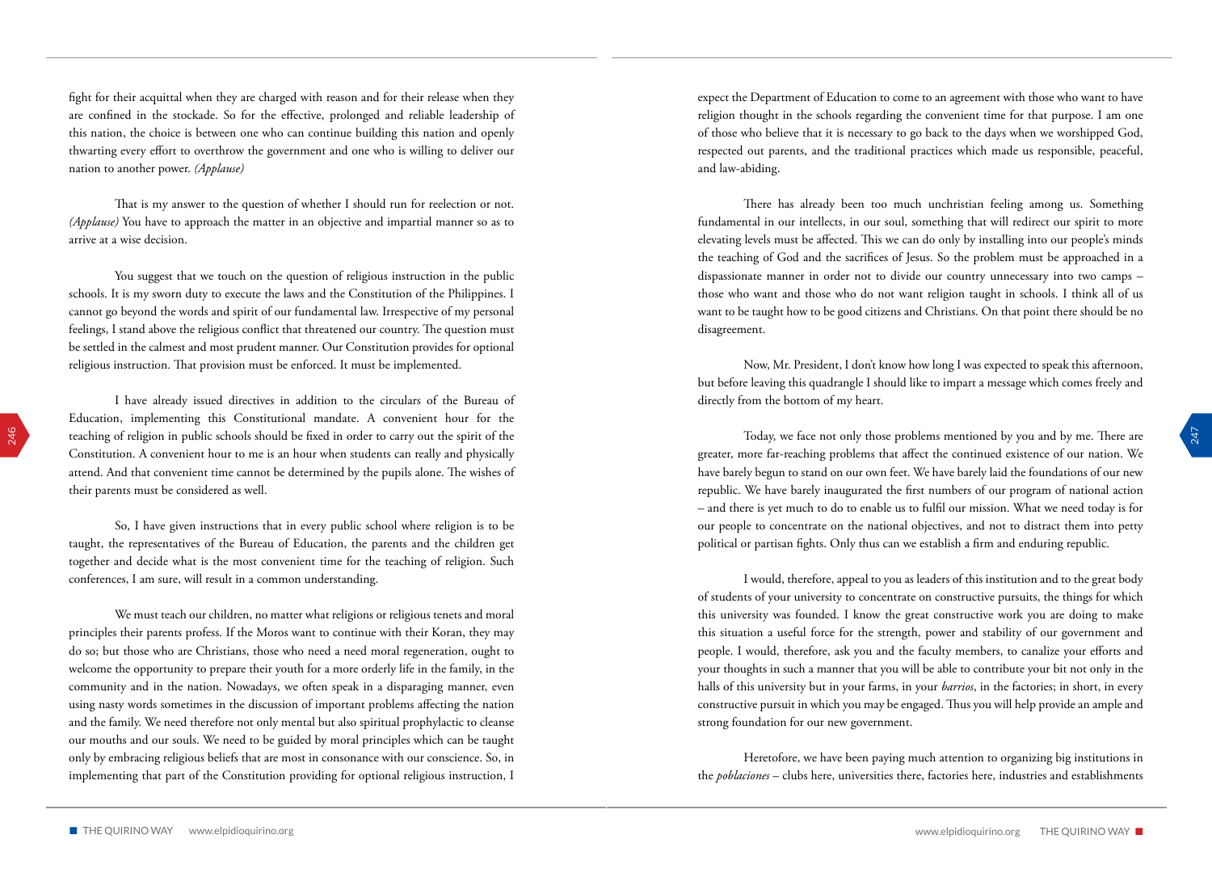fight for their acquittal when they are charged with reason and for their release when they are confined in the stockade. So for the effective, prolonged and reliable leadership of this nation, the choice is between one who can continue building this nation and openly thwarting every effort to overthrow the government and one who is willing to deliver our nation to another power. *(Applause)*

That is my answer to the question of whether I should run for reelection or not. *(Applause)* You have to approach the matter in an objective and impartial manner so as to arrive at a wise decision.

You suggest that we touch on the question of religious instruction in the public schools. It is my sworn duty to execute the laws and the Constitution of the Philippines. I cannot go beyond the words and spirit of our fundamental law. Irrespective of my personal feelings, I stand above the religious conflict that threatened our country. The question must be settled in the calmest and most prudent manner. Our Constitution provides for optional religious instruction. That provision must be enforced. It must be implemented.

I have already issued directives in addition to the circulars of the Bureau of Education, implementing this Constitutional mandate. A convenient hour for the teaching of religion in public schools should be fixed in order to carry out the spirit of the Constitution. A convenient hour to me is an hour when students can really and physically attend. And that convenient time cannot be determined by the pupils alone. The wishes of their parents must be considered as well.

So, I have given instructions that in every public school where religion is to be taught, the representatives of the Bureau of Education, the parents and the children get together and decide what is the most convenient time for the teaching of religion. Such conferences, I am sure, will result in a common understanding.

We must teach our children, no matter what religions or religious tenets and moral principles their parents profess. If the Moros want to continue with their Koran, they may do so; but those who are Christians, those who need a need moral regeneration, ought to welcome the opportunity to prepare their youth for a more orderly life in the family, in the community and in the nation. Nowadays, we often speak in a disparaging manner, even using nasty words sometimes in the discussion of important problems affecting the nation and the family. We need therefore not only mental but also spiritual prophylactic to cleanse our mouths and our souls. We need to be guided by moral principles which can be taught only by embracing religious beliefs that are most in consonance with our conscience. So, in implementing that part of the Constitution providing for optional religious instruction, I expect the Department of Education to come to an agreement with those who want to have religion thought in the schools regarding the convenient time for that purpose. I am one of those who believe that it is necessary to go back to the days when we worshipped God, respected out parents, and the traditional practices which made us responsible, peaceful, and law-abiding.

There has already been too much unchristian feeling among us. Something fundamental in our intellects, in our soul, something that will redirect our spirit to more elevating levels must be affected. This we can do only by installing into our people's minds the teaching of God and the sacrifices of Jesus. So the problem must be approached in a dispassionate manner in order not to divide our country unnecessary into two camps – those who want and those who do not want religion taught in schools. I think all of us want to be taught how to be good citizens and Christians. On that point there should be no disagreement.

Now, Mr. President, I don't know how long I was expected to speak this afternoon, but before leaving this quadrangle I should like to impart a message which comes freely and directly from the bottom of my heart.

Today, we face not only those problems mentioned by you and by me. There are greater, more far-reaching problems that affect the continued existence of our nation. We have barely begun to stand on our own feet. We have barely laid the foundations of our new republic. We have barely inaugurated the first numbers of our program of national action – and there is yet much to do to enable us to fulfil our mission. What we need today is for our people to concentrate on the national objectives, and not to distract them into petty political or partisan fights. Only thus can we establish a firm and enduring republic.

I would, therefore, appeal to you as leaders of this institution and to the great body of students of your university to concentrate on constructive pursuits, the things for which this university was founded. I know the great constructive work you are doing to make this situation a useful force for the strength, power and stability of our government and people. I would, therefore, ask you and the faculty members, to canalize your efforts and your thoughts in such a manner that you will be able to contribute your bit not only in the halls of this university but in your farms, in your *barrios*, in the factories; in short, in every constructive pursuit in which you may be engaged. Thus you will help provide an ample and strong foundation for our new government.

Heretofore, we have been paying much attention to organizing big institutions in the *poblaciones* – clubs here, universities there, factories here, industries and establishments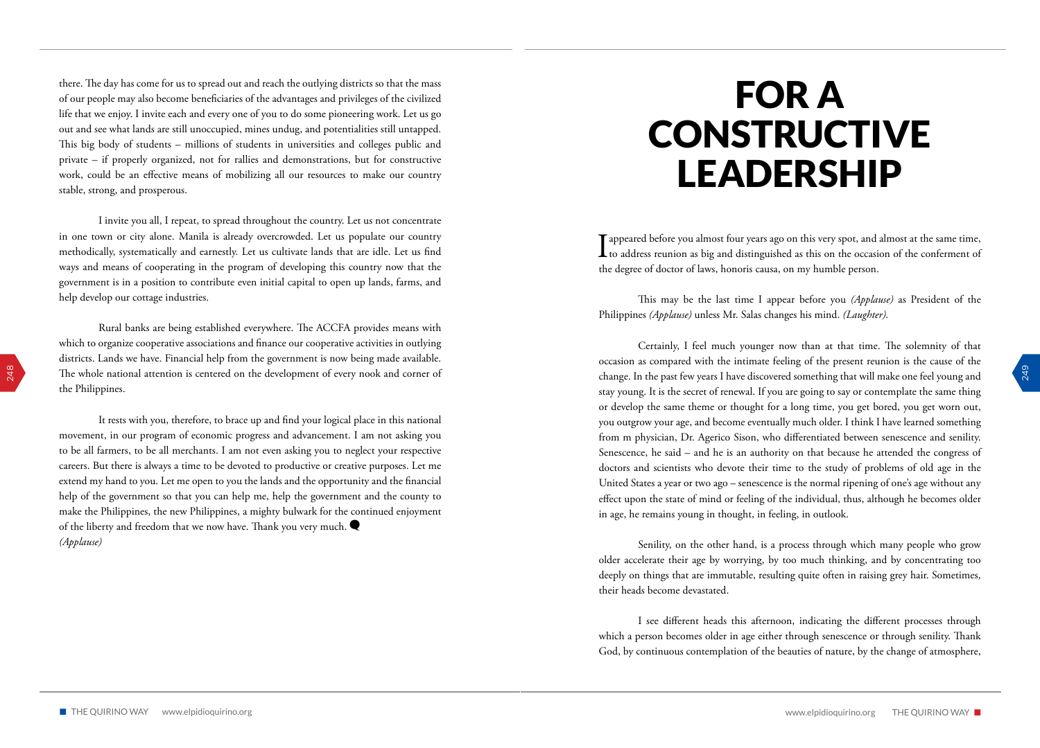there. The day has come for us to spread out and reach the outlying districts so that the mass of our people may also become beneficiaries of the advantages and privileges of the civilized life that we enjoy. I invite each and every one of you to do some pioneering work. Let us go out and see what lands are still unoccupied, mines undug, and potentialities still untapped. This big body of students – millions of students in universities and colleges public and private – if properly organized, not for rallies and demonstrations, but for constructive work, could be an effective means of mobilizing all our resources to make our country stable, strong, and prosperous.

I invite you all, I repeat, to spread throughout the country. Let us not concentrate in one town or city alone. Manila is already overcrowded. Let us populate our country methodically, systematically and earnestly. Let us cultivate lands that are idle. Let us find ways and means of cooperating in the program of developing this country now that the government is in a position to contribute even initial capital to open up lands, farms, and help develop our cottage industries.

Rural banks are being established everywhere. The ACCFA provides means with which to organize cooperative associations and finance our cooperative activities in outlying districts. Lands we have. Financial help from the government is now being made available. The whole national attention is centered on the development of every nook and corner of the Philippines.

It rests with you, therefore, to brace up and find your logical place in this national movement, in our program of economic progress and advancement. I am not asking you to be all farmers, to be all merchants. I am not even asking you to neglect your respective careers. But there is always a time to be devoted to productive or creative purposes. Let me extend my hand to you. Let me open to you the lands and the opportunity and the financial help of the government so that you can help me, help the government and the county to make the Philippines, the new Philippines, a mighty bulwark for the continued enjoyment of the liberty and freedom that we now have. Thank you very much. *(Applause)*

# FOR A CONSTRUCTIVE LEADERSHIP

I appeared before you almost four years ago on this very spot, and almost at the same time, to address reunion as big and distinguished as this on the occasion of the conferment of the degree of doctor of laws, honoris causa, on my humble person.

This may be the last time I appear before you *(Applause)* as President of the Philippines *(Applause)* unless Mr. Salas changes his mind. *(Laughter).*

Certainly, I feel much younger now than at that time. The solemnity of that occasion as compared with the intimate feeling of the present reunion is the cause of the change. In the past few years I have discovered something that will make one feel young and stay young. It is the secret of renewal. If you are going to say or contemplate the same thing or develop the same theme or thought for a long time, you get bored, you get worn out, you outgrow your age, and become eventually much older. I think I have learned something from m physician, Dr. Agerico Sison, who differentiated between senescence and senility. Senescence, he said – and he is an authority on that because he attended the congress of doctors and scientists who devote their time to the study of problems of old age in the United States a year or two ago – senescence is the normal ripening of one's age without any effect upon the state of mind or feeling of the individual, thus, although he becomes older in age, he remains young in thought, in feeling, in outlook.

Senility, on the other hand, is a process through which many people who grow older accelerate their age by worrying, by too much thinking, and by concentrating too deeply on things that are immutable, resulting quite often in raising grey hair. Sometimes, their heads become devastated.

I see different heads this afternoon, indicating the different processes through which a person becomes older in age either through senescence or through senility. Thank God, by continuous contemplation of the beauties of nature, by the change of atmosphere,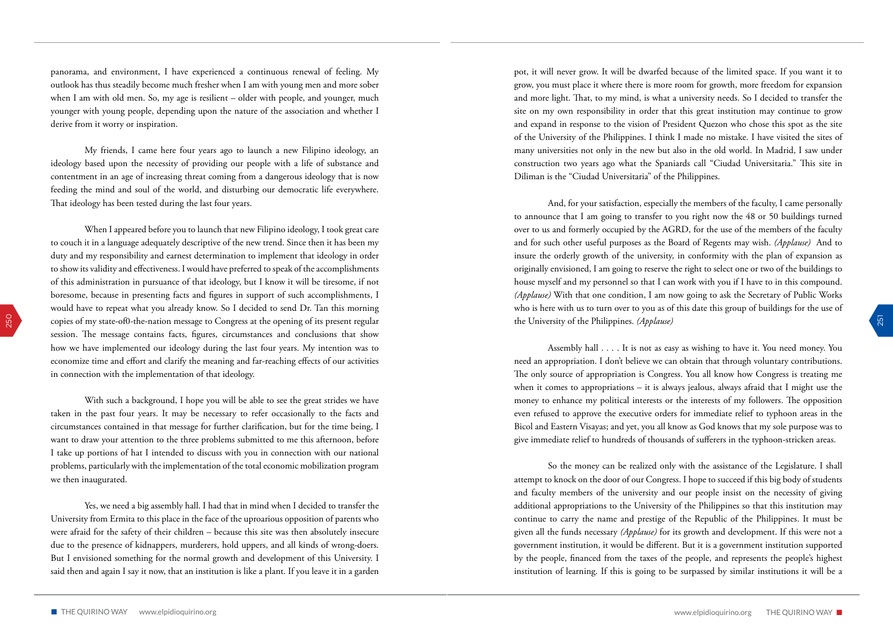panorama, and environment, I have experienced a continuous renewal of feeling. My outlook has thus steadily become much fresher when I am with young men and more sober when I am with old men. So, my age is resilient – older with people, and younger, much younger with young people, depending upon the nature of the association and whether I derive from it worry or inspiration.

My friends, I came here four years ago to launch a new Filipino ideology, an ideology based upon the necessity of providing our people with a life of substance and contentment in an age of increasing threat coming from a dangerous ideology that is now feeding the mind and soul of the world, and disturbing our democratic life everywhere. That ideology has been tested during the last four years.

When I appeared before you to launch that new Filipino ideology, I took great care to couch it in a language adequately descriptive of the new trend. Since then it has been my duty and my responsibility and earnest determination to implement that ideology in order to show its validity and effectiveness. I would have preferred to speak of the accomplishments of this administration in pursuance of that ideology, but I know it will be tiresome, if not boresome, because in presenting facts and figures in support of such accomplishments, I would have to repeat what you already know. So I decided to send Dr. Tan this morning copies of my state-of0-the-nation message to Congress at the opening of its present regular session. The message contains facts, figures, circumstances and conclusions that show how we have implemented our ideology during the last four years. My intention was to economize time and effort and clarify the meaning and far-reaching effects of our activities in connection with the implementation of that ideology.

With such a background, I hope you will be able to see the great strides we have taken in the past four years. It may be necessary to refer occasionally to the facts and circumstances contained in that message for further clarification, but for the time being, I want to draw your attention to the three problems submitted to me this afternoon, before I take up portions of hat I intended to discuss with you in connection with our national problems, particularly with the implementation of the total economic mobilization program we then inaugurated.

Yes, we need a big assembly hall. I had that in mind when I decided to transfer the University from Ermita to this place in the face of the uproarious opposition of parents who were afraid for the safety of their children – because this site was then absolutely insecure due to the presence of kidnappers, murderers, hold uppers, and all kinds of wrong-doers. But I envisioned something for the normal growth and development of this University. I said then and again I say it now, that an institution is like a plant. If you leave it in a garden pot, it will never grow. It will be dwarfed because of the limited space. If you want it to grow, you must place it where there is more room for growth, more freedom for expansion and more light. That, to my mind, is what a university needs. So I decided to transfer the site on my own responsibility in order that this great institution may continue to grow and expand in response to the vision of President Quezon who chose this spot as the site of the University of the Philippines. I think I made no mistake. I have visited the sites of many universities not only in the new but also in the old world. In Madrid, I saw under construction two years ago what the Spaniards call "Ciudad Universitaria." This site in Diliman is the "Ciudad Universitaria" of the Philippines.

And, for your satisfaction, especially the members of the faculty, I came personally to announce that I am going to transfer to you right now the 48 or 50 buildings turned over to us and formerly occupied by the AGRD, for the use of the members of the faculty and for such other useful purposes as the Board of Regents may wish. *(Applause)* And to insure the orderly growth of the university, in conformity with the plan of expansion as originally envisioned, I am going to reserve the right to select one or two of the buildings to house myself and my personnel so that I can work with you if I have to in this compound. *(Applause)* With that one condition, I am now going to ask the Secretary of Public Works who is here with us to turn over to you as of this date this group of buildings for the use of the University of the Philippines. *(Applause)*

Assembly hall . . . . It is not as easy as wishing to have it. You need money. You need an appropriation. I don't believe we can obtain that through voluntary contributions. The only source of appropriation is Congress. You all know how Congress is treating me when it comes to appropriations – it is always jealous, always afraid that I might use the money to enhance my political interests or the interests of my followers. The opposition even refused to approve the executive orders for immediate relief to typhoon areas in the Bicol and Eastern Visayas; and yet, you all know as God knows that my sole purpose was to give immediate relief to hundreds of thousands of sufferers in the typhoon-stricken areas.

So the money can be realized only with the assistance of the Legislature. I shall attempt to knock on the door of our Congress. I hope to succeed if this big body of students and faculty members of the university and our people insist on the necessity of giving additional appropriations to the University of the Philippines so that this institution may continue to carry the name and prestige of the Republic of the Philippines. It must be given all the funds necessary *(Applause)* for its growth and development. If this were not a government institution, it would be different. But it is a government institution supported by the people, financed from the taxes of the people, and represents the people's highest institution of learning. If this is going to be surpassed by similar institutions it will be a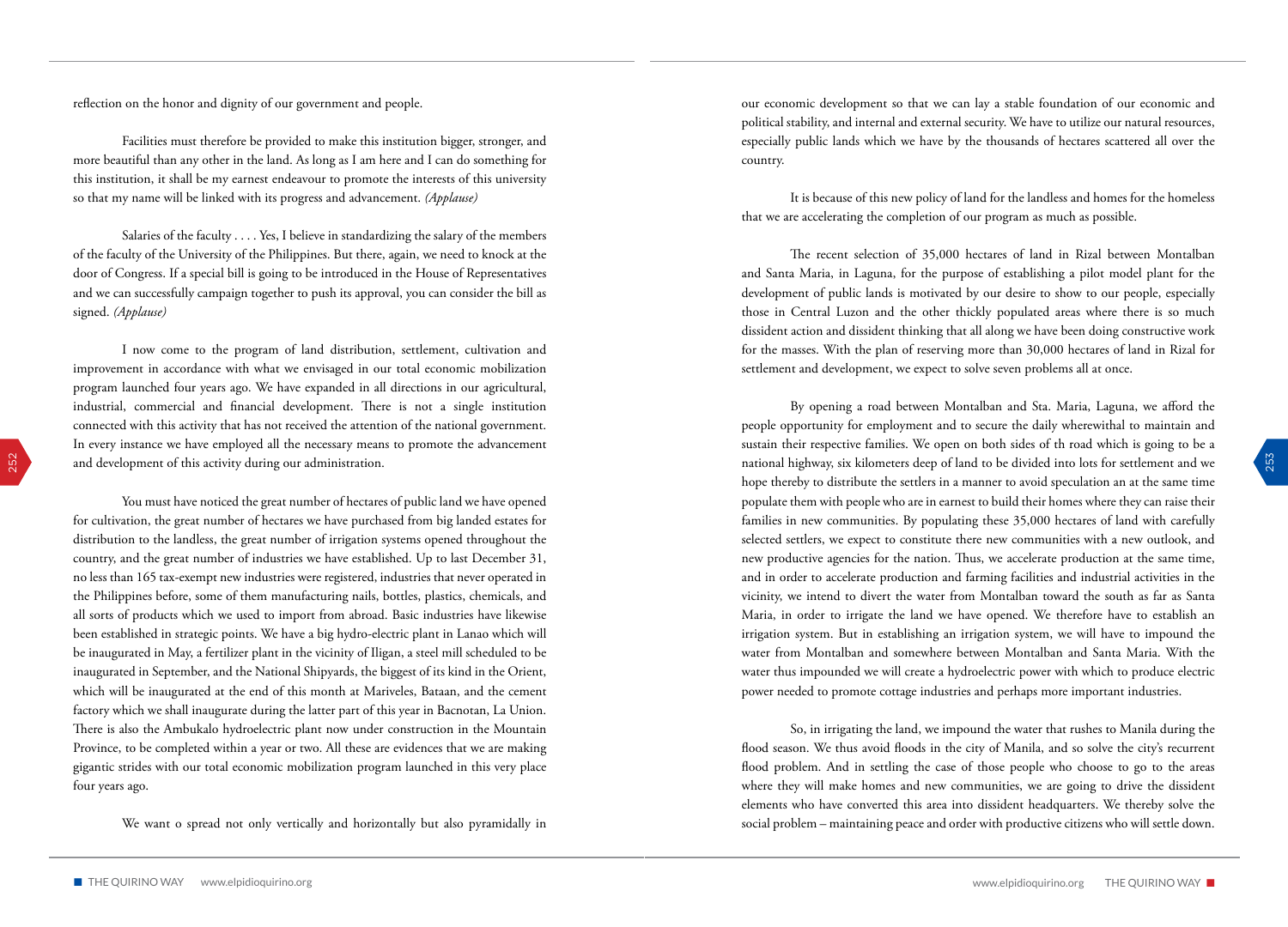reflection on the honor and dignity of our government and people.

Facilities must therefore be provided to make this institution bigger, stronger, and more beautiful than any other in the land. As long as I am here and I can do something for this institution, it shall be my earnest endeavour to promote the interests of this university so that my name will be linked with its progress and advancement. *(Applause)*

Salaries of the faculty . . . . Yes, I believe in standardizing the salary of the members of the faculty of the University of the Philippines. But there, again, we need to knock at the door of Congress. If a special bill is going to be introduced in the House of Representatives and we can successfully campaign together to push its approval, you can consider the bill as signed. *(Applause)*

I now come to the program of land distribution, settlement, cultivation and improvement in accordance with what we envisaged in our total economic mobilization program launched four years ago. We have expanded in all directions in our agricultural, industrial, commercial and financial development. There is not a single institution connected with this activity that has not received the attention of the national government. In every instance we have employed all the necessary means to promote the advancement and development of this activity during our administration.

You must have noticed the great number of hectares of public land we have opened for cultivation, the great number of hectares we have purchased from big landed estates for distribution to the landless, the great number of irrigation systems opened throughout the country, and the great number of industries we have established. Up to last December 31, no less than 165 tax-exempt new industries were registered, industries that never operated in the Philippines before, some of them manufacturing nails, bottles, plastics, chemicals, and all sorts of products which we used to import from abroad. Basic industries have likewise been established in strategic points. We have a big hydro-electric plant in Lanao which will be inaugurated in May, a fertilizer plant in the vicinity of Iligan, a steel mill scheduled to be inaugurated in September, and the National Shipyards, the biggest of its kind in the Orient, which will be inaugurated at the end of this month at Mariveles, Bataan, and the cement factory which we shall inaugurate during the latter part of this year in Bacnotan, La Union. There is also the Ambukalo hydroelectric plant now under construction in the Mountain Province, to be completed within a year or two. All these are evidences that we are making gigantic strides with our total economic mobilization program launched in this very place four years ago.

We want o spread not only vertically and horizontally but also pyramidally in our economic development so that we can lay a stable foundation of our economic and political stability, and internal and external security. We have to utilize our natural resources, especially public lands which we have by the thousands of hectares scattered all over the country.

It is because of this new policy of land for the landless and homes for the homeless that we are accelerating the completion of our program as much as possible.

The recent selection of 35,000 hectares of land in Rizal between Montalban and Santa Maria, in Laguna, for the purpose of establishing a pilot model plant for the development of public lands is motivated by our desire to show to our people, especially those in Central Luzon and the other thickly populated areas where there is so much dissident action and dissident thinking that all along we have been doing constructive work for the masses. With the plan of reserving more than 30,000 hectares of land in Rizal for settlement and development, we expect to solve seven problems all at once.

By opening a road between Montalban and Sta. Maria, Laguna, we afford the people opportunity for employment and to secure the daily wherewithal to maintain and sustain their respective families. We open on both sides of th road which is going to be a national highway, six kilometers deep of land to be divided into lots for settlement and we hope thereby to distribute the settlers in a manner to avoid speculation an at the same time populate them with people who are in earnest to build their homes where they can raise their families in new communities. By populating these 35,000 hectares of land with carefully selected settlers, we expect to constitute there new communities with a new outlook, and new productive agencies for the nation. Thus, we accelerate production at the same time, and in order to accelerate production and farming facilities and industrial activities in the vicinity, we intend to divert the water from Montalban toward the south as far as Santa Maria, in order to irrigate the land we have opened. We therefore have to establish an irrigation system. But in establishing an irrigation system, we will have to impound the water from Montalban and somewhere between Montalban and Santa Maria. With the water thus impounded we will create a hydroelectric power with which to produce electric power needed to promote cottage industries and perhaps more important industries.

So, in irrigating the land, we impound the water that rushes to Manila during the flood season. We thus avoid floods in the city of Manila, and so solve the city's recurrent flood problem. And in settling the case of those people who choose to go to the areas where they will make homes and new communities, we are going to drive the dissident elements who have converted this area into dissident headquarters. We thereby solve the social problem – maintaining peace and order with productive citizens who will settle down.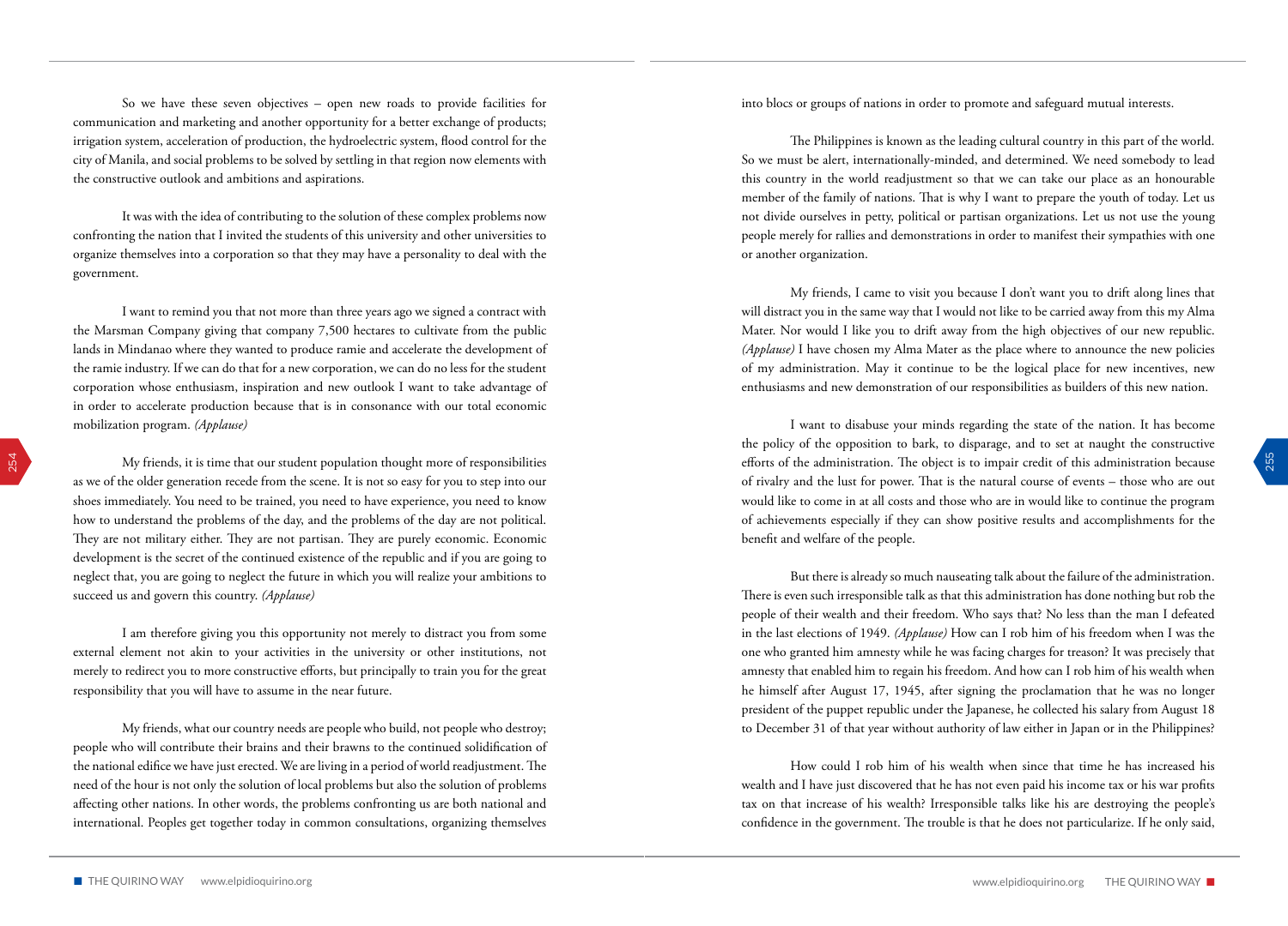So we have these seven objectives – open new roads to provide facilities for communication and marketing and another opportunity for a better exchange of products; irrigation system, acceleration of production, the hydroelectric system, flood control for the city of Manila, and social problems to be solved by settling in that region now elements with the constructive outlook and ambitions and aspirations.

It was with the idea of contributing to the solution of these complex problems now confronting the nation that I invited the students of this university and other universities to organize themselves into a corporation so that they may have a personality to deal with the government.

I want to remind you that not more than three years ago we signed a contract with the Marsman Company giving that company 7,500 hectares to cultivate from the public lands in Mindanao where they wanted to produce ramie and accelerate the development of the ramie industry. If we can do that for a new corporation, we can do no less for the student corporation whose enthusiasm, inspiration and new outlook I want to take advantage of in order to accelerate production because that is in consonance with our total economic mobilization program. *(Applause)*

My friends, it is time that our student population thought more of responsibilities as we of the older generation recede from the scene. It is not so easy for you to step into our shoes immediately. You need to be trained, you need to have experience, you need to know how to understand the problems of the day, and the problems of the day are not political. They are not military either. They are not partisan. They are purely economic. Economic development is the secret of the continued existence of the republic and if you are going to neglect that, you are going to neglect the future in which you will realize your ambitions to succeed us and govern this country. *(Applause)*

I am therefore giving you this opportunity not merely to distract you from some external element not akin to your activities in the university or other institutions, not merely to redirect you to more constructive efforts, but principally to train you for the great responsibility that you will have to assume in the near future.

My friends, what our country needs are people who build, not people who destroy; people who will contribute their brains and their brawns to the continued solidification of the national edifice we have just erected. We are living in a period of world readjustment. The need of the hour is not only the solution of local problems but also the solution of problems affecting other nations. In other words, the problems confronting us are both national and international. Peoples get together today in common consultations, organizing themselves into blocs or groups of nations in order to promote and safeguard mutual interests.

The Philippines is known as the leading cultural country in this part of the world. So we must be alert, internationally-minded, and determined. We need somebody to lead this country in the world readjustment so that we can take our place as an honourable member of the family of nations. That is why I want to prepare the youth of today. Let us not divide ourselves in petty, political or partisan organizations. Let us not use the young people merely for rallies and demonstrations in order to manifest their sympathies with one or another organization.

My friends, I came to visit you because I don't want you to drift along lines that will distract you in the same way that I would not like to be carried away from this my Alma Mater. Nor would I like you to drift away from the high objectives of our new republic. *(Applause)* I have chosen my Alma Mater as the place where to announce the new policies of my administration. May it continue to be the logical place for new incentives, new enthusiasms and new demonstration of our responsibilities as builders of this new nation.

I want to disabuse your minds regarding the state of the nation. It has become the policy of the opposition to bark, to disparage, and to set at naught the constructive efforts of the administration. The object is to impair credit of this administration because of rivalry and the lust for power. That is the natural course of events – those who are out would like to come in at all costs and those who are in would like to continue the program of achievements especially if they can show positive results and accomplishments for the benefit and welfare of the people.

But there is already so much nauseating talk about the failure of the administration. There is even such irresponsible talk as that this administration has done nothing but rob the people of their wealth and their freedom. Who says that? No less than the man I defeated in the last elections of 1949. *(Applause)* How can I rob him of his freedom when I was the one who granted him amnesty while he was facing charges for treason? It was precisely that amnesty that enabled him to regain his freedom. And how can I rob him of his wealth when he himself after August 17, 1945, after signing the proclamation that he was no longer president of the puppet republic under the Japanese, he collected his salary from August 18 to December 31 of that year without authority of law either in Japan or in the Philippines?

How could I rob him of his wealth when since that time he has increased his wealth and I have just discovered that he has not even paid his income tax or his war profits tax on that increase of his wealth? Irresponsible talks like his are destroying the people's confidence in the government. The trouble is that he does not particularize. If he only said,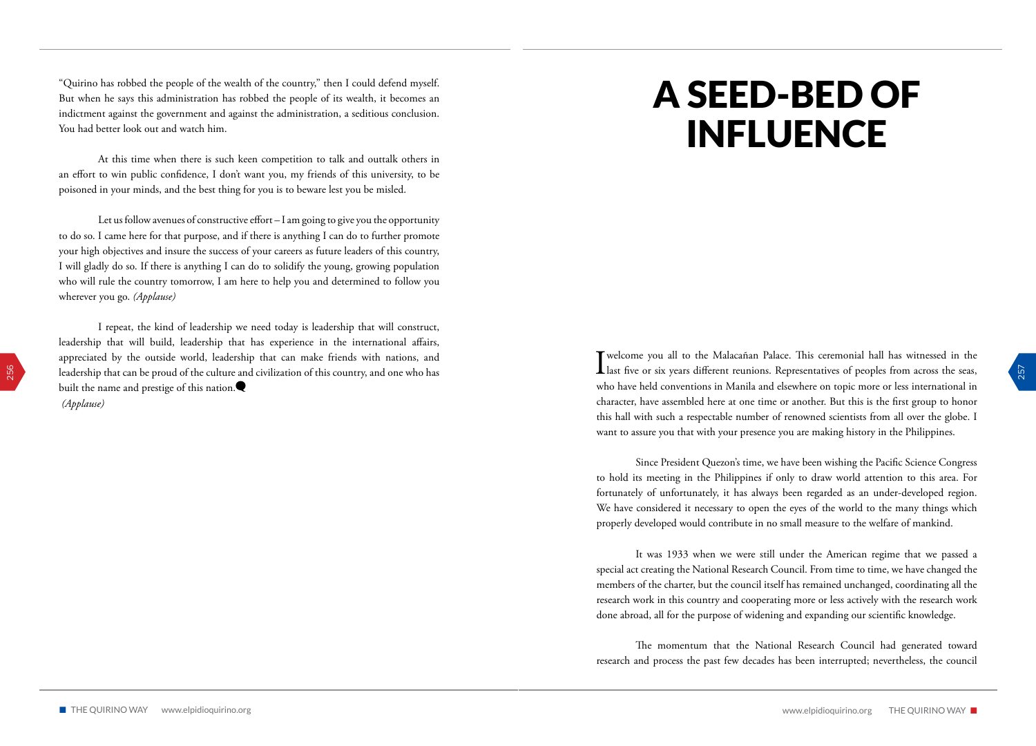"Quirino has robbed the people of the wealth of the country," then I could defend myself. But when he says this administration has robbed the people of its wealth, it becomes an indictment against the government and against the administration, a seditious conclusion. You had better look out and watch him.

At this time when there is such keen competition to talk and outtalk others in an effort to win public confidence, I don't want you, my friends of this university, to be poisoned in your minds, and the best thing for you is to beware lest you be misled.

Let us follow avenues of constructive effort – I am going to give you the opportunity to do so. I came here for that purpose, and if there is anything I can do to further promote your high objectives and insure the success of your careers as future leaders of this country, I will gladly do so. If there is anything I can do to solidify the young, growing population who will rule the country tomorrow, I am here to help you and determined to follow you wherever you go. *(Applause)*

I repeat, the kind of leadership we need today is leadership that will construct, leadership that will build, leadership that has experience in the international affairs, appreciated by the outside world, leadership that can make friends with nations, and leadership that can be proud of the culture and civilization of this country, and one who has built the name and prestige of this nation.

*(Applause)*

# A SEED-BED OF INFLUENCE

I welcome you all to the Malacañan Palace. This ceremonial hall has witnessed in the last five or six years different reunions. Representatives of peoples from across the seas, who have held conventions in Manila and elsewhere on topic more or less international in character, have assembled here at one time or another. But this is the first group to honor this hall with such a respectable number of renowned scientists from all over the globe. I want to assure you that with your presence you are making history in the Philippines.

Since President Quezon's time, we have been wishing the Pacific Science Congress to hold its meeting in the Philippines if only to draw world attention to this area. For fortunately of unfortunately, it has always been regarded as an under-developed region. We have considered it necessary to open the eyes of the world to the many things which properly developed would contribute in no small measure to the welfare of mankind.

It was 1933 when we were still under the American regime that we passed a special act creating the National Research Council. From time to time, we have changed the members of the charter, but the council itself has remained unchanged, coordinating all the research work in this country and cooperating more or less actively with the research work done abroad, all for the purpose of widening and expanding our scientific knowledge.

The momentum that the National Research Council had generated toward research and process the past few decades has been interrupted; nevertheless, the council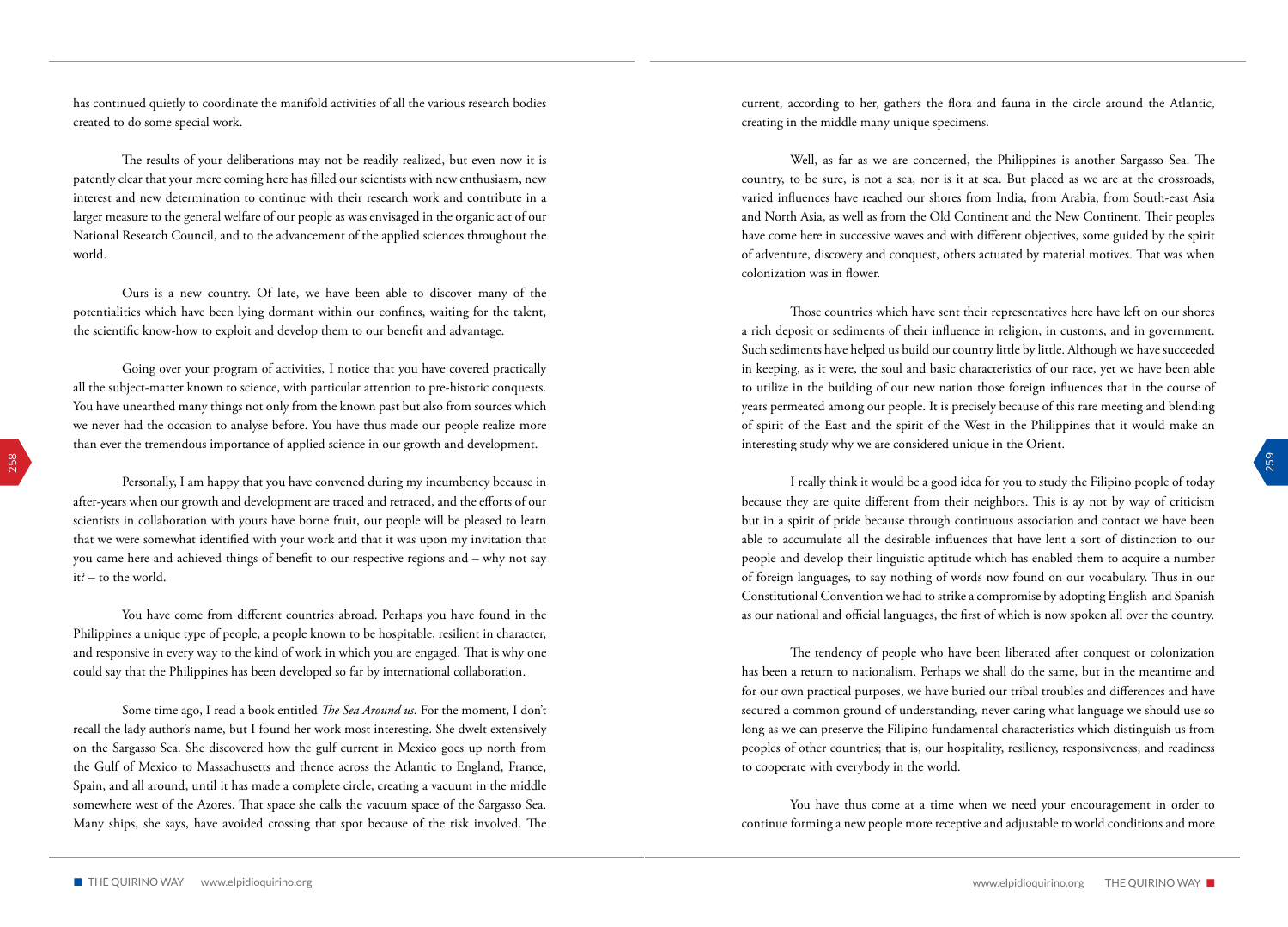has continued quietly to coordinate the manifold activities of all the various research bodies created to do some special work.

The results of your deliberations may not be readily realized, but even now it is patently clear that your mere coming here has filled our scientists with new enthusiasm, new interest and new determination to continue with their research work and contribute in a larger measure to the general welfare of our people as was envisaged in the organic act of our National Research Council, and to the advancement of the applied sciences throughout the world.

Ours is a new country. Of late, we have been able to discover many of the potentialities which have been lying dormant within our confines, waiting for the talent, the scientific know-how to exploit and develop them to our benefit and advantage.

Going over your program of activities, I notice that you have covered practically all the subject-matter known to science, with particular attention to pre-historic conquests. You have unearthed many things not only from the known past but also from sources which we never had the occasion to analyse before. You have thus made our people realize more than ever the tremendous importance of applied science in our growth and development.

Personally, I am happy that you have convened during my incumbency because in after-years when our growth and development are traced and retraced, and the efforts of our scientists in collaboration with yours have borne fruit, our people will be pleased to learn that we were somewhat identified with your work and that it was upon my invitation that you came here and achieved things of benefit to our respective regions and – why not say it? – to the world.

You have come from different countries abroad. Perhaps you have found in the Philippines a unique type of people, a people known to be hospitable, resilient in character, and responsive in every way to the kind of work in which you are engaged. That is why one could say that the Philippines has been developed so far by international collaboration.

Some time ago, I read a book entitled *The Sea Around us.* For the moment, I don't recall the lady author's name, but I found her work most interesting. She dwelt extensively on the Sargasso Sea. She discovered how the gulf current in Mexico goes up north from the Gulf of Mexico to Massachusetts and thence across the Atlantic to England, France, Spain, and all around, until it has made a complete circle, creating a vacuum in the middle somewhere west of the Azores. That space she calls the vacuum space of the Sargasso Sea. Many ships, she says, have avoided crossing that spot because of the risk involved. The current, according to her, gathers the flora and fauna in the circle around the Atlantic, creating in the middle many unique specimens.

Well, as far as we are concerned, the Philippines is another Sargasso Sea. The country, to be sure, is not a sea, nor is it at sea. But placed as we are at the crossroads, varied influences have reached our shores from India, from Arabia, from South-east Asia and North Asia, as well as from the Old Continent and the New Continent. Their peoples have come here in successive waves and with different objectives, some guided by the spirit of adventure, discovery and conquest, others actuated by material motives. That was when colonization was in flower.

Those countries which have sent their representatives here have left on our shores a rich deposit or sediments of their influence in religion, in customs, and in government. Such sediments have helped us build our country little by little. Although we have succeeded in keeping, as it were, the soul and basic characteristics of our race, yet we have been able to utilize in the building of our new nation those foreign influences that in the course of years permeated among our people. It is precisely because of this rare meeting and blending of spirit of the East and the spirit of the West in the Philippines that it would make an interesting study why we are considered unique in the Orient.

I really think it would be a good idea for you to study the Filipino people of today because they are quite different from their neighbors. This is ay not by way of criticism but in a spirit of pride because through continuous association and contact we have been able to accumulate all the desirable influences that have lent a sort of distinction to our people and develop their linguistic aptitude which has enabled them to acquire a number of foreign languages, to say nothing of words now found on our vocabulary. Thus in our Constitutional Convention we had to strike a compromise by adopting English and Spanish as our national and official languages, the first of which is now spoken all over the country.

The tendency of people who have been liberated after conquest or colonization has been a return to nationalism. Perhaps we shall do the same, but in the meantime and for our own practical purposes, we have buried our tribal troubles and differences and have secured a common ground of understanding, never caring what language we should use so long as we can preserve the Filipino fundamental characteristics which distinguish us from peoples of other countries; that is, our hospitality, resiliency, responsiveness, and readiness to cooperate with everybody in the world.

You have thus come at a time when we need your encouragement in order to continue forming a new people more receptive and adjustable to world conditions and more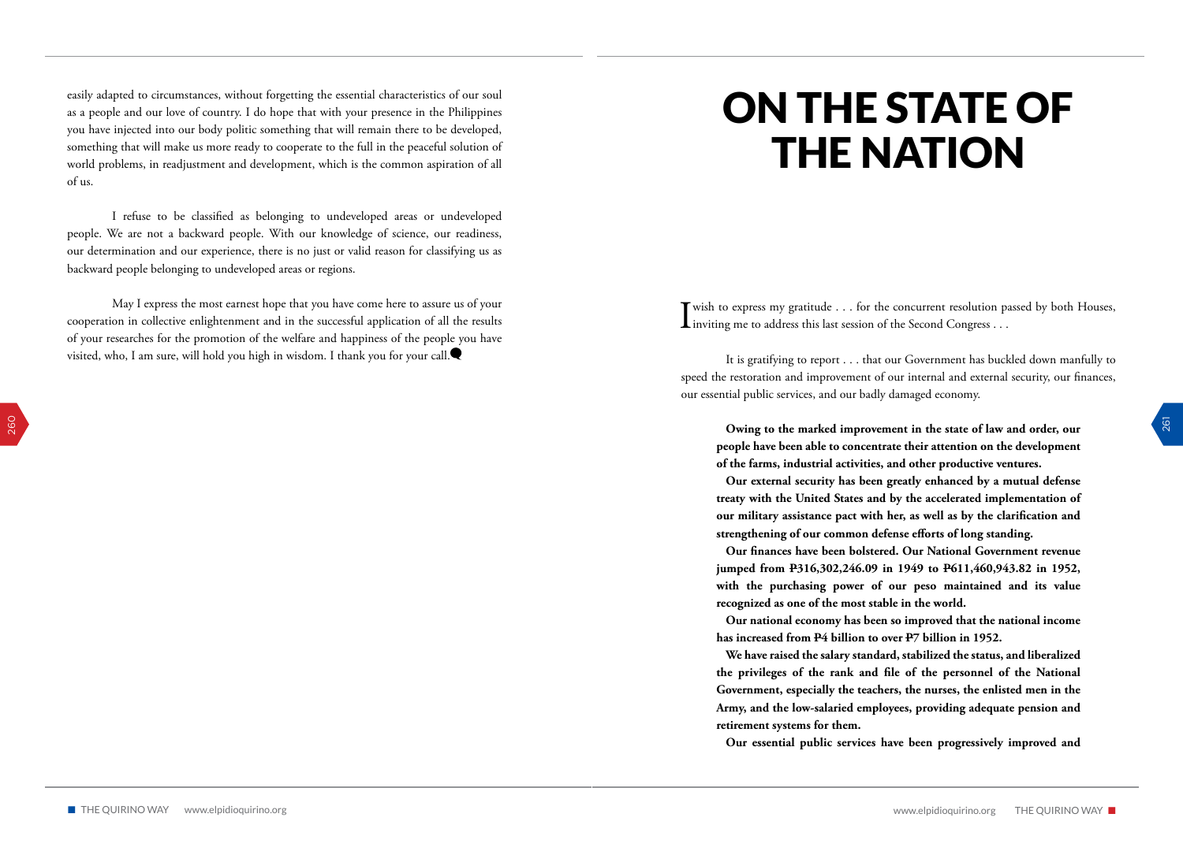easily adapted to circumstances, without forgetting the essential characteristics of our soul as a people and our love of country. I do hope that with your presence in the Philippines you have injected into our body politic something that will remain there to be developed, something that will make us more ready to cooperate to the full in the peaceful solution of world problems, in readjustment and development, which is the common aspiration of all of us.

I refuse to be classified as belonging to undeveloped areas or undeveloped people. We are not a backward people. With our knowledge of science, our readiness, our determination and our experience, there is no just or valid reason for classifying us as backward people belonging to undeveloped areas or regions.

May I express the most earnest hope that you have come here to assure us of your cooperation in collective enlightenment and in the successful application of all the results of your researches for the promotion of the welfare and happiness of the people you have visited, who, I am sure, will hold you high in wisdom. I thank you for your call.

# ON THE STATE OF THE NATION

I wish to express my gratitude . . . for the concurrent resolution passed by both Houses, inviting me to address this last session of the Second Congress . . .

It is gratifying to report . . . that our Government has buckled down manfully to speed the restoration and improvement of our internal and external security, our finances, our essential public services, and our badly damaged economy.

**Owing to the marked improvement in the state of law and order, our people have been able to concentrate their attention on the development of the farms, industrial activities, and other productive ventures.**

**Our external security has been greatly enhanced by a mutual defense treaty with the United States and by the accelerated implementation of our military assistance pact with her, as well as by the clarification and strengthening of our common defense efforts of long standing.**

**Our finances have been bolstered. Our National Government revenue jumped from ₱316,302,246.09 in 1949 to ₱611,460,943.82 in 1952, with the purchasing power of our peso maintained and its value recognized as one of the most stable in the world.**

**Our national economy has been so improved that the national income has increased from ₱4 billion to over ₱7 billion in 1952.**

**We have raised the salary standard, stabilized the status, and liberalized the privileges of the rank and file of the personnel of the National Government, especially the teachers, the nurses, the enlisted men in the Army, and the low-salaried employees, providing adequate pension and retirement systems for them.**

**Our essential public services have been progressively improved and**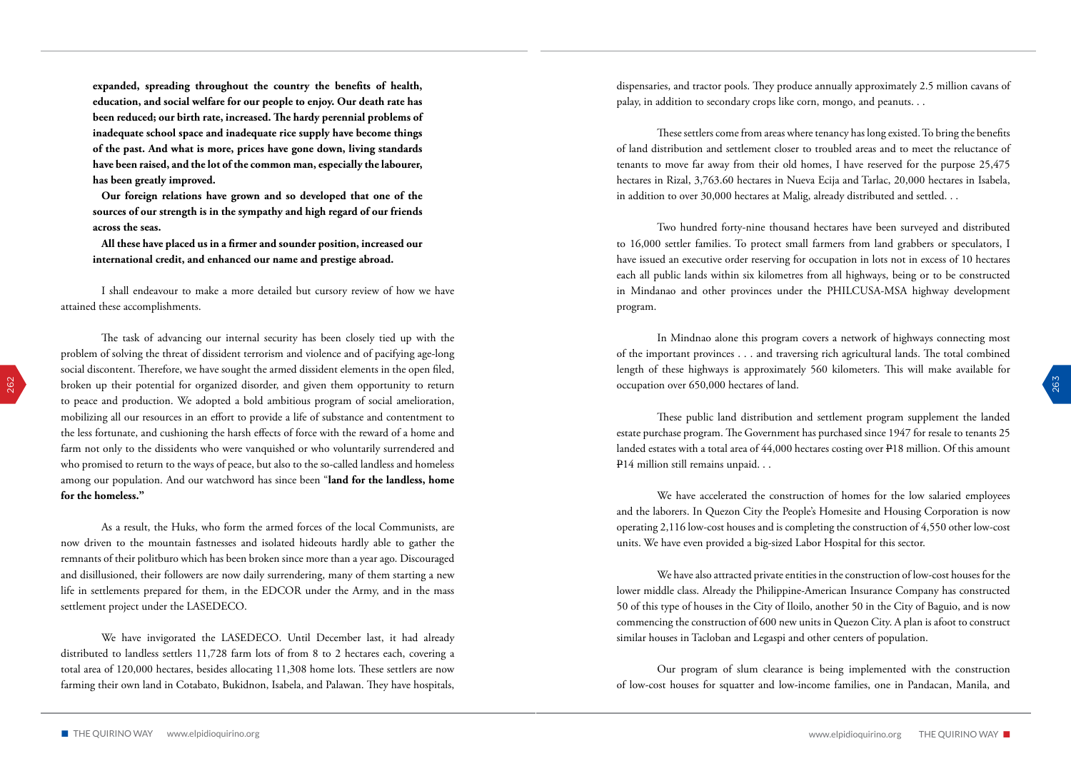**expanded, spreading throughout the country the benefits of health, education, and social welfare for our people to enjoy. Our death rate has been reduced; our birth rate, increased. The hardy perennial problems of inadequate school space and inadequate rice supply have become things of the past. And what is more, prices have gone down, living standards have been raised, and the lot of the common man, especially the labourer, has been greatly improved.**

**Our foreign relations have grown and so developed that one of the sources of our strength is in the sympathy and high regard of our friends across the seas.**

**All these have placed us in a firmer and sounder position, increased our international credit, and enhanced our name and prestige abroad.**

I shall endeavour to make a more detailed but cursory review of how we have attained these accomplishments.

The task of advancing our internal security has been closely tied up with the problem of solving the threat of dissident terrorism and violence and of pacifying age-long social discontent. Therefore, we have sought the armed dissident elements in the open filed, broken up their potential for organized disorder, and given them opportunity to return to peace and production. We adopted a bold ambitious program of social amelioration, mobilizing all our resources in an effort to provide a life of substance and contentment to the less fortunate, and cushioning the harsh effects of force with the reward of a home and farm not only to the dissidents who were vanquished or who voluntarily surrendered and who promised to return to the ways of peace, but also to the so-called landless and homeless among our population. And our watchword has since been "**land for the landless, home for the homeless.**"

As a result, the Huks, who form the armed forces of the local Communists, are now driven to the mountain fastnesses and isolated hideouts hardly able to gather the remnants of their politburo which has been broken since more than a year ago. Discouraged and disillusioned, their followers are now daily surrendering, many of them starting a new life in settlements prepared for them, in the EDCOR under the Army, and in the mass settlement project under the LASEDECO.

We have invigorated the LASEDECO. Until December last, it had already distributed to landless settlers 11,728 farm lots of from 8 to 2 hectares each, covering a total area of 120,000 hectares, besides allocating 11,308 home lots. These settlers are now farming their own land in Cotabato, Bukidnon, Isabela, and Palawan. They have hospitals, dispensaries, and tractor pools. They produce annually approximately 2.5 million cavans of palay, in addition to secondary crops like corn, mongo, and peanuts. . .

These settlers come from areas where tenancy has long existed. To bring the benefits of land distribution and settlement closer to troubled areas and to meet the reluctance of tenants to move far away from their old homes, I have reserved for the purpose 25,475 hectares in Rizal, 3,763.60 hectares in Nueva Ecija and Tarlac, 20,000 hectares in Isabela, in addition to over 30,000 hectares at Malig, already distributed and settled. . .

Two hundred forty-nine thousand hectares have been surveyed and distributed to 16,000 settler families. To protect small farmers from land grabbers or speculators, I have issued an executive order reserving for occupation in lots not in excess of 10 hectares each all public lands within six kilometres from all highways, being or to be constructed in Mindanao and other provinces under the PHILCUSA-MSA highway development program.

In Mindnao alone this program covers a network of highways connecting most of the important provinces . . . and traversing rich agricultural lands. The total combined length of these highways is approximately 560 kilometers. This will make available for occupation over 650,000 hectares of land.

These public land distribution and settlement program supplement the landed estate purchase program. The Government has purchased since 1947 for resale to tenants 25 landed estates with a total area of 44,000 hectares costing over ₱18 million. Of this amount ₱14 million still remains unpaid. . .

We have accelerated the construction of homes for the low salaried employees and the laborers. In Quezon City the People's Homesite and Housing Corporation is now operating 2,116 low-cost houses and is completing the construction of 4,550 other low-cost units. We have even provided a big-sized Labor Hospital for this sector.

We have also attracted private entities in the construction of low-cost houses for the lower middle class. Already the Philippine-American Insurance Company has constructed 50 of this type of houses in the City of Iloilo, another 50 in the City of Baguio, and is now commencing the construction of 600 new units in Quezon City. A plan is afoot to construct similar houses in Tacloban and Legaspi and other centers of population.

Our program of slum clearance is being implemented with the construction of low-cost houses for squatter and low-income families, one in Pandacan, Manila, and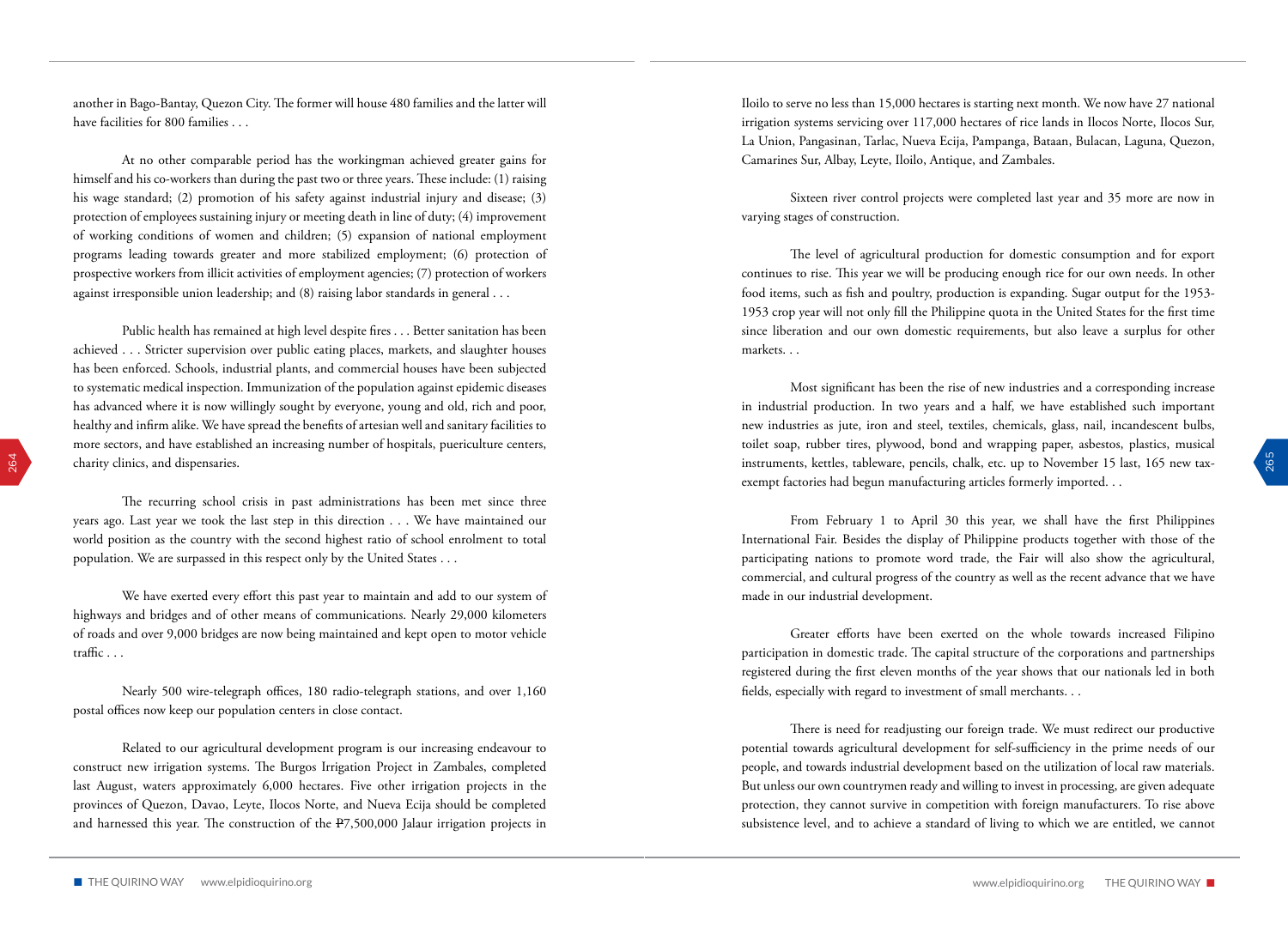another in Bago-Bantay, Quezon City. The former will house 480 families and the latter will have facilities for 800 families . . .

At no other comparable period has the workingman achieved greater gains for himself and his co-workers than during the past two or three years. These include: (1) raising his wage standard; (2) promotion of his safety against industrial injury and disease; (3) protection of employees sustaining injury or meeting death in line of duty; (4) improvement of working conditions of women and children; (5) expansion of national employment programs leading towards greater and more stabilized employment; (6) protection of prospective workers from illicit activities of employment agencies; (7) protection of workers against irresponsible union leadership; and (8) raising labor standards in general . . .

Public health has remained at high level despite fires . . . Better sanitation has been achieved . . . Stricter supervision over public eating places, markets, and slaughter houses has been enforced. Schools, industrial plants, and commercial houses have been subjected to systematic medical inspection. Immunization of the population against epidemic diseases has advanced where it is now willingly sought by everyone, young and old, rich and poor, healthy and infirm alike. We have spread the benefits of artesian well and sanitary facilities to more sectors, and have established an increasing number of hospitals, puericulture centers, charity clinics, and dispensaries.

The recurring school crisis in past administrations has been met since three years ago. Last year we took the last step in this direction . . . We have maintained our world position as the country with the second highest ratio of school enrolment to total population. We are surpassed in this respect only by the United States . . .

We have exerted every effort this past year to maintain and add to our system of highways and bridges and of other means of communications. Nearly 29,000 kilometers of roads and over 9,000 bridges are now being maintained and kept open to motor vehicle traffic . . .

Nearly 500 wire-telegraph offices, 180 radio-telegraph stations, and over 1,160 postal offices now keep our population centers in close contact.

Related to our agricultural development program is our increasing endeavour to construct new irrigation systems. The Burgos Irrigation Project in Zambales, completed last August, waters approximately 6,000 hectares. Five other irrigation projects in the provinces of Quezon, Davao, Leyte, Ilocos Norte, and Nueva Ecija should be completed and harnessed this year. The construction of the ₱7,500,000 Jalaur irrigation projects in Iloilo to serve no less than 15,000 hectares is starting next month. We now have 27 national irrigation systems servicing over 117,000 hectares of rice lands in Ilocos Norte, Ilocos Sur, La Union, Pangasinan, Tarlac, Nueva Ecija, Pampanga, Bataan, Bulacan, Laguna, Quezon, Camarines Sur, Albay, Leyte, Iloilo, Antique, and Zambales.

Sixteen river control projects were completed last year and 35 more are now in varying stages of construction.

The level of agricultural production for domestic consumption and for export continues to rise. This year we will be producing enough rice for our own needs. In other food items, such as fish and poultry, production is expanding. Sugar output for the 1953-1953 crop year will not only fill the Philippine quota in the United States for the first time since liberation and our own domestic requirements, but also leave a surplus for other markets. . .

Most significant has been the rise of new industries and a corresponding increase in industrial production. In two years and a half, we have established such important new industries as jute, iron and steel, textiles, chemicals, glass, nail, incandescent bulbs, toilet soap, rubber tires, plywood, bond and wrapping paper, asbestos, plastics, musical instruments, kettles, tableware, pencils, chalk, etc. up to November 15 last, 165 new tax-exempt factories had begun manufacturing articles formerly imported. . .

From February 1 to April 30 this year, we shall have the first Philippines International Fair. Besides the display of Philippine products together with those of the participating nations to promote word trade, the Fair will also show the agricultural, commercial, and cultural progress of the country as well as the recent advance that we have made in our industrial development.

Greater efforts have been exerted on the whole towards increased Filipino participation in domestic trade. The capital structure of the corporations and partnerships registered during the first eleven months of the year shows that our nationals led in both fields, especially with regard to investment of small merchants. . .

There is need for readjusting our foreign trade. We must redirect our productive potential towards agricultural development for self-sufficiency in the prime needs of our people, and towards industrial development based on the utilization of local raw materials. But unless our own countrymen ready and willing to invest in processing, are given adequate protection, they cannot survive in competition with foreign manufacturers. To rise above subsistence level, and to achieve a standard of living to which we are entitled, we cannot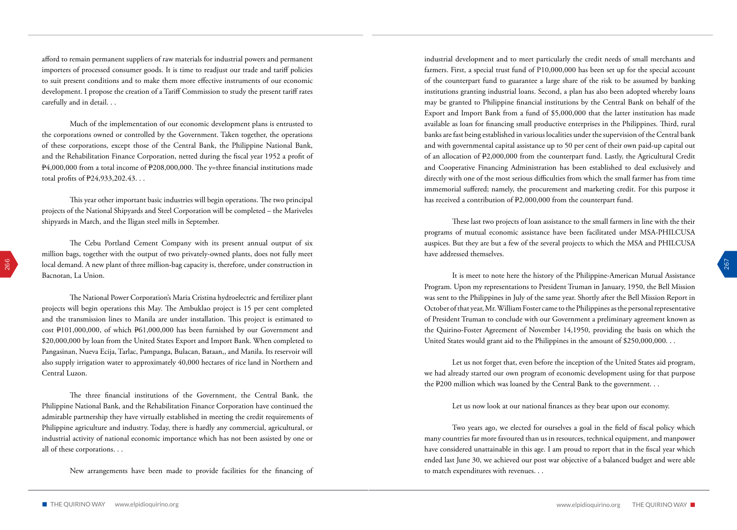afford to remain permanent suppliers of raw materials for industrial powers and permanent importers of processed consumer goods. It is time to readjust our trade and tariff policies to suit present conditions and to make them more effective instruments of our economic development. I propose the creation of a Tariff Commission to study the present tariff rates carefully and in detail. . .

Much of the implementation of our economic development plans is entrusted to the corporations owned or controlled by the Government. Taken together, the operations of these corporations, except those of the Central Bank, the Philippine National Bank, and the Rehabilitation Finance Corporation, netted during the fiscal year 1952 a profit of ₱4,000,000 from a total income of ₱208,000,000. The y=three financial institutions made total profits of ₱24,933,202.43. . .

This year other important basic industries will begin operations. The two principal projects of the National Shipyards and Steel Corporation will be completed – the Mariveles shipyards in March, and the Iligan steel mills in September.

The Cebu Portland Cement Company with its present annual output of six million bags, together with the output of two privately-owned plants, does not fully meet local demand. A new plant of three million-bag capacity is, therefore, under construction in Bacnotan, La Union.

The National Power Corporation's Maria Cristina hydroelectric and fertilizer plant projects will begin operations this May. The Ambuklao project is 15 per cent completed and the transmission lines to Manila are under installation. This project is estimated to cost ₱101,000,000, of which ₱61,000,000 has been furnished by our Government and $20,000,000 by loan from the United States Export and Import Bank. When completed to Pangasinan, Nueva Ecija, Tarlac, Pampanga, Bulacan, Bataan,, and Manila. Its reservoir will also supply irrigation water to approximately 40,000 hectares of rice land in Northern and Central Luzon.

The three financial institutions of the Government, the Central Bank, the Philippine National Bank, and the Rehabilitation Finance Corporation have continued the admirable partnership they have virtually established in meeting the credit requirements of Philippine agriculture and industry. Today, there is hardly any commercial, agricultural, or industrial activity of national economic importance which has not been assisted by one or all of these corporations. . .

New arrangements have been made to provide facilities for the financing of industrial development and to meet particularly the credit needs of small merchants and farmers. First, a special trust fund of P10,000,000 has been set up for the special account of the counterpart fund to guarantee a large share of the risk to be assumed by banking institutions granting industrial loans. Second, a plan has also been adopted whereby loans may be granted to Philippine financial institutions by the Central Bank on behalf of the Export and Import Bank from a fund of $5,000,000 that the latter institution has made available as loan for financing small productive enterprises in the Philippines. Third, rural banks are fast being established in various localities under the supervision of the Central bank and with governmental capital assistance up to 50 per cent of their own paid-up capital out of an allocation of ₱2,000,000 from the counterpart fund. Lastly, the Agricultural Credit and Cooperative Financing Administration has been established to deal exclusively and directly with one of the most serious difficulties from which the small farmer has from time immemorial suffered; namely, the procurement and marketing credit. For this purpose it has received a contribution of ₱2,000,000 from the counterpart fund.

These last two projects of loan assistance to the small farmers in line with the their programs of mutual economic assistance have been facilitated under MSA-PHILCUSA auspices. But they are but a few of the several projects to which the MSA and PHILCUSA have addressed themselves.

It is meet to note here the history of the Philippine-American Mutual Assistance Program. Upon my representations to President Truman in January, 1950, the Bell Mission was sent to the Philippines in July of the same year. Shortly after the Bell Mission Report in October of that year, Mr. William Foster came to the Philippines as the personal representative of President Truman to conclude with our Government a preliminary agreement known as the Quirino-Foster Agreement of November 14,1950, providing the basis on which the United States would grant aid to the Philippines in the amount of $250,000,000. . .

Let us not forget that, even before the inception of the United States aid program, we had already started our own program of economic development using for that purpose the ₱200 million which was loaned by the Central Bank to the government. . .

Let us now look at our national finances as they bear upon our economy.

Two years ago, we elected for ourselves a goal in the field of fiscal policy which many countries far more favoured than us in resources, technical equipment, and manpower have considered unattainable in this age. I am proud to report that in the fiscal year which ended last June 30, we achieved our post war objective of a balanced budget and were able to match expenditures with revenues. . .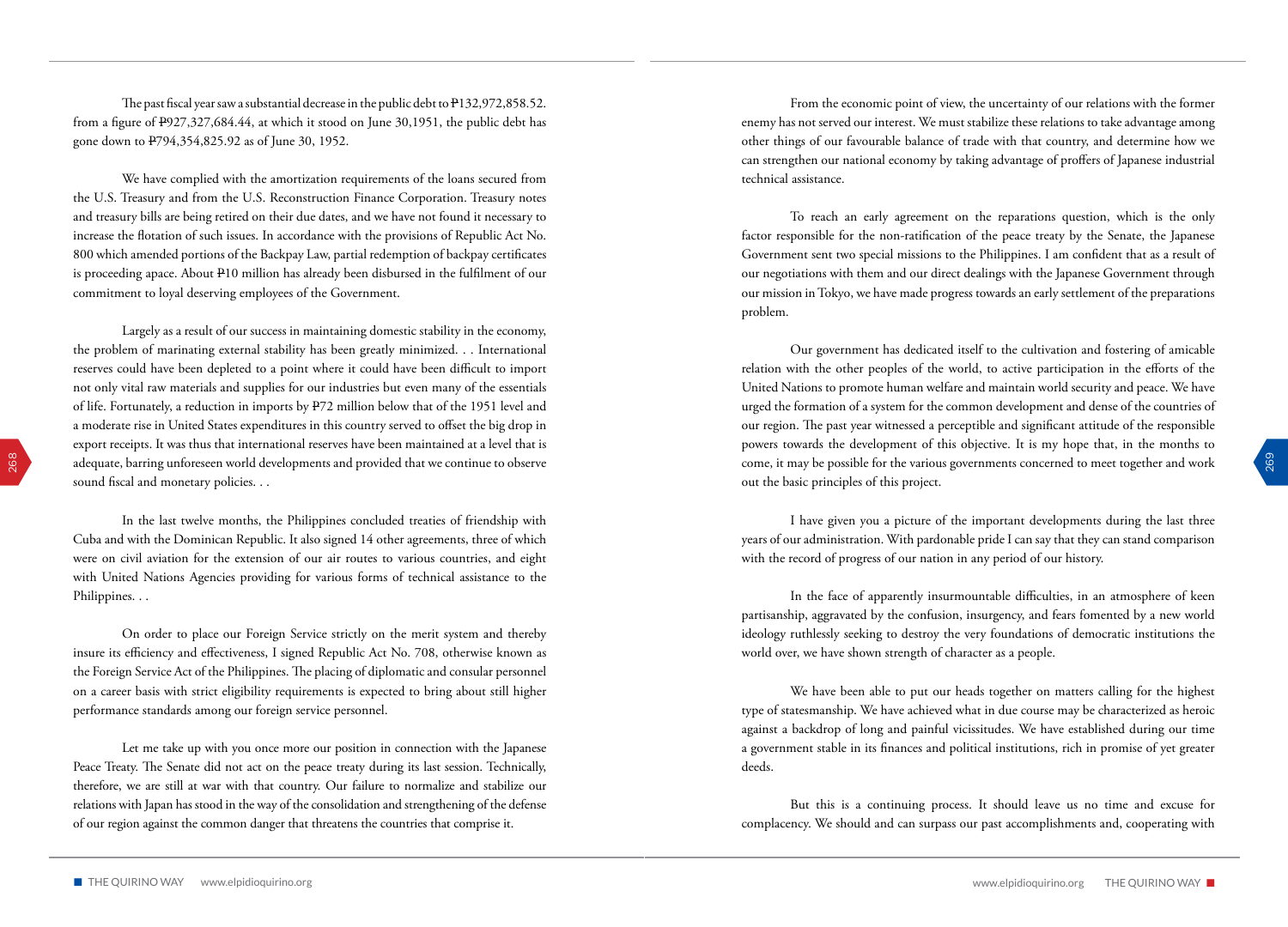The past fiscal year saw a substantial decrease in the public debt to ₱132,972,858.52. from a figure of ₱927,327,684.44, at which it stood on June 30,1951, the public debt has gone down to ₱794,354,825.92 as of June 30, 1952.

We have complied with the amortization requirements of the loans secured from the U.S. Treasury and from the U.S. Reconstruction Finance Corporation. Treasury notes and treasury bills are being retired on their due dates, and we have not found it necessary to increase the flotation of such issues. In accordance with the provisions of Republic Act No. 800 which amended portions of the Backpay Law, partial redemption of backpay certificates is proceeding apace. About ₱10 million has already been disbursed in the fulfilment of our commitment to loyal deserving employees of the Government.

Largely as a result of our success in maintaining domestic stability in the economy, the problem of marinating external stability has been greatly minimized. . . International reserves could have been depleted to a point where it could have been difficult to import not only vital raw materials and supplies for our industries but even many of the essentials of life. Fortunately, a reduction in imports by ₱72 million below that of the 1951 level and a moderate rise in United States expenditures in this country served to offset the big drop in export receipts. It was thus that international reserves have been maintained at a level that is adequate, barring unforeseen world developments and provided that we continue to observe sound fiscal and monetary policies. . .

In the last twelve months, the Philippines concluded treaties of friendship with Cuba and with the Dominican Republic. It also signed 14 other agreements, three of which were on civil aviation for the extension of our air routes to various countries, and eight with United Nations Agencies providing for various forms of technical assistance to the Philippines. . .

On order to place our Foreign Service strictly on the merit system and thereby insure its efficiency and effectiveness, I signed Republic Act No. 708, otherwise known as the Foreign Service Act of the Philippines. The placing of diplomatic and consular personnel on a career basis with strict eligibility requirements is expected to bring about still higher performance standards among our foreign service personnel.

Let me take up with you once more our position in connection with the Japanese Peace Treaty. The Senate did not act on the peace treaty during its last session. Technically, therefore, we are still at war with that country. Our failure to normalize and stabilize our relations with Japan has stood in the way of the consolidation and strengthening of the defense of our region against the common danger that threatens the countries that comprise it.

From the economic point of view, the uncertainty of our relations with the former enemy has not served our interest. We must stabilize these relations to take advantage among other things of our favourable balance of trade with that country, and determine how we can strengthen our national economy by taking advantage of proffers of Japanese industrial technical assistance.

To reach an early agreement on the reparations question, which is the only factor responsible for the non-ratification of the peace treaty by the Senate, the Japanese Government sent two special missions to the Philippines. I am confident that as a result of our negotiations with them and our direct dealings with the Japanese Government through our mission in Tokyo, we have made progress towards an early settlement of the preparations problem.

Our government has dedicated itself to the cultivation and fostering of amicable relation with the other peoples of the world, to active participation in the efforts of the United Nations to promote human welfare and maintain world security and peace. We have urged the formation of a system for the common development and dense of the countries of our region. The past year witnessed a perceptible and significant attitude of the responsible powers towards the development of this objective. It is my hope that, in the months to come, it may be possible for the various governments concerned to meet together and work out the basic principles of this project.

I have given you a picture of the important developments during the last three years of our administration. With pardonable pride I can say that they can stand comparison with the record of progress of our nation in any period of our history.

In the face of apparently insurmountable difficulties, in an atmosphere of keen partisanship, aggravated by the confusion, insurgency, and fears fomented by a new world ideology ruthlessly seeking to destroy the very foundations of democratic institutions the world over, we have shown strength of character as a people.

We have been able to put our heads together on matters calling for the highest type of statesmanship. We have achieved what in due course may be characterized as heroic against a backdrop of long and painful vicissitudes. We have established during our time a government stable in its finances and political institutions, rich in promise of yet greater deeds.

But this is a continuing process. It should leave us no time and excuse for complacency. We should and can surpass our past accomplishments and, cooperating with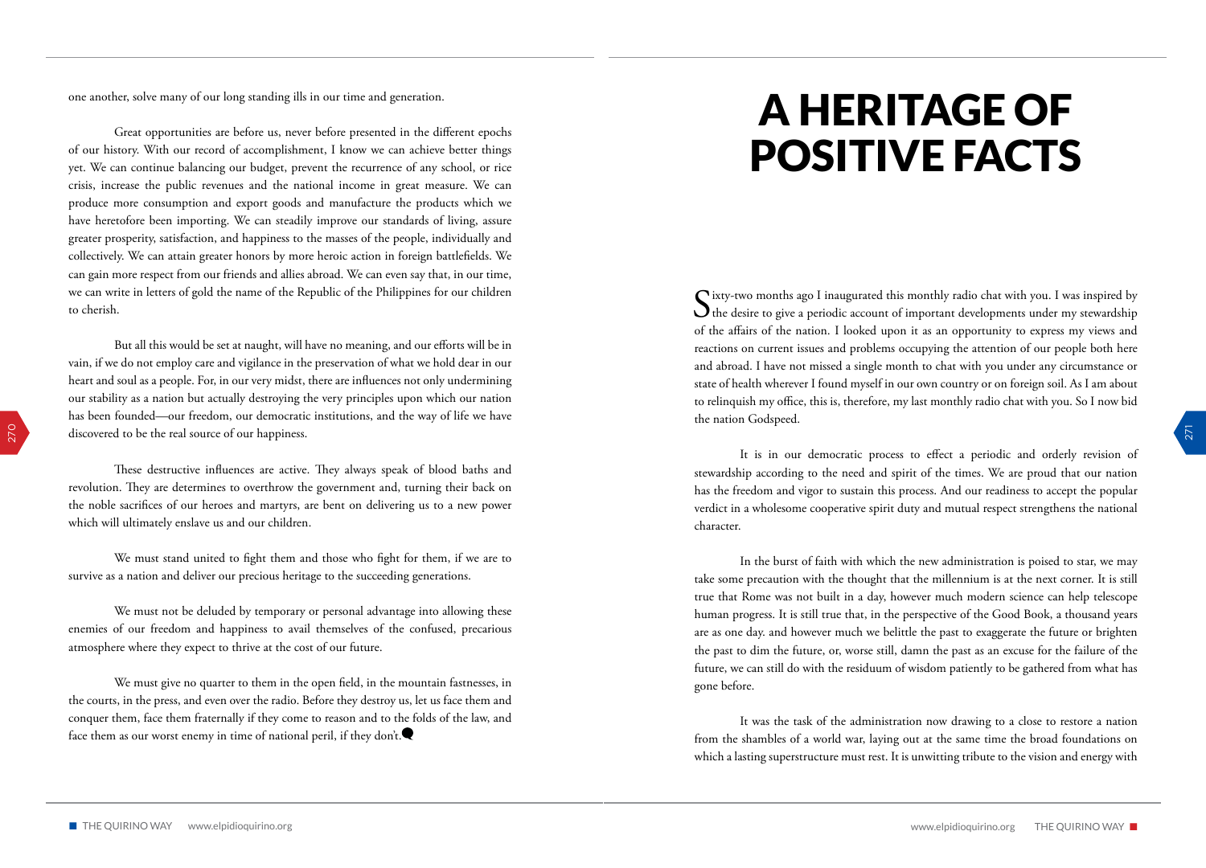one another, solve many of our long standing ills in our time and generation.

Great opportunities are before us, never before presented in the different epochs of our history. With our record of accomplishment, I know we can achieve better things yet. We can continue balancing our budget, prevent the recurrence of any school, or rice crisis, increase the public revenues and the national income in great measure. We can produce more consumption and export goods and manufacture the products which we have heretofore been importing. We can steadily improve our standards of living, assure greater prosperity, satisfaction, and happiness to the masses of the people, individually and collectively. We can attain greater honors by more heroic action in foreign battlefields. We can gain more respect from our friends and allies abroad. We can even say that, in our time, we can write in letters of gold the name of the Republic of the Philippines for our children to cherish.

But all this would be set at naught, will have no meaning, and our efforts will be in vain, if we do not employ care and vigilance in the preservation of what we hold dear in our heart and soul as a people. For, in our very midst, there are influences not only undermining our stability as a nation but actually destroying the very principles upon which our nation has been founded—our freedom, our democratic institutions, and the way of life we have discovered to be the real source of our happiness.

These destructive influences are active. They always speak of blood baths and revolution. They are determines to overthrow the government and, turning their back on the noble sacrifices of our heroes and martyrs, are bent on delivering us to a new power which will ultimately enslave us and our children.

We must stand united to fight them and those who fight for them, if we are to survive as a nation and deliver our precious heritage to the succeeding generations.

We must not be deluded by temporary or personal advantage into allowing these enemies of our freedom and happiness to avail themselves of the confused, precarious atmosphere where they expect to thrive at the cost of our future.

We must give no quarter to them in the open field, in the mountain fastnesses, in the courts, in the press, and even over the radio. Before they destroy us, let us face them and conquer them, face them fraternally if they come to reason and to the folds of the law, and face them as our worst enemy in time of national peril, if they don't.

# A HERITAGE OF POSITIVE FACTS

Sixty-two months ago I inaugurated this monthly radio chat with you. I was inspired by the desire to give a periodic account of important developments under my stewardship of the affairs of the nation. I looked upon it as an opportunity to express my views and reactions on current issues and problems occupying the attention of our people both here and abroad. I have not missed a single month to chat with you under any circumstance or state of health wherever I found myself in our own country or on foreign soil. As I am about to relinquish my office, this is, therefore, my last monthly radio chat with you. So I now bid the nation Godspeed.

It is in our democratic process to effect a periodic and orderly revision of stewardship according to the need and spirit of the times. We are proud that our nation has the freedom and vigor to sustain this process. And our readiness to accept the popular verdict in a wholesome cooperative spirit duty and mutual respect strengthens the national character.

In the burst of faith with which the new administration is poised to star, we may take some precaution with the thought that the millennium is at the next corner. It is still true that Rome was not built in a day, however much modern science can help telescope human progress. It is still true that, in the perspective of the Good Book, a thousand years are as one day. and however much we belittle the past to exaggerate the future or brighten the past to dim the future, or, worse still, damn the past as an excuse for the failure of the future, we can still do with the residuum of wisdom patiently to be gathered from what has gone before.

It was the task of the administration now drawing to a close to restore a nation from the shambles of a world war, laying out at the same time the broad foundations on which a lasting superstructure must rest. It is unwitting tribute to the vision and energy with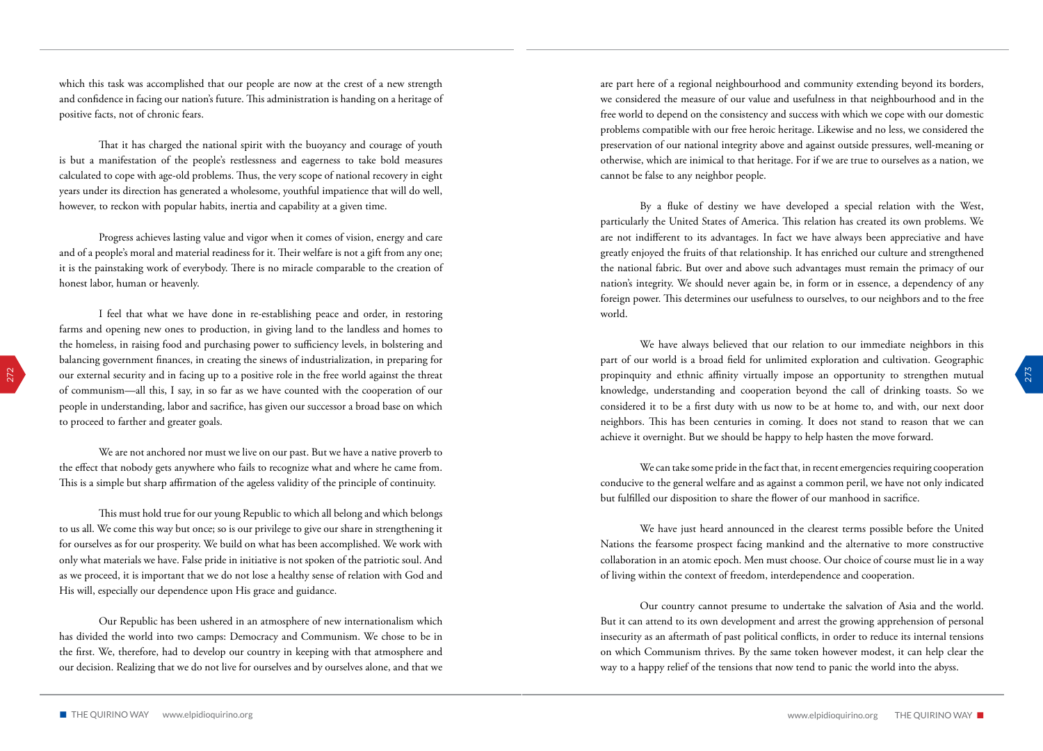which this task was accomplished that our people are now at the crest of a new strength and confidence in facing our nation's future. This administration is handing on a heritage of positive facts, not of chronic fears.

That it has charged the national spirit with the buoyancy and courage of youth is but a manifestation of the people's restlessness and eagerness to take bold measures calculated to cope with age-old problems. Thus, the very scope of national recovery in eight years under its direction has generated a wholesome, youthful impatience that will do well, however, to reckon with popular habits, inertia and capability at a given time.

Progress achieves lasting value and vigor when it comes of vision, energy and care and of a people's moral and material readiness for it. Their welfare is not a gift from any one; it is the painstaking work of everybody. There is no miracle comparable to the creation of honest labor, human or heavenly.

I feel that what we have done in re-establishing peace and order, in restoring farms and opening new ones to production, in giving land to the landless and homes to the homeless, in raising food and purchasing power to sufficiency levels, in bolstering and balancing government finances, in creating the sinews of industrialization, in preparing for our external security and in facing up to a positive role in the free world against the threat of communism—all this, I say, in so far as we have counted with the cooperation of our people in understanding, labor and sacrifice, has given our successor a broad base on which to proceed to farther and greater goals.

We are not anchored nor must we live on our past. But we have a native proverb to the effect that nobody gets anywhere who fails to recognize what and where he came from. This is a simple but sharp affirmation of the ageless validity of the principle of continuity.

This must hold true for our young Republic to which all belong and which belongs to us all. We come this way but once; so is our privilege to give our share in strengthening it for ourselves as for our prosperity. We build on what has been accomplished. We work with only what materials we have. False pride in initiative is not spoken of the patriotic soul. And as we proceed, it is important that we do not lose a healthy sense of relation with God and His will, especially our dependence upon His grace and guidance.

Our Republic has been ushered in an atmosphere of new internationalism which has divided the world into two camps: Democracy and Communism. We chose to be in the first. We, therefore, had to develop our country in keeping with that atmosphere and our decision. Realizing that we do not live for ourselves and by ourselves alone, and that we are part here of a regional neighbourhood and community extending beyond its borders, we considered the measure of our value and usefulness in that neighbourhood and in the free world to depend on the consistency and success with which we cope with our domestic problems compatible with our free heroic heritage. Likewise and no less, we considered the preservation of our national integrity above and against outside pressures, well-meaning or otherwise, which are inimical to that heritage. For if we are true to ourselves as a nation, we cannot be false to any neighbor people.

By a fluke of destiny we have developed a special relation with the West, particularly the United States of America. This relation has created its own problems. We are not indifferent to its advantages. In fact we have always been appreciative and have greatly enjoyed the fruits of that relationship. It has enriched our culture and strengthened the national fabric. But over and above such advantages must remain the primacy of our nation's integrity. We should never again be, in form or in essence, a dependency of any foreign power. This determines our usefulness to ourselves, to our neighbors and to the free world.

We have always believed that our relation to our immediate neighbors in this part of our world is a broad field for unlimited exploration and cultivation. Geographic propinquity and ethnic affinity virtually impose an opportunity to strengthen mutual knowledge, understanding and cooperation beyond the call of drinking toasts. So we considered it to be a first duty with us now to be at home to, and with, our next door neighbors. This has been centuries in coming. It does not stand to reason that we can achieve it overnight. But we should be happy to help hasten the move forward.

We can take some pride in the fact that, in recent emergencies requiring cooperation conducive to the general welfare and as against a common peril, we have not only indicated but fulfilled our disposition to share the flower of our manhood in sacrifice.

We have just heard announced in the clearest terms possible before the United Nations the fearsome prospect facing mankind and the alternative to more constructive collaboration in an atomic epoch. Men must choose. Our choice of course must lie in a way of living within the context of freedom, interdependence and cooperation.

Our country cannot presume to undertake the salvation of Asia and the world. But it can attend to its own development and arrest the growing apprehension of personal insecurity as an aftermath of past political conflicts, in order to reduce its internal tensions on which Communism thrives. By the same token however modest, it can help clear the way to a happy relief of the tensions that now tend to panic the world into the abyss.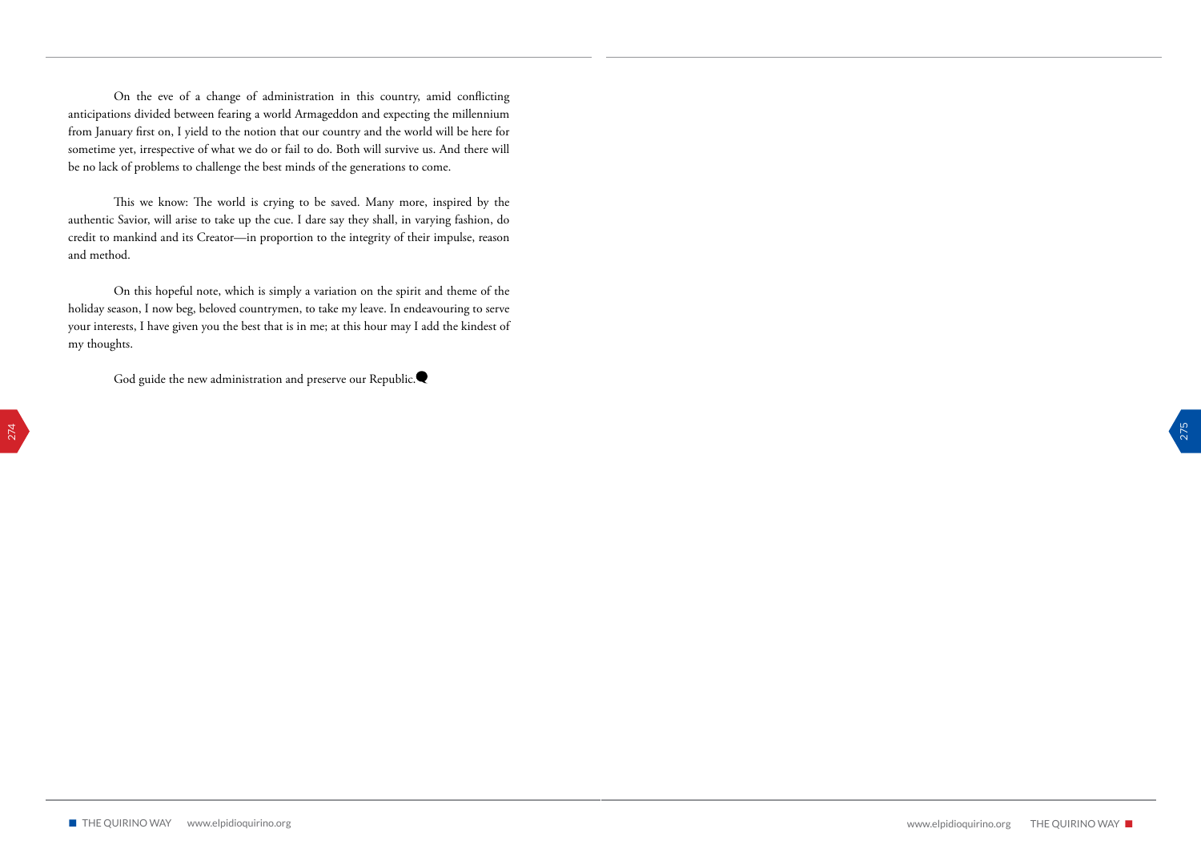On the eve of a change of administration in this country, amid conflicting anticipations divided between fearing a world Armageddon and expecting the millennium from January first on, I yield to the notion that our country and the world will be here for sometime yet, irrespective of what we do or fail to do. Both will survive us. And there will be no lack of problems to challenge the best minds of the generations to come.

This we know: The world is crying to be saved. Many more, inspired by the authentic Savior, will arise to take up the cue. I dare say they shall, in varying fashion, do credit to mankind and its Creator—in proportion to the integrity of their impulse, reason and method.

On this hopeful note, which is simply a variation on the spirit and theme of the holiday season, I now beg, beloved countrymen, to take my leave. In endeavouring to serve your interests, I have given you the best that is in me; at this hour may I add the kindest of my thoughts.

God guide the new administration and preserve our Republic.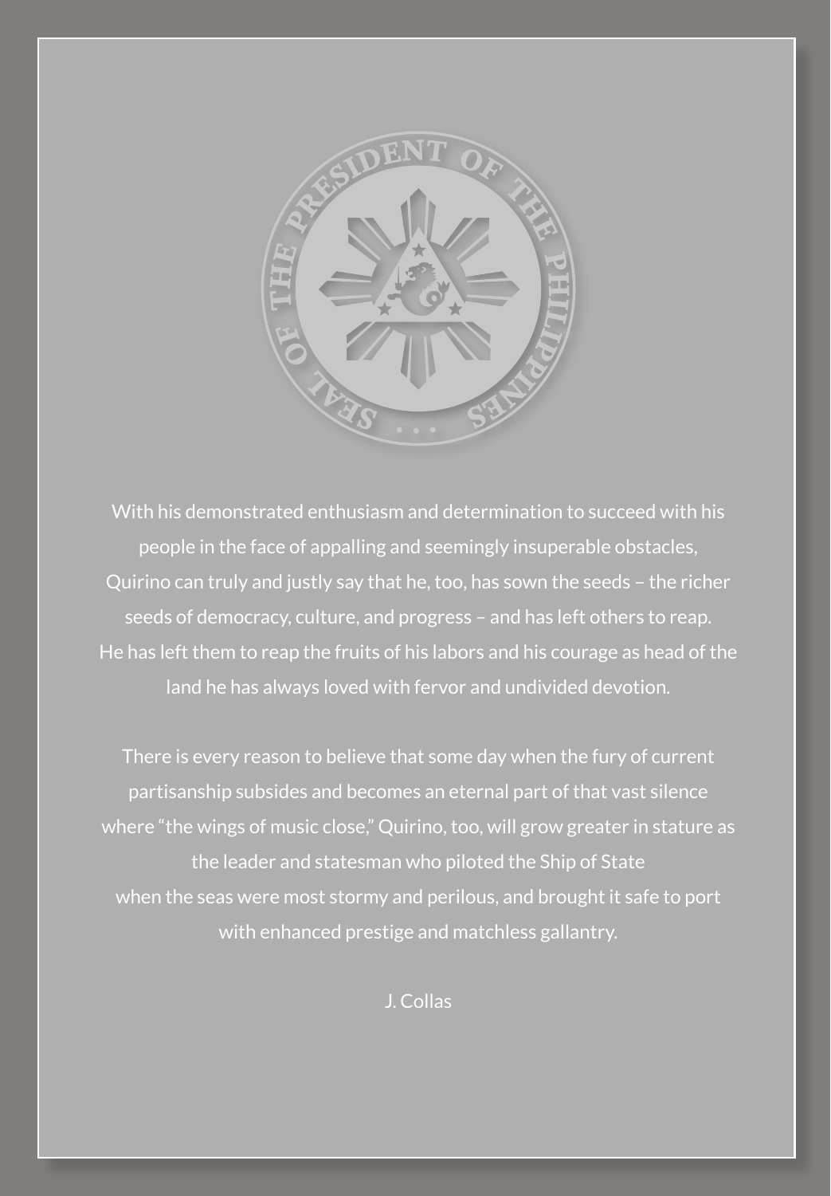With his demonstrated enthusiasm and determination to succeed with his people in the face of appalling and seemingly insuperable obstacles, Quirino can truly and justly say that he, too, has sown the seeds – the richer seeds of democracy, culture, and progress – and has left others to reap. He has left them to reap the fruits of his labors and his courage as head of the land he has always loved with fervor and undivided devotion.

There is every reason to believe that some day when the fury of current partisanship subsides and becomes an eternal part of that vast silence where "the wings of music close," Quirino, too, will grow greater in stature as the leader and statesman who piloted the Ship of State when the seas were most stormy and perilous, and brought it safe to port with enhanced prestige and matchless gallantry.

J. Collas